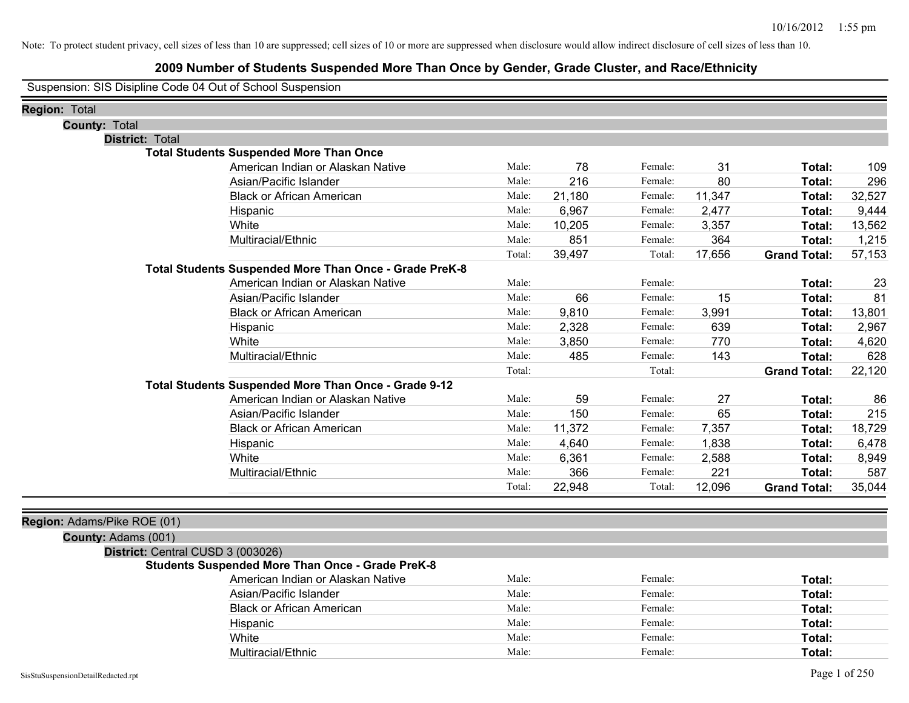Note: To protect student privacy, cell sizes of less than 10 are suppressed; cell sizes of 10 or more are suppressed when disclosure would allow indirect disclosure of cell sizes of less than 10.

# 2009 Number of Students Suspended More Than Once by Gender, Grade Cluster, and Race/Ethnicity

Suspension: SIS Disipline Code 04 Out of School Suspension

**Region:** Total

**County:** Total

**District:** Total

### Total Students Suspended More Than Once

| Race/Ethnicity | | Male | | Female | | Total |
|---|---|---|---|---|---|---|
| American Indian or Alaskan Native | Male: | 78 | Female: | 31 | **Total:** | 109 |
| Asian/Pacific Islander | Male: | 216 | Female: | 80 | **Total:** | 296 |
| Black or African American | Male: | 21,180 | Female: | 11,347 | **Total:** | 32,527 |
| Hispanic | Male: | 6,967 | Female: | 2,477 | **Total:** | 9,444 |
| White | Male: | 10,205 | Female: | 3,357 | **Total:** | 13,562 |
| Multiracial/Ethnic | Male: | 851 | Female: | 364 | **Total:** | 1,215 |
| | Total: | 39,497 | Total: | 17,656 | **Grand Total:** | 57,153 |

### Total Students Suspended More Than Once - Grade PreK-8

| Race/Ethnicity | | Male | | Female | | Total |
|---|---|---|---|---|---|---|
| American Indian or Alaskan Native | Male: | | Female: | | **Total:** | 23 |
| Asian/Pacific Islander | Male: | 66 | Female: | 15 | **Total:** | 81 |
| Black or African American | Male: | 9,810 | Female: | 3,991 | **Total:** | 13,801 |
| Hispanic | Male: | 2,328 | Female: | 639 | **Total:** | 2,967 |
| White | Male: | 3,850 | Female: | 770 | **Total:** | 4,620 |
| Multiracial/Ethnic | Male: | 485 | Female: | 143 | **Total:** | 628 |
| | Total: | | Total: | | **Grand Total:** | 22,120 |

### Total Students Suspended More Than Once - Grade 9-12

| Race/Ethnicity | | Male | | Female | | Total |
|---|---|---|---|---|---|---|
| American Indian or Alaskan Native | Male: | 59 | Female: | 27 | **Total:** | 86 |
| Asian/Pacific Islander | Male: | 150 | Female: | 65 | **Total:** | 215 |
| Black or African American | Male: | 11,372 | Female: | 7,357 | **Total:** | 18,729 |
| Hispanic | Male: | 4,640 | Female: | 1,838 | **Total:** | 6,478 |
| White | Male: | 6,361 | Female: | 2,588 | **Total:** | 8,949 |
| Multiracial/Ethnic | Male: | 366 | Female: | 221 | **Total:** | 587 |
| | Total: | 22,948 | Total: | 12,096 | **Grand Total:** | 35,044 |

**Region:** Adams/Pike ROE (01)

**County:** Adams (001)

**District:** Central CUSD 3 (003026)

### Students Suspended More Than Once - Grade PreK-8

| Race/Ethnicity | | Male | | Female | | Total |
|---|---|---|---|---|---|---|
| American Indian or Alaskan Native | Male: | | Female: | | **Total:** | |
| Asian/Pacific Islander | Male: | | Female: | | **Total:** | |
| Black or African American | Male: | | Female: | | **Total:** | |
| Hispanic | Male: | | Female: | | **Total:** | |
| White | Male: | | Female: | | **Total:** | |
| Multiracial/Ethnic | Male: | | Female: | | **Total:** | |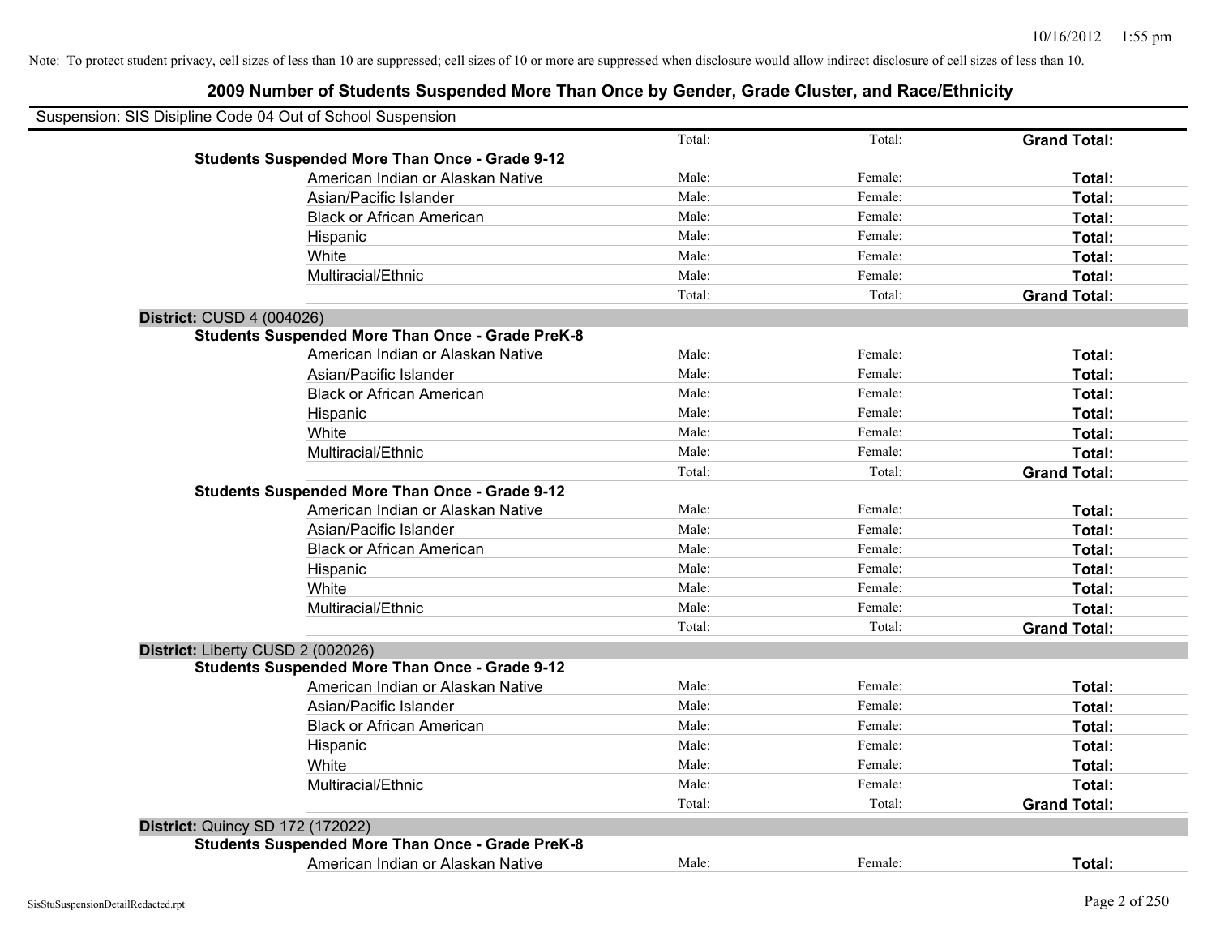Note: To protect student privacy, cell sizes of less than 10 are suppressed; cell sizes of 10 or more are suppressed when disclosure would allow indirect disclosure of cell sizes of less than 10.

## 2009 Number of Students Suspended More Than Once by Gender, Grade Cluster, and Race/Ethnicity

Suspension: SIS Disipline Code 04 Out of School Suspension

| | | | | |
|---|---|---|---|---|
| | | Total: | Total: | **Grand Total:** |
| **Students Suspended More Than Once - Grade 9-12** | | | | |
| | American Indian or Alaskan Native | Male: | Female: | **Total:** |
| | Asian/Pacific Islander | Male: | Female: | **Total:** |
| | Black or African American | Male: | Female: | **Total:** |
| | Hispanic | Male: | Female: | **Total:** |
| | White | Male: | Female: | **Total:** |
| | Multiracial/Ethnic | Male: | Female: | **Total:** |
| | | Total: | Total: | **Grand Total:** |
| **District:** CUSD 4 (004026) | | | | |
| **Students Suspended More Than Once - Grade PreK-8** | | | | |
| | American Indian or Alaskan Native | Male: | Female: | **Total:** |
| | Asian/Pacific Islander | Male: | Female: | **Total:** |
| | Black or African American | Male: | Female: | **Total:** |
| | Hispanic | Male: | Female: | **Total:** |
| | White | Male: | Female: | **Total:** |
| | Multiracial/Ethnic | Male: | Female: | **Total:** |
| | | Total: | Total: | **Grand Total:** |
| **Students Suspended More Than Once - Grade 9-12** | | | | |
| | American Indian or Alaskan Native | Male: | Female: | **Total:** |
| | Asian/Pacific Islander | Male: | Female: | **Total:** |
| | Black or African American | Male: | Female: | **Total:** |
| | Hispanic | Male: | Female: | **Total:** |
| | White | Male: | Female: | **Total:** |
| | Multiracial/Ethnic | Male: | Female: | **Total:** |
| | | Total: | Total: | **Grand Total:** |
| **District:** Liberty CUSD 2 (002026) | | | | |
| **Students Suspended More Than Once - Grade 9-12** | | | | |
| | American Indian or Alaskan Native | Male: | Female: | **Total:** |
| | Asian/Pacific Islander | Male: | Female: | **Total:** |
| | Black or African American | Male: | Female: | **Total:** |
| | Hispanic | Male: | Female: | **Total:** |
| | White | Male: | Female: | **Total:** |
| | Multiracial/Ethnic | Male: | Female: | **Total:** |
| | | Total: | Total: | **Grand Total:** |
| **District:** Quincy SD 172 (172022) | | | | |
| **Students Suspended More Than Once - Grade PreK-8** | | | | |
| | American Indian or Alaskan Native | Male: | Female: | **Total:** |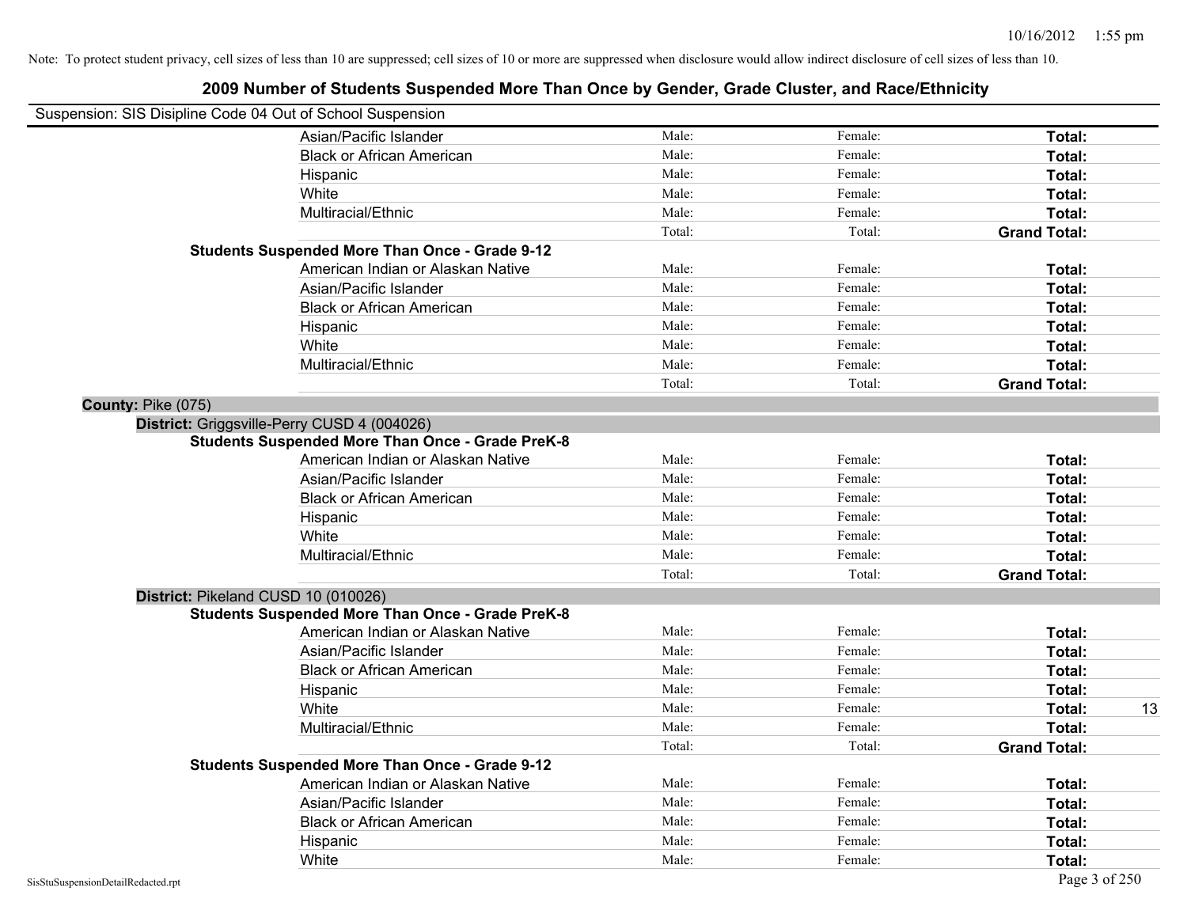Note: To protect student privacy, cell sizes of less than 10 are suppressed; cell sizes of 10 or more are suppressed when disclosure would allow indirect disclosure of cell sizes of less than 10.

# 2009 Number of Students Suspended More Than Once by Gender, Grade Cluster, and Race/Ethnicity

Suspension: SIS Disipline Code 04 Out of School Suspension

| | Male | Female | Total |
|---|---|---|---|
| Asian/Pacific Islander | Male: | Female: | **Total:** |
| Black or African American | Male: | Female: | **Total:** |
| Hispanic | Male: | Female: | **Total:** |
| White | Male: | Female: | **Total:** |
| Multiracial/Ethnic | Male: | Female: | **Total:** |
| | Total: | Total: | **Grand Total:** |

**Students Suspended More Than Once - Grade 9-12**

| | Male | Female | Total |
|---|---|---|---|
| American Indian or Alaskan Native | Male: | Female: | **Total:** |
| Asian/Pacific Islander | Male: | Female: | **Total:** |
| Black or African American | Male: | Female: | **Total:** |
| Hispanic | Male: | Female: | **Total:** |
| White | Male: | Female: | **Total:** |
| Multiracial/Ethnic | Male: | Female: | **Total:** |
| | Total: | Total: | **Grand Total:** |

**County:** Pike (075)

**District:** Griggsville-Perry CUSD 4 (004026)

**Students Suspended More Than Once - Grade PreK-8**

| | Male | Female | Total |
|---|---|---|---|
| American Indian or Alaskan Native | Male: | Female: | **Total:** |
| Asian/Pacific Islander | Male: | Female: | **Total:** |
| Black or African American | Male: | Female: | **Total:** |
| Hispanic | Male: | Female: | **Total:** |
| White | Male: | Female: | **Total:** |
| Multiracial/Ethnic | Male: | Female: | **Total:** |
| | Total: | Total: | **Grand Total:** |

**District:** Pikeland CUSD 10 (010026)

**Students Suspended More Than Once - Grade PreK-8**

| | Male | Female | Total |
|---|---|---|---|
| American Indian or Alaskan Native | Male: | Female: | **Total:** |
| Asian/Pacific Islander | Male: | Female: | **Total:** |
| Black or African American | Male: | Female: | **Total:** |
| Hispanic | Male: | Female: | **Total:** |
| White | Male: | Female: | **Total:** 13 |
| Multiracial/Ethnic | Male: | Female: | **Total:** |
| | Total: | Total: | **Grand Total:** |

**Students Suspended More Than Once - Grade 9-12**

| | Male | Female | Total |
|---|---|---|---|
| American Indian or Alaskan Native | Male: | Female: | **Total:** |
| Asian/Pacific Islander | Male: | Female: | **Total:** |
| Black or African American | Male: | Female: | **Total:** |
| Hispanic | Male: | Female: | **Total:** |
| White | Male: | Female: | **Total:** |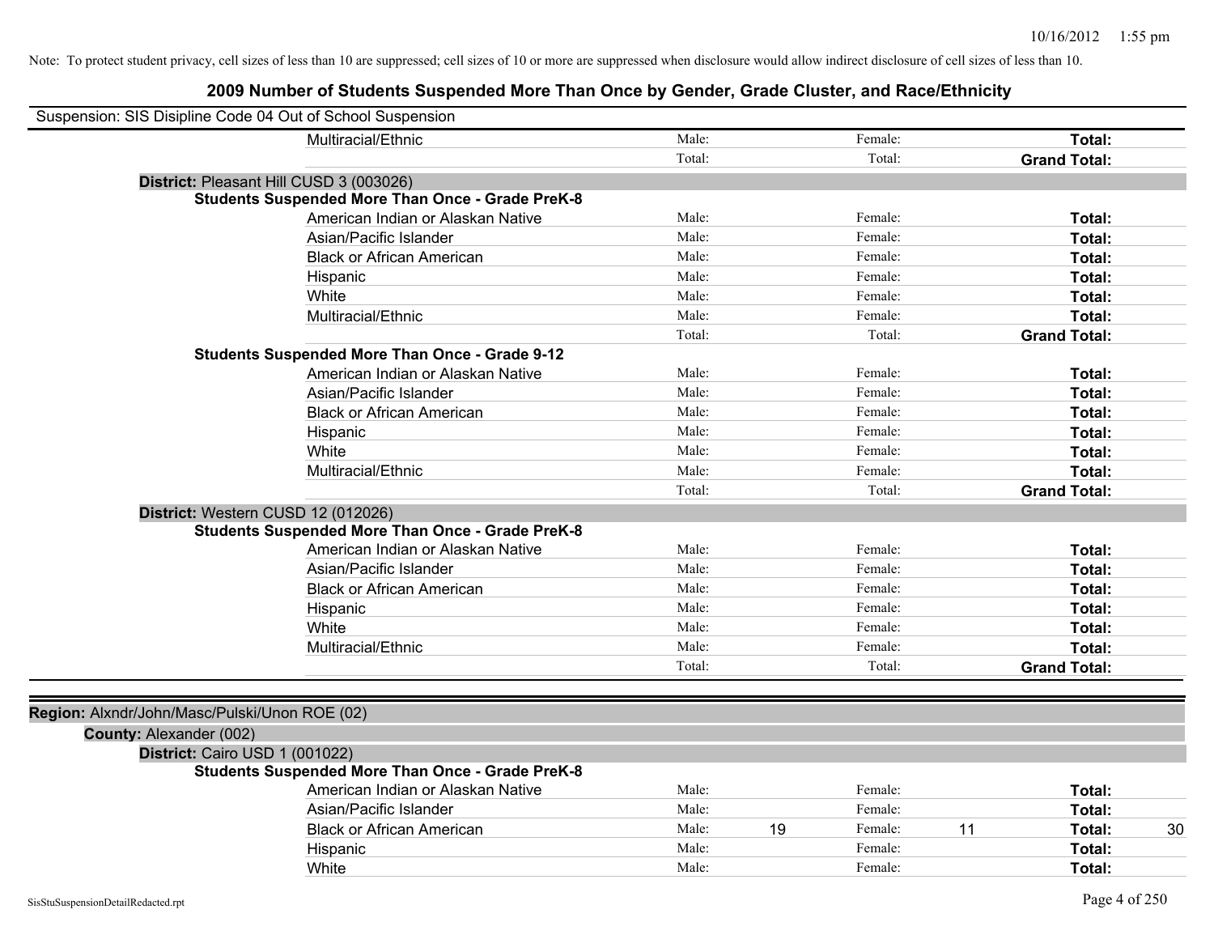Note: To protect student privacy, cell sizes of less than 10 are suppressed; cell sizes of 10 or more are suppressed when disclosure would allow indirect disclosure of cell sizes of less than 10.

## 2009 Number of Students Suspended More Than Once by Gender, Grade Cluster, and Race/Ethnicity

Suspension: SIS Disipline Code 04 Out of School Suspension

| | | | | | | |
|---|---|---|---|---|---|---|
| Multiracial/Ethnic | Male: | | Female: | | **Total:** | |
| | Total: | | Total: | | **Grand Total:** | |

**District:** Pleasant Hill CUSD 3 (003026)

**Students Suspended More Than Once - Grade PreK-8**

| | | | | | | |
|---|---|---|---|---|---|---|
| American Indian or Alaskan Native | Male: | | Female: | | **Total:** | |
| Asian/Pacific Islander | Male: | | Female: | | **Total:** | |
| Black or African American | Male: | | Female: | | **Total:** | |
| Hispanic | Male: | | Female: | | **Total:** | |
| White | Male: | | Female: | | **Total:** | |
| Multiracial/Ethnic | Male: | | Female: | | **Total:** | |
| | Total: | | Total: | | **Grand Total:** | |

**Students Suspended More Than Once - Grade 9-12**

| | | | | | | |
|---|---|---|---|---|---|---|
| American Indian or Alaskan Native | Male: | | Female: | | **Total:** | |
| Asian/Pacific Islander | Male: | | Female: | | **Total:** | |
| Black or African American | Male: | | Female: | | **Total:** | |
| Hispanic | Male: | | Female: | | **Total:** | |
| White | Male: | | Female: | | **Total:** | |
| Multiracial/Ethnic | Male: | | Female: | | **Total:** | |
| | Total: | | Total: | | **Grand Total:** | |

**District:** Western CUSD 12 (012026)

**Students Suspended More Than Once - Grade PreK-8**

| | | | | | | |
|---|---|---|---|---|---|---|
| American Indian or Alaskan Native | Male: | | Female: | | **Total:** | |
| Asian/Pacific Islander | Male: | | Female: | | **Total:** | |
| Black or African American | Male: | | Female: | | **Total:** | |
| Hispanic | Male: | | Female: | | **Total:** | |
| White | Male: | | Female: | | **Total:** | |
| Multiracial/Ethnic | Male: | | Female: | | **Total:** | |
| | Total: | | Total: | | **Grand Total:** | |

**Region:** Alxndr/John/Masc/Pulski/Unon ROE (02)

**County:** Alexander (002)

**District:** Cairo USD 1 (001022)

**Students Suspended More Than Once - Grade PreK-8**

| | | | | | | |
|---|---|---|---|---|---|---|
| American Indian or Alaskan Native | Male: | | Female: | | **Total:** | |
| Asian/Pacific Islander | Male: | | Female: | | **Total:** | |
| Black or African American | Male: | 19 | Female: | 11 | **Total:** | 30 |
| Hispanic | Male: | | Female: | | **Total:** | |
| White | Male: | | Female: | | **Total:** | |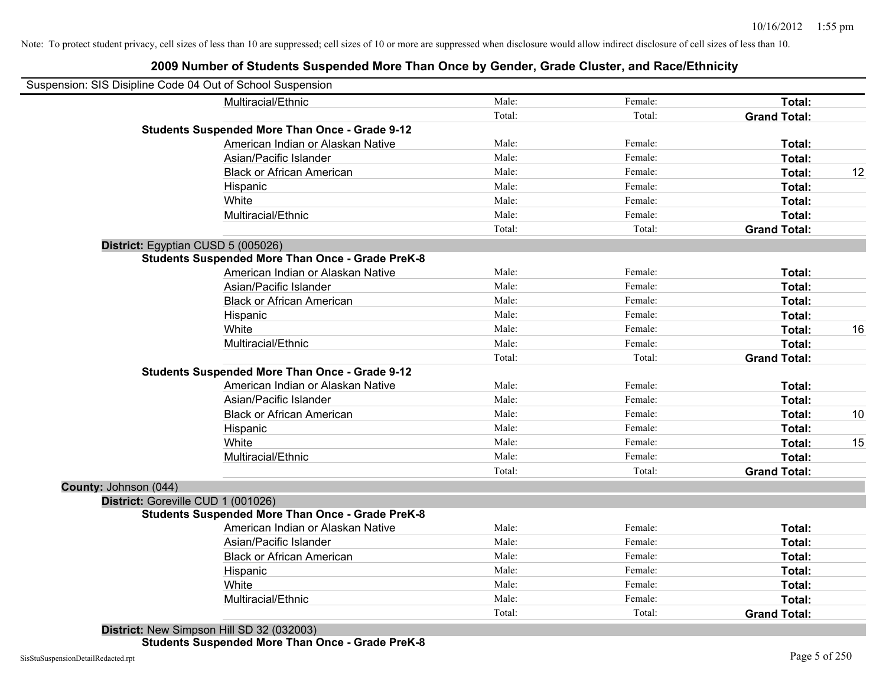Note: To protect student privacy, cell sizes of less than 10 are suppressed; cell sizes of 10 or more are suppressed when disclosure would allow indirect disclosure of cell sizes of less than 10.

# 2009 Number of Students Suspended More Than Once by Gender, Grade Cluster, and Race/Ethnicity

Suspension: SIS Disipline Code 04 Out of School Suspension

| | | | | |
|---|---|---|---|---|
| Multiracial/Ethnic | Male: | Female: | **Total:** | |
| | Total: | Total: | **Grand Total:** | |
| **Students Suspended More Than Once - Grade 9-12** | | | | |
| American Indian or Alaskan Native | Male: | Female: | **Total:** | |
| Asian/Pacific Islander | Male: | Female: | **Total:** | |
| Black or African American | Male: | Female: | **Total:** | 12 |
| Hispanic | Male: | Female: | **Total:** | |
| White | Male: | Female: | **Total:** | |
| Multiracial/Ethnic | Male: | Female: | **Total:** | |
| | Total: | Total: | **Grand Total:** | |

**District:** Egyptian CUSD 5 (005026)

| | | | | |
|---|---|---|---|---|
| **Students Suspended More Than Once - Grade PreK-8** | | | | |
| American Indian or Alaskan Native | Male: | Female: | **Total:** | |
| Asian/Pacific Islander | Male: | Female: | **Total:** | |
| Black or African American | Male: | Female: | **Total:** | |
| Hispanic | Male: | Female: | **Total:** | |
| White | Male: | Female: | **Total:** | 16 |
| Multiracial/Ethnic | Male: | Female: | **Total:** | |
| | Total: | Total: | **Grand Total:** | |
| **Students Suspended More Than Once - Grade 9-12** | | | | |
| American Indian or Alaskan Native | Male: | Female: | **Total:** | |
| Asian/Pacific Islander | Male: | Female: | **Total:** | |
| Black or African American | Male: | Female: | **Total:** | 10 |
| Hispanic | Male: | Female: | **Total:** | |
| White | Male: | Female: | **Total:** | 15 |
| Multiracial/Ethnic | Male: | Female: | **Total:** | |
| | Total: | Total: | **Grand Total:** | |

**County:** Johnson (044)

**District:** Goreville CUD 1 (001026)

| | | | | |
|---|---|---|---|---|
| **Students Suspended More Than Once - Grade PreK-8** | | | | |
| American Indian or Alaskan Native | Male: | Female: | **Total:** | |
| Asian/Pacific Islander | Male: | Female: | **Total:** | |
| Black or African American | Male: | Female: | **Total:** | |
| Hispanic | Male: | Female: | **Total:** | |
| White | Male: | Female: | **Total:** | |
| Multiracial/Ethnic | Male: | Female: | **Total:** | |
| | Total: | Total: | **Grand Total:** | |

**District:** New Simpson Hill SD 32 (032003)

**Students Suspended More Than Once - Grade PreK-8**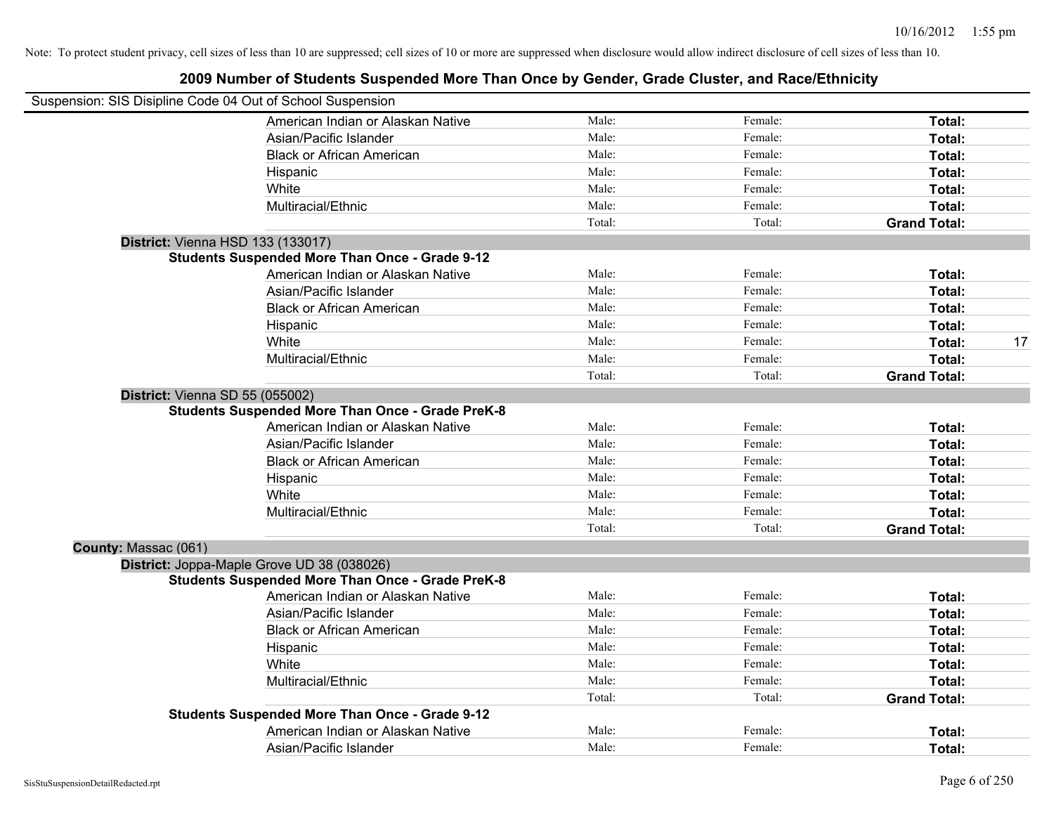Note: To protect student privacy, cell sizes of less than 10 are suppressed; cell sizes of 10 or more are suppressed when disclosure would allow indirect disclosure of cell sizes of less than 10.

## 2009 Number of Students Suspended More Than Once by Gender, Grade Cluster, and Race/Ethnicity

Suspension: SIS Disipline Code 04 Out of School Suspension

| | | | | |
|---|---|---|---|---|
| American Indian or Alaskan Native | Male: | Female: | **Total:** | |
| Asian/Pacific Islander | Male: | Female: | **Total:** | |
| Black or African American | Male: | Female: | **Total:** | |
| Hispanic | Male: | Female: | **Total:** | |
| White | Male: | Female: | **Total:** | |
| Multiracial/Ethnic | Male: | Female: | **Total:** | |
| | Total: | Total: | **Grand Total:** | |

**District:** Vienna HSD 133 (133017)

**Students Suspended More Than Once - Grade 9-12**

| | | | | |
|---|---|---|---|---|
| American Indian or Alaskan Native | Male: | Female: | **Total:** | |
| Asian/Pacific Islander | Male: | Female: | **Total:** | |
| Black or African American | Male: | Female: | **Total:** | |
| Hispanic | Male: | Female: | **Total:** | |
| White | Male: | Female: | **Total:** | 17 |
| Multiracial/Ethnic | Male: | Female: | **Total:** | |
| | Total: | Total: | **Grand Total:** | |

**District:** Vienna SD 55 (055002)

**Students Suspended More Than Once - Grade PreK-8**

| | | | | |
|---|---|---|---|---|
| American Indian or Alaskan Native | Male: | Female: | **Total:** | |
| Asian/Pacific Islander | Male: | Female: | **Total:** | |
| Black or African American | Male: | Female: | **Total:** | |
| Hispanic | Male: | Female: | **Total:** | |
| White | Male: | Female: | **Total:** | |
| Multiracial/Ethnic | Male: | Female: | **Total:** | |
| | Total: | Total: | **Grand Total:** | |

**County:** Massac (061)

**District:** Joppa-Maple Grove UD 38 (038026)

**Students Suspended More Than Once - Grade PreK-8**

| | | | | |
|---|---|---|---|---|
| American Indian or Alaskan Native | Male: | Female: | **Total:** | |
| Asian/Pacific Islander | Male: | Female: | **Total:** | |
| Black or African American | Male: | Female: | **Total:** | |
| Hispanic | Male: | Female: | **Total:** | |
| White | Male: | Female: | **Total:** | |
| Multiracial/Ethnic | Male: | Female: | **Total:** | |
| | Total: | Total: | **Grand Total:** | |

**Students Suspended More Than Once - Grade 9-12**

| | | | | |
|---|---|---|---|---|
| American Indian or Alaskan Native | Male: | Female: | **Total:** | |
| Asian/Pacific Islander | Male: | Female: | **Total:** | |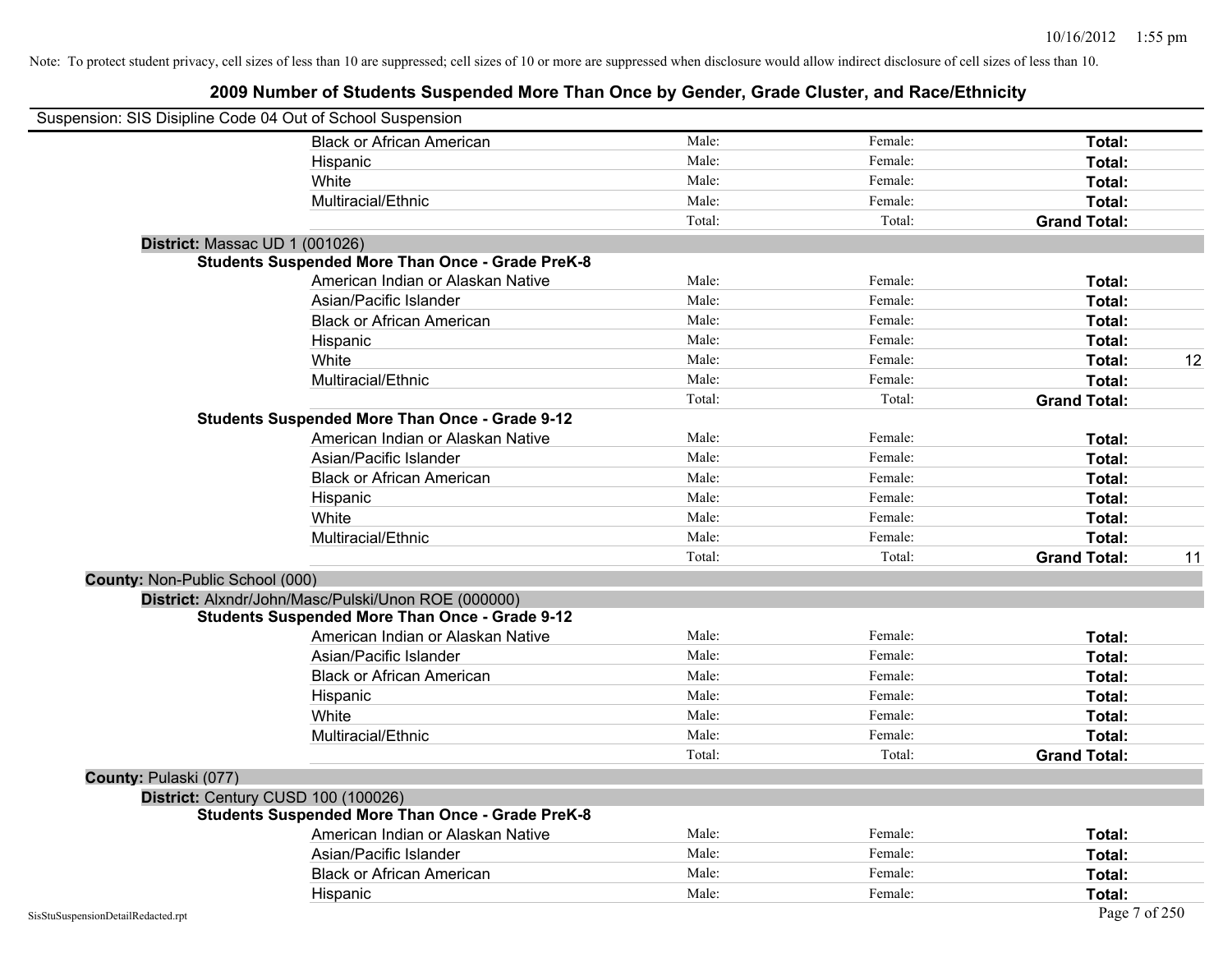Note: To protect student privacy, cell sizes of less than 10 are suppressed; cell sizes of 10 or more are suppressed when disclosure would allow indirect disclosure of cell sizes of less than 10.

## 2009 Number of Students Suspended More Than Once by Gender, Grade Cluster, and Race/Ethnicity

Suspension: SIS Disipline Code 04 Out of School Suspension

| | | | | |
|---|---|---|---|---|
| Black or African American | Male: | Female: | **Total:** | |
| Hispanic | Male: | Female: | **Total:** | |
| White | Male: | Female: | **Total:** | |
| Multiracial/Ethnic | Male: | Female: | **Total:** | |
| | Total: | Total: | **Grand Total:** | |

**District:** Massac UD 1 (001026)

**Students Suspended More Than Once - Grade PreK-8**

| | | | | |
|---|---|---|---|---|
| American Indian or Alaskan Native | Male: | Female: | **Total:** | |
| Asian/Pacific Islander | Male: | Female: | **Total:** | |
| Black or African American | Male: | Female: | **Total:** | |
| Hispanic | Male: | Female: | **Total:** | |
| White | Male: | Female: | **Total:** | 12 |
| Multiracial/Ethnic | Male: | Female: | **Total:** | |
| | Total: | Total: | **Grand Total:** | |

**Students Suspended More Than Once - Grade 9-12**

| | | | | |
|---|---|---|---|---|
| American Indian or Alaskan Native | Male: | Female: | **Total:** | |
| Asian/Pacific Islander | Male: | Female: | **Total:** | |
| Black or African American | Male: | Female: | **Total:** | |
| Hispanic | Male: | Female: | **Total:** | |
| White | Male: | Female: | **Total:** | |
| Multiracial/Ethnic | Male: | Female: | **Total:** | |
| | Total: | Total: | **Grand Total:** | 11 |

**County:** Non-Public School (000)

**District:** Alxndr/John/Masc/Pulski/Unon ROE (000000)

**Students Suspended More Than Once - Grade 9-12**

| | | | | |
|---|---|---|---|---|
| American Indian or Alaskan Native | Male: | Female: | **Total:** | |
| Asian/Pacific Islander | Male: | Female: | **Total:** | |
| Black or African American | Male: | Female: | **Total:** | |
| Hispanic | Male: | Female: | **Total:** | |
| White | Male: | Female: | **Total:** | |
| Multiracial/Ethnic | Male: | Female: | **Total:** | |
| | Total: | Total: | **Grand Total:** | |

**County:** Pulaski (077)

**District:** Century CUSD 100 (100026)

**Students Suspended More Than Once - Grade PreK-8**

| | | | | |
|---|---|---|---|---|
| American Indian or Alaskan Native | Male: | Female: | **Total:** | |
| Asian/Pacific Islander | Male: | Female: | **Total:** | |
| Black or African American | Male: | Female: | **Total:** | |
| Hispanic | Male: | Female: | **Total:** | |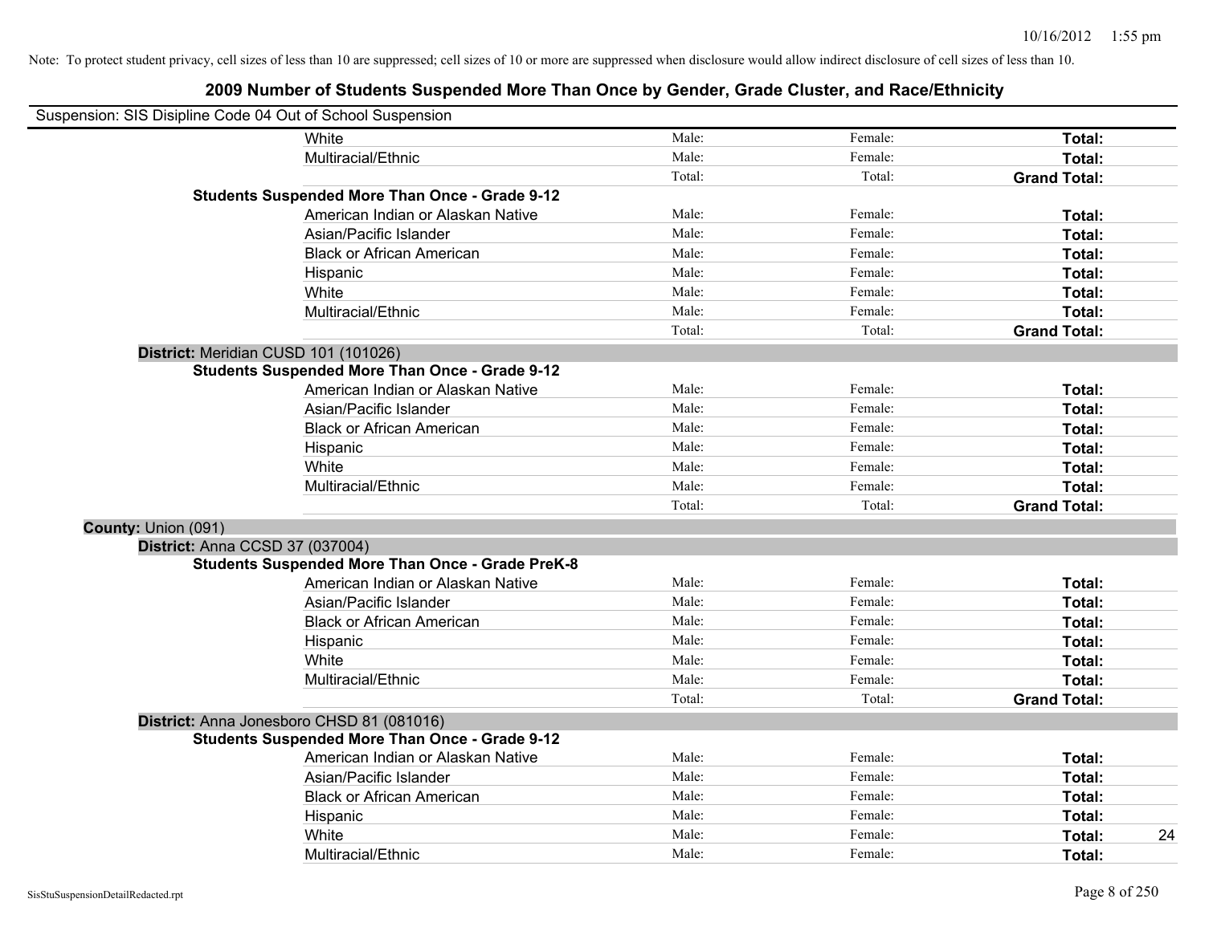Note: To protect student privacy, cell sizes of less than 10 are suppressed; cell sizes of 10 or more are suppressed when disclosure would allow indirect disclosure of cell sizes of less than 10.

## 2009 Number of Students Suspended More Than Once by Gender, Grade Cluster, and Race/Ethnicity

Suspension: SIS Disipline Code 04 Out of School Suspension

| | | | | |
|---|---|---|---|---|
| White | Male: | Female: | **Total:** | |
| Multiracial/Ethnic | Male: | Female: | **Total:** | |
| | Total: | Total: | **Grand Total:** | |
| **Students Suspended More Than Once - Grade 9-12** | | | | |
| American Indian or Alaskan Native | Male: | Female: | **Total:** | |
| Asian/Pacific Islander | Male: | Female: | **Total:** | |
| Black or African American | Male: | Female: | **Total:** | |
| Hispanic | Male: | Female: | **Total:** | |
| White | Male: | Female: | **Total:** | |
| Multiracial/Ethnic | Male: | Female: | **Total:** | |
| | Total: | Total: | **Grand Total:** | |
| **District:** Meridian CUSD 101 (101026) | | | | |
| **Students Suspended More Than Once - Grade 9-12** | | | | |
| American Indian or Alaskan Native | Male: | Female: | **Total:** | |
| Asian/Pacific Islander | Male: | Female: | **Total:** | |
| Black or African American | Male: | Female: | **Total:** | |
| Hispanic | Male: | Female: | **Total:** | |
| White | Male: | Female: | **Total:** | |
| Multiracial/Ethnic | Male: | Female: | **Total:** | |
| | Total: | Total: | **Grand Total:** | |
| **County:** Union (091) | | | | |
| **District:** Anna CCSD 37 (037004) | | | | |
| **Students Suspended More Than Once - Grade PreK-8** | | | | |
| American Indian or Alaskan Native | Male: | Female: | **Total:** | |
| Asian/Pacific Islander | Male: | Female: | **Total:** | |
| Black or African American | Male: | Female: | **Total:** | |
| Hispanic | Male: | Female: | **Total:** | |
| White | Male: | Female: | **Total:** | |
| Multiracial/Ethnic | Male: | Female: | **Total:** | |
| | Total: | Total: | **Grand Total:** | |
| **District:** Anna Jonesboro CHSD 81 (081016) | | | | |
| **Students Suspended More Than Once - Grade 9-12** | | | | |
| American Indian or Alaskan Native | Male: | Female: | **Total:** | |
| Asian/Pacific Islander | Male: | Female: | **Total:** | |
| Black or African American | Male: | Female: | **Total:** | |
| Hispanic | Male: | Female: | **Total:** | |
| White | Male: | Female: | **Total:** | 24 |
| Multiracial/Ethnic | Male: | Female: | **Total:** | |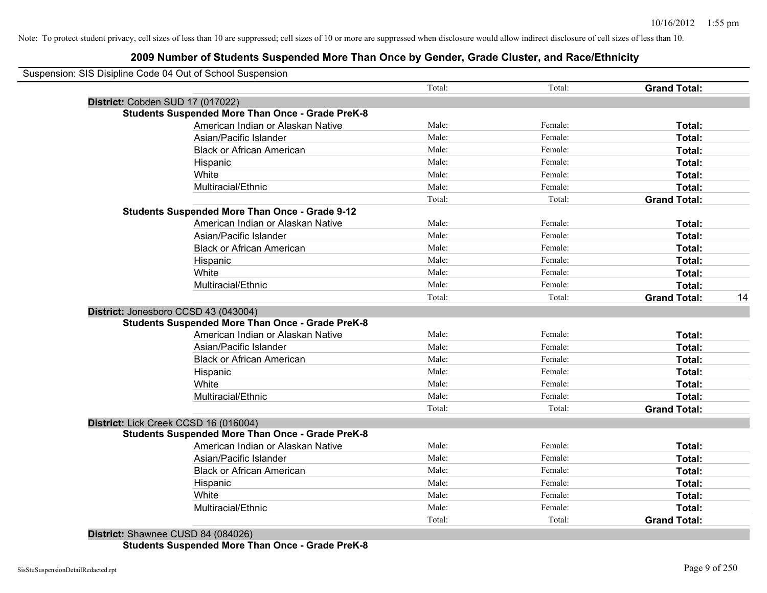Note: To protect student privacy, cell sizes of less than 10 are suppressed; cell sizes of 10 or more are suppressed when disclosure would allow indirect disclosure of cell sizes of less than 10.

# 2009 Number of Students Suspended More Than Once by Gender, Grade Cluster, and Race/Ethnicity

Suspension: SIS Disipline Code 04 Out of School Suspension

| | | | | |
|---|---|---|---|---|
| | Total: | Total: | **Grand Total:** | |
| **District:** Cobden SUD 17 (017022) | | | | |
| **Students Suspended More Than Once - Grade PreK-8** | | | | |
| American Indian or Alaskan Native | Male: | Female: | **Total:** | |
| Asian/Pacific Islander | Male: | Female: | **Total:** | |
| Black or African American | Male: | Female: | **Total:** | |
| Hispanic | Male: | Female: | **Total:** | |
| White | Male: | Female: | **Total:** | |
| Multiracial/Ethnic | Male: | Female: | **Total:** | |
| | Total: | Total: | **Grand Total:** | |
| **Students Suspended More Than Once - Grade 9-12** | | | | |
| American Indian or Alaskan Native | Male: | Female: | **Total:** | |
| Asian/Pacific Islander | Male: | Female: | **Total:** | |
| Black or African American | Male: | Female: | **Total:** | |
| Hispanic | Male: | Female: | **Total:** | |
| White | Male: | Female: | **Total:** | |
| Multiracial/Ethnic | Male: | Female: | **Total:** | |
| | Total: | Total: | **Grand Total:** | 14 |
| **District:** Jonesboro CCSD 43 (043004) | | | | |
| **Students Suspended More Than Once - Grade PreK-8** | | | | |
| American Indian or Alaskan Native | Male: | Female: | **Total:** | |
| Asian/Pacific Islander | Male: | Female: | **Total:** | |
| Black or African American | Male: | Female: | **Total:** | |
| Hispanic | Male: | Female: | **Total:** | |
| White | Male: | Female: | **Total:** | |
| Multiracial/Ethnic | Male: | Female: | **Total:** | |
| | Total: | Total: | **Grand Total:** | |
| **District:** Lick Creek CCSD 16 (016004) | | | | |
| **Students Suspended More Than Once - Grade PreK-8** | | | | |
| American Indian or Alaskan Native | Male: | Female: | **Total:** | |
| Asian/Pacific Islander | Male: | Female: | **Total:** | |
| Black or African American | Male: | Female: | **Total:** | |
| Hispanic | Male: | Female: | **Total:** | |
| White | Male: | Female: | **Total:** | |
| Multiracial/Ethnic | Male: | Female: | **Total:** | |
| | Total: | Total: | **Grand Total:** | |
| **District:** Shawnee CUSD 84 (084026) | | | | |
| **Students Suspended More Than Once - Grade PreK-8** | | | | |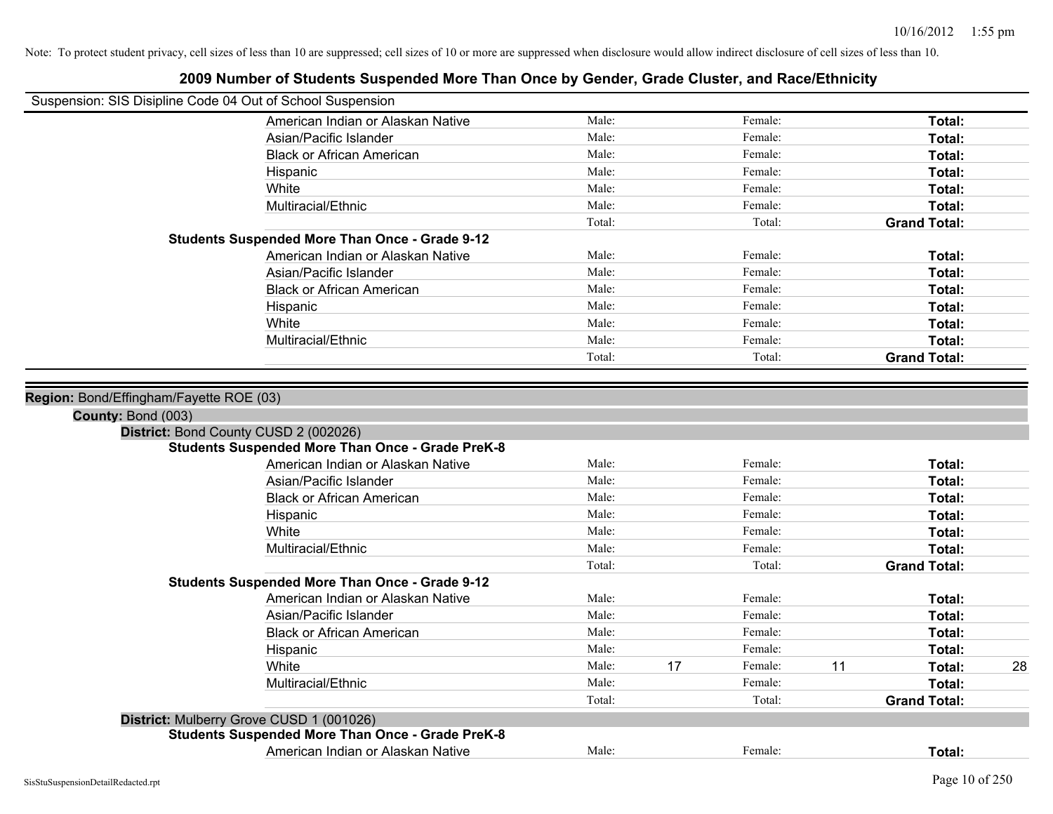Note: To protect student privacy, cell sizes of less than 10 are suppressed; cell sizes of 10 or more are suppressed when disclosure would allow indirect disclosure of cell sizes of less than 10.

## 2009 Number of Students Suspended More Than Once by Gender, Grade Cluster, and Race/Ethnicity

Suspension: SIS Disipline Code 04 Out of School Suspension

| | Male | | Female | | Total | |
|---|---|---|---|---|---|---|
| American Indian or Alaskan Native | Male: | | Female: | | **Total:** | |
| Asian/Pacific Islander | Male: | | Female: | | **Total:** | |
| Black or African American | Male: | | Female: | | **Total:** | |
| Hispanic | Male: | | Female: | | **Total:** | |
| White | Male: | | Female: | | **Total:** | |
| Multiracial/Ethnic | Male: | | Female: | | **Total:** | |
| | Total: | | Total: | | **Grand Total:** | |

**Students Suspended More Than Once - Grade 9-12**

| | Male | | Female | | Total | |
|---|---|---|---|---|---|---|
| American Indian or Alaskan Native | Male: | | Female: | | **Total:** | |
| Asian/Pacific Islander | Male: | | Female: | | **Total:** | |
| Black or African American | Male: | | Female: | | **Total:** | |
| Hispanic | Male: | | Female: | | **Total:** | |
| White | Male: | | Female: | | **Total:** | |
| Multiracial/Ethnic | Male: | | Female: | | **Total:** | |
| | Total: | | Total: | | **Grand Total:** | |

**Region:** Bond/Effingham/Fayette ROE (03)

**County:** Bond (003)

**District:** Bond County CUSD 2 (002026)

**Students Suspended More Than Once - Grade PreK-8**

| | Male | | Female | | Total | |
|---|---|---|---|---|---|---|
| American Indian or Alaskan Native | Male: | | Female: | | **Total:** | |
| Asian/Pacific Islander | Male: | | Female: | | **Total:** | |
| Black or African American | Male: | | Female: | | **Total:** | |
| Hispanic | Male: | | Female: | | **Total:** | |
| White | Male: | | Female: | | **Total:** | |
| Multiracial/Ethnic | Male: | | Female: | | **Total:** | |
| | Total: | | Total: | | **Grand Total:** | |

**Students Suspended More Than Once - Grade 9-12**

| | Male | | Female | | Total | |
|---|---|---|---|---|---|---|
| American Indian or Alaskan Native | Male: | | Female: | | **Total:** | |
| Asian/Pacific Islander | Male: | | Female: | | **Total:** | |
| Black or African American | Male: | | Female: | | **Total:** | |
| Hispanic | Male: | | Female: | | **Total:** | |
| White | Male: | 17 | Female: | 11 | **Total:** | 28 |
| Multiracial/Ethnic | Male: | | Female: | | **Total:** | |
| | Total: | | Total: | | **Grand Total:** | |

**District:** Mulberry Grove CUSD 1 (001026)

**Students Suspended More Than Once - Grade PreK-8**

| | Male | | Female | | Total | |
|---|---|---|---|---|---|---|
| American Indian or Alaskan Native | Male: | | Female: | | **Total:** | |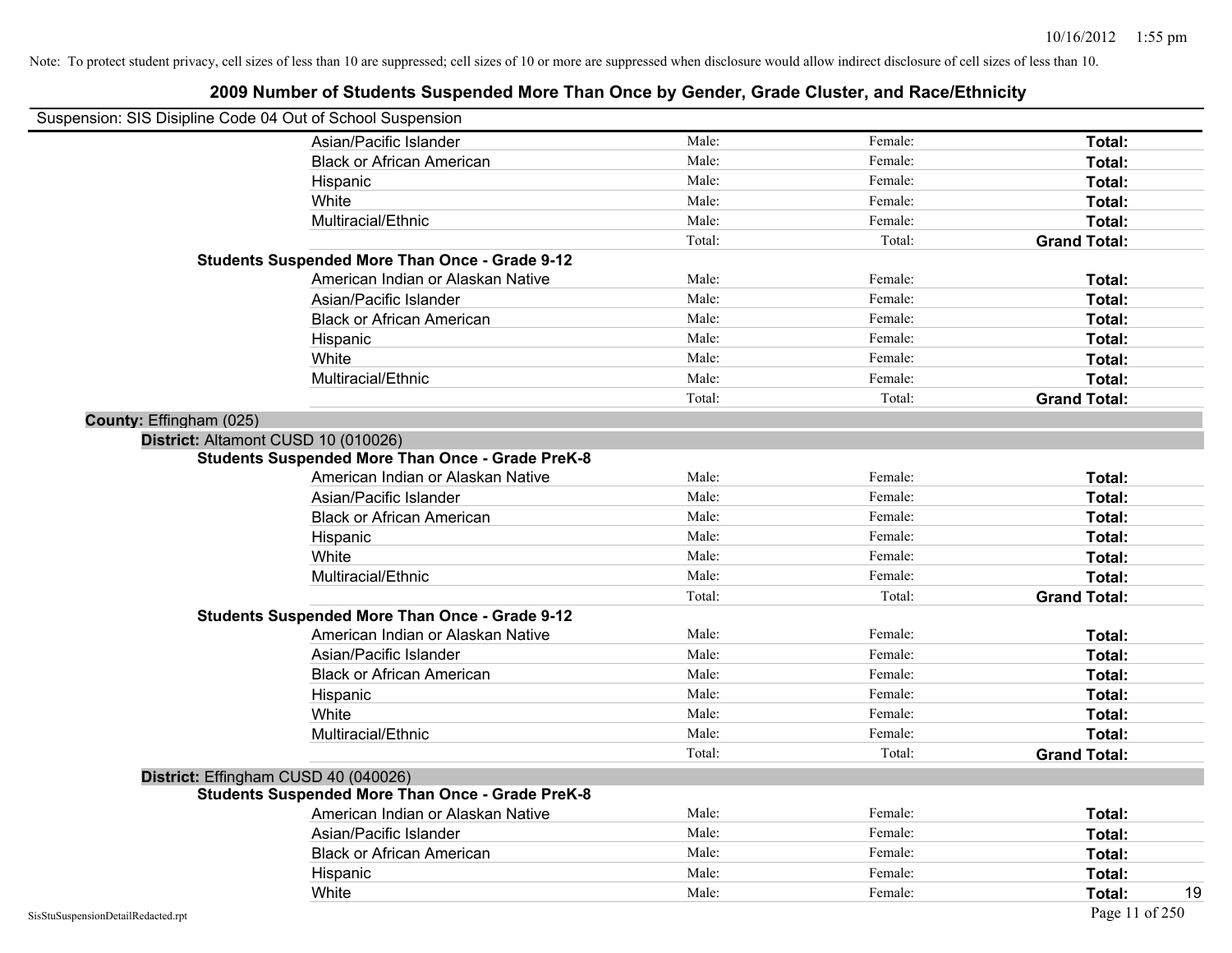Note: To protect student privacy, cell sizes of less than 10 are suppressed; cell sizes of 10 or more are suppressed when disclosure would allow indirect disclosure of cell sizes of less than 10.

# 2009 Number of Students Suspended More Than Once by Gender, Grade Cluster, and Race/Ethnicity

Suspension: SIS Disipline Code 04 Out of School Suspension

| | | | | |
|---|---|---|---|---|
| | Asian/Pacific Islander | Male: | Female: | **Total:** |
| | Black or African American | Male: | Female: | **Total:** |
| | Hispanic | Male: | Female: | **Total:** |
| | White | Male: | Female: | **Total:** |
| | Multiracial/Ethnic | Male: | Female: | **Total:** |
| | | Total: | Total: | **Grand Total:** |
| **Students Suspended More Than Once - Grade 9-12** | | | | |
| | American Indian or Alaskan Native | Male: | Female: | **Total:** |
| | Asian/Pacific Islander | Male: | Female: | **Total:** |
| | Black or African American | Male: | Female: | **Total:** |
| | Hispanic | Male: | Female: | **Total:** |
| | White | Male: | Female: | **Total:** |
| | Multiracial/Ethnic | Male: | Female: | **Total:** |
| | | Total: | Total: | **Grand Total:** |

**County:** Effingham (025)

**District:** Altamont CUSD 10 (010026)

| | | | | |
|---|---|---|---|---|
| **Students Suspended More Than Once - Grade PreK-8** | | | | |
| | American Indian or Alaskan Native | Male: | Female: | **Total:** |
| | Asian/Pacific Islander | Male: | Female: | **Total:** |
| | Black or African American | Male: | Female: | **Total:** |
| | Hispanic | Male: | Female: | **Total:** |
| | White | Male: | Female: | **Total:** |
| | Multiracial/Ethnic | Male: | Female: | **Total:** |
| | | Total: | Total: | **Grand Total:** |
| **Students Suspended More Than Once - Grade 9-12** | | | | |
| | American Indian or Alaskan Native | Male: | Female: | **Total:** |
| | Asian/Pacific Islander | Male: | Female: | **Total:** |
| | Black or African American | Male: | Female: | **Total:** |
| | Hispanic | Male: | Female: | **Total:** |
| | White | Male: | Female: | **Total:** |
| | Multiracial/Ethnic | Male: | Female: | **Total:** |
| | | Total: | Total: | **Grand Total:** |

**District:** Effingham CUSD 40 (040026)

| | | | | |
|---|---|---|---|---|
| **Students Suspended More Than Once - Grade PreK-8** | | | | |
| | American Indian or Alaskan Native | Male: | Female: | **Total:** |
| | Asian/Pacific Islander | Male: | Female: | **Total:** |
| | Black or African American | Male: | Female: | **Total:** |
| | Hispanic | Male: | Female: | **Total:** |
| | White | Male: | Female: | **Total:** 19 |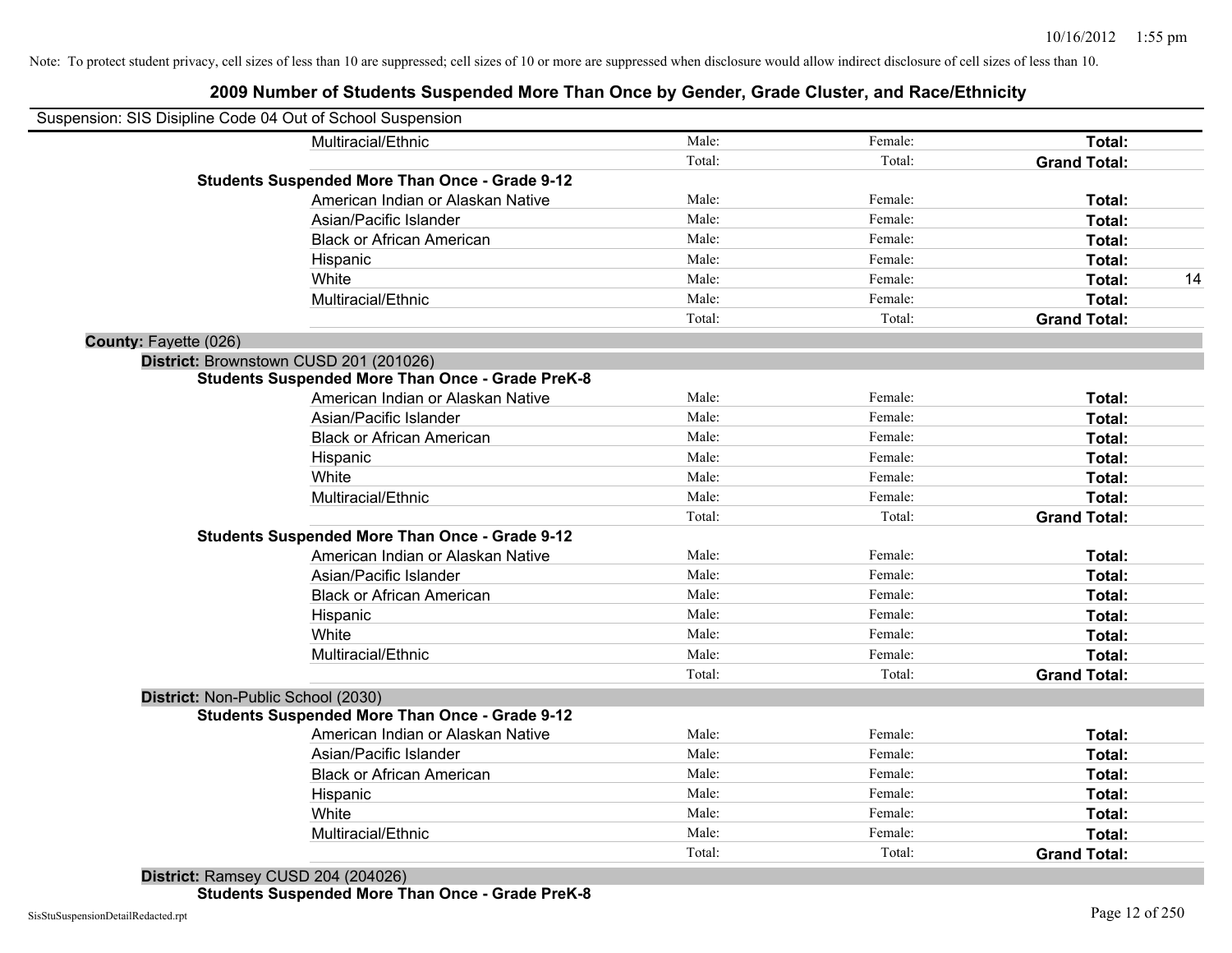Note: To protect student privacy, cell sizes of less than 10 are suppressed; cell sizes of 10 or more are suppressed when disclosure would allow indirect disclosure of cell sizes of less than 10.

# 2009 Number of Students Suspended More Than Once by Gender, Grade Cluster, and Race/Ethnicity

Suspension: SIS Disipline Code 04 Out of School Suspension

| | | | | |
|---|---|---|---|---|
| Multiracial/Ethnic | Male: | Female: | **Total:** | |
| | Total: | Total: | **Grand Total:** | |

**Students Suspended More Than Once - Grade 9-12**

| | | | | |
|---|---|---|---|---|
| American Indian or Alaskan Native | Male: | Female: | **Total:** | |
| Asian/Pacific Islander | Male: | Female: | **Total:** | |
| Black or African American | Male: | Female: | **Total:** | |
| Hispanic | Male: | Female: | **Total:** | |
| White | Male: | Female: | **Total:** | 14 |
| Multiracial/Ethnic | Male: | Female: | **Total:** | |
| | Total: | Total: | **Grand Total:** | |

**County:** Fayette (026)

**District:** Brownstown CUSD 201 (201026)

**Students Suspended More Than Once - Grade PreK-8**

| | | | | |
|---|---|---|---|---|
| American Indian or Alaskan Native | Male: | Female: | **Total:** | |
| Asian/Pacific Islander | Male: | Female: | **Total:** | |
| Black or African American | Male: | Female: | **Total:** | |
| Hispanic | Male: | Female: | **Total:** | |
| White | Male: | Female: | **Total:** | |
| Multiracial/Ethnic | Male: | Female: | **Total:** | |
| | Total: | Total: | **Grand Total:** | |

**Students Suspended More Than Once - Grade 9-12**

| | | | | |
|---|---|---|---|---|
| American Indian or Alaskan Native | Male: | Female: | **Total:** | |
| Asian/Pacific Islander | Male: | Female: | **Total:** | |
| Black or African American | Male: | Female: | **Total:** | |
| Hispanic | Male: | Female: | **Total:** | |
| White | Male: | Female: | **Total:** | |
| Multiracial/Ethnic | Male: | Female: | **Total:** | |
| | Total: | Total: | **Grand Total:** | |

**District:** Non-Public School (2030)

**Students Suspended More Than Once - Grade 9-12**

| | | | | |
|---|---|---|---|---|
| American Indian or Alaskan Native | Male: | Female: | **Total:** | |
| Asian/Pacific Islander | Male: | Female: | **Total:** | |
| Black or African American | Male: | Female: | **Total:** | |
| Hispanic | Male: | Female: | **Total:** | |
| White | Male: | Female: | **Total:** | |
| Multiracial/Ethnic | Male: | Female: | **Total:** | |
| | Total: | Total: | **Grand Total:** | |

**District:** Ramsey CUSD 204 (204026)

**Students Suspended More Than Once - Grade PreK-8**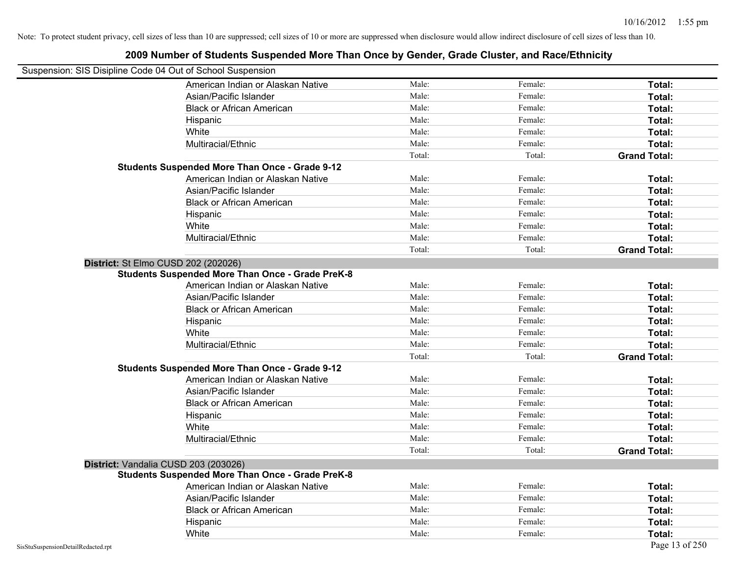Note: To protect student privacy, cell sizes of less than 10 are suppressed; cell sizes of 10 or more are suppressed when disclosure would allow indirect disclosure of cell sizes of less than 10.

# 2009 Number of Students Suspended More Than Once by Gender, Grade Cluster, and Race/Ethnicity

Suspension: SIS Disipline Code 04 Out of School Suspension

| | | | |
|---|---|---|---|
| American Indian or Alaskan Native | Male: | Female: | **Total:** |
| Asian/Pacific Islander | Male: | Female: | **Total:** |
| Black or African American | Male: | Female: | **Total:** |
| Hispanic | Male: | Female: | **Total:** |
| White | Male: | Female: | **Total:** |
| Multiracial/Ethnic | Male: | Female: | **Total:** |
| | Total: | Total: | **Grand Total:** |

**Students Suspended More Than Once - Grade 9-12**

| | | | |
|---|---|---|---|
| American Indian or Alaskan Native | Male: | Female: | **Total:** |
| Asian/Pacific Islander | Male: | Female: | **Total:** |
| Black or African American | Male: | Female: | **Total:** |
| Hispanic | Male: | Female: | **Total:** |
| White | Male: | Female: | **Total:** |
| Multiracial/Ethnic | Male: | Female: | **Total:** |
| | Total: | Total: | **Grand Total:** |

**District:** St Elmo CUSD 202 (202026)

**Students Suspended More Than Once - Grade PreK-8**

| | | | |
|---|---|---|---|
| American Indian or Alaskan Native | Male: | Female: | **Total:** |
| Asian/Pacific Islander | Male: | Female: | **Total:** |
| Black or African American | Male: | Female: | **Total:** |
| Hispanic | Male: | Female: | **Total:** |
| White | Male: | Female: | **Total:** |
| Multiracial/Ethnic | Male: | Female: | **Total:** |
| | Total: | Total: | **Grand Total:** |

**Students Suspended More Than Once - Grade 9-12**

| | | | |
|---|---|---|---|
| American Indian or Alaskan Native | Male: | Female: | **Total:** |
| Asian/Pacific Islander | Male: | Female: | **Total:** |
| Black or African American | Male: | Female: | **Total:** |
| Hispanic | Male: | Female: | **Total:** |
| White | Male: | Female: | **Total:** |
| Multiracial/Ethnic | Male: | Female: | **Total:** |
| | Total: | Total: | **Grand Total:** |

**District:** Vandalia CUSD 203 (203026)

**Students Suspended More Than Once - Grade PreK-8**

| | | | |
|---|---|---|---|
| American Indian or Alaskan Native | Male: | Female: | **Total:** |
| Asian/Pacific Islander | Male: | Female: | **Total:** |
| Black or African American | Male: | Female: | **Total:** |
| Hispanic | Male: | Female: | **Total:** |
| White | Male: | Female: | **Total:** |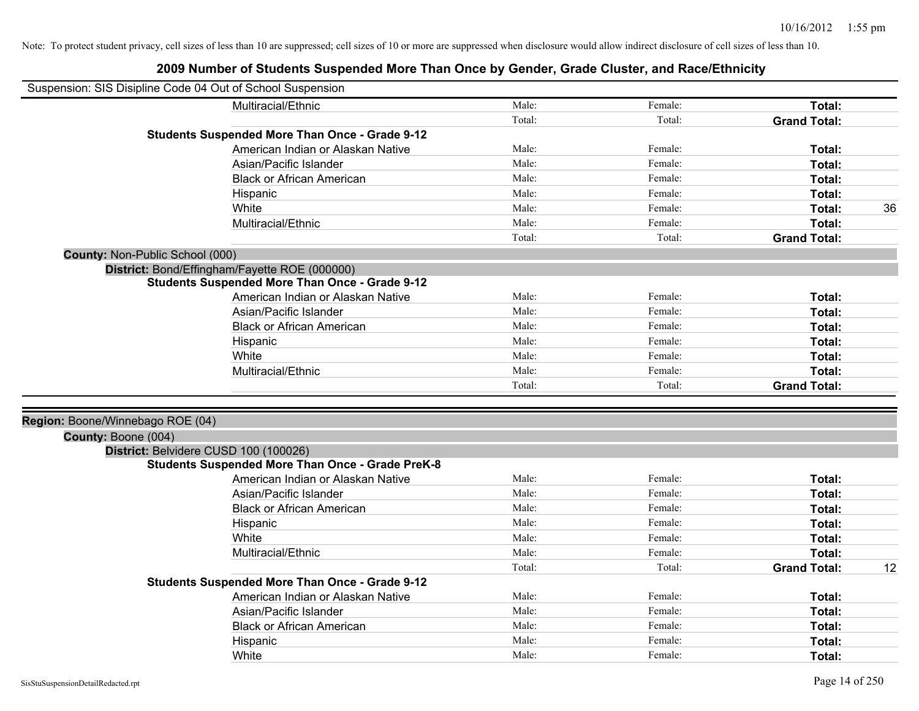Note: To protect student privacy, cell sizes of less than 10 are suppressed; cell sizes of 10 or more are suppressed when disclosure would allow indirect disclosure of cell sizes of less than 10.

## 2009 Number of Students Suspended More Than Once by Gender, Grade Cluster, and Race/Ethnicity

Suspension: SIS Disipline Code 04 Out of School Suspension

| | | | | |
|---|---|---|---|---|
| Multiracial/Ethnic | Male: | Female: | **Total:** | |
| | Total: | Total: | **Grand Total:** | |
| **Students Suspended More Than Once - Grade 9-12** | | | | |
| American Indian or Alaskan Native | Male: | Female: | **Total:** | |
| Asian/Pacific Islander | Male: | Female: | **Total:** | |
| Black or African American | Male: | Female: | **Total:** | |
| Hispanic | Male: | Female: | **Total:** | |
| White | Male: | Female: | **Total:** | 36 |
| Multiracial/Ethnic | Male: | Female: | **Total:** | |
| | Total: | Total: | **Grand Total:** | |

**County:** Non-Public School (000)

**District:** Bond/Effingham/Fayette ROE (000000)

| | | | | |
|---|---|---|---|---|
| **Students Suspended More Than Once - Grade 9-12** | | | | |
| American Indian or Alaskan Native | Male: | Female: | **Total:** | |
| Asian/Pacific Islander | Male: | Female: | **Total:** | |
| Black or African American | Male: | Female: | **Total:** | |
| Hispanic | Male: | Female: | **Total:** | |
| White | Male: | Female: | **Total:** | |
| Multiracial/Ethnic | Male: | Female: | **Total:** | |
| | Total: | Total: | **Grand Total:** | |

**Region:** Boone/Winnebago ROE (04)

**County:** Boone (004)

**District:** Belvidere CUSD 100 (100026)

| | | | | |
|---|---|---|---|---|
| **Students Suspended More Than Once - Grade PreK-8** | | | | |
| American Indian or Alaskan Native | Male: | Female: | **Total:** | |
| Asian/Pacific Islander | Male: | Female: | **Total:** | |
| Black or African American | Male: | Female: | **Total:** | |
| Hispanic | Male: | Female: | **Total:** | |
| White | Male: | Female: | **Total:** | |
| Multiracial/Ethnic | Male: | Female: | **Total:** | |
| | Total: | Total: | **Grand Total:** | 12 |
| **Students Suspended More Than Once - Grade 9-12** | | | | |
| American Indian or Alaskan Native | Male: | Female: | **Total:** | |
| Asian/Pacific Islander | Male: | Female: | **Total:** | |
| Black or African American | Male: | Female: | **Total:** | |
| Hispanic | Male: | Female: | **Total:** | |
| White | Male: | Female: | **Total:** | |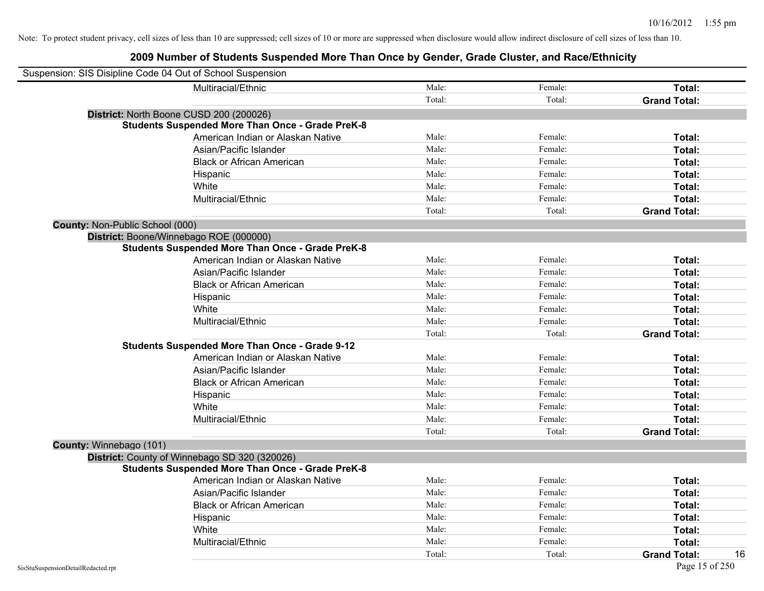Note: To protect student privacy, cell sizes of less than 10 are suppressed; cell sizes of 10 or more are suppressed when disclosure would allow indirect disclosure of cell sizes of less than 10.

# 2009 Number of Students Suspended More Than Once by Gender, Grade Cluster, and Race/Ethnicity

Suspension: SIS Disipline Code 04 Out of School Suspension

| | | | |
|---|---|---|---|
| Multiracial/Ethnic | Male: | Female: | **Total:** |
| | Total: | Total: | **Grand Total:** |

**District:** North Boone CUSD 200 (200026)

**Students Suspended More Than Once - Grade PreK-8**

| | | | |
|---|---|---|---|
| American Indian or Alaskan Native | Male: | Female: | **Total:** |
| Asian/Pacific Islander | Male: | Female: | **Total:** |
| Black or African American | Male: | Female: | **Total:** |
| Hispanic | Male: | Female: | **Total:** |
| White | Male: | Female: | **Total:** |
| Multiracial/Ethnic | Male: | Female: | **Total:** |
| | Total: | Total: | **Grand Total:** |

**County:** Non-Public School (000)

**District:** Boone/Winnebago ROE (000000)

**Students Suspended More Than Once - Grade PreK-8**

| | | | |
|---|---|---|---|
| American Indian or Alaskan Native | Male: | Female: | **Total:** |
| Asian/Pacific Islander | Male: | Female: | **Total:** |
| Black or African American | Male: | Female: | **Total:** |
| Hispanic | Male: | Female: | **Total:** |
| White | Male: | Female: | **Total:** |
| Multiracial/Ethnic | Male: | Female: | **Total:** |
| | Total: | Total: | **Grand Total:** |

**Students Suspended More Than Once - Grade 9-12**

| | | | |
|---|---|---|---|
| American Indian or Alaskan Native | Male: | Female: | **Total:** |
| Asian/Pacific Islander | Male: | Female: | **Total:** |
| Black or African American | Male: | Female: | **Total:** |
| Hispanic | Male: | Female: | **Total:** |
| White | Male: | Female: | **Total:** |
| Multiracial/Ethnic | Male: | Female: | **Total:** |
| | Total: | Total: | **Grand Total:** |

**County:** Winnebago (101)

**District:** County of Winnebago SD 320 (320026)

**Students Suspended More Than Once - Grade PreK-8**

| | | | |
|---|---|---|---|
| American Indian or Alaskan Native | Male: | Female: | **Total:** |
| Asian/Pacific Islander | Male: | Female: | **Total:** |
| Black or African American | Male: | Female: | **Total:** |
| Hispanic | Male: | Female: | **Total:** |
| White | Male: | Female: | **Total:** |
| Multiracial/Ethnic | Male: | Female: | **Total:** |
| | Total: | Total: | **Grand Total:** 16 |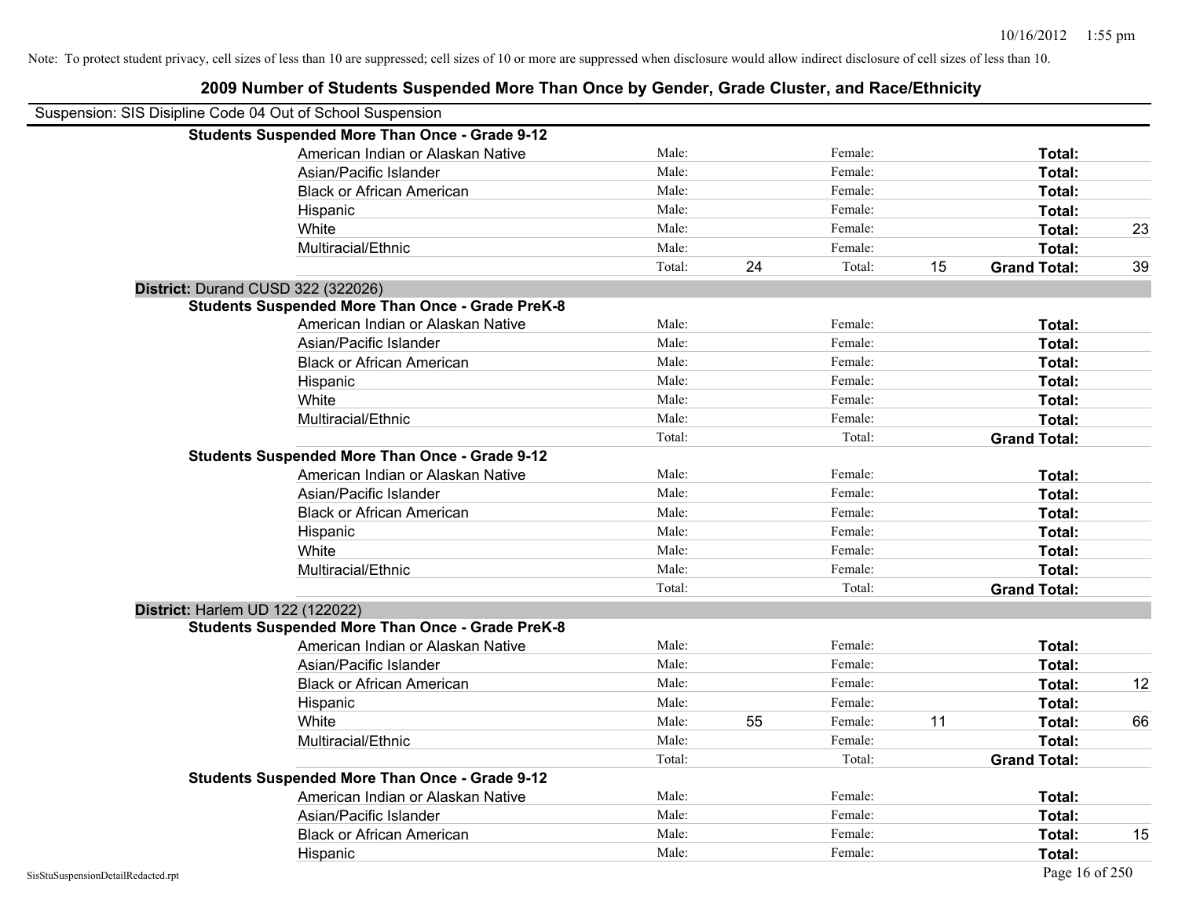Note: To protect student privacy, cell sizes of less than 10 are suppressed; cell sizes of 10 or more are suppressed when disclosure would allow indirect disclosure of cell sizes of less than 10.

## 2009 Number of Students Suspended More Than Once by Gender, Grade Cluster, and Race/Ethnicity

Suspension: SIS Disipline Code 04 Out of School Suspension

**Students Suspended More Than Once - Grade 9-12**

| | | | | | | |
|---|---|---|---|---|---|---|
| American Indian or Alaskan Native | Male: | | Female: | | **Total:** | |
| Asian/Pacific Islander | Male: | | Female: | | **Total:** | |
| Black or African American | Male: | | Female: | | **Total:** | |
| Hispanic | Male: | | Female: | | **Total:** | |
| White | Male: | | Female: | | **Total:** | 23 |
| Multiracial/Ethnic | Male: | | Female: | | **Total:** | |
| | Total: | 24 | Total: | 15 | **Grand Total:** | 39 |

### District: Durand CUSD 322 (322026)

**Students Suspended More Than Once - Grade PreK-8**

| | | | | | | |
|---|---|---|---|---|---|---|
| American Indian or Alaskan Native | Male: | | Female: | | **Total:** | |
| Asian/Pacific Islander | Male: | | Female: | | **Total:** | |
| Black or African American | Male: | | Female: | | **Total:** | |
| Hispanic | Male: | | Female: | | **Total:** | |
| White | Male: | | Female: | | **Total:** | |
| Multiracial/Ethnic | Male: | | Female: | | **Total:** | |
| | Total: | | Total: | | **Grand Total:** | |

**Students Suspended More Than Once - Grade 9-12**

| | | | | | | |
|---|---|---|---|---|---|---|
| American Indian or Alaskan Native | Male: | | Female: | | **Total:** | |
| Asian/Pacific Islander | Male: | | Female: | | **Total:** | |
| Black or African American | Male: | | Female: | | **Total:** | |
| Hispanic | Male: | | Female: | | **Total:** | |
| White | Male: | | Female: | | **Total:** | |
| Multiracial/Ethnic | Male: | | Female: | | **Total:** | |
| | Total: | | Total: | | **Grand Total:** | |

### District: Harlem UD 122 (122022)

**Students Suspended More Than Once - Grade PreK-8**

| | | | | | | |
|---|---|---|---|---|---|---|
| American Indian or Alaskan Native | Male: | | Female: | | **Total:** | |
| Asian/Pacific Islander | Male: | | Female: | | **Total:** | |
| Black or African American | Male: | | Female: | | **Total:** | 12 |
| Hispanic | Male: | | Female: | | **Total:** | |
| White | Male: | 55 | Female: | 11 | **Total:** | 66 |
| Multiracial/Ethnic | Male: | | Female: | | **Total:** | |
| | Total: | | Total: | | **Grand Total:** | |

**Students Suspended More Than Once - Grade 9-12**

| | | | | | | |
|---|---|---|---|---|---|---|
| American Indian or Alaskan Native | Male: | | Female: | | **Total:** | |
| Asian/Pacific Islander | Male: | | Female: | | **Total:** | |
| Black or African American | Male: | | Female: | | **Total:** | 15 |
| Hispanic | Male: | | Female: | | **Total:** | |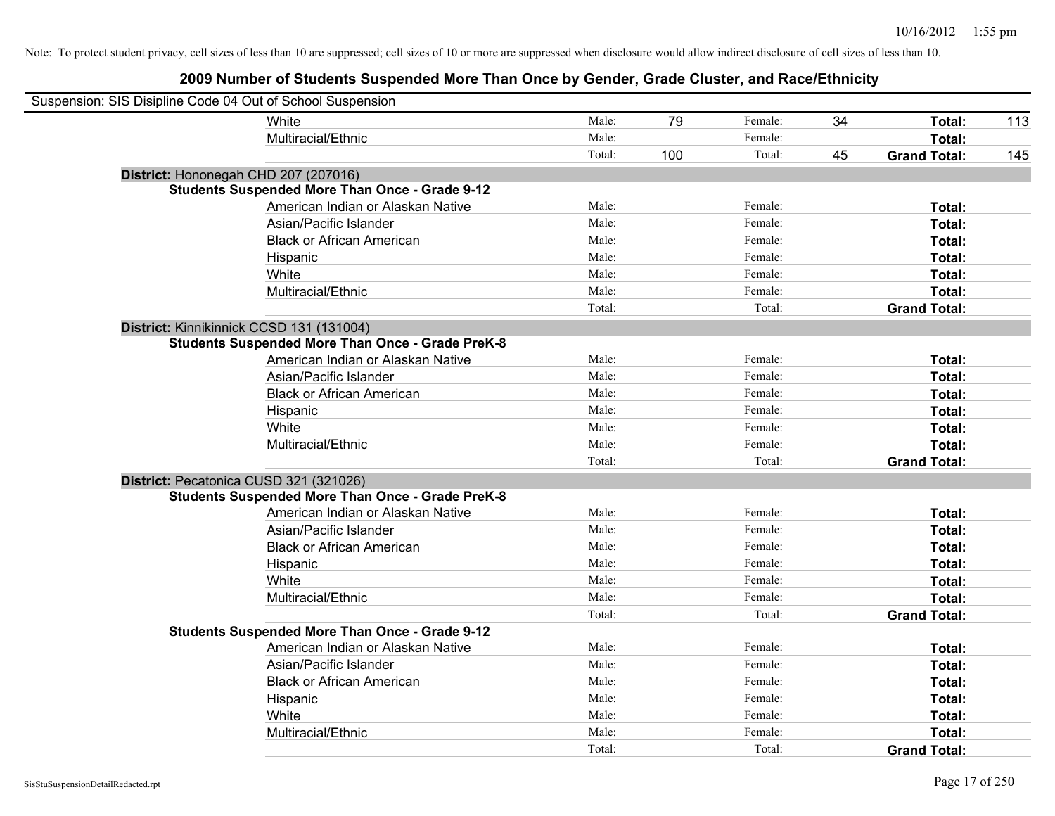Note: To protect student privacy, cell sizes of less than 10 are suppressed; cell sizes of 10 or more are suppressed when disclosure would allow indirect disclosure of cell sizes of less than 10.

## 2009 Number of Students Suspended More Than Once by Gender, Grade Cluster, and Race/Ethnicity

Suspension: SIS Disipline Code 04 Out of School Suspension

| | | | | | | |
|---|---|---|---|---|---|---|
| White | Male: | 79 | Female: | 34 | **Total:** | 113 |
| Multiracial/Ethnic | Male: | | Female: | | **Total:** | |
| | Total: | 100 | Total: | 45 | **Grand Total:** | 145 |

**District:** Hononegah CHD 207 (207016)

**Students Suspended More Than Once - Grade 9-12**

| | | | | | | |
|---|---|---|---|---|---|---|
| American Indian or Alaskan Native | Male: | | Female: | | **Total:** | |
| Asian/Pacific Islander | Male: | | Female: | | **Total:** | |
| Black or African American | Male: | | Female: | | **Total:** | |
| Hispanic | Male: | | Female: | | **Total:** | |
| White | Male: | | Female: | | **Total:** | |
| Multiracial/Ethnic | Male: | | Female: | | **Total:** | |
| | Total: | | Total: | | **Grand Total:** | |

**District:** Kinnikinnick CCSD 131 (131004)

**Students Suspended More Than Once - Grade PreK-8**

| | | | | | | |
|---|---|---|---|---|---|---|
| American Indian or Alaskan Native | Male: | | Female: | | **Total:** | |
| Asian/Pacific Islander | Male: | | Female: | | **Total:** | |
| Black or African American | Male: | | Female: | | **Total:** | |
| Hispanic | Male: | | Female: | | **Total:** | |
| White | Male: | | Female: | | **Total:** | |
| Multiracial/Ethnic | Male: | | Female: | | **Total:** | |
| | Total: | | Total: | | **Grand Total:** | |

**District:** Pecatonica CUSD 321 (321026)

**Students Suspended More Than Once - Grade PreK-8**

| | | | | | | |
|---|---|---|---|---|---|---|
| American Indian or Alaskan Native | Male: | | Female: | | **Total:** | |
| Asian/Pacific Islander | Male: | | Female: | | **Total:** | |
| Black or African American | Male: | | Female: | | **Total:** | |
| Hispanic | Male: | | Female: | | **Total:** | |
| White | Male: | | Female: | | **Total:** | |
| Multiracial/Ethnic | Male: | | Female: | | **Total:** | |
| | Total: | | Total: | | **Grand Total:** | |

**Students Suspended More Than Once - Grade 9-12**

| | | | | | | |
|---|---|---|---|---|---|---|
| American Indian or Alaskan Native | Male: | | Female: | | **Total:** | |
| Asian/Pacific Islander | Male: | | Female: | | **Total:** | |
| Black or African American | Male: | | Female: | | **Total:** | |
| Hispanic | Male: | | Female: | | **Total:** | |
| White | Male: | | Female: | | **Total:** | |
| Multiracial/Ethnic | Male: | | Female: | | **Total:** | |
| | Total: | | Total: | | **Grand Total:** | |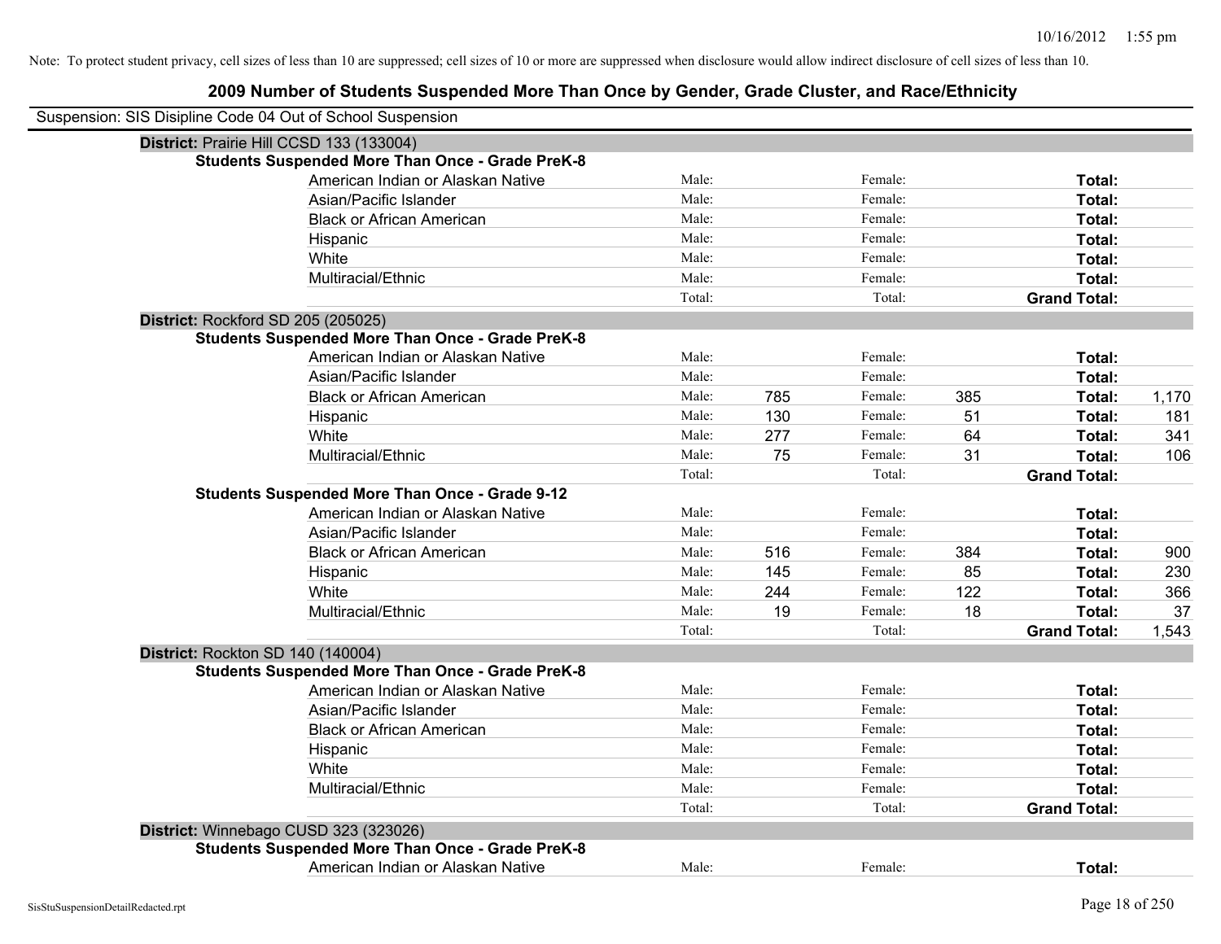Note: To protect student privacy, cell sizes of less than 10 are suppressed; cell sizes of 10 or more are suppressed when disclosure would allow indirect disclosure of cell sizes of less than 10.

# 2009 Number of Students Suspended More Than Once by Gender, Grade Cluster, and Race/Ethnicity

Suspension: SIS Disipline Code 04 Out of School Suspension

**District:** Prairie Hill CCSD 133 (133004)

**Students Suspended More Than Once - Grade PreK-8**

| | | | | | | |
|---|---|---|---|---|---|---|
| American Indian or Alaskan Native | Male: | | Female: | | **Total:** | |
| Asian/Pacific Islander | Male: | | Female: | | **Total:** | |
| Black or African American | Male: | | Female: | | **Total:** | |
| Hispanic | Male: | | Female: | | **Total:** | |
| White | Male: | | Female: | | **Total:** | |
| Multiracial/Ethnic | Male: | | Female: | | **Total:** | |
| | Total: | | Total: | | **Grand Total:** | |

**District:** Rockford SD 205 (205025)

**Students Suspended More Than Once - Grade PreK-8**

| | | | | | | |
|---|---|---|---|---|---|---|
| American Indian or Alaskan Native | Male: | | Female: | | **Total:** | |
| Asian/Pacific Islander | Male: | | Female: | | **Total:** | |
| Black or African American | Male: | 785 | Female: | 385 | **Total:** | 1,170 |
| Hispanic | Male: | 130 | Female: | 51 | **Total:** | 181 |
| White | Male: | 277 | Female: | 64 | **Total:** | 341 |
| Multiracial/Ethnic | Male: | 75 | Female: | 31 | **Total:** | 106 |
| | Total: | | Total: | | **Grand Total:** | |

**Students Suspended More Than Once - Grade 9-12**

| | | | | | | |
|---|---|---|---|---|---|---|
| American Indian or Alaskan Native | Male: | | Female: | | **Total:** | |
| Asian/Pacific Islander | Male: | | Female: | | **Total:** | |
| Black or African American | Male: | 516 | Female: | 384 | **Total:** | 900 |
| Hispanic | Male: | 145 | Female: | 85 | **Total:** | 230 |
| White | Male: | 244 | Female: | 122 | **Total:** | 366 |
| Multiracial/Ethnic | Male: | 19 | Female: | 18 | **Total:** | 37 |
| | Total: | | Total: | | **Grand Total:** | 1,543 |

**District:** Rockton SD 140 (140004)

**Students Suspended More Than Once - Grade PreK-8**

| | | | | | | |
|---|---|---|---|---|---|---|
| American Indian or Alaskan Native | Male: | | Female: | | **Total:** | |
| Asian/Pacific Islander | Male: | | Female: | | **Total:** | |
| Black or African American | Male: | | Female: | | **Total:** | |
| Hispanic | Male: | | Female: | | **Total:** | |
| White | Male: | | Female: | | **Total:** | |
| Multiracial/Ethnic | Male: | | Female: | | **Total:** | |
| | Total: | | Total: | | **Grand Total:** | |

**District:** Winnebago CUSD 323 (323026)

**Students Suspended More Than Once - Grade PreK-8**

| | | | | | | |
|---|---|---|---|---|---|---|
| American Indian or Alaskan Native | Male: | | Female: | | **Total:** | |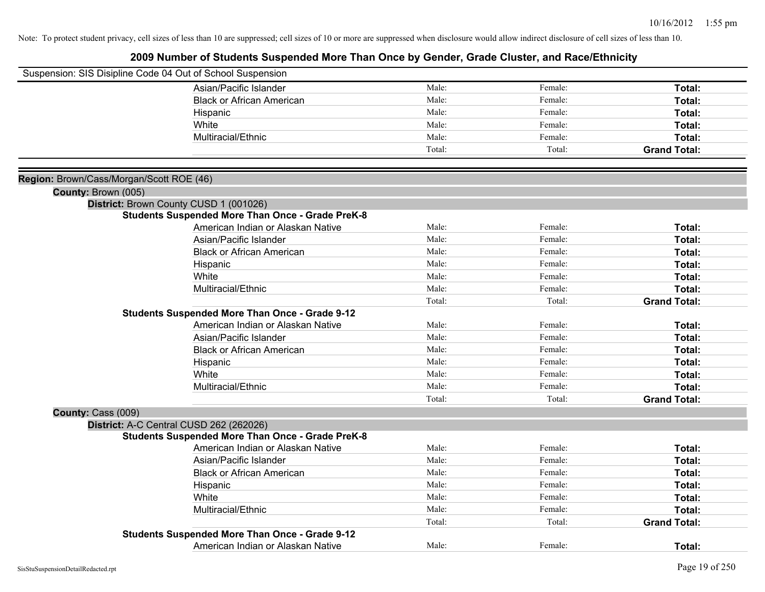Note: To protect student privacy, cell sizes of less than 10 are suppressed; cell sizes of 10 or more are suppressed when disclosure would allow indirect disclosure of cell sizes of less than 10.

# 2009 Number of Students Suspended More Than Once by Gender, Grade Cluster, and Race/Ethnicity

Suspension: SIS Disipline Code 04 Out of School Suspension

| | | | |
|---|---|---|---|
| Asian/Pacific Islander | Male: | Female: | **Total:** |
| Black or African American | Male: | Female: | **Total:** |
| Hispanic | Male: | Female: | **Total:** |
| White | Male: | Female: | **Total:** |
| Multiracial/Ethnic | Male: | Female: | **Total:** |
| | Total: | Total: | **Grand Total:** |

**Region:** Brown/Cass/Morgan/Scott ROE (46)

**County:** Brown (005)

**District:** Brown County CUSD 1 (001026)

**Students Suspended More Than Once - Grade PreK-8**

| | | | |
|---|---|---|---|
| American Indian or Alaskan Native | Male: | Female: | **Total:** |
| Asian/Pacific Islander | Male: | Female: | **Total:** |
| Black or African American | Male: | Female: | **Total:** |
| Hispanic | Male: | Female: | **Total:** |
| White | Male: | Female: | **Total:** |
| Multiracial/Ethnic | Male: | Female: | **Total:** |
| | Total: | Total: | **Grand Total:** |

**Students Suspended More Than Once - Grade 9-12**

| | | | |
|---|---|---|---|
| American Indian or Alaskan Native | Male: | Female: | **Total:** |
| Asian/Pacific Islander | Male: | Female: | **Total:** |
| Black or African American | Male: | Female: | **Total:** |
| Hispanic | Male: | Female: | **Total:** |
| White | Male: | Female: | **Total:** |
| Multiracial/Ethnic | Male: | Female: | **Total:** |
| | Total: | Total: | **Grand Total:** |

**County:** Cass (009)

**District:** A-C Central CUSD 262 (262026)

**Students Suspended More Than Once - Grade PreK-8**

| | | | |
|---|---|---|---|
| American Indian or Alaskan Native | Male: | Female: | **Total:** |
| Asian/Pacific Islander | Male: | Female: | **Total:** |
| Black or African American | Male: | Female: | **Total:** |
| Hispanic | Male: | Female: | **Total:** |
| White | Male: | Female: | **Total:** |
| Multiracial/Ethnic | Male: | Female: | **Total:** |
| | Total: | Total: | **Grand Total:** |

**Students Suspended More Than Once - Grade 9-12**

| | | | |
|---|---|---|---|
| American Indian or Alaskan Native | Male: | Female: | **Total:** |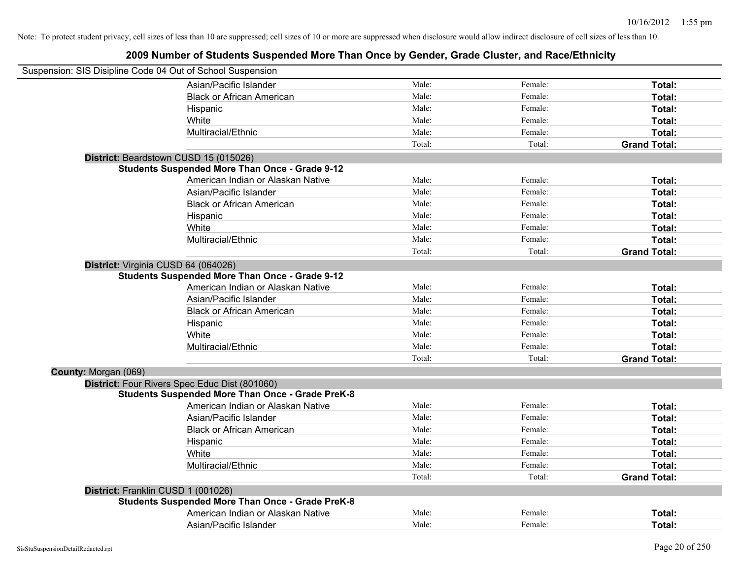Note: To protect student privacy, cell sizes of less than 10 are suppressed; cell sizes of 10 or more are suppressed when disclosure would allow indirect disclosure of cell sizes of less than 10.

# 2009 Number of Students Suspended More Than Once by Gender, Grade Cluster, and Race/Ethnicity

Suspension: SIS Disipline Code 04 Out of School Suspension

| | | | |
|---|---|---|---|
| Asian/Pacific Islander | Male: | Female: | **Total:** |
| Black or African American | Male: | Female: | **Total:** |
| Hispanic | Male: | Female: | **Total:** |
| White | Male: | Female: | **Total:** |
| Multiracial/Ethnic | Male: | Female: | **Total:** |
| | Total: | Total: | **Grand Total:** |

**District:** Beardstown CUSD 15 (015026)

**Students Suspended More Than Once - Grade 9-12**

| | | | |
|---|---|---|---|
| American Indian or Alaskan Native | Male: | Female: | **Total:** |
| Asian/Pacific Islander | Male: | Female: | **Total:** |
| Black or African American | Male: | Female: | **Total:** |
| Hispanic | Male: | Female: | **Total:** |
| White | Male: | Female: | **Total:** |
| Multiracial/Ethnic | Male: | Female: | **Total:** |
| | Total: | Total: | **Grand Total:** |

**District:** Virginia CUSD 64 (064026)

**Students Suspended More Than Once - Grade 9-12**

| | | | |
|---|---|---|---|
| American Indian or Alaskan Native | Male: | Female: | **Total:** |
| Asian/Pacific Islander | Male: | Female: | **Total:** |
| Black or African American | Male: | Female: | **Total:** |
| Hispanic | Male: | Female: | **Total:** |
| White | Male: | Female: | **Total:** |
| Multiracial/Ethnic | Male: | Female: | **Total:** |
| | Total: | Total: | **Grand Total:** |

**County:** Morgan (069)

**District:** Four Rivers Spec Educ Dist (801060)

**Students Suspended More Than Once - Grade PreK-8**

| | | | |
|---|---|---|---|
| American Indian or Alaskan Native | Male: | Female: | **Total:** |
| Asian/Pacific Islander | Male: | Female: | **Total:** |
| Black or African American | Male: | Female: | **Total:** |
| Hispanic | Male: | Female: | **Total:** |
| White | Male: | Female: | **Total:** |
| Multiracial/Ethnic | Male: | Female: | **Total:** |
| | Total: | Total: | **Grand Total:** |

**District:** Franklin CUSD 1 (001026)

**Students Suspended More Than Once - Grade PreK-8**

| | | | |
|---|---|---|---|
| American Indian or Alaskan Native | Male: | Female: | **Total:** |
| Asian/Pacific Islander | Male: | Female: | **Total:** |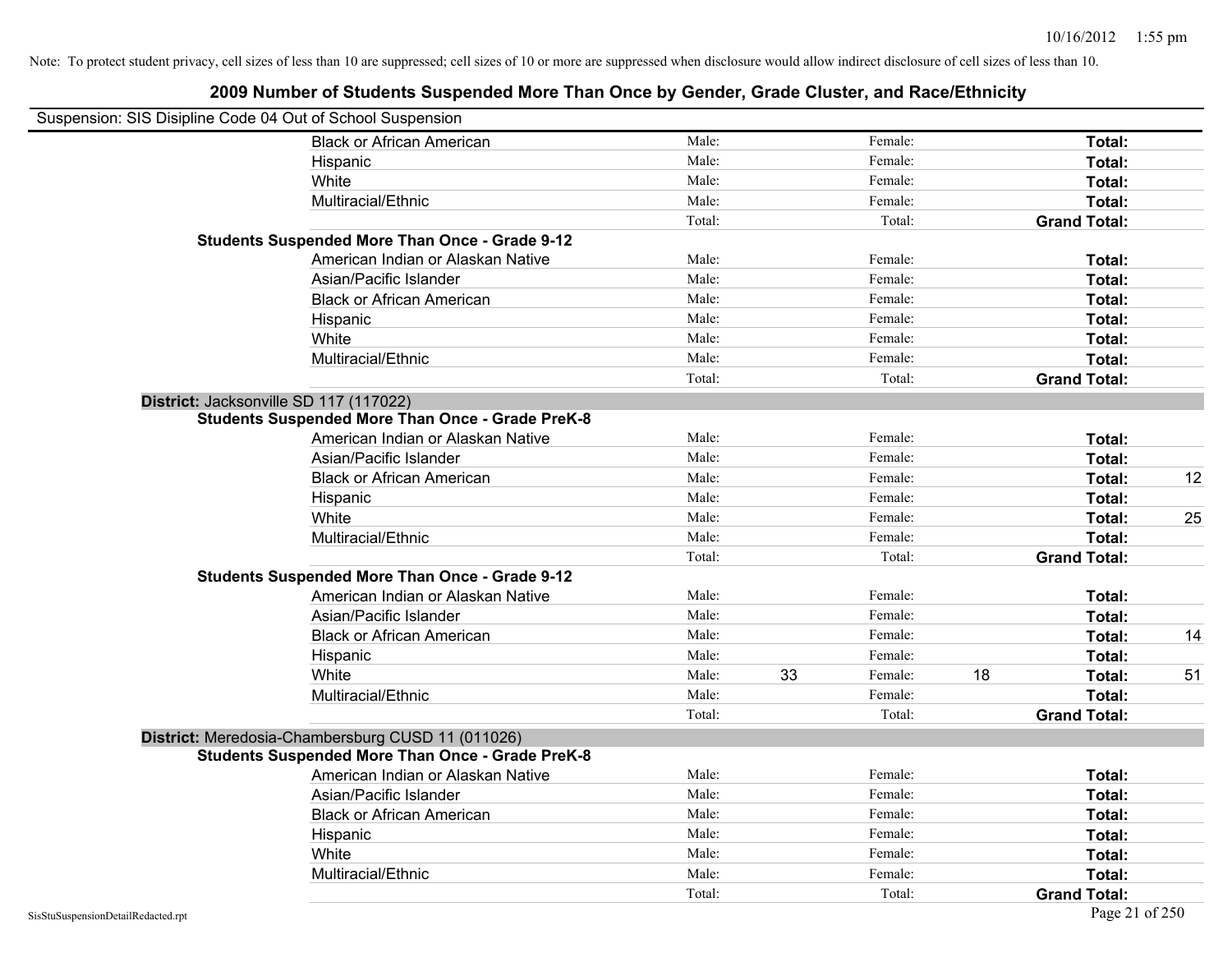Note: To protect student privacy, cell sizes of less than 10 are suppressed; cell sizes of 10 or more are suppressed when disclosure would allow indirect disclosure of cell sizes of less than 10.

## 2009 Number of Students Suspended More Than Once by Gender, Grade Cluster, and Race/Ethnicity

Suspension: SIS Disipline Code 04 Out of School Suspension

| | | | | | | | |
|---|---|---|---|---|---|---|---|
| Black or African American | Male: | | Female: | | **Total:** | |
| Hispanic | Male: | | Female: | | **Total:** | |
| White | Male: | | Female: | | **Total:** | |
| Multiracial/Ethnic | Male: | | Female: | | **Total:** | |
| | Total: | | Total: | | **Grand Total:** | |

**Students Suspended More Than Once - Grade 9-12**

| | | | | | | |
|---|---|---|---|---|---|---|
| American Indian or Alaskan Native | Male: | | Female: | | **Total:** | |
| Asian/Pacific Islander | Male: | | Female: | | **Total:** | |
| Black or African American | Male: | | Female: | | **Total:** | |
| Hispanic | Male: | | Female: | | **Total:** | |
| White | Male: | | Female: | | **Total:** | |
| Multiracial/Ethnic | Male: | | Female: | | **Total:** | |
| | Total: | | Total: | | **Grand Total:** | |

**District:** Jacksonville SD 117 (117022)

**Students Suspended More Than Once - Grade PreK-8**

| | | | | | | |
|---|---|---|---|---|---|---|
| American Indian or Alaskan Native | Male: | | Female: | | **Total:** | |
| Asian/Pacific Islander | Male: | | Female: | | **Total:** | |
| Black or African American | Male: | | Female: | | **Total:** | 12 |
| Hispanic | Male: | | Female: | | **Total:** | |
| White | Male: | | Female: | | **Total:** | 25 |
| Multiracial/Ethnic | Male: | | Female: | | **Total:** | |
| | Total: | | Total: | | **Grand Total:** | |

**Students Suspended More Than Once - Grade 9-12**

| | | | | | | |
|---|---|---|---|---|---|---|
| American Indian or Alaskan Native | Male: | | Female: | | **Total:** | |
| Asian/Pacific Islander | Male: | | Female: | | **Total:** | |
| Black or African American | Male: | | Female: | | **Total:** | 14 |
| Hispanic | Male: | | Female: | | **Total:** | |
| White | Male: | 33 | Female: | 18 | **Total:** | 51 |
| Multiracial/Ethnic | Male: | | Female: | | **Total:** | |
| | Total: | | Total: | | **Grand Total:** | |

**District:** Meredosia-Chambersburg CUSD 11 (011026)

**Students Suspended More Than Once - Grade PreK-8**

| | | | | | | |
|---|---|---|---|---|---|---|
| American Indian or Alaskan Native | Male: | | Female: | | **Total:** | |
| Asian/Pacific Islander | Male: | | Female: | | **Total:** | |
| Black or African American | Male: | | Female: | | **Total:** | |
| Hispanic | Male: | | Female: | | **Total:** | |
| White | Male: | | Female: | | **Total:** | |
| Multiracial/Ethnic | Male: | | Female: | | **Total:** | |
| | Total: | | Total: | | **Grand Total:** | |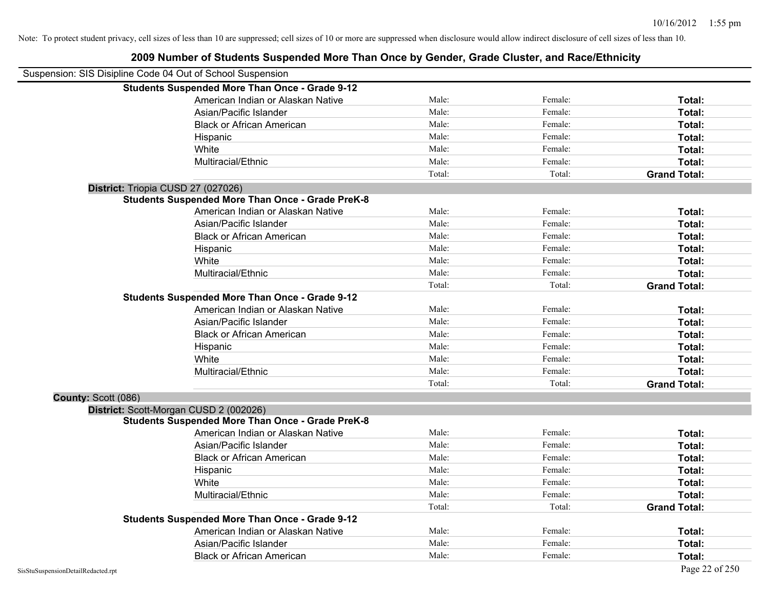Note: To protect student privacy, cell sizes of less than 10 are suppressed; cell sizes of 10 or more are suppressed when disclosure would allow indirect disclosure of cell sizes of less than 10.

# 2009 Number of Students Suspended More Than Once by Gender, Grade Cluster, and Race/Ethnicity

Suspension: SIS Disipline Code 04 Out of School Suspension

**Students Suspended More Than Once - Grade 9-12**

| | | | |
|---|---|---|---|
| American Indian or Alaskan Native | Male: | Female: | **Total:** |
| Asian/Pacific Islander | Male: | Female: | **Total:** |
| Black or African American | Male: | Female: | **Total:** |
| Hispanic | Male: | Female: | **Total:** |
| White | Male: | Female: | **Total:** |
| Multiracial/Ethnic | Male: | Female: | **Total:** |
| | Total: | Total: | **Grand Total:** |

**District:** Triopia CUSD 27 (027026)

**Students Suspended More Than Once - Grade PreK-8**

| | | | |
|---|---|---|---|
| American Indian or Alaskan Native | Male: | Female: | **Total:** |
| Asian/Pacific Islander | Male: | Female: | **Total:** |
| Black or African American | Male: | Female: | **Total:** |
| Hispanic | Male: | Female: | **Total:** |
| White | Male: | Female: | **Total:** |
| Multiracial/Ethnic | Male: | Female: | **Total:** |
| | Total: | Total: | **Grand Total:** |

**Students Suspended More Than Once - Grade 9-12**

| | | | |
|---|---|---|---|
| American Indian or Alaskan Native | Male: | Female: | **Total:** |
| Asian/Pacific Islander | Male: | Female: | **Total:** |
| Black or African American | Male: | Female: | **Total:** |
| Hispanic | Male: | Female: | **Total:** |
| White | Male: | Female: | **Total:** |
| Multiracial/Ethnic | Male: | Female: | **Total:** |
| | Total: | Total: | **Grand Total:** |

**County:** Scott (086)

**District:** Scott-Morgan CUSD 2 (002026)

**Students Suspended More Than Once - Grade PreK-8**

| | | | |
|---|---|---|---|
| American Indian or Alaskan Native | Male: | Female: | **Total:** |
| Asian/Pacific Islander | Male: | Female: | **Total:** |
| Black or African American | Male: | Female: | **Total:** |
| Hispanic | Male: | Female: | **Total:** |
| White | Male: | Female: | **Total:** |
| Multiracial/Ethnic | Male: | Female: | **Total:** |
| | Total: | Total: | **Grand Total:** |

**Students Suspended More Than Once - Grade 9-12**

| | | | |
|---|---|---|---|
| American Indian or Alaskan Native | Male: | Female: | **Total:** |
| Asian/Pacific Islander | Male: | Female: | **Total:** |
| Black or African American | Male: | Female: | **Total:** |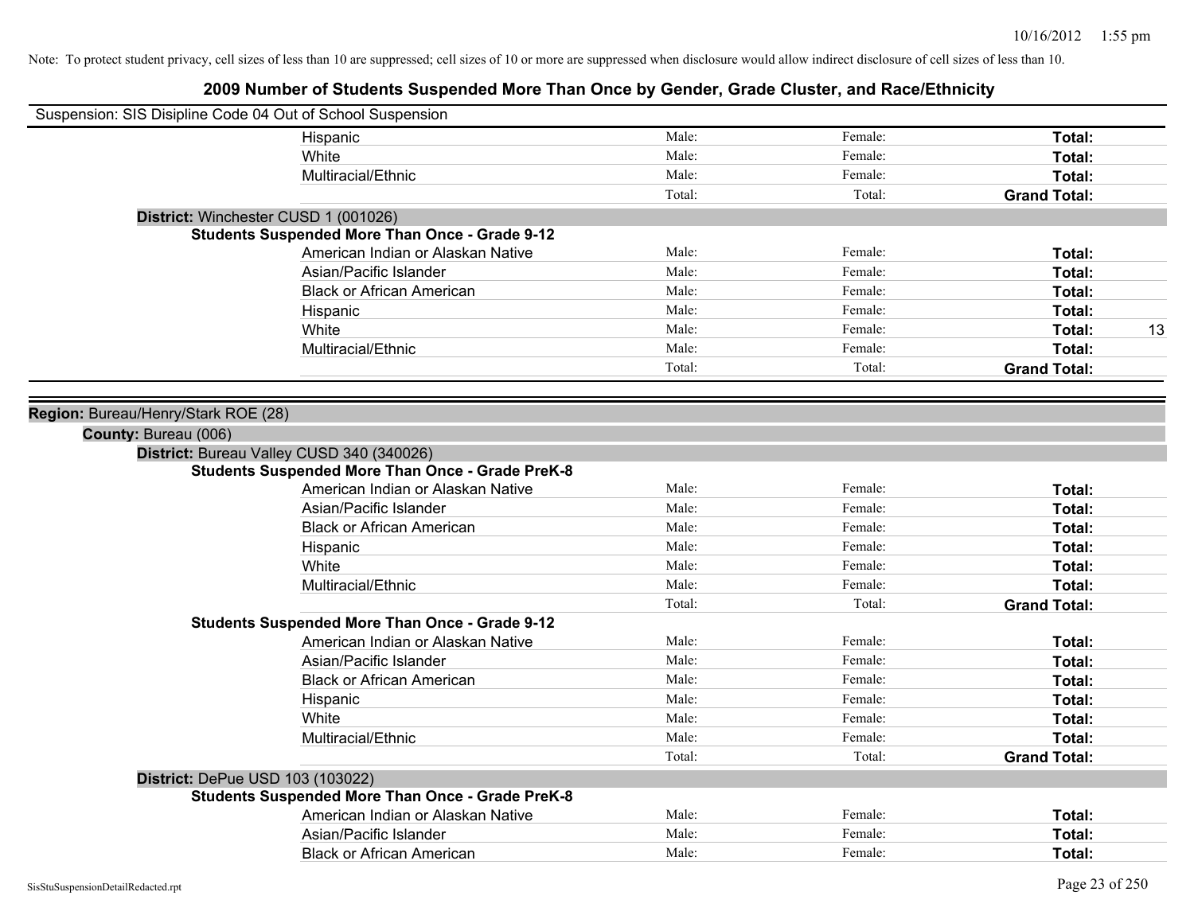Note: To protect student privacy, cell sizes of less than 10 are suppressed; cell sizes of 10 or more are suppressed when disclosure would allow indirect disclosure of cell sizes of less than 10.

# 2009 Number of Students Suspended More Than Once by Gender, Grade Cluster, and Race/Ethnicity

Suspension: SIS Disipline Code 04 Out of School Suspension

| | | | | |
|---|---|---|---|---|
| Hispanic | Male: | Female: | **Total:** | |
| White | Male: | Female: | **Total:** | |
| Multiracial/Ethnic | Male: | Female: | **Total:** | |
| | Total: | Total: | **Grand Total:** | |

**District:** Winchester CUSD 1 (001026)

**Students Suspended More Than Once - Grade 9-12**

| | | | | |
|---|---|---|---|---|
| American Indian or Alaskan Native | Male: | Female: | **Total:** | |
| Asian/Pacific Islander | Male: | Female: | **Total:** | |
| Black or African American | Male: | Female: | **Total:** | |
| Hispanic | Male: | Female: | **Total:** | |
| White | Male: | Female: | **Total:** | 13 |
| Multiracial/Ethnic | Male: | Female: | **Total:** | |
| | Total: | Total: | **Grand Total:** | |

**Region:** Bureau/Henry/Stark ROE (28)

**County:** Bureau (006)

**District:** Bureau Valley CUSD 340 (340026)

**Students Suspended More Than Once - Grade PreK-8**

| | | | | |
|---|---|---|---|---|
| American Indian or Alaskan Native | Male: | Female: | **Total:** | |
| Asian/Pacific Islander | Male: | Female: | **Total:** | |
| Black or African American | Male: | Female: | **Total:** | |
| Hispanic | Male: | Female: | **Total:** | |
| White | Male: | Female: | **Total:** | |
| Multiracial/Ethnic | Male: | Female: | **Total:** | |
| | Total: | Total: | **Grand Total:** | |

**Students Suspended More Than Once - Grade 9-12**

| | | | | |
|---|---|---|---|---|
| American Indian or Alaskan Native | Male: | Female: | **Total:** | |
| Asian/Pacific Islander | Male: | Female: | **Total:** | |
| Black or African American | Male: | Female: | **Total:** | |
| Hispanic | Male: | Female: | **Total:** | |
| White | Male: | Female: | **Total:** | |
| Multiracial/Ethnic | Male: | Female: | **Total:** | |
| | Total: | Total: | **Grand Total:** | |

**District:** DePue USD 103 (103022)

**Students Suspended More Than Once - Grade PreK-8**

| | | | | |
|---|---|---|---|---|
| American Indian or Alaskan Native | Male: | Female: | **Total:** | |
| Asian/Pacific Islander | Male: | Female: | **Total:** | |
| Black or African American | Male: | Female: | **Total:** | |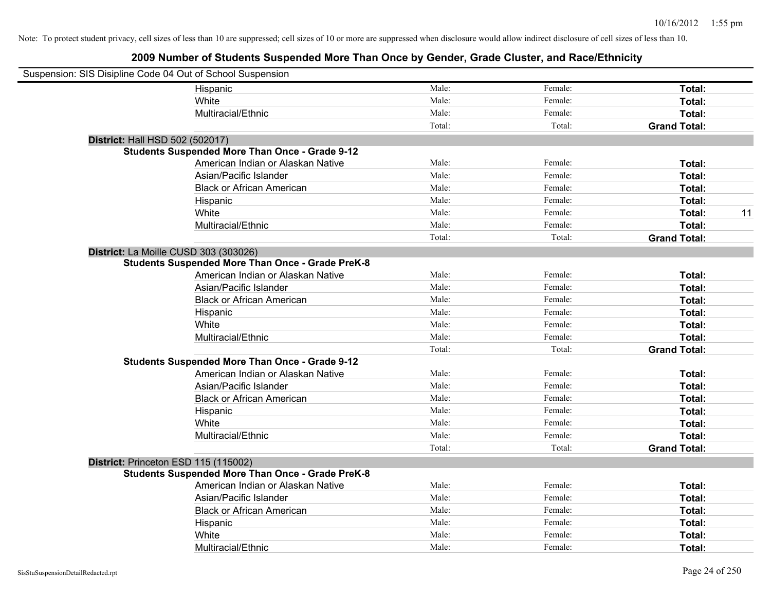Note: To protect student privacy, cell sizes of less than 10 are suppressed; cell sizes of 10 or more are suppressed when disclosure would allow indirect disclosure of cell sizes of less than 10.

## 2009 Number of Students Suspended More Than Once by Gender, Grade Cluster, and Race/Ethnicity

Suspension: SIS Disipline Code 04 Out of School Suspension

| | | | | |
|---|---|---|---|---|
| Hispanic | Male: | Female: | **Total:** | |
| White | Male: | Female: | **Total:** | |
| Multiracial/Ethnic | Male: | Female: | **Total:** | |
| | Total: | Total: | **Grand Total:** | |

**District:** Hall HSD 502 (502017)

**Students Suspended More Than Once - Grade 9-12**

| | | | | |
|---|---|---|---|---|
| American Indian or Alaskan Native | Male: | Female: | **Total:** | |
| Asian/Pacific Islander | Male: | Female: | **Total:** | |
| Black or African American | Male: | Female: | **Total:** | |
| Hispanic | Male: | Female: | **Total:** | |
| White | Male: | Female: | **Total:** | 11 |
| Multiracial/Ethnic | Male: | Female: | **Total:** | |
| | Total: | Total: | **Grand Total:** | |

**District:** La Moille CUSD 303 (303026)

**Students Suspended More Than Once - Grade PreK-8**

| | | | | |
|---|---|---|---|---|
| American Indian or Alaskan Native | Male: | Female: | **Total:** | |
| Asian/Pacific Islander | Male: | Female: | **Total:** | |
| Black or African American | Male: | Female: | **Total:** | |
| Hispanic | Male: | Female: | **Total:** | |
| White | Male: | Female: | **Total:** | |
| Multiracial/Ethnic | Male: | Female: | **Total:** | |
| | Total: | Total: | **Grand Total:** | |

**Students Suspended More Than Once - Grade 9-12**

| | | | | |
|---|---|---|---|---|
| American Indian or Alaskan Native | Male: | Female: | **Total:** | |
| Asian/Pacific Islander | Male: | Female: | **Total:** | |
| Black or African American | Male: | Female: | **Total:** | |
| Hispanic | Male: | Female: | **Total:** | |
| White | Male: | Female: | **Total:** | |
| Multiracial/Ethnic | Male: | Female: | **Total:** | |
| | Total: | Total: | **Grand Total:** | |

**District:** Princeton ESD 115 (115002)

**Students Suspended More Than Once - Grade PreK-8**

| | | | | |
|---|---|---|---|---|
| American Indian or Alaskan Native | Male: | Female: | **Total:** | |
| Asian/Pacific Islander | Male: | Female: | **Total:** | |
| Black or African American | Male: | Female: | **Total:** | |
| Hispanic | Male: | Female: | **Total:** | |
| White | Male: | Female: | **Total:** | |
| Multiracial/Ethnic | Male: | Female: | **Total:** | |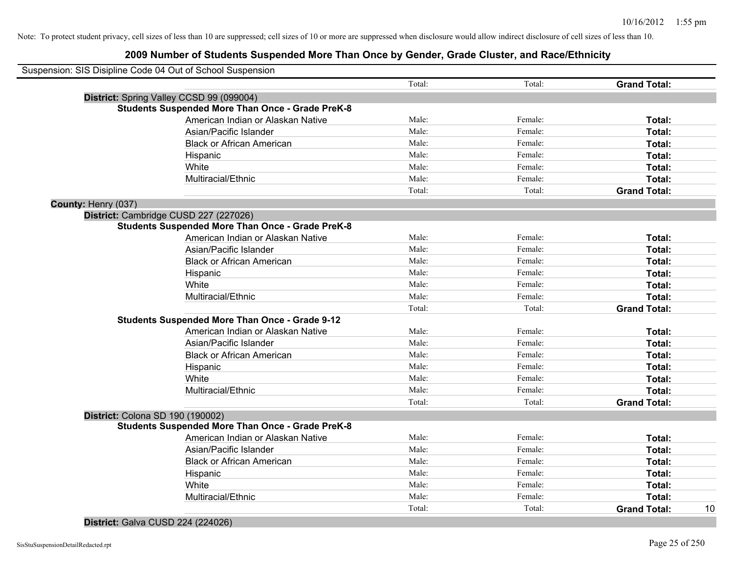Note: To protect student privacy, cell sizes of less than 10 are suppressed; cell sizes of 10 or more are suppressed when disclosure would allow indirect disclosure of cell sizes of less than 10.

## 2009 Number of Students Suspended More Than Once by Gender, Grade Cluster, and Race/Ethnicity

Suspension: SIS Disipline Code 04 Out of School Suspension

| | | | | |
|---|---|---|---|---|
| | Total: | Total: | **Grand Total:** | |

**District:** Spring Valley CCSD 99 (099004)

**Students Suspended More Than Once - Grade PreK-8**

| | | | | |
|---|---|---|---|---|
| American Indian or Alaskan Native | Male: | Female: | **Total:** | |
| Asian/Pacific Islander | Male: | Female: | **Total:** | |
| Black or African American | Male: | Female: | **Total:** | |
| Hispanic | Male: | Female: | **Total:** | |
| White | Male: | Female: | **Total:** | |
| Multiracial/Ethnic | Male: | Female: | **Total:** | |
| | Total: | Total: | **Grand Total:** | |

**County:** Henry (037)

**District:** Cambridge CUSD 227 (227026)

**Students Suspended More Than Once - Grade PreK-8**

| | | | | |
|---|---|---|---|---|
| American Indian or Alaskan Native | Male: | Female: | **Total:** | |
| Asian/Pacific Islander | Male: | Female: | **Total:** | |
| Black or African American | Male: | Female: | **Total:** | |
| Hispanic | Male: | Female: | **Total:** | |
| White | Male: | Female: | **Total:** | |
| Multiracial/Ethnic | Male: | Female: | **Total:** | |
| | Total: | Total: | **Grand Total:** | |

**Students Suspended More Than Once - Grade 9-12**

| | | | | |
|---|---|---|---|---|
| American Indian or Alaskan Native | Male: | Female: | **Total:** | |
| Asian/Pacific Islander | Male: | Female: | **Total:** | |
| Black or African American | Male: | Female: | **Total:** | |
| Hispanic | Male: | Female: | **Total:** | |
| White | Male: | Female: | **Total:** | |
| Multiracial/Ethnic | Male: | Female: | **Total:** | |
| | Total: | Total: | **Grand Total:** | |

**District:** Colona SD 190 (190002)

**Students Suspended More Than Once - Grade PreK-8**

| | | | | |
|---|---|---|---|---|
| American Indian or Alaskan Native | Male: | Female: | **Total:** | |
| Asian/Pacific Islander | Male: | Female: | **Total:** | |
| Black or African American | Male: | Female: | **Total:** | |
| Hispanic | Male: | Female: | **Total:** | |
| White | Male: | Female: | **Total:** | |
| Multiracial/Ethnic | Male: | Female: | **Total:** | |
| | Total: | Total: | **Grand Total:** | 10 |

**District:** Galva CUSD 224 (224026)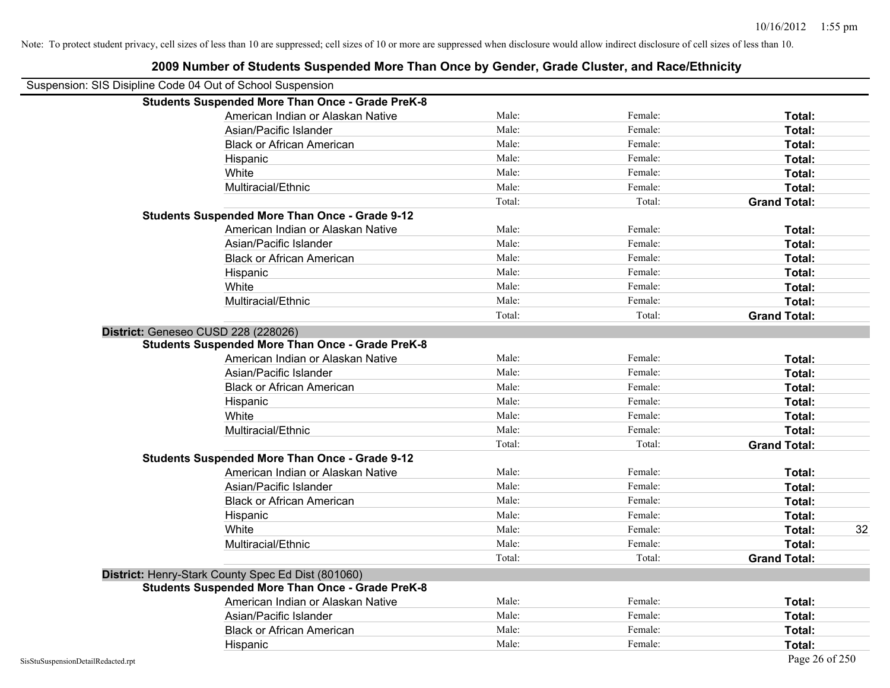Note: To protect student privacy, cell sizes of less than 10 are suppressed; cell sizes of 10 or more are suppressed when disclosure would allow indirect disclosure of cell sizes of less than 10.

## 2009 Number of Students Suspended More Than Once by Gender, Grade Cluster, and Race/Ethnicity

Suspension: SIS Disipline Code 04 Out of School Suspension

| | | | | |
|---|---|---|---|---|
| **Students Suspended More Than Once - Grade PreK-8** | | | | |
| American Indian or Alaskan Native | Male: | Female: | **Total:** | |
| Asian/Pacific Islander | Male: | Female: | **Total:** | |
| Black or African American | Male: | Female: | **Total:** | |
| Hispanic | Male: | Female: | **Total:** | |
| White | Male: | Female: | **Total:** | |
| Multiracial/Ethnic | Male: | Female: | **Total:** | |
| | Total: | Total: | **Grand Total:** | |
| **Students Suspended More Than Once - Grade 9-12** | | | | |
| American Indian or Alaskan Native | Male: | Female: | **Total:** | |
| Asian/Pacific Islander | Male: | Female: | **Total:** | |
| Black or African American | Male: | Female: | **Total:** | |
| Hispanic | Male: | Female: | **Total:** | |
| White | Male: | Female: | **Total:** | |
| Multiracial/Ethnic | Male: | Female: | **Total:** | |
| | Total: | Total: | **Grand Total:** | |

**District:** Geneseo CUSD 228 (228026)

| | | | | |
|---|---|---|---|---|
| **Students Suspended More Than Once - Grade PreK-8** | | | | |
| American Indian or Alaskan Native | Male: | Female: | **Total:** | |
| Asian/Pacific Islander | Male: | Female: | **Total:** | |
| Black or African American | Male: | Female: | **Total:** | |
| Hispanic | Male: | Female: | **Total:** | |
| White | Male: | Female: | **Total:** | |
| Multiracial/Ethnic | Male: | Female: | **Total:** | |
| | Total: | Total: | **Grand Total:** | |
| **Students Suspended More Than Once - Grade 9-12** | | | | |
| American Indian or Alaskan Native | Male: | Female: | **Total:** | |
| Asian/Pacific Islander | Male: | Female: | **Total:** | |
| Black or African American | Male: | Female: | **Total:** | |
| Hispanic | Male: | Female: | **Total:** | |
| White | Male: | Female: | **Total:** | 32 |
| Multiracial/Ethnic | Male: | Female: | **Total:** | |
| | Total: | Total: | **Grand Total:** | |

**District:** Henry-Stark County Spec Ed Dist (801060)

| | | | | |
|---|---|---|---|---|
| **Students Suspended More Than Once - Grade PreK-8** | | | | |
| American Indian or Alaskan Native | Male: | Female: | **Total:** | |
| Asian/Pacific Islander | Male: | Female: | **Total:** | |
| Black or African American | Male: | Female: | **Total:** | |
| Hispanic | Male: | Female: | **Total:** | |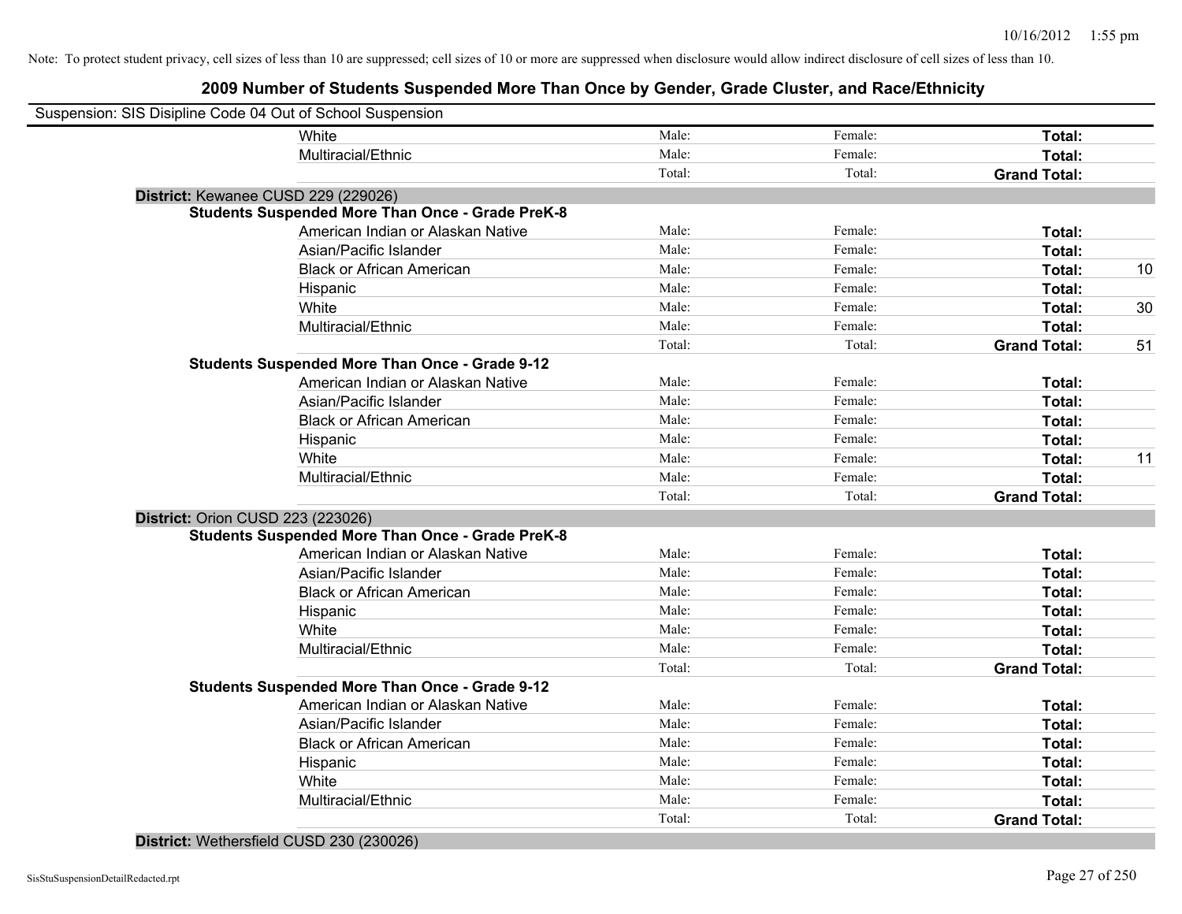Note: To protect student privacy, cell sizes of less than 10 are suppressed; cell sizes of 10 or more are suppressed when disclosure would allow indirect disclosure of cell sizes of less than 10.

## 2009 Number of Students Suspended More Than Once by Gender, Grade Cluster, and Race/Ethnicity

Suspension: SIS Disipline Code 04 Out of School Suspension

| | | | | | |
|---|---|---|---|---|---|
| | White | Male: | Female: | **Total:** | |
| | Multiracial/Ethnic | Male: | Female: | **Total:** | |
| | | Total: | Total: | **Grand Total:** | |
| **District:** Kewanee CUSD 229 (229026) | | | | | |
| **Students Suspended More Than Once - Grade PreK-8** | | | | | |
| | American Indian or Alaskan Native | Male: | Female: | **Total:** | |
| | Asian/Pacific Islander | Male: | Female: | **Total:** | |
| | Black or African American | Male: | Female: | **Total:** | 10 |
| | Hispanic | Male: | Female: | **Total:** | |
| | White | Male: | Female: | **Total:** | 30 |
| | Multiracial/Ethnic | Male: | Female: | **Total:** | |
| | | Total: | Total: | **Grand Total:** | 51 |
| **Students Suspended More Than Once - Grade 9-12** | | | | | |
| | American Indian or Alaskan Native | Male: | Female: | **Total:** | |
| | Asian/Pacific Islander | Male: | Female: | **Total:** | |
| | Black or African American | Male: | Female: | **Total:** | |
| | Hispanic | Male: | Female: | **Total:** | |
| | White | Male: | Female: | **Total:** | 11 |
| | Multiracial/Ethnic | Male: | Female: | **Total:** | |
| | | Total: | Total: | **Grand Total:** | |
| **District:** Orion CUSD 223 (223026) | | | | | |
| **Students Suspended More Than Once - Grade PreK-8** | | | | | |
| | American Indian or Alaskan Native | Male: | Female: | **Total:** | |
| | Asian/Pacific Islander | Male: | Female: | **Total:** | |
| | Black or African American | Male: | Female: | **Total:** | |
| | Hispanic | Male: | Female: | **Total:** | |
| | White | Male: | Female: | **Total:** | |
| | Multiracial/Ethnic | Male: | Female: | **Total:** | |
| | | Total: | Total: | **Grand Total:** | |
| **Students Suspended More Than Once - Grade 9-12** | | | | | |
| | American Indian or Alaskan Native | Male: | Female: | **Total:** | |
| | Asian/Pacific Islander | Male: | Female: | **Total:** | |
| | Black or African American | Male: | Female: | **Total:** | |
| | Hispanic | Male: | Female: | **Total:** | |
| | White | Male: | Female: | **Total:** | |
| | Multiracial/Ethnic | Male: | Female: | **Total:** | |
| | | Total: | Total: | **Grand Total:** | |
| **District:** Wethersfield CUSD 230 (230026) | | | | | |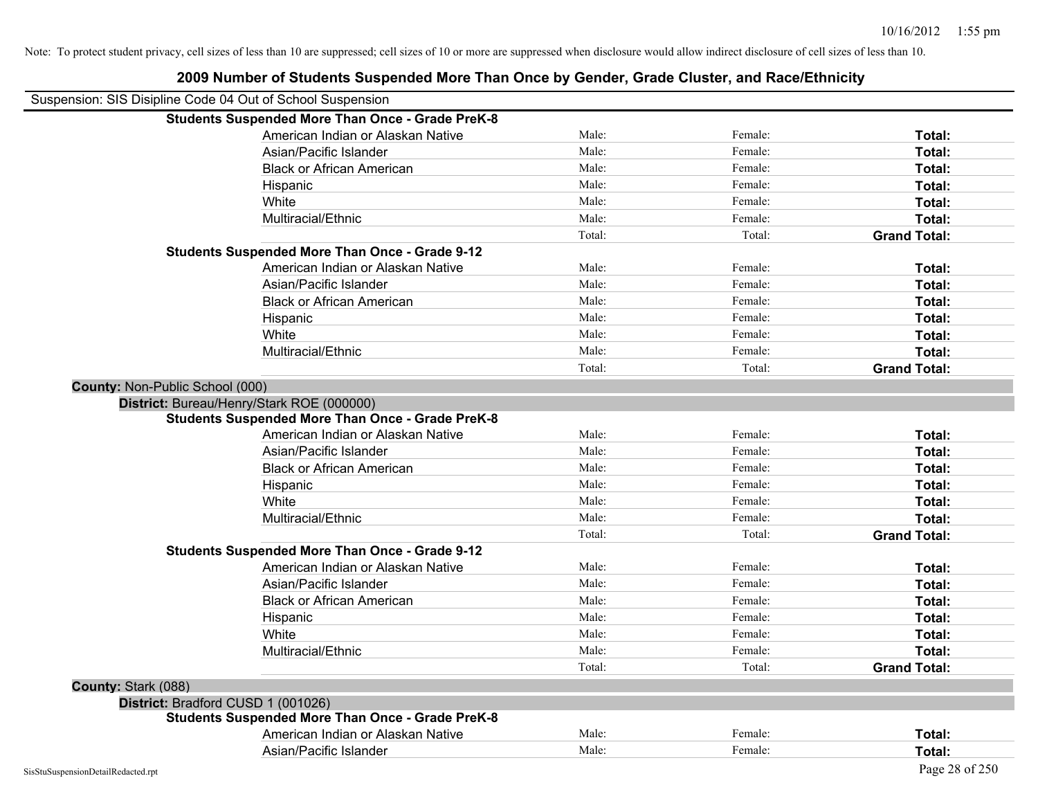Note: To protect student privacy, cell sizes of less than 10 are suppressed; cell sizes of 10 or more are suppressed when disclosure would allow indirect disclosure of cell sizes of less than 10.

## 2009 Number of Students Suspended More Than Once by Gender, Grade Cluster, and Race/Ethnicity

Suspension: SIS Disipline Code 04 Out of School Suspension

**Students Suspended More Than Once - Grade PreK-8**

| | | | |
|---|---|---|---|
| American Indian or Alaskan Native | Male: | Female: | **Total:** |
| Asian/Pacific Islander | Male: | Female: | **Total:** |
| Black or African American | Male: | Female: | **Total:** |
| Hispanic | Male: | Female: | **Total:** |
| White | Male: | Female: | **Total:** |
| Multiracial/Ethnic | Male: | Female: | **Total:** |
| | Total: | Total: | **Grand Total:** |

**Students Suspended More Than Once - Grade 9-12**

| | | | |
|---|---|---|---|
| American Indian or Alaskan Native | Male: | Female: | **Total:** |
| Asian/Pacific Islander | Male: | Female: | **Total:** |
| Black or African American | Male: | Female: | **Total:** |
| Hispanic | Male: | Female: | **Total:** |
| White | Male: | Female: | **Total:** |
| Multiracial/Ethnic | Male: | Female: | **Total:** |
| | Total: | Total: | **Grand Total:** |

**County:** Non-Public School (000)

**District:** Bureau/Henry/Stark ROE (000000)

**Students Suspended More Than Once - Grade PreK-8**

| | | | |
|---|---|---|---|
| American Indian or Alaskan Native | Male: | Female: | **Total:** |
| Asian/Pacific Islander | Male: | Female: | **Total:** |
| Black or African American | Male: | Female: | **Total:** |
| Hispanic | Male: | Female: | **Total:** |
| White | Male: | Female: | **Total:** |
| Multiracial/Ethnic | Male: | Female: | **Total:** |
| | Total: | Total: | **Grand Total:** |

**Students Suspended More Than Once - Grade 9-12**

| | | | |
|---|---|---|---|
| American Indian or Alaskan Native | Male: | Female: | **Total:** |
| Asian/Pacific Islander | Male: | Female: | **Total:** |
| Black or African American | Male: | Female: | **Total:** |
| Hispanic | Male: | Female: | **Total:** |
| White | Male: | Female: | **Total:** |
| Multiracial/Ethnic | Male: | Female: | **Total:** |
| | Total: | Total: | **Grand Total:** |

**County:** Stark (088)

**District:** Bradford CUSD 1 (001026)

**Students Suspended More Than Once - Grade PreK-8**

| | | | |
|---|---|---|---|
| American Indian or Alaskan Native | Male: | Female: | **Total:** |
| Asian/Pacific Islander | Male: | Female: | **Total:** |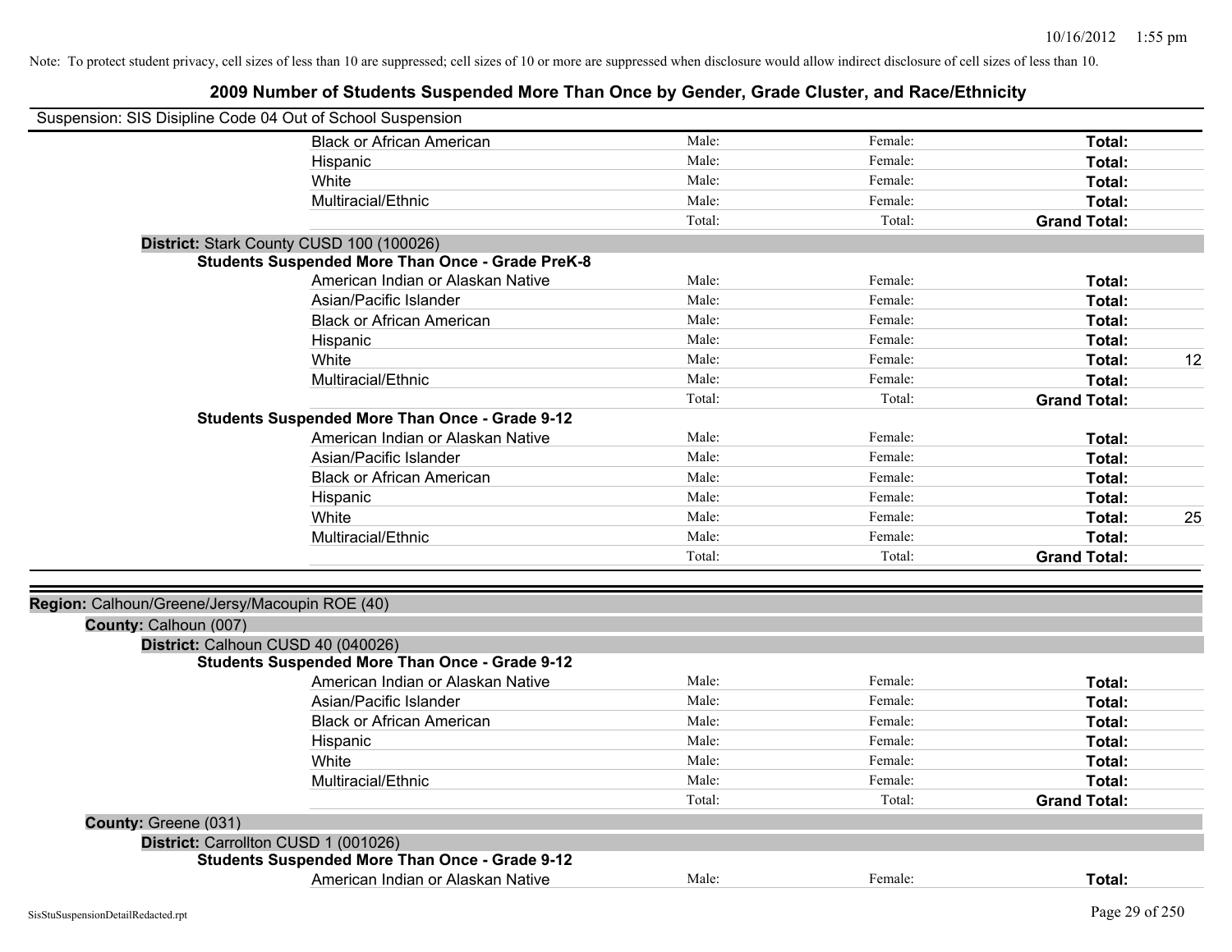Note: To protect student privacy, cell sizes of less than 10 are suppressed; cell sizes of 10 or more are suppressed when disclosure would allow indirect disclosure of cell sizes of less than 10.

# 2009 Number of Students Suspended More Than Once by Gender, Grade Cluster, and Race/Ethnicity

Suspension: SIS Disipline Code 04 Out of School Suspension

| | | | | |
|---|---|---|---|---|
| Black or African American | Male: | Female: | **Total:** | |
| Hispanic | Male: | Female: | **Total:** | |
| White | Male: | Female: | **Total:** | |
| Multiracial/Ethnic | Male: | Female: | **Total:** | |
| | Total: | Total: | **Grand Total:** | |

**District:** Stark County CUSD 100 (100026)

**Students Suspended More Than Once - Grade PreK-8**

| | | | | |
|---|---|---|---|---|
| American Indian or Alaskan Native | Male: | Female: | **Total:** | |
| Asian/Pacific Islander | Male: | Female: | **Total:** | |
| Black or African American | Male: | Female: | **Total:** | |
| Hispanic | Male: | Female: | **Total:** | |
| White | Male: | Female: | **Total:** | 12 |
| Multiracial/Ethnic | Male: | Female: | **Total:** | |
| | Total: | Total: | **Grand Total:** | |

**Students Suspended More Than Once - Grade 9-12**

| | | | | |
|---|---|---|---|---|
| American Indian or Alaskan Native | Male: | Female: | **Total:** | |
| Asian/Pacific Islander | Male: | Female: | **Total:** | |
| Black or African American | Male: | Female: | **Total:** | |
| Hispanic | Male: | Female: | **Total:** | |
| White | Male: | Female: | **Total:** | 25 |
| Multiracial/Ethnic | Male: | Female: | **Total:** | |
| | Total: | Total: | **Grand Total:** | |

**Region:** Calhoun/Greene/Jersy/Macoupin ROE (40)

**County:** Calhoun (007)

**District:** Calhoun CUSD 40 (040026)

**Students Suspended More Than Once - Grade 9-12**

| | | | | |
|---|---|---|---|---|
| American Indian or Alaskan Native | Male: | Female: | **Total:** | |
| Asian/Pacific Islander | Male: | Female: | **Total:** | |
| Black or African American | Male: | Female: | **Total:** | |
| Hispanic | Male: | Female: | **Total:** | |
| White | Male: | Female: | **Total:** | |
| Multiracial/Ethnic | Male: | Female: | **Total:** | |
| | Total: | Total: | **Grand Total:** | |

**County:** Greene (031)

**District:** Carrollton CUSD 1 (001026)

**Students Suspended More Than Once - Grade 9-12**

| | | | | |
|---|---|---|---|---|
| American Indian or Alaskan Native | Male: | Female: | **Total:** | |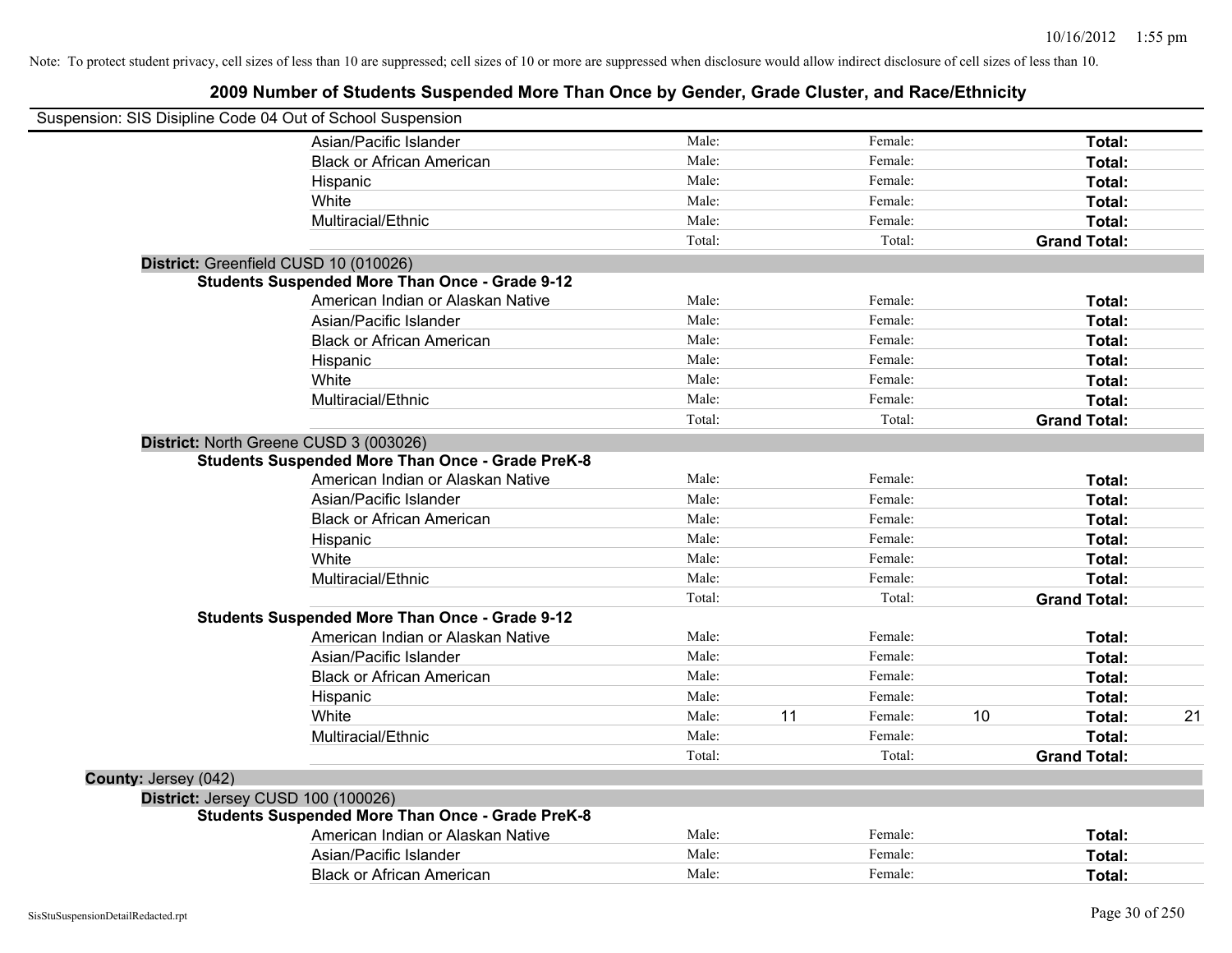Note: To protect student privacy, cell sizes of less than 10 are suppressed; cell sizes of 10 or more are suppressed when disclosure would allow indirect disclosure of cell sizes of less than 10.

# 2009 Number of Students Suspended More Than Once by Gender, Grade Cluster, and Race/Ethnicity

Suspension: SIS Disipline Code 04 Out of School Suspension

| | | | | | | |
|---|---|---|---|---|---|---|
| Asian/Pacific Islander | Male: | | Female: | | **Total:** | |
| Black or African American | Male: | | Female: | | **Total:** | |
| Hispanic | Male: | | Female: | | **Total:** | |
| White | Male: | | Female: | | **Total:** | |
| Multiracial/Ethnic | Male: | | Female: | | **Total:** | |
| | Total: | | Total: | | **Grand Total:** | |

**District:** Greenfield CUSD 10 (010026)

**Students Suspended More Than Once - Grade 9-12**

| | | | | | | |
|---|---|---|---|---|---|---|
| American Indian or Alaskan Native | Male: | | Female: | | **Total:** | |
| Asian/Pacific Islander | Male: | | Female: | | **Total:** | |
| Black or African American | Male: | | Female: | | **Total:** | |
| Hispanic | Male: | | Female: | | **Total:** | |
| White | Male: | | Female: | | **Total:** | |
| Multiracial/Ethnic | Male: | | Female: | | **Total:** | |
| | Total: | | Total: | | **Grand Total:** | |

**District:** North Greene CUSD 3 (003026)

**Students Suspended More Than Once - Grade PreK-8**

| | | | | | | |
|---|---|---|---|---|---|---|
| American Indian or Alaskan Native | Male: | | Female: | | **Total:** | |
| Asian/Pacific Islander | Male: | | Female: | | **Total:** | |
| Black or African American | Male: | | Female: | | **Total:** | |
| Hispanic | Male: | | Female: | | **Total:** | |
| White | Male: | | Female: | | **Total:** | |
| Multiracial/Ethnic | Male: | | Female: | | **Total:** | |
| | Total: | | Total: | | **Grand Total:** | |

**Students Suspended More Than Once - Grade 9-12**

| | | | | | | |
|---|---|---|---|---|---|---|
| American Indian or Alaskan Native | Male: | | Female: | | **Total:** | |
| Asian/Pacific Islander | Male: | | Female: | | **Total:** | |
| Black or African American | Male: | | Female: | | **Total:** | |
| Hispanic | Male: | | Female: | | **Total:** | |
| White | Male: | 11 | Female: | 10 | **Total:** | 21 |
| Multiracial/Ethnic | Male: | | Female: | | **Total:** | |
| | Total: | | Total: | | **Grand Total:** | |

**County:** Jersey (042)

**District:** Jersey CUSD 100 (100026)

**Students Suspended More Than Once - Grade PreK-8**

| | | | | | | |
|---|---|---|---|---|---|---|
| American Indian or Alaskan Native | Male: | | Female: | | **Total:** | |
| Asian/Pacific Islander | Male: | | Female: | | **Total:** | |
| Black or African American | Male: | | Female: | | **Total:** | |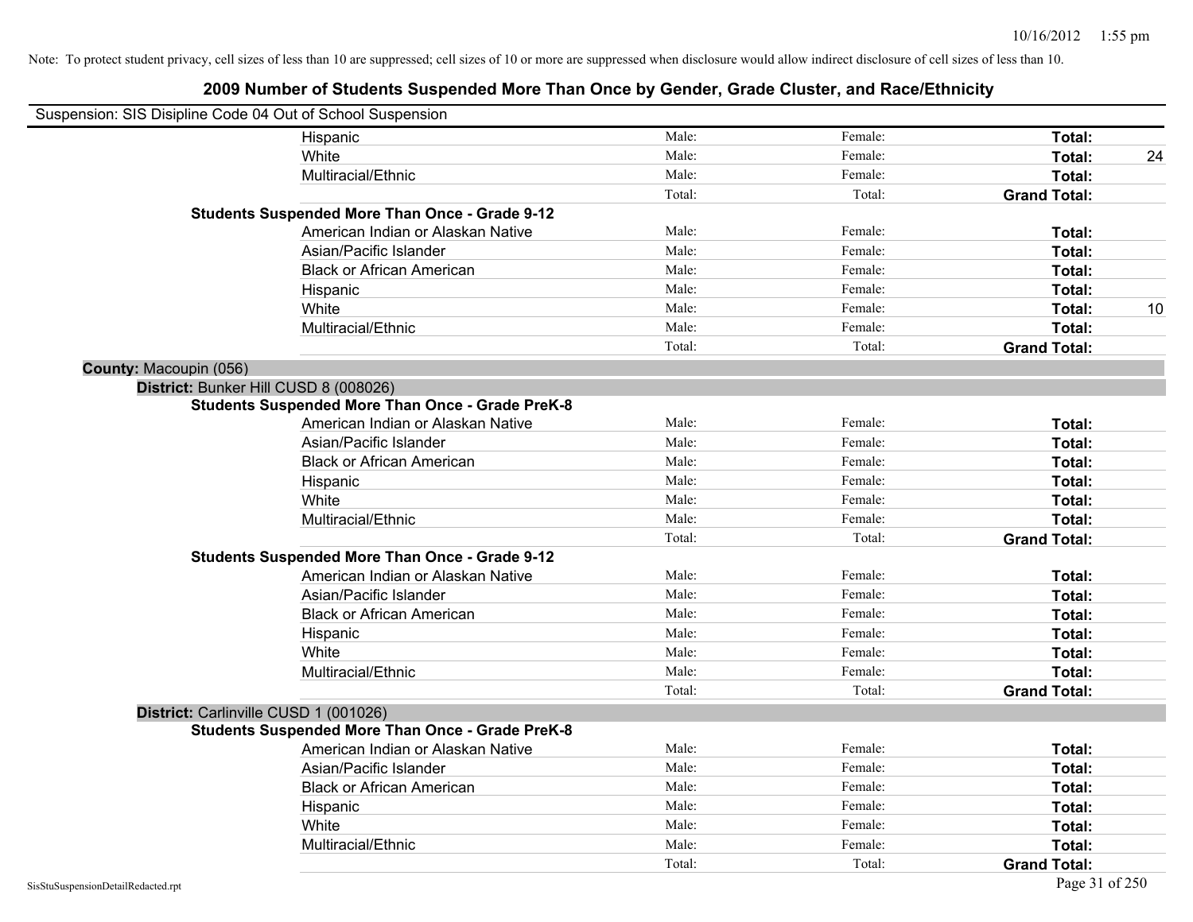Note: To protect student privacy, cell sizes of less than 10 are suppressed; cell sizes of 10 or more are suppressed when disclosure would allow indirect disclosure of cell sizes of less than 10.

## 2009 Number of Students Suspended More Than Once by Gender, Grade Cluster, and Race/Ethnicity

Suspension: SIS Disipline Code 04 Out of School Suspension

| | | | | |
|---|---|---|---|---|
| Hispanic | Male: | Female: | **Total:** | |
| White | Male: | Female: | **Total:** | 24 |
| Multiracial/Ethnic | Male: | Female: | **Total:** | |
| | Total: | Total: | **Grand Total:** | |

**Students Suspended More Than Once - Grade 9-12**

| | | | | |
|---|---|---|---|---|
| American Indian or Alaskan Native | Male: | Female: | **Total:** | |
| Asian/Pacific Islander | Male: | Female: | **Total:** | |
| Black or African American | Male: | Female: | **Total:** | |
| Hispanic | Male: | Female: | **Total:** | |
| White | Male: | Female: | **Total:** | 10 |
| Multiracial/Ethnic | Male: | Female: | **Total:** | |
| | Total: | Total: | **Grand Total:** | |

**County:** Macoupin (056)

**District:** Bunker Hill CUSD 8 (008026)

**Students Suspended More Than Once - Grade PreK-8**

| | | | | |
|---|---|---|---|---|
| American Indian or Alaskan Native | Male: | Female: | **Total:** | |
| Asian/Pacific Islander | Male: | Female: | **Total:** | |
| Black or African American | Male: | Female: | **Total:** | |
| Hispanic | Male: | Female: | **Total:** | |
| White | Male: | Female: | **Total:** | |
| Multiracial/Ethnic | Male: | Female: | **Total:** | |
| | Total: | Total: | **Grand Total:** | |

**Students Suspended More Than Once - Grade 9-12**

| | | | | |
|---|---|---|---|---|
| American Indian or Alaskan Native | Male: | Female: | **Total:** | |
| Asian/Pacific Islander | Male: | Female: | **Total:** | |
| Black or African American | Male: | Female: | **Total:** | |
| Hispanic | Male: | Female: | **Total:** | |
| White | Male: | Female: | **Total:** | |
| Multiracial/Ethnic | Male: | Female: | **Total:** | |
| | Total: | Total: | **Grand Total:** | |

**District:** Carlinville CUSD 1 (001026)

**Students Suspended More Than Once - Grade PreK-8**

| | | | | |
|---|---|---|---|---|
| American Indian or Alaskan Native | Male: | Female: | **Total:** | |
| Asian/Pacific Islander | Male: | Female: | **Total:** | |
| Black or African American | Male: | Female: | **Total:** | |
| Hispanic | Male: | Female: | **Total:** | |
| White | Male: | Female: | **Total:** | |
| Multiracial/Ethnic | Male: | Female: | **Total:** | |
| | Total: | Total: | **Grand Total:** | |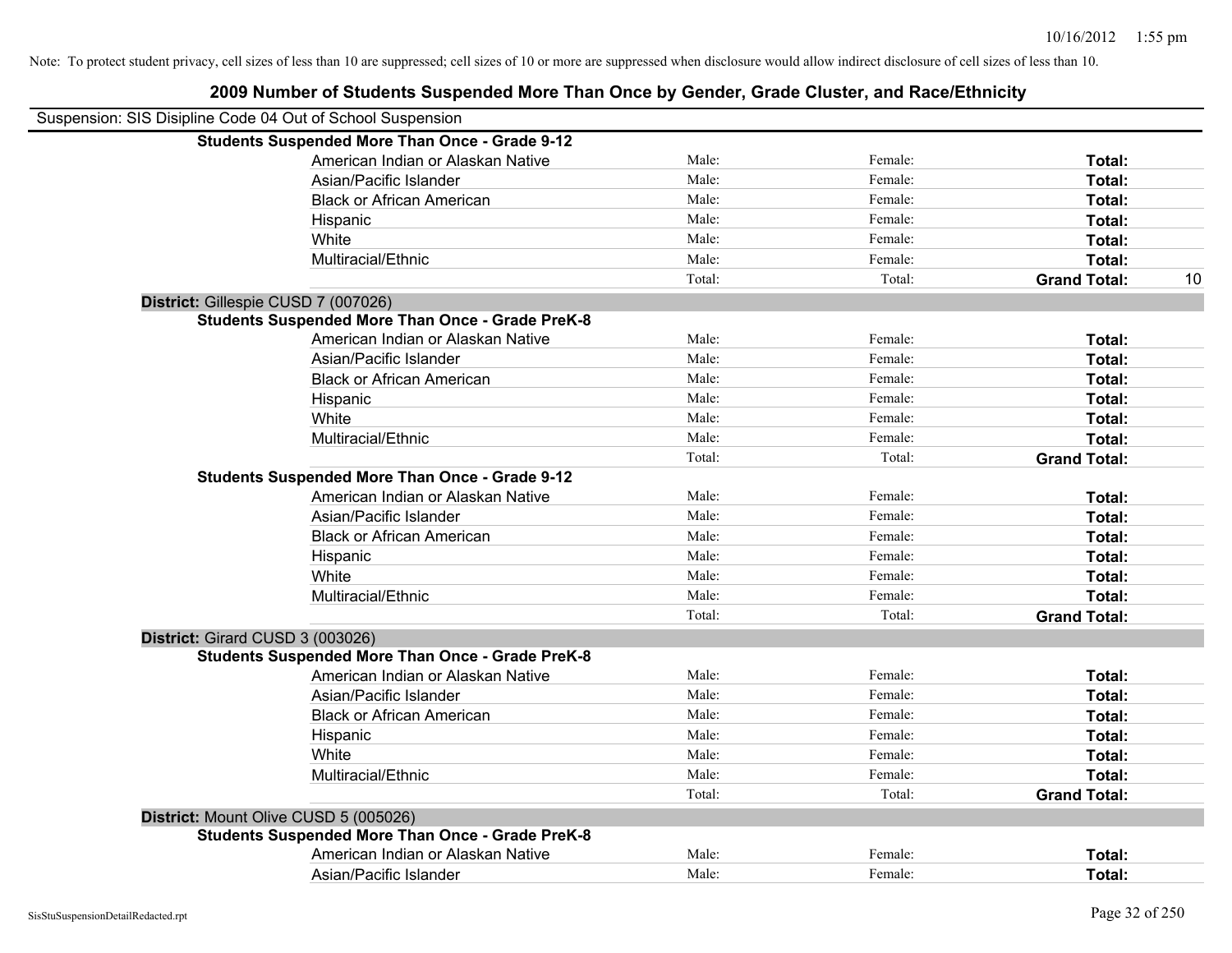Note: To protect student privacy, cell sizes of less than 10 are suppressed; cell sizes of 10 or more are suppressed when disclosure would allow indirect disclosure of cell sizes of less than 10.

## 2009 Number of Students Suspended More Than Once by Gender, Grade Cluster, and Race/Ethnicity

Suspension: SIS Disipline Code 04 Out of School Suspension

| | | | | | |
|---|---|---|---|---|---|
| **Students Suspended More Than Once - Grade 9-12** | | | | | |
| | American Indian or Alaskan Native | Male: | Female: | **Total:** | |
| | Asian/Pacific Islander | Male: | Female: | **Total:** | |
| | Black or African American | Male: | Female: | **Total:** | |
| | Hispanic | Male: | Female: | **Total:** | |
| | White | Male: | Female: | **Total:** | |
| | Multiracial/Ethnic | Male: | Female: | **Total:** | |
| | | Total: | Total: | **Grand Total:** | 10 |
| **District:** Gillespie CUSD 7 (007026) | | | | | |
| **Students Suspended More Than Once - Grade PreK-8** | | | | | |
| | American Indian or Alaskan Native | Male: | Female: | **Total:** | |
| | Asian/Pacific Islander | Male: | Female: | **Total:** | |
| | Black or African American | Male: | Female: | **Total:** | |
| | Hispanic | Male: | Female: | **Total:** | |
| | White | Male: | Female: | **Total:** | |
| | Multiracial/Ethnic | Male: | Female: | **Total:** | |
| | | Total: | Total: | **Grand Total:** | |
| **Students Suspended More Than Once - Grade 9-12** | | | | | |
| | American Indian or Alaskan Native | Male: | Female: | **Total:** | |
| | Asian/Pacific Islander | Male: | Female: | **Total:** | |
| | Black or African American | Male: | Female: | **Total:** | |
| | Hispanic | Male: | Female: | **Total:** | |
| | White | Male: | Female: | **Total:** | |
| | Multiracial/Ethnic | Male: | Female: | **Total:** | |
| | | Total: | Total: | **Grand Total:** | |
| **District:** Girard CUSD 3 (003026) | | | | | |
| **Students Suspended More Than Once - Grade PreK-8** | | | | | |
| | American Indian or Alaskan Native | Male: | Female: | **Total:** | |
| | Asian/Pacific Islander | Male: | Female: | **Total:** | |
| | Black or African American | Male: | Female: | **Total:** | |
| | Hispanic | Male: | Female: | **Total:** | |
| | White | Male: | Female: | **Total:** | |
| | Multiracial/Ethnic | Male: | Female: | **Total:** | |
| | | Total: | Total: | **Grand Total:** | |
| **District:** Mount Olive CUSD 5 (005026) | | | | | |
| **Students Suspended More Than Once - Grade PreK-8** | | | | | |
| | American Indian or Alaskan Native | Male: | Female: | **Total:** | |
| | Asian/Pacific Islander | Male: | Female: | **Total:** | |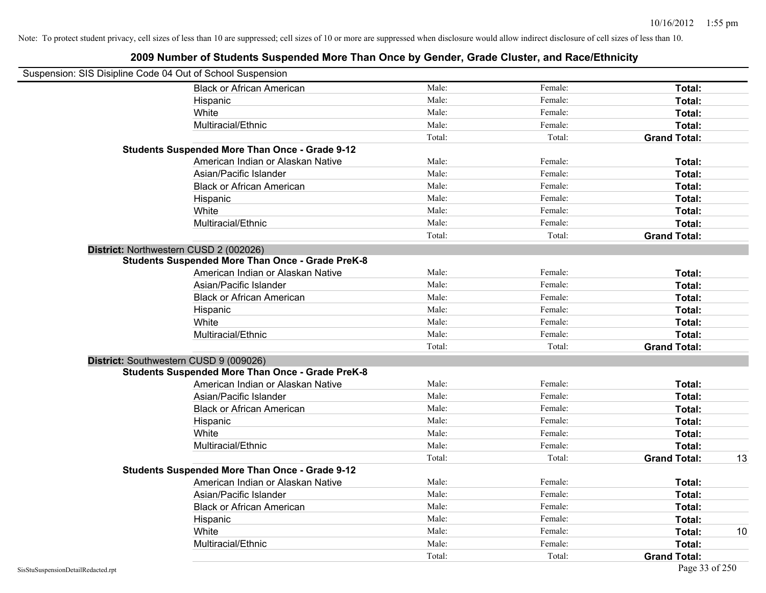Note: To protect student privacy, cell sizes of less than 10 are suppressed; cell sizes of 10 or more are suppressed when disclosure would allow indirect disclosure of cell sizes of less than 10.

## 2009 Number of Students Suspended More Than Once by Gender, Grade Cluster, and Race/Ethnicity

Suspension: SIS Disipline Code 04 Out of School Suspension

| | | | | | |
|---|---|---|---|---|---|
| | Black or African American | Male: | Female: | **Total:** | |
| | Hispanic | Male: | Female: | **Total:** | |
| | White | Male: | Female: | **Total:** | |
| | Multiracial/Ethnic | Male: | Female: | **Total:** | |
| | | Total: | Total: | **Grand Total:** | |
| **Students Suspended More Than Once - Grade 9-12** | | | | | |
| | American Indian or Alaskan Native | Male: | Female: | **Total:** | |
| | Asian/Pacific Islander | Male: | Female: | **Total:** | |
| | Black or African American | Male: | Female: | **Total:** | |
| | Hispanic | Male: | Female: | **Total:** | |
| | White | Male: | Female: | **Total:** | |
| | Multiracial/Ethnic | Male: | Female: | **Total:** | |
| | | Total: | Total: | **Grand Total:** | |
| **District:** Northwestern CUSD 2 (002026) | | | | | |
| **Students Suspended More Than Once - Grade PreK-8** | | | | | |
| | American Indian or Alaskan Native | Male: | Female: | **Total:** | |
| | Asian/Pacific Islander | Male: | Female: | **Total:** | |
| | Black or African American | Male: | Female: | **Total:** | |
| | Hispanic | Male: | Female: | **Total:** | |
| | White | Male: | Female: | **Total:** | |
| | Multiracial/Ethnic | Male: | Female: | **Total:** | |
| | | Total: | Total: | **Grand Total:** | |
| **District:** Southwestern CUSD 9 (009026) | | | | | |
| **Students Suspended More Than Once - Grade PreK-8** | | | | | |
| | American Indian or Alaskan Native | Male: | Female: | **Total:** | |
| | Asian/Pacific Islander | Male: | Female: | **Total:** | |
| | Black or African American | Male: | Female: | **Total:** | |
| | Hispanic | Male: | Female: | **Total:** | |
| | White | Male: | Female: | **Total:** | |
| | Multiracial/Ethnic | Male: | Female: | **Total:** | |
| | | Total: | Total: | **Grand Total:** | 13 |
| **Students Suspended More Than Once - Grade 9-12** | | | | | |
| | American Indian or Alaskan Native | Male: | Female: | **Total:** | |
| | Asian/Pacific Islander | Male: | Female: | **Total:** | |
| | Black or African American | Male: | Female: | **Total:** | |
| | Hispanic | Male: | Female: | **Total:** | |
| | White | Male: | Female: | **Total:** | 10 |
| | Multiracial/Ethnic | Male: | Female: | **Total:** | |
| | | Total: | Total: | **Grand Total:** | |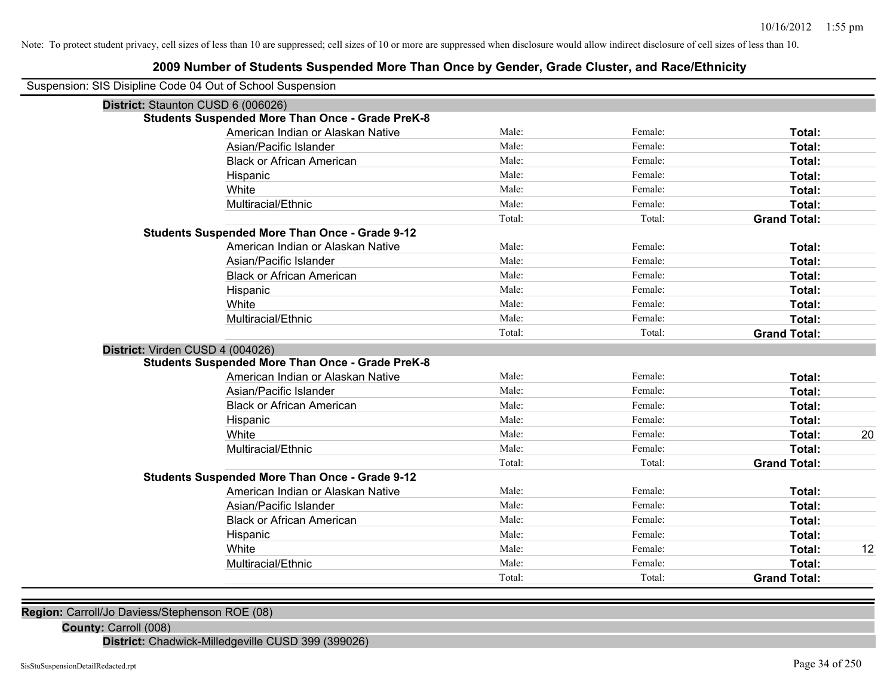Note: To protect student privacy, cell sizes of less than 10 are suppressed; cell sizes of 10 or more are suppressed when disclosure would allow indirect disclosure of cell sizes of less than 10.

# 2009 Number of Students Suspended More Than Once by Gender, Grade Cluster, and Race/Ethnicity

Suspension: SIS Disipline Code 04 Out of School Suspension

**District:** Staunton CUSD 6 (006026)

**Students Suspended More Than Once - Grade PreK-8**

| | | | | |
|---|---|---|---|---|
| American Indian or Alaskan Native | Male: | Female: | **Total:** | |
| Asian/Pacific Islander | Male: | Female: | **Total:** | |
| Black or African American | Male: | Female: | **Total:** | |
| Hispanic | Male: | Female: | **Total:** | |
| White | Male: | Female: | **Total:** | |
| Multiracial/Ethnic | Male: | Female: | **Total:** | |
| | Total: | Total: | **Grand Total:** | |

**Students Suspended More Than Once - Grade 9-12**

| | | | | |
|---|---|---|---|---|
| American Indian or Alaskan Native | Male: | Female: | **Total:** | |
| Asian/Pacific Islander | Male: | Female: | **Total:** | |
| Black or African American | Male: | Female: | **Total:** | |
| Hispanic | Male: | Female: | **Total:** | |
| White | Male: | Female: | **Total:** | |
| Multiracial/Ethnic | Male: | Female: | **Total:** | |
| | Total: | Total: | **Grand Total:** | |

**District:** Virden CUSD 4 (004026)

**Students Suspended More Than Once - Grade PreK-8**

| | | | | |
|---|---|---|---|---|
| American Indian or Alaskan Native | Male: | Female: | **Total:** | |
| Asian/Pacific Islander | Male: | Female: | **Total:** | |
| Black or African American | Male: | Female: | **Total:** | |
| Hispanic | Male: | Female: | **Total:** | |
| White | Male: | Female: | **Total:** | 20 |
| Multiracial/Ethnic | Male: | Female: | **Total:** | |
| | Total: | Total: | **Grand Total:** | |

**Students Suspended More Than Once - Grade 9-12**

| | | | | |
|---|---|---|---|---|
| American Indian or Alaskan Native | Male: | Female: | **Total:** | |
| Asian/Pacific Islander | Male: | Female: | **Total:** | |
| Black or African American | Male: | Female: | **Total:** | |
| Hispanic | Male: | Female: | **Total:** | |
| White | Male: | Female: | **Total:** | 12 |
| Multiracial/Ethnic | Male: | Female: | **Total:** | |
| | Total: | Total: | **Grand Total:** | |

**Region:** Carroll/Jo Daviess/Stephenson ROE (08)

**County:** Carroll (008)

**District:** Chadwick-Milledgeville CUSD 399 (399026)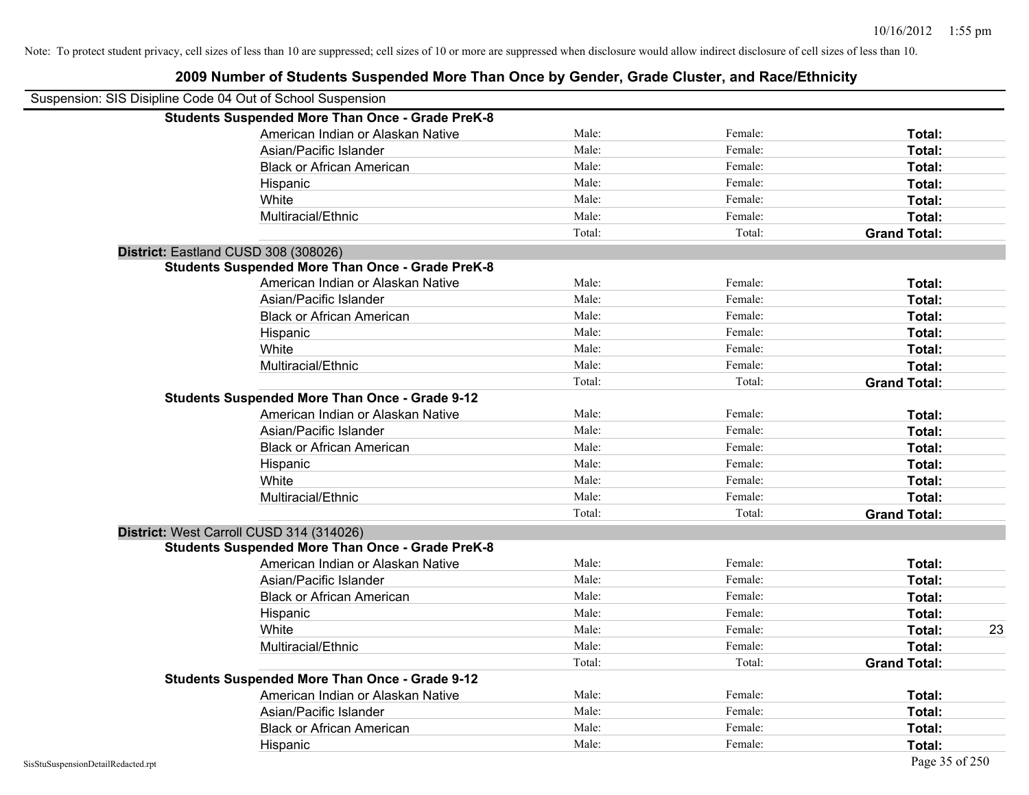Note: To protect student privacy, cell sizes of less than 10 are suppressed; cell sizes of 10 or more are suppressed when disclosure would allow indirect disclosure of cell sizes of less than 10.

## 2009 Number of Students Suspended More Than Once by Gender, Grade Cluster, and Race/Ethnicity

Suspension: SIS Disipline Code 04 Out of School Suspension

**Students Suspended More Than Once - Grade PreK-8**

| Race/Ethnicity | Male | Female | Total |
|---|---|---|---|
| American Indian or Alaskan Native | Male: | Female: | **Total:** |
| Asian/Pacific Islander | Male: | Female: | **Total:** |
| Black or African American | Male: | Female: | **Total:** |
| Hispanic | Male: | Female: | **Total:** |
| White | Male: | Female: | **Total:** |
| Multiracial/Ethnic | Male: | Female: | **Total:** |
| | Total: | Total: | **Grand Total:** |

**District:** Eastland CUSD 308 (308026)

**Students Suspended More Than Once - Grade PreK-8**

| Race/Ethnicity | Male | Female | Total |
|---|---|---|---|
| American Indian or Alaskan Native | Male: | Female: | **Total:** |
| Asian/Pacific Islander | Male: | Female: | **Total:** |
| Black or African American | Male: | Female: | **Total:** |
| Hispanic | Male: | Female: | **Total:** |
| White | Male: | Female: | **Total:** |
| Multiracial/Ethnic | Male: | Female: | **Total:** |
| | Total: | Total: | **Grand Total:** |

**Students Suspended More Than Once - Grade 9-12**

| Race/Ethnicity | Male | Female | Total |
|---|---|---|---|
| American Indian or Alaskan Native | Male: | Female: | **Total:** |
| Asian/Pacific Islander | Male: | Female: | **Total:** |
| Black or African American | Male: | Female: | **Total:** |
| Hispanic | Male: | Female: | **Total:** |
| White | Male: | Female: | **Total:** |
| Multiracial/Ethnic | Male: | Female: | **Total:** |
| | Total: | Total: | **Grand Total:** |

**District:** West Carroll CUSD 314 (314026)

**Students Suspended More Than Once - Grade PreK-8**

| Race/Ethnicity | Male | Female | Total |
|---|---|---|---|
| American Indian or Alaskan Native | Male: | Female: | **Total:** |
| Asian/Pacific Islander | Male: | Female: | **Total:** |
| Black or African American | Male: | Female: | **Total:** |
| Hispanic | Male: | Female: | **Total:** |
| White | Male: | Female: | **Total:** 23 |
| Multiracial/Ethnic | Male: | Female: | **Total:** |
| | Total: | Total: | **Grand Total:** |

**Students Suspended More Than Once - Grade 9-12**

| Race/Ethnicity | Male | Female | Total |
|---|---|---|---|
| American Indian or Alaskan Native | Male: | Female: | **Total:** |
| Asian/Pacific Islander | Male: | Female: | **Total:** |
| Black or African American | Male: | Female: | **Total:** |
| Hispanic | Male: | Female: | **Total:** |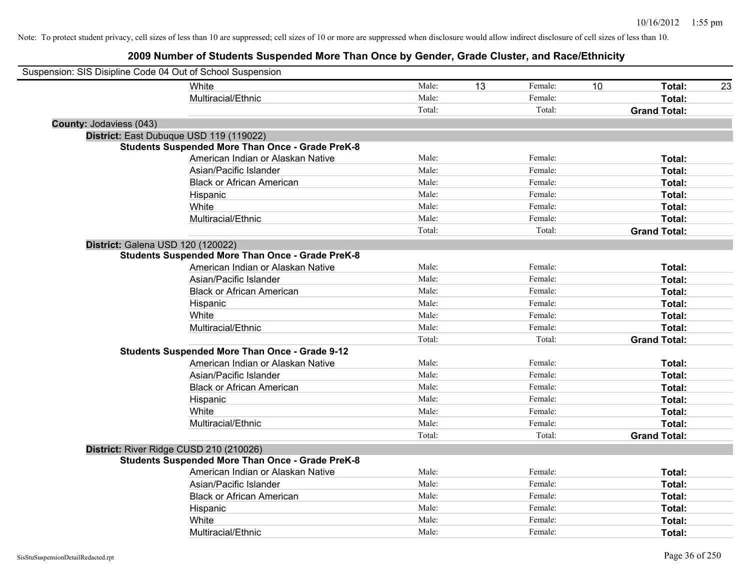Note: To protect student privacy, cell sizes of less than 10 are suppressed; cell sizes of 10 or more are suppressed when disclosure would allow indirect disclosure of cell sizes of less than 10.

## 2009 Number of Students Suspended More Than Once by Gender, Grade Cluster, and Race/Ethnicity

Suspension: SIS Disipline Code 04 Out of School Suspension

| | | | | | | |
|---|---|---|---|---|---|---|
| White | Male: | 13 | Female: | 10 | **Total:** | 23 |
| Multiracial/Ethnic | Male: | | Female: | | **Total:** | |
| | Total: | | Total: | | **Grand Total:** | |

**County:** Jodaviess (043)

**District:** East Dubuque USD 119 (119022)

**Students Suspended More Than Once - Grade PreK-8**

| | | | | | | |
|---|---|---|---|---|---|---|
| American Indian or Alaskan Native | Male: | | Female: | | **Total:** | |
| Asian/Pacific Islander | Male: | | Female: | | **Total:** | |
| Black or African American | Male: | | Female: | | **Total:** | |
| Hispanic | Male: | | Female: | | **Total:** | |
| White | Male: | | Female: | | **Total:** | |
| Multiracial/Ethnic | Male: | | Female: | | **Total:** | |
| | Total: | | Total: | | **Grand Total:** | |

**District:** Galena USD 120 (120022)

**Students Suspended More Than Once - Grade PreK-8**

| | | | | | | |
|---|---|---|---|---|---|---|
| American Indian or Alaskan Native | Male: | | Female: | | **Total:** | |
| Asian/Pacific Islander | Male: | | Female: | | **Total:** | |
| Black or African American | Male: | | Female: | | **Total:** | |
| Hispanic | Male: | | Female: | | **Total:** | |
| White | Male: | | Female: | | **Total:** | |
| Multiracial/Ethnic | Male: | | Female: | | **Total:** | |
| | Total: | | Total: | | **Grand Total:** | |

**Students Suspended More Than Once - Grade 9-12**

| | | | | | | |
|---|---|---|---|---|---|---|
| American Indian or Alaskan Native | Male: | | Female: | | **Total:** | |
| Asian/Pacific Islander | Male: | | Female: | | **Total:** | |
| Black or African American | Male: | | Female: | | **Total:** | |
| Hispanic | Male: | | Female: | | **Total:** | |
| White | Male: | | Female: | | **Total:** | |
| Multiracial/Ethnic | Male: | | Female: | | **Total:** | |
| | Total: | | Total: | | **Grand Total:** | |

**District:** River Ridge CUSD 210 (210026)

**Students Suspended More Than Once - Grade PreK-8**

| | | | | | | |
|---|---|---|---|---|---|---|
| American Indian or Alaskan Native | Male: | | Female: | | **Total:** | |
| Asian/Pacific Islander | Male: | | Female: | | **Total:** | |
| Black or African American | Male: | | Female: | | **Total:** | |
| Hispanic | Male: | | Female: | | **Total:** | |
| White | Male: | | Female: | | **Total:** | |
| Multiracial/Ethnic | Male: | | Female: | | **Total:** | |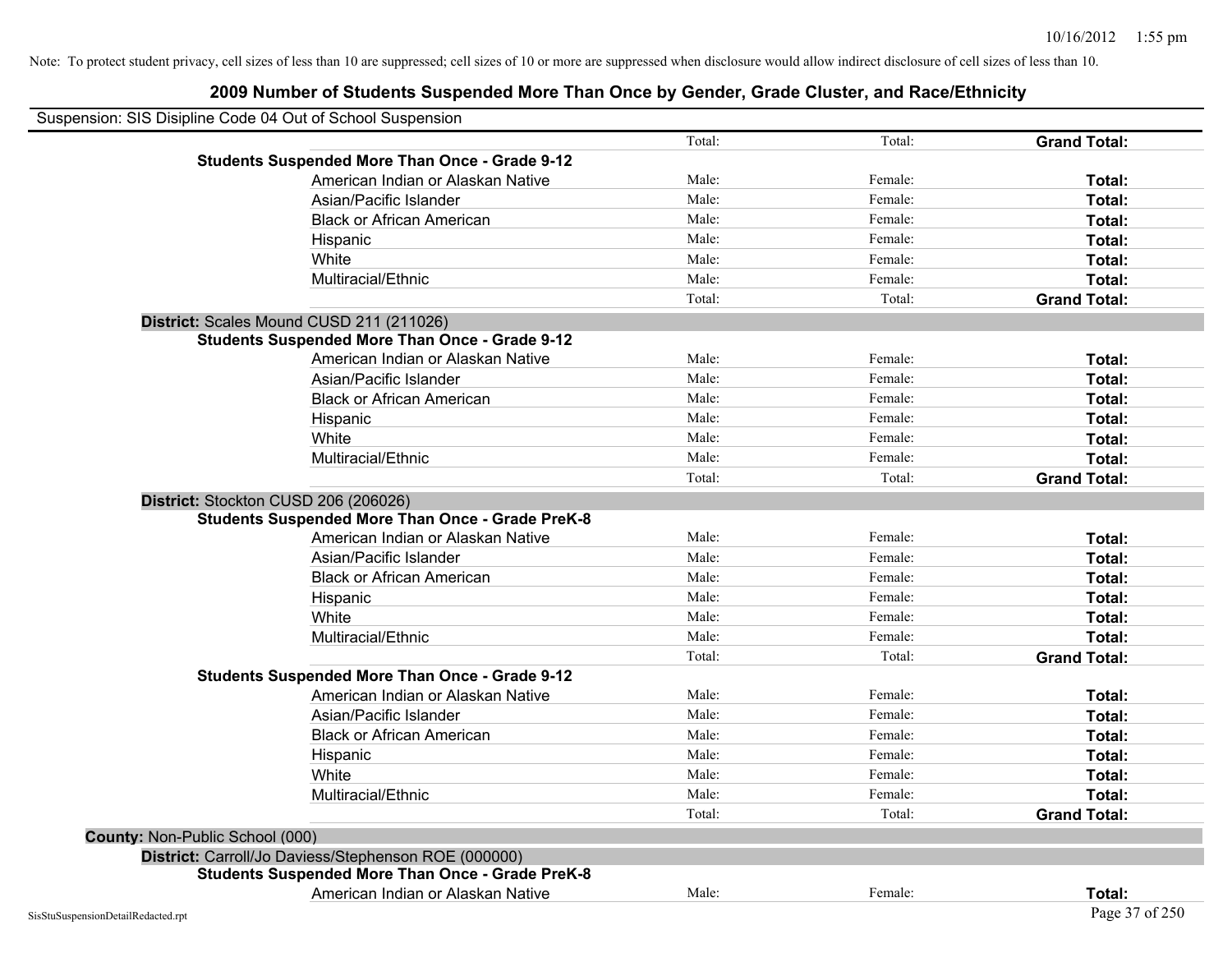Note: To protect student privacy, cell sizes of less than 10 are suppressed; cell sizes of 10 or more are suppressed when disclosure would allow indirect disclosure of cell sizes of less than 10.

# 2009 Number of Students Suspended More Than Once by Gender, Grade Cluster, and Race/Ethnicity

Suspension: SIS Disipline Code 04 Out of School Suspension

| | | | |
|---|---|---|---|
| | Total: | Total: | **Grand Total:** |
| **Students Suspended More Than Once - Grade 9-12** | | | |
| American Indian or Alaskan Native | Male: | Female: | **Total:** |
| Asian/Pacific Islander | Male: | Female: | **Total:** |
| Black or African American | Male: | Female: | **Total:** |
| Hispanic | Male: | Female: | **Total:** |
| White | Male: | Female: | **Total:** |
| Multiracial/Ethnic | Male: | Female: | **Total:** |
| | Total: | Total: | **Grand Total:** |
| **District:** Scales Mound CUSD 211 (211026) | | | |
| **Students Suspended More Than Once - Grade 9-12** | | | |
| American Indian or Alaskan Native | Male: | Female: | **Total:** |
| Asian/Pacific Islander | Male: | Female: | **Total:** |
| Black or African American | Male: | Female: | **Total:** |
| Hispanic | Male: | Female: | **Total:** |
| White | Male: | Female: | **Total:** |
| Multiracial/Ethnic | Male: | Female: | **Total:** |
| | Total: | Total: | **Grand Total:** |
| **District:** Stockton CUSD 206 (206026) | | | |
| **Students Suspended More Than Once - Grade PreK-8** | | | |
| American Indian or Alaskan Native | Male: | Female: | **Total:** |
| Asian/Pacific Islander | Male: | Female: | **Total:** |
| Black or African American | Male: | Female: | **Total:** |
| Hispanic | Male: | Female: | **Total:** |
| White | Male: | Female: | **Total:** |
| Multiracial/Ethnic | Male: | Female: | **Total:** |
| | Total: | Total: | **Grand Total:** |
| **Students Suspended More Than Once - Grade 9-12** | | | |
| American Indian or Alaskan Native | Male: | Female: | **Total:** |
| Asian/Pacific Islander | Male: | Female: | **Total:** |
| Black or African American | Male: | Female: | **Total:** |
| Hispanic | Male: | Female: | **Total:** |
| White | Male: | Female: | **Total:** |
| Multiracial/Ethnic | Male: | Female: | **Total:** |
| | Total: | Total: | **Grand Total:** |
| **County:** Non-Public School (000) | | | |
| **District:** Carroll/Jo Daviess/Stephenson ROE (000000) | | | |
| **Students Suspended More Than Once - Grade PreK-8** | | | |
| American Indian or Alaskan Native | Male: | Female: | **Total:** |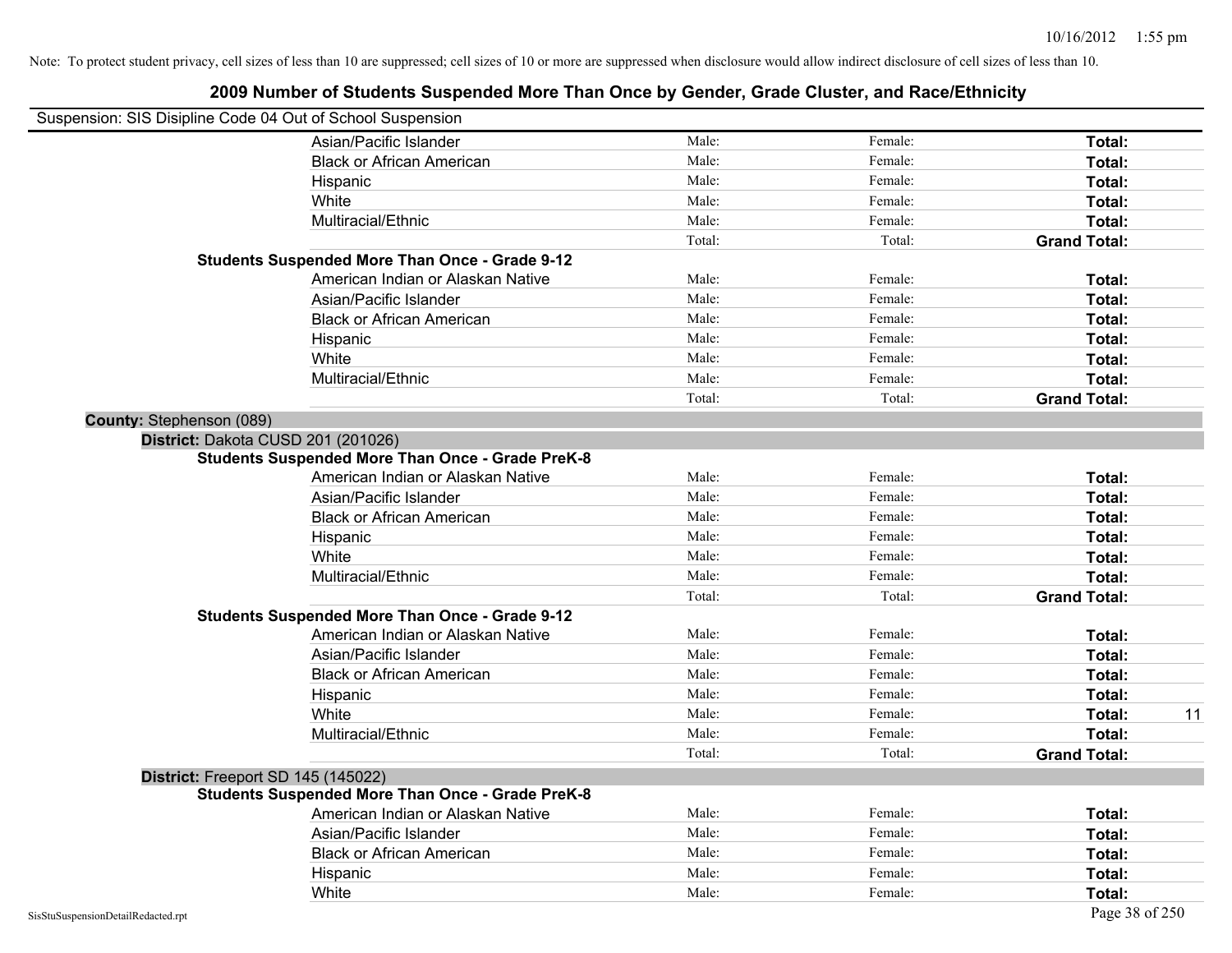Note: To protect student privacy, cell sizes of less than 10 are suppressed; cell sizes of 10 or more are suppressed when disclosure would allow indirect disclosure of cell sizes of less than 10.

## 2009 Number of Students Suspended More Than Once by Gender, Grade Cluster, and Race/Ethnicity

Suspension: SIS Disipline Code 04 Out of School Suspension

| | | | | | |
|---|---|---|---|---|---|
| | Asian/Pacific Islander | Male: | Female: | **Total:** | |
| | Black or African American | Male: | Female: | **Total:** | |
| | Hispanic | Male: | Female: | **Total:** | |
| | White | Male: | Female: | **Total:** | |
| | Multiracial/Ethnic | Male: | Female: | **Total:** | |
| | | Total: | Total: | **Grand Total:** | |
| **Students Suspended More Than Once - Grade 9-12** | | | | | |
| | American Indian or Alaskan Native | Male: | Female: | **Total:** | |
| | Asian/Pacific Islander | Male: | Female: | **Total:** | |
| | Black or African American | Male: | Female: | **Total:** | |
| | Hispanic | Male: | Female: | **Total:** | |
| | White | Male: | Female: | **Total:** | |
| | Multiracial/Ethnic | Male: | Female: | **Total:** | |
| | | Total: | Total: | **Grand Total:** | |
| **County:** Stephenson (089) | | | | | |
| **District:** Dakota CUSD 201 (201026) | | | | | |
| **Students Suspended More Than Once - Grade PreK-8** | | | | | |
| | American Indian or Alaskan Native | Male: | Female: | **Total:** | |
| | Asian/Pacific Islander | Male: | Female: | **Total:** | |
| | Black or African American | Male: | Female: | **Total:** | |
| | Hispanic | Male: | Female: | **Total:** | |
| | White | Male: | Female: | **Total:** | |
| | Multiracial/Ethnic | Male: | Female: | **Total:** | |
| | | Total: | Total: | **Grand Total:** | |
| **Students Suspended More Than Once - Grade 9-12** | | | | | |
| | American Indian or Alaskan Native | Male: | Female: | **Total:** | |
| | Asian/Pacific Islander | Male: | Female: | **Total:** | |
| | Black or African American | Male: | Female: | **Total:** | |
| | Hispanic | Male: | Female: | **Total:** | |
| | White | Male: | Female: | **Total:** | 11 |
| | Multiracial/Ethnic | Male: | Female: | **Total:** | |
| | | Total: | Total: | **Grand Total:** | |
| **District:** Freeport SD 145 (145022) | | | | | |
| **Students Suspended More Than Once - Grade PreK-8** | | | | | |
| | American Indian or Alaskan Native | Male: | Female: | **Total:** | |
| | Asian/Pacific Islander | Male: | Female: | **Total:** | |
| | Black or African American | Male: | Female: | **Total:** | |
| | Hispanic | Male: | Female: | **Total:** | |
| | White | Male: | Female: | **Total:** | |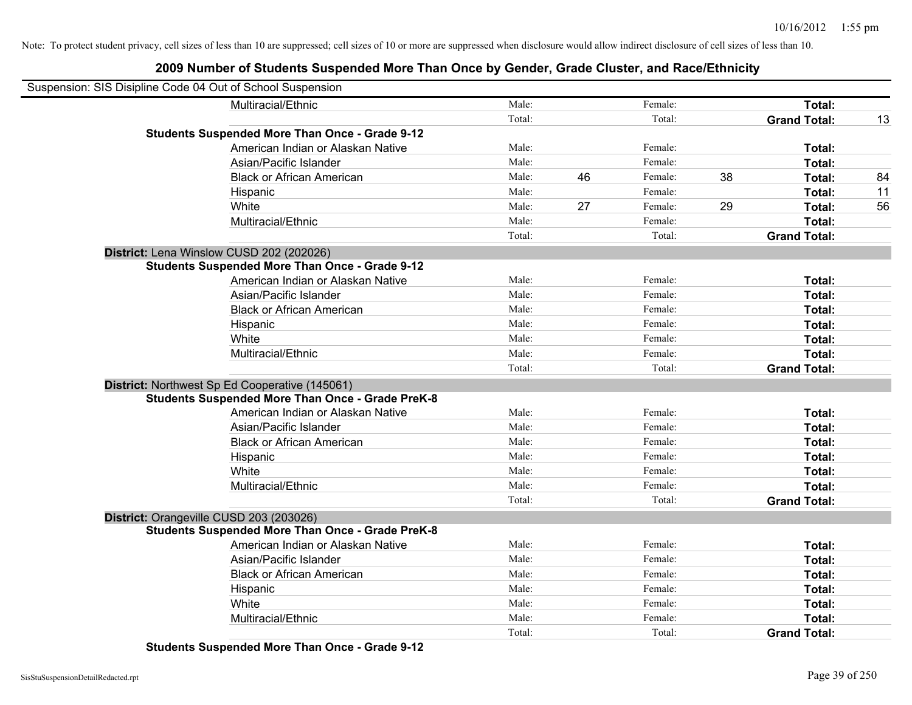Note: To protect student privacy, cell sizes of less than 10 are suppressed; cell sizes of 10 or more are suppressed when disclosure would allow indirect disclosure of cell sizes of less than 10.

## 2009 Number of Students Suspended More Than Once by Gender, Grade Cluster, and Race/Ethnicity

Suspension: SIS Disipline Code 04 Out of School Suspension

| | | | | | | | |
|---|---|---|---|---|---|---|---|
| Multiracial/Ethnic | Male: | | Female: | | **Total:** | |
| | Total: | | Total: | | **Grand Total:** | 13 |
| **Students Suspended More Than Once - Grade 9-12** | | | | | | |
| American Indian or Alaskan Native | Male: | | Female: | | **Total:** | |
| Asian/Pacific Islander | Male: | | Female: | | **Total:** | |
| Black or African American | Male: | 46 | Female: | 38 | **Total:** | 84 |
| Hispanic | Male: | | Female: | | **Total:** | 11 |
| White | Male: | 27 | Female: | 29 | **Total:** | 56 |
| Multiracial/Ethnic | Male: | | Female: | | **Total:** | |
| | Total: | | Total: | | **Grand Total:** | |

**District:** Lena Winslow CUSD 202 (202026)

| | | | | | | |
|---|---|---|---|---|---|---|
| **Students Suspended More Than Once - Grade 9-12** | | | | | | |
| American Indian or Alaskan Native | Male: | | Female: | | **Total:** | |
| Asian/Pacific Islander | Male: | | Female: | | **Total:** | |
| Black or African American | Male: | | Female: | | **Total:** | |
| Hispanic | Male: | | Female: | | **Total:** | |
| White | Male: | | Female: | | **Total:** | |
| Multiracial/Ethnic | Male: | | Female: | | **Total:** | |
| | Total: | | Total: | | **Grand Total:** | |

**District:** Northwest Sp Ed Cooperative (145061)

| | | | | | | |
|---|---|---|---|---|---|---|
| **Students Suspended More Than Once - Grade PreK-8** | | | | | | |
| American Indian or Alaskan Native | Male: | | Female: | | **Total:** | |
| Asian/Pacific Islander | Male: | | Female: | | **Total:** | |
| Black or African American | Male: | | Female: | | **Total:** | |
| Hispanic | Male: | | Female: | | **Total:** | |
| White | Male: | | Female: | | **Total:** | |
| Multiracial/Ethnic | Male: | | Female: | | **Total:** | |
| | Total: | | Total: | | **Grand Total:** | |

**District:** Orangeville CUSD 203 (203026)

| | | | | | | |
|---|---|---|---|---|---|---|
| **Students Suspended More Than Once - Grade PreK-8** | | | | | | |
| American Indian or Alaskan Native | Male: | | Female: | | **Total:** | |
| Asian/Pacific Islander | Male: | | Female: | | **Total:** | |
| Black or African American | Male: | | Female: | | **Total:** | |
| Hispanic | Male: | | Female: | | **Total:** | |
| White | Male: | | Female: | | **Total:** | |
| Multiracial/Ethnic | Male: | | Female: | | **Total:** | |
| | Total: | | Total: | | **Grand Total:** | |

**Students Suspended More Than Once - Grade 9-12**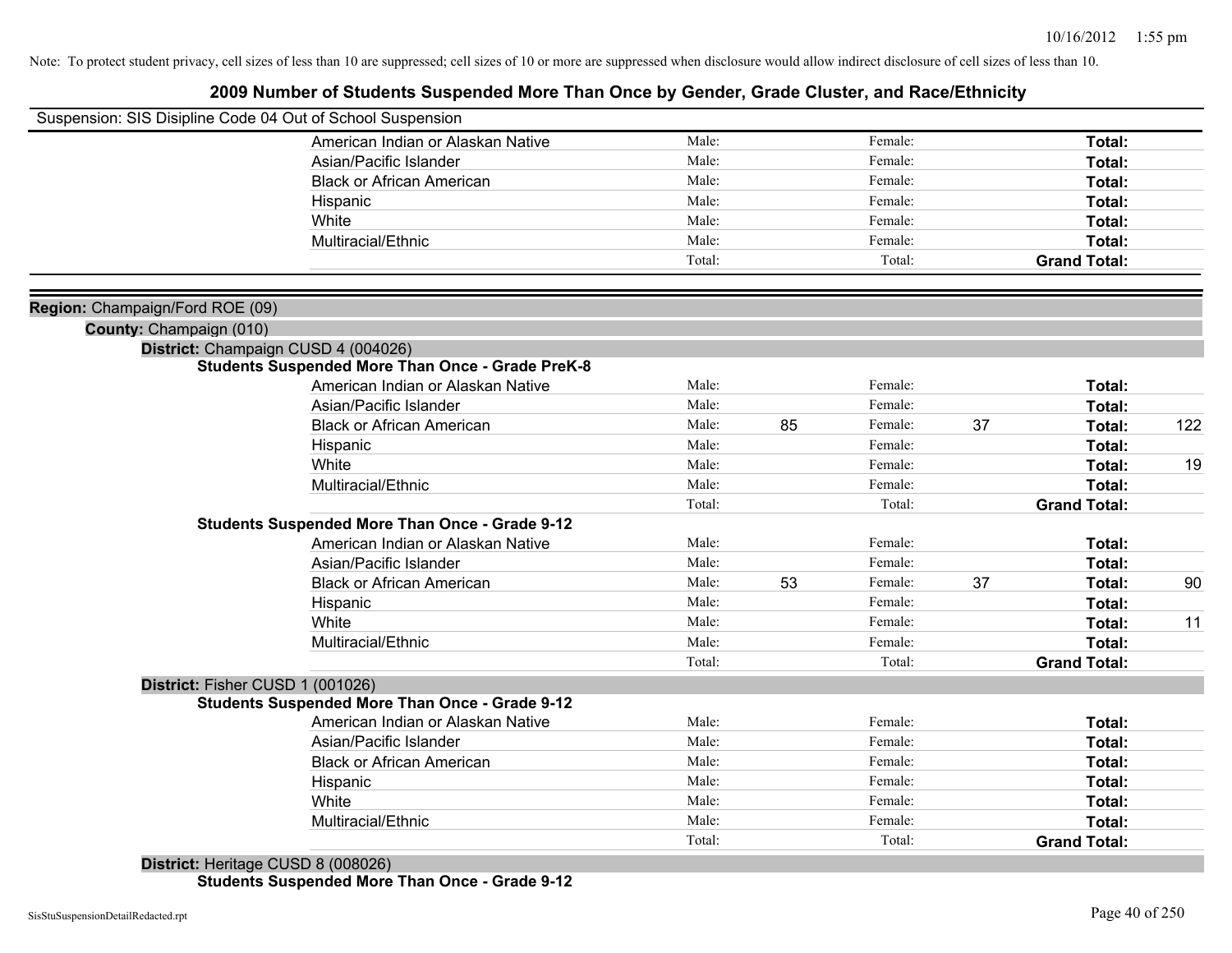Note: To protect student privacy, cell sizes of less than 10 are suppressed; cell sizes of 10 or more are suppressed when disclosure would allow indirect disclosure of cell sizes of less than 10.

## 2009 Number of Students Suspended More Than Once by Gender, Grade Cluster, and Race/Ethnicity

Suspension: SIS Disipline Code 04 Out of School Suspension

| | | | | | | |
|---|---|---|---|---|---|---|
| American Indian or Alaskan Native | Male: | | Female: | | **Total:** | |
| Asian/Pacific Islander | Male: | | Female: | | **Total:** | |
| Black or African American | Male: | | Female: | | **Total:** | |
| Hispanic | Male: | | Female: | | **Total:** | |
| White | Male: | | Female: | | **Total:** | |
| Multiracial/Ethnic | Male: | | Female: | | **Total:** | |
| | Total: | | Total: | | **Grand Total:** | |

**Region:** Champaign/Ford ROE (09)

**County:** Champaign (010)

**District:** Champaign CUSD 4 (004026)

**Students Suspended More Than Once - Grade PreK-8**

| | | | | | | |
|---|---|---|---|---|---|---|
| American Indian or Alaskan Native | Male: | | Female: | | **Total:** | |
| Asian/Pacific Islander | Male: | | Female: | | **Total:** | |
| Black or African American | Male: | 85 | Female: | 37 | **Total:** | 122 |
| Hispanic | Male: | | Female: | | **Total:** | |
| White | Male: | | Female: | | **Total:** | 19 |
| Multiracial/Ethnic | Male: | | Female: | | **Total:** | |
| | Total: | | Total: | | **Grand Total:** | |

**Students Suspended More Than Once - Grade 9-12**

| | | | | | | |
|---|---|---|---|---|---|---|
| American Indian or Alaskan Native | Male: | | Female: | | **Total:** | |
| Asian/Pacific Islander | Male: | | Female: | | **Total:** | |
| Black or African American | Male: | 53 | Female: | 37 | **Total:** | 90 |
| Hispanic | Male: | | Female: | | **Total:** | |
| White | Male: | | Female: | | **Total:** | 11 |
| Multiracial/Ethnic | Male: | | Female: | | **Total:** | |
| | Total: | | Total: | | **Grand Total:** | |

**District:** Fisher CUSD 1 (001026)

**Students Suspended More Than Once - Grade 9-12**

| | | | | | | |
|---|---|---|---|---|---|---|
| American Indian or Alaskan Native | Male: | | Female: | | **Total:** | |
| Asian/Pacific Islander | Male: | | Female: | | **Total:** | |
| Black or African American | Male: | | Female: | | **Total:** | |
| Hispanic | Male: | | Female: | | **Total:** | |
| White | Male: | | Female: | | **Total:** | |
| Multiracial/Ethnic | Male: | | Female: | | **Total:** | |
| | Total: | | Total: | | **Grand Total:** | |

**District:** Heritage CUSD 8 (008026)

**Students Suspended More Than Once - Grade 9-12**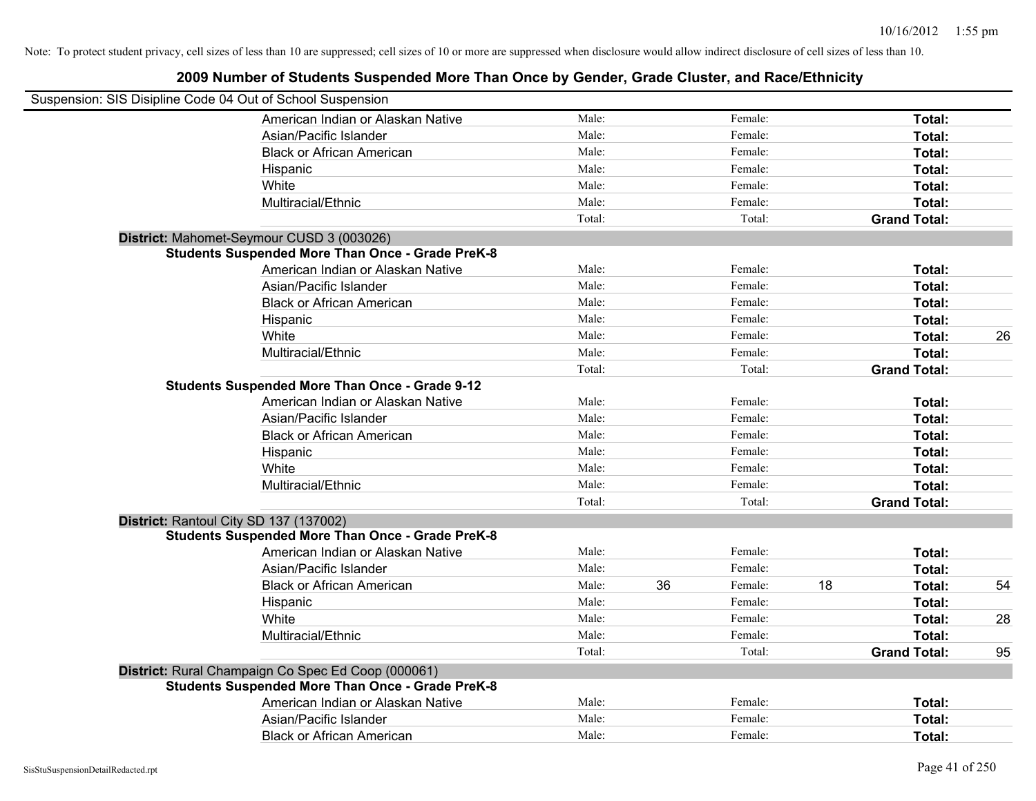Note: To protect student privacy, cell sizes of less than 10 are suppressed; cell sizes of 10 or more are suppressed when disclosure would allow indirect disclosure of cell sizes of less than 10.

## 2009 Number of Students Suspended More Than Once by Gender, Grade Cluster, and Race/Ethnicity

Suspension: SIS Disipline Code 04 Out of School Suspension

| | | | | | | |
|---|---|---|---|---|---|---|
| American Indian or Alaskan Native | Male: | | Female: | | **Total:** | |
| Asian/Pacific Islander | Male: | | Female: | | **Total:** | |
| Black or African American | Male: | | Female: | | **Total:** | |
| Hispanic | Male: | | Female: | | **Total:** | |
| White | Male: | | Female: | | **Total:** | |
| Multiracial/Ethnic | Male: | | Female: | | **Total:** | |
| | Total: | | Total: | | **Grand Total:** | |

**District:** Mahomet-Seymour CUSD 3 (003026)

**Students Suspended More Than Once - Grade PreK-8**

| | | | | | | |
|---|---|---|---|---|---|---|
| American Indian or Alaskan Native | Male: | | Female: | | **Total:** | |
| Asian/Pacific Islander | Male: | | Female: | | **Total:** | |
| Black or African American | Male: | | Female: | | **Total:** | |
| Hispanic | Male: | | Female: | | **Total:** | |
| White | Male: | | Female: | | **Total:** | 26 |
| Multiracial/Ethnic | Male: | | Female: | | **Total:** | |
| | Total: | | Total: | | **Grand Total:** | |

**Students Suspended More Than Once - Grade 9-12**

| | | | | | | |
|---|---|---|---|---|---|---|
| American Indian or Alaskan Native | Male: | | Female: | | **Total:** | |
| Asian/Pacific Islander | Male: | | Female: | | **Total:** | |
| Black or African American | Male: | | Female: | | **Total:** | |
| Hispanic | Male: | | Female: | | **Total:** | |
| White | Male: | | Female: | | **Total:** | |
| Multiracial/Ethnic | Male: | | Female: | | **Total:** | |
| | Total: | | Total: | | **Grand Total:** | |

**District:** Rantoul City SD 137 (137002)

**Students Suspended More Than Once - Grade PreK-8**

| | | | | | | |
|---|---|---|---|---|---|---|
| American Indian or Alaskan Native | Male: | | Female: | | **Total:** | |
| Asian/Pacific Islander | Male: | | Female: | | **Total:** | |
| Black or African American | Male: | 36 | Female: | 18 | **Total:** | 54 |
| Hispanic | Male: | | Female: | | **Total:** | |
| White | Male: | | Female: | | **Total:** | 28 |
| Multiracial/Ethnic | Male: | | Female: | | **Total:** | |
| | Total: | | Total: | | **Grand Total:** | 95 |

**District:** Rural Champaign Co Spec Ed Coop (000061)

**Students Suspended More Than Once - Grade PreK-8**

| | | | | | | |
|---|---|---|---|---|---|---|
| American Indian or Alaskan Native | Male: | | Female: | | **Total:** | |
| Asian/Pacific Islander | Male: | | Female: | | **Total:** | |
| Black or African American | Male: | | Female: | | **Total:** | |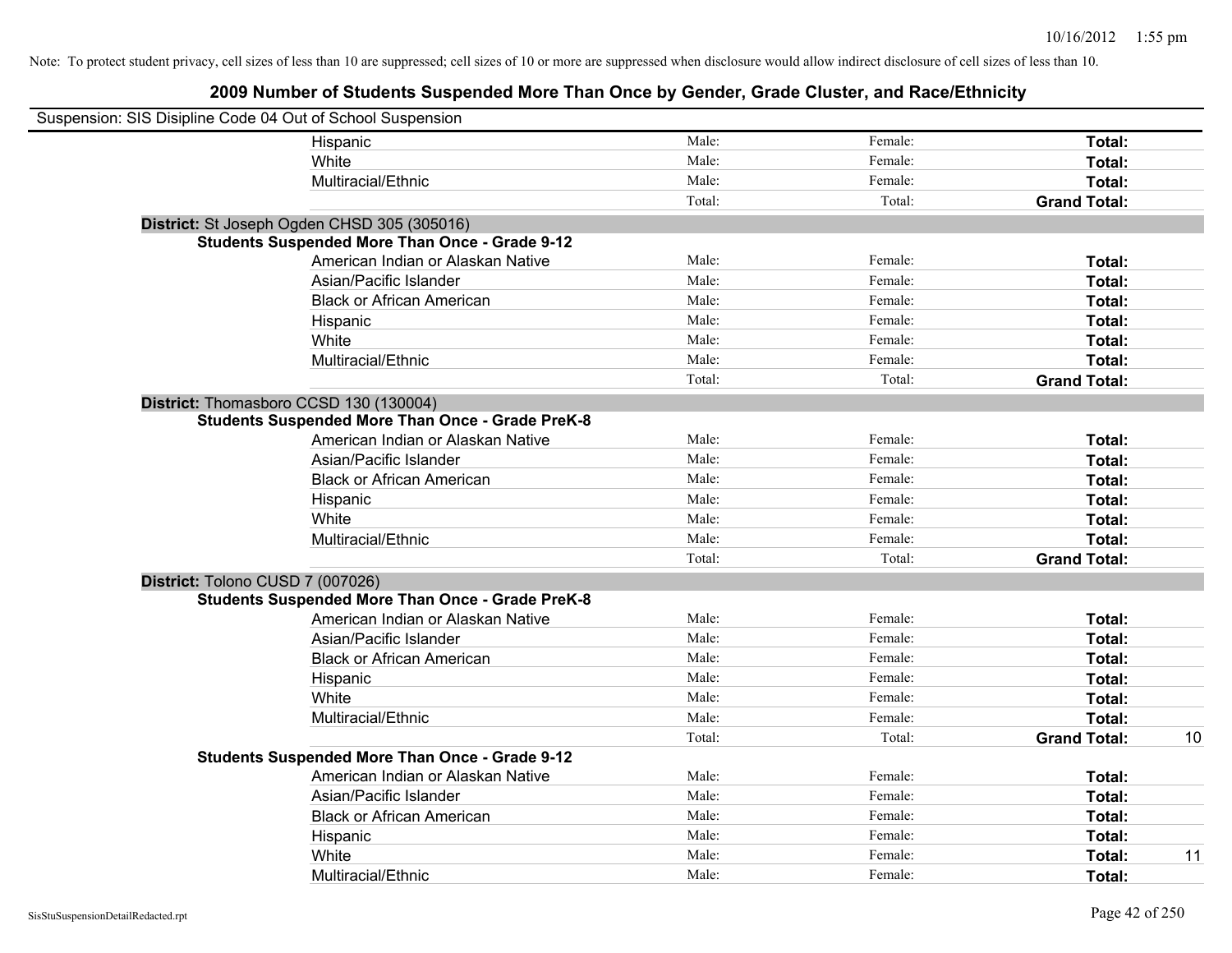Note: To protect student privacy, cell sizes of less than 10 are suppressed; cell sizes of 10 or more are suppressed when disclosure would allow indirect disclosure of cell sizes of less than 10.

## 2009 Number of Students Suspended More Than Once by Gender, Grade Cluster, and Race/Ethnicity

Suspension: SIS Disipline Code 04 Out of School Suspension

| | | | | |
|---|---|---|---|---|
| Hispanic | Male: | Female: | **Total:** | |
| White | Male: | Female: | **Total:** | |
| Multiracial/Ethnic | Male: | Female: | **Total:** | |
| | Total: | Total: | **Grand Total:** | |

**District:** St Joseph Ogden CHSD 305 (305016)

**Students Suspended More Than Once - Grade 9-12**

| | | | | |
|---|---|---|---|---|
| American Indian or Alaskan Native | Male: | Female: | **Total:** | |
| Asian/Pacific Islander | Male: | Female: | **Total:** | |
| Black or African American | Male: | Female: | **Total:** | |
| Hispanic | Male: | Female: | **Total:** | |
| White | Male: | Female: | **Total:** | |
| Multiracial/Ethnic | Male: | Female: | **Total:** | |
| | Total: | Total: | **Grand Total:** | |

**District:** Thomasboro CCSD 130 (130004)

**Students Suspended More Than Once - Grade PreK-8**

| | | | | |
|---|---|---|---|---|
| American Indian or Alaskan Native | Male: | Female: | **Total:** | |
| Asian/Pacific Islander | Male: | Female: | **Total:** | |
| Black or African American | Male: | Female: | **Total:** | |
| Hispanic | Male: | Female: | **Total:** | |
| White | Male: | Female: | **Total:** | |
| Multiracial/Ethnic | Male: | Female: | **Total:** | |
| | Total: | Total: | **Grand Total:** | |

**District:** Tolono CUSD 7 (007026)

**Students Suspended More Than Once - Grade PreK-8**

| | | | | |
|---|---|---|---|---|
| American Indian or Alaskan Native | Male: | Female: | **Total:** | |
| Asian/Pacific Islander | Male: | Female: | **Total:** | |
| Black or African American | Male: | Female: | **Total:** | |
| Hispanic | Male: | Female: | **Total:** | |
| White | Male: | Female: | **Total:** | |
| Multiracial/Ethnic | Male: | Female: | **Total:** | |
| | Total: | Total: | **Grand Total:** | 10 |

**Students Suspended More Than Once - Grade 9-12**

| | | | | |
|---|---|---|---|---|
| American Indian or Alaskan Native | Male: | Female: | **Total:** | |
| Asian/Pacific Islander | Male: | Female: | **Total:** | |
| Black or African American | Male: | Female: | **Total:** | |
| Hispanic | Male: | Female: | **Total:** | |
| White | Male: | Female: | **Total:** | 11 |
| Multiracial/Ethnic | Male: | Female: | **Total:** | |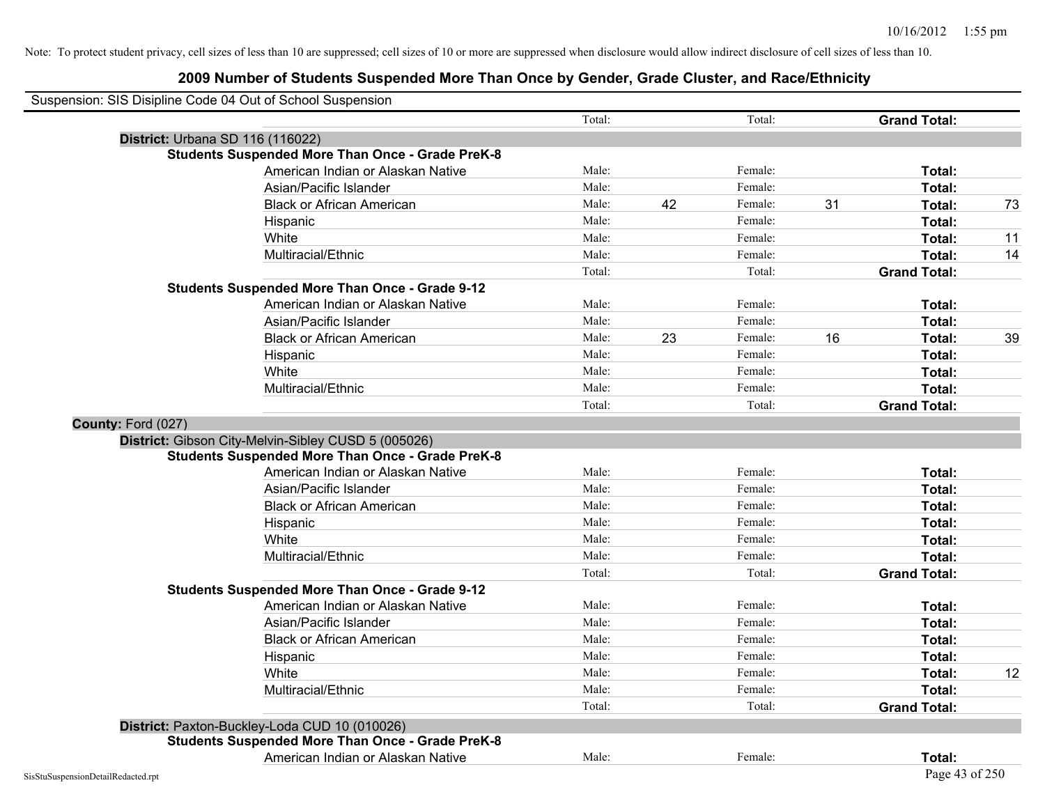Note: To protect student privacy, cell sizes of less than 10 are suppressed; cell sizes of 10 or more are suppressed when disclosure would allow indirect disclosure of cell sizes of less than 10.

## 2009 Number of Students Suspended More Than Once by Gender, Grade Cluster, and Race/Ethnicity

Suspension: SIS Disipline Code 04 Out of School Suspension

| | | | | | | |
|---|---|---|---|---|---|---|
| | Total: | | Total: | | **Grand Total:** | |
| **District:** Urbana SD 116 (116022) | | | | | | |
| **Students Suspended More Than Once - Grade PreK-8** | | | | | | |
| American Indian or Alaskan Native | Male: | | Female: | | **Total:** | |
| Asian/Pacific Islander | Male: | | Female: | | **Total:** | |
| Black or African American | Male: | 42 | Female: | 31 | **Total:** | 73 |
| Hispanic | Male: | | Female: | | **Total:** | |
| White | Male: | | Female: | | **Total:** | 11 |
| Multiracial/Ethnic | Male: | | Female: | | **Total:** | 14 |
| | Total: | | Total: | | **Grand Total:** | |
| **Students Suspended More Than Once - Grade 9-12** | | | | | | |
| American Indian or Alaskan Native | Male: | | Female: | | **Total:** | |
| Asian/Pacific Islander | Male: | | Female: | | **Total:** | |
| Black or African American | Male: | 23 | Female: | 16 | **Total:** | 39 |
| Hispanic | Male: | | Female: | | **Total:** | |
| White | Male: | | Female: | | **Total:** | |
| Multiracial/Ethnic | Male: | | Female: | | **Total:** | |
| | Total: | | Total: | | **Grand Total:** | |
| **County:** Ford (027) | | | | | | |
| **District:** Gibson City-Melvin-Sibley CUSD 5 (005026) | | | | | | |
| **Students Suspended More Than Once - Grade PreK-8** | | | | | | |
| American Indian or Alaskan Native | Male: | | Female: | | **Total:** | |
| Asian/Pacific Islander | Male: | | Female: | | **Total:** | |
| Black or African American | Male: | | Female: | | **Total:** | |
| Hispanic | Male: | | Female: | | **Total:** | |
| White | Male: | | Female: | | **Total:** | |
| Multiracial/Ethnic | Male: | | Female: | | **Total:** | |
| | Total: | | Total: | | **Grand Total:** | |
| **Students Suspended More Than Once - Grade 9-12** | | | | | | |
| American Indian or Alaskan Native | Male: | | Female: | | **Total:** | |
| Asian/Pacific Islander | Male: | | Female: | | **Total:** | |
| Black or African American | Male: | | Female: | | **Total:** | |
| Hispanic | Male: | | Female: | | **Total:** | |
| White | Male: | | Female: | | **Total:** | 12 |
| Multiracial/Ethnic | Male: | | Female: | | **Total:** | |
| | Total: | | Total: | | **Grand Total:** | |
| **District:** Paxton-Buckley-Loda CUD 10 (010026) | | | | | | |
| **Students Suspended More Than Once - Grade PreK-8** | | | | | | |
| American Indian or Alaskan Native | Male: | | Female: | | **Total:** | |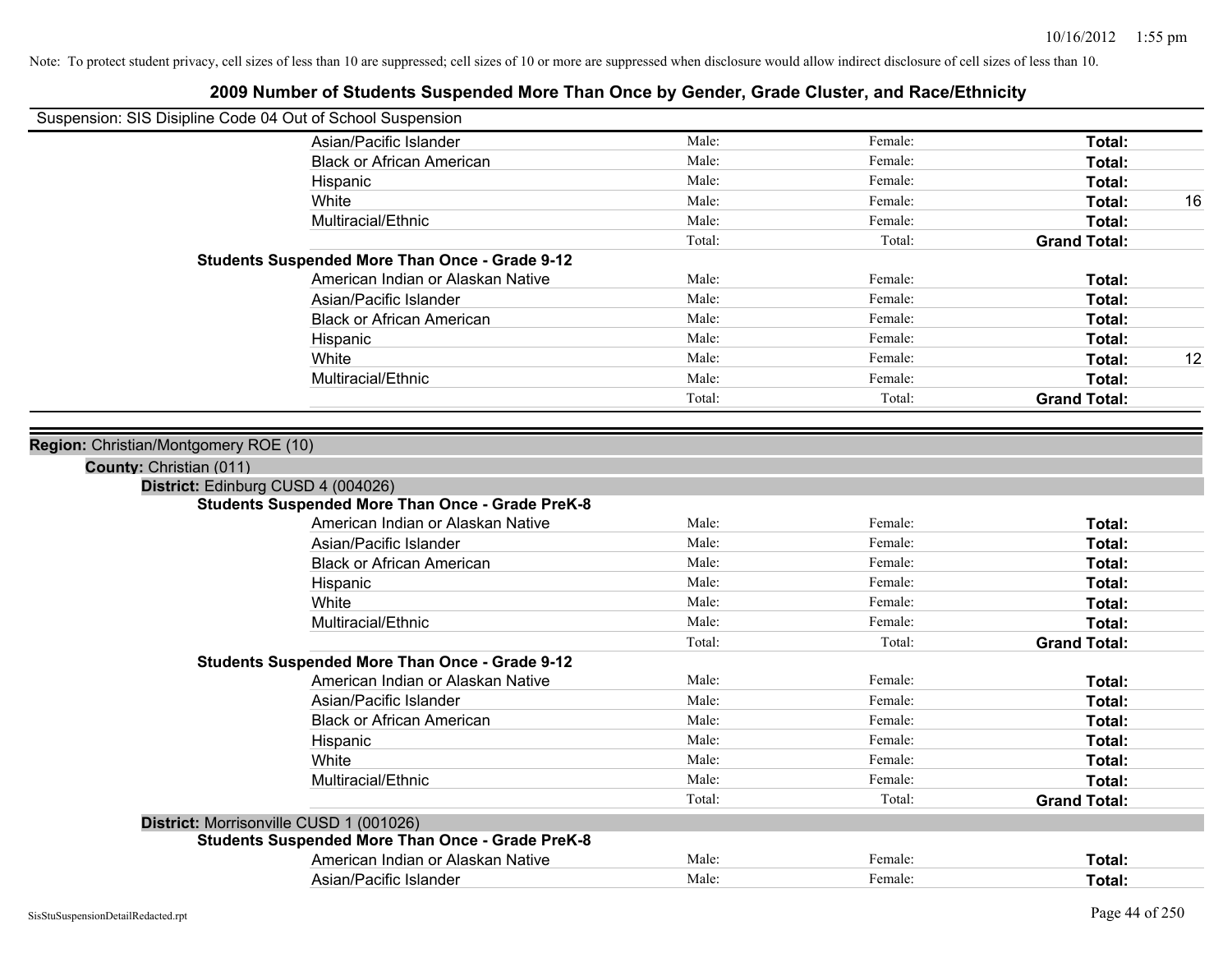Note: To protect student privacy, cell sizes of less than 10 are suppressed; cell sizes of 10 or more are suppressed when disclosure would allow indirect disclosure of cell sizes of less than 10.

# 2009 Number of Students Suspended More Than Once by Gender, Grade Cluster, and Race/Ethnicity

Suspension: SIS Disipline Code 04 Out of School Suspension

| | Male | Female | Total | |
|---|---|---|---|---|
| Asian/Pacific Islander | Male: | Female: | **Total:** | |
| Black or African American | Male: | Female: | **Total:** | |
| Hispanic | Male: | Female: | **Total:** | |
| White | Male: | Female: | **Total:** | 16 |
| Multiracial/Ethnic | Male: | Female: | **Total:** | |
| | Total: | Total: | **Grand Total:** | |

**Students Suspended More Than Once - Grade 9-12**

| | Male | Female | Total | |
|---|---|---|---|---|
| American Indian or Alaskan Native | Male: | Female: | **Total:** | |
| Asian/Pacific Islander | Male: | Female: | **Total:** | |
| Black or African American | Male: | Female: | **Total:** | |
| Hispanic | Male: | Female: | **Total:** | |
| White | Male: | Female: | **Total:** | 12 |
| Multiracial/Ethnic | Male: | Female: | **Total:** | |
| | Total: | Total: | **Grand Total:** | |

**Region:** Christian/Montgomery ROE (10)

**County:** Christian (011)

**District:** Edinburg CUSD 4 (004026)

**Students Suspended More Than Once - Grade PreK-8**

| | Male | Female | Total | |
|---|---|---|---|---|
| American Indian or Alaskan Native | Male: | Female: | **Total:** | |
| Asian/Pacific Islander | Male: | Female: | **Total:** | |
| Black or African American | Male: | Female: | **Total:** | |
| Hispanic | Male: | Female: | **Total:** | |
| White | Male: | Female: | **Total:** | |
| Multiracial/Ethnic | Male: | Female: | **Total:** | |
| | Total: | Total: | **Grand Total:** | |

**Students Suspended More Than Once - Grade 9-12**

| | Male | Female | Total | |
|---|---|---|---|---|
| American Indian or Alaskan Native | Male: | Female: | **Total:** | |
| Asian/Pacific Islander | Male: | Female: | **Total:** | |
| Black or African American | Male: | Female: | **Total:** | |
| Hispanic | Male: | Female: | **Total:** | |
| White | Male: | Female: | **Total:** | |
| Multiracial/Ethnic | Male: | Female: | **Total:** | |
| | Total: | Total: | **Grand Total:** | |

**District:** Morrisonville CUSD 1 (001026)

**Students Suspended More Than Once - Grade PreK-8**

| | Male | Female | Total | |
|---|---|---|---|---|
| American Indian or Alaskan Native | Male: | Female: | **Total:** | |
| Asian/Pacific Islander | Male: | Female: | **Total:** | |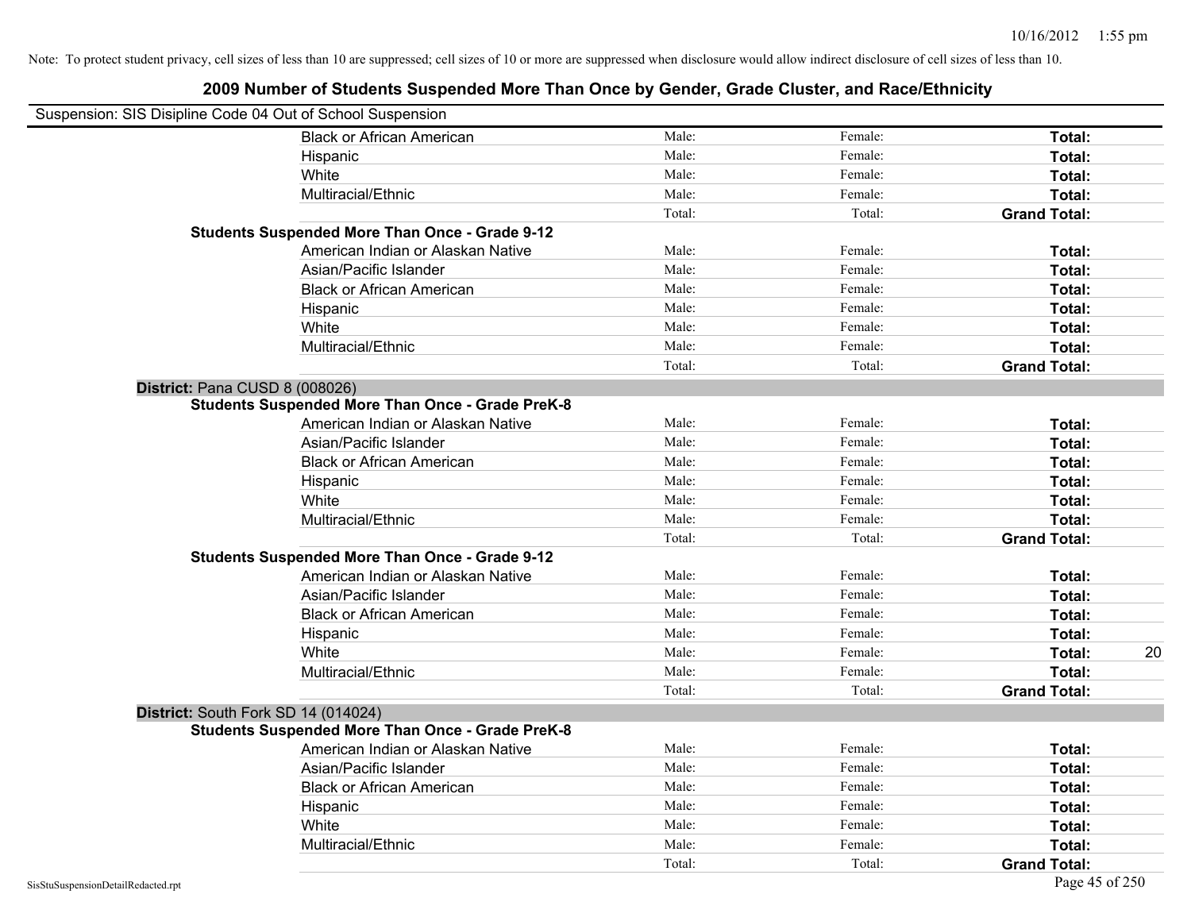Note: To protect student privacy, cell sizes of less than 10 are suppressed; cell sizes of 10 or more are suppressed when disclosure would allow indirect disclosure of cell sizes of less than 10.

## 2009 Number of Students Suspended More Than Once by Gender, Grade Cluster, and Race/Ethnicity

Suspension: SIS Disipline Code 04 Out of School Suspension

| | | | | | |
|---|---|---|---|---|---|
| | Black or African American | Male: | Female: | **Total:** | |
| | Hispanic | Male: | Female: | **Total:** | |
| | White | Male: | Female: | **Total:** | |
| | Multiracial/Ethnic | Male: | Female: | **Total:** | |
| | | Total: | Total: | **Grand Total:** | |
| **Students Suspended More Than Once - Grade 9-12** | | | | | |
| | American Indian or Alaskan Native | Male: | Female: | **Total:** | |
| | Asian/Pacific Islander | Male: | Female: | **Total:** | |
| | Black or African American | Male: | Female: | **Total:** | |
| | Hispanic | Male: | Female: | **Total:** | |
| | White | Male: | Female: | **Total:** | |
| | Multiracial/Ethnic | Male: | Female: | **Total:** | |
| | | Total: | Total: | **Grand Total:** | |
| **District:** Pana CUSD 8 (008026) | | | | | |
| **Students Suspended More Than Once - Grade PreK-8** | | | | | |
| | American Indian or Alaskan Native | Male: | Female: | **Total:** | |
| | Asian/Pacific Islander | Male: | Female: | **Total:** | |
| | Black or African American | Male: | Female: | **Total:** | |
| | Hispanic | Male: | Female: | **Total:** | |
| | White | Male: | Female: | **Total:** | |
| | Multiracial/Ethnic | Male: | Female: | **Total:** | |
| | | Total: | Total: | **Grand Total:** | |
| **Students Suspended More Than Once - Grade 9-12** | | | | | |
| | American Indian or Alaskan Native | Male: | Female: | **Total:** | |
| | Asian/Pacific Islander | Male: | Female: | **Total:** | |
| | Black or African American | Male: | Female: | **Total:** | |
| | Hispanic | Male: | Female: | **Total:** | |
| | White | Male: | Female: | **Total:** | 20 |
| | Multiracial/Ethnic | Male: | Female: | **Total:** | |
| | | Total: | Total: | **Grand Total:** | |
| **District:** South Fork SD 14 (014024) | | | | | |
| **Students Suspended More Than Once - Grade PreK-8** | | | | | |
| | American Indian or Alaskan Native | Male: | Female: | **Total:** | |
| | Asian/Pacific Islander | Male: | Female: | **Total:** | |
| | Black or African American | Male: | Female: | **Total:** | |
| | Hispanic | Male: | Female: | **Total:** | |
| | White | Male: | Female: | **Total:** | |
| | Multiracial/Ethnic | Male: | Female: | **Total:** | |
| | | Total: | Total: | **Grand Total:** | |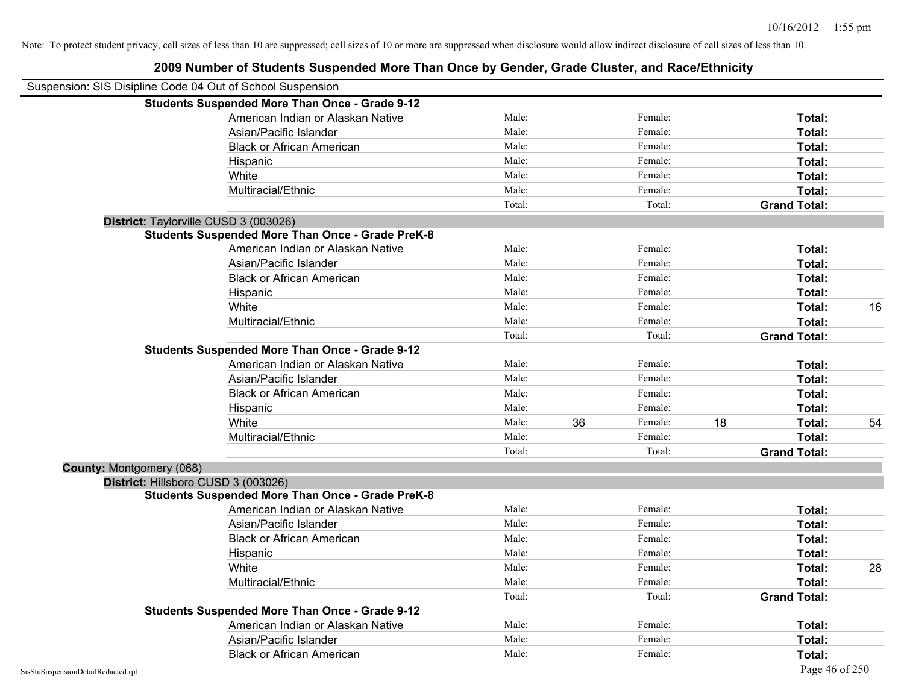Note: To protect student privacy, cell sizes of less than 10 are suppressed; cell sizes of 10 or more are suppressed when disclosure would allow indirect disclosure of cell sizes of less than 10.

## 2009 Number of Students Suspended More Than Once by Gender, Grade Cluster, and Race/Ethnicity

Suspension: SIS Disipline Code 04 Out of School Suspension

**Students Suspended More Than Once - Grade 9-12**

| Race/Ethnicity | Male: | | Female: | | Total: | |
|---|---|---|---|---|---|---|
| American Indian or Alaskan Native | Male: | | Female: | | **Total:** | |
| Asian/Pacific Islander | Male: | | Female: | | **Total:** | |
| Black or African American | Male: | | Female: | | **Total:** | |
| Hispanic | Male: | | Female: | | **Total:** | |
| White | Male: | | Female: | | **Total:** | |
| Multiracial/Ethnic | Male: | | Female: | | **Total:** | |
| | Total: | | Total: | | **Grand Total:** | |

**District:** Taylorville CUSD 3 (003026)

**Students Suspended More Than Once - Grade PreK-8**

| Race/Ethnicity | Male: | | Female: | | Total: | |
|---|---|---|---|---|---|---|
| American Indian or Alaskan Native | Male: | | Female: | | **Total:** | |
| Asian/Pacific Islander | Male: | | Female: | | **Total:** | |
| Black or African American | Male: | | Female: | | **Total:** | |
| Hispanic | Male: | | Female: | | **Total:** | |
| White | Male: | | Female: | | **Total:** | 16 |
| Multiracial/Ethnic | Male: | | Female: | | **Total:** | |
| | Total: | | Total: | | **Grand Total:** | |

**Students Suspended More Than Once - Grade 9-12**

| Race/Ethnicity | Male: | | Female: | | Total: | |
|---|---|---|---|---|---|---|
| American Indian or Alaskan Native | Male: | | Female: | | **Total:** | |
| Asian/Pacific Islander | Male: | | Female: | | **Total:** | |
| Black or African American | Male: | | Female: | | **Total:** | |
| Hispanic | Male: | | Female: | | **Total:** | |
| White | Male: | 36 | Female: | 18 | **Total:** | 54 |
| Multiracial/Ethnic | Male: | | Female: | | **Total:** | |
| | Total: | | Total: | | **Grand Total:** | |

**County:** Montgomery (068)

**District:** Hillsboro CUSD 3 (003026)

**Students Suspended More Than Once - Grade PreK-8**

| Race/Ethnicity | Male: | | Female: | | Total: | |
|---|---|---|---|---|---|---|
| American Indian or Alaskan Native | Male: | | Female: | | **Total:** | |
| Asian/Pacific Islander | Male: | | Female: | | **Total:** | |
| Black or African American | Male: | | Female: | | **Total:** | |
| Hispanic | Male: | | Female: | | **Total:** | |
| White | Male: | | Female: | | **Total:** | 28 |
| Multiracial/Ethnic | Male: | | Female: | | **Total:** | |
| | Total: | | Total: | | **Grand Total:** | |

**Students Suspended More Than Once - Grade 9-12**

| Race/Ethnicity | Male: | | Female: | | Total: | |
|---|---|---|---|---|---|---|
| American Indian or Alaskan Native | Male: | | Female: | | **Total:** | |
| Asian/Pacific Islander | Male: | | Female: | | **Total:** | |
| Black or African American | Male: | | Female: | | **Total:** | |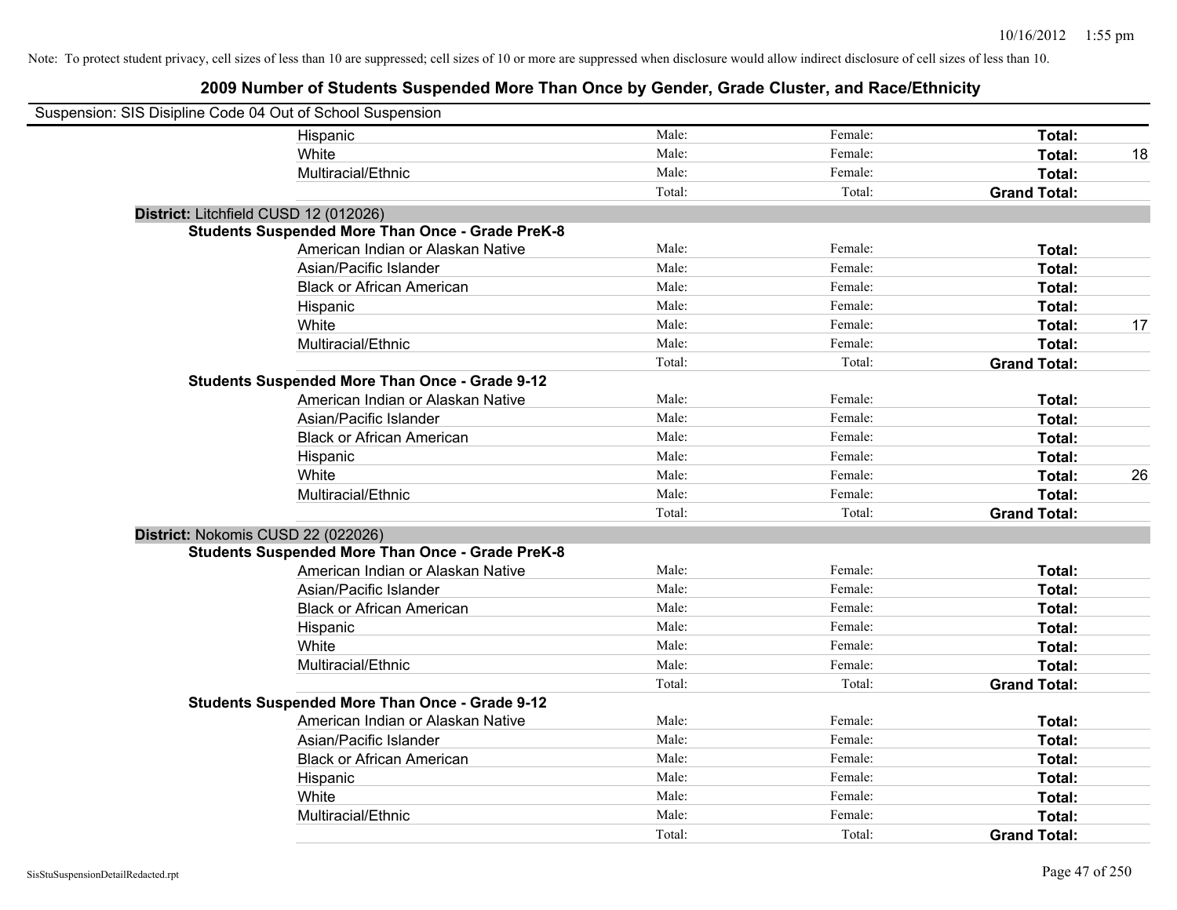Note: To protect student privacy, cell sizes of less than 10 are suppressed; cell sizes of 10 or more are suppressed when disclosure would allow indirect disclosure of cell sizes of less than 10.

## 2009 Number of Students Suspended More Than Once by Gender, Grade Cluster, and Race/Ethnicity

Suspension: SIS Disipline Code 04 Out of School Suspension

| | | | | |
|---|---|---|---|---|
| Hispanic | Male: | Female: | **Total:** | |
| White | Male: | Female: | **Total:** | 18 |
| Multiracial/Ethnic | Male: | Female: | **Total:** | |
| | Total: | Total: | **Grand Total:** | |

**District:** Litchfield CUSD 12 (012026)

**Students Suspended More Than Once - Grade PreK-8**

| | | | | |
|---|---|---|---|---|
| American Indian or Alaskan Native | Male: | Female: | **Total:** | |
| Asian/Pacific Islander | Male: | Female: | **Total:** | |
| Black or African American | Male: | Female: | **Total:** | |
| Hispanic | Male: | Female: | **Total:** | |
| White | Male: | Female: | **Total:** | 17 |
| Multiracial/Ethnic | Male: | Female: | **Total:** | |
| | Total: | Total: | **Grand Total:** | |

**Students Suspended More Than Once - Grade 9-12**

| | | | | |
|---|---|---|---|---|
| American Indian or Alaskan Native | Male: | Female: | **Total:** | |
| Asian/Pacific Islander | Male: | Female: | **Total:** | |
| Black or African American | Male: | Female: | **Total:** | |
| Hispanic | Male: | Female: | **Total:** | |
| White | Male: | Female: | **Total:** | 26 |
| Multiracial/Ethnic | Male: | Female: | **Total:** | |
| | Total: | Total: | **Grand Total:** | |

**District:** Nokomis CUSD 22 (022026)

**Students Suspended More Than Once - Grade PreK-8**

| | | | | |
|---|---|---|---|---|
| American Indian or Alaskan Native | Male: | Female: | **Total:** | |
| Asian/Pacific Islander | Male: | Female: | **Total:** | |
| Black or African American | Male: | Female: | **Total:** | |
| Hispanic | Male: | Female: | **Total:** | |
| White | Male: | Female: | **Total:** | |
| Multiracial/Ethnic | Male: | Female: | **Total:** | |
| | Total: | Total: | **Grand Total:** | |

**Students Suspended More Than Once - Grade 9-12**

| | | | | |
|---|---|---|---|---|
| American Indian or Alaskan Native | Male: | Female: | **Total:** | |
| Asian/Pacific Islander | Male: | Female: | **Total:** | |
| Black or African American | Male: | Female: | **Total:** | |
| Hispanic | Male: | Female: | **Total:** | |
| White | Male: | Female: | **Total:** | |
| Multiracial/Ethnic | Male: | Female: | **Total:** | |
| | Total: | Total: | **Grand Total:** | |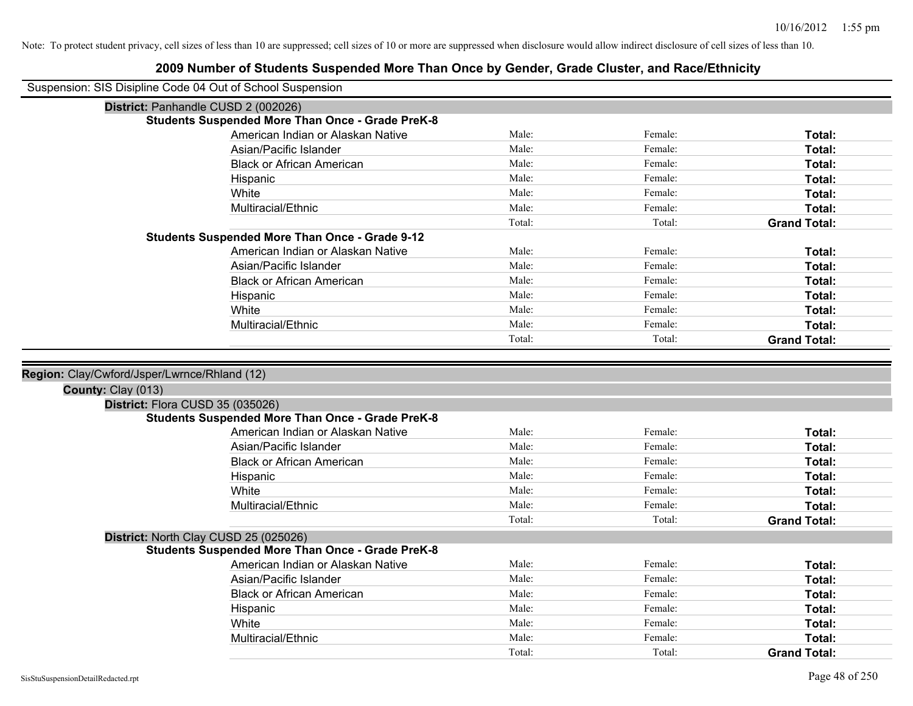Note: To protect student privacy, cell sizes of less than 10 are suppressed; cell sizes of 10 or more are suppressed when disclosure would allow indirect disclosure of cell sizes of less than 10.

## 2009 Number of Students Suspended More Than Once by Gender, Grade Cluster, and Race/Ethnicity

Suspension: SIS Disipline Code 04 Out of School Suspension

**District:** Panhandle CUSD 2 (002026)

**Students Suspended More Than Once - Grade PreK-8**

| | | | |
|---|---|---|---|
| American Indian or Alaskan Native | Male: | Female: | **Total:** |
| Asian/Pacific Islander | Male: | Female: | **Total:** |
| Black or African American | Male: | Female: | **Total:** |
| Hispanic | Male: | Female: | **Total:** |
| White | Male: | Female: | **Total:** |
| Multiracial/Ethnic | Male: | Female: | **Total:** |
| | Total: | Total: | **Grand Total:** |

**Students Suspended More Than Once - Grade 9-12**

| | | | |
|---|---|---|---|
| American Indian or Alaskan Native | Male: | Female: | **Total:** |
| Asian/Pacific Islander | Male: | Female: | **Total:** |
| Black or African American | Male: | Female: | **Total:** |
| Hispanic | Male: | Female: | **Total:** |
| White | Male: | Female: | **Total:** |
| Multiracial/Ethnic | Male: | Female: | **Total:** |
| | Total: | Total: | **Grand Total:** |

**Region:** Clay/Cwford/Jsper/Lwrnce/Rhland (12)

**County:** Clay (013)

**District:** Flora CUSD 35 (035026)

**Students Suspended More Than Once - Grade PreK-8**

| | | | |
|---|---|---|---|
| American Indian or Alaskan Native | Male: | Female: | **Total:** |
| Asian/Pacific Islander | Male: | Female: | **Total:** |
| Black or African American | Male: | Female: | **Total:** |
| Hispanic | Male: | Female: | **Total:** |
| White | Male: | Female: | **Total:** |
| Multiracial/Ethnic | Male: | Female: | **Total:** |
| | Total: | Total: | **Grand Total:** |

**District:** North Clay CUSD 25 (025026)

**Students Suspended More Than Once - Grade PreK-8**

| | | | |
|---|---|---|---|
| American Indian or Alaskan Native | Male: | Female: | **Total:** |
| Asian/Pacific Islander | Male: | Female: | **Total:** |
| Black or African American | Male: | Female: | **Total:** |
| Hispanic | Male: | Female: | **Total:** |
| White | Male: | Female: | **Total:** |
| Multiracial/Ethnic | Male: | Female: | **Total:** |
| | Total: | Total: | **Grand Total:** |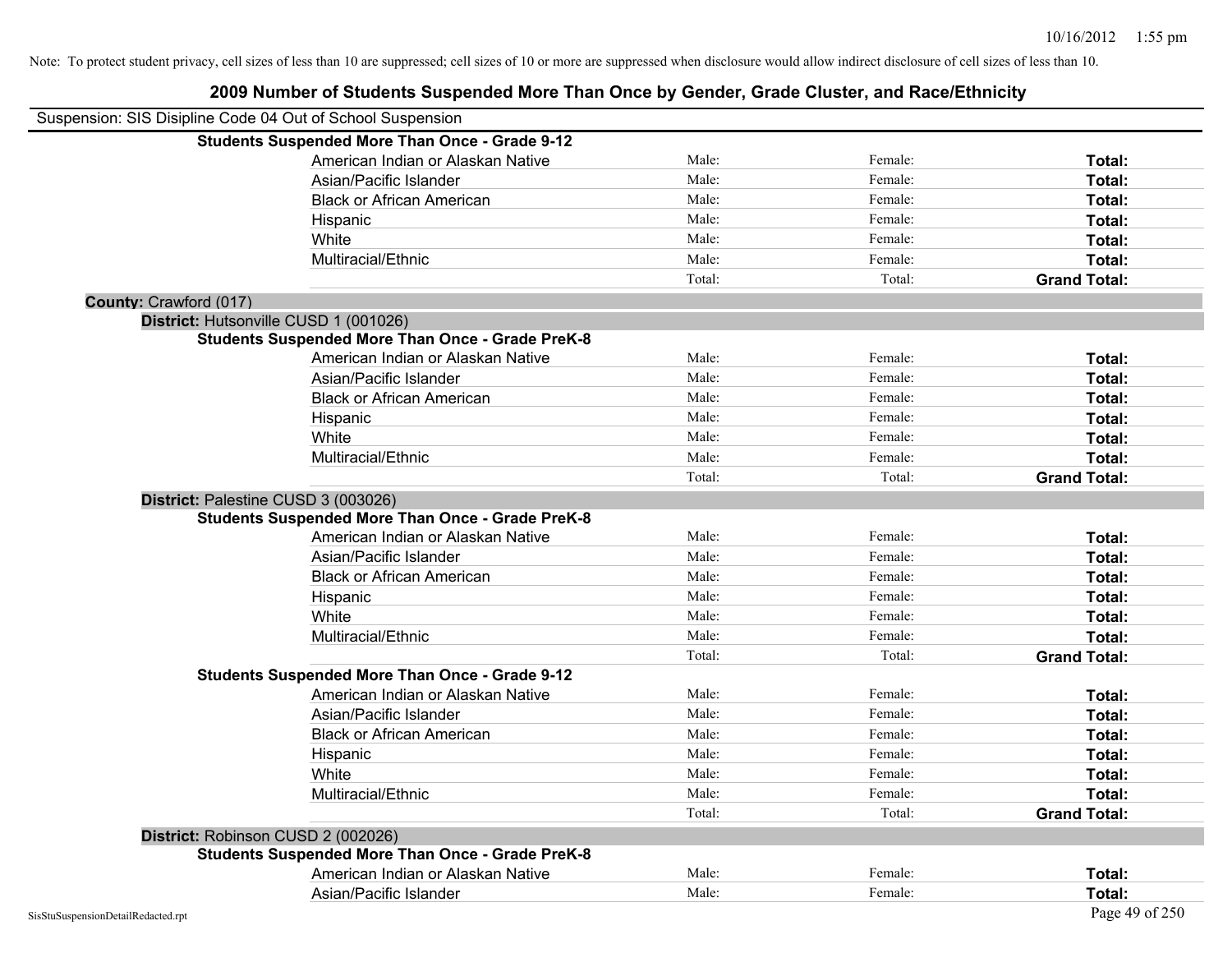Note: To protect student privacy, cell sizes of less than 10 are suppressed; cell sizes of 10 or more are suppressed when disclosure would allow indirect disclosure of cell sizes of less than 10.

# 2009 Number of Students Suspended More Than Once by Gender, Grade Cluster, and Race/Ethnicity

Suspension: SIS Disipline Code 04 Out of School Suspension

**Students Suspended More Than Once - Grade 9-12**

| | | | |
|---|---|---|---|
| American Indian or Alaskan Native | Male: | Female: | **Total:** |
| Asian/Pacific Islander | Male: | Female: | **Total:** |
| Black or African American | Male: | Female: | **Total:** |
| Hispanic | Male: | Female: | **Total:** |
| White | Male: | Female: | **Total:** |
| Multiracial/Ethnic | Male: | Female: | **Total:** |
| | Total: | Total: | **Grand Total:** |

**County:** Crawford (017)

**District:** Hutsonville CUSD 1 (001026)

**Students Suspended More Than Once - Grade PreK-8**

| | | | |
|---|---|---|---|
| American Indian or Alaskan Native | Male: | Female: | **Total:** |
| Asian/Pacific Islander | Male: | Female: | **Total:** |
| Black or African American | Male: | Female: | **Total:** |
| Hispanic | Male: | Female: | **Total:** |
| White | Male: | Female: | **Total:** |
| Multiracial/Ethnic | Male: | Female: | **Total:** |
| | Total: | Total: | **Grand Total:** |

**District:** Palestine CUSD 3 (003026)

**Students Suspended More Than Once - Grade PreK-8**

| | | | |
|---|---|---|---|
| American Indian or Alaskan Native | Male: | Female: | **Total:** |
| Asian/Pacific Islander | Male: | Female: | **Total:** |
| Black or African American | Male: | Female: | **Total:** |
| Hispanic | Male: | Female: | **Total:** |
| White | Male: | Female: | **Total:** |
| Multiracial/Ethnic | Male: | Female: | **Total:** |
| | Total: | Total: | **Grand Total:** |

**Students Suspended More Than Once - Grade 9-12**

| | | | |
|---|---|---|---|
| American Indian or Alaskan Native | Male: | Female: | **Total:** |
| Asian/Pacific Islander | Male: | Female: | **Total:** |
| Black or African American | Male: | Female: | **Total:** |
| Hispanic | Male: | Female: | **Total:** |
| White | Male: | Female: | **Total:** |
| Multiracial/Ethnic | Male: | Female: | **Total:** |
| | Total: | Total: | **Grand Total:** |

**District:** Robinson CUSD 2 (002026)

**Students Suspended More Than Once - Grade PreK-8**

| | | | |
|---|---|---|---|
| American Indian or Alaskan Native | Male: | Female: | **Total:** |
| Asian/Pacific Islander | Male: | Female: | **Total:** |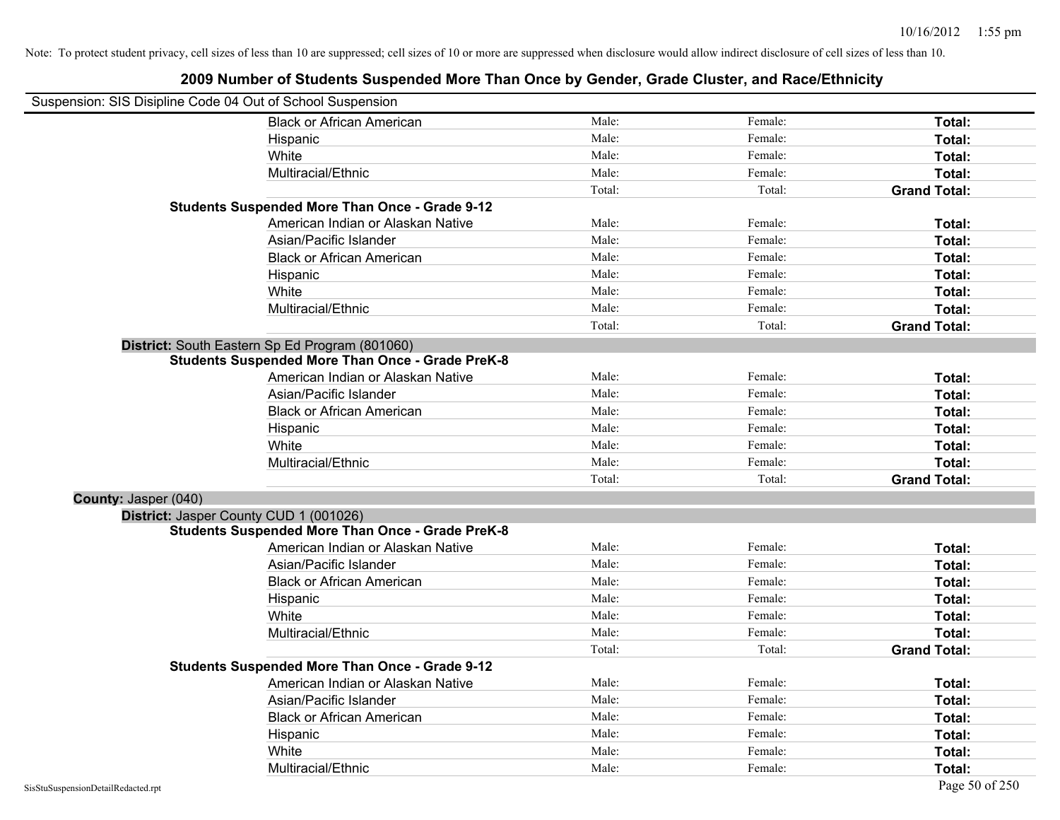Note: To protect student privacy, cell sizes of less than 10 are suppressed; cell sizes of 10 or more are suppressed when disclosure would allow indirect disclosure of cell sizes of less than 10.

# 2009 Number of Students Suspended More Than Once by Gender, Grade Cluster, and Race/Ethnicity

Suspension: SIS Disipline Code 04 Out of School Suspension

| | | | |
|---|---|---|---|
| Black or African American | Male: | Female: | **Total:** |
| Hispanic | Male: | Female: | **Total:** |
| White | Male: | Female: | **Total:** |
| Multiracial/Ethnic | Male: | Female: | **Total:** |
| | Total: | Total: | **Grand Total:** |

**Students Suspended More Than Once - Grade 9-12**

| | | | |
|---|---|---|---|
| American Indian or Alaskan Native | Male: | Female: | **Total:** |
| Asian/Pacific Islander | Male: | Female: | **Total:** |
| Black or African American | Male: | Female: | **Total:** |
| Hispanic | Male: | Female: | **Total:** |
| White | Male: | Female: | **Total:** |
| Multiracial/Ethnic | Male: | Female: | **Total:** |
| | Total: | Total: | **Grand Total:** |

**District:** South Eastern Sp Ed Program (801060)

**Students Suspended More Than Once - Grade PreK-8**

| | | | |
|---|---|---|---|
| American Indian or Alaskan Native | Male: | Female: | **Total:** |
| Asian/Pacific Islander | Male: | Female: | **Total:** |
| Black or African American | Male: | Female: | **Total:** |
| Hispanic | Male: | Female: | **Total:** |
| White | Male: | Female: | **Total:** |
| Multiracial/Ethnic | Male: | Female: | **Total:** |
| | Total: | Total: | **Grand Total:** |

**County:** Jasper (040)

**District:** Jasper County CUD 1 (001026)

**Students Suspended More Than Once - Grade PreK-8**

| | | | |
|---|---|---|---|
| American Indian or Alaskan Native | Male: | Female: | **Total:** |
| Asian/Pacific Islander | Male: | Female: | **Total:** |
| Black or African American | Male: | Female: | **Total:** |
| Hispanic | Male: | Female: | **Total:** |
| White | Male: | Female: | **Total:** |
| Multiracial/Ethnic | Male: | Female: | **Total:** |
| | Total: | Total: | **Grand Total:** |

**Students Suspended More Than Once - Grade 9-12**

| | | | |
|---|---|---|---|
| American Indian or Alaskan Native | Male: | Female: | **Total:** |
| Asian/Pacific Islander | Male: | Female: | **Total:** |
| Black or African American | Male: | Female: | **Total:** |
| Hispanic | Male: | Female: | **Total:** |
| White | Male: | Female: | **Total:** |
| Multiracial/Ethnic | Male: | Female: | **Total:** |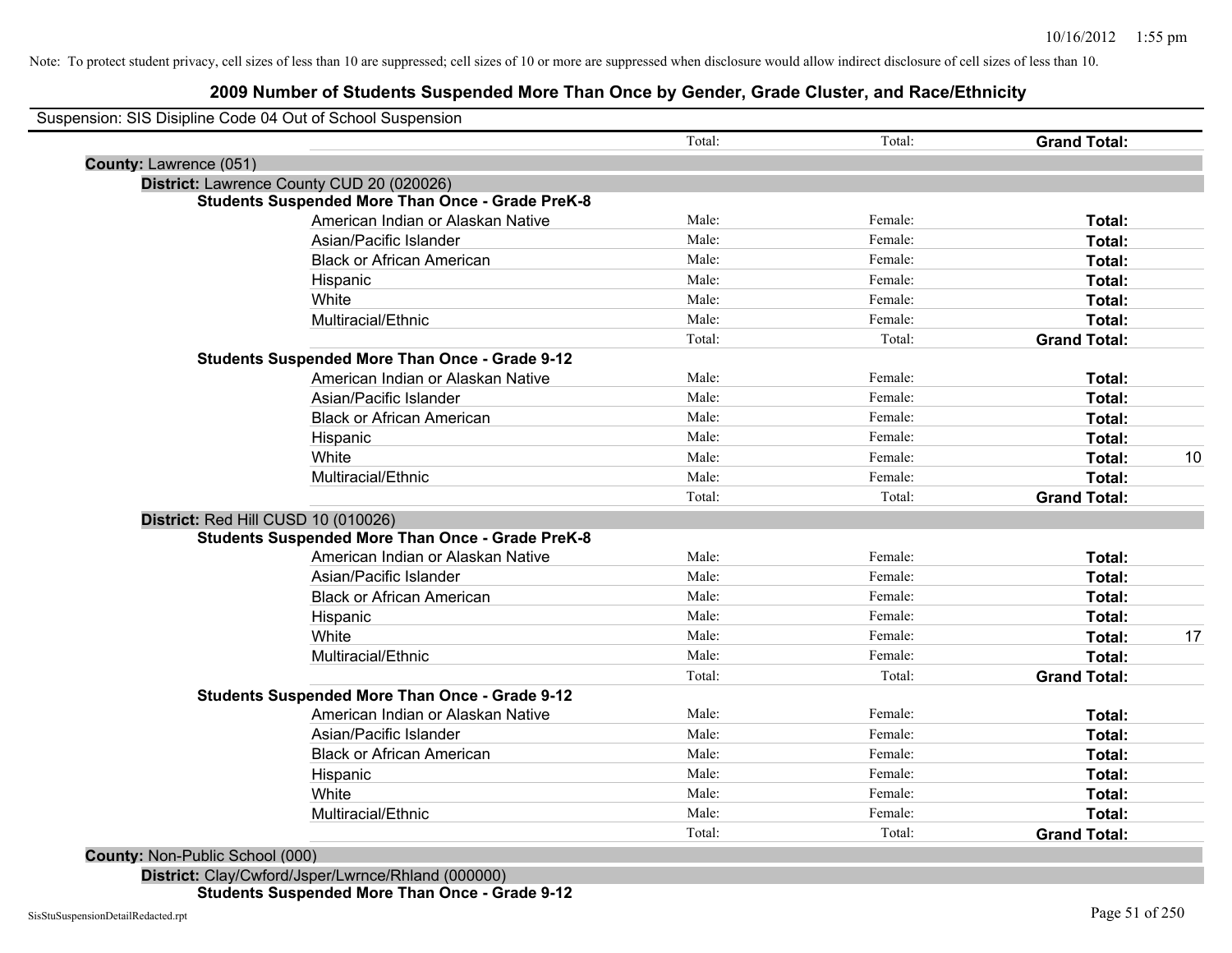Note: To protect student privacy, cell sizes of less than 10 are suppressed; cell sizes of 10 or more are suppressed when disclosure would allow indirect disclosure of cell sizes of less than 10.

## 2009 Number of Students Suspended More Than Once by Gender, Grade Cluster, and Race/Ethnicity

Suspension: SIS Disipline Code 04 Out of School Suspension

| | | | | |
|---|---|---|---|---|
| | Total: | Total: | **Grand Total:** | |
| **County:** Lawrence (051) | | | | |
| **District:** Lawrence County CUD 20 (020026) | | | | |
| **Students Suspended More Than Once - Grade PreK-8** | | | | |
| American Indian or Alaskan Native | Male: | Female: | **Total:** | |
| Asian/Pacific Islander | Male: | Female: | **Total:** | |
| Black or African American | Male: | Female: | **Total:** | |
| Hispanic | Male: | Female: | **Total:** | |
| White | Male: | Female: | **Total:** | |
| Multiracial/Ethnic | Male: | Female: | **Total:** | |
| | Total: | Total: | **Grand Total:** | |
| **Students Suspended More Than Once - Grade 9-12** | | | | |
| American Indian or Alaskan Native | Male: | Female: | **Total:** | |
| Asian/Pacific Islander | Male: | Female: | **Total:** | |
| Black or African American | Male: | Female: | **Total:** | |
| Hispanic | Male: | Female: | **Total:** | |
| White | Male: | Female: | **Total:** | 10 |
| Multiracial/Ethnic | Male: | Female: | **Total:** | |
| | Total: | Total: | **Grand Total:** | |
| **District:** Red Hill CUSD 10 (010026) | | | | |
| **Students Suspended More Than Once - Grade PreK-8** | | | | |
| American Indian or Alaskan Native | Male: | Female: | **Total:** | |
| Asian/Pacific Islander | Male: | Female: | **Total:** | |
| Black or African American | Male: | Female: | **Total:** | |
| Hispanic | Male: | Female: | **Total:** | |
| White | Male: | Female: | **Total:** | 17 |
| Multiracial/Ethnic | Male: | Female: | **Total:** | |
| | Total: | Total: | **Grand Total:** | |
| **Students Suspended More Than Once - Grade 9-12** | | | | |
| American Indian or Alaskan Native | Male: | Female: | **Total:** | |
| Asian/Pacific Islander | Male: | Female: | **Total:** | |
| Black or African American | Male: | Female: | **Total:** | |
| Hispanic | Male: | Female: | **Total:** | |
| White | Male: | Female: | **Total:** | |
| Multiracial/Ethnic | Male: | Female: | **Total:** | |
| | Total: | Total: | **Grand Total:** | |
| **County:** Non-Public School (000) | | | | |
| **District:** Clay/Cwford/Jsper/Lwrnce/Rhland (000000) | | | | |
| **Students Suspended More Than Once - Grade 9-12** | | | | |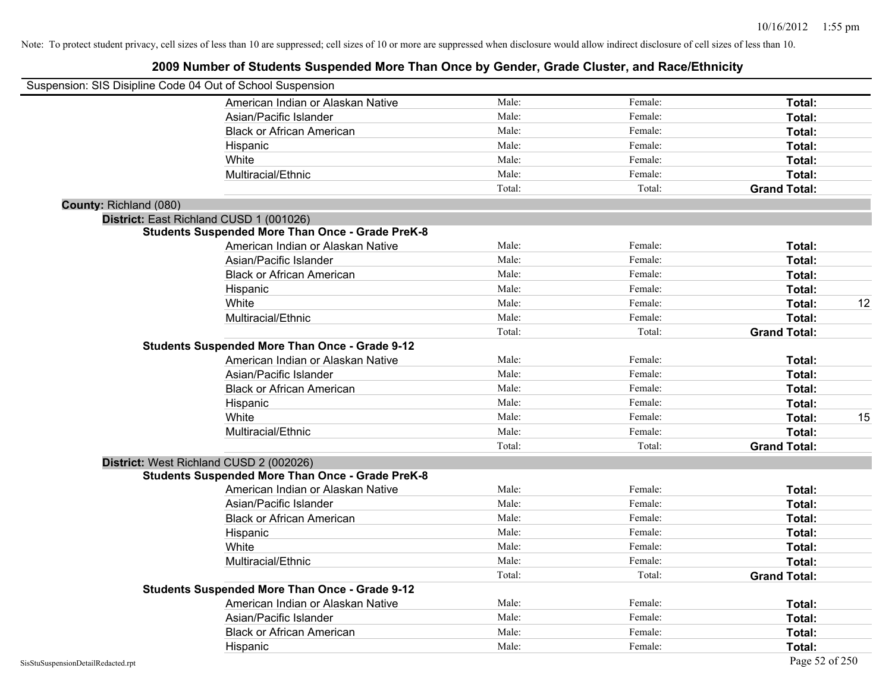Note: To protect student privacy, cell sizes of less than 10 are suppressed; cell sizes of 10 or more are suppressed when disclosure would allow indirect disclosure of cell sizes of less than 10.

# 2009 Number of Students Suspended More Than Once by Gender, Grade Cluster, and Race/Ethnicity

Suspension: SIS Disipline Code 04 Out of School Suspension

| | | | |
|---|---|---|---|
| American Indian or Alaskan Native | Male: | Female: | **Total:** |
| Asian/Pacific Islander | Male: | Female: | **Total:** |
| Black or African American | Male: | Female: | **Total:** |
| Hispanic | Male: | Female: | **Total:** |
| White | Male: | Female: | **Total:** |
| Multiracial/Ethnic | Male: | Female: | **Total:** |
| | Total: | Total: | **Grand Total:** |

**County:** Richland (080)

**District:** East Richland CUSD 1 (001026)

**Students Suspended More Than Once - Grade PreK-8**

| | | | | |
|---|---|---|---|---|
| American Indian or Alaskan Native | Male: | Female: | **Total:** | |
| Asian/Pacific Islander | Male: | Female: | **Total:** | |
| Black or African American | Male: | Female: | **Total:** | |
| Hispanic | Male: | Female: | **Total:** | |
| White | Male: | Female: | **Total:** | 12 |
| Multiracial/Ethnic | Male: | Female: | **Total:** | |
| | Total: | Total: | **Grand Total:** | |

**Students Suspended More Than Once - Grade 9-12**

| | | | | |
|---|---|---|---|---|
| American Indian or Alaskan Native | Male: | Female: | **Total:** | |
| Asian/Pacific Islander | Male: | Female: | **Total:** | |
| Black or African American | Male: | Female: | **Total:** | |
| Hispanic | Male: | Female: | **Total:** | |
| White | Male: | Female: | **Total:** | 15 |
| Multiracial/Ethnic | Male: | Female: | **Total:** | |
| | Total: | Total: | **Grand Total:** | |

**District:** West Richland CUSD 2 (002026)

**Students Suspended More Than Once - Grade PreK-8**

| | | | |
|---|---|---|---|
| American Indian or Alaskan Native | Male: | Female: | **Total:** |
| Asian/Pacific Islander | Male: | Female: | **Total:** |
| Black or African American | Male: | Female: | **Total:** |
| Hispanic | Male: | Female: | **Total:** |
| White | Male: | Female: | **Total:** |
| Multiracial/Ethnic | Male: | Female: | **Total:** |
| | Total: | Total: | **Grand Total:** |

**Students Suspended More Than Once - Grade 9-12**

| | | | |
|---|---|---|---|
| American Indian or Alaskan Native | Male: | Female: | **Total:** |
| Asian/Pacific Islander | Male: | Female: | **Total:** |
| Black or African American | Male: | Female: | **Total:** |
| Hispanic | Male: | Female: | **Total:** |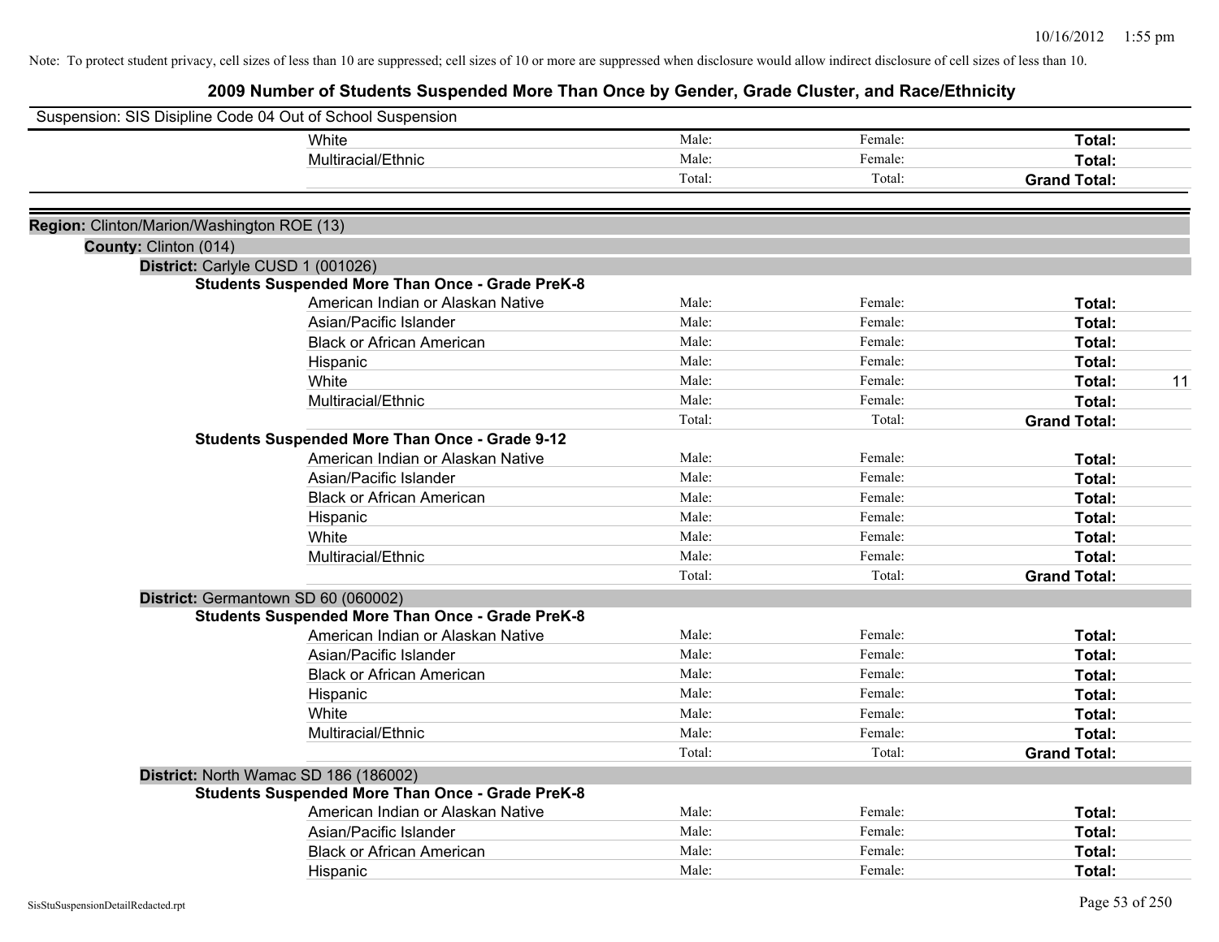Note: To protect student privacy, cell sizes of less than 10 are suppressed; cell sizes of 10 or more are suppressed when disclosure would allow indirect disclosure of cell sizes of less than 10.

# 2009 Number of Students Suspended More Than Once by Gender, Grade Cluster, and Race/Ethnicity

Suspension: SIS Disipline Code 04 Out of School Suspension

| | | | | |
|---|---|---|---|---|
| White | Male: | Female: | **Total:** | |
| Multiracial/Ethnic | Male: | Female: | **Total:** | |
| | Total: | Total: | **Grand Total:** | |

**Region:** Clinton/Marion/Washington ROE (13)

**County:** Clinton (014)

**District:** Carlyle CUSD 1 (001026)

**Students Suspended More Than Once - Grade PreK-8**

| | | | | |
|---|---|---|---|---|
| American Indian or Alaskan Native | Male: | Female: | **Total:** | |
| Asian/Pacific Islander | Male: | Female: | **Total:** | |
| Black or African American | Male: | Female: | **Total:** | |
| Hispanic | Male: | Female: | **Total:** | |
| White | Male: | Female: | **Total:** | 11 |
| Multiracial/Ethnic | Male: | Female: | **Total:** | |
| | Total: | Total: | **Grand Total:** | |

**Students Suspended More Than Once - Grade 9-12**

| | | | | |
|---|---|---|---|---|
| American Indian or Alaskan Native | Male: | Female: | **Total:** | |
| Asian/Pacific Islander | Male: | Female: | **Total:** | |
| Black or African American | Male: | Female: | **Total:** | |
| Hispanic | Male: | Female: | **Total:** | |
| White | Male: | Female: | **Total:** | |
| Multiracial/Ethnic | Male: | Female: | **Total:** | |
| | Total: | Total: | **Grand Total:** | |

**District:** Germantown SD 60 (060002)

**Students Suspended More Than Once - Grade PreK-8**

| | | | | |
|---|---|---|---|---|
| American Indian or Alaskan Native | Male: | Female: | **Total:** | |
| Asian/Pacific Islander | Male: | Female: | **Total:** | |
| Black or African American | Male: | Female: | **Total:** | |
| Hispanic | Male: | Female: | **Total:** | |
| White | Male: | Female: | **Total:** | |
| Multiracial/Ethnic | Male: | Female: | **Total:** | |
| | Total: | Total: | **Grand Total:** | |

**District:** North Wamac SD 186 (186002)

**Students Suspended More Than Once - Grade PreK-8**

| | | | | |
|---|---|---|---|---|
| American Indian or Alaskan Native | Male: | Female: | **Total:** | |
| Asian/Pacific Islander | Male: | Female: | **Total:** | |
| Black or African American | Male: | Female: | **Total:** | |
| Hispanic | Male: | Female: | **Total:** | |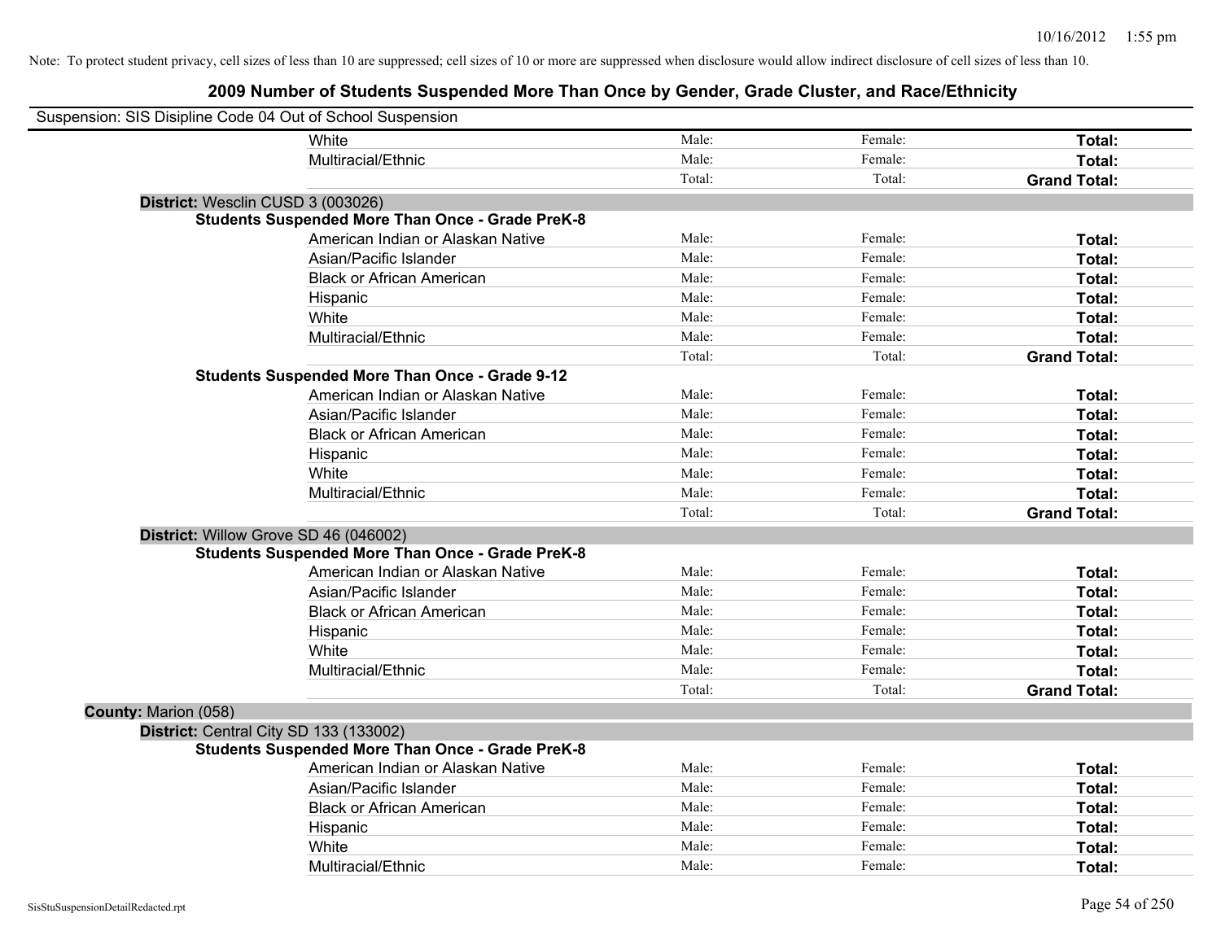Note: To protect student privacy, cell sizes of less than 10 are suppressed; cell sizes of 10 or more are suppressed when disclosure would allow indirect disclosure of cell sizes of less than 10.

# 2009 Number of Students Suspended More Than Once by Gender, Grade Cluster, and Race/Ethnicity

Suspension: SIS Disipline Code 04 Out of School Suspension

| | | | |
|---|---|---|---|
| White | Male: | Female: | **Total:** |
| Multiracial/Ethnic | Male: | Female: | **Total:** |
| | Total: | Total: | **Grand Total:** |

**District:** Wesclin CUSD 3 (003026)

**Students Suspended More Than Once - Grade PreK-8**

| | | | |
|---|---|---|---|
| American Indian or Alaskan Native | Male: | Female: | **Total:** |
| Asian/Pacific Islander | Male: | Female: | **Total:** |
| Black or African American | Male: | Female: | **Total:** |
| Hispanic | Male: | Female: | **Total:** |
| White | Male: | Female: | **Total:** |
| Multiracial/Ethnic | Male: | Female: | **Total:** |
| | Total: | Total: | **Grand Total:** |

**Students Suspended More Than Once - Grade 9-12**

| | | | |
|---|---|---|---|
| American Indian or Alaskan Native | Male: | Female: | **Total:** |
| Asian/Pacific Islander | Male: | Female: | **Total:** |
| Black or African American | Male: | Female: | **Total:** |
| Hispanic | Male: | Female: | **Total:** |
| White | Male: | Female: | **Total:** |
| Multiracial/Ethnic | Male: | Female: | **Total:** |
| | Total: | Total: | **Grand Total:** |

**District:** Willow Grove SD 46 (046002)

**Students Suspended More Than Once - Grade PreK-8**

| | | | |
|---|---|---|---|
| American Indian or Alaskan Native | Male: | Female: | **Total:** |
| Asian/Pacific Islander | Male: | Female: | **Total:** |
| Black or African American | Male: | Female: | **Total:** |
| Hispanic | Male: | Female: | **Total:** |
| White | Male: | Female: | **Total:** |
| Multiracial/Ethnic | Male: | Female: | **Total:** |
| | Total: | Total: | **Grand Total:** |

**County:** Marion (058)

**District:** Central City SD 133 (133002)

**Students Suspended More Than Once - Grade PreK-8**

| | | | |
|---|---|---|---|
| American Indian or Alaskan Native | Male: | Female: | **Total:** |
| Asian/Pacific Islander | Male: | Female: | **Total:** |
| Black or African American | Male: | Female: | **Total:** |
| Hispanic | Male: | Female: | **Total:** |
| White | Male: | Female: | **Total:** |
| Multiracial/Ethnic | Male: | Female: | **Total:** |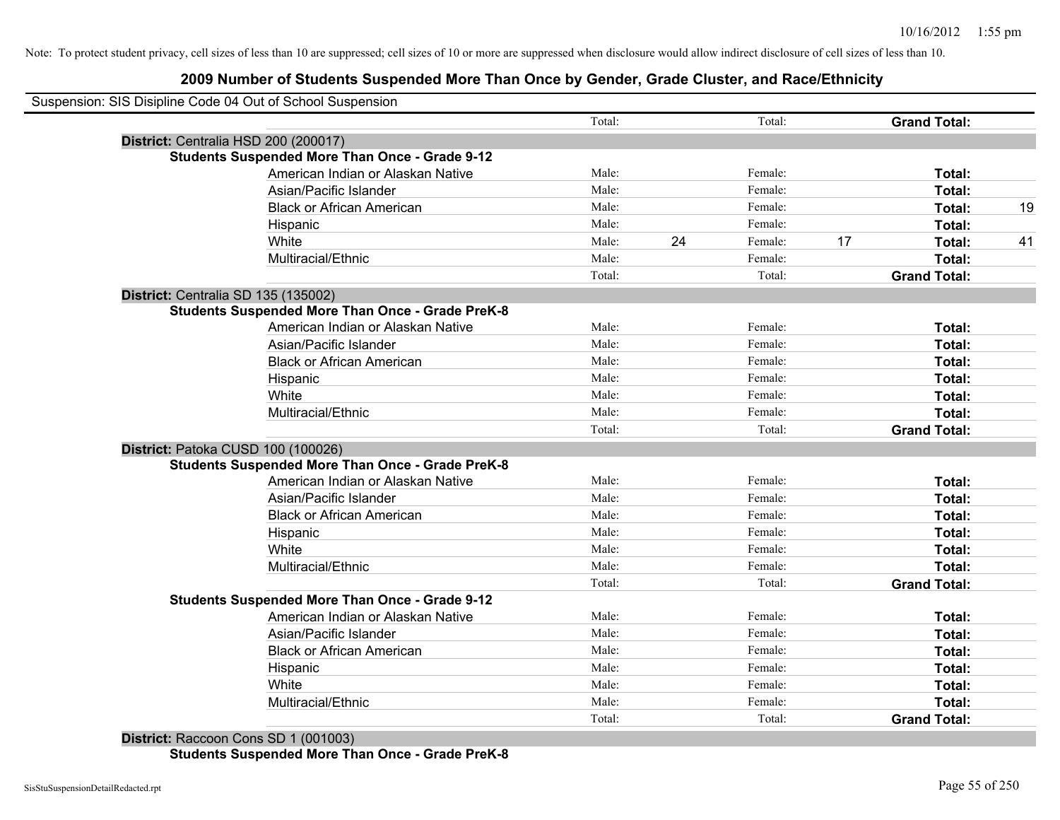Note: To protect student privacy, cell sizes of less than 10 are suppressed; cell sizes of 10 or more are suppressed when disclosure would allow indirect disclosure of cell sizes of less than 10.

## 2009 Number of Students Suspended More Than Once by Gender, Grade Cluster, and Race/Ethnicity

Suspension: SIS Disipline Code 04 Out of School Suspension

| | | | | | | |
|---|---|---|---|---|---|---|
| | Total: | | Total: | | **Grand Total:** | |

**District:** Centralia HSD 200 (200017)

**Students Suspended More Than Once - Grade 9-12**

| | | | | | | |
|---|---|---|---|---|---|---|
| American Indian or Alaskan Native | Male: | | Female: | | **Total:** | |
| Asian/Pacific Islander | Male: | | Female: | | **Total:** | |
| Black or African American | Male: | | Female: | | **Total:** | 19 |
| Hispanic | Male: | | Female: | | **Total:** | |
| White | Male: | 24 | Female: | 17 | **Total:** | 41 |
| Multiracial/Ethnic | Male: | | Female: | | **Total:** | |
| | Total: | | Total: | | **Grand Total:** | |

**District:** Centralia SD 135 (135002)

**Students Suspended More Than Once - Grade PreK-8**

| | | | | | | |
|---|---|---|---|---|---|---|
| American Indian or Alaskan Native | Male: | | Female: | | **Total:** | |
| Asian/Pacific Islander | Male: | | Female: | | **Total:** | |
| Black or African American | Male: | | Female: | | **Total:** | |
| Hispanic | Male: | | Female: | | **Total:** | |
| White | Male: | | Female: | | **Total:** | |
| Multiracial/Ethnic | Male: | | Female: | | **Total:** | |
| | Total: | | Total: | | **Grand Total:** | |

**District:** Patoka CUSD 100 (100026)

**Students Suspended More Than Once - Grade PreK-8**

| | | | | | | |
|---|---|---|---|---|---|---|
| American Indian or Alaskan Native | Male: | | Female: | | **Total:** | |
| Asian/Pacific Islander | Male: | | Female: | | **Total:** | |
| Black or African American | Male: | | Female: | | **Total:** | |
| Hispanic | Male: | | Female: | | **Total:** | |
| White | Male: | | Female: | | **Total:** | |
| Multiracial/Ethnic | Male: | | Female: | | **Total:** | |
| | Total: | | Total: | | **Grand Total:** | |

**Students Suspended More Than Once - Grade 9-12**

| | | | | | | |
|---|---|---|---|---|---|---|
| American Indian or Alaskan Native | Male: | | Female: | | **Total:** | |
| Asian/Pacific Islander | Male: | | Female: | | **Total:** | |
| Black or African American | Male: | | Female: | | **Total:** | |
| Hispanic | Male: | | Female: | | **Total:** | |
| White | Male: | | Female: | | **Total:** | |
| Multiracial/Ethnic | Male: | | Female: | | **Total:** | |
| | Total: | | Total: | | **Grand Total:** | |

**District:** Raccoon Cons SD 1 (001003)

**Students Suspended More Than Once - Grade PreK-8**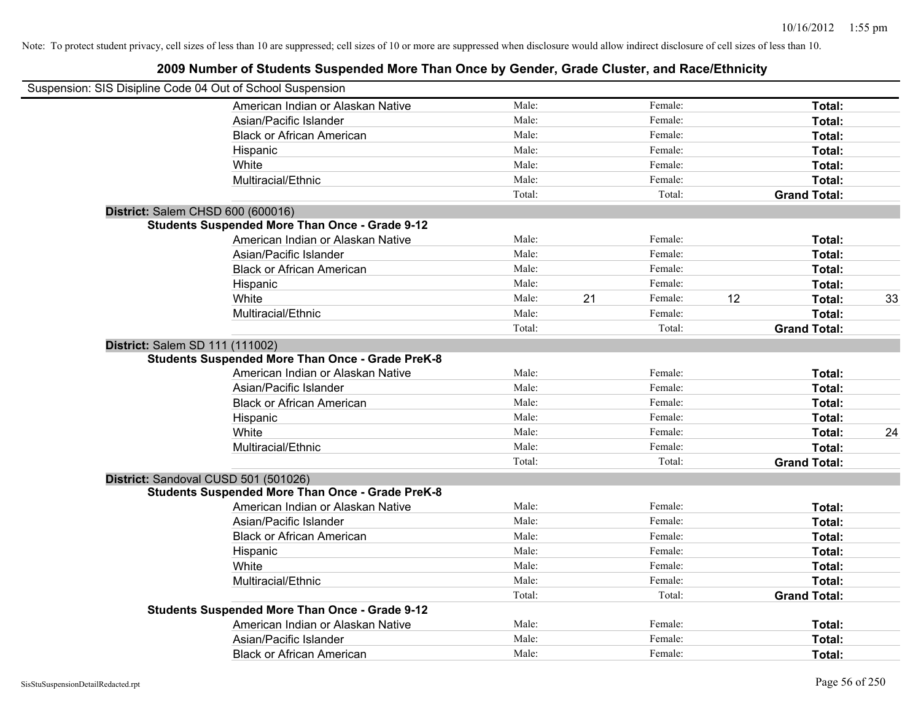Note: To protect student privacy, cell sizes of less than 10 are suppressed; cell sizes of 10 or more are suppressed when disclosure would allow indirect disclosure of cell sizes of less than 10.

## 2009 Number of Students Suspended More Than Once by Gender, Grade Cluster, and Race/Ethnicity

Suspension: SIS Disipline Code 04 Out of School Suspension

| | | | | | | |
|---|---|---|---|---|---|---|
| American Indian or Alaskan Native | Male: | | Female: | | **Total:** | |
| Asian/Pacific Islander | Male: | | Female: | | **Total:** | |
| Black or African American | Male: | | Female: | | **Total:** | |
| Hispanic | Male: | | Female: | | **Total:** | |
| White | Male: | | Female: | | **Total:** | |
| Multiracial/Ethnic | Male: | | Female: | | **Total:** | |
| | Total: | | Total: | | **Grand Total:** | |

**District:** Salem CHSD 600 (600016)

**Students Suspended More Than Once - Grade 9-12**

| | | | | | | |
|---|---|---|---|---|---|---|
| American Indian or Alaskan Native | Male: | | Female: | | **Total:** | |
| Asian/Pacific Islander | Male: | | Female: | | **Total:** | |
| Black or African American | Male: | | Female: | | **Total:** | |
| Hispanic | Male: | | Female: | | **Total:** | |
| White | Male: | 21 | Female: | 12 | **Total:** | 33 |
| Multiracial/Ethnic | Male: | | Female: | | **Total:** | |
| | Total: | | Total: | | **Grand Total:** | |

**District:** Salem SD 111 (111002)

**Students Suspended More Than Once - Grade PreK-8**

| | | | | | | |
|---|---|---|---|---|---|---|
| American Indian or Alaskan Native | Male: | | Female: | | **Total:** | |
| Asian/Pacific Islander | Male: | | Female: | | **Total:** | |
| Black or African American | Male: | | Female: | | **Total:** | |
| Hispanic | Male: | | Female: | | **Total:** | |
| White | Male: | | Female: | | **Total:** | 24 |
| Multiracial/Ethnic | Male: | | Female: | | **Total:** | |
| | Total: | | Total: | | **Grand Total:** | |

**District:** Sandoval CUSD 501 (501026)

**Students Suspended More Than Once - Grade PreK-8**

| | | | | | | |
|---|---|---|---|---|---|---|
| American Indian or Alaskan Native | Male: | | Female: | | **Total:** | |
| Asian/Pacific Islander | Male: | | Female: | | **Total:** | |
| Black or African American | Male: | | Female: | | **Total:** | |
| Hispanic | Male: | | Female: | | **Total:** | |
| White | Male: | | Female: | | **Total:** | |
| Multiracial/Ethnic | Male: | | Female: | | **Total:** | |
| | Total: | | Total: | | **Grand Total:** | |

**Students Suspended More Than Once - Grade 9-12**

| | | | | | | |
|---|---|---|---|---|---|---|
| American Indian or Alaskan Native | Male: | | Female: | | **Total:** | |
| Asian/Pacific Islander | Male: | | Female: | | **Total:** | |
| Black or African American | Male: | | Female: | | **Total:** | |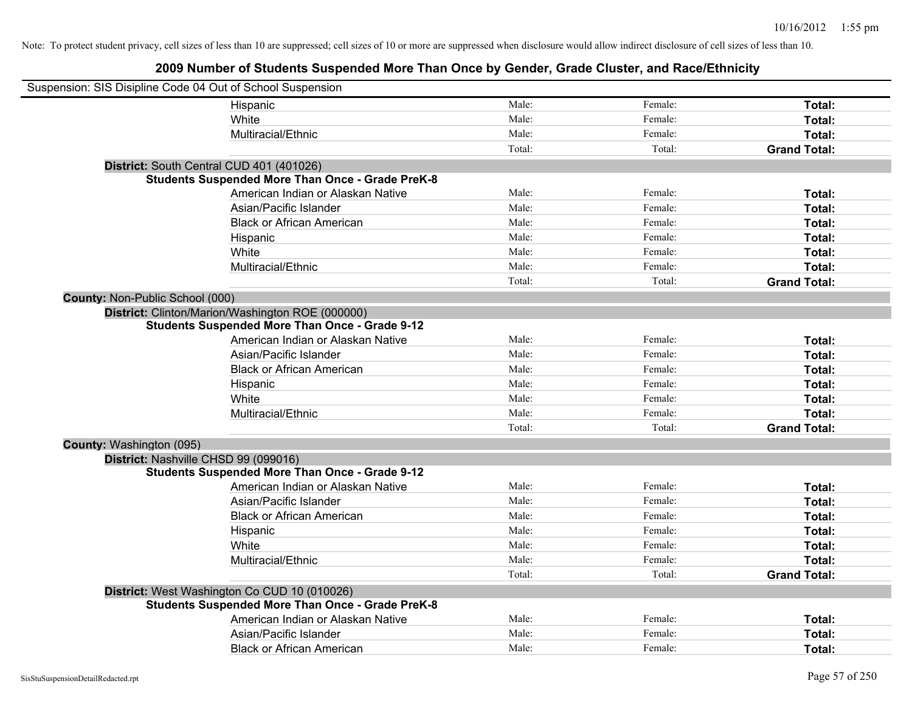Note: To protect student privacy, cell sizes of less than 10 are suppressed; cell sizes of 10 or more are suppressed when disclosure would allow indirect disclosure of cell sizes of less than 10.

# 2009 Number of Students Suspended More Than Once by Gender, Grade Cluster, and Race/Ethnicity

Suspension: SIS Disipline Code 04 Out of School Suspension

| | | | |
|---|---|---|---|
| Hispanic | Male: | Female: | **Total:** |
| White | Male: | Female: | **Total:** |
| Multiracial/Ethnic | Male: | Female: | **Total:** |
| | Total: | Total: | **Grand Total:** |

**District:** South Central CUD 401 (401026)

**Students Suspended More Than Once - Grade PreK-8**

| | | | |
|---|---|---|---|
| American Indian or Alaskan Native | Male: | Female: | **Total:** |
| Asian/Pacific Islander | Male: | Female: | **Total:** |
| Black or African American | Male: | Female: | **Total:** |
| Hispanic | Male: | Female: | **Total:** |
| White | Male: | Female: | **Total:** |
| Multiracial/Ethnic | Male: | Female: | **Total:** |
| | Total: | Total: | **Grand Total:** |

**County:** Non-Public School (000)

**District:** Clinton/Marion/Washington ROE (000000)

**Students Suspended More Than Once - Grade 9-12**

| | | | |
|---|---|---|---|
| American Indian or Alaskan Native | Male: | Female: | **Total:** |
| Asian/Pacific Islander | Male: | Female: | **Total:** |
| Black or African American | Male: | Female: | **Total:** |
| Hispanic | Male: | Female: | **Total:** |
| White | Male: | Female: | **Total:** |
| Multiracial/Ethnic | Male: | Female: | **Total:** |
| | Total: | Total: | **Grand Total:** |

**County:** Washington (095)

**District:** Nashville CHSD 99 (099016)

**Students Suspended More Than Once - Grade 9-12**

| | | | |
|---|---|---|---|
| American Indian or Alaskan Native | Male: | Female: | **Total:** |
| Asian/Pacific Islander | Male: | Female: | **Total:** |
| Black or African American | Male: | Female: | **Total:** |
| Hispanic | Male: | Female: | **Total:** |
| White | Male: | Female: | **Total:** |
| Multiracial/Ethnic | Male: | Female: | **Total:** |
| | Total: | Total: | **Grand Total:** |

**District:** West Washington Co CUD 10 (010026)

**Students Suspended More Than Once - Grade PreK-8**

| | | | |
|---|---|---|---|
| American Indian or Alaskan Native | Male: | Female: | **Total:** |
| Asian/Pacific Islander | Male: | Female: | **Total:** |
| Black or African American | Male: | Female: | **Total:** |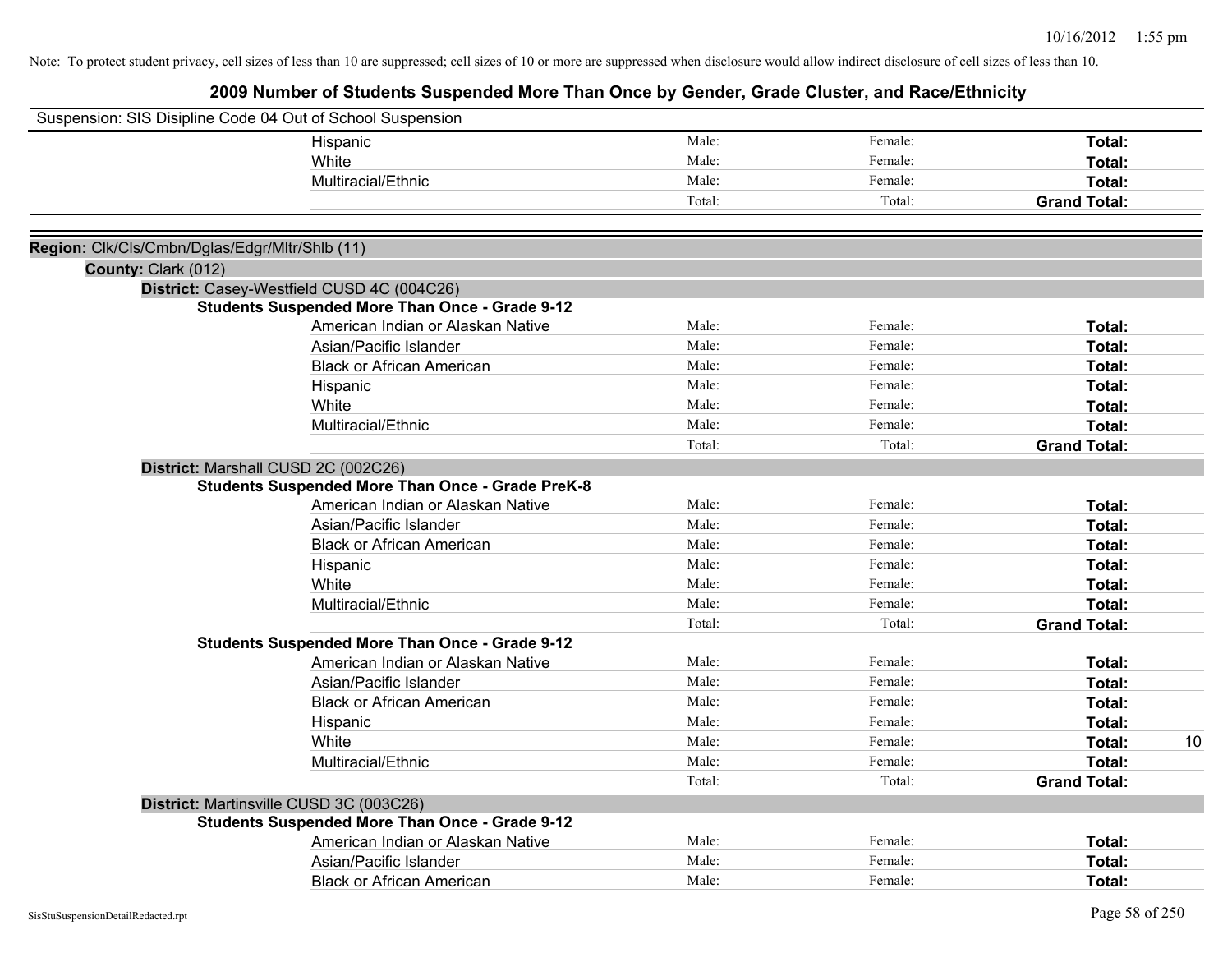Note: To protect student privacy, cell sizes of less than 10 are suppressed; cell sizes of 10 or more are suppressed when disclosure would allow indirect disclosure of cell sizes of less than 10.

# 2009 Number of Students Suspended More Than Once by Gender, Grade Cluster, and Race/Ethnicity

Suspension: SIS Disipline Code 04 Out of School Suspension

| | Male | Female | Total | |
|---|---|---|---|---|
| Hispanic | Male: | Female: | **Total:** | |
| White | Male: | Female: | **Total:** | |
| Multiracial/Ethnic | Male: | Female: | **Total:** | |
| | Total: | Total: | **Grand Total:** | |

**Region:** Clk/Cls/Cmbn/Dglas/Edgr/Mltr/Shlb (11)

**County:** Clark (012)

**District:** Casey-Westfield CUSD 4C (004C26)

**Students Suspended More Than Once - Grade 9-12**

| | Male | Female | Total | |
|---|---|---|---|---|
| American Indian or Alaskan Native | Male: | Female: | **Total:** | |
| Asian/Pacific Islander | Male: | Female: | **Total:** | |
| Black or African American | Male: | Female: | **Total:** | |
| Hispanic | Male: | Female: | **Total:** | |
| White | Male: | Female: | **Total:** | |
| Multiracial/Ethnic | Male: | Female: | **Total:** | |
| | Total: | Total: | **Grand Total:** | |

**District:** Marshall CUSD 2C (002C26)

**Students Suspended More Than Once - Grade PreK-8**

| | Male | Female | Total | |
|---|---|---|---|---|
| American Indian or Alaskan Native | Male: | Female: | **Total:** | |
| Asian/Pacific Islander | Male: | Female: | **Total:** | |
| Black or African American | Male: | Female: | **Total:** | |
| Hispanic | Male: | Female: | **Total:** | |
| White | Male: | Female: | **Total:** | |
| Multiracial/Ethnic | Male: | Female: | **Total:** | |
| | Total: | Total: | **Grand Total:** | |

**Students Suspended More Than Once - Grade 9-12**

| | Male | Female | Total | |
|---|---|---|---|---|
| American Indian or Alaskan Native | Male: | Female: | **Total:** | |
| Asian/Pacific Islander | Male: | Female: | **Total:** | |
| Black or African American | Male: | Female: | **Total:** | |
| Hispanic | Male: | Female: | **Total:** | |
| White | Male: | Female: | **Total:** | 10 |
| Multiracial/Ethnic | Male: | Female: | **Total:** | |
| | Total: | Total: | **Grand Total:** | |

**District:** Martinsville CUSD 3C (003C26)

**Students Suspended More Than Once - Grade 9-12**

| | Male | Female | Total | |
|---|---|---|---|---|
| American Indian or Alaskan Native | Male: | Female: | **Total:** | |
| Asian/Pacific Islander | Male: | Female: | **Total:** | |
| Black or African American | Male: | Female: | **Total:** | |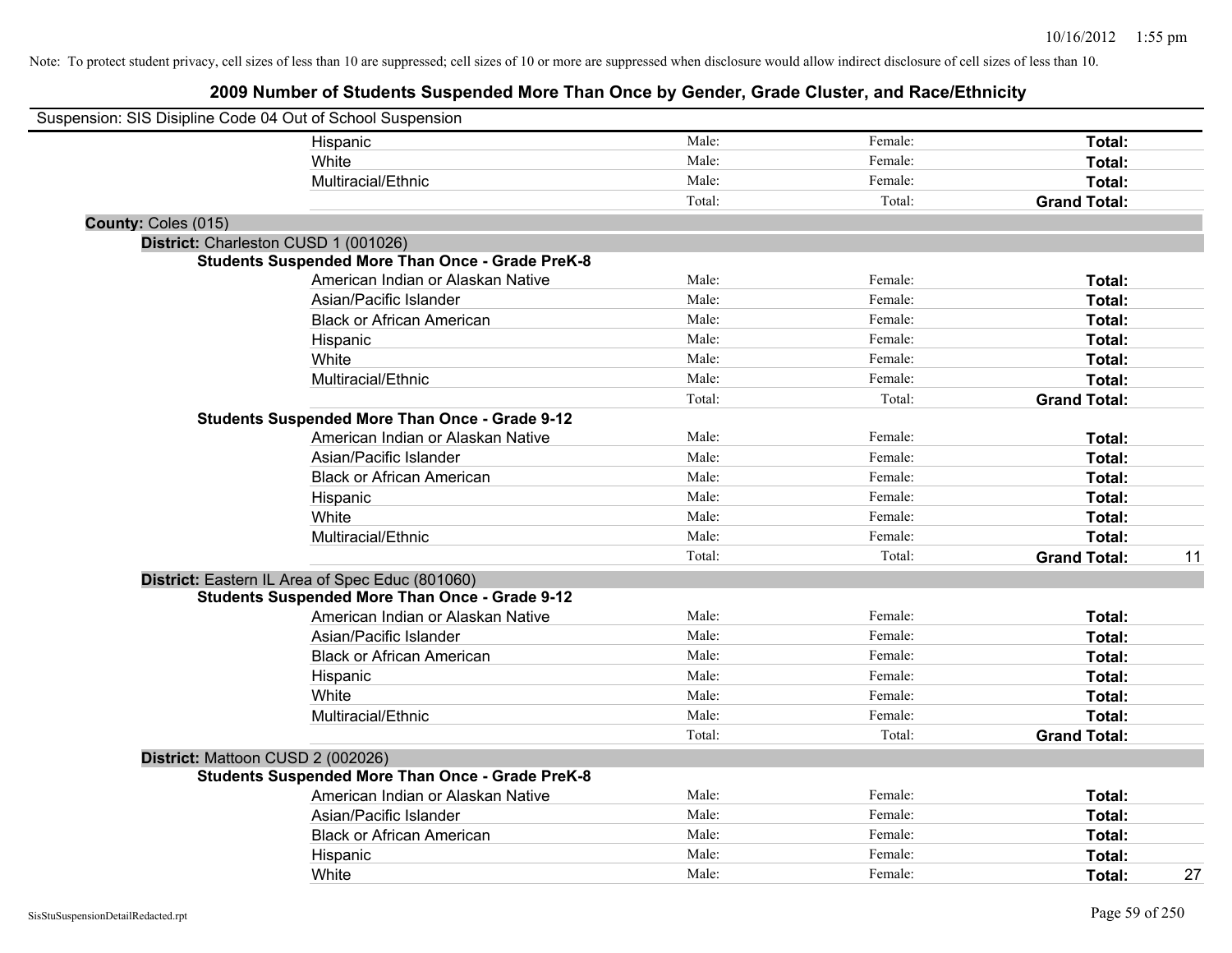Note: To protect student privacy, cell sizes of less than 10 are suppressed; cell sizes of 10 or more are suppressed when disclosure would allow indirect disclosure of cell sizes of less than 10.

# 2009 Number of Students Suspended More Than Once by Gender, Grade Cluster, and Race/Ethnicity

Suspension: SIS Disipline Code 04 Out of School Suspension

| | | | | |
|---|---|---|---|---|
| Hispanic | Male: | Female: | **Total:** | |
| White | Male: | Female: | **Total:** | |
| Multiracial/Ethnic | Male: | Female: | **Total:** | |
| | Total: | Total: | **Grand Total:** | |

**County:** Coles (015)

**District:** Charleston CUSD 1 (001026)

**Students Suspended More Than Once - Grade PreK-8**

| | | | | |
|---|---|---|---|---|
| American Indian or Alaskan Native | Male: | Female: | **Total:** | |
| Asian/Pacific Islander | Male: | Female: | **Total:** | |
| Black or African American | Male: | Female: | **Total:** | |
| Hispanic | Male: | Female: | **Total:** | |
| White | Male: | Female: | **Total:** | |
| Multiracial/Ethnic | Male: | Female: | **Total:** | |
| | Total: | Total: | **Grand Total:** | |

**Students Suspended More Than Once - Grade 9-12**

| | | | | |
|---|---|---|---|---|
| American Indian or Alaskan Native | Male: | Female: | **Total:** | |
| Asian/Pacific Islander | Male: | Female: | **Total:** | |
| Black or African American | Male: | Female: | **Total:** | |
| Hispanic | Male: | Female: | **Total:** | |
| White | Male: | Female: | **Total:** | |
| Multiracial/Ethnic | Male: | Female: | **Total:** | |
| | Total: | Total: | **Grand Total:** | 11 |

**District:** Eastern IL Area of Spec Educ (801060)

**Students Suspended More Than Once - Grade 9-12**

| | | | | |
|---|---|---|---|---|
| American Indian or Alaskan Native | Male: | Female: | **Total:** | |
| Asian/Pacific Islander | Male: | Female: | **Total:** | |
| Black or African American | Male: | Female: | **Total:** | |
| Hispanic | Male: | Female: | **Total:** | |
| White | Male: | Female: | **Total:** | |
| Multiracial/Ethnic | Male: | Female: | **Total:** | |
| | Total: | Total: | **Grand Total:** | |

**District:** Mattoon CUSD 2 (002026)

**Students Suspended More Than Once - Grade PreK-8**

| | | | | |
|---|---|---|---|---|
| American Indian or Alaskan Native | Male: | Female: | **Total:** | |
| Asian/Pacific Islander | Male: | Female: | **Total:** | |
| Black or African American | Male: | Female: | **Total:** | |
| Hispanic | Male: | Female: | **Total:** | |
| White | Male: | Female: | **Total:** | 27 |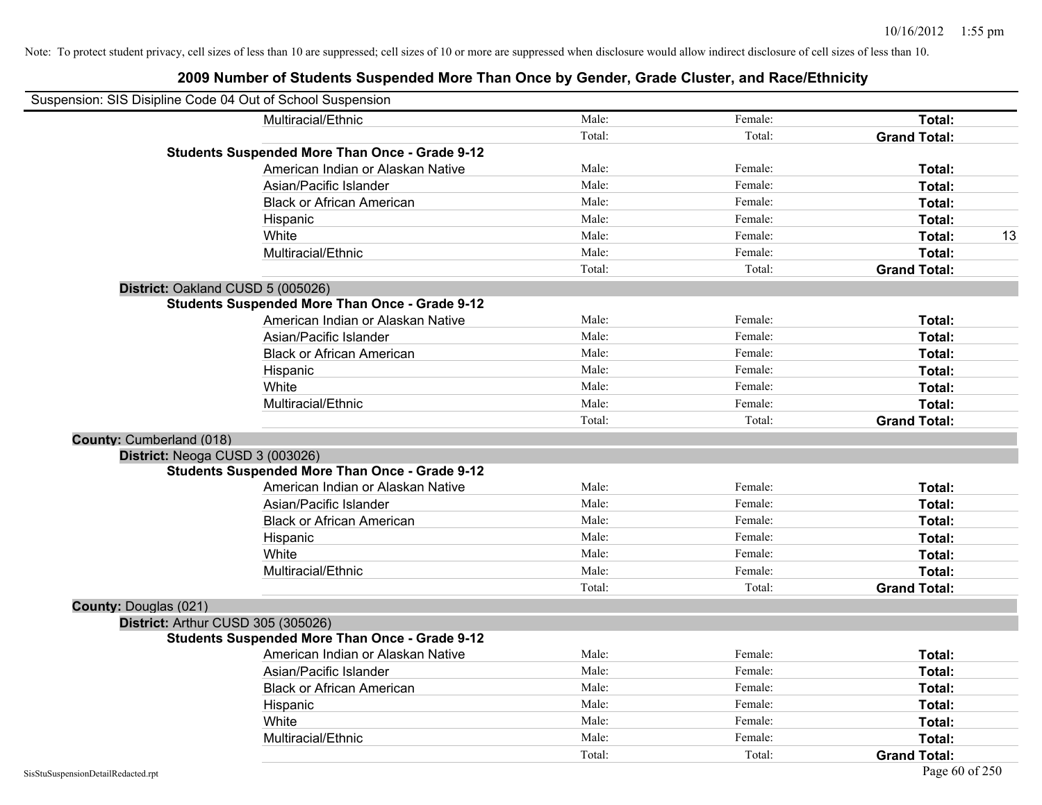Note: To protect student privacy, cell sizes of less than 10 are suppressed; cell sizes of 10 or more are suppressed when disclosure would allow indirect disclosure of cell sizes of less than 10.

## 2009 Number of Students Suspended More Than Once by Gender, Grade Cluster, and Race/Ethnicity

Suspension: SIS Disipline Code 04 Out of School Suspension

| | | | | |
|---|---|---|---|---|
| Multiracial/Ethnic | Male: | Female: | **Total:** | |
| | Total: | Total: | **Grand Total:** | |
| **Students Suspended More Than Once - Grade 9-12** | | | | |
| American Indian or Alaskan Native | Male: | Female: | **Total:** | |
| Asian/Pacific Islander | Male: | Female: | **Total:** | |
| Black or African American | Male: | Female: | **Total:** | |
| Hispanic | Male: | Female: | **Total:** | |
| White | Male: | Female: | **Total:** | 13 |
| Multiracial/Ethnic | Male: | Female: | **Total:** | |
| | Total: | Total: | **Grand Total:** | |

**District:** Oakland CUSD 5 (005026)

| | | | | |
|---|---|---|---|---|
| **Students Suspended More Than Once - Grade 9-12** | | | | |
| American Indian or Alaskan Native | Male: | Female: | **Total:** | |
| Asian/Pacific Islander | Male: | Female: | **Total:** | |
| Black or African American | Male: | Female: | **Total:** | |
| Hispanic | Male: | Female: | **Total:** | |
| White | Male: | Female: | **Total:** | |
| Multiracial/Ethnic | Male: | Female: | **Total:** | |
| | Total: | Total: | **Grand Total:** | |

**County:** Cumberland (018)

**District:** Neoga CUSD 3 (003026)

| | | | | |
|---|---|---|---|---|
| **Students Suspended More Than Once - Grade 9-12** | | | | |
| American Indian or Alaskan Native | Male: | Female: | **Total:** | |
| Asian/Pacific Islander | Male: | Female: | **Total:** | |
| Black or African American | Male: | Female: | **Total:** | |
| Hispanic | Male: | Female: | **Total:** | |
| White | Male: | Female: | **Total:** | |
| Multiracial/Ethnic | Male: | Female: | **Total:** | |
| | Total: | Total: | **Grand Total:** | |

**County:** Douglas (021)

**District:** Arthur CUSD 305 (305026)

| | | | | |
|---|---|---|---|---|
| **Students Suspended More Than Once - Grade 9-12** | | | | |
| American Indian or Alaskan Native | Male: | Female: | **Total:** | |
| Asian/Pacific Islander | Male: | Female: | **Total:** | |
| Black or African American | Male: | Female: | **Total:** | |
| Hispanic | Male: | Female: | **Total:** | |
| White | Male: | Female: | **Total:** | |
| Multiracial/Ethnic | Male: | Female: | **Total:** | |
| | Total: | Total: | **Grand Total:** | |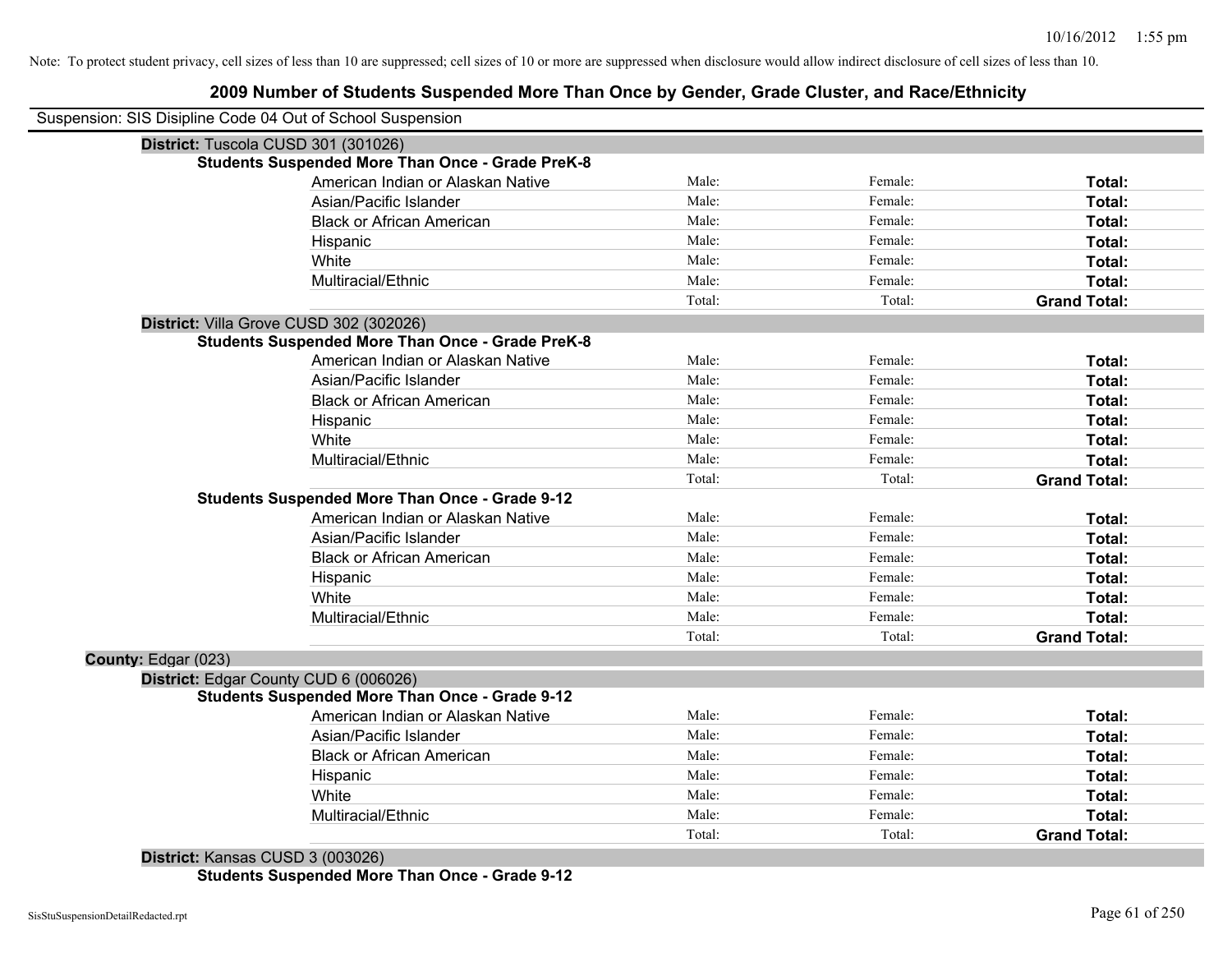Note: To protect student privacy, cell sizes of less than 10 are suppressed; cell sizes of 10 or more are suppressed when disclosure would allow indirect disclosure of cell sizes of less than 10.

# 2009 Number of Students Suspended More Than Once by Gender, Grade Cluster, and Race/Ethnicity

Suspension: SIS Disipline Code 04 Out of School Suspension

**District:** Tuscola CUSD 301 (301026)

**Students Suspended More Than Once - Grade PreK-8**

| | | | |
|---|---|---|---|
| American Indian or Alaskan Native | Male: | Female: | **Total:** |
| Asian/Pacific Islander | Male: | Female: | **Total:** |
| Black or African American | Male: | Female: | **Total:** |
| Hispanic | Male: | Female: | **Total:** |
| White | Male: | Female: | **Total:** |
| Multiracial/Ethnic | Male: | Female: | **Total:** |
| | Total: | Total: | **Grand Total:** |

**District:** Villa Grove CUSD 302 (302026)

**Students Suspended More Than Once - Grade PreK-8**

| | | | |
|---|---|---|---|
| American Indian or Alaskan Native | Male: | Female: | **Total:** |
| Asian/Pacific Islander | Male: | Female: | **Total:** |
| Black or African American | Male: | Female: | **Total:** |
| Hispanic | Male: | Female: | **Total:** |
| White | Male: | Female: | **Total:** |
| Multiracial/Ethnic | Male: | Female: | **Total:** |
| | Total: | Total: | **Grand Total:** |

**Students Suspended More Than Once - Grade 9-12**

| | | | |
|---|---|---|---|
| American Indian or Alaskan Native | Male: | Female: | **Total:** |
| Asian/Pacific Islander | Male: | Female: | **Total:** |
| Black or African American | Male: | Female: | **Total:** |
| Hispanic | Male: | Female: | **Total:** |
| White | Male: | Female: | **Total:** |
| Multiracial/Ethnic | Male: | Female: | **Total:** |
| | Total: | Total: | **Grand Total:** |

**County:** Edgar (023)

**District:** Edgar County CUD 6 (006026)

**Students Suspended More Than Once - Grade 9-12**

| | | | |
|---|---|---|---|
| American Indian or Alaskan Native | Male: | Female: | **Total:** |
| Asian/Pacific Islander | Male: | Female: | **Total:** |
| Black or African American | Male: | Female: | **Total:** |
| Hispanic | Male: | Female: | **Total:** |
| White | Male: | Female: | **Total:** |
| Multiracial/Ethnic | Male: | Female: | **Total:** |
| | Total: | Total: | **Grand Total:** |

**District:** Kansas CUSD 3 (003026)

**Students Suspended More Than Once - Grade 9-12**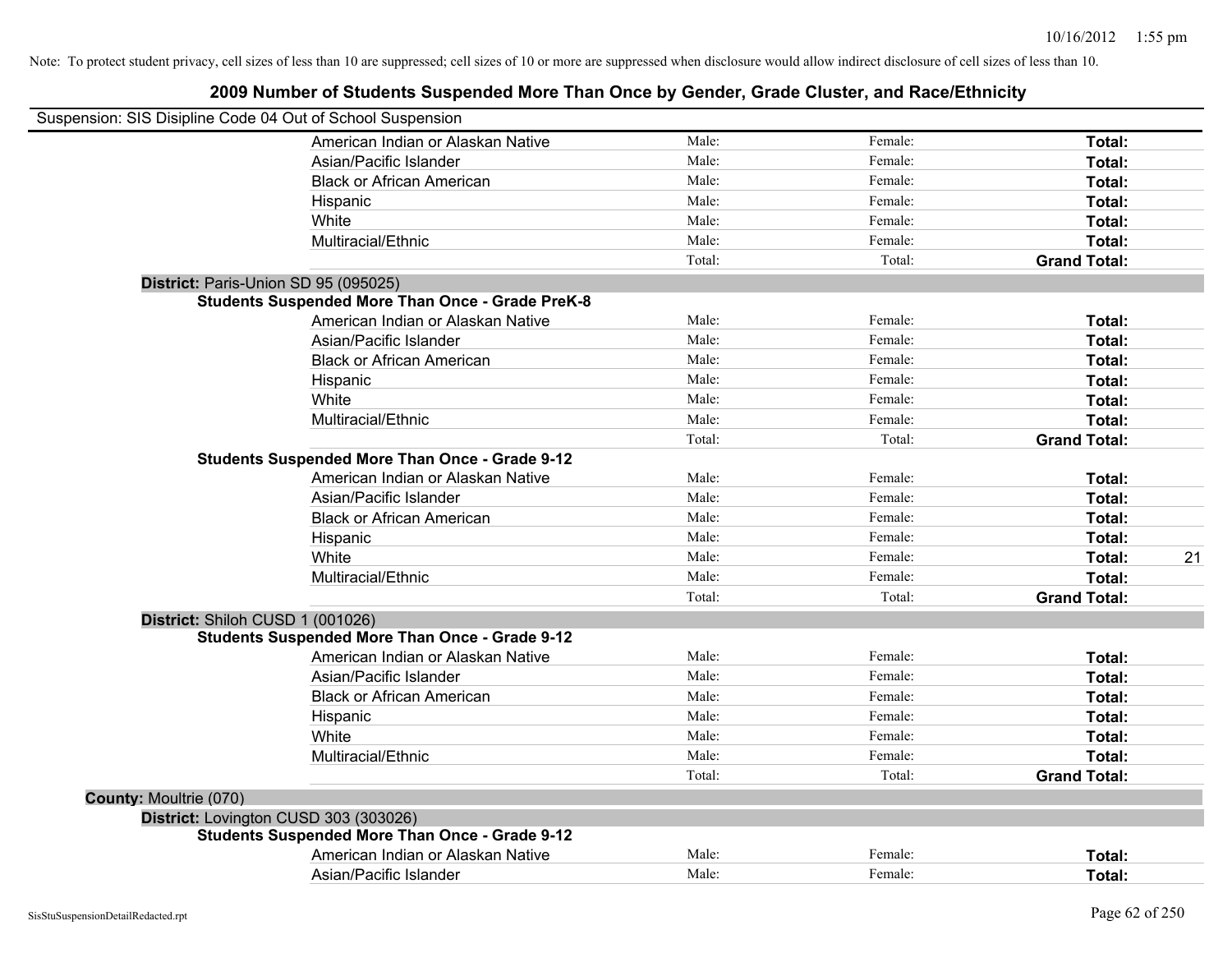Note: To protect student privacy, cell sizes of less than 10 are suppressed; cell sizes of 10 or more are suppressed when disclosure would allow indirect disclosure of cell sizes of less than 10.

## 2009 Number of Students Suspended More Than Once by Gender, Grade Cluster, and Race/Ethnicity

Suspension: SIS Disipline Code 04 Out of School Suspension

| | | | | |
|---|---|---|---|---|
| American Indian or Alaskan Native | Male: | Female: | **Total:** | |
| Asian/Pacific Islander | Male: | Female: | **Total:** | |
| Black or African American | Male: | Female: | **Total:** | |
| Hispanic | Male: | Female: | **Total:** | |
| White | Male: | Female: | **Total:** | |
| Multiracial/Ethnic | Male: | Female: | **Total:** | |
| | Total: | Total: | **Grand Total:** | |

**District:** Paris-Union SD 95 (095025)

**Students Suspended More Than Once - Grade PreK-8**

| | | | | |
|---|---|---|---|---|
| American Indian or Alaskan Native | Male: | Female: | **Total:** | |
| Asian/Pacific Islander | Male: | Female: | **Total:** | |
| Black or African American | Male: | Female: | **Total:** | |
| Hispanic | Male: | Female: | **Total:** | |
| White | Male: | Female: | **Total:** | |
| Multiracial/Ethnic | Male: | Female: | **Total:** | |
| | Total: | Total: | **Grand Total:** | |

**Students Suspended More Than Once - Grade 9-12**

| | | | | |
|---|---|---|---|---|
| American Indian or Alaskan Native | Male: | Female: | **Total:** | |
| Asian/Pacific Islander | Male: | Female: | **Total:** | |
| Black or African American | Male: | Female: | **Total:** | |
| Hispanic | Male: | Female: | **Total:** | |
| White | Male: | Female: | **Total:** | 21 |
| Multiracial/Ethnic | Male: | Female: | **Total:** | |
| | Total: | Total: | **Grand Total:** | |

**District:** Shiloh CUSD 1 (001026)

**Students Suspended More Than Once - Grade 9-12**

| | | | | |
|---|---|---|---|---|
| American Indian or Alaskan Native | Male: | Female: | **Total:** | |
| Asian/Pacific Islander | Male: | Female: | **Total:** | |
| Black or African American | Male: | Female: | **Total:** | |
| Hispanic | Male: | Female: | **Total:** | |
| White | Male: | Female: | **Total:** | |
| Multiracial/Ethnic | Male: | Female: | **Total:** | |
| | Total: | Total: | **Grand Total:** | |

**County:** Moultrie (070)

**District:** Lovington CUSD 303 (303026)

**Students Suspended More Than Once - Grade 9-12**

| | | | | |
|---|---|---|---|---|
| American Indian or Alaskan Native | Male: | Female: | **Total:** | |
| Asian/Pacific Islander | Male: | Female: | **Total:** | |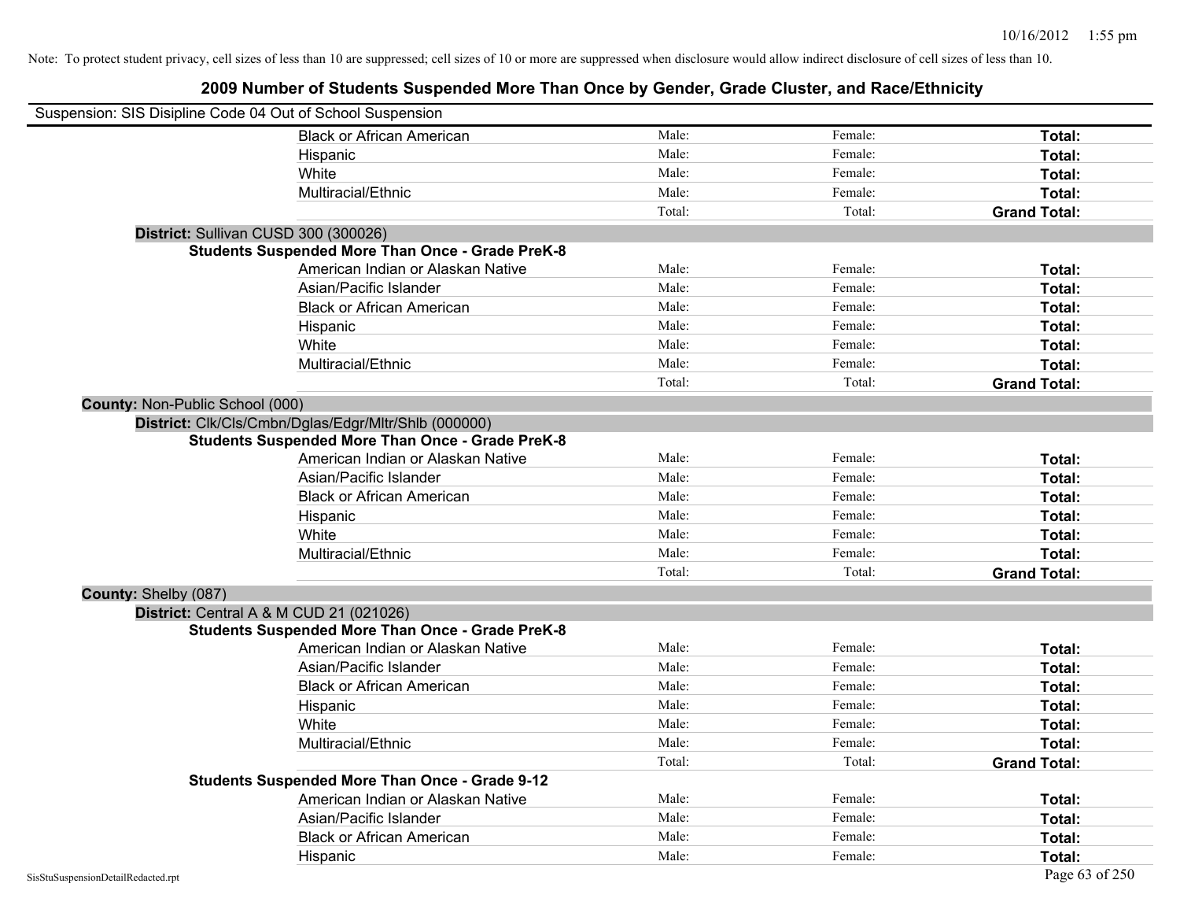Note: To protect student privacy, cell sizes of less than 10 are suppressed; cell sizes of 10 or more are suppressed when disclosure would allow indirect disclosure of cell sizes of less than 10.

# 2009 Number of Students Suspended More Than Once by Gender, Grade Cluster, and Race/Ethnicity

Suspension: SIS Disipline Code 04 Out of School Suspension

| | Male | Female | Total |
|---|---|---|---|
| Black or African American | Male: | Female: | **Total:** |
| Hispanic | Male: | Female: | **Total:** |
| White | Male: | Female: | **Total:** |
| Multiracial/Ethnic | Male: | Female: | **Total:** |
| | Total: | Total: | **Grand Total:** |

**District:** Sullivan CUSD 300 (300026)

**Students Suspended More Than Once - Grade PreK-8**

| | Male | Female | Total |
|---|---|---|---|
| American Indian or Alaskan Native | Male: | Female: | **Total:** |
| Asian/Pacific Islander | Male: | Female: | **Total:** |
| Black or African American | Male: | Female: | **Total:** |
| Hispanic | Male: | Female: | **Total:** |
| White | Male: | Female: | **Total:** |
| Multiracial/Ethnic | Male: | Female: | **Total:** |
| | Total: | Total: | **Grand Total:** |

**County:** Non-Public School (000)

**District:** Clk/Cls/Cmbn/Dglas/Edgr/Mltr/Shlb (000000)

**Students Suspended More Than Once - Grade PreK-8**

| | Male | Female | Total |
|---|---|---|---|
| American Indian or Alaskan Native | Male: | Female: | **Total:** |
| Asian/Pacific Islander | Male: | Female: | **Total:** |
| Black or African American | Male: | Female: | **Total:** |
| Hispanic | Male: | Female: | **Total:** |
| White | Male: | Female: | **Total:** |
| Multiracial/Ethnic | Male: | Female: | **Total:** |
| | Total: | Total: | **Grand Total:** |

**County:** Shelby (087)

**District:** Central A & M CUD 21 (021026)

**Students Suspended More Than Once - Grade PreK-8**

| | Male | Female | Total |
|---|---|---|---|
| American Indian or Alaskan Native | Male: | Female: | **Total:** |
| Asian/Pacific Islander | Male: | Female: | **Total:** |
| Black or African American | Male: | Female: | **Total:** |
| Hispanic | Male: | Female: | **Total:** |
| White | Male: | Female: | **Total:** |
| Multiracial/Ethnic | Male: | Female: | **Total:** |
| | Total: | Total: | **Grand Total:** |

**Students Suspended More Than Once - Grade 9-12**

| | Male | Female | Total |
|---|---|---|---|
| American Indian or Alaskan Native | Male: | Female: | **Total:** |
| Asian/Pacific Islander | Male: | Female: | **Total:** |
| Black or African American | Male: | Female: | **Total:** |
| Hispanic | Male: | Female: | **Total:** |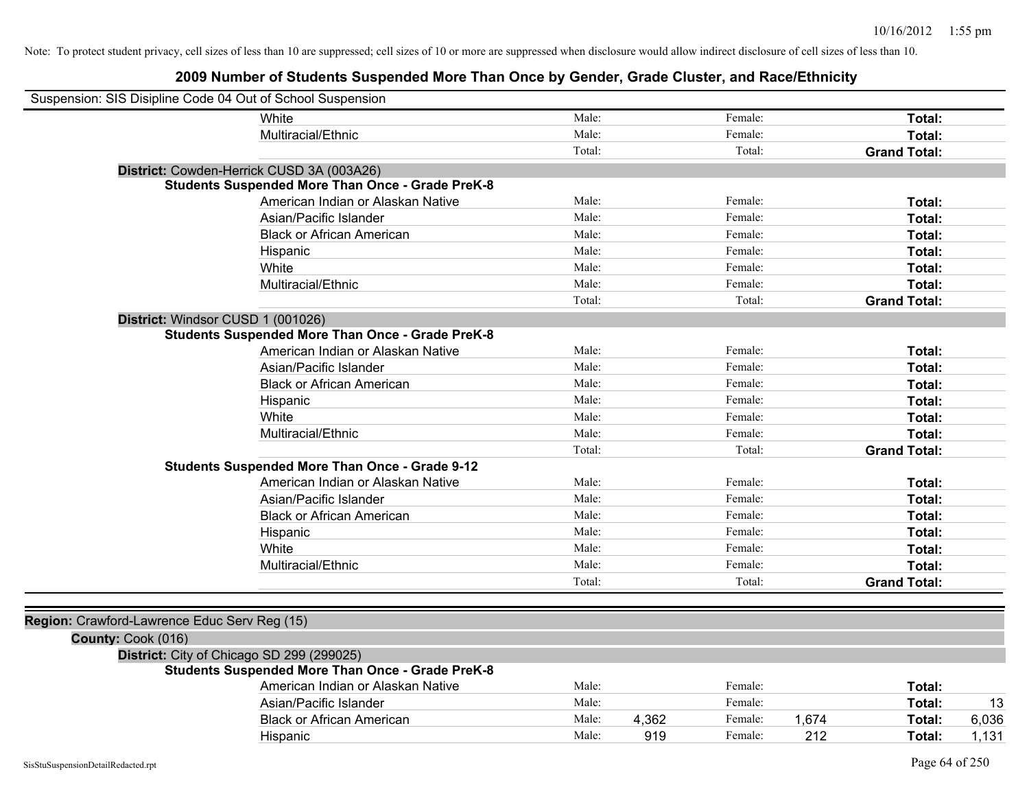Note: To protect student privacy, cell sizes of less than 10 are suppressed; cell sizes of 10 or more are suppressed when disclosure would allow indirect disclosure of cell sizes of less than 10.

## 2009 Number of Students Suspended More Than Once by Gender, Grade Cluster, and Race/Ethnicity

Suspension: SIS Disipline Code 04 Out of School Suspension

| | | | | | | |
|---|---|---|---|---|---|---|
| White | Male: | | Female: | | **Total:** | |
| Multiracial/Ethnic | Male: | | Female: | | **Total:** | |
| | Total: | | Total: | | **Grand Total:** | |

**District:** Cowden-Herrick CUSD 3A (003A26)

**Students Suspended More Than Once - Grade PreK-8**

| | | | | | | |
|---|---|---|---|---|---|---|
| American Indian or Alaskan Native | Male: | | Female: | | **Total:** | |
| Asian/Pacific Islander | Male: | | Female: | | **Total:** | |
| Black or African American | Male: | | Female: | | **Total:** | |
| Hispanic | Male: | | Female: | | **Total:** | |
| White | Male: | | Female: | | **Total:** | |
| Multiracial/Ethnic | Male: | | Female: | | **Total:** | |
| | Total: | | Total: | | **Grand Total:** | |

**District:** Windsor CUSD 1 (001026)

**Students Suspended More Than Once - Grade PreK-8**

| | | | | | | |
|---|---|---|---|---|---|---|
| American Indian or Alaskan Native | Male: | | Female: | | **Total:** | |
| Asian/Pacific Islander | Male: | | Female: | | **Total:** | |
| Black or African American | Male: | | Female: | | **Total:** | |
| Hispanic | Male: | | Female: | | **Total:** | |
| White | Male: | | Female: | | **Total:** | |
| Multiracial/Ethnic | Male: | | Female: | | **Total:** | |
| | Total: | | Total: | | **Grand Total:** | |

**Students Suspended More Than Once - Grade 9-12**

| | | | | | | |
|---|---|---|---|---|---|---|
| American Indian or Alaskan Native | Male: | | Female: | | **Total:** | |
| Asian/Pacific Islander | Male: | | Female: | | **Total:** | |
| Black or African American | Male: | | Female: | | **Total:** | |
| Hispanic | Male: | | Female: | | **Total:** | |
| White | Male: | | Female: | | **Total:** | |
| Multiracial/Ethnic | Male: | | Female: | | **Total:** | |
| | Total: | | Total: | | **Grand Total:** | |

**Region:** Crawford-Lawrence Educ Serv Reg (15)

**County:** Cook (016)

**District:** City of Chicago SD 299 (299025)

**Students Suspended More Than Once - Grade PreK-8**

| | | | | | | |
|---|---|---|---|---|---|---|
| American Indian or Alaskan Native | Male: | | Female: | | **Total:** | |
| Asian/Pacific Islander | Male: | | Female: | | **Total:** | 13 |
| Black or African American | Male: | 4,362 | Female: | 1,674 | **Total:** | 6,036 |
| Hispanic | Male: | 919 | Female: | 212 | **Total:** | 1,131 |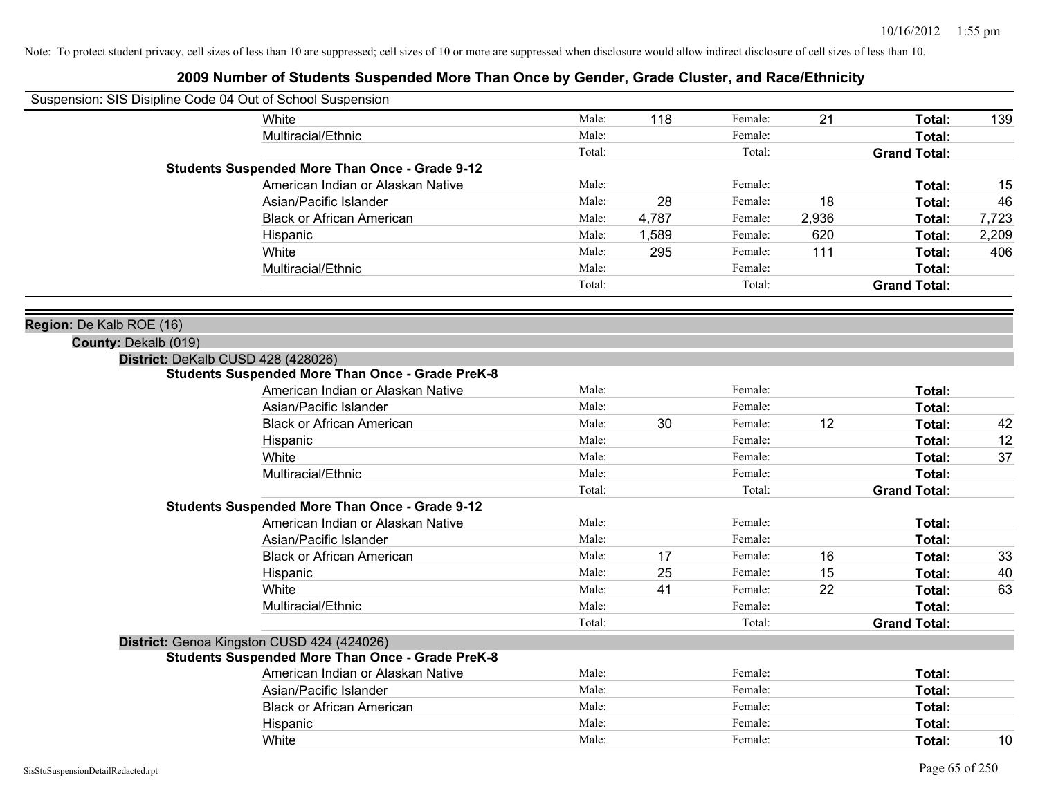Note: To protect student privacy, cell sizes of less than 10 are suppressed; cell sizes of 10 or more are suppressed when disclosure would allow indirect disclosure of cell sizes of less than 10.

## 2009 Number of Students Suspended More Than Once by Gender, Grade Cluster, and Race/Ethnicity

Suspension: SIS Disipline Code 04 Out of School Suspension

| | | | | | | |
|---|---|---|---|---|---|---|
| White | Male: | 118 | Female: | 21 | **Total:** | 139 |
| Multiracial/Ethnic | Male: | | Female: | | **Total:** | |
| | Total: | | Total: | | **Grand Total:** | |

**Students Suspended More Than Once - Grade 9-12**

| | | | | | | |
|---|---|---|---|---|---|---|
| American Indian or Alaskan Native | Male: | | Female: | | **Total:** | 15 |
| Asian/Pacific Islander | Male: | 28 | Female: | 18 | **Total:** | 46 |
| Black or African American | Male: | 4,787 | Female: | 2,936 | **Total:** | 7,723 |
| Hispanic | Male: | 1,589 | Female: | 620 | **Total:** | 2,209 |
| White | Male: | 295 | Female: | 111 | **Total:** | 406 |
| Multiracial/Ethnic | Male: | | Female: | | **Total:** | |
| | Total: | | Total: | | **Grand Total:** | |

**Region:** De Kalb ROE (16)

**County:** Dekalb (019)

**District:** DeKalb CUSD 428 (428026)

**Students Suspended More Than Once - Grade PreK-8**

| | | | | | | |
|---|---|---|---|---|---|---|
| American Indian or Alaskan Native | Male: | | Female: | | **Total:** | |
| Asian/Pacific Islander | Male: | | Female: | | **Total:** | |
| Black or African American | Male: | 30 | Female: | 12 | **Total:** | 42 |
| Hispanic | Male: | | Female: | | **Total:** | 12 |
| White | Male: | | Female: | | **Total:** | 37 |
| Multiracial/Ethnic | Male: | | Female: | | **Total:** | |
| | Total: | | Total: | | **Grand Total:** | |

**Students Suspended More Than Once - Grade 9-12**

| | | | | | | |
|---|---|---|---|---|---|---|
| American Indian or Alaskan Native | Male: | | Female: | | **Total:** | |
| Asian/Pacific Islander | Male: | | Female: | | **Total:** | |
| Black or African American | Male: | 17 | Female: | 16 | **Total:** | 33 |
| Hispanic | Male: | 25 | Female: | 15 | **Total:** | 40 |
| White | Male: | 41 | Female: | 22 | **Total:** | 63 |
| Multiracial/Ethnic | Male: | | Female: | | **Total:** | |
| | Total: | | Total: | | **Grand Total:** | |

**District:** Genoa Kingston CUSD 424 (424026)

**Students Suspended More Than Once - Grade PreK-8**

| | | | | | | |
|---|---|---|---|---|---|---|
| American Indian or Alaskan Native | Male: | | Female: | | **Total:** | |
| Asian/Pacific Islander | Male: | | Female: | | **Total:** | |
| Black or African American | Male: | | Female: | | **Total:** | |
| Hispanic | Male: | | Female: | | **Total:** | |
| White | Male: | | Female: | | **Total:** | 10 |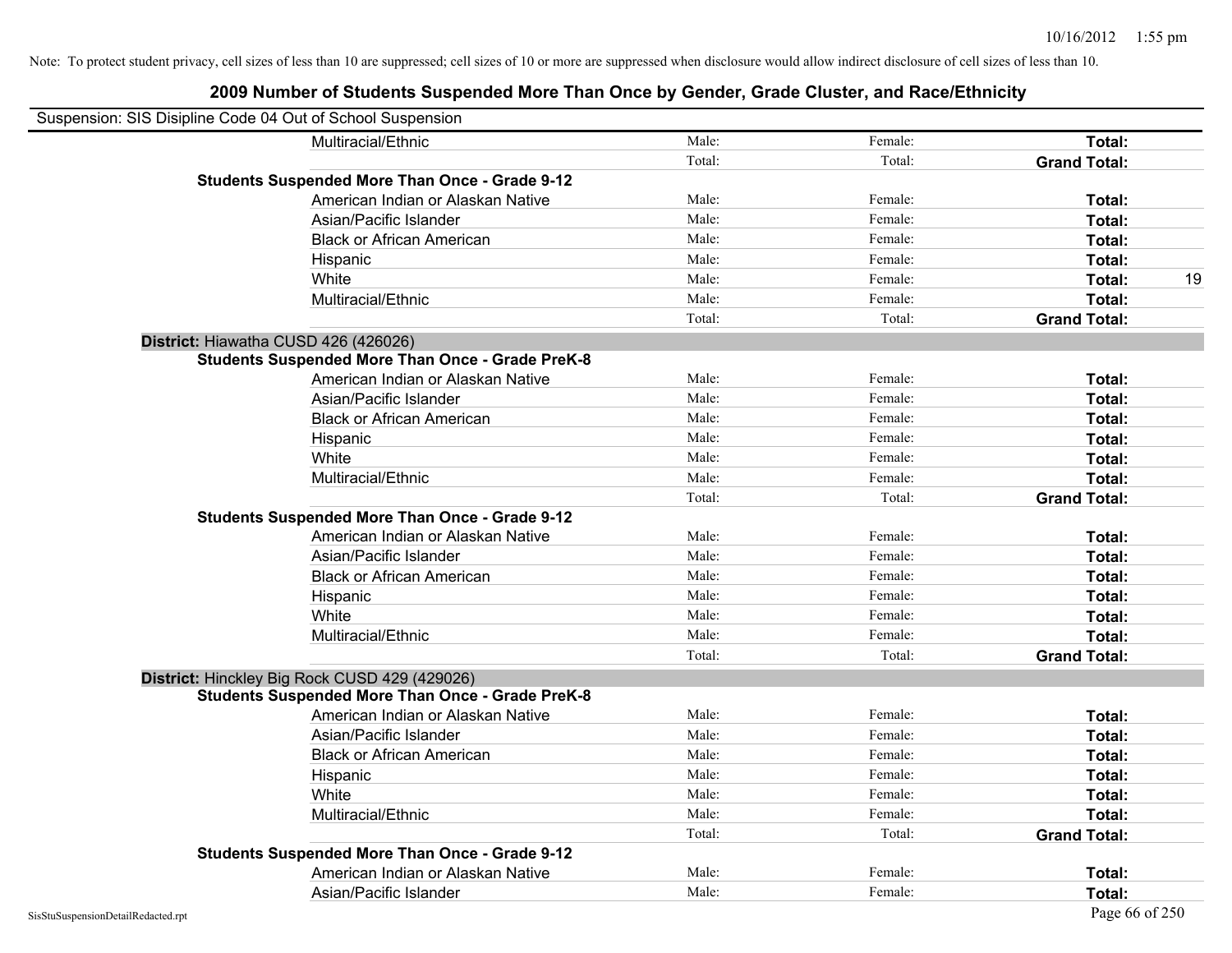Note: To protect student privacy, cell sizes of less than 10 are suppressed; cell sizes of 10 or more are suppressed when disclosure would allow indirect disclosure of cell sizes of less than 10.

## 2009 Number of Students Suspended More Than Once by Gender, Grade Cluster, and Race/Ethnicity

Suspension: SIS Disipline Code 04 Out of School Suspension

| | | | | |
|---|---|---|---|---|
| Multiracial/Ethnic | Male: | Female: | **Total:** | |
| | Total: | Total: | **Grand Total:** | |
| **Students Suspended More Than Once - Grade 9-12** | | | | |
| American Indian or Alaskan Native | Male: | Female: | **Total:** | |
| Asian/Pacific Islander | Male: | Female: | **Total:** | |
| Black or African American | Male: | Female: | **Total:** | |
| Hispanic | Male: | Female: | **Total:** | |
| White | Male: | Female: | **Total:** | 19 |
| Multiracial/Ethnic | Male: | Female: | **Total:** | |
| | Total: | Total: | **Grand Total:** | |

**District:** Hiawatha CUSD 426 (426026)

| | | | | |
|---|---|---|---|---|
| **Students Suspended More Than Once - Grade PreK-8** | | | | |
| American Indian or Alaskan Native | Male: | Female: | **Total:** | |
| Asian/Pacific Islander | Male: | Female: | **Total:** | |
| Black or African American | Male: | Female: | **Total:** | |
| Hispanic | Male: | Female: | **Total:** | |
| White | Male: | Female: | **Total:** | |
| Multiracial/Ethnic | Male: | Female: | **Total:** | |
| | Total: | Total: | **Grand Total:** | |
| **Students Suspended More Than Once - Grade 9-12** | | | | |
| American Indian or Alaskan Native | Male: | Female: | **Total:** | |
| Asian/Pacific Islander | Male: | Female: | **Total:** | |
| Black or African American | Male: | Female: | **Total:** | |
| Hispanic | Male: | Female: | **Total:** | |
| White | Male: | Female: | **Total:** | |
| Multiracial/Ethnic | Male: | Female: | **Total:** | |
| | Total: | Total: | **Grand Total:** | |

**District:** Hinckley Big Rock CUSD 429 (429026)

| | | | | |
|---|---|---|---|---|
| **Students Suspended More Than Once - Grade PreK-8** | | | | |
| American Indian or Alaskan Native | Male: | Female: | **Total:** | |
| Asian/Pacific Islander | Male: | Female: | **Total:** | |
| Black or African American | Male: | Female: | **Total:** | |
| Hispanic | Male: | Female: | **Total:** | |
| White | Male: | Female: | **Total:** | |
| Multiracial/Ethnic | Male: | Female: | **Total:** | |
| | Total: | Total: | **Grand Total:** | |
| **Students Suspended More Than Once - Grade 9-12** | | | | |
| American Indian or Alaskan Native | Male: | Female: | **Total:** | |
| Asian/Pacific Islander | Male: | Female: | **Total:** | |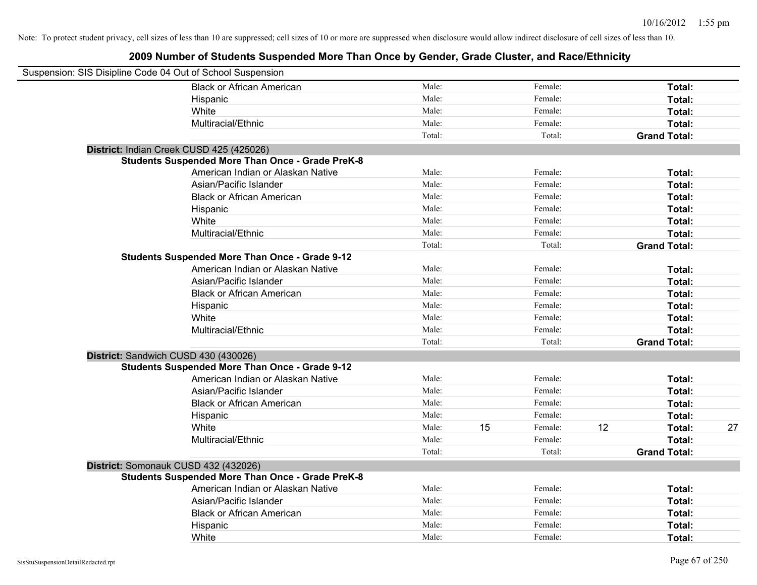Note: To protect student privacy, cell sizes of less than 10 are suppressed; cell sizes of 10 or more are suppressed when disclosure would allow indirect disclosure of cell sizes of less than 10.

## 2009 Number of Students Suspended More Than Once by Gender, Grade Cluster, and Race/Ethnicity

Suspension: SIS Disipline Code 04 Out of School Suspension

| | | | | | | |
|---|---|---|---|---|---|---|
| Black or African American | Male: | | Female: | | **Total:** | |
| Hispanic | Male: | | Female: | | **Total:** | |
| White | Male: | | Female: | | **Total:** | |
| Multiracial/Ethnic | Male: | | Female: | | **Total:** | |
| | Total: | | Total: | | **Grand Total:** | |

**District:** Indian Creek CUSD 425 (425026)

**Students Suspended More Than Once - Grade PreK-8**

| | | | | | | |
|---|---|---|---|---|---|---|
| American Indian or Alaskan Native | Male: | | Female: | | **Total:** | |
| Asian/Pacific Islander | Male: | | Female: | | **Total:** | |
| Black or African American | Male: | | Female: | | **Total:** | |
| Hispanic | Male: | | Female: | | **Total:** | |
| White | Male: | | Female: | | **Total:** | |
| Multiracial/Ethnic | Male: | | Female: | | **Total:** | |
| | Total: | | Total: | | **Grand Total:** | |

**Students Suspended More Than Once - Grade 9-12**

| | | | | | | |
|---|---|---|---|---|---|---|
| American Indian or Alaskan Native | Male: | | Female: | | **Total:** | |
| Asian/Pacific Islander | Male: | | Female: | | **Total:** | |
| Black or African American | Male: | | Female: | | **Total:** | |
| Hispanic | Male: | | Female: | | **Total:** | |
| White | Male: | | Female: | | **Total:** | |
| Multiracial/Ethnic | Male: | | Female: | | **Total:** | |
| | Total: | | Total: | | **Grand Total:** | |

**District:** Sandwich CUSD 430 (430026)

**Students Suspended More Than Once - Grade 9-12**

| | | | | | | |
|---|---|---|---|---|---|---|
| American Indian or Alaskan Native | Male: | | Female: | | **Total:** | |
| Asian/Pacific Islander | Male: | | Female: | | **Total:** | |
| Black or African American | Male: | | Female: | | **Total:** | |
| Hispanic | Male: | | Female: | | **Total:** | |
| White | Male: | 15 | Female: | 12 | **Total:** | 27 |
| Multiracial/Ethnic | Male: | | Female: | | **Total:** | |
| | Total: | | Total: | | **Grand Total:** | |

**District:** Somonauk CUSD 432 (432026)

**Students Suspended More Than Once - Grade PreK-8**

| | | | | | | |
|---|---|---|---|---|---|---|
| American Indian or Alaskan Native | Male: | | Female: | | **Total:** | |
| Asian/Pacific Islander | Male: | | Female: | | **Total:** | |
| Black or African American | Male: | | Female: | | **Total:** | |
| Hispanic | Male: | | Female: | | **Total:** | |
| White | Male: | | Female: | | **Total:** | |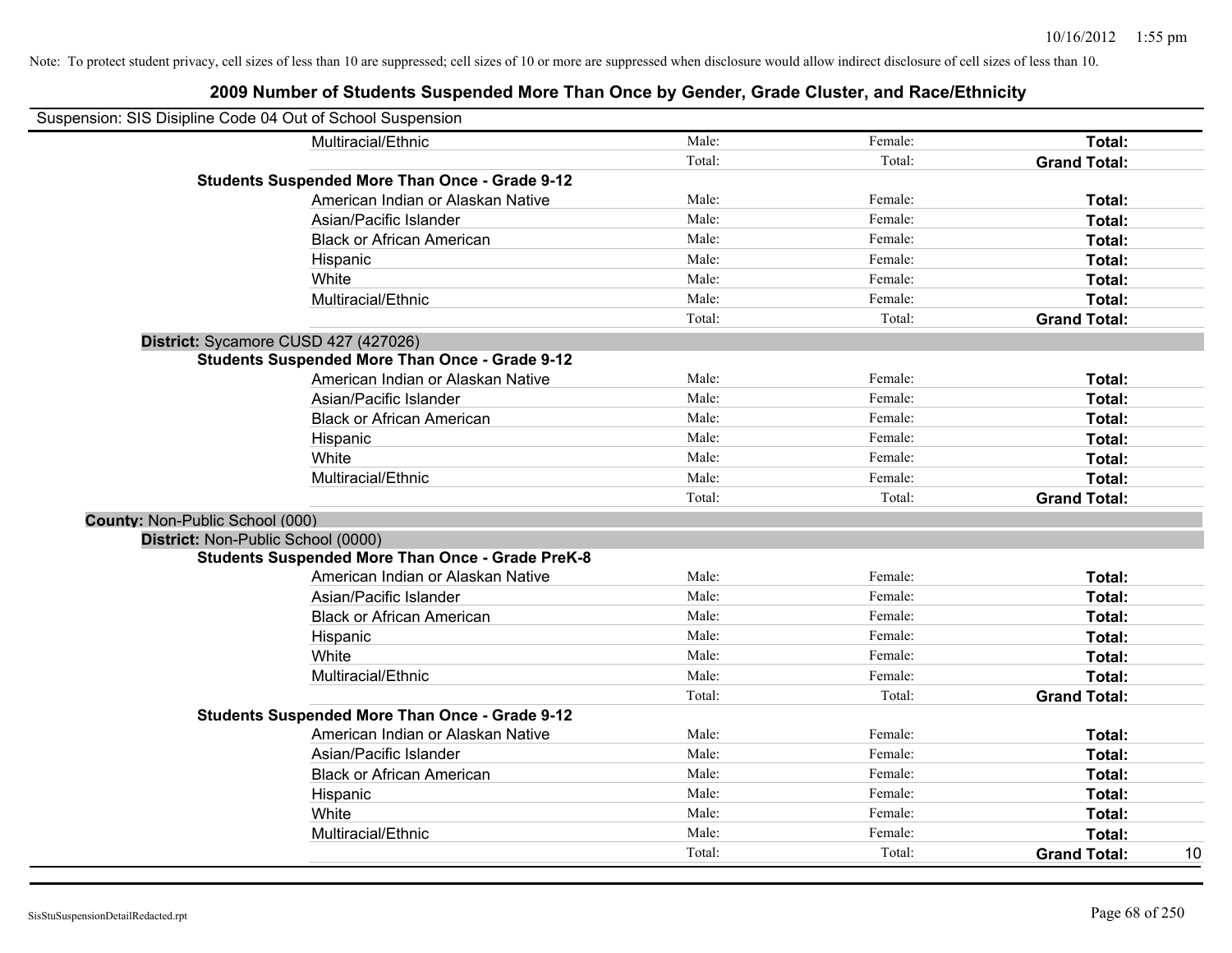Note: To protect student privacy, cell sizes of less than 10 are suppressed; cell sizes of 10 or more are suppressed when disclosure would allow indirect disclosure of cell sizes of less than 10.

# 2009 Number of Students Suspended More Than Once by Gender, Grade Cluster, and Race/Ethnicity

Suspension: SIS Disipline Code 04 Out of School Suspension

| | | | | |
|---|---|---|---|---|
| Multiracial/Ethnic | Male: | Female: | **Total:** | |
| | Total: | Total: | **Grand Total:** | |
| **Students Suspended More Than Once - Grade 9-12** | | | | |
| American Indian or Alaskan Native | Male: | Female: | **Total:** | |
| Asian/Pacific Islander | Male: | Female: | **Total:** | |
| Black or African American | Male: | Female: | **Total:** | |
| Hispanic | Male: | Female: | **Total:** | |
| White | Male: | Female: | **Total:** | |
| Multiracial/Ethnic | Male: | Female: | **Total:** | |
| | Total: | Total: | **Grand Total:** | |
| **District:** Sycamore CUSD 427 (427026) | | | | |
| **Students Suspended More Than Once - Grade 9-12** | | | | |
| American Indian or Alaskan Native | Male: | Female: | **Total:** | |
| Asian/Pacific Islander | Male: | Female: | **Total:** | |
| Black or African American | Male: | Female: | **Total:** | |
| Hispanic | Male: | Female: | **Total:** | |
| White | Male: | Female: | **Total:** | |
| Multiracial/Ethnic | Male: | Female: | **Total:** | |
| | Total: | Total: | **Grand Total:** | |
| **County:** Non-Public School (000) | | | | |
| **District:** Non-Public School (0000) | | | | |
| **Students Suspended More Than Once - Grade PreK-8** | | | | |
| American Indian or Alaskan Native | Male: | Female: | **Total:** | |
| Asian/Pacific Islander | Male: | Female: | **Total:** | |
| Black or African American | Male: | Female: | **Total:** | |
| Hispanic | Male: | Female: | **Total:** | |
| White | Male: | Female: | **Total:** | |
| Multiracial/Ethnic | Male: | Female: | **Total:** | |
| | Total: | Total: | **Grand Total:** | |
| **Students Suspended More Than Once - Grade 9-12** | | | | |
| American Indian or Alaskan Native | Male: | Female: | **Total:** | |
| Asian/Pacific Islander | Male: | Female: | **Total:** | |
| Black or African American | Male: | Female: | **Total:** | |
| Hispanic | Male: | Female: | **Total:** | |
| White | Male: | Female: | **Total:** | |
| Multiracial/Ethnic | Male: | Female: | **Total:** | |
| | Total: | Total: | **Grand Total:** | 10 |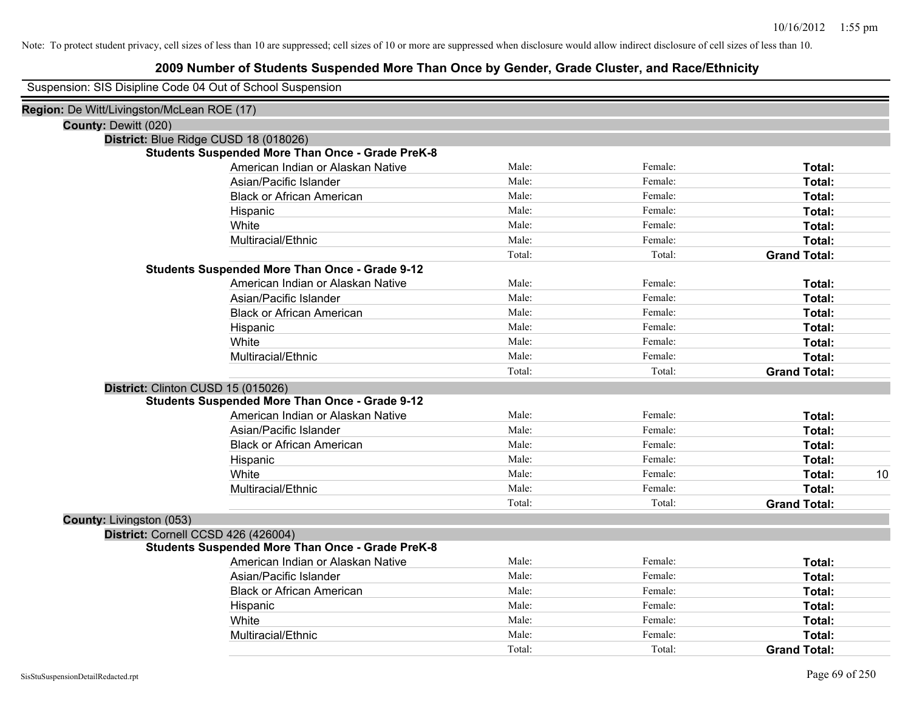Note: To protect student privacy, cell sizes of less than 10 are suppressed; cell sizes of 10 or more are suppressed when disclosure would allow indirect disclosure of cell sizes of less than 10.

## 2009 Number of Students Suspended More Than Once by Gender, Grade Cluster, and Race/Ethnicity

Suspension: SIS Disipline Code 04 Out of School Suspension

**Region:** De Witt/Livingston/McLean ROE (17)

**County:** Dewitt (020)

**District:** Blue Ridge CUSD 18 (018026)

**Students Suspended More Than Once - Grade PreK-8**

| | | | | |
|---|---|---|---|---|
| American Indian or Alaskan Native | Male: | Female: | **Total:** | |
| Asian/Pacific Islander | Male: | Female: | **Total:** | |
| Black or African American | Male: | Female: | **Total:** | |
| Hispanic | Male: | Female: | **Total:** | |
| White | Male: | Female: | **Total:** | |
| Multiracial/Ethnic | Male: | Female: | **Total:** | |
| | Total: | Total: | **Grand Total:** | |

**Students Suspended More Than Once - Grade 9-12**

| | | | | |
|---|---|---|---|---|
| American Indian or Alaskan Native | Male: | Female: | **Total:** | |
| Asian/Pacific Islander | Male: | Female: | **Total:** | |
| Black or African American | Male: | Female: | **Total:** | |
| Hispanic | Male: | Female: | **Total:** | |
| White | Male: | Female: | **Total:** | |
| Multiracial/Ethnic | Male: | Female: | **Total:** | |
| | Total: | Total: | **Grand Total:** | |

**District:** Clinton CUSD 15 (015026)

**Students Suspended More Than Once - Grade 9-12**

| | | | | |
|---|---|---|---|---|
| American Indian or Alaskan Native | Male: | Female: | **Total:** | |
| Asian/Pacific Islander | Male: | Female: | **Total:** | |
| Black or African American | Male: | Female: | **Total:** | |
| Hispanic | Male: | Female: | **Total:** | |
| White | Male: | Female: | **Total:** | 10 |
| Multiracial/Ethnic | Male: | Female: | **Total:** | |
| | Total: | Total: | **Grand Total:** | |

**County:** Livingston (053)

**District:** Cornell CCSD 426 (426004)

**Students Suspended More Than Once - Grade PreK-8**

| | | | | |
|---|---|---|---|---|
| American Indian or Alaskan Native | Male: | Female: | **Total:** | |
| Asian/Pacific Islander | Male: | Female: | **Total:** | |
| Black or African American | Male: | Female: | **Total:** | |
| Hispanic | Male: | Female: | **Total:** | |
| White | Male: | Female: | **Total:** | |
| Multiracial/Ethnic | Male: | Female: | **Total:** | |
| | Total: | Total: | **Grand Total:** | |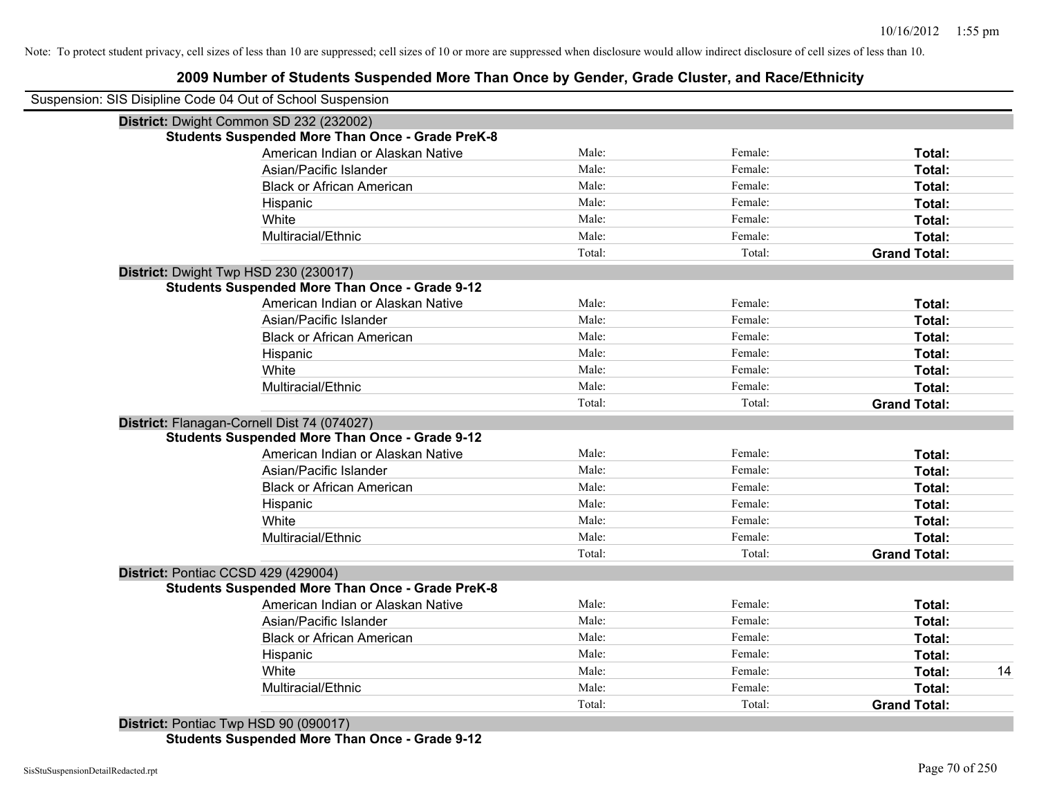Note: To protect student privacy, cell sizes of less than 10 are suppressed; cell sizes of 10 or more are suppressed when disclosure would allow indirect disclosure of cell sizes of less than 10.

# 2009 Number of Students Suspended More Than Once by Gender, Grade Cluster, and Race/Ethnicity

Suspension: SIS Disipline Code 04 Out of School Suspension

**District:** Dwight Common SD 232 (232002)

**Students Suspended More Than Once - Grade PreK-8**

| | | | | |
|---|---|---|---|---|
| American Indian or Alaskan Native | Male: | Female: | **Total:** | |
| Asian/Pacific Islander | Male: | Female: | **Total:** | |
| Black or African American | Male: | Female: | **Total:** | |
| Hispanic | Male: | Female: | **Total:** | |
| White | Male: | Female: | **Total:** | |
| Multiracial/Ethnic | Male: | Female: | **Total:** | |
| | Total: | Total: | **Grand Total:** | |

**District:** Dwight Twp HSD 230 (230017)

**Students Suspended More Than Once - Grade 9-12**

| | | | | |
|---|---|---|---|---|
| American Indian or Alaskan Native | Male: | Female: | **Total:** | |
| Asian/Pacific Islander | Male: | Female: | **Total:** | |
| Black or African American | Male: | Female: | **Total:** | |
| Hispanic | Male: | Female: | **Total:** | |
| White | Male: | Female: | **Total:** | |
| Multiracial/Ethnic | Male: | Female: | **Total:** | |
| | Total: | Total: | **Grand Total:** | |

**District:** Flanagan-Cornell Dist 74 (074027)

**Students Suspended More Than Once - Grade 9-12**

| | | | | |
|---|---|---|---|---|
| American Indian or Alaskan Native | Male: | Female: | **Total:** | |
| Asian/Pacific Islander | Male: | Female: | **Total:** | |
| Black or African American | Male: | Female: | **Total:** | |
| Hispanic | Male: | Female: | **Total:** | |
| White | Male: | Female: | **Total:** | |
| Multiracial/Ethnic | Male: | Female: | **Total:** | |
| | Total: | Total: | **Grand Total:** | |

**District:** Pontiac CCSD 429 (429004)

**Students Suspended More Than Once - Grade PreK-8**

| | | | | |
|---|---|---|---|---|
| American Indian or Alaskan Native | Male: | Female: | **Total:** | |
| Asian/Pacific Islander | Male: | Female: | **Total:** | |
| Black or African American | Male: | Female: | **Total:** | |
| Hispanic | Male: | Female: | **Total:** | |
| White | Male: | Female: | **Total:** | 14 |
| Multiracial/Ethnic | Male: | Female: | **Total:** | |
| | Total: | Total: | **Grand Total:** | |

**District:** Pontiac Twp HSD 90 (090017)

**Students Suspended More Than Once - Grade 9-12**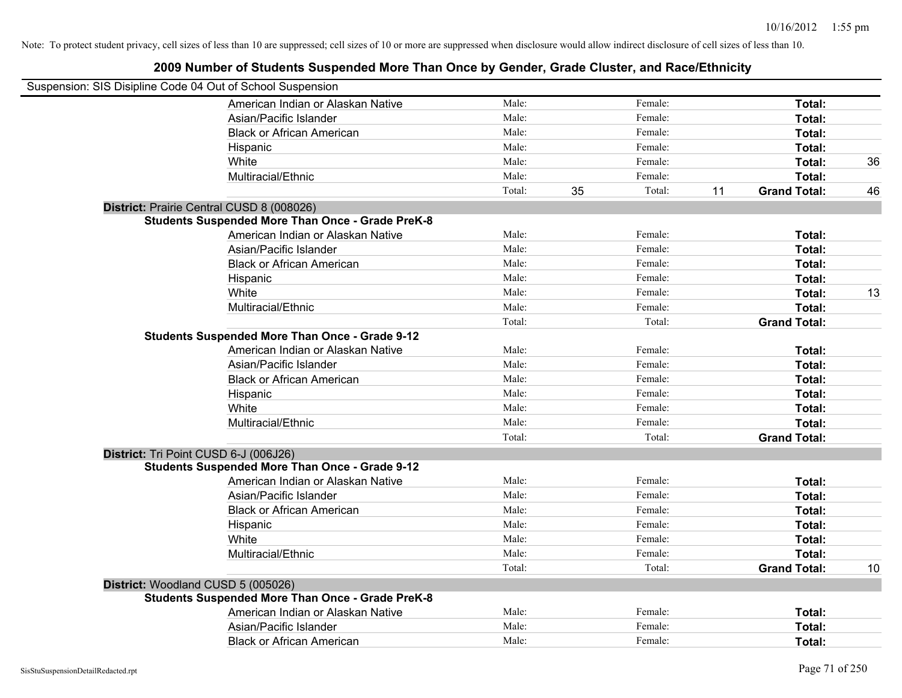Note: To protect student privacy, cell sizes of less than 10 are suppressed; cell sizes of 10 or more are suppressed when disclosure would allow indirect disclosure of cell sizes of less than 10.

## 2009 Number of Students Suspended More Than Once by Gender, Grade Cluster, and Race/Ethnicity

Suspension: SIS Disipline Code 04 Out of School Suspension

| | | | | | | |
|---|---|---|---|---|---|---|
| American Indian or Alaskan Native | Male: | | Female: | | **Total:** | |
| Asian/Pacific Islander | Male: | | Female: | | **Total:** | |
| Black or African American | Male: | | Female: | | **Total:** | |
| Hispanic | Male: | | Female: | | **Total:** | |
| White | Male: | | Female: | | **Total:** | 36 |
| Multiracial/Ethnic | Male: | | Female: | | **Total:** | |
| | Total: | 35 | Total: | 11 | **Grand Total:** | 46 |

**District:** Prairie Central CUSD 8 (008026)

**Students Suspended More Than Once - Grade PreK-8**

| | | | | | | |
|---|---|---|---|---|---|---|
| American Indian or Alaskan Native | Male: | | Female: | | **Total:** | |
| Asian/Pacific Islander | Male: | | Female: | | **Total:** | |
| Black or African American | Male: | | Female: | | **Total:** | |
| Hispanic | Male: | | Female: | | **Total:** | |
| White | Male: | | Female: | | **Total:** | 13 |
| Multiracial/Ethnic | Male: | | Female: | | **Total:** | |
| | Total: | | Total: | | **Grand Total:** | |

**Students Suspended More Than Once - Grade 9-12**

| | | | | | | |
|---|---|---|---|---|---|---|
| American Indian or Alaskan Native | Male: | | Female: | | **Total:** | |
| Asian/Pacific Islander | Male: | | Female: | | **Total:** | |
| Black or African American | Male: | | Female: | | **Total:** | |
| Hispanic | Male: | | Female: | | **Total:** | |
| White | Male: | | Female: | | **Total:** | |
| Multiracial/Ethnic | Male: | | Female: | | **Total:** | |
| | Total: | | Total: | | **Grand Total:** | |

**District:** Tri Point CUSD 6-J (006J26)

**Students Suspended More Than Once - Grade 9-12**

| | | | | | | |
|---|---|---|---|---|---|---|
| American Indian or Alaskan Native | Male: | | Female: | | **Total:** | |
| Asian/Pacific Islander | Male: | | Female: | | **Total:** | |
| Black or African American | Male: | | Female: | | **Total:** | |
| Hispanic | Male: | | Female: | | **Total:** | |
| White | Male: | | Female: | | **Total:** | |
| Multiracial/Ethnic | Male: | | Female: | | **Total:** | |
| | Total: | | Total: | | **Grand Total:** | 10 |

**District:** Woodland CUSD 5 (005026)

**Students Suspended More Than Once - Grade PreK-8**

| | | | | | | |
|---|---|---|---|---|---|---|
| American Indian or Alaskan Native | Male: | | Female: | | **Total:** | |
| Asian/Pacific Islander | Male: | | Female: | | **Total:** | |
| Black or African American | Male: | | Female: | | **Total:** | |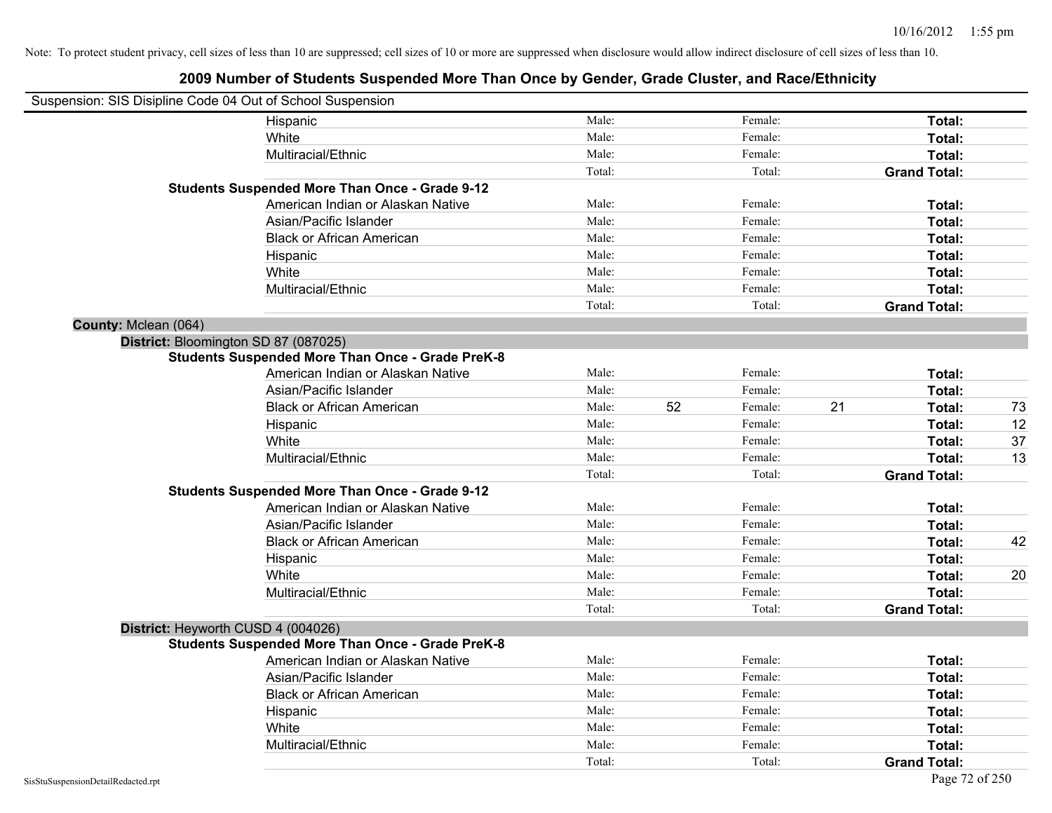Note: To protect student privacy, cell sizes of less than 10 are suppressed; cell sizes of 10 or more are suppressed when disclosure would allow indirect disclosure of cell sizes of less than 10.

# 2009 Number of Students Suspended More Than Once by Gender, Grade Cluster, and Race/Ethnicity

Suspension: SIS Disipline Code 04 Out of School Suspension

| | | | | | | |
|---|---|---|---|---|---|---|
| Hispanic | Male: | | Female: | | **Total:** | |
| White | Male: | | Female: | | **Total:** | |
| Multiracial/Ethnic | Male: | | Female: | | **Total:** | |
| | Total: | | Total: | | **Grand Total:** | |

**Students Suspended More Than Once - Grade 9-12**

| | | | | | | |
|---|---|---|---|---|---|---|
| American Indian or Alaskan Native | Male: | | Female: | | **Total:** | |
| Asian/Pacific Islander | Male: | | Female: | | **Total:** | |
| Black or African American | Male: | | Female: | | **Total:** | |
| Hispanic | Male: | | Female: | | **Total:** | |
| White | Male: | | Female: | | **Total:** | |
| Multiracial/Ethnic | Male: | | Female: | | **Total:** | |
| | Total: | | Total: | | **Grand Total:** | |

**County:** Mclean (064)

**District:** Bloomington SD 87 (087025)

**Students Suspended More Than Once - Grade PreK-8**

| | | | | | | |
|---|---|---|---|---|---|---|
| American Indian or Alaskan Native | Male: | | Female: | | **Total:** | |
| Asian/Pacific Islander | Male: | | Female: | | **Total:** | |
| Black or African American | Male: | 52 | Female: | 21 | **Total:** | 73 |
| Hispanic | Male: | | Female: | | **Total:** | 12 |
| White | Male: | | Female: | | **Total:** | 37 |
| Multiracial/Ethnic | Male: | | Female: | | **Total:** | 13 |
| | Total: | | Total: | | **Grand Total:** | |

**Students Suspended More Than Once - Grade 9-12**

| | | | | | | |
|---|---|---|---|---|---|---|
| American Indian or Alaskan Native | Male: | | Female: | | **Total:** | |
| Asian/Pacific Islander | Male: | | Female: | | **Total:** | |
| Black or African American | Male: | | Female: | | **Total:** | 42 |
| Hispanic | Male: | | Female: | | **Total:** | |
| White | Male: | | Female: | | **Total:** | 20 |
| Multiracial/Ethnic | Male: | | Female: | | **Total:** | |
| | Total: | | Total: | | **Grand Total:** | |

**District:** Heyworth CUSD 4 (004026)

**Students Suspended More Than Once - Grade PreK-8**

| | | | | | | |
|---|---|---|---|---|---|---|
| American Indian or Alaskan Native | Male: | | Female: | | **Total:** | |
| Asian/Pacific Islander | Male: | | Female: | | **Total:** | |
| Black or African American | Male: | | Female: | | **Total:** | |
| Hispanic | Male: | | Female: | | **Total:** | |
| White | Male: | | Female: | | **Total:** | |
| Multiracial/Ethnic | Male: | | Female: | | **Total:** | |
| | Total: | | Total: | | **Grand Total:** | |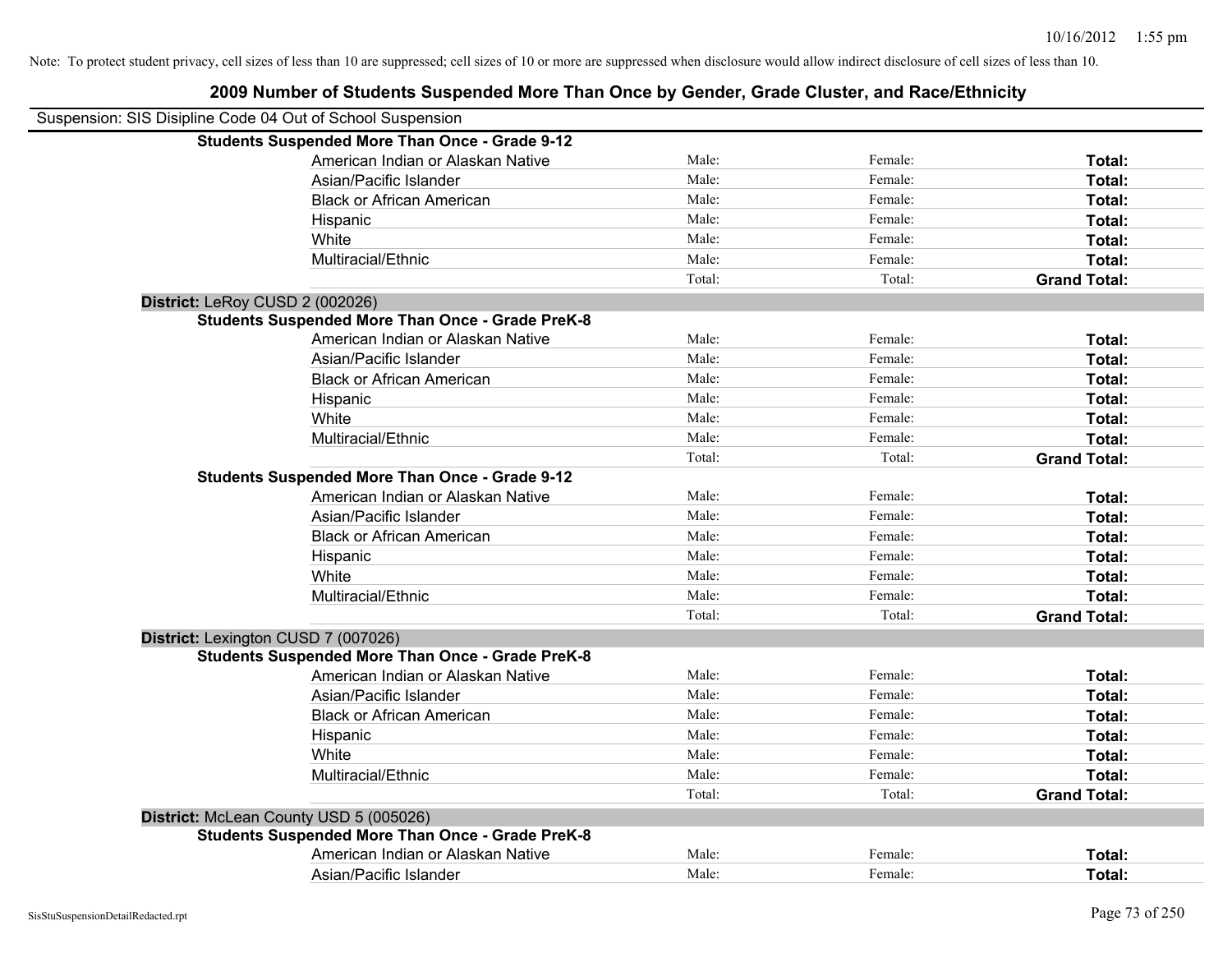Note: To protect student privacy, cell sizes of less than 10 are suppressed; cell sizes of 10 or more are suppressed when disclosure would allow indirect disclosure of cell sizes of less than 10.

## 2009 Number of Students Suspended More Than Once by Gender, Grade Cluster, and Race/Ethnicity

Suspension: SIS Disipline Code 04 Out of School Suspension

**Students Suspended More Than Once - Grade 9-12**

| | | | |
|---|---|---|---|
| American Indian or Alaskan Native | Male: | Female: | **Total:** |
| Asian/Pacific Islander | Male: | Female: | **Total:** |
| Black or African American | Male: | Female: | **Total:** |
| Hispanic | Male: | Female: | **Total:** |
| White | Male: | Female: | **Total:** |
| Multiracial/Ethnic | Male: | Female: | **Total:** |
| | Total: | Total: | **Grand Total:** |

**District:** LeRoy CUSD 2 (002026)

**Students Suspended More Than Once - Grade PreK-8**

| | | | |
|---|---|---|---|
| American Indian or Alaskan Native | Male: | Female: | **Total:** |
| Asian/Pacific Islander | Male: | Female: | **Total:** |
| Black or African American | Male: | Female: | **Total:** |
| Hispanic | Male: | Female: | **Total:** |
| White | Male: | Female: | **Total:** |
| Multiracial/Ethnic | Male: | Female: | **Total:** |
| | Total: | Total: | **Grand Total:** |

**Students Suspended More Than Once - Grade 9-12**

| | | | |
|---|---|---|---|
| American Indian or Alaskan Native | Male: | Female: | **Total:** |
| Asian/Pacific Islander | Male: | Female: | **Total:** |
| Black or African American | Male: | Female: | **Total:** |
| Hispanic | Male: | Female: | **Total:** |
| White | Male: | Female: | **Total:** |
| Multiracial/Ethnic | Male: | Female: | **Total:** |
| | Total: | Total: | **Grand Total:** |

**District:** Lexington CUSD 7 (007026)

**Students Suspended More Than Once - Grade PreK-8**

| | | | |
|---|---|---|---|
| American Indian or Alaskan Native | Male: | Female: | **Total:** |
| Asian/Pacific Islander | Male: | Female: | **Total:** |
| Black or African American | Male: | Female: | **Total:** |
| Hispanic | Male: | Female: | **Total:** |
| White | Male: | Female: | **Total:** |
| Multiracial/Ethnic | Male: | Female: | **Total:** |
| | Total: | Total: | **Grand Total:** |

**District:** McLean County USD 5 (005026)

**Students Suspended More Than Once - Grade PreK-8**

| | | | |
|---|---|---|---|
| American Indian or Alaskan Native | Male: | Female: | **Total:** |
| Asian/Pacific Islander | Male: | Female: | **Total:** |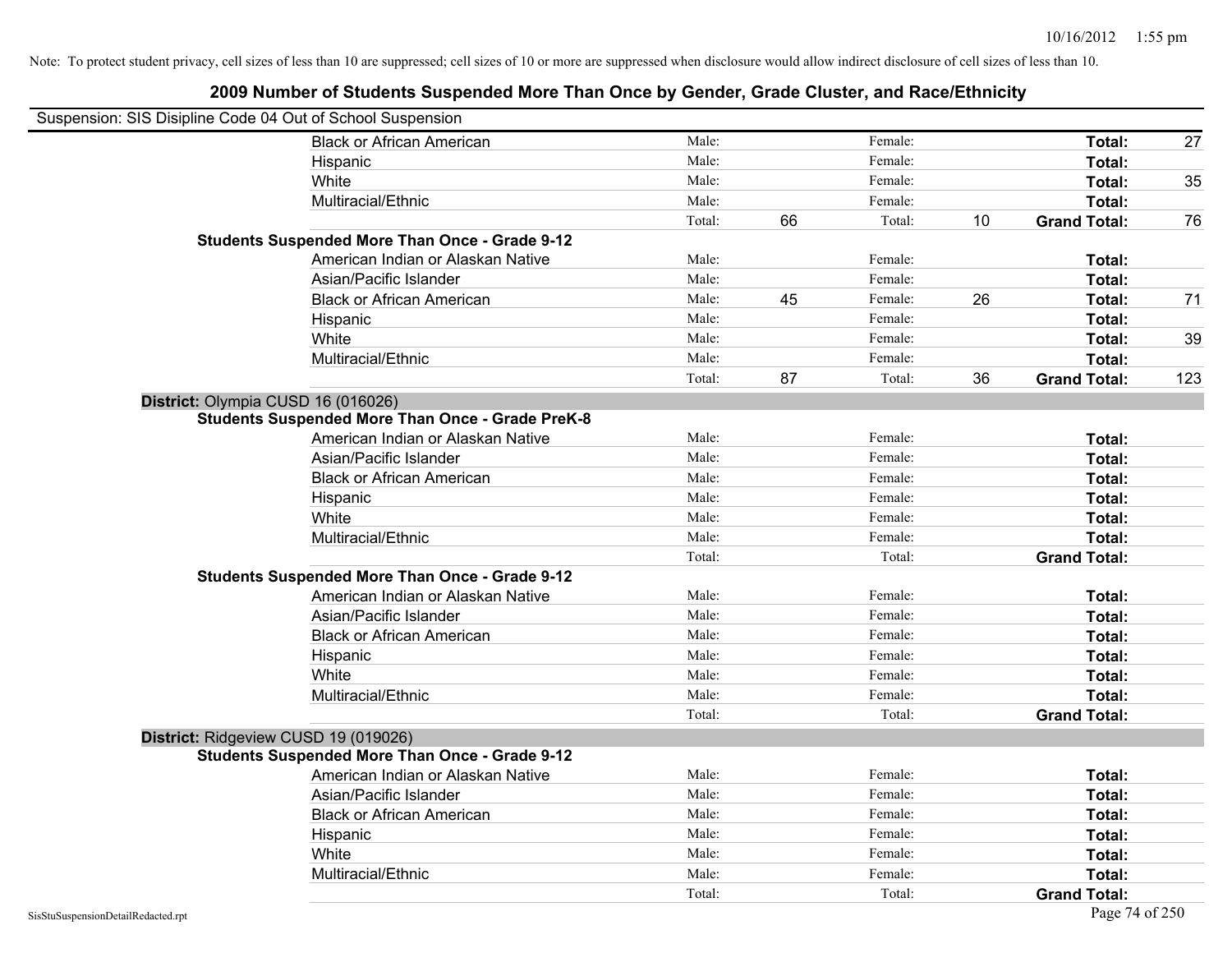Note: To protect student privacy, cell sizes of less than 10 are suppressed; cell sizes of 10 or more are suppressed when disclosure would allow indirect disclosure of cell sizes of less than 10.

## 2009 Number of Students Suspended More Than Once by Gender, Grade Cluster, and Race/Ethnicity

Suspension: SIS Disipline Code 04 Out of School Suspension

| | | | | | | |
|---|---|---|---|---|---|---|
| Black or African American | Male: | | Female: | | **Total:** | 27 |
| Hispanic | Male: | | Female: | | **Total:** | |
| White | Male: | | Female: | | **Total:** | 35 |
| Multiracial/Ethnic | Male: | | Female: | | **Total:** | |
| | Total: | 66 | Total: | 10 | **Grand Total:** | 76 |

**Students Suspended More Than Once - Grade 9-12**

| | | | | | | |
|---|---|---|---|---|---|---|
| American Indian or Alaskan Native | Male: | | Female: | | **Total:** | |
| Asian/Pacific Islander | Male: | | Female: | | **Total:** | |
| Black or African American | Male: | 45 | Female: | 26 | **Total:** | 71 |
| Hispanic | Male: | | Female: | | **Total:** | |
| White | Male: | | Female: | | **Total:** | 39 |
| Multiracial/Ethnic | Male: | | Female: | | **Total:** | |
| | Total: | 87 | Total: | 36 | **Grand Total:** | 123 |

**District:** Olympia CUSD 16 (016026)

**Students Suspended More Than Once - Grade PreK-8**

| | | | | | | |
|---|---|---|---|---|---|---|
| American Indian or Alaskan Native | Male: | | Female: | | **Total:** | |
| Asian/Pacific Islander | Male: | | Female: | | **Total:** | |
| Black or African American | Male: | | Female: | | **Total:** | |
| Hispanic | Male: | | Female: | | **Total:** | |
| White | Male: | | Female: | | **Total:** | |
| Multiracial/Ethnic | Male: | | Female: | | **Total:** | |
| | Total: | | Total: | | **Grand Total:** | |

**Students Suspended More Than Once - Grade 9-12**

| | | | | | | |
|---|---|---|---|---|---|---|
| American Indian or Alaskan Native | Male: | | Female: | | **Total:** | |
| Asian/Pacific Islander | Male: | | Female: | | **Total:** | |
| Black or African American | Male: | | Female: | | **Total:** | |
| Hispanic | Male: | | Female: | | **Total:** | |
| White | Male: | | Female: | | **Total:** | |
| Multiracial/Ethnic | Male: | | Female: | | **Total:** | |
| | Total: | | Total: | | **Grand Total:** | |

**District:** Ridgeview CUSD 19 (019026)

**Students Suspended More Than Once - Grade 9-12**

| | | | | | | |
|---|---|---|---|---|---|---|
| American Indian or Alaskan Native | Male: | | Female: | | **Total:** | |
| Asian/Pacific Islander | Male: | | Female: | | **Total:** | |
| Black or African American | Male: | | Female: | | **Total:** | |
| Hispanic | Male: | | Female: | | **Total:** | |
| White | Male: | | Female: | | **Total:** | |
| Multiracial/Ethnic | Male: | | Female: | | **Total:** | |
| | Total: | | Total: | | **Grand Total:** | |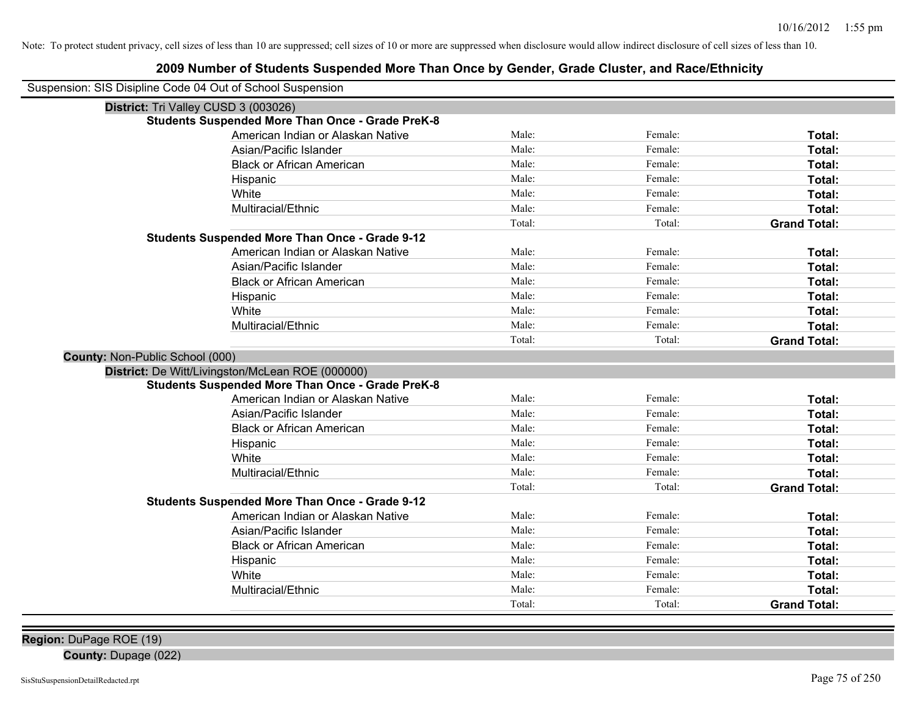Note: To protect student privacy, cell sizes of less than 10 are suppressed; cell sizes of 10 or more are suppressed when disclosure would allow indirect disclosure of cell sizes of less than 10.

## 2009 Number of Students Suspended More Than Once by Gender, Grade Cluster, and Race/Ethnicity

Suspension: SIS Disipline Code 04 Out of School Suspension

**District:** Tri Valley CUSD 3 (003026)

**Students Suspended More Than Once - Grade PreK-8**

| | | | |
|---|---|---|---|
| American Indian or Alaskan Native | Male: | Female: | **Total:** |
| Asian/Pacific Islander | Male: | Female: | **Total:** |
| Black or African American | Male: | Female: | **Total:** |
| Hispanic | Male: | Female: | **Total:** |
| White | Male: | Female: | **Total:** |
| Multiracial/Ethnic | Male: | Female: | **Total:** |
| | Total: | Total: | **Grand Total:** |

**Students Suspended More Than Once - Grade 9-12**

| | | | |
|---|---|---|---|
| American Indian or Alaskan Native | Male: | Female: | **Total:** |
| Asian/Pacific Islander | Male: | Female: | **Total:** |
| Black or African American | Male: | Female: | **Total:** |
| Hispanic | Male: | Female: | **Total:** |
| White | Male: | Female: | **Total:** |
| Multiracial/Ethnic | Male: | Female: | **Total:** |
| | Total: | Total: | **Grand Total:** |

**County:** Non-Public School (000)

**District:** De Witt/Livingston/McLean ROE (000000)

**Students Suspended More Than Once - Grade PreK-8**

| | | | |
|---|---|---|---|
| American Indian or Alaskan Native | Male: | Female: | **Total:** |
| Asian/Pacific Islander | Male: | Female: | **Total:** |
| Black or African American | Male: | Female: | **Total:** |
| Hispanic | Male: | Female: | **Total:** |
| White | Male: | Female: | **Total:** |
| Multiracial/Ethnic | Male: | Female: | **Total:** |
| | Total: | Total: | **Grand Total:** |

**Students Suspended More Than Once - Grade 9-12**

| | | | |
|---|---|---|---|
| American Indian or Alaskan Native | Male: | Female: | **Total:** |
| Asian/Pacific Islander | Male: | Female: | **Total:** |
| Black or African American | Male: | Female: | **Total:** |
| Hispanic | Male: | Female: | **Total:** |
| White | Male: | Female: | **Total:** |
| Multiracial/Ethnic | Male: | Female: | **Total:** |
| | Total: | Total: | **Grand Total:** |

**Region:** DuPage ROE (19)

**County:** Dupage (022)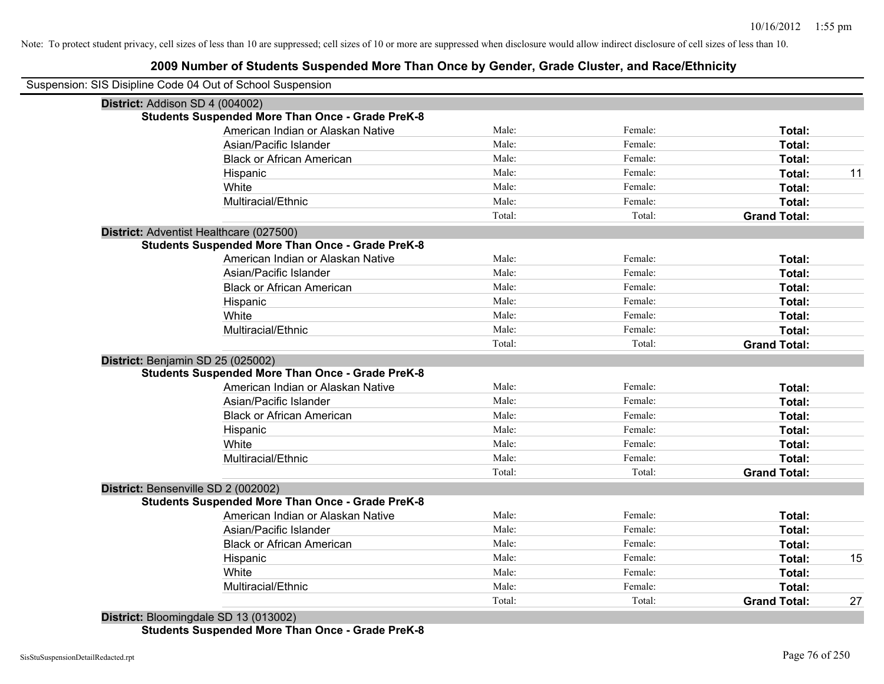Note: To protect student privacy, cell sizes of less than 10 are suppressed; cell sizes of 10 or more are suppressed when disclosure would allow indirect disclosure of cell sizes of less than 10.

## 2009 Number of Students Suspended More Than Once by Gender, Grade Cluster, and Race/Ethnicity

Suspension: SIS Disipline Code 04 Out of School Suspension

**District:** Addison SD 4 (004002)

**Students Suspended More Than Once - Grade PreK-8**

| Race/Ethnicity | Male | Female | Total | |
|---|---|---|---|---|
| American Indian or Alaskan Native | Male: | Female: | **Total:** | |
| Asian/Pacific Islander | Male: | Female: | **Total:** | |
| Black or African American | Male: | Female: | **Total:** | |
| Hispanic | Male: | Female: | **Total:** | 11 |
| White | Male: | Female: | **Total:** | |
| Multiracial/Ethnic | Male: | Female: | **Total:** | |
| | Total: | Total: | **Grand Total:** | |

**District:** Adventist Healthcare (027500)

**Students Suspended More Than Once - Grade PreK-8**

| Race/Ethnicity | Male | Female | Total | |
|---|---|---|---|---|
| American Indian or Alaskan Native | Male: | Female: | **Total:** | |
| Asian/Pacific Islander | Male: | Female: | **Total:** | |
| Black or African American | Male: | Female: | **Total:** | |
| Hispanic | Male: | Female: | **Total:** | |
| White | Male: | Female: | **Total:** | |
| Multiracial/Ethnic | Male: | Female: | **Total:** | |
| | Total: | Total: | **Grand Total:** | |

**District:** Benjamin SD 25 (025002)

**Students Suspended More Than Once - Grade PreK-8**

| Race/Ethnicity | Male | Female | Total | |
|---|---|---|---|---|
| American Indian or Alaskan Native | Male: | Female: | **Total:** | |
| Asian/Pacific Islander | Male: | Female: | **Total:** | |
| Black or African American | Male: | Female: | **Total:** | |
| Hispanic | Male: | Female: | **Total:** | |
| White | Male: | Female: | **Total:** | |
| Multiracial/Ethnic | Male: | Female: | **Total:** | |
| | Total: | Total: | **Grand Total:** | |

**District:** Bensenville SD 2 (002002)

**Students Suspended More Than Once - Grade PreK-8**

| Race/Ethnicity | Male | Female | Total | |
|---|---|---|---|---|
| American Indian or Alaskan Native | Male: | Female: | **Total:** | |
| Asian/Pacific Islander | Male: | Female: | **Total:** | |
| Black or African American | Male: | Female: | **Total:** | |
| Hispanic | Male: | Female: | **Total:** | 15 |
| White | Male: | Female: | **Total:** | |
| Multiracial/Ethnic | Male: | Female: | **Total:** | |
| | Total: | Total: | **Grand Total:** | 27 |

**District:** Bloomingdale SD 13 (013002)

**Students Suspended More Than Once - Grade PreK-8**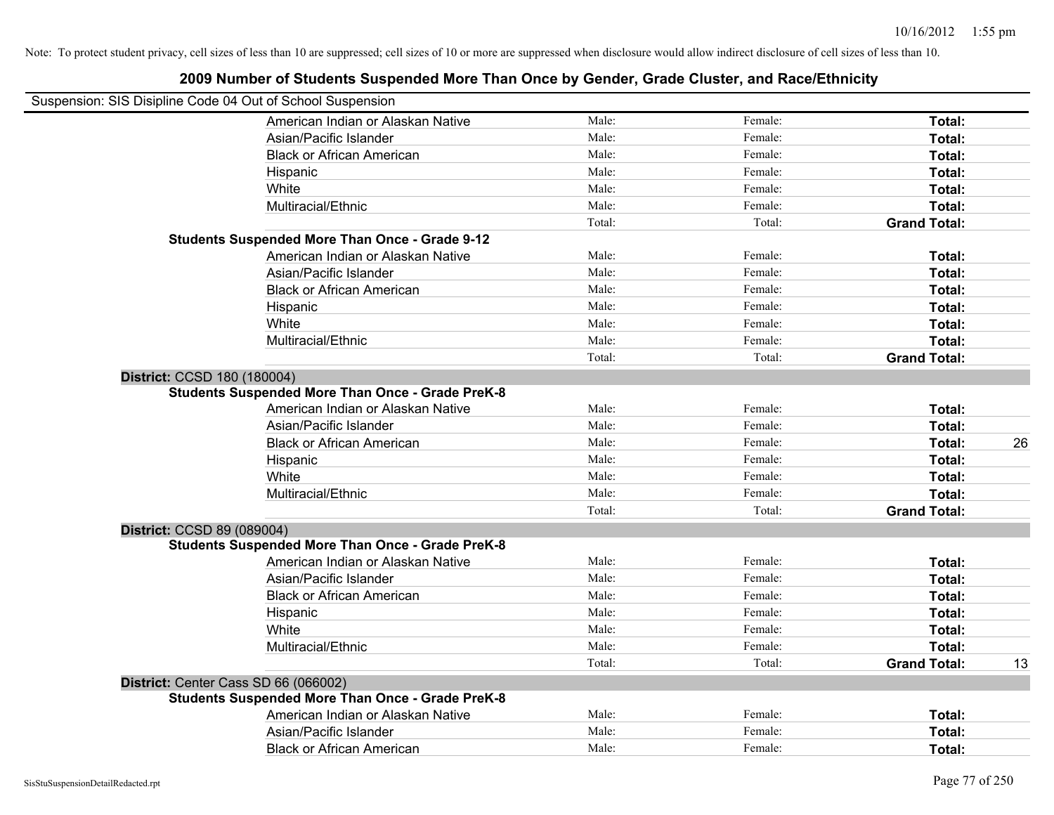Note: To protect student privacy, cell sizes of less than 10 are suppressed; cell sizes of 10 or more are suppressed when disclosure would allow indirect disclosure of cell sizes of less than 10.

## 2009 Number of Students Suspended More Than Once by Gender, Grade Cluster, and Race/Ethnicity

Suspension: SIS Disipline Code 04 Out of School Suspension

| | | | | |
|---|---|---|---|---|
| American Indian or Alaskan Native | Male: | Female: | **Total:** | |
| Asian/Pacific Islander | Male: | Female: | **Total:** | |
| Black or African American | Male: | Female: | **Total:** | |
| Hispanic | Male: | Female: | **Total:** | |
| White | Male: | Female: | **Total:** | |
| Multiracial/Ethnic | Male: | Female: | **Total:** | |
| | Total: | Total: | **Grand Total:** | |

**Students Suspended More Than Once - Grade 9-12**

| | | | | |
|---|---|---|---|---|
| American Indian or Alaskan Native | Male: | Female: | **Total:** | |
| Asian/Pacific Islander | Male: | Female: | **Total:** | |
| Black or African American | Male: | Female: | **Total:** | |
| Hispanic | Male: | Female: | **Total:** | |
| White | Male: | Female: | **Total:** | |
| Multiracial/Ethnic | Male: | Female: | **Total:** | |
| | Total: | Total: | **Grand Total:** | |

**District:** CCSD 180 (180004)

**Students Suspended More Than Once - Grade PreK-8**

| | | | | |
|---|---|---|---|---|
| American Indian or Alaskan Native | Male: | Female: | **Total:** | |
| Asian/Pacific Islander | Male: | Female: | **Total:** | |
| Black or African American | Male: | Female: | **Total:** | 26 |
| Hispanic | Male: | Female: | **Total:** | |
| White | Male: | Female: | **Total:** | |
| Multiracial/Ethnic | Male: | Female: | **Total:** | |
| | Total: | Total: | **Grand Total:** | |

**District:** CCSD 89 (089004)

**Students Suspended More Than Once - Grade PreK-8**

| | | | | |
|---|---|---|---|---|
| American Indian or Alaskan Native | Male: | Female: | **Total:** | |
| Asian/Pacific Islander | Male: | Female: | **Total:** | |
| Black or African American | Male: | Female: | **Total:** | |
| Hispanic | Male: | Female: | **Total:** | |
| White | Male: | Female: | **Total:** | |
| Multiracial/Ethnic | Male: | Female: | **Total:** | |
| | Total: | Total: | **Grand Total:** | 13 |

**District:** Center Cass SD 66 (066002)

**Students Suspended More Than Once - Grade PreK-8**

| | | | | |
|---|---|---|---|---|
| American Indian or Alaskan Native | Male: | Female: | **Total:** | |
| Asian/Pacific Islander | Male: | Female: | **Total:** | |
| Black or African American | Male: | Female: | **Total:** | |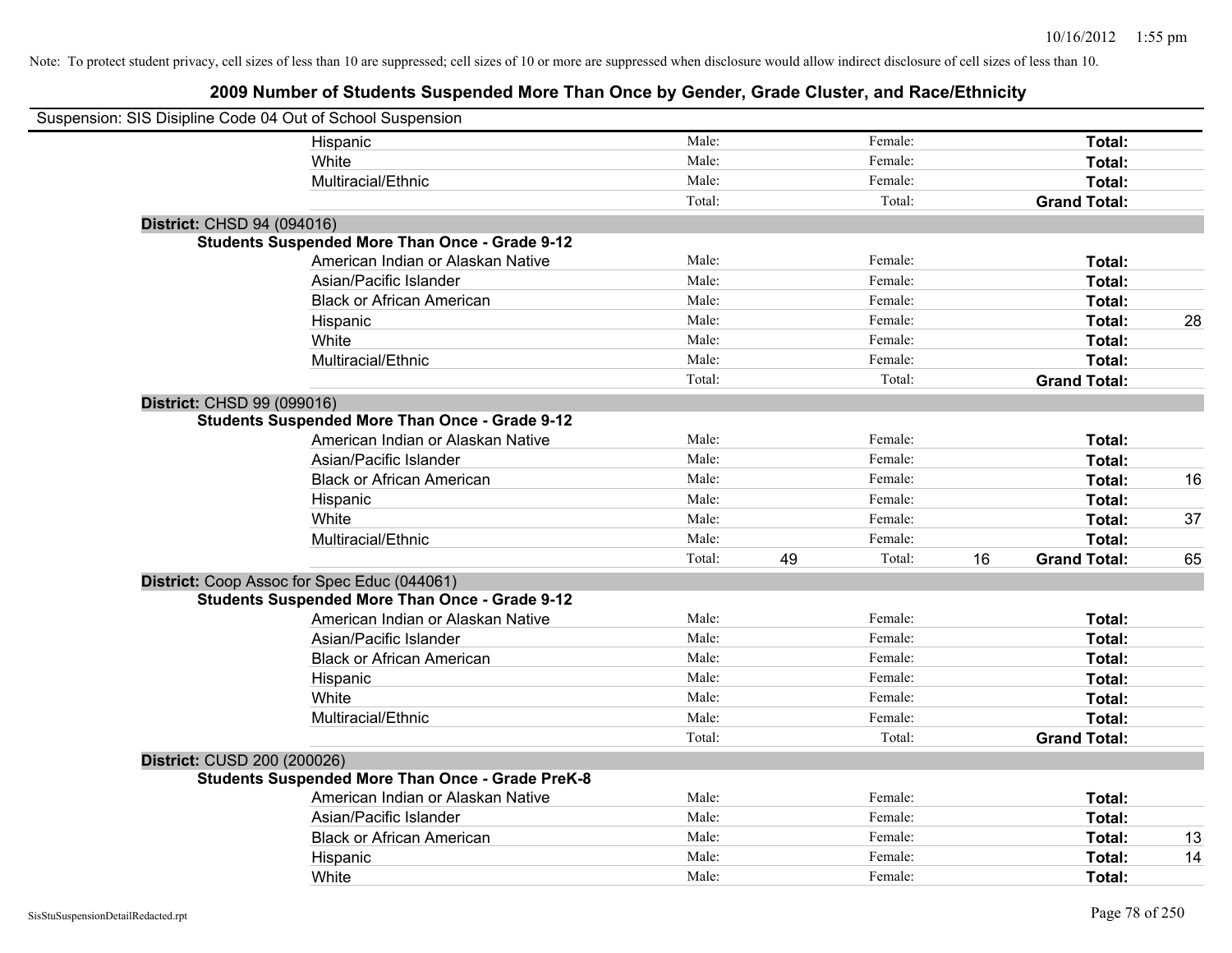Note: To protect student privacy, cell sizes of less than 10 are suppressed; cell sizes of 10 or more are suppressed when disclosure would allow indirect disclosure of cell sizes of less than 10.

## 2009 Number of Students Suspended More Than Once by Gender, Grade Cluster, and Race/Ethnicity

Suspension: SIS Disipline Code 04 Out of School Suspension

| | | | | | | |
|---|---|---|---|---|---|---|
| Hispanic | Male: | | Female: | | **Total:** | |
| White | Male: | | Female: | | **Total:** | |
| Multiracial/Ethnic | Male: | | Female: | | **Total:** | |
| | Total: | | Total: | | **Grand Total:** | |

**District:** CHSD 94 (094016)

**Students Suspended More Than Once - Grade 9-12**

| | | | | | | |
|---|---|---|---|---|---|---|
| American Indian or Alaskan Native | Male: | | Female: | | **Total:** | |
| Asian/Pacific Islander | Male: | | Female: | | **Total:** | |
| Black or African American | Male: | | Female: | | **Total:** | |
| Hispanic | Male: | | Female: | | **Total:** | 28 |
| White | Male: | | Female: | | **Total:** | |
| Multiracial/Ethnic | Male: | | Female: | | **Total:** | |
| | Total: | | Total: | | **Grand Total:** | |

**District:** CHSD 99 (099016)

**Students Suspended More Than Once - Grade 9-12**

| | | | | | | |
|---|---|---|---|---|---|---|
| American Indian or Alaskan Native | Male: | | Female: | | **Total:** | |
| Asian/Pacific Islander | Male: | | Female: | | **Total:** | |
| Black or African American | Male: | | Female: | | **Total:** | 16 |
| Hispanic | Male: | | Female: | | **Total:** | |
| White | Male: | | Female: | | **Total:** | 37 |
| Multiracial/Ethnic | Male: | | Female: | | **Total:** | |
| | Total: | 49 | Total: | 16 | **Grand Total:** | 65 |

**District:** Coop Assoc for Spec Educ (044061)

**Students Suspended More Than Once - Grade 9-12**

| | | | | | | |
|---|---|---|---|---|---|---|
| American Indian or Alaskan Native | Male: | | Female: | | **Total:** | |
| Asian/Pacific Islander | Male: | | Female: | | **Total:** | |
| Black or African American | Male: | | Female: | | **Total:** | |
| Hispanic | Male: | | Female: | | **Total:** | |
| White | Male: | | Female: | | **Total:** | |
| Multiracial/Ethnic | Male: | | Female: | | **Total:** | |
| | Total: | | Total: | | **Grand Total:** | |

**District:** CUSD 200 (200026)

**Students Suspended More Than Once - Grade PreK-8**

| | | | | | | |
|---|---|---|---|---|---|---|
| American Indian or Alaskan Native | Male: | | Female: | | **Total:** | |
| Asian/Pacific Islander | Male: | | Female: | | **Total:** | |
| Black or African American | Male: | | Female: | | **Total:** | 13 |
| Hispanic | Male: | | Female: | | **Total:** | 14 |
| White | Male: | | Female: | | **Total:** | |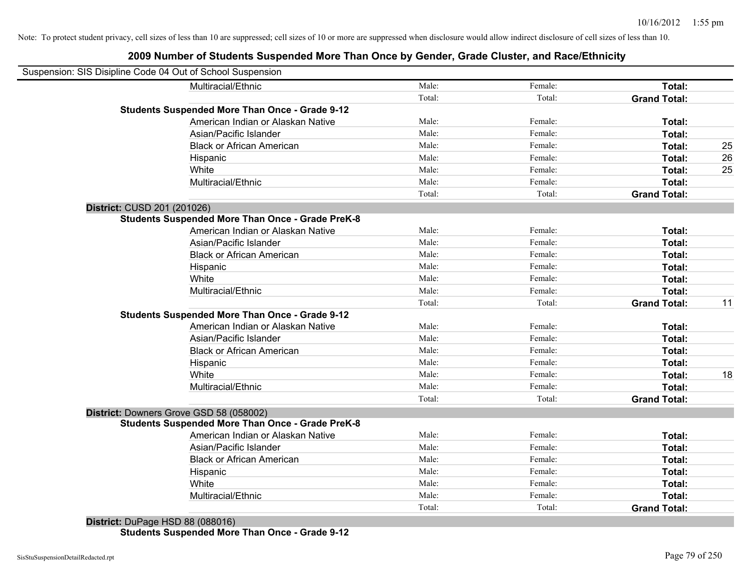Note: To protect student privacy, cell sizes of less than 10 are suppressed; cell sizes of 10 or more are suppressed when disclosure would allow indirect disclosure of cell sizes of less than 10.

## 2009 Number of Students Suspended More Than Once by Gender, Grade Cluster, and Race/Ethnicity

Suspension: SIS Disipline Code 04 Out of School Suspension

| | | | | |
|---|---|---|---|---|
| Multiracial/Ethnic | Male: | Female: | **Total:** | |
| | Total: | Total: | **Grand Total:** | |
| **Students Suspended More Than Once - Grade 9-12** | | | | |
| American Indian or Alaskan Native | Male: | Female: | **Total:** | |
| Asian/Pacific Islander | Male: | Female: | **Total:** | |
| Black or African American | Male: | Female: | **Total:** | 25 |
| Hispanic | Male: | Female: | **Total:** | 26 |
| White | Male: | Female: | **Total:** | 25 |
| Multiracial/Ethnic | Male: | Female: | **Total:** | |
| | Total: | Total: | **Grand Total:** | |

**District:** CUSD 201 (201026)

| | | | | |
|---|---|---|---|---|
| **Students Suspended More Than Once - Grade PreK-8** | | | | |
| American Indian or Alaskan Native | Male: | Female: | **Total:** | |
| Asian/Pacific Islander | Male: | Female: | **Total:** | |
| Black or African American | Male: | Female: | **Total:** | |
| Hispanic | Male: | Female: | **Total:** | |
| White | Male: | Female: | **Total:** | |
| Multiracial/Ethnic | Male: | Female: | **Total:** | |
| | Total: | Total: | **Grand Total:** | 11 |
| **Students Suspended More Than Once - Grade 9-12** | | | | |
| American Indian or Alaskan Native | Male: | Female: | **Total:** | |
| Asian/Pacific Islander | Male: | Female: | **Total:** | |
| Black or African American | Male: | Female: | **Total:** | |
| Hispanic | Male: | Female: | **Total:** | |
| White | Male: | Female: | **Total:** | 18 |
| Multiracial/Ethnic | Male: | Female: | **Total:** | |
| | Total: | Total: | **Grand Total:** | |

**District:** Downers Grove GSD 58 (058002)

| | | | | |
|---|---|---|---|---|
| **Students Suspended More Than Once - Grade PreK-8** | | | | |
| American Indian or Alaskan Native | Male: | Female: | **Total:** | |
| Asian/Pacific Islander | Male: | Female: | **Total:** | |
| Black or African American | Male: | Female: | **Total:** | |
| Hispanic | Male: | Female: | **Total:** | |
| White | Male: | Female: | **Total:** | |
| Multiracial/Ethnic | Male: | Female: | **Total:** | |
| | Total: | Total: | **Grand Total:** | |

**District:** DuPage HSD 88 (088016)

**Students Suspended More Than Once - Grade 9-12**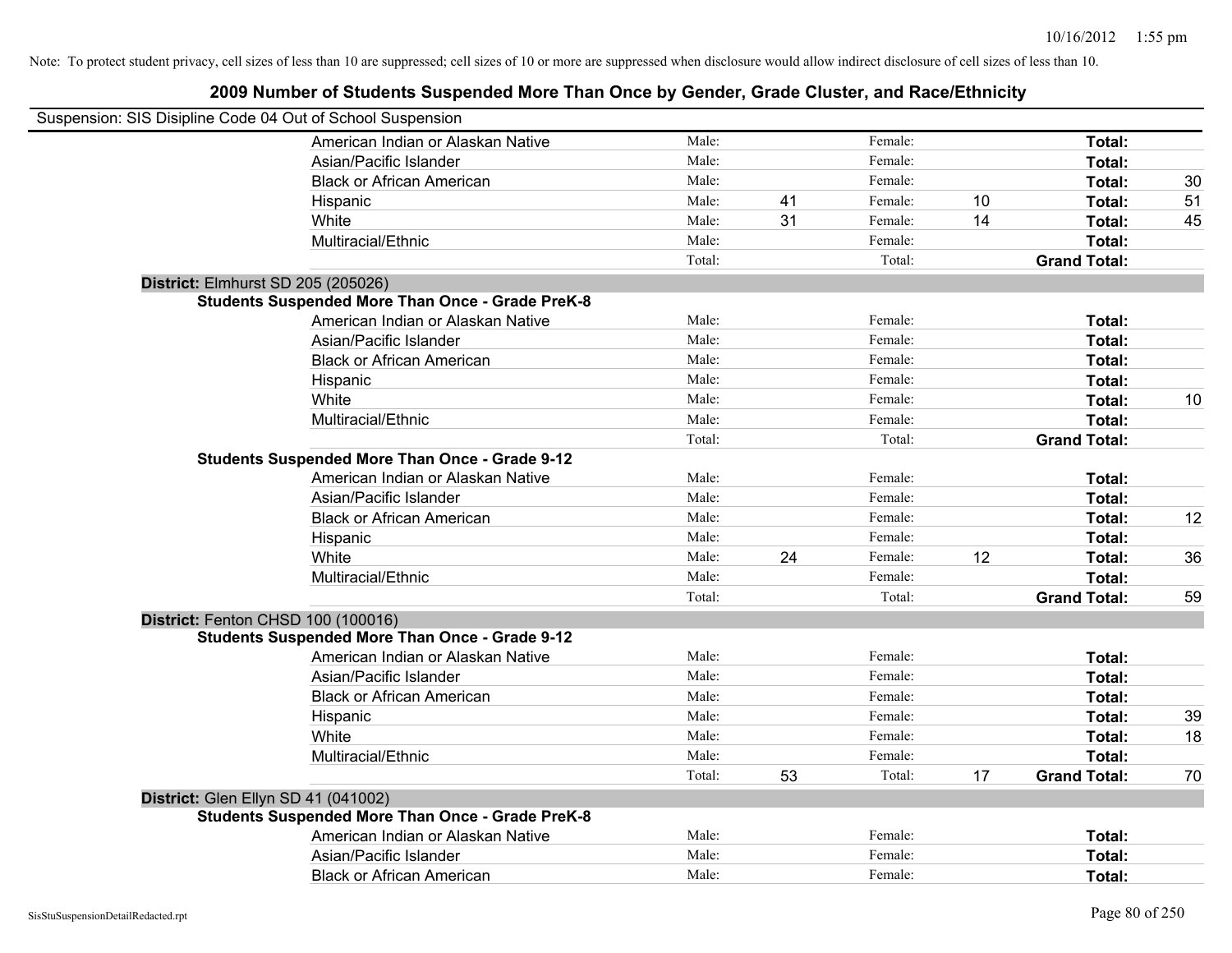Note: To protect student privacy, cell sizes of less than 10 are suppressed; cell sizes of 10 or more are suppressed when disclosure would allow indirect disclosure of cell sizes of less than 10.

## 2009 Number of Students Suspended More Than Once by Gender, Grade Cluster, and Race/Ethnicity

Suspension: SIS Disipline Code 04 Out of School Suspension

| | | | | | | |
|---|---|---|---|---|---|---|
| American Indian or Alaskan Native | Male: | | Female: | | Total: | |
| Asian/Pacific Islander | Male: | | Female: | | Total: | |
| Black or African American | Male: | | Female: | | Total: | 30 |
| Hispanic | Male: | 41 | Female: | 10 | Total: | 51 |
| White | Male: | 31 | Female: | 14 | Total: | 45 |
| Multiracial/Ethnic | Male: | | Female: | | Total: | |
| | Total: | | Total: | | Grand Total: | |

**District:** Elmhurst SD 205 (205026)

**Students Suspended More Than Once - Grade PreK-8**

| | | | | | | |
|---|---|---|---|---|---|---|
| American Indian or Alaskan Native | Male: | | Female: | | Total: | |
| Asian/Pacific Islander | Male: | | Female: | | Total: | |
| Black or African American | Male: | | Female: | | Total: | |
| Hispanic | Male: | | Female: | | Total: | |
| White | Male: | | Female: | | Total: | 10 |
| Multiracial/Ethnic | Male: | | Female: | | Total: | |
| | Total: | | Total: | | Grand Total: | |

**Students Suspended More Than Once - Grade 9-12**

| | | | | | | |
|---|---|---|---|---|---|---|
| American Indian or Alaskan Native | Male: | | Female: | | Total: | |
| Asian/Pacific Islander | Male: | | Female: | | Total: | |
| Black or African American | Male: | | Female: | | Total: | 12 |
| Hispanic | Male: | | Female: | | Total: | |
| White | Male: | 24 | Female: | 12 | Total: | 36 |
| Multiracial/Ethnic | Male: | | Female: | | Total: | |
| | Total: | | Total: | | Grand Total: | 59 |

**District:** Fenton CHSD 100 (100016)

**Students Suspended More Than Once - Grade 9-12**

| | | | | | | |
|---|---|---|---|---|---|---|
| American Indian or Alaskan Native | Male: | | Female: | | Total: | |
| Asian/Pacific Islander | Male: | | Female: | | Total: | |
| Black or African American | Male: | | Female: | | Total: | |
| Hispanic | Male: | | Female: | | Total: | 39 |
| White | Male: | | Female: | | Total: | 18 |
| Multiracial/Ethnic | Male: | | Female: | | Total: | |
| | Total: | 53 | Total: | 17 | Grand Total: | 70 |

**District:** Glen Ellyn SD 41 (041002)

**Students Suspended More Than Once - Grade PreK-8**

| | | | | | | |
|---|---|---|---|---|---|---|
| American Indian or Alaskan Native | Male: | | Female: | | Total: | |
| Asian/Pacific Islander | Male: | | Female: | | Total: | |
| Black or African American | Male: | | Female: | | Total: | |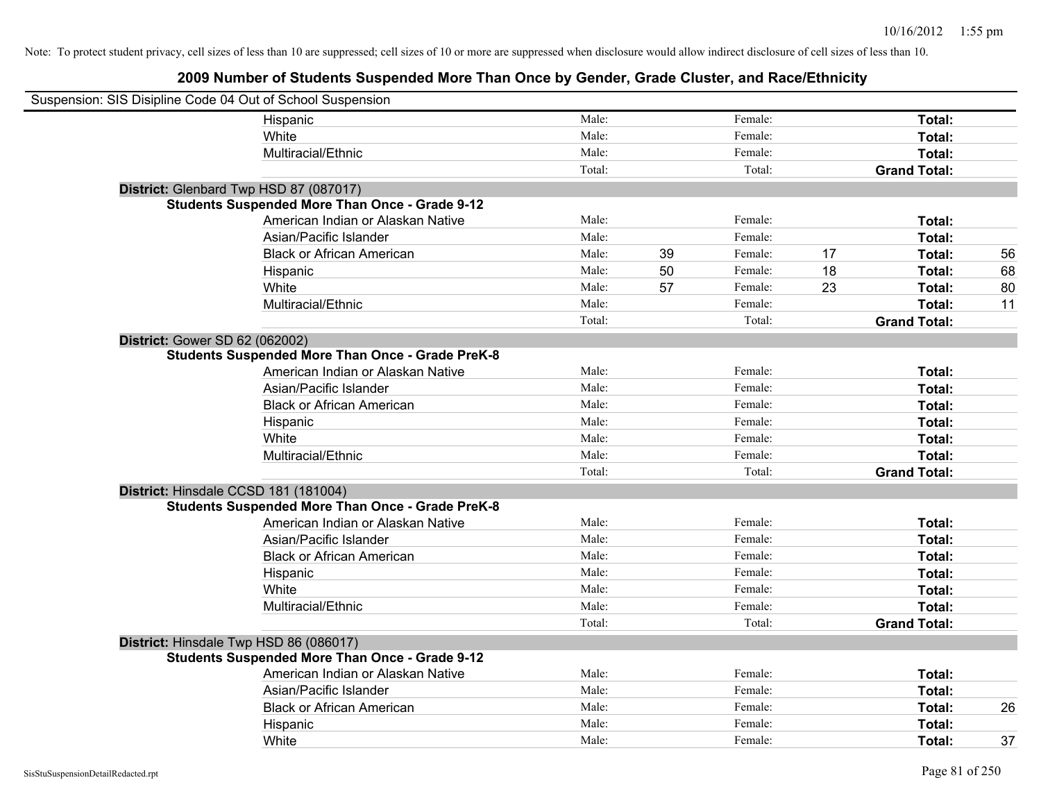Note: To protect student privacy, cell sizes of less than 10 are suppressed; cell sizes of 10 or more are suppressed when disclosure would allow indirect disclosure of cell sizes of less than 10.

## 2009 Number of Students Suspended More Than Once by Gender, Grade Cluster, and Race/Ethnicity

Suspension: SIS Disipline Code 04 Out of School Suspension

| | | | | | | | |
|---|---|---|---|---|---|---|---|
| Hispanic | Male: | | Female: | | Total: | |
| White | Male: | | Female: | | Total: | |
| Multiracial/Ethnic | Male: | | Female: | | Total: | |
| | Total: | | Total: | | Grand Total: | |

**District:** Glenbard Twp HSD 87 (087017)

**Students Suspended More Than Once - Grade 9-12**

| | | | | | | |
|---|---|---|---|---|---|---|
| American Indian or Alaskan Native | Male: | | Female: | | Total: | |
| Asian/Pacific Islander | Male: | | Female: | | Total: | |
| Black or African American | Male: | 39 | Female: | 17 | Total: | 56 |
| Hispanic | Male: | 50 | Female: | 18 | Total: | 68 |
| White | Male: | 57 | Female: | 23 | Total: | 80 |
| Multiracial/Ethnic | Male: | | Female: | | Total: | 11 |
| | Total: | | Total: | | Grand Total: | |

**District:** Gower SD 62 (062002)

**Students Suspended More Than Once - Grade PreK-8**

| | | | | | | |
|---|---|---|---|---|---|---|
| American Indian or Alaskan Native | Male: | | Female: | | Total: | |
| Asian/Pacific Islander | Male: | | Female: | | Total: | |
| Black or African American | Male: | | Female: | | Total: | |
| Hispanic | Male: | | Female: | | Total: | |
| White | Male: | | Female: | | Total: | |
| Multiracial/Ethnic | Male: | | Female: | | Total: | |
| | Total: | | Total: | | Grand Total: | |

**District:** Hinsdale CCSD 181 (181004)

**Students Suspended More Than Once - Grade PreK-8**

| | | | | | | |
|---|---|---|---|---|---|---|
| American Indian or Alaskan Native | Male: | | Female: | | Total: | |
| Asian/Pacific Islander | Male: | | Female: | | Total: | |
| Black or African American | Male: | | Female: | | Total: | |
| Hispanic | Male: | | Female: | | Total: | |
| White | Male: | | Female: | | Total: | |
| Multiracial/Ethnic | Male: | | Female: | | Total: | |
| | Total: | | Total: | | Grand Total: | |

**District:** Hinsdale Twp HSD 86 (086017)

**Students Suspended More Than Once - Grade 9-12**

| | | | | | | |
|---|---|---|---|---|---|---|
| American Indian or Alaskan Native | Male: | | Female: | | Total: | |
| Asian/Pacific Islander | Male: | | Female: | | Total: | |
| Black or African American | Male: | | Female: | | Total: | 26 |
| Hispanic | Male: | | Female: | | Total: | |
| White | Male: | | Female: | | Total: | 37 |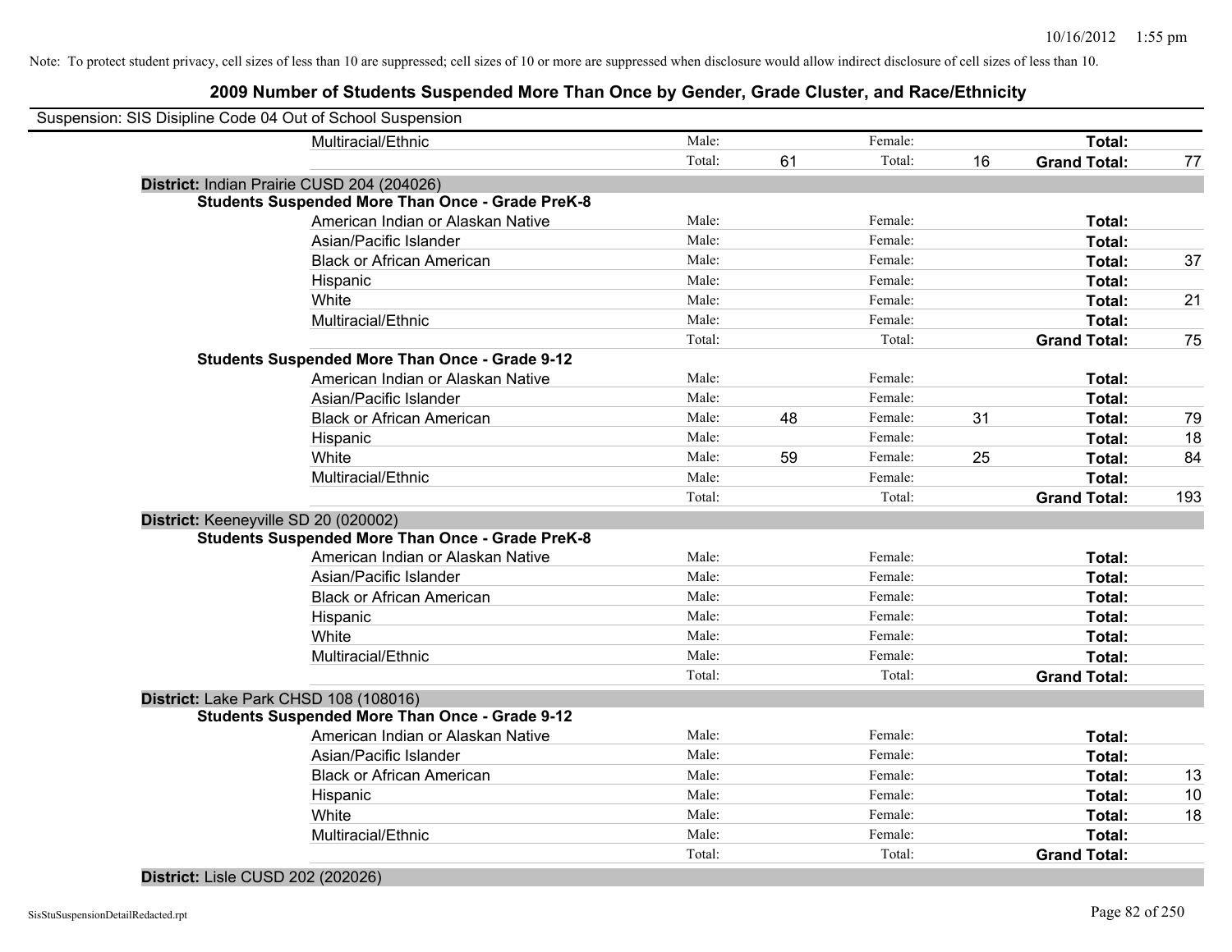Note: To protect student privacy, cell sizes of less than 10 are suppressed; cell sizes of 10 or more are suppressed when disclosure would allow indirect disclosure of cell sizes of less than 10.

## 2009 Number of Students Suspended More Than Once by Gender, Grade Cluster, and Race/Ethnicity

Suspension: SIS Disipline Code 04 Out of School Suspension

| | | | | | | |
|---|---|---|---|---|---|---|
| Multiracial/Ethnic | Male: | | Female: | | **Total:** | |
| | Total: | 61 | Total: | 16 | **Grand Total:** | 77 |

**District:** Indian Prairie CUSD 204 (204026)

**Students Suspended More Than Once - Grade PreK-8**

| | | | | | | |
|---|---|---|---|---|---|---|
| American Indian or Alaskan Native | Male: | | Female: | | **Total:** | |
| Asian/Pacific Islander | Male: | | Female: | | **Total:** | |
| Black or African American | Male: | | Female: | | **Total:** | 37 |
| Hispanic | Male: | | Female: | | **Total:** | |
| White | Male: | | Female: | | **Total:** | 21 |
| Multiracial/Ethnic | Male: | | Female: | | **Total:** | |
| | Total: | | Total: | | **Grand Total:** | 75 |

**Students Suspended More Than Once - Grade 9-12**

| | | | | | | |
|---|---|---|---|---|---|---|
| American Indian or Alaskan Native | Male: | | Female: | | **Total:** | |
| Asian/Pacific Islander | Male: | | Female: | | **Total:** | |
| Black or African American | Male: | 48 | Female: | 31 | **Total:** | 79 |
| Hispanic | Male: | | Female: | | **Total:** | 18 |
| White | Male: | 59 | Female: | 25 | **Total:** | 84 |
| Multiracial/Ethnic | Male: | | Female: | | **Total:** | |
| | Total: | | Total: | | **Grand Total:** | 193 |

**District:** Keeneyville SD 20 (020002)

**Students Suspended More Than Once - Grade PreK-8**

| | | | | | | |
|---|---|---|---|---|---|---|
| American Indian or Alaskan Native | Male: | | Female: | | **Total:** | |
| Asian/Pacific Islander | Male: | | Female: | | **Total:** | |
| Black or African American | Male: | | Female: | | **Total:** | |
| Hispanic | Male: | | Female: | | **Total:** | |
| White | Male: | | Female: | | **Total:** | |
| Multiracial/Ethnic | Male: | | Female: | | **Total:** | |
| | Total: | | Total: | | **Grand Total:** | |

**District:** Lake Park CHSD 108 (108016)

**Students Suspended More Than Once - Grade 9-12**

| | | | | | | |
|---|---|---|---|---|---|---|
| American Indian or Alaskan Native | Male: | | Female: | | **Total:** | |
| Asian/Pacific Islander | Male: | | Female: | | **Total:** | |
| Black or African American | Male: | | Female: | | **Total:** | 13 |
| Hispanic | Male: | | Female: | | **Total:** | 10 |
| White | Male: | | Female: | | **Total:** | 18 |
| Multiracial/Ethnic | Male: | | Female: | | **Total:** | |
| | Total: | | Total: | | **Grand Total:** | |

**District:** Lisle CUSD 202 (202026)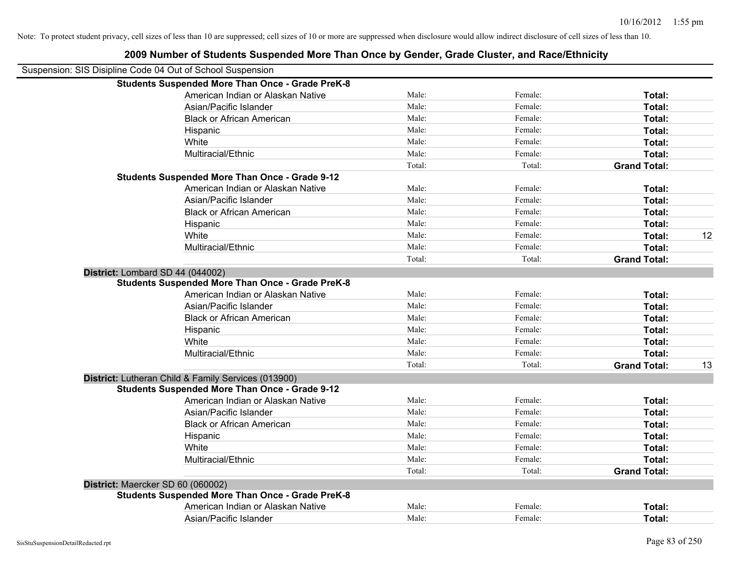Note: To protect student privacy, cell sizes of less than 10 are suppressed; cell sizes of 10 or more are suppressed when disclosure would allow indirect disclosure of cell sizes of less than 10.

## 2009 Number of Students Suspended More Than Once by Gender, Grade Cluster, and Race/Ethnicity

Suspension: SIS Disipline Code 04 Out of School Suspension

| | | | | |
|---|---|---|---|---|
| **Students Suspended More Than Once - Grade PreK-8** | | | | |
| American Indian or Alaskan Native | Male: | Female: | **Total:** | |
| Asian/Pacific Islander | Male: | Female: | **Total:** | |
| Black or African American | Male: | Female: | **Total:** | |
| Hispanic | Male: | Female: | **Total:** | |
| White | Male: | Female: | **Total:** | |
| Multiracial/Ethnic | Male: | Female: | **Total:** | |
| | Total: | Total: | **Grand Total:** | |
| **Students Suspended More Than Once - Grade 9-12** | | | | |
| American Indian or Alaskan Native | Male: | Female: | **Total:** | |
| Asian/Pacific Islander | Male: | Female: | **Total:** | |
| Black or African American | Male: | Female: | **Total:** | |
| Hispanic | Male: | Female: | **Total:** | |
| White | Male: | Female: | **Total:** | 12 |
| Multiracial/Ethnic | Male: | Female: | **Total:** | |
| | Total: | Total: | **Grand Total:** | |
| **District:** Lombard SD 44 (044002) | | | | |
| **Students Suspended More Than Once - Grade PreK-8** | | | | |
| American Indian or Alaskan Native | Male: | Female: | **Total:** | |
| Asian/Pacific Islander | Male: | Female: | **Total:** | |
| Black or African American | Male: | Female: | **Total:** | |
| Hispanic | Male: | Female: | **Total:** | |
| White | Male: | Female: | **Total:** | |
| Multiracial/Ethnic | Male: | Female: | **Total:** | |
| | Total: | Total: | **Grand Total:** | 13 |
| **District:** Lutheran Child & Family Services (013900) | | | | |
| **Students Suspended More Than Once - Grade 9-12** | | | | |
| American Indian or Alaskan Native | Male: | Female: | **Total:** | |
| Asian/Pacific Islander | Male: | Female: | **Total:** | |
| Black or African American | Male: | Female: | **Total:** | |
| Hispanic | Male: | Female: | **Total:** | |
| White | Male: | Female: | **Total:** | |
| Multiracial/Ethnic | Male: | Female: | **Total:** | |
| | Total: | Total: | **Grand Total:** | |
| **District:** Maercker SD 60 (060002) | | | | |
| **Students Suspended More Than Once - Grade PreK-8** | | | | |
| American Indian or Alaskan Native | Male: | Female: | **Total:** | |
| Asian/Pacific Islander | Male: | Female: | **Total:** | |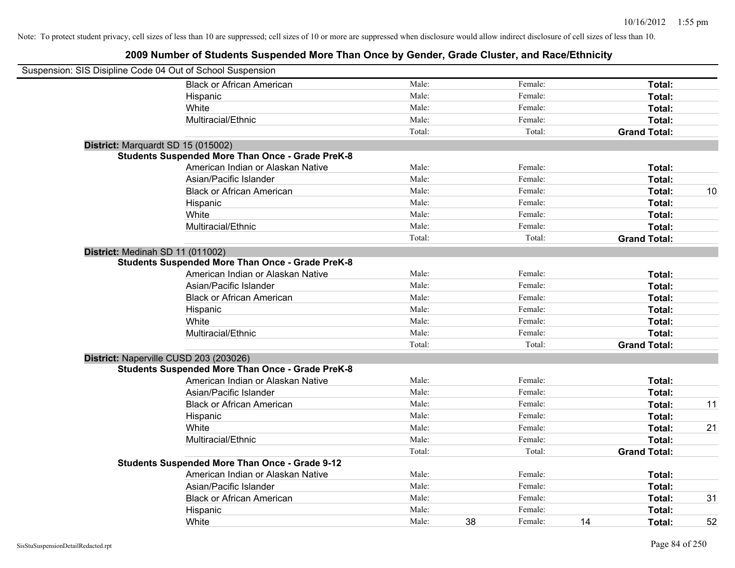Note: To protect student privacy, cell sizes of less than 10 are suppressed; cell sizes of 10 or more are suppressed when disclosure would allow indirect disclosure of cell sizes of less than 10.

# 2009 Number of Students Suspended More Than Once by Gender, Grade Cluster, and Race/Ethnicity

Suspension: SIS Disipline Code 04 Out of School Suspension

| | | | | | |
|---|---|---|---|---|---|
| Black or African American | Male: | Female: | | Total: | |
| Hispanic | Male: | Female: | | Total: | |
| White | Male: | Female: | | Total: | |
| Multiracial/Ethnic | Male: | Female: | | Total: | |
| | Total: | Total: | | Grand Total: | |

**District:** Marquardt SD 15 (015002)

**Students Suspended More Than Once - Grade PreK-8**

| | | | | | | |
|---|---|---|---|---|---|---|
| American Indian or Alaskan Native | Male: | | Female: | | Total: | |
| Asian/Pacific Islander | Male: | | Female: | | Total: | |
| Black or African American | Male: | | Female: | | Total: | 10 |
| Hispanic | Male: | | Female: | | Total: | |
| White | Male: | | Female: | | Total: | |
| Multiracial/Ethnic | Male: | | Female: | | Total: | |
| | Total: | | Total: | | Grand Total: | |

**District:** Medinah SD 11 (011002)

**Students Suspended More Than Once - Grade PreK-8**

| | | | | | | |
|---|---|---|---|---|---|---|
| American Indian or Alaskan Native | Male: | | Female: | | Total: | |
| Asian/Pacific Islander | Male: | | Female: | | Total: | |
| Black or African American | Male: | | Female: | | Total: | |
| Hispanic | Male: | | Female: | | Total: | |
| White | Male: | | Female: | | Total: | |
| Multiracial/Ethnic | Male: | | Female: | | Total: | |
| | Total: | | Total: | | Grand Total: | |

**District:** Naperville CUSD 203 (203026)

**Students Suspended More Than Once - Grade PreK-8**

| | | | | | | |
|---|---|---|---|---|---|---|
| American Indian or Alaskan Native | Male: | | Female: | | Total: | |
| Asian/Pacific Islander | Male: | | Female: | | Total: | |
| Black or African American | Male: | | Female: | | Total: | 11 |
| Hispanic | Male: | | Female: | | Total: | |
| White | Male: | | Female: | | Total: | 21 |
| Multiracial/Ethnic | Male: | | Female: | | Total: | |
| | Total: | | Total: | | Grand Total: | |

**Students Suspended More Than Once - Grade 9-12**

| | | | | | | |
|---|---|---|---|---|---|---|
| American Indian or Alaskan Native | Male: | | Female: | | Total: | |
| Asian/Pacific Islander | Male: | | Female: | | Total: | |
| Black or African American | Male: | | Female: | | Total: | 31 |
| Hispanic | Male: | | Female: | | Total: | |
| White | Male: | 38 | Female: | 14 | Total: | 52 |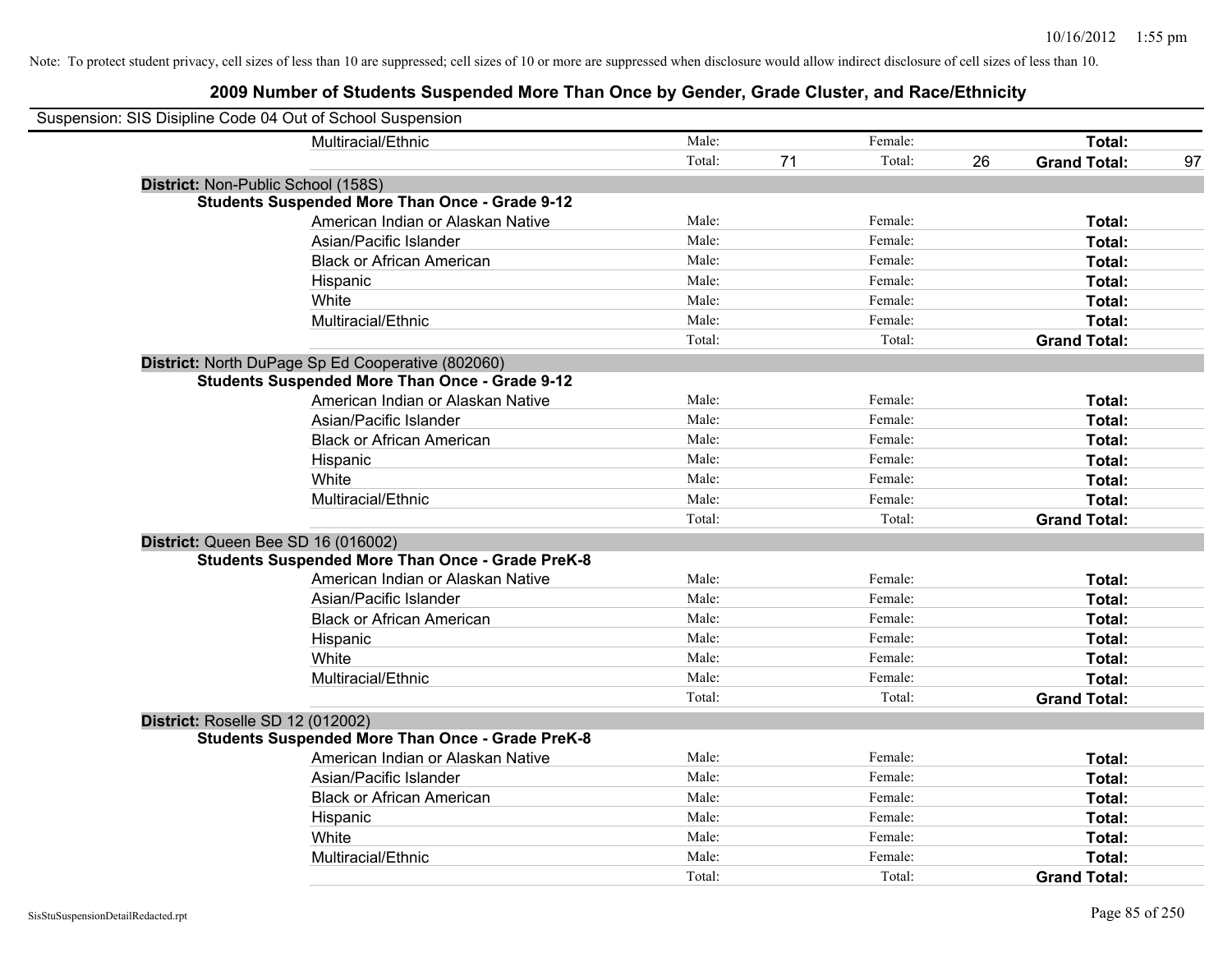Note: To protect student privacy, cell sizes of less than 10 are suppressed; cell sizes of 10 or more are suppressed when disclosure would allow indirect disclosure of cell sizes of less than 10.

## 2009 Number of Students Suspended More Than Once by Gender, Grade Cluster, and Race/Ethnicity

Suspension: SIS Disipline Code 04 Out of School Suspension

| | Male | | Female | | Total | |
|---|---|---|---|---|---|---|
| Multiracial/Ethnic | Male: | | Female: | | **Total:** | |
| | Total: | 71 | Total: | 26 | **Grand Total:** | 97 |

**District:** Non-Public School (158S)

**Students Suspended More Than Once - Grade 9-12**

| | Male | | Female | | Total | |
|---|---|---|---|---|---|---|
| American Indian or Alaskan Native | Male: | | Female: | | **Total:** | |
| Asian/Pacific Islander | Male: | | Female: | | **Total:** | |
| Black or African American | Male: | | Female: | | **Total:** | |
| Hispanic | Male: | | Female: | | **Total:** | |
| White | Male: | | Female: | | **Total:** | |
| Multiracial/Ethnic | Male: | | Female: | | **Total:** | |
| | Total: | | Total: | | **Grand Total:** | |

**District:** North DuPage Sp Ed Cooperative (802060)

**Students Suspended More Than Once - Grade 9-12**

| | Male | | Female | | Total | |
|---|---|---|---|---|---|---|
| American Indian or Alaskan Native | Male: | | Female: | | **Total:** | |
| Asian/Pacific Islander | Male: | | Female: | | **Total:** | |
| Black or African American | Male: | | Female: | | **Total:** | |
| Hispanic | Male: | | Female: | | **Total:** | |
| White | Male: | | Female: | | **Total:** | |
| Multiracial/Ethnic | Male: | | Female: | | **Total:** | |
| | Total: | | Total: | | **Grand Total:** | |

**District:** Queen Bee SD 16 (016002)

**Students Suspended More Than Once - Grade PreK-8**

| | Male | | Female | | Total | |
|---|---|---|---|---|---|---|
| American Indian or Alaskan Native | Male: | | Female: | | **Total:** | |
| Asian/Pacific Islander | Male: | | Female: | | **Total:** | |
| Black or African American | Male: | | Female: | | **Total:** | |
| Hispanic | Male: | | Female: | | **Total:** | |
| White | Male: | | Female: | | **Total:** | |
| Multiracial/Ethnic | Male: | | Female: | | **Total:** | |
| | Total: | | Total: | | **Grand Total:** | |

**District:** Roselle SD 12 (012002)

**Students Suspended More Than Once - Grade PreK-8**

| | Male | | Female | | Total | |
|---|---|---|---|---|---|---|
| American Indian or Alaskan Native | Male: | | Female: | | **Total:** | |
| Asian/Pacific Islander | Male: | | Female: | | **Total:** | |
| Black or African American | Male: | | Female: | | **Total:** | |
| Hispanic | Male: | | Female: | | **Total:** | |
| White | Male: | | Female: | | **Total:** | |
| Multiracial/Ethnic | Male: | | Female: | | **Total:** | |
| | Total: | | Total: | | **Grand Total:** | |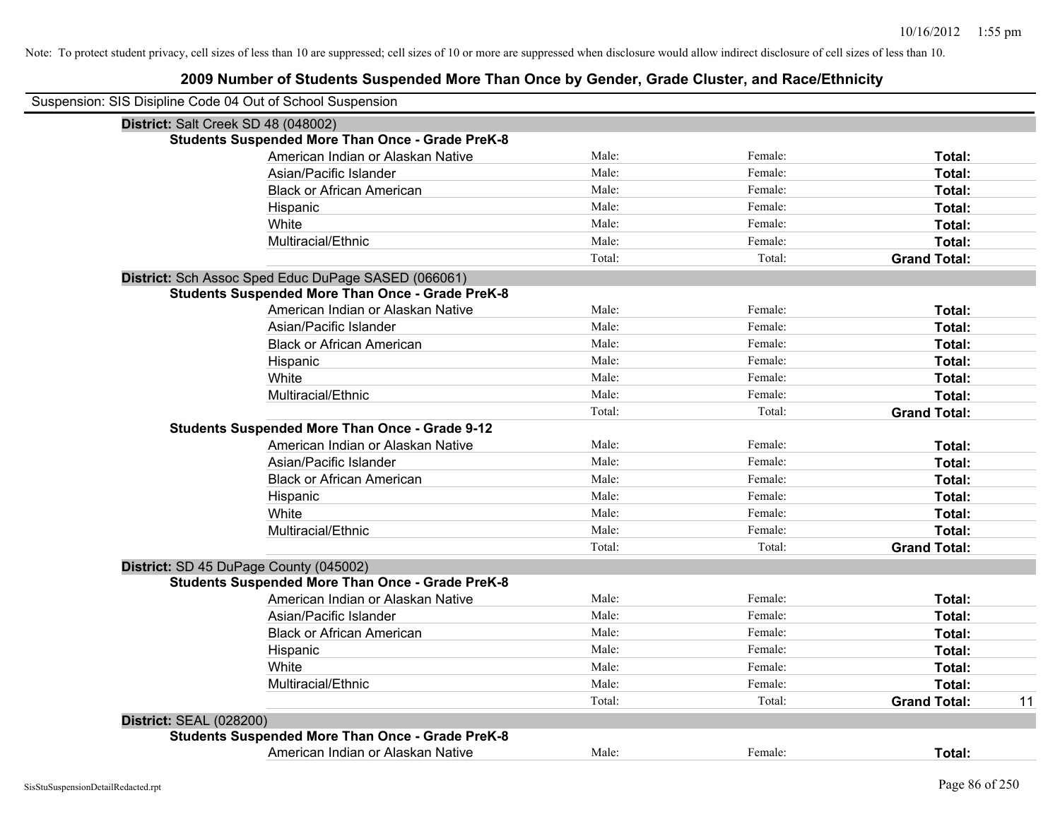Note: To protect student privacy, cell sizes of less than 10 are suppressed; cell sizes of 10 or more are suppressed when disclosure would allow indirect disclosure of cell sizes of less than 10.

## 2009 Number of Students Suspended More Than Once by Gender, Grade Cluster, and Race/Ethnicity

Suspension: SIS Disipline Code 04 Out of School Suspension

### District: Salt Creek SD 48 (048002)

**Students Suspended More Than Once - Grade PreK-8**

| | | | | |
|---|---|---|---|---|
| American Indian or Alaskan Native | Male: | Female: | **Total:** | |
| Asian/Pacific Islander | Male: | Female: | **Total:** | |
| Black or African American | Male: | Female: | **Total:** | |
| Hispanic | Male: | Female: | **Total:** | |
| White | Male: | Female: | **Total:** | |
| Multiracial/Ethnic | Male: | Female: | **Total:** | |
| | Total: | Total: | **Grand Total:** | |

### District: Sch Assoc Sped Educ DuPage SASED (066061)

**Students Suspended More Than Once - Grade PreK-8**

| | | | | |
|---|---|---|---|---|
| American Indian or Alaskan Native | Male: | Female: | **Total:** | |
| Asian/Pacific Islander | Male: | Female: | **Total:** | |
| Black or African American | Male: | Female: | **Total:** | |
| Hispanic | Male: | Female: | **Total:** | |
| White | Male: | Female: | **Total:** | |
| Multiracial/Ethnic | Male: | Female: | **Total:** | |
| | Total: | Total: | **Grand Total:** | |

**Students Suspended More Than Once - Grade 9-12**

| | | | | |
|---|---|---|---|---|
| American Indian or Alaskan Native | Male: | Female: | **Total:** | |
| Asian/Pacific Islander | Male: | Female: | **Total:** | |
| Black or African American | Male: | Female: | **Total:** | |
| Hispanic | Male: | Female: | **Total:** | |
| White | Male: | Female: | **Total:** | |
| Multiracial/Ethnic | Male: | Female: | **Total:** | |
| | Total: | Total: | **Grand Total:** | |

### District: SD 45 DuPage County (045002)

**Students Suspended More Than Once - Grade PreK-8**

| | | | | |
|---|---|---|---|---|
| American Indian or Alaskan Native | Male: | Female: | **Total:** | |
| Asian/Pacific Islander | Male: | Female: | **Total:** | |
| Black or African American | Male: | Female: | **Total:** | |
| Hispanic | Male: | Female: | **Total:** | |
| White | Male: | Female: | **Total:** | |
| Multiracial/Ethnic | Male: | Female: | **Total:** | |
| | Total: | Total: | **Grand Total:** | 11 |

### District: SEAL (028200)

**Students Suspended More Than Once - Grade PreK-8**

| | | | | |
|---|---|---|---|---|
| American Indian or Alaskan Native | Male: | Female: | **Total:** | |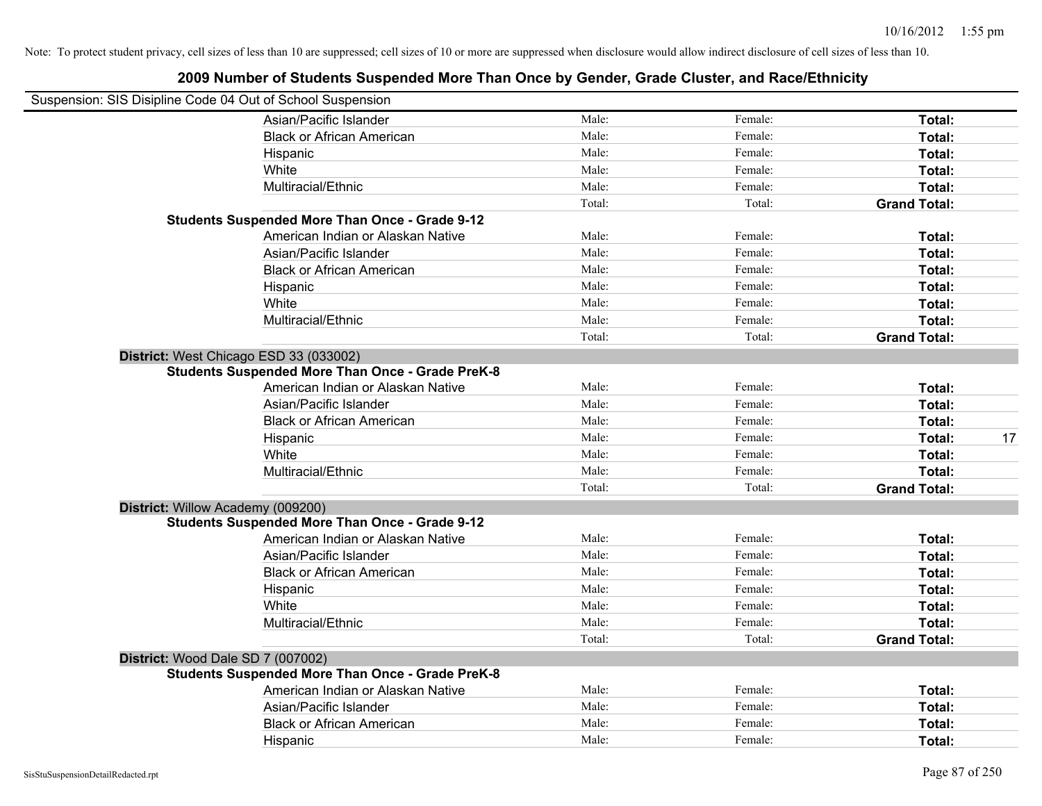Note: To protect student privacy, cell sizes of less than 10 are suppressed; cell sizes of 10 or more are suppressed when disclosure would allow indirect disclosure of cell sizes of less than 10.

## 2009 Number of Students Suspended More Than Once by Gender, Grade Cluster, and Race/Ethnicity

Suspension: SIS Disipline Code 04 Out of School Suspension

| | | | | |
|---|---|---|---|---|
| Asian/Pacific Islander | Male: | Female: | **Total:** | |
| Black or African American | Male: | Female: | **Total:** | |
| Hispanic | Male: | Female: | **Total:** | |
| White | Male: | Female: | **Total:** | |
| Multiracial/Ethnic | Male: | Female: | **Total:** | |
| | Total: | Total: | **Grand Total:** | |
| **Students Suspended More Than Once - Grade 9-12** | | | | |
| American Indian or Alaskan Native | Male: | Female: | **Total:** | |
| Asian/Pacific Islander | Male: | Female: | **Total:** | |
| Black or African American | Male: | Female: | **Total:** | |
| Hispanic | Male: | Female: | **Total:** | |
| White | Male: | Female: | **Total:** | |
| Multiracial/Ethnic | Male: | Female: | **Total:** | |
| | Total: | Total: | **Grand Total:** | |
| **District:** West Chicago ESD 33 (033002) | | | | |
| **Students Suspended More Than Once - Grade PreK-8** | | | | |
| American Indian or Alaskan Native | Male: | Female: | **Total:** | |
| Asian/Pacific Islander | Male: | Female: | **Total:** | |
| Black or African American | Male: | Female: | **Total:** | |
| Hispanic | Male: | Female: | **Total:** | 17 |
| White | Male: | Female: | **Total:** | |
| Multiracial/Ethnic | Male: | Female: | **Total:** | |
| | Total: | Total: | **Grand Total:** | |
| **District:** Willow Academy (009200) | | | | |
| **Students Suspended More Than Once - Grade 9-12** | | | | |
| American Indian or Alaskan Native | Male: | Female: | **Total:** | |
| Asian/Pacific Islander | Male: | Female: | **Total:** | |
| Black or African American | Male: | Female: | **Total:** | |
| Hispanic | Male: | Female: | **Total:** | |
| White | Male: | Female: | **Total:** | |
| Multiracial/Ethnic | Male: | Female: | **Total:** | |
| | Total: | Total: | **Grand Total:** | |
| **District:** Wood Dale SD 7 (007002) | | | | |
| **Students Suspended More Than Once - Grade PreK-8** | | | | |
| American Indian or Alaskan Native | Male: | Female: | **Total:** | |
| Asian/Pacific Islander | Male: | Female: | **Total:** | |
| Black or African American | Male: | Female: | **Total:** | |
| Hispanic | Male: | Female: | **Total:** | |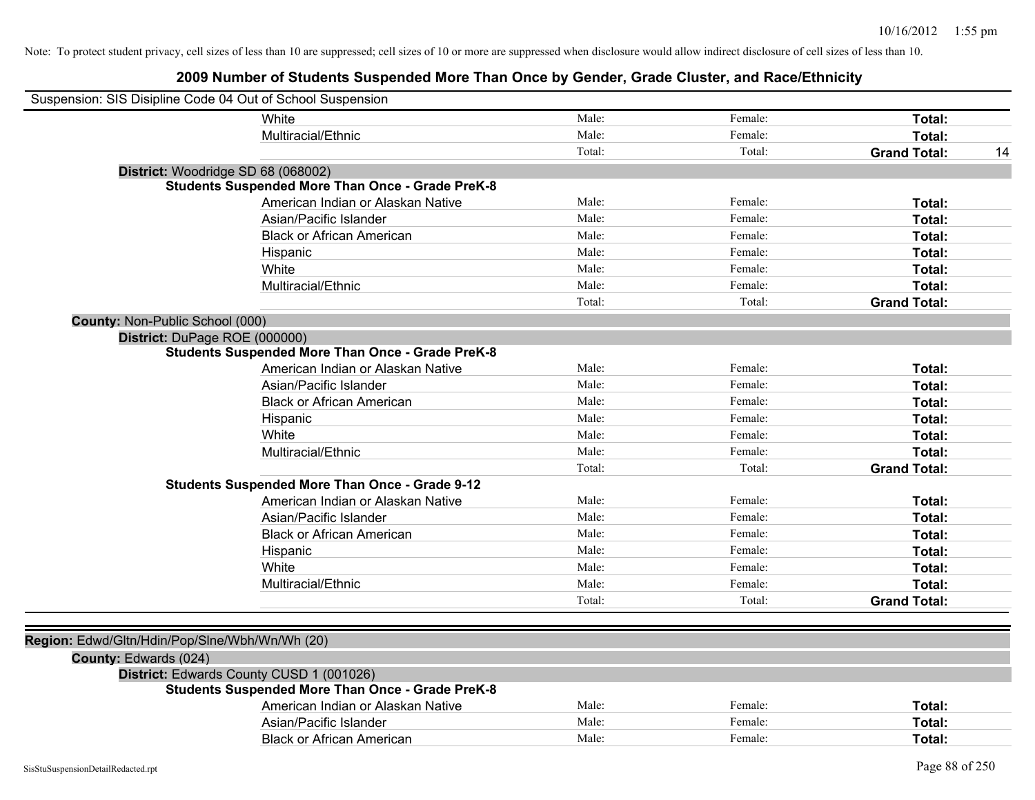Note: To protect student privacy, cell sizes of less than 10 are suppressed; cell sizes of 10 or more are suppressed when disclosure would allow indirect disclosure of cell sizes of less than 10.

## 2009 Number of Students Suspended More Than Once by Gender, Grade Cluster, and Race/Ethnicity

Suspension: SIS Disipline Code 04 Out of School Suspension

| | Male | Female | Total |
|---|---|---|---|
| White | Male: | Female: | **Total:** |
| Multiracial/Ethnic | Male: | Female: | **Total:** |
| | Total: | Total: | **Grand Total:** 14 |

**District:** Woodridge SD 68 (068002)

**Students Suspended More Than Once - Grade PreK-8**

| | Male | Female | Total |
|---|---|---|---|
| American Indian or Alaskan Native | Male: | Female: | **Total:** |
| Asian/Pacific Islander | Male: | Female: | **Total:** |
| Black or African American | Male: | Female: | **Total:** |
| Hispanic | Male: | Female: | **Total:** |
| White | Male: | Female: | **Total:** |
| Multiracial/Ethnic | Male: | Female: | **Total:** |
| | Total: | Total: | **Grand Total:** |

**County:** Non-Public School (000)

**District:** DuPage ROE (000000)

**Students Suspended More Than Once - Grade PreK-8**

| | Male | Female | Total |
|---|---|---|---|
| American Indian or Alaskan Native | Male: | Female: | **Total:** |
| Asian/Pacific Islander | Male: | Female: | **Total:** |
| Black or African American | Male: | Female: | **Total:** |
| Hispanic | Male: | Female: | **Total:** |
| White | Male: | Female: | **Total:** |
| Multiracial/Ethnic | Male: | Female: | **Total:** |
| | Total: | Total: | **Grand Total:** |

**Students Suspended More Than Once - Grade 9-12**

| | Male | Female | Total |
|---|---|---|---|
| American Indian or Alaskan Native | Male: | Female: | **Total:** |
| Asian/Pacific Islander | Male: | Female: | **Total:** |
| Black or African American | Male: | Female: | **Total:** |
| Hispanic | Male: | Female: | **Total:** |
| White | Male: | Female: | **Total:** |
| Multiracial/Ethnic | Male: | Female: | **Total:** |
| | Total: | Total: | **Grand Total:** |

**Region:** Edwd/Gltn/Hdin/Pop/Slne/Wbh/Wn/Wh (20)

**County:** Edwards (024)

**District:** Edwards County CUSD 1 (001026)

**Students Suspended More Than Once - Grade PreK-8**

| | Male | Female | Total |
|---|---|---|---|
| American Indian or Alaskan Native | Male: | Female: | **Total:** |
| Asian/Pacific Islander | Male: | Female: | **Total:** |
| Black or African American | Male: | Female: | **Total:** |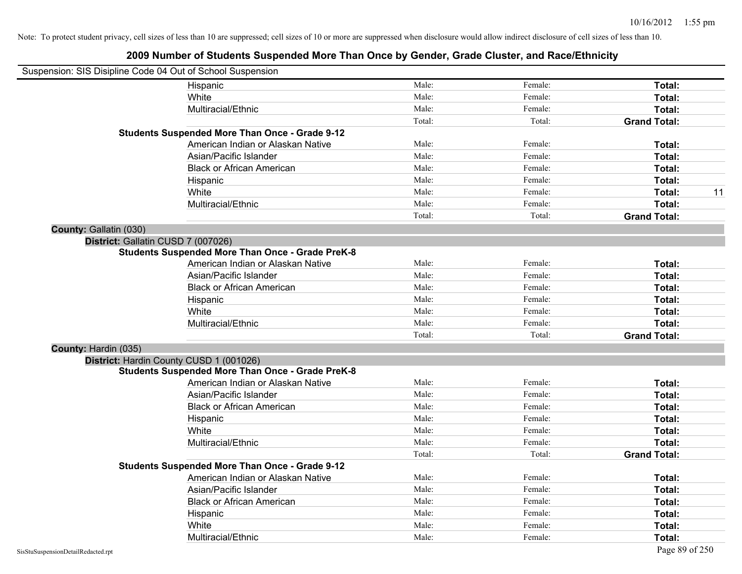Note: To protect student privacy, cell sizes of less than 10 are suppressed; cell sizes of 10 or more are suppressed when disclosure would allow indirect disclosure of cell sizes of less than 10.

# 2009 Number of Students Suspended More Than Once by Gender, Grade Cluster, and Race/Ethnicity

Suspension: SIS Disipline Code 04 Out of School Suspension

| | | | | |
|---|---|---|---|---|
| Hispanic | Male: | Female: | **Total:** | |
| White | Male: | Female: | **Total:** | |
| Multiracial/Ethnic | Male: | Female: | **Total:** | |
| | Total: | Total: | **Grand Total:** | |

**Students Suspended More Than Once - Grade 9-12**

| | | | | |
|---|---|---|---|---|
| American Indian or Alaskan Native | Male: | Female: | **Total:** | |
| Asian/Pacific Islander | Male: | Female: | **Total:** | |
| Black or African American | Male: | Female: | **Total:** | |
| Hispanic | Male: | Female: | **Total:** | |
| White | Male: | Female: | **Total:** | 11 |
| Multiracial/Ethnic | Male: | Female: | **Total:** | |
| | Total: | Total: | **Grand Total:** | |

**County:** Gallatin (030)

**District:** Gallatin CUSD 7 (007026)

**Students Suspended More Than Once - Grade PreK-8**

| | | | | |
|---|---|---|---|---|
| American Indian or Alaskan Native | Male: | Female: | **Total:** | |
| Asian/Pacific Islander | Male: | Female: | **Total:** | |
| Black or African American | Male: | Female: | **Total:** | |
| Hispanic | Male: | Female: | **Total:** | |
| White | Male: | Female: | **Total:** | |
| Multiracial/Ethnic | Male: | Female: | **Total:** | |
| | Total: | Total: | **Grand Total:** | |

**County:** Hardin (035)

**District:** Hardin County CUSD 1 (001026)

**Students Suspended More Than Once - Grade PreK-8**

| | | | | |
|---|---|---|---|---|
| American Indian or Alaskan Native | Male: | Female: | **Total:** | |
| Asian/Pacific Islander | Male: | Female: | **Total:** | |
| Black or African American | Male: | Female: | **Total:** | |
| Hispanic | Male: | Female: | **Total:** | |
| White | Male: | Female: | **Total:** | |
| Multiracial/Ethnic | Male: | Female: | **Total:** | |
| | Total: | Total: | **Grand Total:** | |

**Students Suspended More Than Once - Grade 9-12**

| | | | | |
|---|---|---|---|---|
| American Indian or Alaskan Native | Male: | Female: | **Total:** | |
| Asian/Pacific Islander | Male: | Female: | **Total:** | |
| Black or African American | Male: | Female: | **Total:** | |
| Hispanic | Male: | Female: | **Total:** | |
| White | Male: | Female: | **Total:** | |
| Multiracial/Ethnic | Male: | Female: | **Total:** | |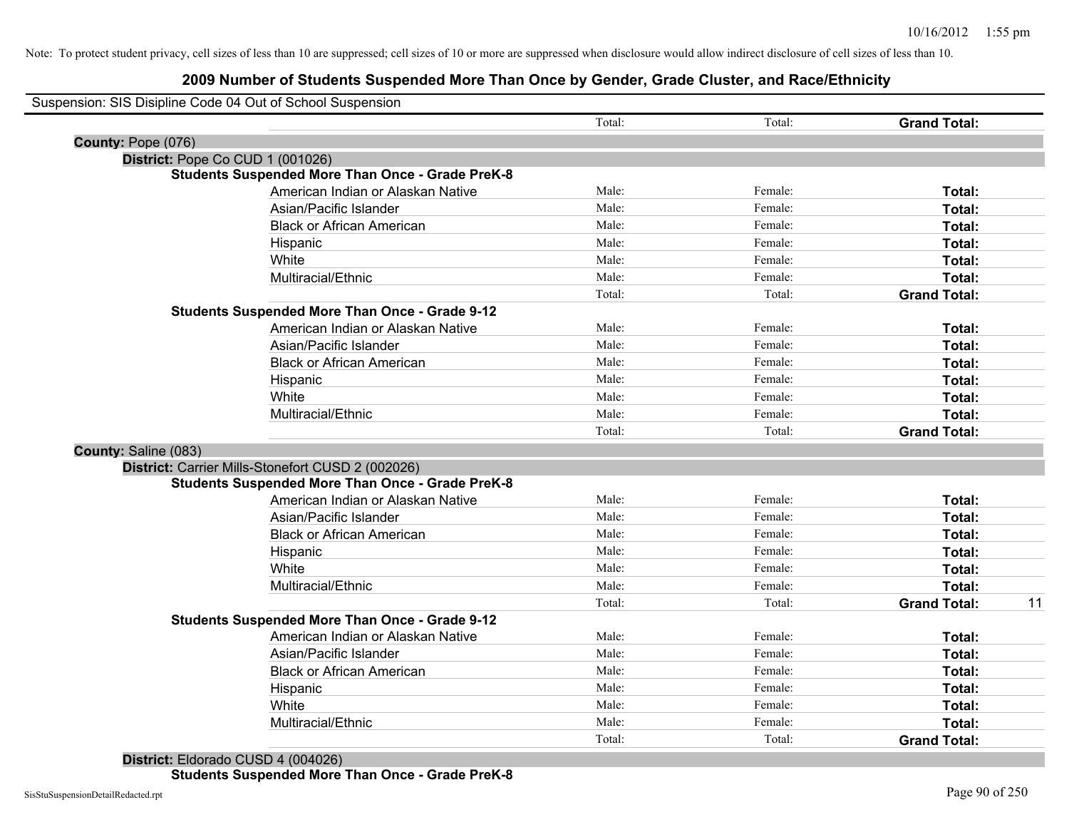Note: To protect student privacy, cell sizes of less than 10 are suppressed; cell sizes of 10 or more are suppressed when disclosure would allow indirect disclosure of cell sizes of less than 10.

# 2009 Number of Students Suspended More Than Once by Gender, Grade Cluster, and Race/Ethnicity

Suspension: SIS Disipline Code 04 Out of School Suspension

| | | Total: | Total: | Grand Total: | |
|---|---|---|---|---|---|

**County:** Pope (076)

**District:** Pope Co CUD 1 (001026)

**Students Suspended More Than Once - Grade PreK-8**

| | Male | Female | Total | |
|---|---|---|---|---|
| American Indian or Alaskan Native | Male: | Female: | Total: | |
| Asian/Pacific Islander | Male: | Female: | Total: | |
| Black or African American | Male: | Female: | Total: | |
| Hispanic | Male: | Female: | Total: | |
| White | Male: | Female: | Total: | |
| Multiracial/Ethnic | Male: | Female: | Total: | |
| | Total: | Total: | Grand Total: | |

**Students Suspended More Than Once - Grade 9-12**

| | Male | Female | Total | |
|---|---|---|---|---|
| American Indian or Alaskan Native | Male: | Female: | Total: | |
| Asian/Pacific Islander | Male: | Female: | Total: | |
| Black or African American | Male: | Female: | Total: | |
| Hispanic | Male: | Female: | Total: | |
| White | Male: | Female: | Total: | |
| Multiracial/Ethnic | Male: | Female: | Total: | |
| | Total: | Total: | Grand Total: | |

**County:** Saline (083)

**District:** Carrier Mills-Stonefort CUSD 2 (002026)

**Students Suspended More Than Once - Grade PreK-8**

| | Male | Female | Total | |
|---|---|---|---|---|
| American Indian or Alaskan Native | Male: | Female: | Total: | |
| Asian/Pacific Islander | Male: | Female: | Total: | |
| Black or African American | Male: | Female: | Total: | |
| Hispanic | Male: | Female: | Total: | |
| White | Male: | Female: | Total: | |
| Multiracial/Ethnic | Male: | Female: | Total: | |
| | Total: | Total: | Grand Total: | 11 |

**Students Suspended More Than Once - Grade 9-12**

| | Male | Female | Total | |
|---|---|---|---|---|
| American Indian or Alaskan Native | Male: | Female: | Total: | |
| Asian/Pacific Islander | Male: | Female: | Total: | |
| Black or African American | Male: | Female: | Total: | |
| Hispanic | Male: | Female: | Total: | |
| White | Male: | Female: | Total: | |
| Multiracial/Ethnic | Male: | Female: | Total: | |
| | Total: | Total: | Grand Total: | |

**District:** Eldorado CUSD 4 (004026)

**Students Suspended More Than Once - Grade PreK-8**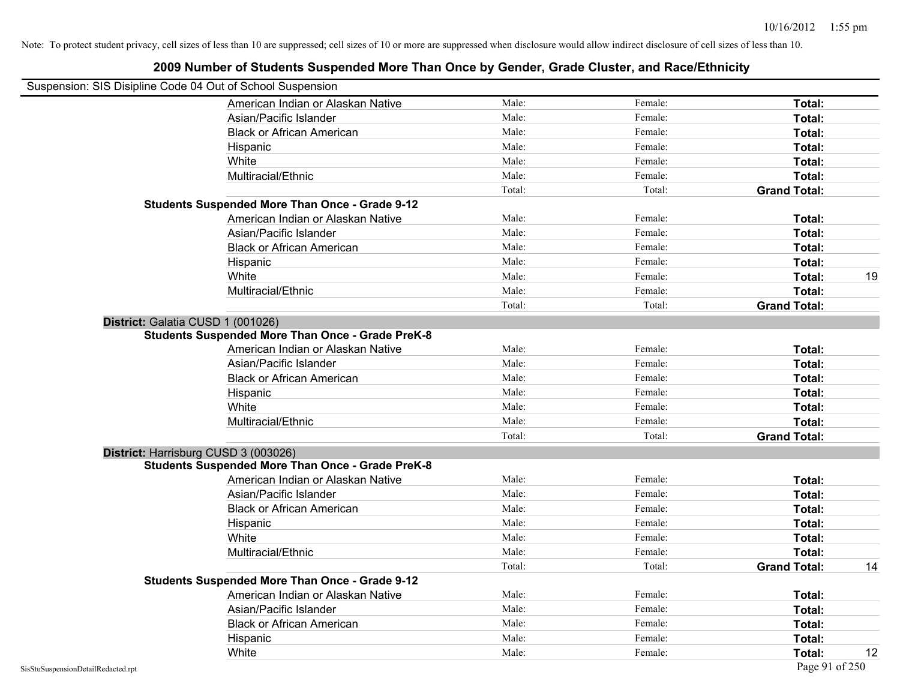Note: To protect student privacy, cell sizes of less than 10 are suppressed; cell sizes of 10 or more are suppressed when disclosure would allow indirect disclosure of cell sizes of less than 10.

## 2009 Number of Students Suspended More Than Once by Gender, Grade Cluster, and Race/Ethnicity

Suspension: SIS Disipline Code 04 Out of School Suspension

| | | | | |
|---|---|---|---|---|
| American Indian or Alaskan Native | Male: | Female: | **Total:** | |
| Asian/Pacific Islander | Male: | Female: | **Total:** | |
| Black or African American | Male: | Female: | **Total:** | |
| Hispanic | Male: | Female: | **Total:** | |
| White | Male: | Female: | **Total:** | |
| Multiracial/Ethnic | Male: | Female: | **Total:** | |
| | Total: | Total: | **Grand Total:** | |
| **Students Suspended More Than Once - Grade 9-12** | | | | |
| American Indian or Alaskan Native | Male: | Female: | **Total:** | |
| Asian/Pacific Islander | Male: | Female: | **Total:** | |
| Black or African American | Male: | Female: | **Total:** | |
| Hispanic | Male: | Female: | **Total:** | |
| White | Male: | Female: | **Total:** | 19 |
| Multiracial/Ethnic | Male: | Female: | **Total:** | |
| | Total: | Total: | **Grand Total:** | |
| **District:** Galatia CUSD 1 (001026) | | | | |
| **Students Suspended More Than Once - Grade PreK-8** | | | | |
| American Indian or Alaskan Native | Male: | Female: | **Total:** | |
| Asian/Pacific Islander | Male: | Female: | **Total:** | |
| Black or African American | Male: | Female: | **Total:** | |
| Hispanic | Male: | Female: | **Total:** | |
| White | Male: | Female: | **Total:** | |
| Multiracial/Ethnic | Male: | Female: | **Total:** | |
| | Total: | Total: | **Grand Total:** | |
| **District:** Harrisburg CUSD 3 (003026) | | | | |
| **Students Suspended More Than Once - Grade PreK-8** | | | | |
| American Indian or Alaskan Native | Male: | Female: | **Total:** | |
| Asian/Pacific Islander | Male: | Female: | **Total:** | |
| Black or African American | Male: | Female: | **Total:** | |
| Hispanic | Male: | Female: | **Total:** | |
| White | Male: | Female: | **Total:** | |
| Multiracial/Ethnic | Male: | Female: | **Total:** | |
| | Total: | Total: | **Grand Total:** | 14 |
| **Students Suspended More Than Once - Grade 9-12** | | | | |
| American Indian or Alaskan Native | Male: | Female: | **Total:** | |
| Asian/Pacific Islander | Male: | Female: | **Total:** | |
| Black or African American | Male: | Female: | **Total:** | |
| Hispanic | Male: | Female: | **Total:** | |
| White | Male: | Female: | **Total:** | 12 |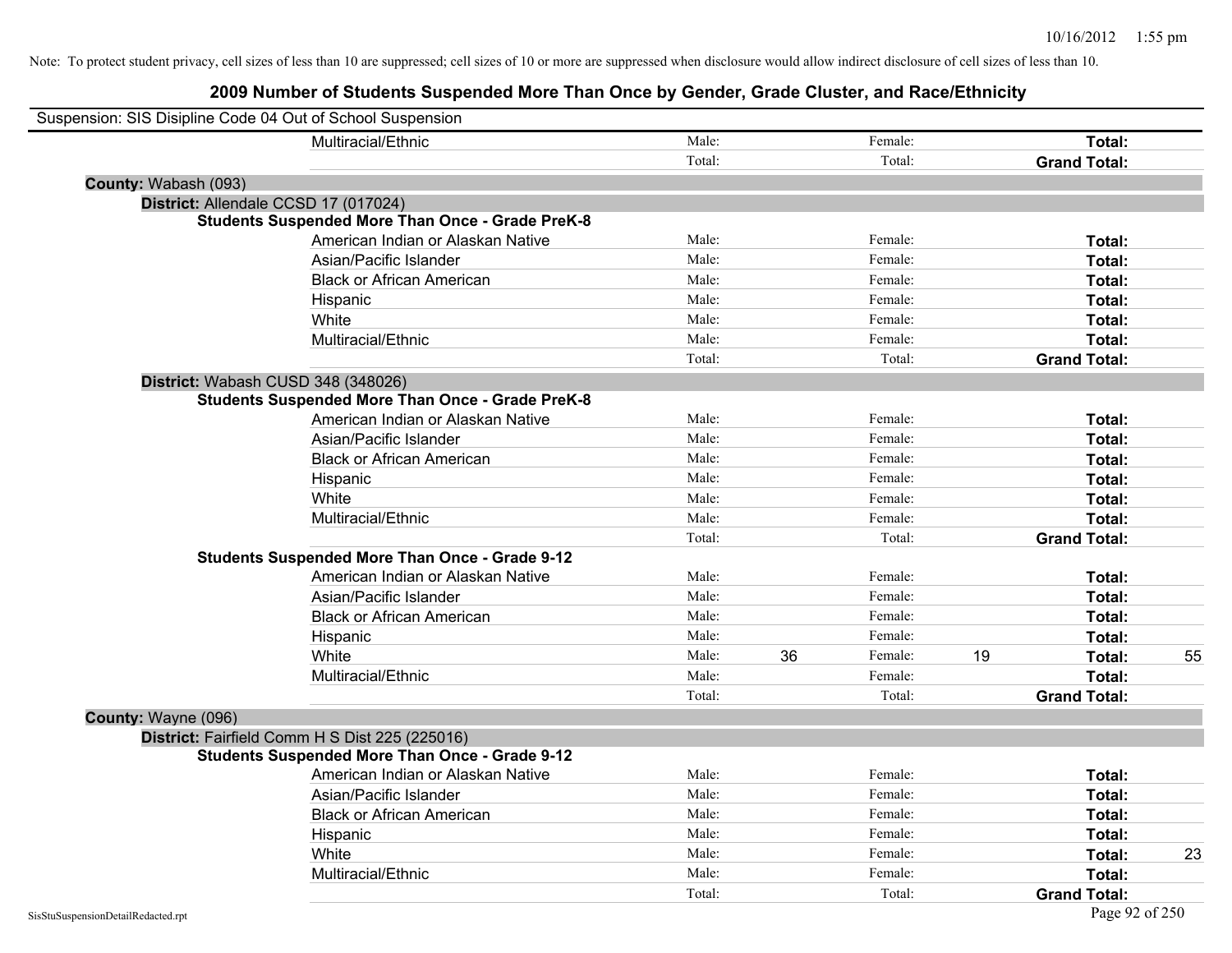Note: To protect student privacy, cell sizes of less than 10 are suppressed; cell sizes of 10 or more are suppressed when disclosure would allow indirect disclosure of cell sizes of less than 10.

# 2009 Number of Students Suspended More Than Once by Gender, Grade Cluster, and Race/Ethnicity

Suspension: SIS Disipline Code 04 Out of School Suspension

| | Male | | Female | | Total | |
|---|---|---|---|---|---|---|
| Multiracial/Ethnic | Male: | | Female: | | **Total:** | |
| | Total: | | Total: | | **Grand Total:** | |

## County: Wabash (093)

### District: Allendale CCSD 17 (017024)

**Students Suspended More Than Once - Grade PreK-8**

| | Male | | Female | | Total | |
|---|---|---|---|---|---|---|
| American Indian or Alaskan Native | Male: | | Female: | | **Total:** | |
| Asian/Pacific Islander | Male: | | Female: | | **Total:** | |
| Black or African American | Male: | | Female: | | **Total:** | |
| Hispanic | Male: | | Female: | | **Total:** | |
| White | Male: | | Female: | | **Total:** | |
| Multiracial/Ethnic | Male: | | Female: | | **Total:** | |
| | Total: | | Total: | | **Grand Total:** | |

### District: Wabash CUSD 348 (348026)

**Students Suspended More Than Once - Grade PreK-8**

| | Male | | Female | | Total | |
|---|---|---|---|---|---|---|
| American Indian or Alaskan Native | Male: | | Female: | | **Total:** | |
| Asian/Pacific Islander | Male: | | Female: | | **Total:** | |
| Black or African American | Male: | | Female: | | **Total:** | |
| Hispanic | Male: | | Female: | | **Total:** | |
| White | Male: | | Female: | | **Total:** | |
| Multiracial/Ethnic | Male: | | Female: | | **Total:** | |
| | Total: | | Total: | | **Grand Total:** | |

**Students Suspended More Than Once - Grade 9-12**

| | Male | | Female | | Total | |
|---|---|---|---|---|---|---|
| American Indian or Alaskan Native | Male: | | Female: | | **Total:** | |
| Asian/Pacific Islander | Male: | | Female: | | **Total:** | |
| Black or African American | Male: | | Female: | | **Total:** | |
| Hispanic | Male: | | Female: | | **Total:** | |
| White | Male: | 36 | Female: | 19 | **Total:** | 55 |
| Multiracial/Ethnic | Male: | | Female: | | **Total:** | |
| | Total: | | Total: | | **Grand Total:** | |

## County: Wayne (096)

### District: Fairfield Comm H S Dist 225 (225016)

**Students Suspended More Than Once - Grade 9-12**

| | Male | | Female | | Total | |
|---|---|---|---|---|---|---|
| American Indian or Alaskan Native | Male: | | Female: | | **Total:** | |
| Asian/Pacific Islander | Male: | | Female: | | **Total:** | |
| Black or African American | Male: | | Female: | | **Total:** | |
| Hispanic | Male: | | Female: | | **Total:** | |
| White | Male: | | Female: | | **Total:** | 23 |
| Multiracial/Ethnic | Male: | | Female: | | **Total:** | |
| | Total: | | Total: | | **Grand Total:** | |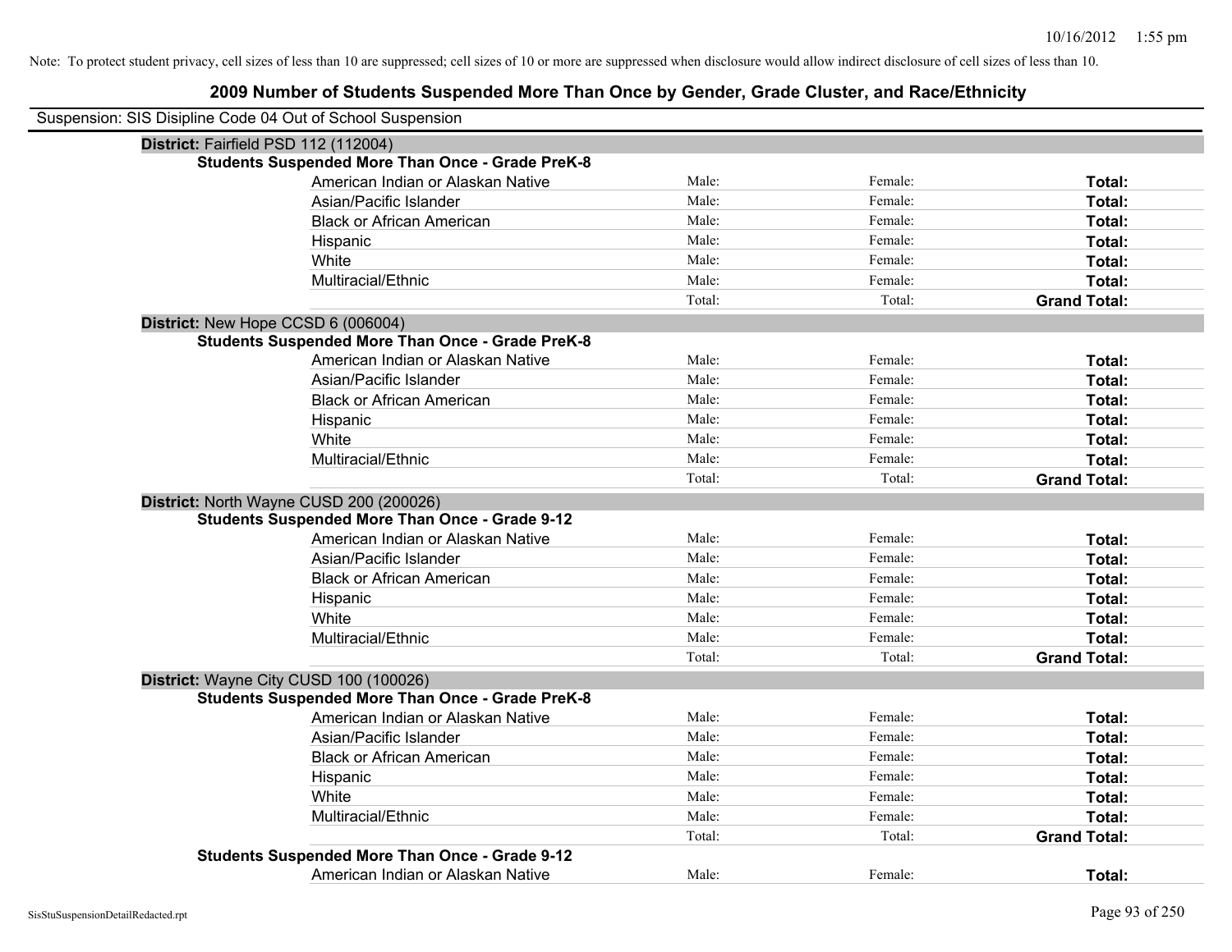Note: To protect student privacy, cell sizes of less than 10 are suppressed; cell sizes of 10 or more are suppressed when disclosure would allow indirect disclosure of cell sizes of less than 10.

## 2009 Number of Students Suspended More Than Once by Gender, Grade Cluster, and Race/Ethnicity

Suspension: SIS Disipline Code 04 Out of School Suspension

**District:** Fairfield PSD 112 (112004)

**Students Suspended More Than Once - Grade PreK-8**

| | | | |
|---|---|---|---|
| American Indian or Alaskan Native | Male: | Female: | **Total:** |
| Asian/Pacific Islander | Male: | Female: | **Total:** |
| Black or African American | Male: | Female: | **Total:** |
| Hispanic | Male: | Female: | **Total:** |
| White | Male: | Female: | **Total:** |
| Multiracial/Ethnic | Male: | Female: | **Total:** |
| | Total: | Total: | **Grand Total:** |

**District:** New Hope CCSD 6 (006004)

**Students Suspended More Than Once - Grade PreK-8**

| | | | |
|---|---|---|---|
| American Indian or Alaskan Native | Male: | Female: | **Total:** |
| Asian/Pacific Islander | Male: | Female: | **Total:** |
| Black or African American | Male: | Female: | **Total:** |
| Hispanic | Male: | Female: | **Total:** |
| White | Male: | Female: | **Total:** |
| Multiracial/Ethnic | Male: | Female: | **Total:** |
| | Total: | Total: | **Grand Total:** |

**District:** North Wayne CUSD 200 (200026)

**Students Suspended More Than Once - Grade 9-12**

| | | | |
|---|---|---|---|
| American Indian or Alaskan Native | Male: | Female: | **Total:** |
| Asian/Pacific Islander | Male: | Female: | **Total:** |
| Black or African American | Male: | Female: | **Total:** |
| Hispanic | Male: | Female: | **Total:** |
| White | Male: | Female: | **Total:** |
| Multiracial/Ethnic | Male: | Female: | **Total:** |
| | Total: | Total: | **Grand Total:** |

**District:** Wayne City CUSD 100 (100026)

**Students Suspended More Than Once - Grade PreK-8**

| | | | |
|---|---|---|---|
| American Indian or Alaskan Native | Male: | Female: | **Total:** |
| Asian/Pacific Islander | Male: | Female: | **Total:** |
| Black or African American | Male: | Female: | **Total:** |
| Hispanic | Male: | Female: | **Total:** |
| White | Male: | Female: | **Total:** |
| Multiracial/Ethnic | Male: | Female: | **Total:** |
| | Total: | Total: | **Grand Total:** |

**Students Suspended More Than Once - Grade 9-12**

| | | | |
|---|---|---|---|
| American Indian or Alaskan Native | Male: | Female: | **Total:** |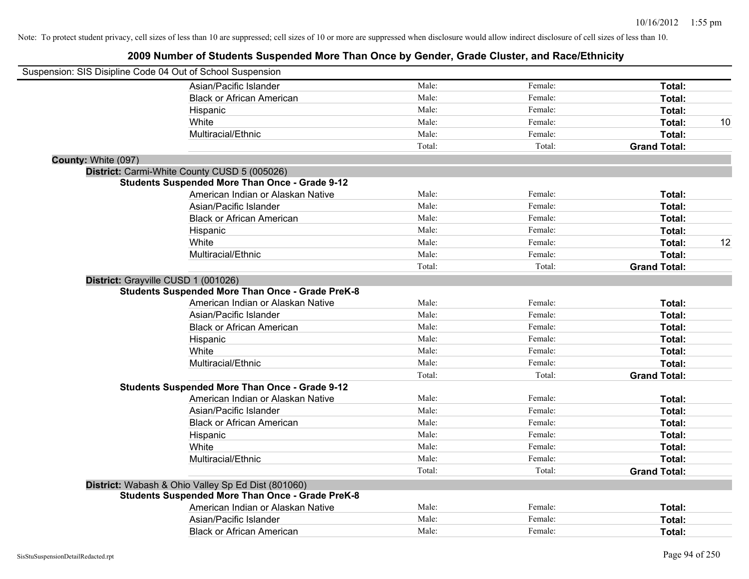Note: To protect student privacy, cell sizes of less than 10 are suppressed; cell sizes of 10 or more are suppressed when disclosure would allow indirect disclosure of cell sizes of less than 10.

## 2009 Number of Students Suspended More Than Once by Gender, Grade Cluster, and Race/Ethnicity

Suspension: SIS Disipline Code 04 Out of School Suspension

| | Male | Female | Total | |
|---|---|---|---|---|
| Asian/Pacific Islander | Male: | Female: | **Total:** | |
| Black or African American | Male: | Female: | **Total:** | |
| Hispanic | Male: | Female: | **Total:** | |
| White | Male: | Female: | **Total:** | 10 |
| Multiracial/Ethnic | Male: | Female: | **Total:** | |
| | Total: | Total: | **Grand Total:** | |

**County:** White (097)

**District:** Carmi-White County CUSD 5 (005026)

**Students Suspended More Than Once - Grade 9-12**

| | Male | Female | Total | |
|---|---|---|---|---|
| American Indian or Alaskan Native | Male: | Female: | **Total:** | |
| Asian/Pacific Islander | Male: | Female: | **Total:** | |
| Black or African American | Male: | Female: | **Total:** | |
| Hispanic | Male: | Female: | **Total:** | |
| White | Male: | Female: | **Total:** | 12 |
| Multiracial/Ethnic | Male: | Female: | **Total:** | |
| | Total: | Total: | **Grand Total:** | |

**District:** Grayville CUSD 1 (001026)

**Students Suspended More Than Once - Grade PreK-8**

| | Male | Female | Total | |
|---|---|---|---|---|
| American Indian or Alaskan Native | Male: | Female: | **Total:** | |
| Asian/Pacific Islander | Male: | Female: | **Total:** | |
| Black or African American | Male: | Female: | **Total:** | |
| Hispanic | Male: | Female: | **Total:** | |
| White | Male: | Female: | **Total:** | |
| Multiracial/Ethnic | Male: | Female: | **Total:** | |
| | Total: | Total: | **Grand Total:** | |

**Students Suspended More Than Once - Grade 9-12**

| | Male | Female | Total | |
|---|---|---|---|---|
| American Indian or Alaskan Native | Male: | Female: | **Total:** | |
| Asian/Pacific Islander | Male: | Female: | **Total:** | |
| Black or African American | Male: | Female: | **Total:** | |
| Hispanic | Male: | Female: | **Total:** | |
| White | Male: | Female: | **Total:** | |
| Multiracial/Ethnic | Male: | Female: | **Total:** | |
| | Total: | Total: | **Grand Total:** | |

**District:** Wabash & Ohio Valley Sp Ed Dist (801060)

**Students Suspended More Than Once - Grade PreK-8**

| | Male | Female | Total | |
|---|---|---|---|---|
| American Indian or Alaskan Native | Male: | Female: | **Total:** | |
| Asian/Pacific Islander | Male: | Female: | **Total:** | |
| Black or African American | Male: | Female: | **Total:** | |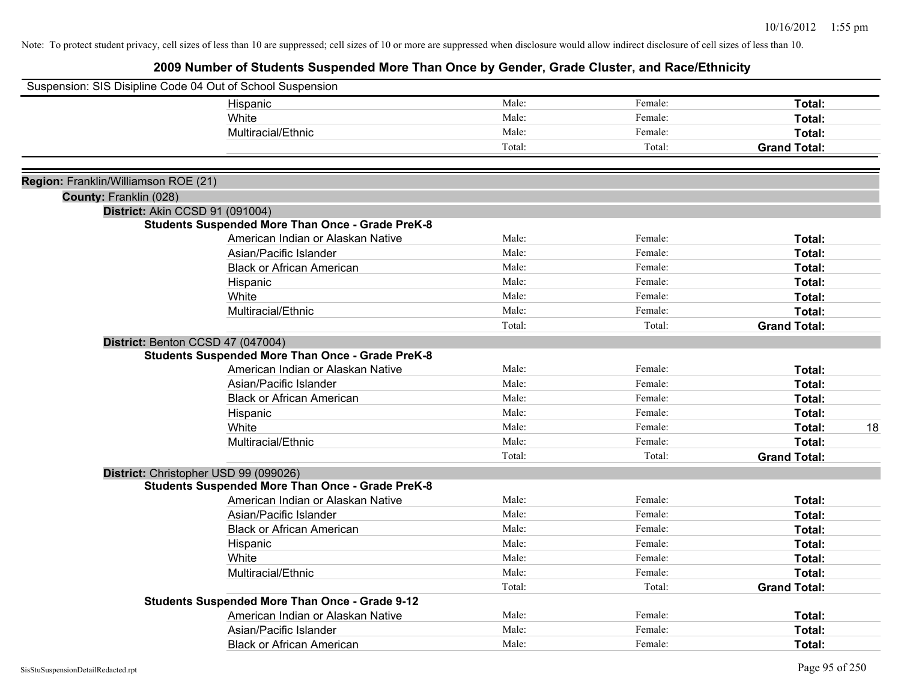Note: To protect student privacy, cell sizes of less than 10 are suppressed; cell sizes of 10 or more are suppressed when disclosure would allow indirect disclosure of cell sizes of less than 10.

## 2009 Number of Students Suspended More Than Once by Gender, Grade Cluster, and Race/Ethnicity

Suspension: SIS Disipline Code 04 Out of School Suspension

| | | | | |
|---|---|---|---|---|
| Hispanic | Male: | Female: | **Total:** | |
| White | Male: | Female: | **Total:** | |
| Multiracial/Ethnic | Male: | Female: | **Total:** | |
| | Total: | Total: | **Grand Total:** | |

**Region:** Franklin/Williamson ROE (21)

**County:** Franklin (028)

**District:** Akin CCSD 91 (091004)

**Students Suspended More Than Once - Grade PreK-8**

| | | | | |
|---|---|---|---|---|
| American Indian or Alaskan Native | Male: | Female: | **Total:** | |
| Asian/Pacific Islander | Male: | Female: | **Total:** | |
| Black or African American | Male: | Female: | **Total:** | |
| Hispanic | Male: | Female: | **Total:** | |
| White | Male: | Female: | **Total:** | |
| Multiracial/Ethnic | Male: | Female: | **Total:** | |
| | Total: | Total: | **Grand Total:** | |

**District:** Benton CCSD 47 (047004)

**Students Suspended More Than Once - Grade PreK-8**

| | | | | |
|---|---|---|---|---|
| American Indian or Alaskan Native | Male: | Female: | **Total:** | |
| Asian/Pacific Islander | Male: | Female: | **Total:** | |
| Black or African American | Male: | Female: | **Total:** | |
| Hispanic | Male: | Female: | **Total:** | |
| White | Male: | Female: | **Total:** | 18 |
| Multiracial/Ethnic | Male: | Female: | **Total:** | |
| | Total: | Total: | **Grand Total:** | |

**District:** Christopher USD 99 (099026)

**Students Suspended More Than Once - Grade PreK-8**

| | | | | |
|---|---|---|---|---|
| American Indian or Alaskan Native | Male: | Female: | **Total:** | |
| Asian/Pacific Islander | Male: | Female: | **Total:** | |
| Black or African American | Male: | Female: | **Total:** | |
| Hispanic | Male: | Female: | **Total:** | |
| White | Male: | Female: | **Total:** | |
| Multiracial/Ethnic | Male: | Female: | **Total:** | |
| | Total: | Total: | **Grand Total:** | |

**Students Suspended More Than Once - Grade 9-12**

| | | | | |
|---|---|---|---|---|
| American Indian or Alaskan Native | Male: | Female: | **Total:** | |
| Asian/Pacific Islander | Male: | Female: | **Total:** | |
| Black or African American | Male: | Female: | **Total:** | |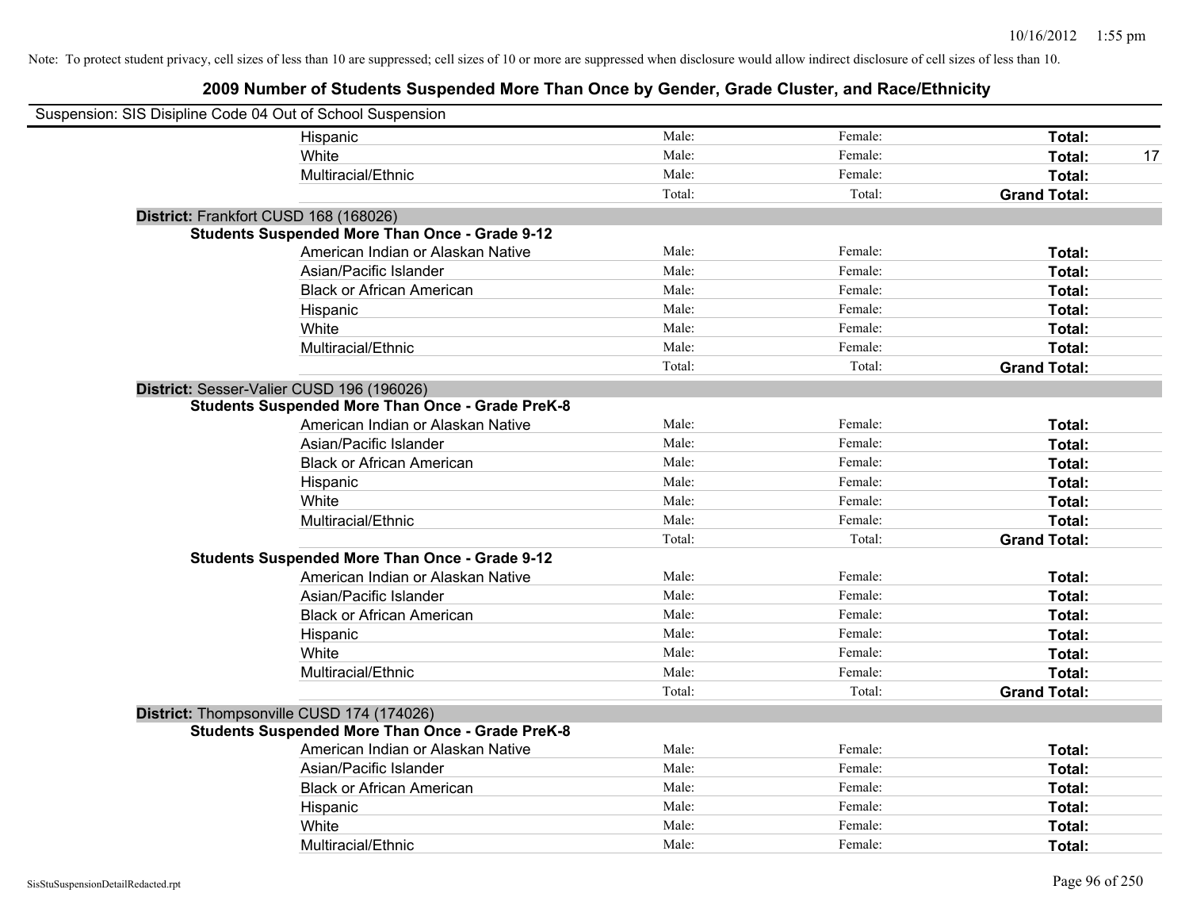Note: To protect student privacy, cell sizes of less than 10 are suppressed; cell sizes of 10 or more are suppressed when disclosure would allow indirect disclosure of cell sizes of less than 10.

## 2009 Number of Students Suspended More Than Once by Gender, Grade Cluster, and Race/Ethnicity

Suspension: SIS Disipline Code 04 Out of School Suspension

| | | | | |
|---|---|---|---|---|
| Hispanic | Male: | Female: | **Total:** | |
| White | Male: | Female: | **Total:** | 17 |
| Multiracial/Ethnic | Male: | Female: | **Total:** | |
| | Total: | Total: | **Grand Total:** | |

**District:** Frankfort CUSD 168 (168026)

**Students Suspended More Than Once - Grade 9-12**

| | | | | |
|---|---|---|---|---|
| American Indian or Alaskan Native | Male: | Female: | **Total:** | |
| Asian/Pacific Islander | Male: | Female: | **Total:** | |
| Black or African American | Male: | Female: | **Total:** | |
| Hispanic | Male: | Female: | **Total:** | |
| White | Male: | Female: | **Total:** | |
| Multiracial/Ethnic | Male: | Female: | **Total:** | |
| | Total: | Total: | **Grand Total:** | |

**District:** Sesser-Valier CUSD 196 (196026)

**Students Suspended More Than Once - Grade PreK-8**

| | | | | |
|---|---|---|---|---|
| American Indian or Alaskan Native | Male: | Female: | **Total:** | |
| Asian/Pacific Islander | Male: | Female: | **Total:** | |
| Black or African American | Male: | Female: | **Total:** | |
| Hispanic | Male: | Female: | **Total:** | |
| White | Male: | Female: | **Total:** | |
| Multiracial/Ethnic | Male: | Female: | **Total:** | |
| | Total: | Total: | **Grand Total:** | |

**Students Suspended More Than Once - Grade 9-12**

| | | | | |
|---|---|---|---|---|
| American Indian or Alaskan Native | Male: | Female: | **Total:** | |
| Asian/Pacific Islander | Male: | Female: | **Total:** | |
| Black or African American | Male: | Female: | **Total:** | |
| Hispanic | Male: | Female: | **Total:** | |
| White | Male: | Female: | **Total:** | |
| Multiracial/Ethnic | Male: | Female: | **Total:** | |
| | Total: | Total: | **Grand Total:** | |

**District:** Thompsonville CUSD 174 (174026)

**Students Suspended More Than Once - Grade PreK-8**

| | | | | |
|---|---|---|---|---|
| American Indian or Alaskan Native | Male: | Female: | **Total:** | |
| Asian/Pacific Islander | Male: | Female: | **Total:** | |
| Black or African American | Male: | Female: | **Total:** | |
| Hispanic | Male: | Female: | **Total:** | |
| White | Male: | Female: | **Total:** | |
| Multiracial/Ethnic | Male: | Female: | **Total:** | |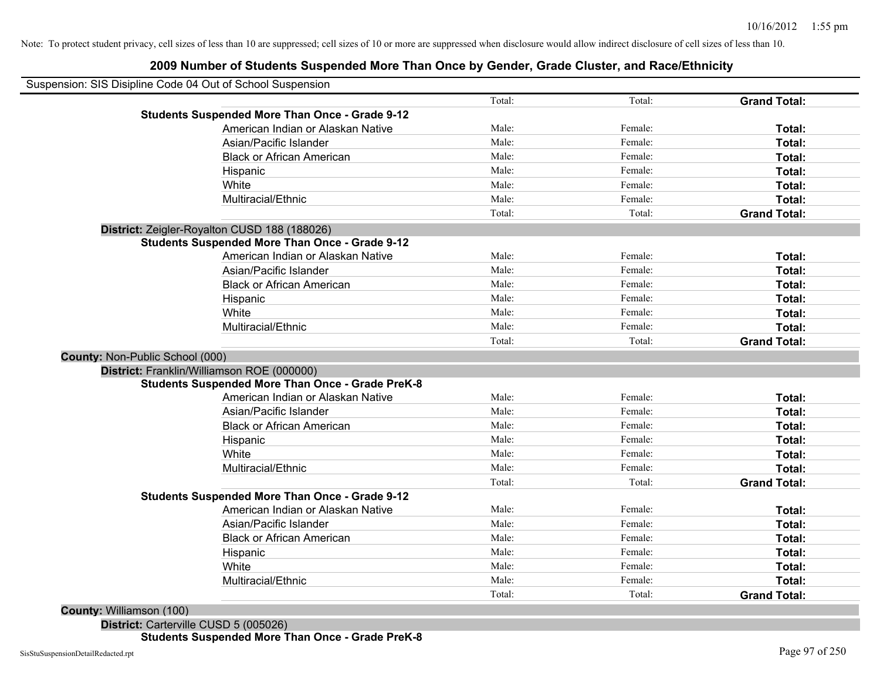Note: To protect student privacy, cell sizes of less than 10 are suppressed; cell sizes of 10 or more are suppressed when disclosure would allow indirect disclosure of cell sizes of less than 10.

# 2009 Number of Students Suspended More Than Once by Gender, Grade Cluster, and Race/Ethnicity

Suspension: SIS Disipline Code 04 Out of School Suspension

| | Total: | Total: | **Grand Total:** |
|---|---|---|---|
| **Students Suspended More Than Once - Grade 9-12** | | | |
| American Indian or Alaskan Native | Male: | Female: | **Total:** |
| Asian/Pacific Islander | Male: | Female: | **Total:** |
| Black or African American | Male: | Female: | **Total:** |
| Hispanic | Male: | Female: | **Total:** |
| White | Male: | Female: | **Total:** |
| Multiracial/Ethnic | Male: | Female: | **Total:** |
| | Total: | Total: | **Grand Total:** |

**District:** Zeigler-Royalton CUSD 188 (188026)

| **Students Suspended More Than Once - Grade 9-12** | | | |
|---|---|---|---|
| American Indian or Alaskan Native | Male: | Female: | **Total:** |
| Asian/Pacific Islander | Male: | Female: | **Total:** |
| Black or African American | Male: | Female: | **Total:** |
| Hispanic | Male: | Female: | **Total:** |
| White | Male: | Female: | **Total:** |
| Multiracial/Ethnic | Male: | Female: | **Total:** |
| | Total: | Total: | **Grand Total:** |

**County:** Non-Public School (000)

**District:** Franklin/Williamson ROE (000000)

| **Students Suspended More Than Once - Grade PreK-8** | | | |
|---|---|---|---|
| American Indian or Alaskan Native | Male: | Female: | **Total:** |
| Asian/Pacific Islander | Male: | Female: | **Total:** |
| Black or African American | Male: | Female: | **Total:** |
| Hispanic | Male: | Female: | **Total:** |
| White | Male: | Female: | **Total:** |
| Multiracial/Ethnic | Male: | Female: | **Total:** |
| | Total: | Total: | **Grand Total:** |
| **Students Suspended More Than Once - Grade 9-12** | | | |
| American Indian or Alaskan Native | Male: | Female: | **Total:** |
| Asian/Pacific Islander | Male: | Female: | **Total:** |
| Black or African American | Male: | Female: | **Total:** |
| Hispanic | Male: | Female: | **Total:** |
| White | Male: | Female: | **Total:** |
| Multiracial/Ethnic | Male: | Female: | **Total:** |
| | Total: | Total: | **Grand Total:** |

**County:** Williamson (100)

**District:** Carterville CUSD 5 (005026)

**Students Suspended More Than Once - Grade PreK-8**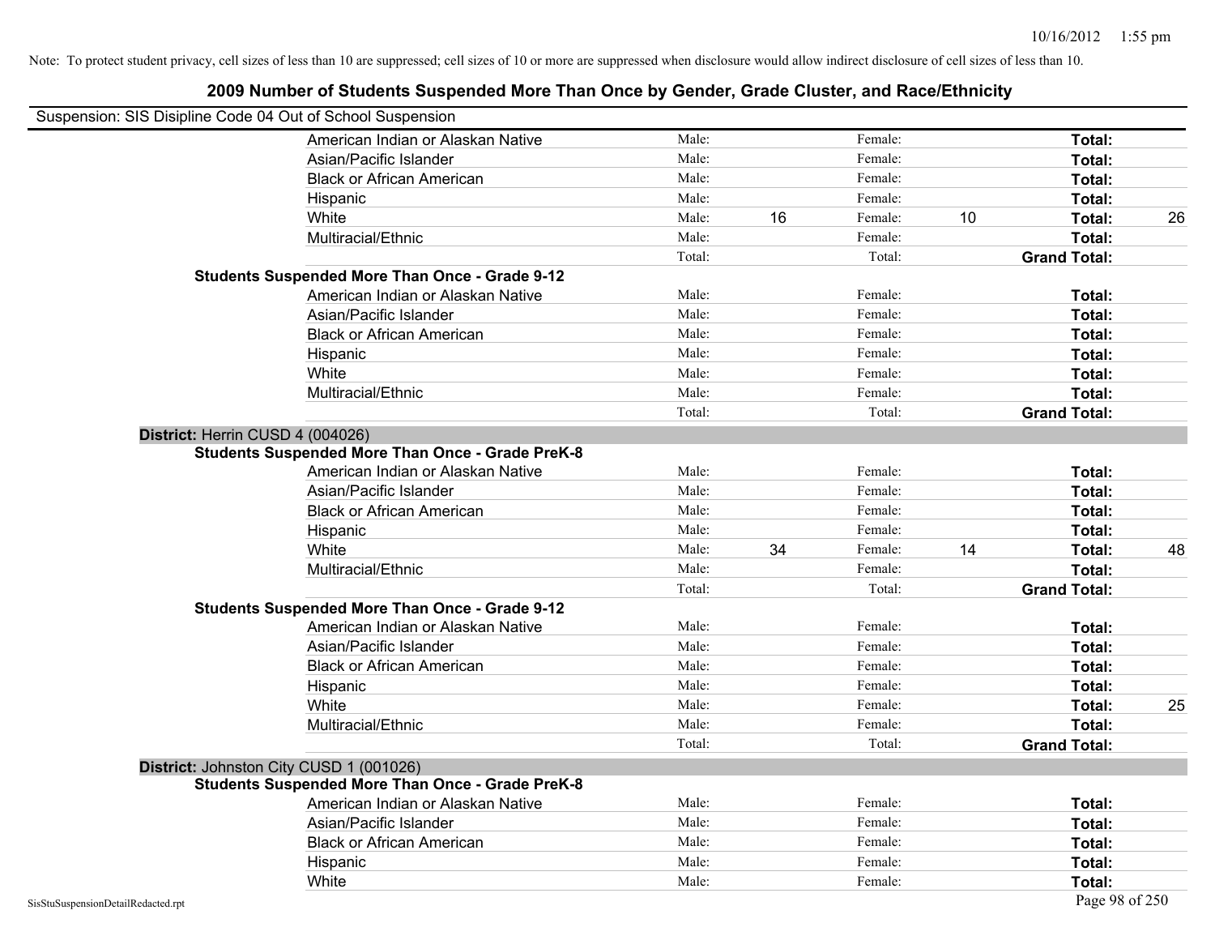Note: To protect student privacy, cell sizes of less than 10 are suppressed; cell sizes of 10 or more are suppressed when disclosure would allow indirect disclosure of cell sizes of less than 10.

# 2009 Number of Students Suspended More Than Once by Gender, Grade Cluster, and Race/Ethnicity

Suspension: SIS Disipline Code 04 Out of School Suspension

| | | | | | | |
|---|---|---|---|---|---|---|
| American Indian or Alaskan Native | Male: | | Female: | | **Total:** | |
| Asian/Pacific Islander | Male: | | Female: | | **Total:** | |
| Black or African American | Male: | | Female: | | **Total:** | |
| Hispanic | Male: | | Female: | | **Total:** | |
| White | Male: | 16 | Female: | 10 | **Total:** | 26 |
| Multiracial/Ethnic | Male: | | Female: | | **Total:** | |
| | Total: | | Total: | | **Grand Total:** | |

**Students Suspended More Than Once - Grade 9-12**

| | | | | | | |
|---|---|---|---|---|---|---|
| American Indian or Alaskan Native | Male: | | Female: | | **Total:** | |
| Asian/Pacific Islander | Male: | | Female: | | **Total:** | |
| Black or African American | Male: | | Female: | | **Total:** | |
| Hispanic | Male: | | Female: | | **Total:** | |
| White | Male: | | Female: | | **Total:** | |
| Multiracial/Ethnic | Male: | | Female: | | **Total:** | |
| | Total: | | Total: | | **Grand Total:** | |

**District:** Herrin CUSD 4 (004026)

**Students Suspended More Than Once - Grade PreK-8**

| | | | | | | |
|---|---|---|---|---|---|---|
| American Indian or Alaskan Native | Male: | | Female: | | **Total:** | |
| Asian/Pacific Islander | Male: | | Female: | | **Total:** | |
| Black or African American | Male: | | Female: | | **Total:** | |
| Hispanic | Male: | | Female: | | **Total:** | |
| White | Male: | 34 | Female: | 14 | **Total:** | 48 |
| Multiracial/Ethnic | Male: | | Female: | | **Total:** | |
| | Total: | | Total: | | **Grand Total:** | |

**Students Suspended More Than Once - Grade 9-12**

| | | | | | | |
|---|---|---|---|---|---|---|
| American Indian or Alaskan Native | Male: | | Female: | | **Total:** | |
| Asian/Pacific Islander | Male: | | Female: | | **Total:** | |
| Black or African American | Male: | | Female: | | **Total:** | |
| Hispanic | Male: | | Female: | | **Total:** | |
| White | Male: | | Female: | | **Total:** | 25 |
| Multiracial/Ethnic | Male: | | Female: | | **Total:** | |
| | Total: | | Total: | | **Grand Total:** | |

**District:** Johnston City CUSD 1 (001026)

**Students Suspended More Than Once - Grade PreK-8**

| | | | | | | |
|---|---|---|---|---|---|---|
| American Indian or Alaskan Native | Male: | | Female: | | **Total:** | |
| Asian/Pacific Islander | Male: | | Female: | | **Total:** | |
| Black or African American | Male: | | Female: | | **Total:** | |
| Hispanic | Male: | | Female: | | **Total:** | |
| White | Male: | | Female: | | **Total:** | |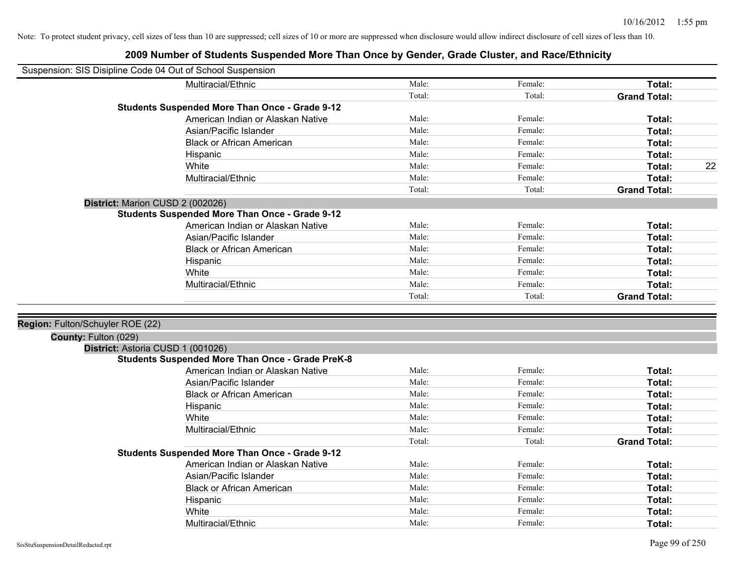Note: To protect student privacy, cell sizes of less than 10 are suppressed; cell sizes of 10 or more are suppressed when disclosure would allow indirect disclosure of cell sizes of less than 10.

## 2009 Number of Students Suspended More Than Once by Gender, Grade Cluster, and Race/Ethnicity

Suspension: SIS Disipline Code 04 Out of School Suspension

| | | | | |
|---|---|---|---|---|
| Multiracial/Ethnic | Male: | Female: | **Total:** | |
| | Total: | Total: | **Grand Total:** | |
| **Students Suspended More Than Once - Grade 9-12** | | | | |
| American Indian or Alaskan Native | Male: | Female: | **Total:** | |
| Asian/Pacific Islander | Male: | Female: | **Total:** | |
| Black or African American | Male: | Female: | **Total:** | |
| Hispanic | Male: | Female: | **Total:** | |
| White | Male: | Female: | **Total:** | 22 |
| Multiracial/Ethnic | Male: | Female: | **Total:** | |
| | Total: | Total: | **Grand Total:** | |

**District:** Marion CUSD 2 (002026)

| | | | | |
|---|---|---|---|---|
| **Students Suspended More Than Once - Grade 9-12** | | | | |
| American Indian or Alaskan Native | Male: | Female: | **Total:** | |
| Asian/Pacific Islander | Male: | Female: | **Total:** | |
| Black or African American | Male: | Female: | **Total:** | |
| Hispanic | Male: | Female: | **Total:** | |
| White | Male: | Female: | **Total:** | |
| Multiracial/Ethnic | Male: | Female: | **Total:** | |
| | Total: | Total: | **Grand Total:** | |

**Region:** Fulton/Schuyler ROE (22)

**County:** Fulton (029)

**District:** Astoria CUSD 1 (001026)

| | | | | |
|---|---|---|---|---|
| **Students Suspended More Than Once - Grade PreK-8** | | | | |
| American Indian or Alaskan Native | Male: | Female: | **Total:** | |
| Asian/Pacific Islander | Male: | Female: | **Total:** | |
| Black or African American | Male: | Female: | **Total:** | |
| Hispanic | Male: | Female: | **Total:** | |
| White | Male: | Female: | **Total:** | |
| Multiracial/Ethnic | Male: | Female: | **Total:** | |
| | Total: | Total: | **Grand Total:** | |
| **Students Suspended More Than Once - Grade 9-12** | | | | |
| American Indian or Alaskan Native | Male: | Female: | **Total:** | |
| Asian/Pacific Islander | Male: | Female: | **Total:** | |
| Black or African American | Male: | Female: | **Total:** | |
| Hispanic | Male: | Female: | **Total:** | |
| White | Male: | Female: | **Total:** | |
| Multiracial/Ethnic | Male: | Female: | **Total:** | |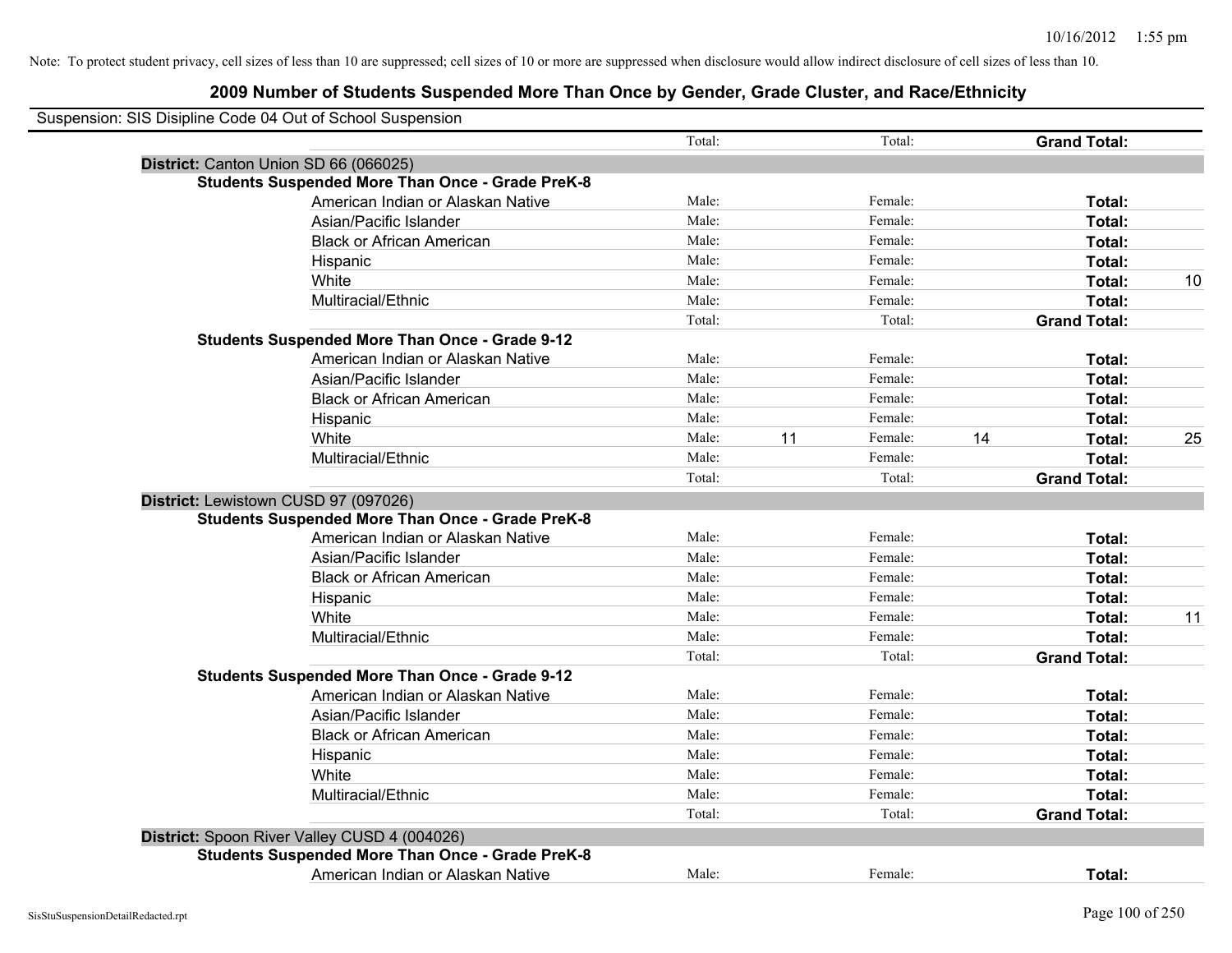Note: To protect student privacy, cell sizes of less than 10 are suppressed; cell sizes of 10 or more are suppressed when disclosure would allow indirect disclosure of cell sizes of less than 10.

# 2009 Number of Students Suspended More Than Once by Gender, Grade Cluster, and Race/Ethnicity

Suspension: SIS Disipline Code 04 Out of School Suspension

| | | | | | | |
|---|---|---|---|---|---|---|
| | Total: | | Total: | | **Grand Total:** | |
| **District:** Canton Union SD 66 (066025) | | | | | | |
| **Students Suspended More Than Once - Grade PreK-8** | | | | | | |
| American Indian or Alaskan Native | Male: | | Female: | | **Total:** | |
| Asian/Pacific Islander | Male: | | Female: | | **Total:** | |
| Black or African American | Male: | | Female: | | **Total:** | |
| Hispanic | Male: | | Female: | | **Total:** | |
| White | Male: | | Female: | | **Total:** | 10 |
| Multiracial/Ethnic | Male: | | Female: | | **Total:** | |
| | Total: | | Total: | | **Grand Total:** | |
| **Students Suspended More Than Once - Grade 9-12** | | | | | | |
| American Indian or Alaskan Native | Male: | | Female: | | **Total:** | |
| Asian/Pacific Islander | Male: | | Female: | | **Total:** | |
| Black or African American | Male: | | Female: | | **Total:** | |
| Hispanic | Male: | | Female: | | **Total:** | |
| White | Male: | 11 | Female: | 14 | **Total:** | 25 |
| Multiracial/Ethnic | Male: | | Female: | | **Total:** | |
| | Total: | | Total: | | **Grand Total:** | |
| **District:** Lewistown CUSD 97 (097026) | | | | | | |
| **Students Suspended More Than Once - Grade PreK-8** | | | | | | |
| American Indian or Alaskan Native | Male: | | Female: | | **Total:** | |
| Asian/Pacific Islander | Male: | | Female: | | **Total:** | |
| Black or African American | Male: | | Female: | | **Total:** | |
| Hispanic | Male: | | Female: | | **Total:** | |
| White | Male: | | Female: | | **Total:** | 11 |
| Multiracial/Ethnic | Male: | | Female: | | **Total:** | |
| | Total: | | Total: | | **Grand Total:** | |
| **Students Suspended More Than Once - Grade 9-12** | | | | | | |
| American Indian or Alaskan Native | Male: | | Female: | | **Total:** | |
| Asian/Pacific Islander | Male: | | Female: | | **Total:** | |
| Black or African American | Male: | | Female: | | **Total:** | |
| Hispanic | Male: | | Female: | | **Total:** | |
| White | Male: | | Female: | | **Total:** | |
| Multiracial/Ethnic | Male: | | Female: | | **Total:** | |
| | Total: | | Total: | | **Grand Total:** | |
| **District:** Spoon River Valley CUSD 4 (004026) | | | | | | |
| **Students Suspended More Than Once - Grade PreK-8** | | | | | | |
| American Indian or Alaskan Native | Male: | | Female: | | **Total:** | |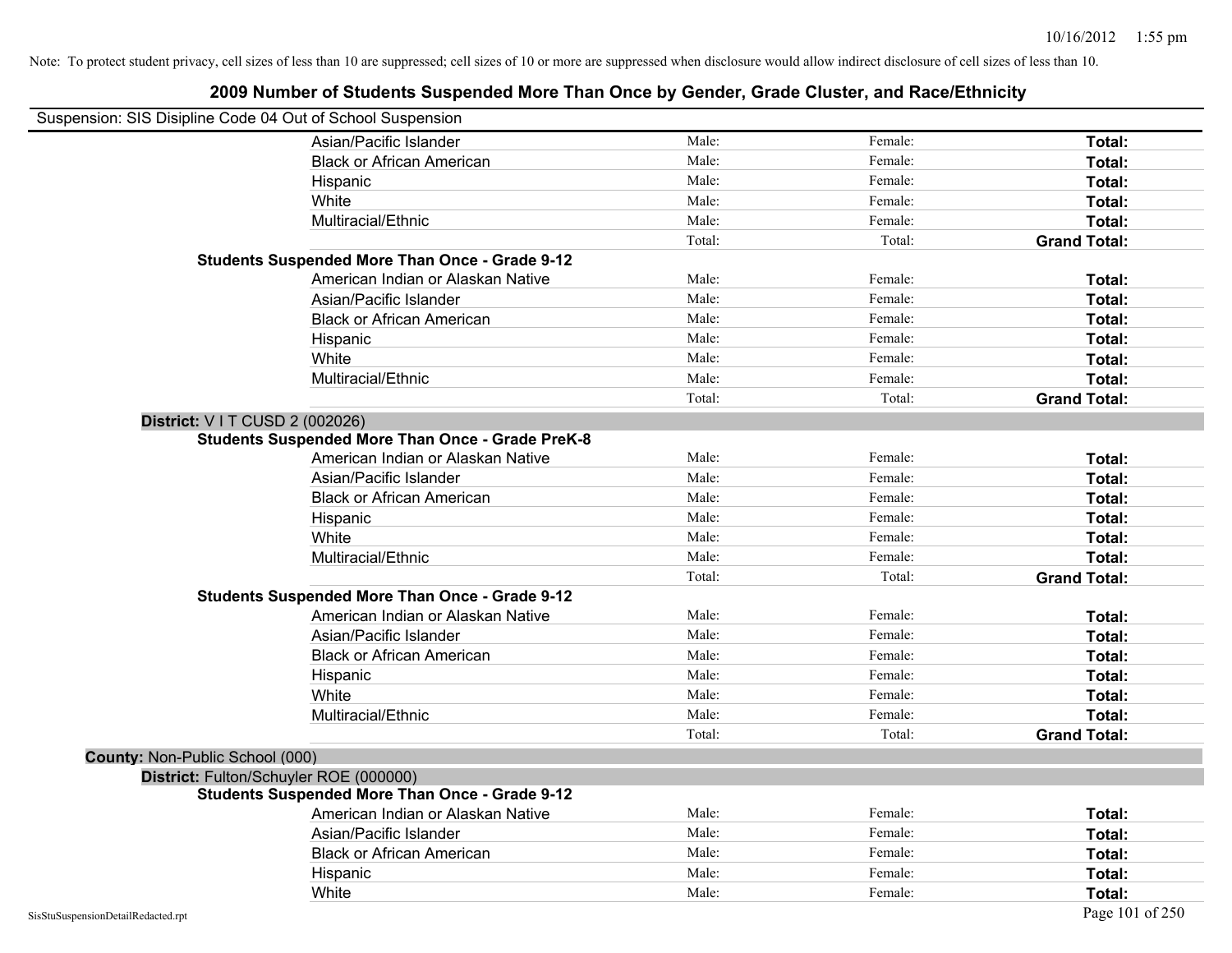Note: To protect student privacy, cell sizes of less than 10 are suppressed; cell sizes of 10 or more are suppressed when disclosure would allow indirect disclosure of cell sizes of less than 10.

## 2009 Number of Students Suspended More Than Once by Gender, Grade Cluster, and Race/Ethnicity

Suspension: SIS Disipline Code 04 Out of School Suspension

| | | | | |
|---|---|---|---|---|
| | Asian/Pacific Islander | Male: | Female: | **Total:** |
| | Black or African American | Male: | Female: | **Total:** |
| | Hispanic | Male: | Female: | **Total:** |
| | White | Male: | Female: | **Total:** |
| | Multiracial/Ethnic | Male: | Female: | **Total:** |
| | | Total: | Total: | **Grand Total:** |
| **Students Suspended More Than Once - Grade 9-12** | | | | |
| | American Indian or Alaskan Native | Male: | Female: | **Total:** |
| | Asian/Pacific Islander | Male: | Female: | **Total:** |
| | Black or African American | Male: | Female: | **Total:** |
| | Hispanic | Male: | Female: | **Total:** |
| | White | Male: | Female: | **Total:** |
| | Multiracial/Ethnic | Male: | Female: | **Total:** |
| | | Total: | Total: | **Grand Total:** |
| **District:** V I T CUSD 2 (002026) | | | | |
| **Students Suspended More Than Once - Grade PreK-8** | | | | |
| | American Indian or Alaskan Native | Male: | Female: | **Total:** |
| | Asian/Pacific Islander | Male: | Female: | **Total:** |
| | Black or African American | Male: | Female: | **Total:** |
| | Hispanic | Male: | Female: | **Total:** |
| | White | Male: | Female: | **Total:** |
| | Multiracial/Ethnic | Male: | Female: | **Total:** |
| | | Total: | Total: | **Grand Total:** |
| **Students Suspended More Than Once - Grade 9-12** | | | | |
| | American Indian or Alaskan Native | Male: | Female: | **Total:** |
| | Asian/Pacific Islander | Male: | Female: | **Total:** |
| | Black or African American | Male: | Female: | **Total:** |
| | Hispanic | Male: | Female: | **Total:** |
| | White | Male: | Female: | **Total:** |
| | Multiracial/Ethnic | Male: | Female: | **Total:** |
| | | Total: | Total: | **Grand Total:** |
| **County:** Non-Public School (000) | | | | |
| **District:** Fulton/Schuyler ROE (000000) | | | | |
| **Students Suspended More Than Once - Grade 9-12** | | | | |
| | American Indian or Alaskan Native | Male: | Female: | **Total:** |
| | Asian/Pacific Islander | Male: | Female: | **Total:** |
| | Black or African American | Male: | Female: | **Total:** |
| | Hispanic | Male: | Female: | **Total:** |
| | White | Male: | Female: | **Total:** |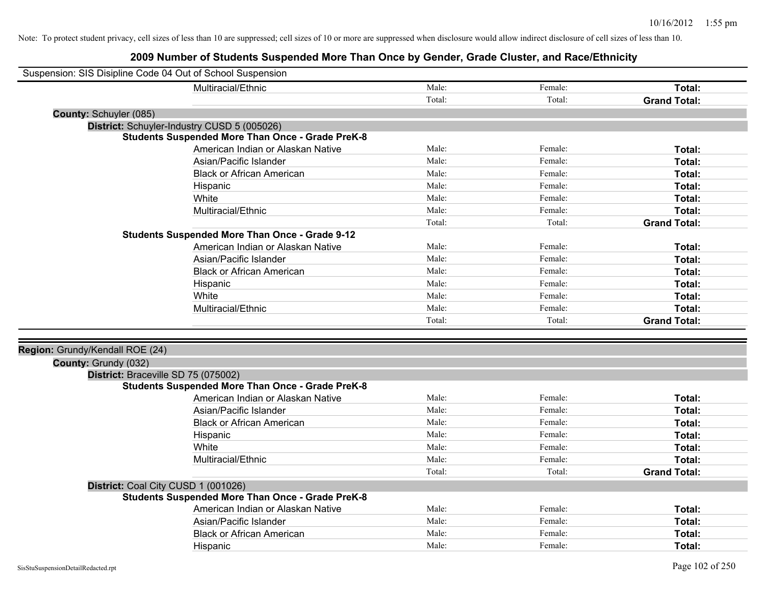Note: To protect student privacy, cell sizes of less than 10 are suppressed; cell sizes of 10 or more are suppressed when disclosure would allow indirect disclosure of cell sizes of less than 10.

## 2009 Number of Students Suspended More Than Once by Gender, Grade Cluster, and Race/Ethnicity

Suspension: SIS Disipline Code 04 Out of School Suspension

| | | | |
|---|---|---|---|
| Multiracial/Ethnic | Male: | Female: | **Total:** |
| | Total: | Total: | **Grand Total:** |

**County:** Schuyler (085)

**District:** Schuyler-Industry CUSD 5 (005026)

**Students Suspended More Than Once - Grade PreK-8**

| | | | |
|---|---|---|---|
| American Indian or Alaskan Native | Male: | Female: | **Total:** |
| Asian/Pacific Islander | Male: | Female: | **Total:** |
| Black or African American | Male: | Female: | **Total:** |
| Hispanic | Male: | Female: | **Total:** |
| White | Male: | Female: | **Total:** |
| Multiracial/Ethnic | Male: | Female: | **Total:** |
| | Total: | Total: | **Grand Total:** |

**Students Suspended More Than Once - Grade 9-12**

| | | | |
|---|---|---|---|
| American Indian or Alaskan Native | Male: | Female: | **Total:** |
| Asian/Pacific Islander | Male: | Female: | **Total:** |
| Black or African American | Male: | Female: | **Total:** |
| Hispanic | Male: | Female: | **Total:** |
| White | Male: | Female: | **Total:** |
| Multiracial/Ethnic | Male: | Female: | **Total:** |
| | Total: | Total: | **Grand Total:** |

**Region:** Grundy/Kendall ROE (24)

**County:** Grundy (032)

**District:** Braceville SD 75 (075002)

**Students Suspended More Than Once - Grade PreK-8**

| | | | |
|---|---|---|---|
| American Indian or Alaskan Native | Male: | Female: | **Total:** |
| Asian/Pacific Islander | Male: | Female: | **Total:** |
| Black or African American | Male: | Female: | **Total:** |
| Hispanic | Male: | Female: | **Total:** |
| White | Male: | Female: | **Total:** |
| Multiracial/Ethnic | Male: | Female: | **Total:** |
| | Total: | Total: | **Grand Total:** |

**District:** Coal City CUSD 1 (001026)

**Students Suspended More Than Once - Grade PreK-8**

| | | | |
|---|---|---|---|
| American Indian or Alaskan Native | Male: | Female: | **Total:** |
| Asian/Pacific Islander | Male: | Female: | **Total:** |
| Black or African American | Male: | Female: | **Total:** |
| Hispanic | Male: | Female: | **Total:** |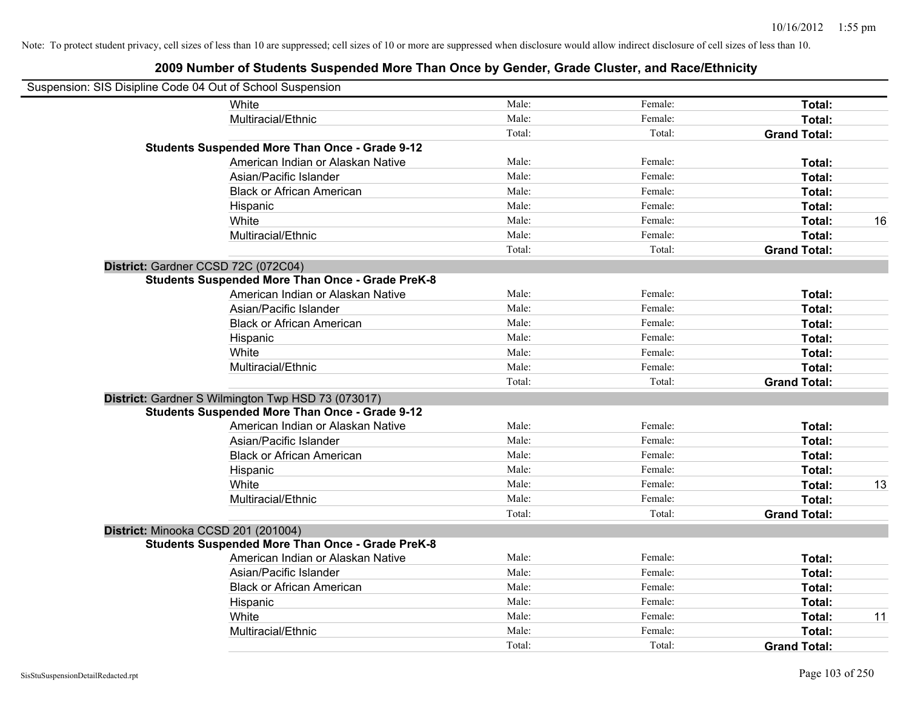Note: To protect student privacy, cell sizes of less than 10 are suppressed; cell sizes of 10 or more are suppressed when disclosure would allow indirect disclosure of cell sizes of less than 10.

## 2009 Number of Students Suspended More Than Once by Gender, Grade Cluster, and Race/Ethnicity

Suspension: SIS Disipline Code 04 Out of School Suspension

| | | | | | |
|---|---|---|---|---|---|
| | White | Male: | Female: | **Total:** | |
| | Multiracial/Ethnic | Male: | Female: | **Total:** | |
| | | Total: | Total: | **Grand Total:** | |
| **Students Suspended More Than Once - Grade 9-12** | | | | | |
| | American Indian or Alaskan Native | Male: | Female: | **Total:** | |
| | Asian/Pacific Islander | Male: | Female: | **Total:** | |
| | Black or African American | Male: | Female: | **Total:** | |
| | Hispanic | Male: | Female: | **Total:** | |
| | White | Male: | Female: | **Total:** | 16 |
| | Multiracial/Ethnic | Male: | Female: | **Total:** | |
| | | Total: | Total: | **Grand Total:** | |

**District:** Gardner CCSD 72C (072C04)

| | | | | | |
|---|---|---|---|---|---|
| **Students Suspended More Than Once - Grade PreK-8** | | | | | |
| | American Indian or Alaskan Native | Male: | Female: | **Total:** | |
| | Asian/Pacific Islander | Male: | Female: | **Total:** | |
| | Black or African American | Male: | Female: | **Total:** | |
| | Hispanic | Male: | Female: | **Total:** | |
| | White | Male: | Female: | **Total:** | |
| | Multiracial/Ethnic | Male: | Female: | **Total:** | |
| | | Total: | Total: | **Grand Total:** | |

**District:** Gardner S Wilmington Twp HSD 73 (073017)

| | | | | | |
|---|---|---|---|---|---|
| **Students Suspended More Than Once - Grade 9-12** | | | | | |
| | American Indian or Alaskan Native | Male: | Female: | **Total:** | |
| | Asian/Pacific Islander | Male: | Female: | **Total:** | |
| | Black or African American | Male: | Female: | **Total:** | |
| | Hispanic | Male: | Female: | **Total:** | |
| | White | Male: | Female: | **Total:** | 13 |
| | Multiracial/Ethnic | Male: | Female: | **Total:** | |
| | | Total: | Total: | **Grand Total:** | |

**District:** Minooka CCSD 201 (201004)

| | | | | | |
|---|---|---|---|---|---|
| **Students Suspended More Than Once - Grade PreK-8** | | | | | |
| | American Indian or Alaskan Native | Male: | Female: | **Total:** | |
| | Asian/Pacific Islander | Male: | Female: | **Total:** | |
| | Black or African American | Male: | Female: | **Total:** | |
| | Hispanic | Male: | Female: | **Total:** | |
| | White | Male: | Female: | **Total:** | 11 |
| | Multiracial/Ethnic | Male: | Female: | **Total:** | |
| | | Total: | Total: | **Grand Total:** | |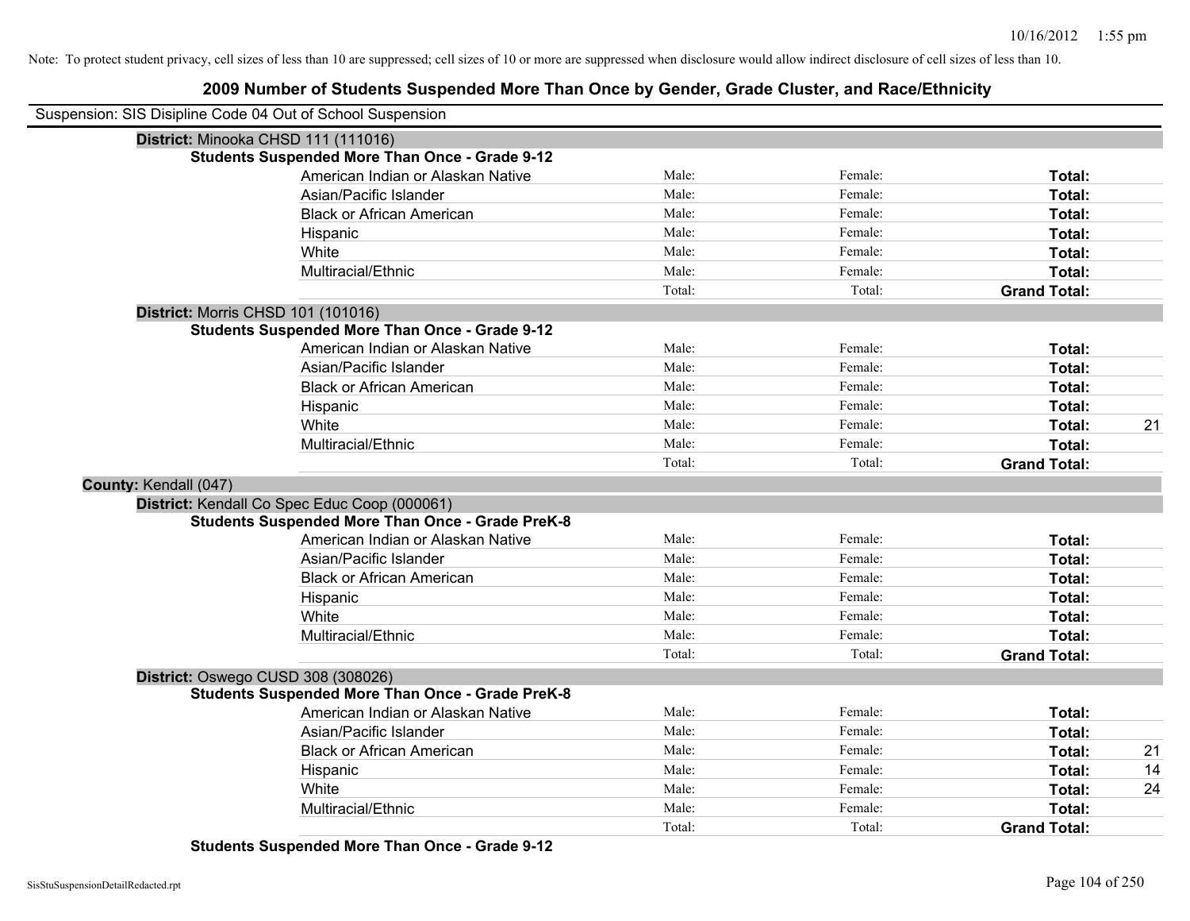Note: To protect student privacy, cell sizes of less than 10 are suppressed; cell sizes of 10 or more are suppressed when disclosure would allow indirect disclosure of cell sizes of less than 10.

## 2009 Number of Students Suspended More Than Once by Gender, Grade Cluster, and Race/Ethnicity

Suspension: SIS Disipline Code 04 Out of School Suspension

**District:** Minooka CHSD 111 (111016)

**Students Suspended More Than Once - Grade 9-12**

| Race/Ethnicity | Male: | Female: | Total: |
|---|---|---|---|
| American Indian or Alaskan Native | | | |
| Asian/Pacific Islander | | | |
| Black or African American | | | |
| Hispanic | | | |
| White | | | |
| Multiracial/Ethnic | | | |
| Total: | | | **Grand Total:** |

**District:** Morris CHSD 101 (101016)

**Students Suspended More Than Once - Grade 9-12**

| Race/Ethnicity | Male: | Female: | Total: |
|---|---|---|---|
| American Indian or Alaskan Native | | | |
| Asian/Pacific Islander | | | |
| Black or African American | | | |
| Hispanic | | | |
| White | | | 21 |
| Multiracial/Ethnic | | | |
| Total: | | | **Grand Total:** |

**County:** Kendall (047)

**District:** Kendall Co Spec Educ Coop (000061)

**Students Suspended More Than Once - Grade PreK-8**

| Race/Ethnicity | Male: | Female: | Total: |
|---|---|---|---|
| American Indian or Alaskan Native | | | |
| Asian/Pacific Islander | | | |
| Black or African American | | | |
| Hispanic | | | |
| White | | | |
| Multiracial/Ethnic | | | |
| Total: | | | **Grand Total:** |

**District:** Oswego CUSD 308 (308026)

**Students Suspended More Than Once - Grade PreK-8**

| Race/Ethnicity | Male: | Female: | Total: |
|---|---|---|---|
| American Indian or Alaskan Native | | | |
| Asian/Pacific Islander | | | |
| Black or African American | | | 21 |
| Hispanic | | | 14 |
| White | | | 24 |
| Multiracial/Ethnic | | | |
| Total: | | | **Grand Total:** |

**Students Suspended More Than Once - Grade 9-12**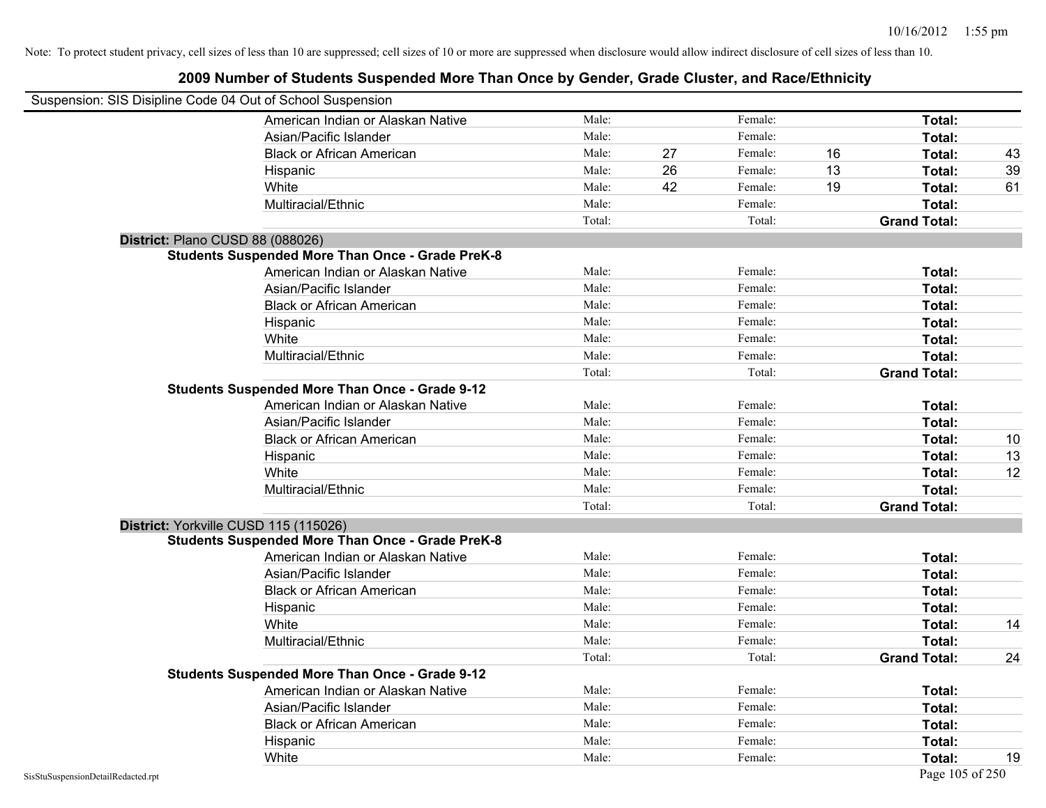Note: To protect student privacy, cell sizes of less than 10 are suppressed; cell sizes of 10 or more are suppressed when disclosure would allow indirect disclosure of cell sizes of less than 10.

## 2009 Number of Students Suspended More Than Once by Gender, Grade Cluster, and Race/Ethnicity

Suspension: SIS Disipline Code 04 Out of School Suspension

| | | | | | | |
|---|---|---|---|---|---|---|
| American Indian or Alaskan Native | Male: | | Female: | | **Total:** | |
| Asian/Pacific Islander | Male: | | Female: | | **Total:** | |
| Black or African American | Male: | 27 | Female: | 16 | **Total:** | 43 |
| Hispanic | Male: | 26 | Female: | 13 | **Total:** | 39 |
| White | Male: | 42 | Female: | 19 | **Total:** | 61 |
| Multiracial/Ethnic | Male: | | Female: | | **Total:** | |
| | Total: | | Total: | | **Grand Total:** | |

**District:** Plano CUSD 88 (088026)

**Students Suspended More Than Once - Grade PreK-8**

| | | | | | | |
|---|---|---|---|---|---|---|
| American Indian or Alaskan Native | Male: | | Female: | | **Total:** | |
| Asian/Pacific Islander | Male: | | Female: | | **Total:** | |
| Black or African American | Male: | | Female: | | **Total:** | |
| Hispanic | Male: | | Female: | | **Total:** | |
| White | Male: | | Female: | | **Total:** | |
| Multiracial/Ethnic | Male: | | Female: | | **Total:** | |
| | Total: | | Total: | | **Grand Total:** | |

**Students Suspended More Than Once - Grade 9-12**

| | | | | | | |
|---|---|---|---|---|---|---|
| American Indian or Alaskan Native | Male: | | Female: | | **Total:** | |
| Asian/Pacific Islander | Male: | | Female: | | **Total:** | |
| Black or African American | Male: | | Female: | | **Total:** | 10 |
| Hispanic | Male: | | Female: | | **Total:** | 13 |
| White | Male: | | Female: | | **Total:** | 12 |
| Multiracial/Ethnic | Male: | | Female: | | **Total:** | |
| | Total: | | Total: | | **Grand Total:** | |

**District:** Yorkville CUSD 115 (115026)

**Students Suspended More Than Once - Grade PreK-8**

| | | | | | | |
|---|---|---|---|---|---|---|
| American Indian or Alaskan Native | Male: | | Female: | | **Total:** | |
| Asian/Pacific Islander | Male: | | Female: | | **Total:** | |
| Black or African American | Male: | | Female: | | **Total:** | |
| Hispanic | Male: | | Female: | | **Total:** | |
| White | Male: | | Female: | | **Total:** | 14 |
| Multiracial/Ethnic | Male: | | Female: | | **Total:** | |
| | Total: | | Total: | | **Grand Total:** | 24 |

**Students Suspended More Than Once - Grade 9-12**

| | | | | | | |
|---|---|---|---|---|---|---|
| American Indian or Alaskan Native | Male: | | Female: | | **Total:** | |
| Asian/Pacific Islander | Male: | | Female: | | **Total:** | |
| Black or African American | Male: | | Female: | | **Total:** | |
| Hispanic | Male: | | Female: | | **Total:** | |
| White | Male: | | Female: | | **Total:** | 19 |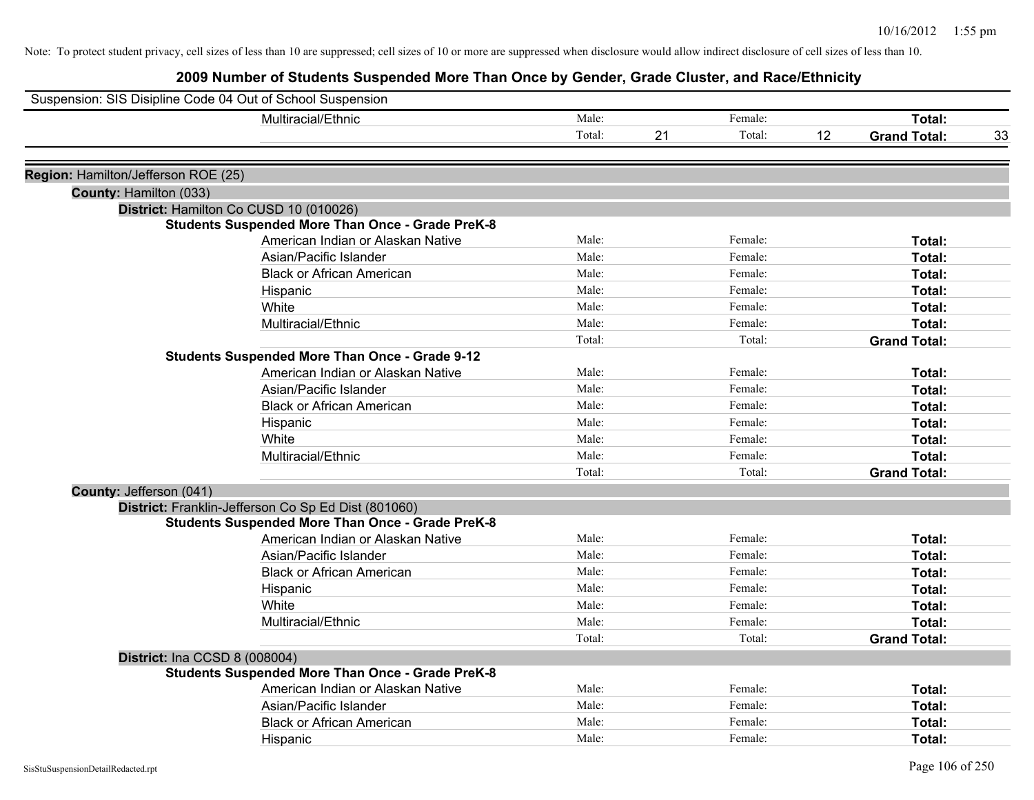Note: To protect student privacy, cell sizes of less than 10 are suppressed; cell sizes of 10 or more are suppressed when disclosure would allow indirect disclosure of cell sizes of less than 10.

# 2009 Number of Students Suspended More Than Once by Gender, Grade Cluster, and Race/Ethnicity

Suspension: SIS Disipline Code 04 Out of School Suspension

| | Male | | Female | | Total | |
|---|---|---|---|---|---|---|
| Multiracial/Ethnic | Male: | | Female: | | **Total:** | |
| | Total: | 21 | Total: | 12 | **Grand Total:** | 33 |

**Region:** Hamilton/Jefferson ROE (25)

**County:** Hamilton (033)

**District:** Hamilton Co CUSD 10 (010026)

**Students Suspended More Than Once - Grade PreK-8**

| | Male | | Female | | Total | |
|---|---|---|---|---|---|---|
| American Indian or Alaskan Native | Male: | | Female: | | **Total:** | |
| Asian/Pacific Islander | Male: | | Female: | | **Total:** | |
| Black or African American | Male: | | Female: | | **Total:** | |
| Hispanic | Male: | | Female: | | **Total:** | |
| White | Male: | | Female: | | **Total:** | |
| Multiracial/Ethnic | Male: | | Female: | | **Total:** | |
| | Total: | | Total: | | **Grand Total:** | |

**Students Suspended More Than Once - Grade 9-12**

| | Male | | Female | | Total | |
|---|---|---|---|---|---|---|
| American Indian or Alaskan Native | Male: | | Female: | | **Total:** | |
| Asian/Pacific Islander | Male: | | Female: | | **Total:** | |
| Black or African American | Male: | | Female: | | **Total:** | |
| Hispanic | Male: | | Female: | | **Total:** | |
| White | Male: | | Female: | | **Total:** | |
| Multiracial/Ethnic | Male: | | Female: | | **Total:** | |
| | Total: | | Total: | | **Grand Total:** | |

**County:** Jefferson (041)

**District:** Franklin-Jefferson Co Sp Ed Dist (801060)

**Students Suspended More Than Once - Grade PreK-8**

| | Male | | Female | | Total | |
|---|---|---|---|---|---|---|
| American Indian or Alaskan Native | Male: | | Female: | | **Total:** | |
| Asian/Pacific Islander | Male: | | Female: | | **Total:** | |
| Black or African American | Male: | | Female: | | **Total:** | |
| Hispanic | Male: | | Female: | | **Total:** | |
| White | Male: | | Female: | | **Total:** | |
| Multiracial/Ethnic | Male: | | Female: | | **Total:** | |
| | Total: | | Total: | | **Grand Total:** | |

**District:** Ina CCSD 8 (008004)

**Students Suspended More Than Once - Grade PreK-8**

| | Male | | Female | | Total | |
|---|---|---|---|---|---|---|
| American Indian or Alaskan Native | Male: | | Female: | | **Total:** | |
| Asian/Pacific Islander | Male: | | Female: | | **Total:** | |
| Black or African American | Male: | | Female: | | **Total:** | |
| Hispanic | Male: | | Female: | | **Total:** | |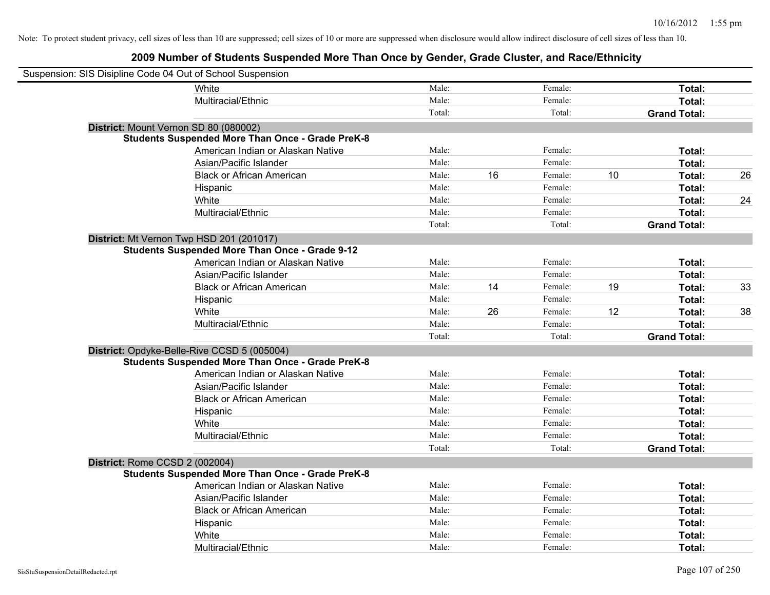Note: To protect student privacy, cell sizes of less than 10 are suppressed; cell sizes of 10 or more are suppressed when disclosure would allow indirect disclosure of cell sizes of less than 10.

## 2009 Number of Students Suspended More Than Once by Gender, Grade Cluster, and Race/Ethnicity

Suspension: SIS Disipline Code 04 Out of School Suspension

| | | | | | | |
|---|---|---|---|---|---|---|
| White | Male: | | Female: | | **Total:** | |
| Multiracial/Ethnic | Male: | | Female: | | **Total:** | |
| | Total: | | Total: | | **Grand Total:** | |

**District:** Mount Vernon SD 80 (080002)

**Students Suspended More Than Once - Grade PreK-8**

| | | | | | | |
|---|---|---|---|---|---|---|
| American Indian or Alaskan Native | Male: | | Female: | | **Total:** | |
| Asian/Pacific Islander | Male: | | Female: | | **Total:** | |
| Black or African American | Male: | 16 | Female: | 10 | **Total:** | 26 |
| Hispanic | Male: | | Female: | | **Total:** | |
| White | Male: | | Female: | | **Total:** | 24 |
| Multiracial/Ethnic | Male: | | Female: | | **Total:** | |
| | Total: | | Total: | | **Grand Total:** | |

**District:** Mt Vernon Twp HSD 201 (201017)

**Students Suspended More Than Once - Grade 9-12**

| | | | | | | |
|---|---|---|---|---|---|---|
| American Indian or Alaskan Native | Male: | | Female: | | **Total:** | |
| Asian/Pacific Islander | Male: | | Female: | | **Total:** | |
| Black or African American | Male: | 14 | Female: | 19 | **Total:** | 33 |
| Hispanic | Male: | | Female: | | **Total:** | |
| White | Male: | 26 | Female: | 12 | **Total:** | 38 |
| Multiracial/Ethnic | Male: | | Female: | | **Total:** | |
| | Total: | | Total: | | **Grand Total:** | |

**District:** Opdyke-Belle-Rive CCSD 5 (005004)

**Students Suspended More Than Once - Grade PreK-8**

| | | | | | | |
|---|---|---|---|---|---|---|
| American Indian or Alaskan Native | Male: | | Female: | | **Total:** | |
| Asian/Pacific Islander | Male: | | Female: | | **Total:** | |
| Black or African American | Male: | | Female: | | **Total:** | |
| Hispanic | Male: | | Female: | | **Total:** | |
| White | Male: | | Female: | | **Total:** | |
| Multiracial/Ethnic | Male: | | Female: | | **Total:** | |
| | Total: | | Total: | | **Grand Total:** | |

**District:** Rome CCSD 2 (002004)

**Students Suspended More Than Once - Grade PreK-8**

| | | | | | | |
|---|---|---|---|---|---|---|
| American Indian or Alaskan Native | Male: | | Female: | | **Total:** | |
| Asian/Pacific Islander | Male: | | Female: | | **Total:** | |
| Black or African American | Male: | | Female: | | **Total:** | |
| Hispanic | Male: | | Female: | | **Total:** | |
| White | Male: | | Female: | | **Total:** | |
| Multiracial/Ethnic | Male: | | Female: | | **Total:** | |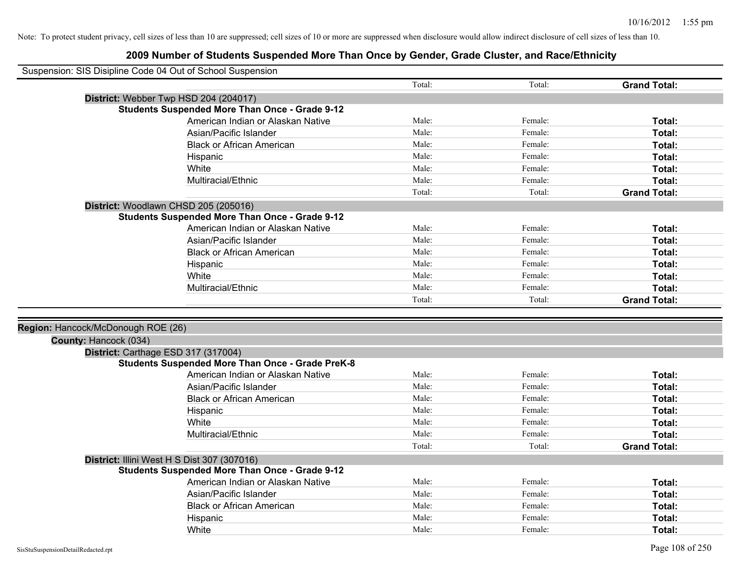Note: To protect student privacy, cell sizes of less than 10 are suppressed; cell sizes of 10 or more are suppressed when disclosure would allow indirect disclosure of cell sizes of less than 10.

# 2009 Number of Students Suspended More Than Once by Gender, Grade Cluster, and Race/Ethnicity

Suspension: SIS Disipline Code 04 Out of School Suspension

| | Total: | Total: | **Grand Total:** |
|---|---|---|---|

**District:** Webber Twp HSD 204 (204017)

**Students Suspended More Than Once - Grade 9-12**

| | | | |
|---|---|---|---|
| American Indian or Alaskan Native | Male: | Female: | **Total:** |
| Asian/Pacific Islander | Male: | Female: | **Total:** |
| Black or African American | Male: | Female: | **Total:** |
| Hispanic | Male: | Female: | **Total:** |
| White | Male: | Female: | **Total:** |
| Multiracial/Ethnic | Male: | Female: | **Total:** |
| | Total: | Total: | **Grand Total:** |

**District:** Woodlawn CHSD 205 (205016)

**Students Suspended More Than Once - Grade 9-12**

| | | | |
|---|---|---|---|
| American Indian or Alaskan Native | Male: | Female: | **Total:** |
| Asian/Pacific Islander | Male: | Female: | **Total:** |
| Black or African American | Male: | Female: | **Total:** |
| Hispanic | Male: | Female: | **Total:** |
| White | Male: | Female: | **Total:** |
| Multiracial/Ethnic | Male: | Female: | **Total:** |
| | Total: | Total: | **Grand Total:** |

**Region:** Hancock/McDonough ROE (26)

**County:** Hancock (034)

**District:** Carthage ESD 317 (317004)

**Students Suspended More Than Once - Grade PreK-8**

| | | | |
|---|---|---|---|
| American Indian or Alaskan Native | Male: | Female: | **Total:** |
| Asian/Pacific Islander | Male: | Female: | **Total:** |
| Black or African American | Male: | Female: | **Total:** |
| Hispanic | Male: | Female: | **Total:** |
| White | Male: | Female: | **Total:** |
| Multiracial/Ethnic | Male: | Female: | **Total:** |
| | Total: | Total: | **Grand Total:** |

**District:** Illini West H S Dist 307 (307016)

**Students Suspended More Than Once - Grade 9-12**

| | | | |
|---|---|---|---|
| American Indian or Alaskan Native | Male: | Female: | **Total:** |
| Asian/Pacific Islander | Male: | Female: | **Total:** |
| Black or African American | Male: | Female: | **Total:** |
| Hispanic | Male: | Female: | **Total:** |
| White | Male: | Female: | **Total:** |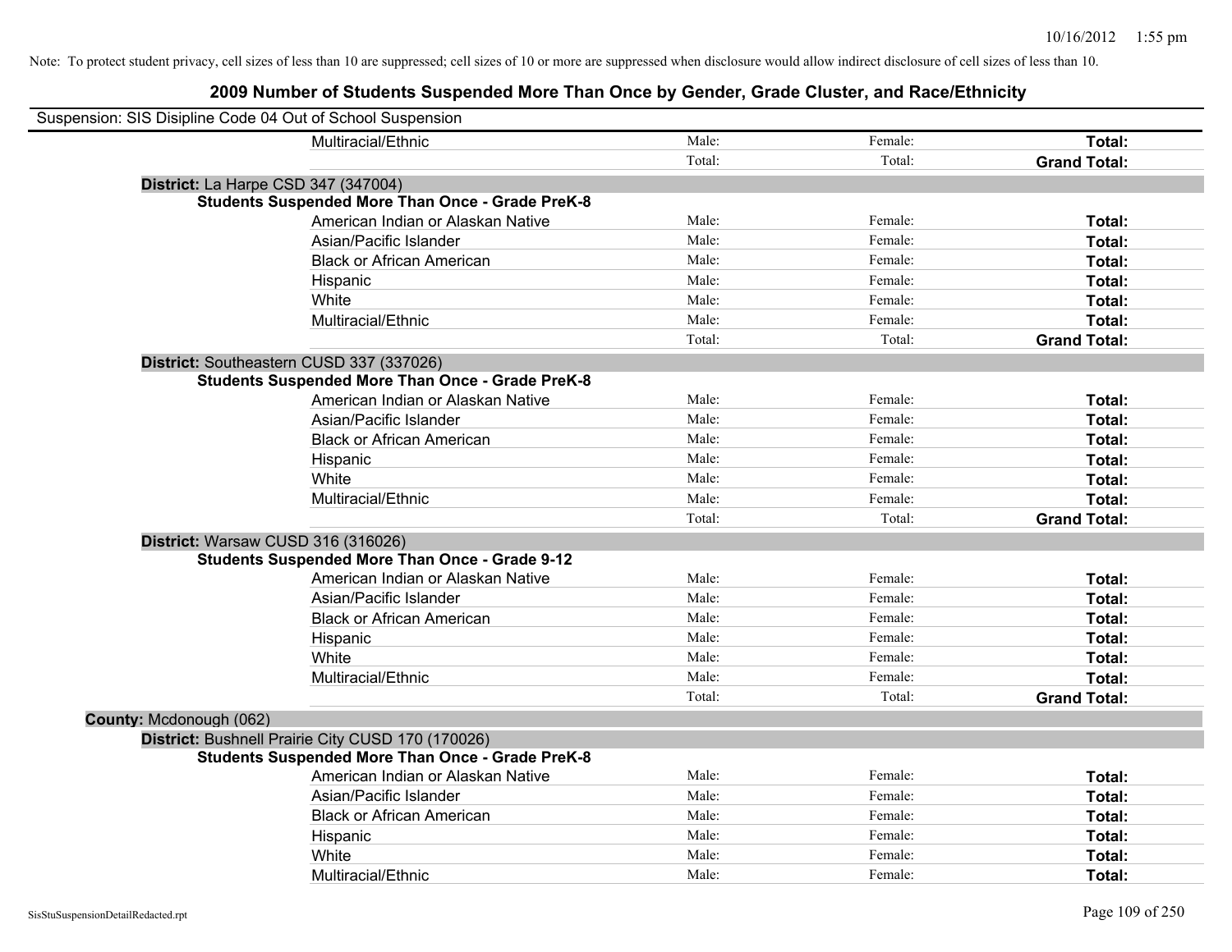Note: To protect student privacy, cell sizes of less than 10 are suppressed; cell sizes of 10 or more are suppressed when disclosure would allow indirect disclosure of cell sizes of less than 10.

# 2009 Number of Students Suspended More Than Once by Gender, Grade Cluster, and Race/Ethnicity

Suspension: SIS Disipline Code 04 Out of School Suspension

| | | | |
|---|---|---|---|
| Multiracial/Ethnic | Male: | Female: | **Total:** |
| | Total: | Total: | **Grand Total:** |

**District:** La Harpe CSD 347 (347004)

**Students Suspended More Than Once - Grade PreK-8**

| | | | |
|---|---|---|---|
| American Indian or Alaskan Native | Male: | Female: | **Total:** |
| Asian/Pacific Islander | Male: | Female: | **Total:** |
| Black or African American | Male: | Female: | **Total:** |
| Hispanic | Male: | Female: | **Total:** |
| White | Male: | Female: | **Total:** |
| Multiracial/Ethnic | Male: | Female: | **Total:** |
| | Total: | Total: | **Grand Total:** |

**District:** Southeastern CUSD 337 (337026)

**Students Suspended More Than Once - Grade PreK-8**

| | | | |
|---|---|---|---|
| American Indian or Alaskan Native | Male: | Female: | **Total:** |
| Asian/Pacific Islander | Male: | Female: | **Total:** |
| Black or African American | Male: | Female: | **Total:** |
| Hispanic | Male: | Female: | **Total:** |
| White | Male: | Female: | **Total:** |
| Multiracial/Ethnic | Male: | Female: | **Total:** |
| | Total: | Total: | **Grand Total:** |

**District:** Warsaw CUSD 316 (316026)

**Students Suspended More Than Once - Grade 9-12**

| | | | |
|---|---|---|---|
| American Indian or Alaskan Native | Male: | Female: | **Total:** |
| Asian/Pacific Islander | Male: | Female: | **Total:** |
| Black or African American | Male: | Female: | **Total:** |
| Hispanic | Male: | Female: | **Total:** |
| White | Male: | Female: | **Total:** |
| Multiracial/Ethnic | Male: | Female: | **Total:** |
| | Total: | Total: | **Grand Total:** |

**County:** Mcdonough (062)

**District:** Bushnell Prairie City CUSD 170 (170026)

**Students Suspended More Than Once - Grade PreK-8**

| | | | |
|---|---|---|---|
| American Indian or Alaskan Native | Male: | Female: | **Total:** |
| Asian/Pacific Islander | Male: | Female: | **Total:** |
| Black or African American | Male: | Female: | **Total:** |
| Hispanic | Male: | Female: | **Total:** |
| White | Male: | Female: | **Total:** |
| Multiracial/Ethnic | Male: | Female: | **Total:** |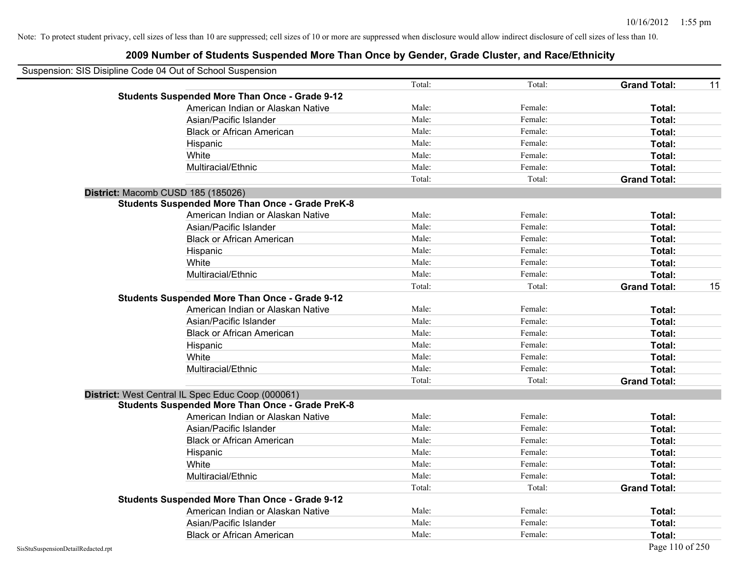Note: To protect student privacy, cell sizes of less than 10 are suppressed; cell sizes of 10 or more are suppressed when disclosure would allow indirect disclosure of cell sizes of less than 10.

## 2009 Number of Students Suspended More Than Once by Gender, Grade Cluster, and Race/Ethnicity

Suspension: SIS Disipline Code 04 Out of School Suspension

| | | | | |
|---|---|---|---|---|
| | Total: | Total: | **Grand Total:** | 11 |
| **Students Suspended More Than Once - Grade 9-12** | | | | |
| American Indian or Alaskan Native | Male: | Female: | **Total:** | |
| Asian/Pacific Islander | Male: | Female: | **Total:** | |
| Black or African American | Male: | Female: | **Total:** | |
| Hispanic | Male: | Female: | **Total:** | |
| White | Male: | Female: | **Total:** | |
| Multiracial/Ethnic | Male: | Female: | **Total:** | |
| | Total: | Total: | **Grand Total:** | |

**District:** Macomb CUSD 185 (185026)

| | | | | |
|---|---|---|---|---|
| **Students Suspended More Than Once - Grade PreK-8** | | | | |
| American Indian or Alaskan Native | Male: | Female: | **Total:** | |
| Asian/Pacific Islander | Male: | Female: | **Total:** | |
| Black or African American | Male: | Female: | **Total:** | |
| Hispanic | Male: | Female: | **Total:** | |
| White | Male: | Female: | **Total:** | |
| Multiracial/Ethnic | Male: | Female: | **Total:** | |
| | Total: | Total: | **Grand Total:** | 15 |
| **Students Suspended More Than Once - Grade 9-12** | | | | |
| American Indian or Alaskan Native | Male: | Female: | **Total:** | |
| Asian/Pacific Islander | Male: | Female: | **Total:** | |
| Black or African American | Male: | Female: | **Total:** | |
| Hispanic | Male: | Female: | **Total:** | |
| White | Male: | Female: | **Total:** | |
| Multiracial/Ethnic | Male: | Female: | **Total:** | |
| | Total: | Total: | **Grand Total:** | |

**District:** West Central IL Spec Educ Coop (000061)

| | | | | |
|---|---|---|---|---|
| **Students Suspended More Than Once - Grade PreK-8** | | | | |
| American Indian or Alaskan Native | Male: | Female: | **Total:** | |
| Asian/Pacific Islander | Male: | Female: | **Total:** | |
| Black or African American | Male: | Female: | **Total:** | |
| Hispanic | Male: | Female: | **Total:** | |
| White | Male: | Female: | **Total:** | |
| Multiracial/Ethnic | Male: | Female: | **Total:** | |
| | Total: | Total: | **Grand Total:** | |
| **Students Suspended More Than Once - Grade 9-12** | | | | |
| American Indian or Alaskan Native | Male: | Female: | **Total:** | |
| Asian/Pacific Islander | Male: | Female: | **Total:** | |
| Black or African American | Male: | Female: | **Total:** | |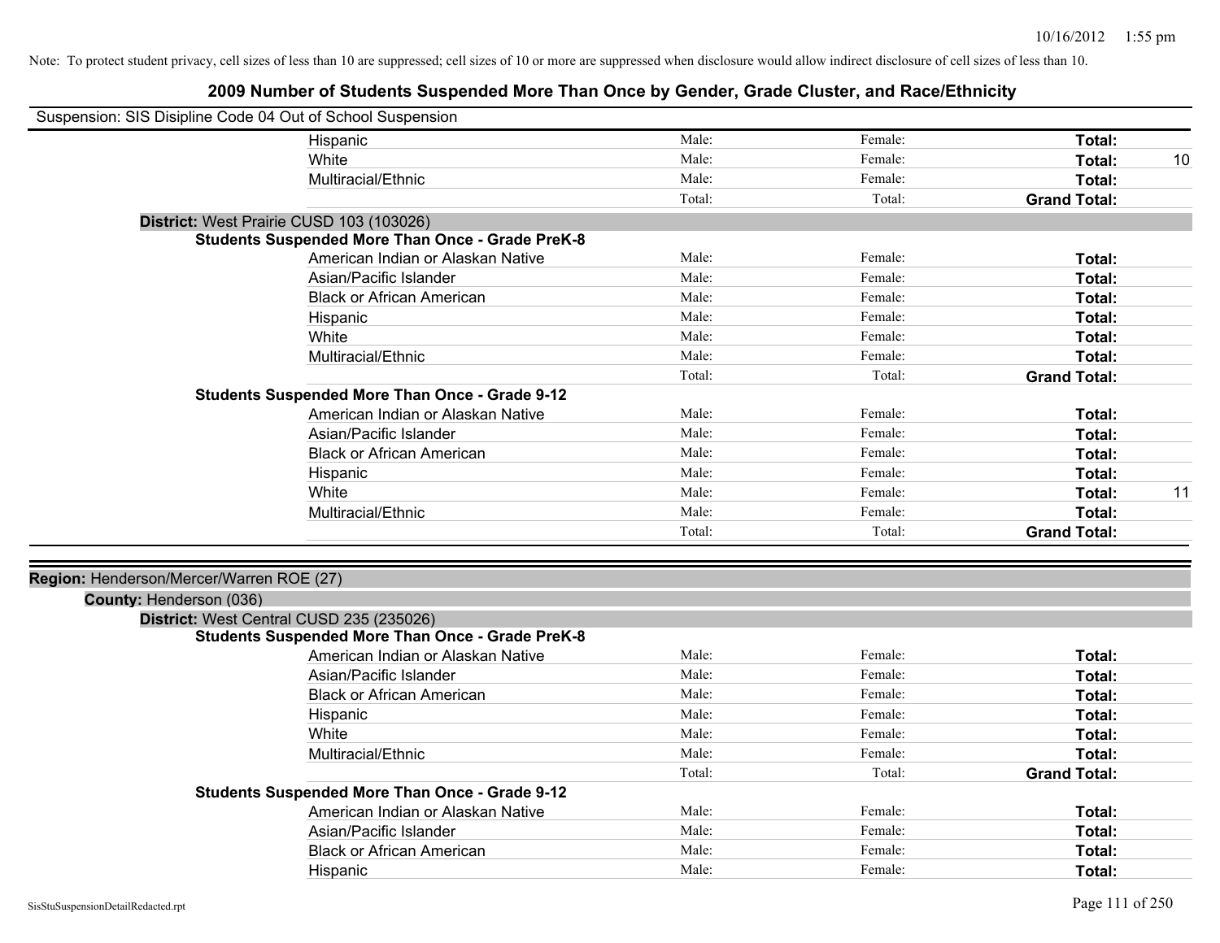Note: To protect student privacy, cell sizes of less than 10 are suppressed; cell sizes of 10 or more are suppressed when disclosure would allow indirect disclosure of cell sizes of less than 10.

# 2009 Number of Students Suspended More Than Once by Gender, Grade Cluster, and Race/Ethnicity

Suspension: SIS Disipline Code 04 Out of School Suspension

| | Male: | Female: | Total: | |
|---|---|---|---|---|
| Hispanic | Male: | Female: | **Total:** | |
| White | Male: | Female: | **Total:** | 10 |
| Multiracial/Ethnic | Male: | Female: | **Total:** | |
| | Total: | Total: | **Grand Total:** | |

**District:** West Prairie CUSD 103 (103026)

**Students Suspended More Than Once - Grade PreK-8**

| | | | | |
|---|---|---|---|---|
| American Indian or Alaskan Native | Male: | Female: | **Total:** | |
| Asian/Pacific Islander | Male: | Female: | **Total:** | |
| Black or African American | Male: | Female: | **Total:** | |
| Hispanic | Male: | Female: | **Total:** | |
| White | Male: | Female: | **Total:** | |
| Multiracial/Ethnic | Male: | Female: | **Total:** | |
| | Total: | Total: | **Grand Total:** | |

**Students Suspended More Than Once - Grade 9-12**

| | | | | |
|---|---|---|---|---|
| American Indian or Alaskan Native | Male: | Female: | **Total:** | |
| Asian/Pacific Islander | Male: | Female: | **Total:** | |
| Black or African American | Male: | Female: | **Total:** | |
| Hispanic | Male: | Female: | **Total:** | |
| White | Male: | Female: | **Total:** | 11 |
| Multiracial/Ethnic | Male: | Female: | **Total:** | |
| | Total: | Total: | **Grand Total:** | |

**Region:** Henderson/Mercer/Warren ROE (27)

**County:** Henderson (036)

**District:** West Central CUSD 235 (235026)

**Students Suspended More Than Once - Grade PreK-8**

| | | | | |
|---|---|---|---|---|
| American Indian or Alaskan Native | Male: | Female: | **Total:** | |
| Asian/Pacific Islander | Male: | Female: | **Total:** | |
| Black or African American | Male: | Female: | **Total:** | |
| Hispanic | Male: | Female: | **Total:** | |
| White | Male: | Female: | **Total:** | |
| Multiracial/Ethnic | Male: | Female: | **Total:** | |
| | Total: | Total: | **Grand Total:** | |

**Students Suspended More Than Once - Grade 9-12**

| | | | | |
|---|---|---|---|---|
| American Indian or Alaskan Native | Male: | Female: | **Total:** | |
| Asian/Pacific Islander | Male: | Female: | **Total:** | |
| Black or African American | Male: | Female: | **Total:** | |
| Hispanic | Male: | Female: | **Total:** | |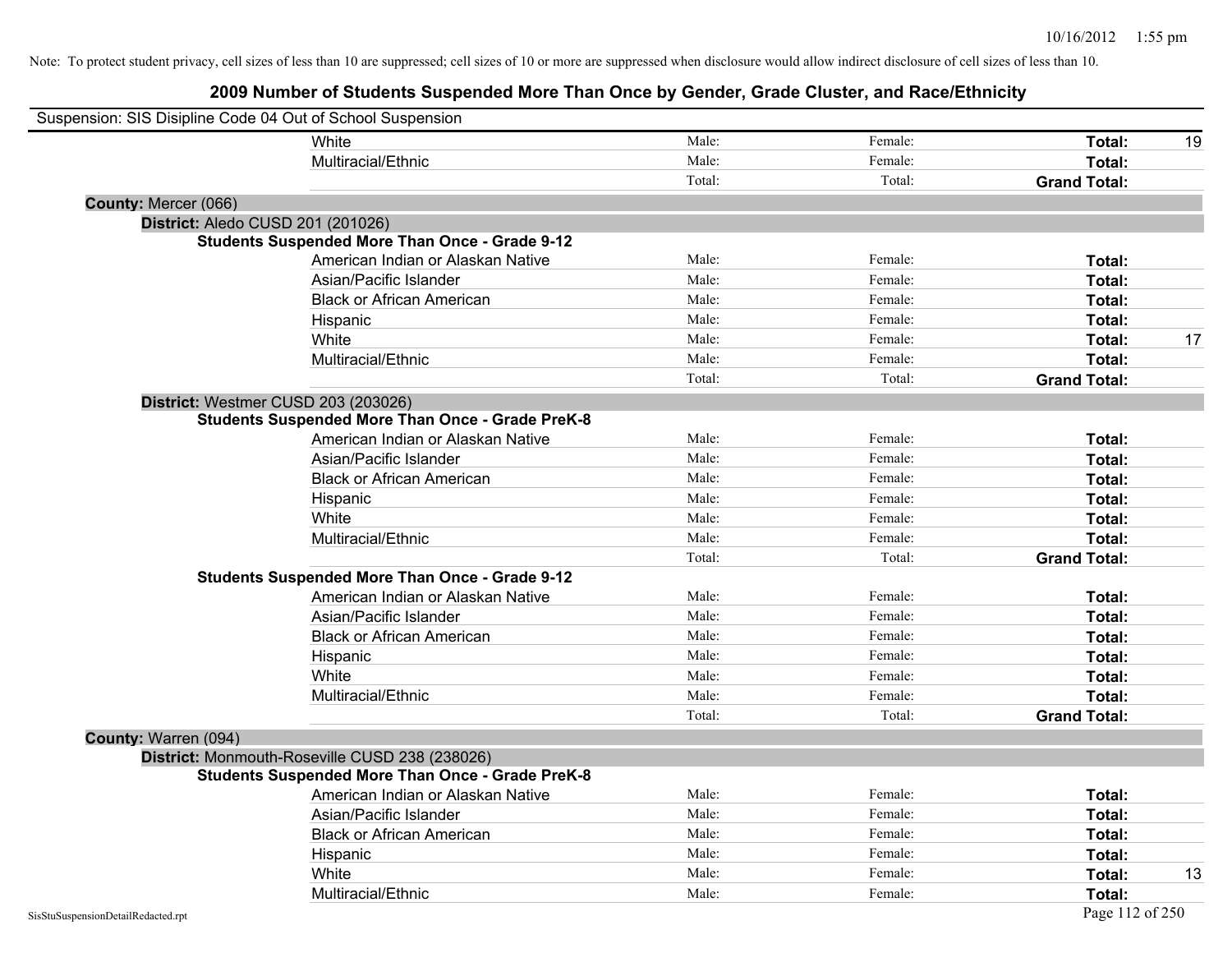Note: To protect student privacy, cell sizes of less than 10 are suppressed; cell sizes of 10 or more are suppressed when disclosure would allow indirect disclosure of cell sizes of less than 10.

## 2009 Number of Students Suspended More Than Once by Gender, Grade Cluster, and Race/Ethnicity

Suspension: SIS Disipline Code 04 Out of School Suspension

| | | | | |
|---|---|---|---|---|
| White | Male: | Female: | **Total:** | 19 |
| Multiracial/Ethnic | Male: | Female: | **Total:** | |
| | Total: | Total: | **Grand Total:** | |

**County:** Mercer (066)

**District:** Aledo CUSD 201 (201026)

**Students Suspended More Than Once - Grade 9-12**

| | | | | |
|---|---|---|---|---|
| American Indian or Alaskan Native | Male: | Female: | **Total:** | |
| Asian/Pacific Islander | Male: | Female: | **Total:** | |
| Black or African American | Male: | Female: | **Total:** | |
| Hispanic | Male: | Female: | **Total:** | |
| White | Male: | Female: | **Total:** | 17 |
| Multiracial/Ethnic | Male: | Female: | **Total:** | |
| | Total: | Total: | **Grand Total:** | |

**District:** Westmer CUSD 203 (203026)

**Students Suspended More Than Once - Grade PreK-8**

| | | | | |
|---|---|---|---|---|
| American Indian or Alaskan Native | Male: | Female: | **Total:** | |
| Asian/Pacific Islander | Male: | Female: | **Total:** | |
| Black or African American | Male: | Female: | **Total:** | |
| Hispanic | Male: | Female: | **Total:** | |
| White | Male: | Female: | **Total:** | |
| Multiracial/Ethnic | Male: | Female: | **Total:** | |
| | Total: | Total: | **Grand Total:** | |

**Students Suspended More Than Once - Grade 9-12**

| | | | | |
|---|---|---|---|---|
| American Indian or Alaskan Native | Male: | Female: | **Total:** | |
| Asian/Pacific Islander | Male: | Female: | **Total:** | |
| Black or African American | Male: | Female: | **Total:** | |
| Hispanic | Male: | Female: | **Total:** | |
| White | Male: | Female: | **Total:** | |
| Multiracial/Ethnic | Male: | Female: | **Total:** | |
| | Total: | Total: | **Grand Total:** | |

**County:** Warren (094)

**District:** Monmouth-Roseville CUSD 238 (238026)

**Students Suspended More Than Once - Grade PreK-8**

| | | | | |
|---|---|---|---|---|
| American Indian or Alaskan Native | Male: | Female: | **Total:** | |
| Asian/Pacific Islander | Male: | Female: | **Total:** | |
| Black or African American | Male: | Female: | **Total:** | |
| Hispanic | Male: | Female: | **Total:** | |
| White | Male: | Female: | **Total:** | 13 |
| Multiracial/Ethnic | Male: | Female: | **Total:** | |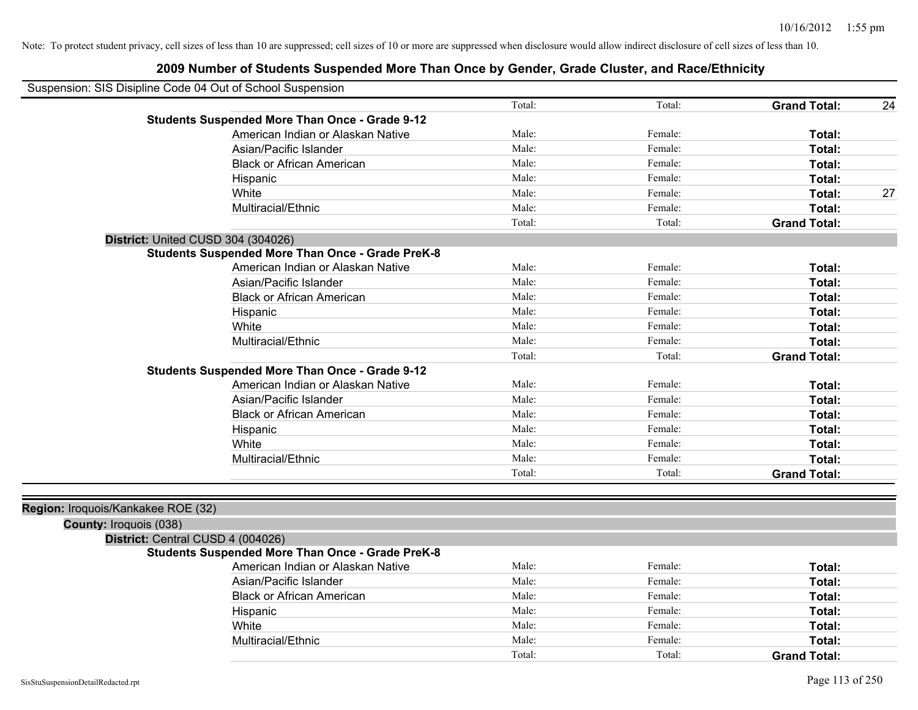Note: To protect student privacy, cell sizes of less than 10 are suppressed; cell sizes of 10 or more are suppressed when disclosure would allow indirect disclosure of cell sizes of less than 10.

## 2009 Number of Students Suspended More Than Once by Gender, Grade Cluster, and Race/Ethnicity

Suspension: SIS Disipline Code 04 Out of School Suspension

| | Male/Total | Female/Total | Total | Value |
|---|---|---|---|---|
| | Total: | Total: | **Grand Total:** | 24 |
| **Students Suspended More Than Once - Grade 9-12** | | | | |
| American Indian or Alaskan Native | Male: | Female: | **Total:** | |
| Asian/Pacific Islander | Male: | Female: | **Total:** | |
| Black or African American | Male: | Female: | **Total:** | |
| Hispanic | Male: | Female: | **Total:** | |
| White | Male: | Female: | **Total:** | 27 |
| Multiracial/Ethnic | Male: | Female: | **Total:** | |
| | Total: | Total: | **Grand Total:** | |

**District:** United CUSD 304 (304026)

| | Male/Total | Female/Total | Total | Value |
|---|---|---|---|---|
| **Students Suspended More Than Once - Grade PreK-8** | | | | |
| American Indian or Alaskan Native | Male: | Female: | **Total:** | |
| Asian/Pacific Islander | Male: | Female: | **Total:** | |
| Black or African American | Male: | Female: | **Total:** | |
| Hispanic | Male: | Female: | **Total:** | |
| White | Male: | Female: | **Total:** | |
| Multiracial/Ethnic | Male: | Female: | **Total:** | |
| | Total: | Total: | **Grand Total:** | |
| **Students Suspended More Than Once - Grade 9-12** | | | | |
| American Indian or Alaskan Native | Male: | Female: | **Total:** | |
| Asian/Pacific Islander | Male: | Female: | **Total:** | |
| Black or African American | Male: | Female: | **Total:** | |
| Hispanic | Male: | Female: | **Total:** | |
| White | Male: | Female: | **Total:** | |
| Multiracial/Ethnic | Male: | Female: | **Total:** | |
| | Total: | Total: | **Grand Total:** | |

**Region:** Iroquois/Kankakee ROE (32)

**County:** Iroquois (038)

**District:** Central CUSD 4 (004026)

| | Male/Total | Female/Total | Total | Value |
|---|---|---|---|---|
| **Students Suspended More Than Once - Grade PreK-8** | | | | |
| American Indian or Alaskan Native | Male: | Female: | **Total:** | |
| Asian/Pacific Islander | Male: | Female: | **Total:** | |
| Black or African American | Male: | Female: | **Total:** | |
| Hispanic | Male: | Female: | **Total:** | |
| White | Male: | Female: | **Total:** | |
| Multiracial/Ethnic | Male: | Female: | **Total:** | |
| | Total: | Total: | **Grand Total:** | |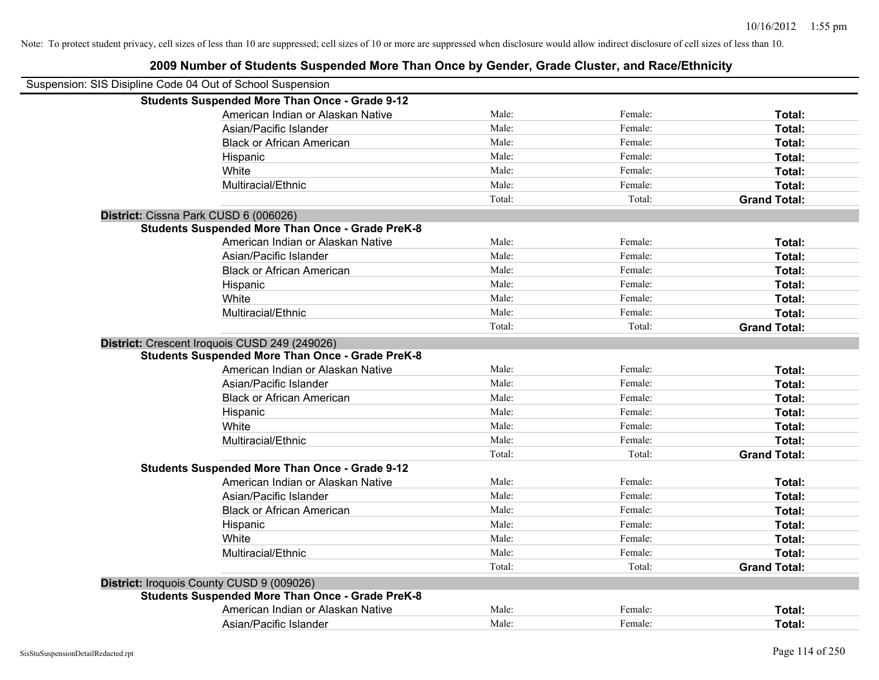Note: To protect student privacy, cell sizes of less than 10 are suppressed; cell sizes of 10 or more are suppressed when disclosure would allow indirect disclosure of cell sizes of less than 10.

# 2009 Number of Students Suspended More Than Once by Gender, Grade Cluster, and Race/Ethnicity

Suspension: SIS Disipline Code 04 Out of School Suspension

| | | | | |
|---|---|---|---|---|
| **Students Suspended More Than Once - Grade 9-12** | | | | |
| | American Indian or Alaskan Native | Male: | Female: | **Total:** |
| | Asian/Pacific Islander | Male: | Female: | **Total:** |
| | Black or African American | Male: | Female: | **Total:** |
| | Hispanic | Male: | Female: | **Total:** |
| | White | Male: | Female: | **Total:** |
| | Multiracial/Ethnic | Male: | Female: | **Total:** |
| | | Total: | Total: | **Grand Total:** |
| **District:** Cissna Park CUSD 6 (006026) | | | | |
| **Students Suspended More Than Once - Grade PreK-8** | | | | |
| | American Indian or Alaskan Native | Male: | Female: | **Total:** |
| | Asian/Pacific Islander | Male: | Female: | **Total:** |
| | Black or African American | Male: | Female: | **Total:** |
| | Hispanic | Male: | Female: | **Total:** |
| | White | Male: | Female: | **Total:** |
| | Multiracial/Ethnic | Male: | Female: | **Total:** |
| | | Total: | Total: | **Grand Total:** |
| **District:** Crescent Iroquois CUSD 249 (249026) | | | | |
| **Students Suspended More Than Once - Grade PreK-8** | | | | |
| | American Indian or Alaskan Native | Male: | Female: | **Total:** |
| | Asian/Pacific Islander | Male: | Female: | **Total:** |
| | Black or African American | Male: | Female: | **Total:** |
| | Hispanic | Male: | Female: | **Total:** |
| | White | Male: | Female: | **Total:** |
| | Multiracial/Ethnic | Male: | Female: | **Total:** |
| | | Total: | Total: | **Grand Total:** |
| **Students Suspended More Than Once - Grade 9-12** | | | | |
| | American Indian or Alaskan Native | Male: | Female: | **Total:** |
| | Asian/Pacific Islander | Male: | Female: | **Total:** |
| | Black or African American | Male: | Female: | **Total:** |
| | Hispanic | Male: | Female: | **Total:** |
| | White | Male: | Female: | **Total:** |
| | Multiracial/Ethnic | Male: | Female: | **Total:** |
| | | Total: | Total: | **Grand Total:** |
| **District:** Iroquois County CUSD 9 (009026) | | | | |
| **Students Suspended More Than Once - Grade PreK-8** | | | | |
| | American Indian or Alaskan Native | Male: | Female: | **Total:** |
| | Asian/Pacific Islander | Male: | Female: | **Total:** |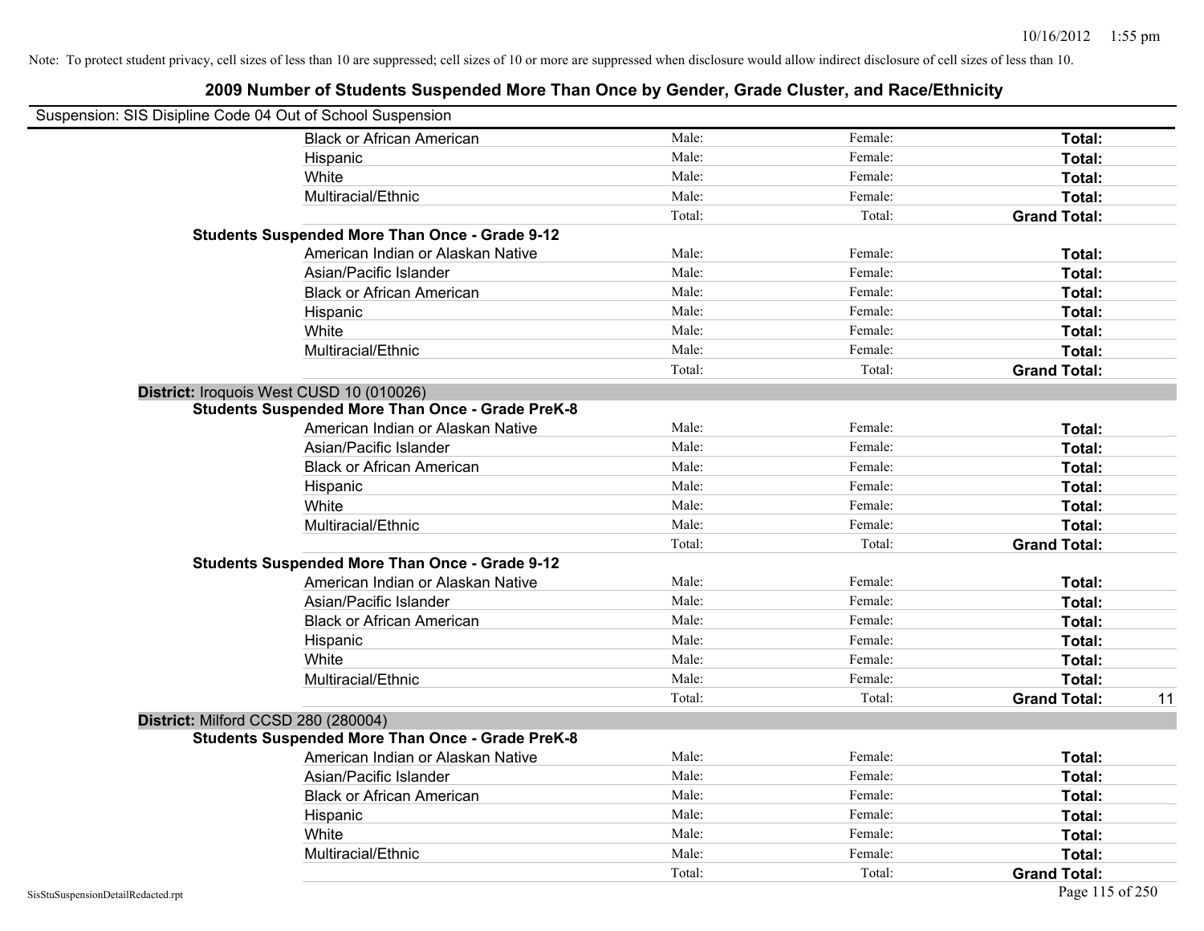Note: To protect student privacy, cell sizes of less than 10 are suppressed; cell sizes of 10 or more are suppressed when disclosure would allow indirect disclosure of cell sizes of less than 10.

# 2009 Number of Students Suspended More Than Once by Gender, Grade Cluster, and Race/Ethnicity

Suspension: SIS Disipline Code 04 Out of School Suspension

| | | | | |
|---|---|---|---|---|
| Black or African American | Male: | Female: | **Total:** | |
| Hispanic | Male: | Female: | **Total:** | |
| White | Male: | Female: | **Total:** | |
| Multiracial/Ethnic | Male: | Female: | **Total:** | |
| | Total: | Total: | **Grand Total:** | |

**Students Suspended More Than Once - Grade 9-12**

| | | | | |
|---|---|---|---|---|
| American Indian or Alaskan Native | Male: | Female: | **Total:** | |
| Asian/Pacific Islander | Male: | Female: | **Total:** | |
| Black or African American | Male: | Female: | **Total:** | |
| Hispanic | Male: | Female: | **Total:** | |
| White | Male: | Female: | **Total:** | |
| Multiracial/Ethnic | Male: | Female: | **Total:** | |
| | Total: | Total: | **Grand Total:** | |

## District: Iroquois West CUSD 10 (010026)

**Students Suspended More Than Once - Grade PreK-8**

| | | | | |
|---|---|---|---|---|
| American Indian or Alaskan Native | Male: | Female: | **Total:** | |
| Asian/Pacific Islander | Male: | Female: | **Total:** | |
| Black or African American | Male: | Female: | **Total:** | |
| Hispanic | Male: | Female: | **Total:** | |
| White | Male: | Female: | **Total:** | |
| Multiracial/Ethnic | Male: | Female: | **Total:** | |
| | Total: | Total: | **Grand Total:** | |

**Students Suspended More Than Once - Grade 9-12**

| | | | | |
|---|---|---|---|---|
| American Indian or Alaskan Native | Male: | Female: | **Total:** | |
| Asian/Pacific Islander | Male: | Female: | **Total:** | |
| Black or African American | Male: | Female: | **Total:** | |
| Hispanic | Male: | Female: | **Total:** | |
| White | Male: | Female: | **Total:** | |
| Multiracial/Ethnic | Male: | Female: | **Total:** | |
| | Total: | Total: | **Grand Total:** | 11 |

## District: Milford CCSD 280 (280004)

**Students Suspended More Than Once - Grade PreK-8**

| | | | | |
|---|---|---|---|---|
| American Indian or Alaskan Native | Male: | Female: | **Total:** | |
| Asian/Pacific Islander | Male: | Female: | **Total:** | |
| Black or African American | Male: | Female: | **Total:** | |
| Hispanic | Male: | Female: | **Total:** | |
| White | Male: | Female: | **Total:** | |
| Multiracial/Ethnic | Male: | Female: | **Total:** | |
| | Total: | Total: | **Grand Total:** | |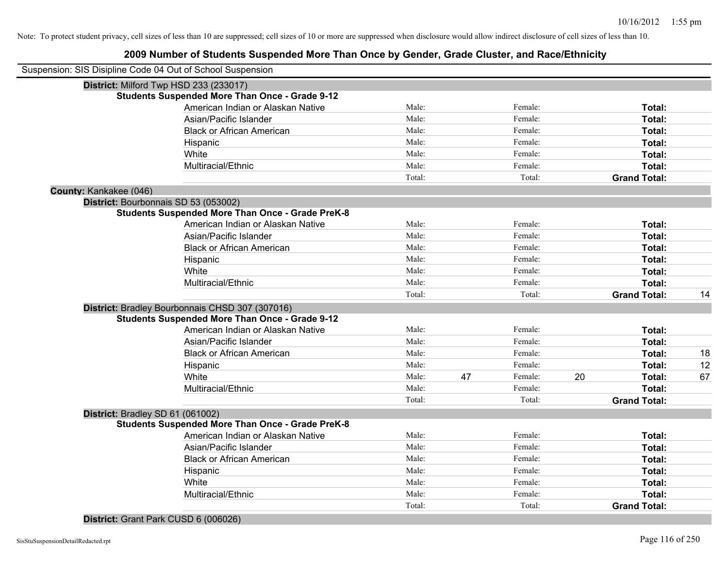Note: To protect student privacy, cell sizes of less than 10 are suppressed; cell sizes of 10 or more are suppressed when disclosure would allow indirect disclosure of cell sizes of less than 10.

# 2009 Number of Students Suspended More Than Once by Gender, Grade Cluster, and Race/Ethnicity

Suspension: SIS Disipline Code 04 Out of School Suspension

**District:** Milford Twp HSD 233 (233017)

**Students Suspended More Than Once - Grade 9-12**

| Race/Ethnicity | Male: | | Female: | | Total: | |
|---|---|---|---|---|---|---|
| American Indian or Alaskan Native | Male: | | Female: | | **Total:** | |
| Asian/Pacific Islander | Male: | | Female: | | **Total:** | |
| Black or African American | Male: | | Female: | | **Total:** | |
| Hispanic | Male: | | Female: | | **Total:** | |
| White | Male: | | Female: | | **Total:** | |
| Multiracial/Ethnic | Male: | | Female: | | **Total:** | |
| | Total: | | Total: | | **Grand Total:** | |

**County:** Kankakee (046)

**District:** Bourbonnais SD 53 (053002)

**Students Suspended More Than Once - Grade PreK-8**

| Race/Ethnicity | Male: | | Female: | | Total: | |
|---|---|---|---|---|---|---|
| American Indian or Alaskan Native | Male: | | Female: | | **Total:** | |
| Asian/Pacific Islander | Male: | | Female: | | **Total:** | |
| Black or African American | Male: | | Female: | | **Total:** | |
| Hispanic | Male: | | Female: | | **Total:** | |
| White | Male: | | Female: | | **Total:** | |
| Multiracial/Ethnic | Male: | | Female: | | **Total:** | |
| | Total: | | Total: | | **Grand Total:** | 14 |

**District:** Bradley Bourbonnais CHSD 307 (307016)

**Students Suspended More Than Once - Grade 9-12**

| Race/Ethnicity | Male: | | Female: | | Total: | |
|---|---|---|---|---|---|---|
| American Indian or Alaskan Native | Male: | | Female: | | **Total:** | |
| Asian/Pacific Islander | Male: | | Female: | | **Total:** | |
| Black or African American | Male: | | Female: | | **Total:** | 18 |
| Hispanic | Male: | | Female: | | **Total:** | 12 |
| White | Male: | 47 | Female: | 20 | **Total:** | 67 |
| Multiracial/Ethnic | Male: | | Female: | | **Total:** | |
| | Total: | | Total: | | **Grand Total:** | |

**District:** Bradley SD 61 (061002)

**Students Suspended More Than Once - Grade PreK-8**

| Race/Ethnicity | Male: | | Female: | | Total: | |
|---|---|---|---|---|---|---|
| American Indian or Alaskan Native | Male: | | Female: | | **Total:** | |
| Asian/Pacific Islander | Male: | | Female: | | **Total:** | |
| Black or African American | Male: | | Female: | | **Total:** | |
| Hispanic | Male: | | Female: | | **Total:** | |
| White | Male: | | Female: | | **Total:** | |
| Multiracial/Ethnic | Male: | | Female: | | **Total:** | |
| | Total: | | Total: | | **Grand Total:** | |

**District:** Grant Park CUSD 6 (006026)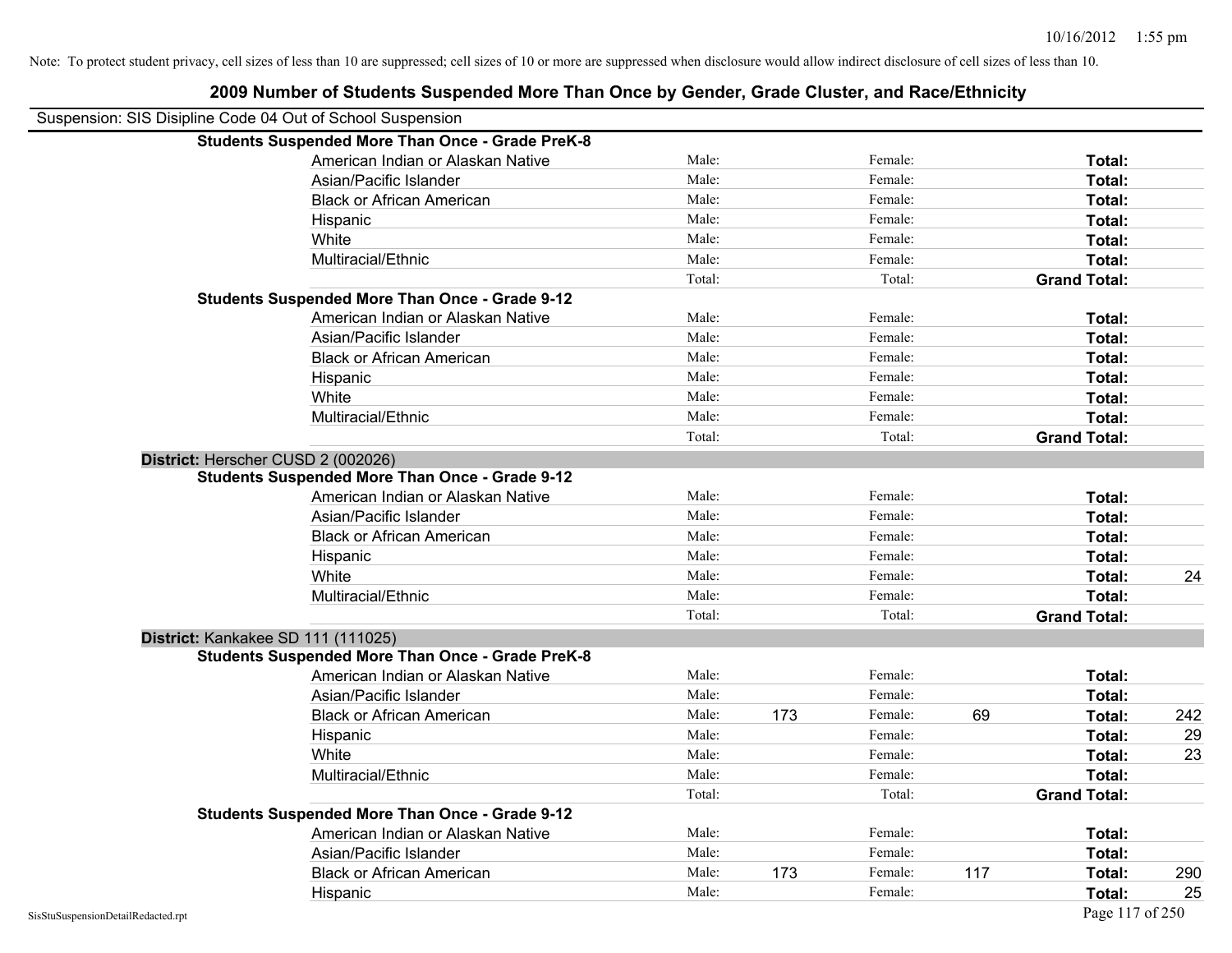Note: To protect student privacy, cell sizes of less than 10 are suppressed; cell sizes of 10 or more are suppressed when disclosure would allow indirect disclosure of cell sizes of less than 10.

## 2009 Number of Students Suspended More Than Once by Gender, Grade Cluster, and Race/Ethnicity

Suspension: SIS Disipline Code 04 Out of School Suspension

**Students Suspended More Than Once - Grade PreK-8**

| | Male: | | Female: | | | |
|---|---|---|---|---|---|---|
| American Indian or Alaskan Native | Male: | | Female: | | **Total:** | |
| Asian/Pacific Islander | Male: | | Female: | | **Total:** | |
| Black or African American | Male: | | Female: | | **Total:** | |
| Hispanic | Male: | | Female: | | **Total:** | |
| White | Male: | | Female: | | **Total:** | |
| Multiracial/Ethnic | Male: | | Female: | | **Total:** | |
| | Total: | | Total: | | **Grand Total:** | |

**Students Suspended More Than Once - Grade 9-12**

| | Male: | | Female: | | | |
|---|---|---|---|---|---|---|
| American Indian or Alaskan Native | Male: | | Female: | | **Total:** | |
| Asian/Pacific Islander | Male: | | Female: | | **Total:** | |
| Black or African American | Male: | | Female: | | **Total:** | |
| Hispanic | Male: | | Female: | | **Total:** | |
| White | Male: | | Female: | | **Total:** | |
| Multiracial/Ethnic | Male: | | Female: | | **Total:** | |
| | Total: | | Total: | | **Grand Total:** | |

**District:** Herscher CUSD 2 (002026)

**Students Suspended More Than Once - Grade 9-12**

| | Male: | | Female: | | | |
|---|---|---|---|---|---|---|
| American Indian or Alaskan Native | Male: | | Female: | | **Total:** | |
| Asian/Pacific Islander | Male: | | Female: | | **Total:** | |
| Black or African American | Male: | | Female: | | **Total:** | |
| Hispanic | Male: | | Female: | | **Total:** | |
| White | Male: | | Female: | | **Total:** | 24 |
| Multiracial/Ethnic | Male: | | Female: | | **Total:** | |
| | Total: | | Total: | | **Grand Total:** | |

**District:** Kankakee SD 111 (111025)

**Students Suspended More Than Once - Grade PreK-8**

| | Male: | | Female: | | | |
|---|---|---|---|---|---|---|
| American Indian or Alaskan Native | Male: | | Female: | | **Total:** | |
| Asian/Pacific Islander | Male: | | Female: | | **Total:** | |
| Black or African American | Male: | 173 | Female: | 69 | **Total:** | 242 |
| Hispanic | Male: | | Female: | | **Total:** | 29 |
| White | Male: | | Female: | | **Total:** | 23 |
| Multiracial/Ethnic | Male: | | Female: | | **Total:** | |
| | Total: | | Total: | | **Grand Total:** | |

**Students Suspended More Than Once - Grade 9-12**

| | Male: | | Female: | | | |
|---|---|---|---|---|---|---|
| American Indian or Alaskan Native | Male: | | Female: | | **Total:** | |
| Asian/Pacific Islander | Male: | | Female: | | **Total:** | |
| Black or African American | Male: | 173 | Female: | 117 | **Total:** | 290 |
| Hispanic | Male: | | Female: | | **Total:** | 25 |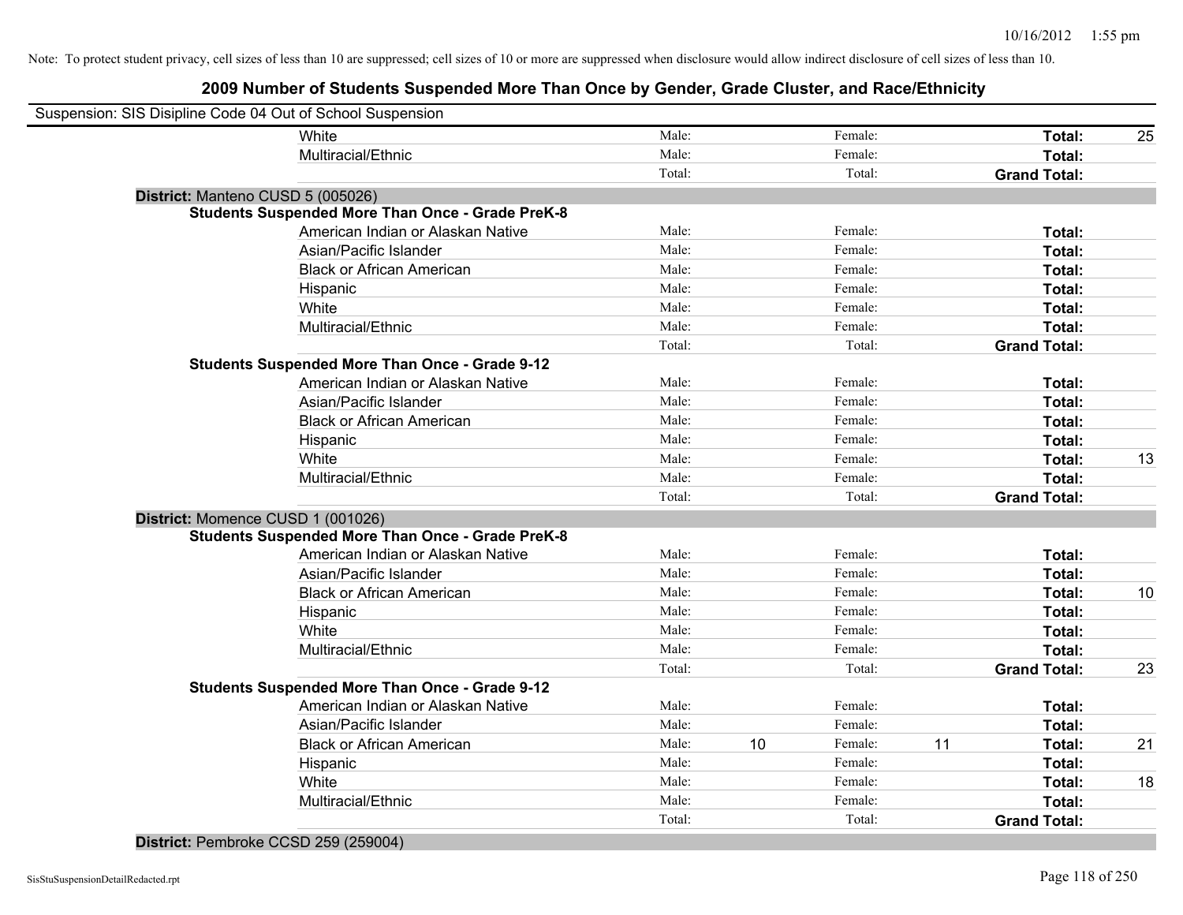Note: To protect student privacy, cell sizes of less than 10 are suppressed; cell sizes of 10 or more are suppressed when disclosure would allow indirect disclosure of cell sizes of less than 10.

## 2009 Number of Students Suspended More Than Once by Gender, Grade Cluster, and Race/Ethnicity

Suspension: SIS Disipline Code 04 Out of School Suspension

| | | | | | | |
|---|---|---|---|---|---|---|
| White | Male: | | Female: | | **Total:** | 25 |
| Multiracial/Ethnic | Male: | | Female: | | **Total:** | |
| | Total: | | Total: | | **Grand Total:** | |

**District:** Manteno CUSD 5 (005026)

**Students Suspended More Than Once - Grade PreK-8**

| | | | | | | |
|---|---|---|---|---|---|---|
| American Indian or Alaskan Native | Male: | | Female: | | **Total:** | |
| Asian/Pacific Islander | Male: | | Female: | | **Total:** | |
| Black or African American | Male: | | Female: | | **Total:** | |
| Hispanic | Male: | | Female: | | **Total:** | |
| White | Male: | | Female: | | **Total:** | |
| Multiracial/Ethnic | Male: | | Female: | | **Total:** | |
| | Total: | | Total: | | **Grand Total:** | |

**Students Suspended More Than Once - Grade 9-12**

| | | | | | | |
|---|---|---|---|---|---|---|
| American Indian or Alaskan Native | Male: | | Female: | | **Total:** | |
| Asian/Pacific Islander | Male: | | Female: | | **Total:** | |
| Black or African American | Male: | | Female: | | **Total:** | |
| Hispanic | Male: | | Female: | | **Total:** | |
| White | Male: | | Female: | | **Total:** | 13 |
| Multiracial/Ethnic | Male: | | Female: | | **Total:** | |
| | Total: | | Total: | | **Grand Total:** | |

**District:** Momence CUSD 1 (001026)

**Students Suspended More Than Once - Grade PreK-8**

| | | | | | | |
|---|---|---|---|---|---|---|
| American Indian or Alaskan Native | Male: | | Female: | | **Total:** | |
| Asian/Pacific Islander | Male: | | Female: | | **Total:** | |
| Black or African American | Male: | | Female: | | **Total:** | 10 |
| Hispanic | Male: | | Female: | | **Total:** | |
| White | Male: | | Female: | | **Total:** | |
| Multiracial/Ethnic | Male: | | Female: | | **Total:** | |
| | Total: | | Total: | | **Grand Total:** | 23 |

**Students Suspended More Than Once - Grade 9-12**

| | | | | | | |
|---|---|---|---|---|---|---|
| American Indian or Alaskan Native | Male: | | Female: | | **Total:** | |
| Asian/Pacific Islander | Male: | | Female: | | **Total:** | |
| Black or African American | Male: | 10 | Female: | 11 | **Total:** | 21 |
| Hispanic | Male: | | Female: | | **Total:** | |
| White | Male: | | Female: | | **Total:** | 18 |
| Multiracial/Ethnic | Male: | | Female: | | **Total:** | |
| | Total: | | Total: | | **Grand Total:** | |

**District:** Pembroke CCSD 259 (259004)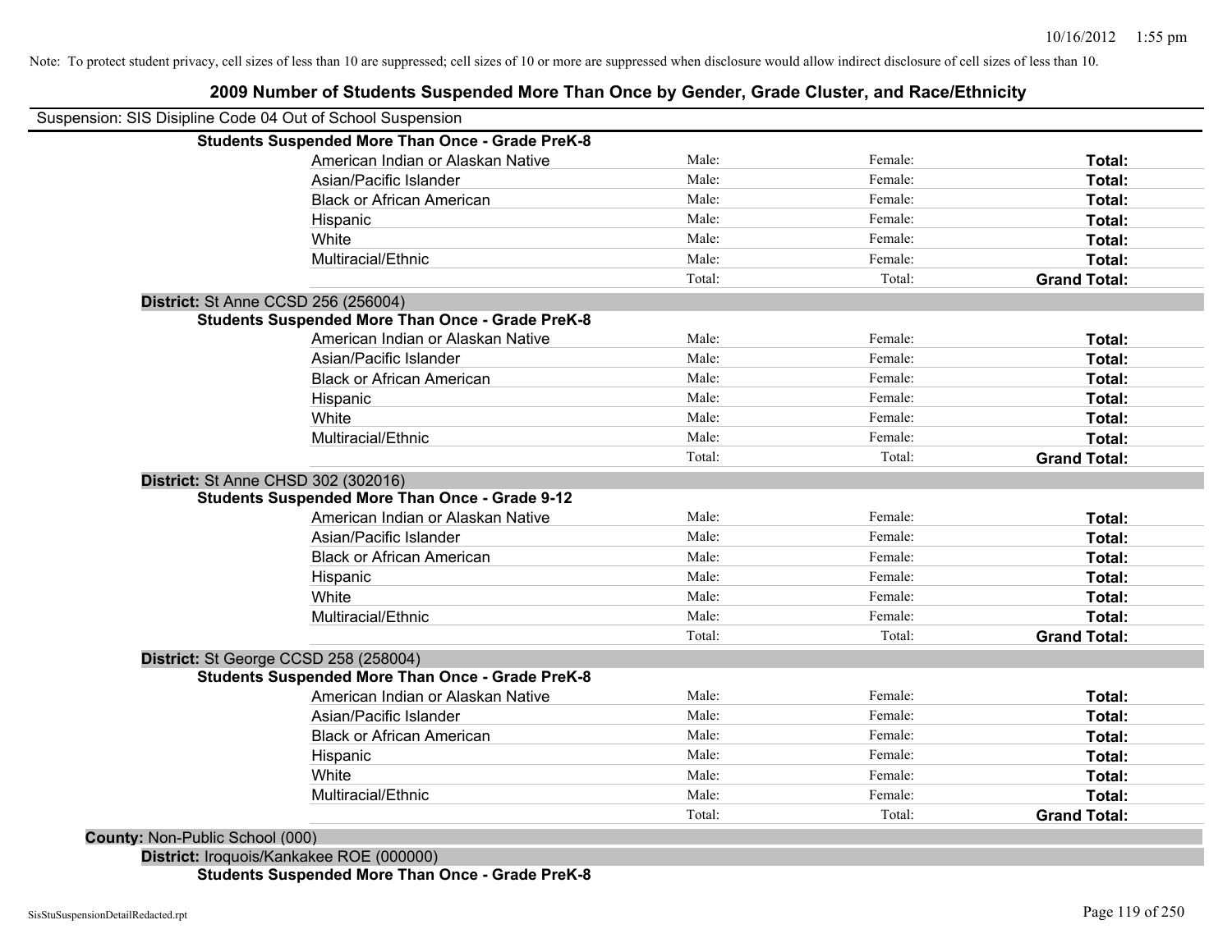Note: To protect student privacy, cell sizes of less than 10 are suppressed; cell sizes of 10 or more are suppressed when disclosure would allow indirect disclosure of cell sizes of less than 10.

## 2009 Number of Students Suspended More Than Once by Gender, Grade Cluster, and Race/Ethnicity

Suspension: SIS Disipline Code 04 Out of School Suspension

**Students Suspended More Than Once - Grade PreK-8**

| | | | |
|---|---|---|---|
| American Indian or Alaskan Native | Male: | Female: | **Total:** |
| Asian/Pacific Islander | Male: | Female: | **Total:** |
| Black or African American | Male: | Female: | **Total:** |
| Hispanic | Male: | Female: | **Total:** |
| White | Male: | Female: | **Total:** |
| Multiracial/Ethnic | Male: | Female: | **Total:** |
| | Total: | Total: | **Grand Total:** |

**District:** St Anne CCSD 256 (256004)

**Students Suspended More Than Once - Grade PreK-8**

| | | | |
|---|---|---|---|
| American Indian or Alaskan Native | Male: | Female: | **Total:** |
| Asian/Pacific Islander | Male: | Female: | **Total:** |
| Black or African American | Male: | Female: | **Total:** |
| Hispanic | Male: | Female: | **Total:** |
| White | Male: | Female: | **Total:** |
| Multiracial/Ethnic | Male: | Female: | **Total:** |
| | Total: | Total: | **Grand Total:** |

**District:** St Anne CHSD 302 (302016)

**Students Suspended More Than Once - Grade 9-12**

| | | | |
|---|---|---|---|
| American Indian or Alaskan Native | Male: | Female: | **Total:** |
| Asian/Pacific Islander | Male: | Female: | **Total:** |
| Black or African American | Male: | Female: | **Total:** |
| Hispanic | Male: | Female: | **Total:** |
| White | Male: | Female: | **Total:** |
| Multiracial/Ethnic | Male: | Female: | **Total:** |
| | Total: | Total: | **Grand Total:** |

**District:** St George CCSD 258 (258004)

**Students Suspended More Than Once - Grade PreK-8**

| | | | |
|---|---|---|---|
| American Indian or Alaskan Native | Male: | Female: | **Total:** |
| Asian/Pacific Islander | Male: | Female: | **Total:** |
| Black or African American | Male: | Female: | **Total:** |
| Hispanic | Male: | Female: | **Total:** |
| White | Male: | Female: | **Total:** |
| Multiracial/Ethnic | Male: | Female: | **Total:** |
| | Total: | Total: | **Grand Total:** |

**County:** Non-Public School (000)

**District:** Iroquois/Kankakee ROE (000000)

**Students Suspended More Than Once - Grade PreK-8**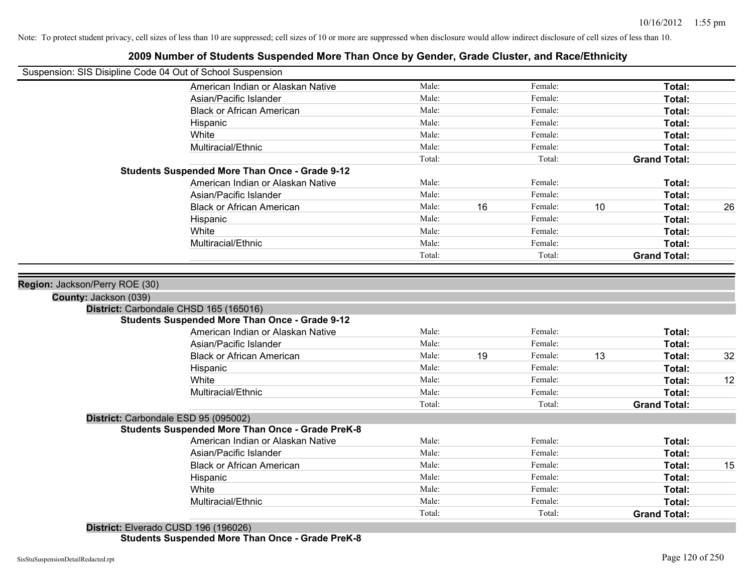Note: To protect student privacy, cell sizes of less than 10 are suppressed; cell sizes of 10 or more are suppressed when disclosure would allow indirect disclosure of cell sizes of less than 10.

## 2009 Number of Students Suspended More Than Once by Gender, Grade Cluster, and Race/Ethnicity

Suspension: SIS Disipline Code 04 Out of School Suspension

| | | | | | |
|---|---|---|---|---|---|
| American Indian or Alaskan Native | Male: | Female: | | **Total:** | |
| Asian/Pacific Islander | Male: | Female: | | **Total:** | |
| Black or African American | Male: | Female: | | **Total:** | |
| Hispanic | Male: | Female: | | **Total:** | |
| White | Male: | Female: | | **Total:** | |
| Multiracial/Ethnic | Male: | Female: | | **Total:** | |
| | Total: | Total: | | **Grand Total:** | |

**Students Suspended More Than Once - Grade 9-12**

| | | | | | | |
|---|---|---|---|---|---|---|
| American Indian or Alaskan Native | Male: | | Female: | | **Total:** | |
| Asian/Pacific Islander | Male: | | Female: | | **Total:** | |
| Black or African American | Male: | 16 | Female: | 10 | **Total:** | 26 |
| Hispanic | Male: | | Female: | | **Total:** | |
| White | Male: | | Female: | | **Total:** | |
| Multiracial/Ethnic | Male: | | Female: | | **Total:** | |
| | Total: | | Total: | | **Grand Total:** | |

**Region:** Jackson/Perry ROE (30)

**County:** Jackson (039)

**District:** Carbondale CHSD 165 (165016)

**Students Suspended More Than Once - Grade 9-12**

| | | | | | | |
|---|---|---|---|---|---|---|
| American Indian or Alaskan Native | Male: | | Female: | | **Total:** | |
| Asian/Pacific Islander | Male: | | Female: | | **Total:** | |
| Black or African American | Male: | 19 | Female: | 13 | **Total:** | 32 |
| Hispanic | Male: | | Female: | | **Total:** | |
| White | Male: | | Female: | | **Total:** | 12 |
| Multiracial/Ethnic | Male: | | Female: | | **Total:** | |
| | Total: | | Total: | | **Grand Total:** | |

**District:** Carbondale ESD 95 (095002)

**Students Suspended More Than Once - Grade PreK-8**

| | | | | | | |
|---|---|---|---|---|---|---|
| American Indian or Alaskan Native | Male: | | Female: | | **Total:** | |
| Asian/Pacific Islander | Male: | | Female: | | **Total:** | |
| Black or African American | Male: | | Female: | | **Total:** | 15 |
| Hispanic | Male: | | Female: | | **Total:** | |
| White | Male: | | Female: | | **Total:** | |
| Multiracial/Ethnic | Male: | | Female: | | **Total:** | |
| | Total: | | Total: | | **Grand Total:** | |

**District:** Elverado CUSD 196 (196026)

**Students Suspended More Than Once - Grade PreK-8**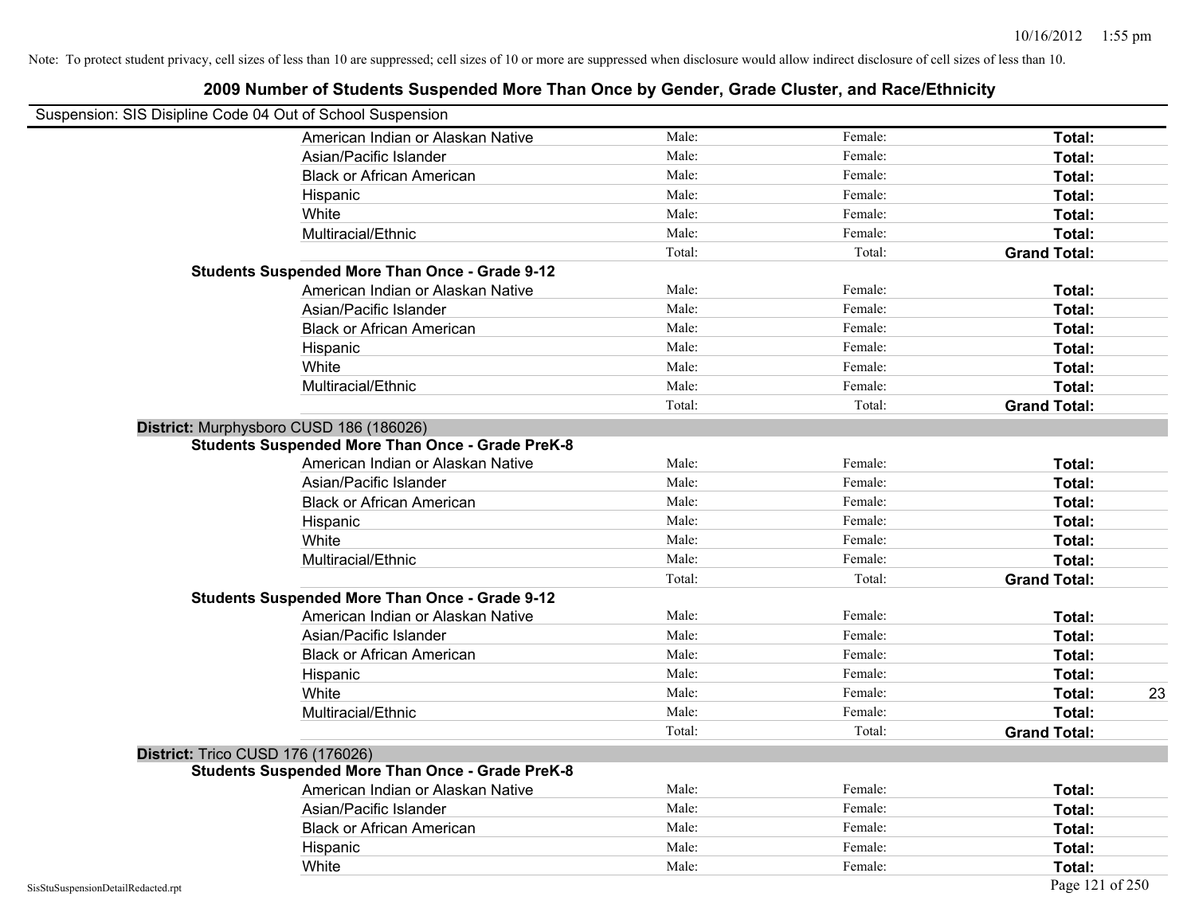Note: To protect student privacy, cell sizes of less than 10 are suppressed; cell sizes of 10 or more are suppressed when disclosure would allow indirect disclosure of cell sizes of less than 10.

# 2009 Number of Students Suspended More Than Once by Gender, Grade Cluster, and Race/Ethnicity

Suspension: SIS Disipline Code 04 Out of School Suspension

| | | | | |
|---|---|---|---|---|
| American Indian or Alaskan Native | Male: | Female: | **Total:** | |
| Asian/Pacific Islander | Male: | Female: | **Total:** | |
| Black or African American | Male: | Female: | **Total:** | |
| Hispanic | Male: | Female: | **Total:** | |
| White | Male: | Female: | **Total:** | |
| Multiracial/Ethnic | Male: | Female: | **Total:** | |
| | Total: | Total: | **Grand Total:** | |

**Students Suspended More Than Once - Grade 9-12**

| | | | | |
|---|---|---|---|---|
| American Indian or Alaskan Native | Male: | Female: | **Total:** | |
| Asian/Pacific Islander | Male: | Female: | **Total:** | |
| Black or African American | Male: | Female: | **Total:** | |
| Hispanic | Male: | Female: | **Total:** | |
| White | Male: | Female: | **Total:** | |
| Multiracial/Ethnic | Male: | Female: | **Total:** | |
| | Total: | Total: | **Grand Total:** | |

## District: Murphysboro CUSD 186 (186026)

**Students Suspended More Than Once - Grade PreK-8**

| | | | | |
|---|---|---|---|---|
| American Indian or Alaskan Native | Male: | Female: | **Total:** | |
| Asian/Pacific Islander | Male: | Female: | **Total:** | |
| Black or African American | Male: | Female: | **Total:** | |
| Hispanic | Male: | Female: | **Total:** | |
| White | Male: | Female: | **Total:** | |
| Multiracial/Ethnic | Male: | Female: | **Total:** | |
| | Total: | Total: | **Grand Total:** | |

**Students Suspended More Than Once - Grade 9-12**

| | | | | |
|---|---|---|---|---|
| American Indian or Alaskan Native | Male: | Female: | **Total:** | |
| Asian/Pacific Islander | Male: | Female: | **Total:** | |
| Black or African American | Male: | Female: | **Total:** | |
| Hispanic | Male: | Female: | **Total:** | |
| White | Male: | Female: | **Total:** | 23 |
| Multiracial/Ethnic | Male: | Female: | **Total:** | |
| | Total: | Total: | **Grand Total:** | |

## District: Trico CUSD 176 (176026)

**Students Suspended More Than Once - Grade PreK-8**

| | | | | |
|---|---|---|---|---|
| American Indian or Alaskan Native | Male: | Female: | **Total:** | |
| Asian/Pacific Islander | Male: | Female: | **Total:** | |
| Black or African American | Male: | Female: | **Total:** | |
| Hispanic | Male: | Female: | **Total:** | |
| White | Male: | Female: | **Total:** | |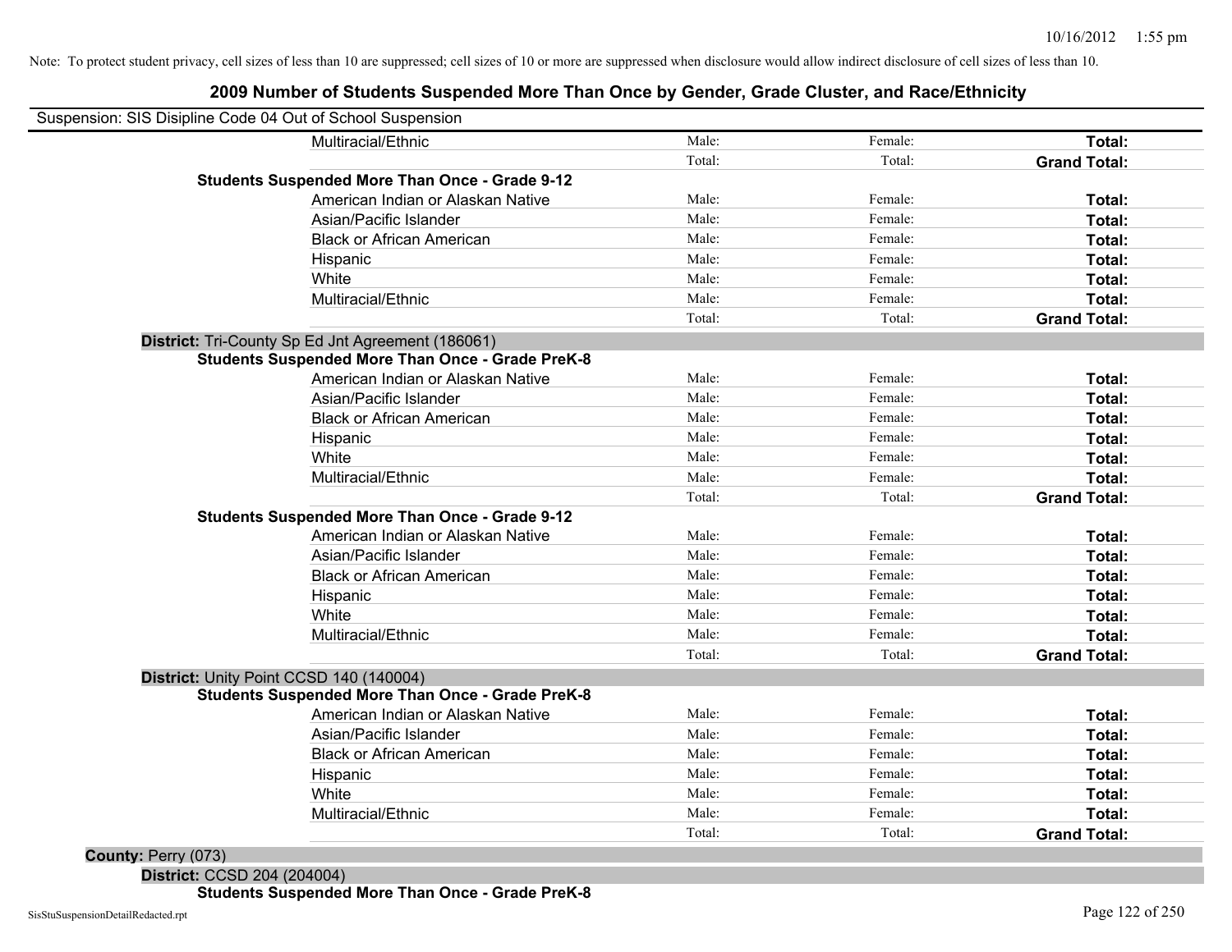Note: To protect student privacy, cell sizes of less than 10 are suppressed; cell sizes of 10 or more are suppressed when disclosure would allow indirect disclosure of cell sizes of less than 10.

# 2009 Number of Students Suspended More Than Once by Gender, Grade Cluster, and Race/Ethnicity

Suspension: SIS Disipline Code 04 Out of School Suspension

| | | | |
|---|---|---|---|
| Multiracial/Ethnic | Male: | Female: | **Total:** |
| | Total: | Total: | **Grand Total:** |
| **Students Suspended More Than Once - Grade 9-12** | | | |
| American Indian or Alaskan Native | Male: | Female: | **Total:** |
| Asian/Pacific Islander | Male: | Female: | **Total:** |
| Black or African American | Male: | Female: | **Total:** |
| Hispanic | Male: | Female: | **Total:** |
| White | Male: | Female: | **Total:** |
| Multiracial/Ethnic | Male: | Female: | **Total:** |
| | Total: | Total: | **Grand Total:** |
| **District:** Tri-County Sp Ed Jnt Agreement (186061) | | | |
| **Students Suspended More Than Once - Grade PreK-8** | | | |
| American Indian or Alaskan Native | Male: | Female: | **Total:** |
| Asian/Pacific Islander | Male: | Female: | **Total:** |
| Black or African American | Male: | Female: | **Total:** |
| Hispanic | Male: | Female: | **Total:** |
| White | Male: | Female: | **Total:** |
| Multiracial/Ethnic | Male: | Female: | **Total:** |
| | Total: | Total: | **Grand Total:** |
| **Students Suspended More Than Once - Grade 9-12** | | | |
| American Indian or Alaskan Native | Male: | Female: | **Total:** |
| Asian/Pacific Islander | Male: | Female: | **Total:** |
| Black or African American | Male: | Female: | **Total:** |
| Hispanic | Male: | Female: | **Total:** |
| White | Male: | Female: | **Total:** |
| Multiracial/Ethnic | Male: | Female: | **Total:** |
| | Total: | Total: | **Grand Total:** |
| **District:** Unity Point CCSD 140 (140004) | | | |
| **Students Suspended More Than Once - Grade PreK-8** | | | |
| American Indian or Alaskan Native | Male: | Female: | **Total:** |
| Asian/Pacific Islander | Male: | Female: | **Total:** |
| Black or African American | Male: | Female: | **Total:** |
| Hispanic | Male: | Female: | **Total:** |
| White | Male: | Female: | **Total:** |
| Multiracial/Ethnic | Male: | Female: | **Total:** |
| | Total: | Total: | **Grand Total:** |
| **County:** Perry (073) | | | |
| **District:** CCSD 204 (204004) | | | |
| **Students Suspended More Than Once - Grade PreK-8** | | | |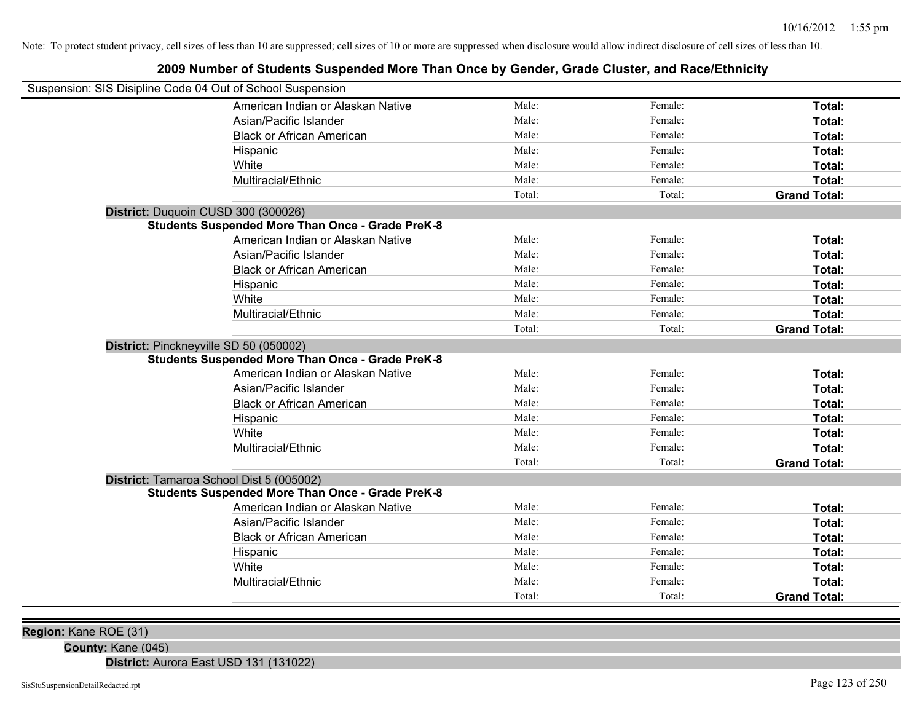Note: To protect student privacy, cell sizes of less than 10 are suppressed; cell sizes of 10 or more are suppressed when disclosure would allow indirect disclosure of cell sizes of less than 10.

## 2009 Number of Students Suspended More Than Once by Gender, Grade Cluster, and Race/Ethnicity

Suspension: SIS Disipline Code 04 Out of School Suspension

| | Male | Female | Total |
|---|---|---|---|
| American Indian or Alaskan Native | Male: | Female: | **Total:** |
| Asian/Pacific Islander | Male: | Female: | **Total:** |
| Black or African American | Male: | Female: | **Total:** |
| Hispanic | Male: | Female: | **Total:** |
| White | Male: | Female: | **Total:** |
| Multiracial/Ethnic | Male: | Female: | **Total:** |
| | Total: | Total: | **Grand Total:** |

**District:** Duquoin CUSD 300 (300026)

**Students Suspended More Than Once - Grade PreK-8**

| | Male | Female | Total |
|---|---|---|---|
| American Indian or Alaskan Native | Male: | Female: | **Total:** |
| Asian/Pacific Islander | Male: | Female: | **Total:** |
| Black or African American | Male: | Female: | **Total:** |
| Hispanic | Male: | Female: | **Total:** |
| White | Male: | Female: | **Total:** |
| Multiracial/Ethnic | Male: | Female: | **Total:** |
| | Total: | Total: | **Grand Total:** |

**District:** Pinckneyville SD 50 (050002)

**Students Suspended More Than Once - Grade PreK-8**

| | Male | Female | Total |
|---|---|---|---|
| American Indian or Alaskan Native | Male: | Female: | **Total:** |
| Asian/Pacific Islander | Male: | Female: | **Total:** |
| Black or African American | Male: | Female: | **Total:** |
| Hispanic | Male: | Female: | **Total:** |
| White | Male: | Female: | **Total:** |
| Multiracial/Ethnic | Male: | Female: | **Total:** |
| | Total: | Total: | **Grand Total:** |

**District:** Tamaroa School Dist 5 (005002)

**Students Suspended More Than Once - Grade PreK-8**

| | Male | Female | Total |
|---|---|---|---|
| American Indian or Alaskan Native | Male: | Female: | **Total:** |
| Asian/Pacific Islander | Male: | Female: | **Total:** |
| Black or African American | Male: | Female: | **Total:** |
| Hispanic | Male: | Female: | **Total:** |
| White | Male: | Female: | **Total:** |
| Multiracial/Ethnic | Male: | Female: | **Total:** |
| | Total: | Total: | **Grand Total:** |

**Region:** Kane ROE (31)

**County:** Kane (045)

**District:** Aurora East USD 131 (131022)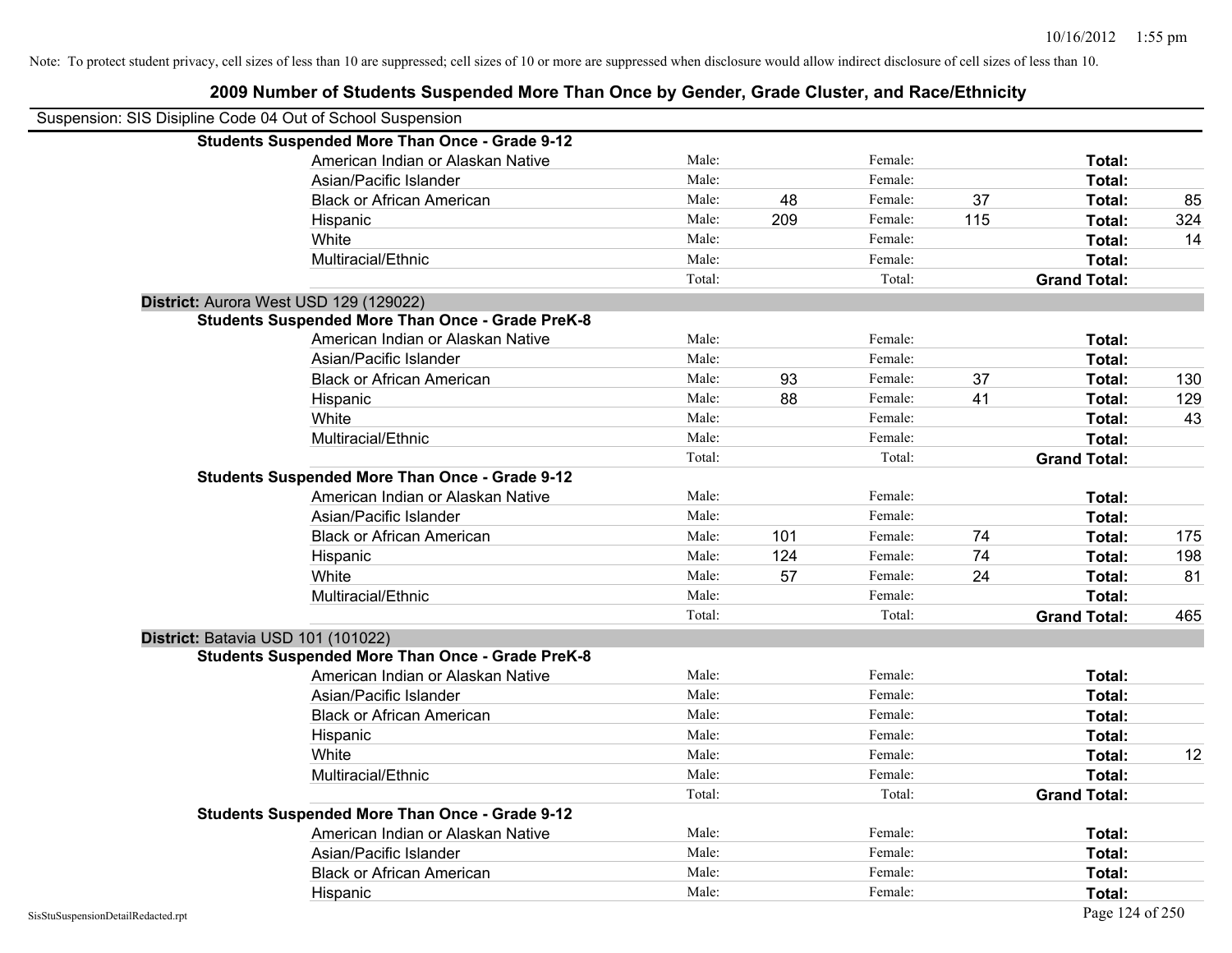Note: To protect student privacy, cell sizes of less than 10 are suppressed; cell sizes of 10 or more are suppressed when disclosure would allow indirect disclosure of cell sizes of less than 10.

## 2009 Number of Students Suspended More Than Once by Gender, Grade Cluster, and Race/Ethnicity

Suspension: SIS Disipline Code 04 Out of School Suspension

**Students Suspended More Than Once - Grade 9-12**

| | | | | | | |
|---|---|---|---|---|---|---|
| American Indian or Alaskan Native | Male: | | Female: | | **Total:** | |
| Asian/Pacific Islander | Male: | | Female: | | **Total:** | |
| Black or African American | Male: | 48 | Female: | 37 | **Total:** | 85 |
| Hispanic | Male: | 209 | Female: | 115 | **Total:** | 324 |
| White | Male: | | Female: | | **Total:** | 14 |
| Multiracial/Ethnic | Male: | | Female: | | **Total:** | |
| | Total: | | Total: | | **Grand Total:** | |

**District:** Aurora West USD 129 (129022)

**Students Suspended More Than Once - Grade PreK-8**

| | | | | | | |
|---|---|---|---|---|---|---|
| American Indian or Alaskan Native | Male: | | Female: | | **Total:** | |
| Asian/Pacific Islander | Male: | | Female: | | **Total:** | |
| Black or African American | Male: | 93 | Female: | 37 | **Total:** | 130 |
| Hispanic | Male: | 88 | Female: | 41 | **Total:** | 129 |
| White | Male: | | Female: | | **Total:** | 43 |
| Multiracial/Ethnic | Male: | | Female: | | **Total:** | |
| | Total: | | Total: | | **Grand Total:** | |

**Students Suspended More Than Once - Grade 9-12**

| | | | | | | |
|---|---|---|---|---|---|---|
| American Indian or Alaskan Native | Male: | | Female: | | **Total:** | |
| Asian/Pacific Islander | Male: | | Female: | | **Total:** | |
| Black or African American | Male: | 101 | Female: | 74 | **Total:** | 175 |
| Hispanic | Male: | 124 | Female: | 74 | **Total:** | 198 |
| White | Male: | 57 | Female: | 24 | **Total:** | 81 |
| Multiracial/Ethnic | Male: | | Female: | | **Total:** | |
| | Total: | | Total: | | **Grand Total:** | 465 |

**District:** Batavia USD 101 (101022)

**Students Suspended More Than Once - Grade PreK-8**

| | | | | | | |
|---|---|---|---|---|---|---|
| American Indian or Alaskan Native | Male: | | Female: | | **Total:** | |
| Asian/Pacific Islander | Male: | | Female: | | **Total:** | |
| Black or African American | Male: | | Female: | | **Total:** | |
| Hispanic | Male: | | Female: | | **Total:** | |
| White | Male: | | Female: | | **Total:** | 12 |
| Multiracial/Ethnic | Male: | | Female: | | **Total:** | |
| | Total: | | Total: | | **Grand Total:** | |

**Students Suspended More Than Once - Grade 9-12**

| | | | | | | |
|---|---|---|---|---|---|---|
| American Indian or Alaskan Native | Male: | | Female: | | **Total:** | |
| Asian/Pacific Islander | Male: | | Female: | | **Total:** | |
| Black or African American | Male: | | Female: | | **Total:** | |
| Hispanic | Male: | | Female: | | **Total:** | |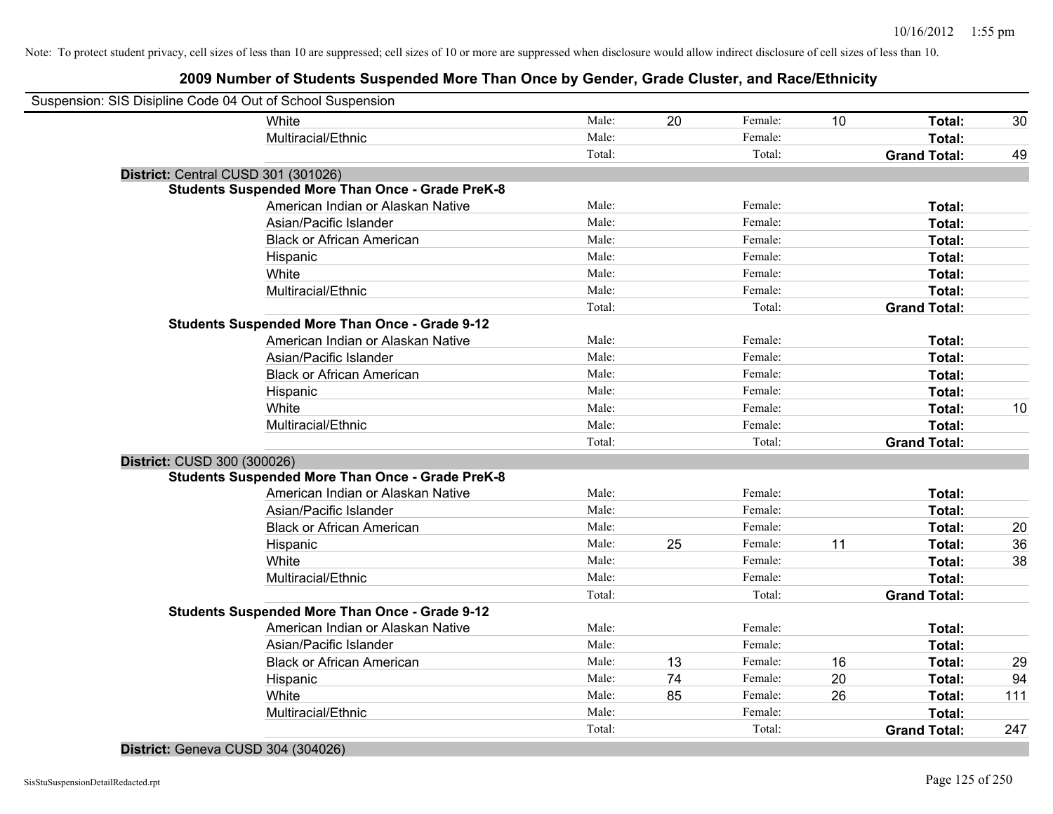Note: To protect student privacy, cell sizes of less than 10 are suppressed; cell sizes of 10 or more are suppressed when disclosure would allow indirect disclosure of cell sizes of less than 10.

## 2009 Number of Students Suspended More Than Once by Gender, Grade Cluster, and Race/Ethnicity

Suspension: SIS Disipline Code 04 Out of School Suspension

| | | | | | | |
|---|---|---|---|---|---|---|
| White | Male: | 20 | Female: | 10 | **Total:** | 30 |
| Multiracial/Ethnic | Male: | | Female: | | **Total:** | |
| | Total: | | Total: | | **Grand Total:** | 49 |

**District:** Central CUSD 301 (301026)

**Students Suspended More Than Once - Grade PreK-8**

| | | | | | | |
|---|---|---|---|---|---|---|
| American Indian or Alaskan Native | Male: | | Female: | | **Total:** | |
| Asian/Pacific Islander | Male: | | Female: | | **Total:** | |
| Black or African American | Male: | | Female: | | **Total:** | |
| Hispanic | Male: | | Female: | | **Total:** | |
| White | Male: | | Female: | | **Total:** | |
| Multiracial/Ethnic | Male: | | Female: | | **Total:** | |
| | Total: | | Total: | | **Grand Total:** | |

**Students Suspended More Than Once - Grade 9-12**

| | | | | | | |
|---|---|---|---|---|---|---|
| American Indian or Alaskan Native | Male: | | Female: | | **Total:** | |
| Asian/Pacific Islander | Male: | | Female: | | **Total:** | |
| Black or African American | Male: | | Female: | | **Total:** | |
| Hispanic | Male: | | Female: | | **Total:** | |
| White | Male: | | Female: | | **Total:** | 10 |
| Multiracial/Ethnic | Male: | | Female: | | **Total:** | |
| | Total: | | Total: | | **Grand Total:** | |

**District:** CUSD 300 (300026)

**Students Suspended More Than Once - Grade PreK-8**

| | | | | | | |
|---|---|---|---|---|---|---|
| American Indian or Alaskan Native | Male: | | Female: | | **Total:** | |
| Asian/Pacific Islander | Male: | | Female: | | **Total:** | |
| Black or African American | Male: | | Female: | | **Total:** | 20 |
| Hispanic | Male: | 25 | Female: | 11 | **Total:** | 36 |
| White | Male: | | Female: | | **Total:** | 38 |
| Multiracial/Ethnic | Male: | | Female: | | **Total:** | |
| | Total: | | Total: | | **Grand Total:** | |

**Students Suspended More Than Once - Grade 9-12**

| | | | | | | |
|---|---|---|---|---|---|---|
| American Indian or Alaskan Native | Male: | | Female: | | **Total:** | |
| Asian/Pacific Islander | Male: | | Female: | | **Total:** | |
| Black or African American | Male: | 13 | Female: | 16 | **Total:** | 29 |
| Hispanic | Male: | 74 | Female: | 20 | **Total:** | 94 |
| White | Male: | 85 | Female: | 26 | **Total:** | 111 |
| Multiracial/Ethnic | Male: | | Female: | | **Total:** | |
| | Total: | | Total: | | **Grand Total:** | 247 |

**District:** Geneva CUSD 304 (304026)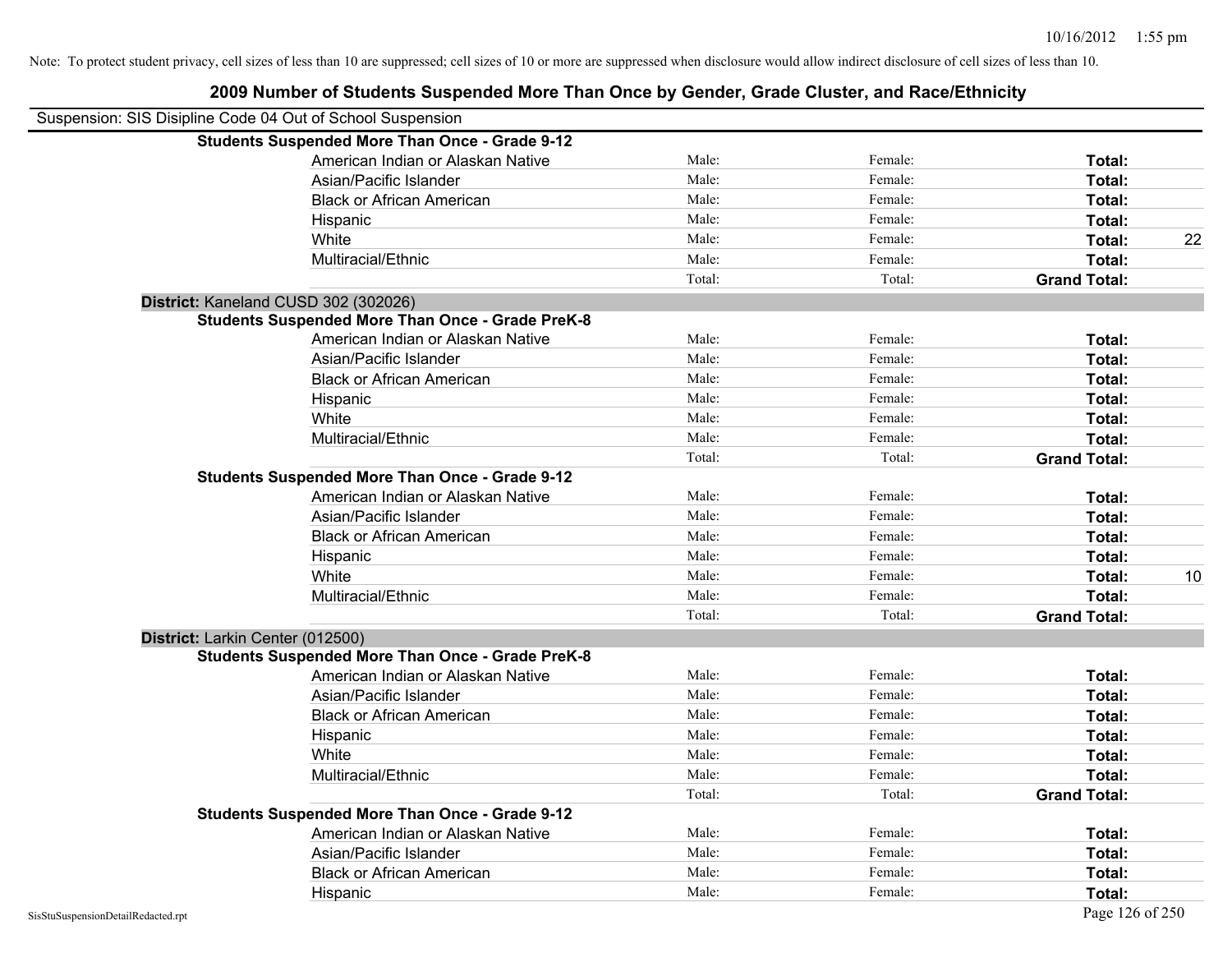Note: To protect student privacy, cell sizes of less than 10 are suppressed; cell sizes of 10 or more are suppressed when disclosure would allow indirect disclosure of cell sizes of less than 10.

## 2009 Number of Students Suspended More Than Once by Gender, Grade Cluster, and Race/Ethnicity

Suspension: SIS Disipline Code 04 Out of School Suspension

**Students Suspended More Than Once - Grade 9-12**

| | | | | |
|---|---|---|---|---|
| American Indian or Alaskan Native | Male: | Female: | **Total:** | |
| Asian/Pacific Islander | Male: | Female: | **Total:** | |
| Black or African American | Male: | Female: | **Total:** | |
| Hispanic | Male: | Female: | **Total:** | |
| White | Male: | Female: | **Total:** | 22 |
| Multiracial/Ethnic | Male: | Female: | **Total:** | |
| | Total: | Total: | **Grand Total:** | |

**District:** Kaneland CUSD 302 (302026)

**Students Suspended More Than Once - Grade PreK-8**

| | | | | |
|---|---|---|---|---|
| American Indian or Alaskan Native | Male: | Female: | **Total:** | |
| Asian/Pacific Islander | Male: | Female: | **Total:** | |
| Black or African American | Male: | Female: | **Total:** | |
| Hispanic | Male: | Female: | **Total:** | |
| White | Male: | Female: | **Total:** | |
| Multiracial/Ethnic | Male: | Female: | **Total:** | |
| | Total: | Total: | **Grand Total:** | |

**Students Suspended More Than Once - Grade 9-12**

| | | | | |
|---|---|---|---|---|
| American Indian or Alaskan Native | Male: | Female: | **Total:** | |
| Asian/Pacific Islander | Male: | Female: | **Total:** | |
| Black or African American | Male: | Female: | **Total:** | |
| Hispanic | Male: | Female: | **Total:** | |
| White | Male: | Female: | **Total:** | 10 |
| Multiracial/Ethnic | Male: | Female: | **Total:** | |
| | Total: | Total: | **Grand Total:** | |

**District:** Larkin Center (012500)

**Students Suspended More Than Once - Grade PreK-8**

| | | | | |
|---|---|---|---|---|
| American Indian or Alaskan Native | Male: | Female: | **Total:** | |
| Asian/Pacific Islander | Male: | Female: | **Total:** | |
| Black or African American | Male: | Female: | **Total:** | |
| Hispanic | Male: | Female: | **Total:** | |
| White | Male: | Female: | **Total:** | |
| Multiracial/Ethnic | Male: | Female: | **Total:** | |
| | Total: | Total: | **Grand Total:** | |

**Students Suspended More Than Once - Grade 9-12**

| | | | | |
|---|---|---|---|---|
| American Indian or Alaskan Native | Male: | Female: | **Total:** | |
| Asian/Pacific Islander | Male: | Female: | **Total:** | |
| Black or African American | Male: | Female: | **Total:** | |
| Hispanic | Male: | Female: | **Total:** | |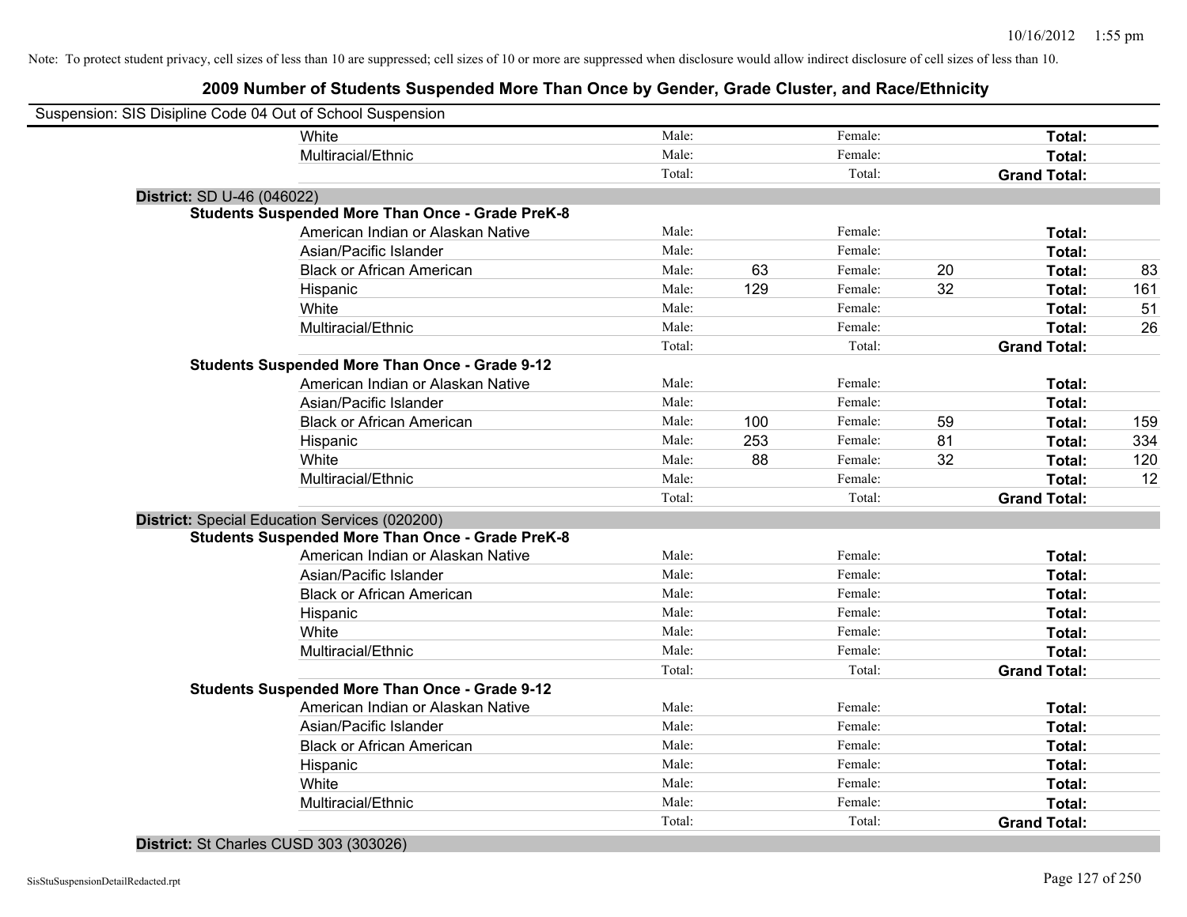Note: To protect student privacy, cell sizes of less than 10 are suppressed; cell sizes of 10 or more are suppressed when disclosure would allow indirect disclosure of cell sizes of less than 10.

## 2009 Number of Students Suspended More Than Once by Gender, Grade Cluster, and Race/Ethnicity

Suspension: SIS Disipline Code 04 Out of School Suspension

| | | | | | | |
|---|---|---|---|---|---|---|
| White | Male: | | Female: | | **Total:** | |
| Multiracial/Ethnic | Male: | | Female: | | **Total:** | |
| | Total: | | Total: | | **Grand Total:** | |

**District:** SD U-46 (046022)

**Students Suspended More Than Once - Grade PreK-8**

| | | | | | | |
|---|---|---|---|---|---|---|
| American Indian or Alaskan Native | Male: | | Female: | | **Total:** | |
| Asian/Pacific Islander | Male: | | Female: | | **Total:** | |
| Black or African American | Male: | 63 | Female: | 20 | **Total:** | 83 |
| Hispanic | Male: | 129 | Female: | 32 | **Total:** | 161 |
| White | Male: | | Female: | | **Total:** | 51 |
| Multiracial/Ethnic | Male: | | Female: | | **Total:** | 26 |
| | Total: | | Total: | | **Grand Total:** | |

**Students Suspended More Than Once - Grade 9-12**

| | | | | | | |
|---|---|---|---|---|---|---|
| American Indian or Alaskan Native | Male: | | Female: | | **Total:** | |
| Asian/Pacific Islander | Male: | | Female: | | **Total:** | |
| Black or African American | Male: | 100 | Female: | 59 | **Total:** | 159 |
| Hispanic | Male: | 253 | Female: | 81 | **Total:** | 334 |
| White | Male: | 88 | Female: | 32 | **Total:** | 120 |
| Multiracial/Ethnic | Male: | | Female: | | **Total:** | 12 |
| | Total: | | Total: | | **Grand Total:** | |

**District:** Special Education Services (020200)

**Students Suspended More Than Once - Grade PreK-8**

| | | | | | | |
|---|---|---|---|---|---|---|
| American Indian or Alaskan Native | Male: | | Female: | | **Total:** | |
| Asian/Pacific Islander | Male: | | Female: | | **Total:** | |
| Black or African American | Male: | | Female: | | **Total:** | |
| Hispanic | Male: | | Female: | | **Total:** | |
| White | Male: | | Female: | | **Total:** | |
| Multiracial/Ethnic | Male: | | Female: | | **Total:** | |
| | Total: | | Total: | | **Grand Total:** | |

**Students Suspended More Than Once - Grade 9-12**

| | | | | | | |
|---|---|---|---|---|---|---|
| American Indian or Alaskan Native | Male: | | Female: | | **Total:** | |
| Asian/Pacific Islander | Male: | | Female: | | **Total:** | |
| Black or African American | Male: | | Female: | | **Total:** | |
| Hispanic | Male: | | Female: | | **Total:** | |
| White | Male: | | Female: | | **Total:** | |
| Multiracial/Ethnic | Male: | | Female: | | **Total:** | |
| | Total: | | Total: | | **Grand Total:** | |

**District:** St Charles CUSD 303 (303026)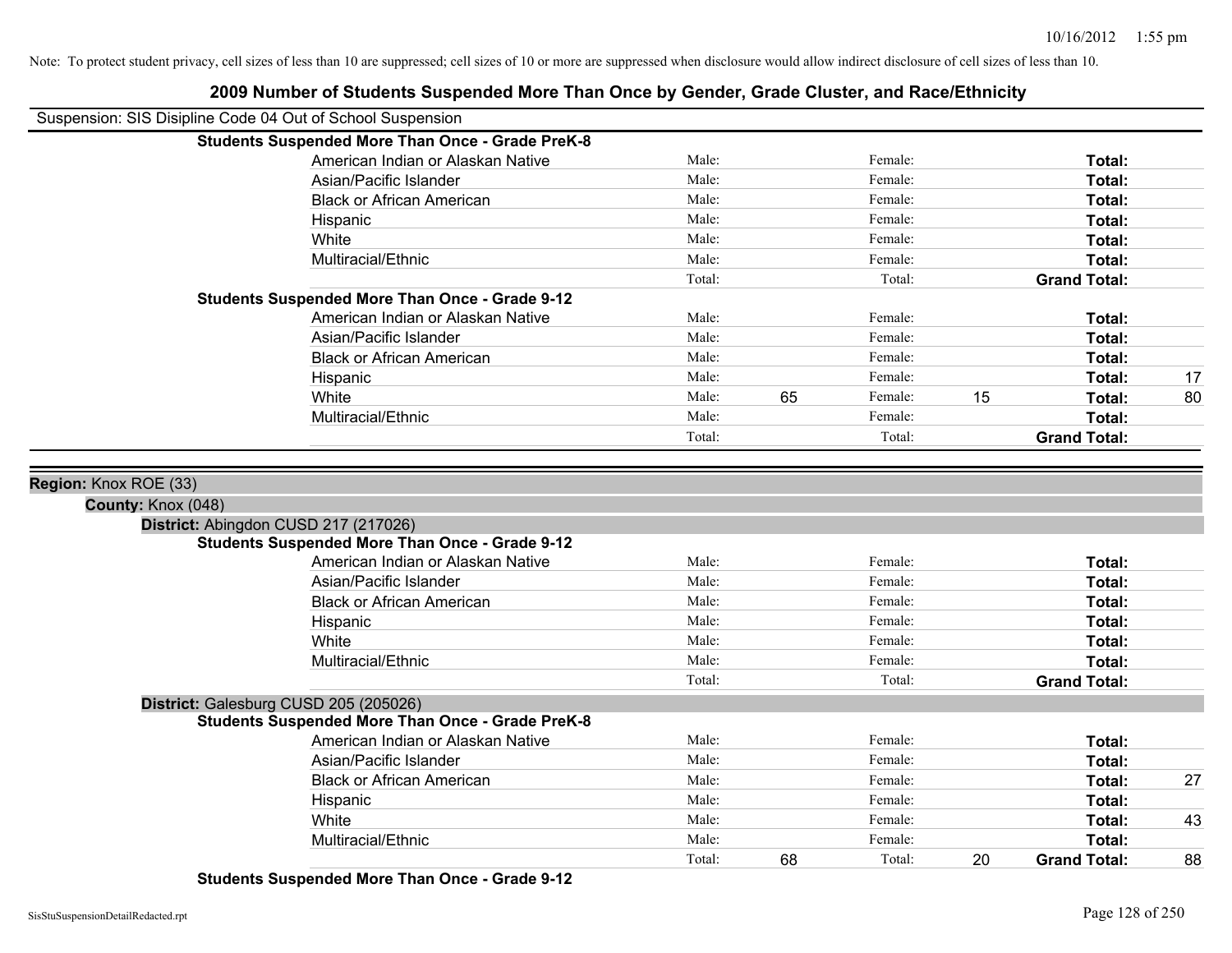Note: To protect student privacy, cell sizes of less than 10 are suppressed; cell sizes of 10 or more are suppressed when disclosure would allow indirect disclosure of cell sizes of less than 10.

# 2009 Number of Students Suspended More Than Once by Gender, Grade Cluster, and Race/Ethnicity

Suspension: SIS Disipline Code 04 Out of School Suspension

**Students Suspended More Than Once - Grade PreK-8**

| | | | | | | |
|---|---|---|---|---|---|---|
| American Indian or Alaskan Native | Male: | | Female: | | **Total:** | |
| Asian/Pacific Islander | Male: | | Female: | | **Total:** | |
| Black or African American | Male: | | Female: | | **Total:** | |
| Hispanic | Male: | | Female: | | **Total:** | |
| White | Male: | | Female: | | **Total:** | |
| Multiracial/Ethnic | Male: | | Female: | | **Total:** | |
| | Total: | | Total: | | **Grand Total:** | |

**Students Suspended More Than Once - Grade 9-12**

| | | | | | | |
|---|---|---|---|---|---|---|
| American Indian or Alaskan Native | Male: | | Female: | | **Total:** | |
| Asian/Pacific Islander | Male: | | Female: | | **Total:** | |
| Black or African American | Male: | | Female: | | **Total:** | |
| Hispanic | Male: | | Female: | | **Total:** | 17 |
| White | Male: | 65 | Female: | 15 | **Total:** | 80 |
| Multiracial/Ethnic | Male: | | Female: | | **Total:** | |
| | Total: | | Total: | | **Grand Total:** | |

**Region:** Knox ROE (33)

**County:** Knox (048)

**District:** Abingdon CUSD 217 (217026)

**Students Suspended More Than Once - Grade 9-12**

| | | | | | | |
|---|---|---|---|---|---|---|
| American Indian or Alaskan Native | Male: | | Female: | | **Total:** | |
| Asian/Pacific Islander | Male: | | Female: | | **Total:** | |
| Black or African American | Male: | | Female: | | **Total:** | |
| Hispanic | Male: | | Female: | | **Total:** | |
| White | Male: | | Female: | | **Total:** | |
| Multiracial/Ethnic | Male: | | Female: | | **Total:** | |
| | Total: | | Total: | | **Grand Total:** | |

**District:** Galesburg CUSD 205 (205026)

**Students Suspended More Than Once - Grade PreK-8**

| | | | | | | |
|---|---|---|---|---|---|---|
| American Indian or Alaskan Native | Male: | | Female: | | **Total:** | |
| Asian/Pacific Islander | Male: | | Female: | | **Total:** | |
| Black or African American | Male: | | Female: | | **Total:** | 27 |
| Hispanic | Male: | | Female: | | **Total:** | |
| White | Male: | | Female: | | **Total:** | 43 |
| Multiracial/Ethnic | Male: | | Female: | | **Total:** | |
| | Total: | 68 | Total: | 20 | **Grand Total:** | 88 |

**Students Suspended More Than Once - Grade 9-12**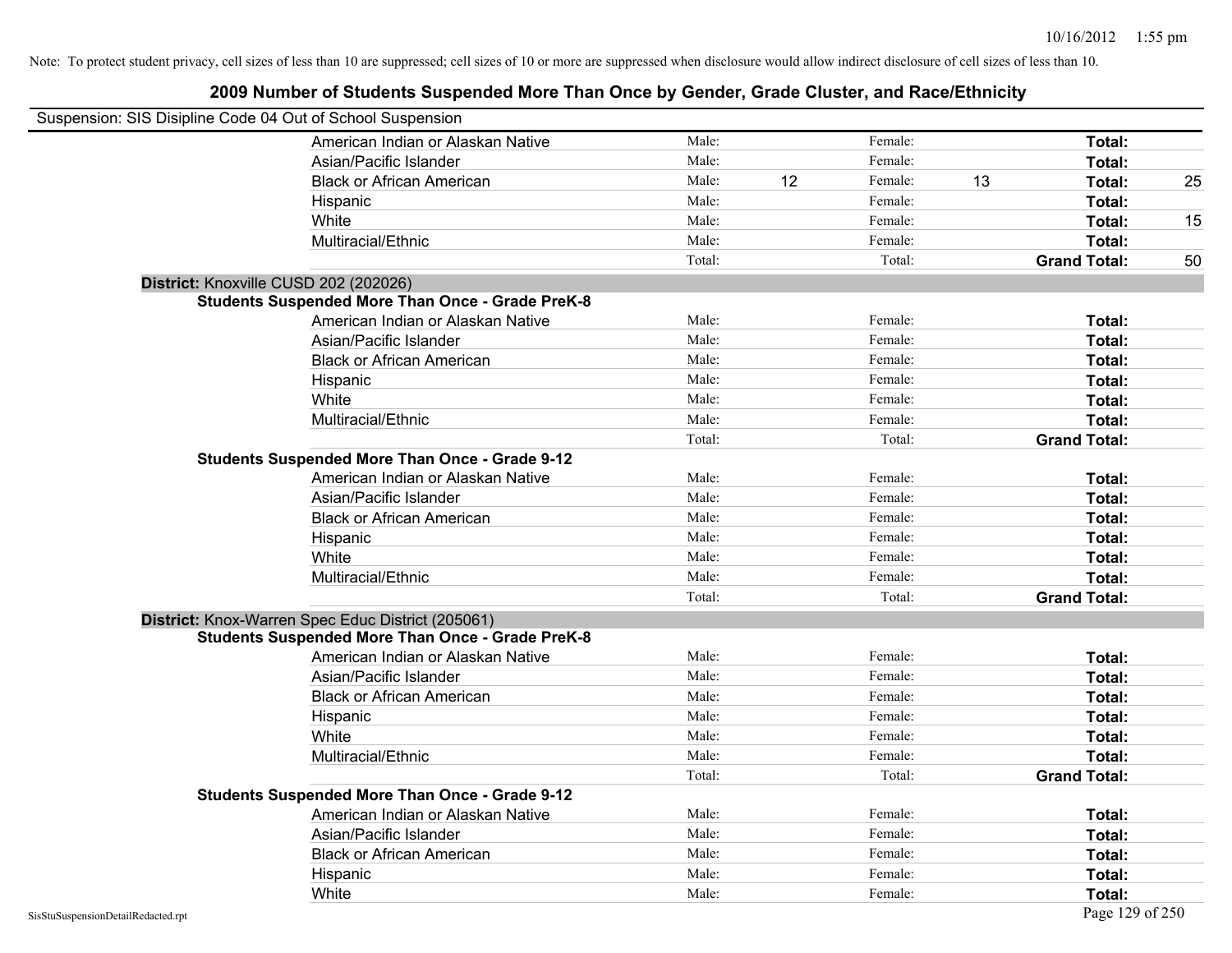Note: To protect student privacy, cell sizes of less than 10 are suppressed; cell sizes of 10 or more are suppressed when disclosure would allow indirect disclosure of cell sizes of less than 10.

# 2009 Number of Students Suspended More Than Once by Gender, Grade Cluster, and Race/Ethnicity

Suspension: SIS Disipline Code 04 Out of School Suspension

| | | | | | | |
|---|---|---|---|---|---|---|
| American Indian or Alaskan Native | Male: | | Female: | | **Total:** | |
| Asian/Pacific Islander | Male: | | Female: | | **Total:** | |
| Black or African American | Male: | 12 | Female: | 13 | **Total:** | 25 |
| Hispanic | Male: | | Female: | | **Total:** | |
| White | Male: | | Female: | | **Total:** | 15 |
| Multiracial/Ethnic | Male: | | Female: | | **Total:** | |
| | Total: | | Total: | | **Grand Total:** | 50 |

**District:** Knoxville CUSD 202 (202026)

**Students Suspended More Than Once - Grade PreK-8**

| | | | | | | |
|---|---|---|---|---|---|---|
| American Indian or Alaskan Native | Male: | | Female: | | **Total:** | |
| Asian/Pacific Islander | Male: | | Female: | | **Total:** | |
| Black or African American | Male: | | Female: | | **Total:** | |
| Hispanic | Male: | | Female: | | **Total:** | |
| White | Male: | | Female: | | **Total:** | |
| Multiracial/Ethnic | Male: | | Female: | | **Total:** | |
| | Total: | | Total: | | **Grand Total:** | |

**Students Suspended More Than Once - Grade 9-12**

| | | | | | | |
|---|---|---|---|---|---|---|
| American Indian or Alaskan Native | Male: | | Female: | | **Total:** | |
| Asian/Pacific Islander | Male: | | Female: | | **Total:** | |
| Black or African American | Male: | | Female: | | **Total:** | |
| Hispanic | Male: | | Female: | | **Total:** | |
| White | Male: | | Female: | | **Total:** | |
| Multiracial/Ethnic | Male: | | Female: | | **Total:** | |
| | Total: | | Total: | | **Grand Total:** | |

**District:** Knox-Warren Spec Educ District (205061)

**Students Suspended More Than Once - Grade PreK-8**

| | | | | | | |
|---|---|---|---|---|---|---|
| American Indian or Alaskan Native | Male: | | Female: | | **Total:** | |
| Asian/Pacific Islander | Male: | | Female: | | **Total:** | |
| Black or African American | Male: | | Female: | | **Total:** | |
| Hispanic | Male: | | Female: | | **Total:** | |
| White | Male: | | Female: | | **Total:** | |
| Multiracial/Ethnic | Male: | | Female: | | **Total:** | |
| | Total: | | Total: | | **Grand Total:** | |

**Students Suspended More Than Once - Grade 9-12**

| | | | | | | |
|---|---|---|---|---|---|---|
| American Indian or Alaskan Native | Male: | | Female: | | **Total:** | |
| Asian/Pacific Islander | Male: | | Female: | | **Total:** | |
| Black or African American | Male: | | Female: | | **Total:** | |
| Hispanic | Male: | | Female: | | **Total:** | |
| White | Male: | | Female: | | **Total:** | |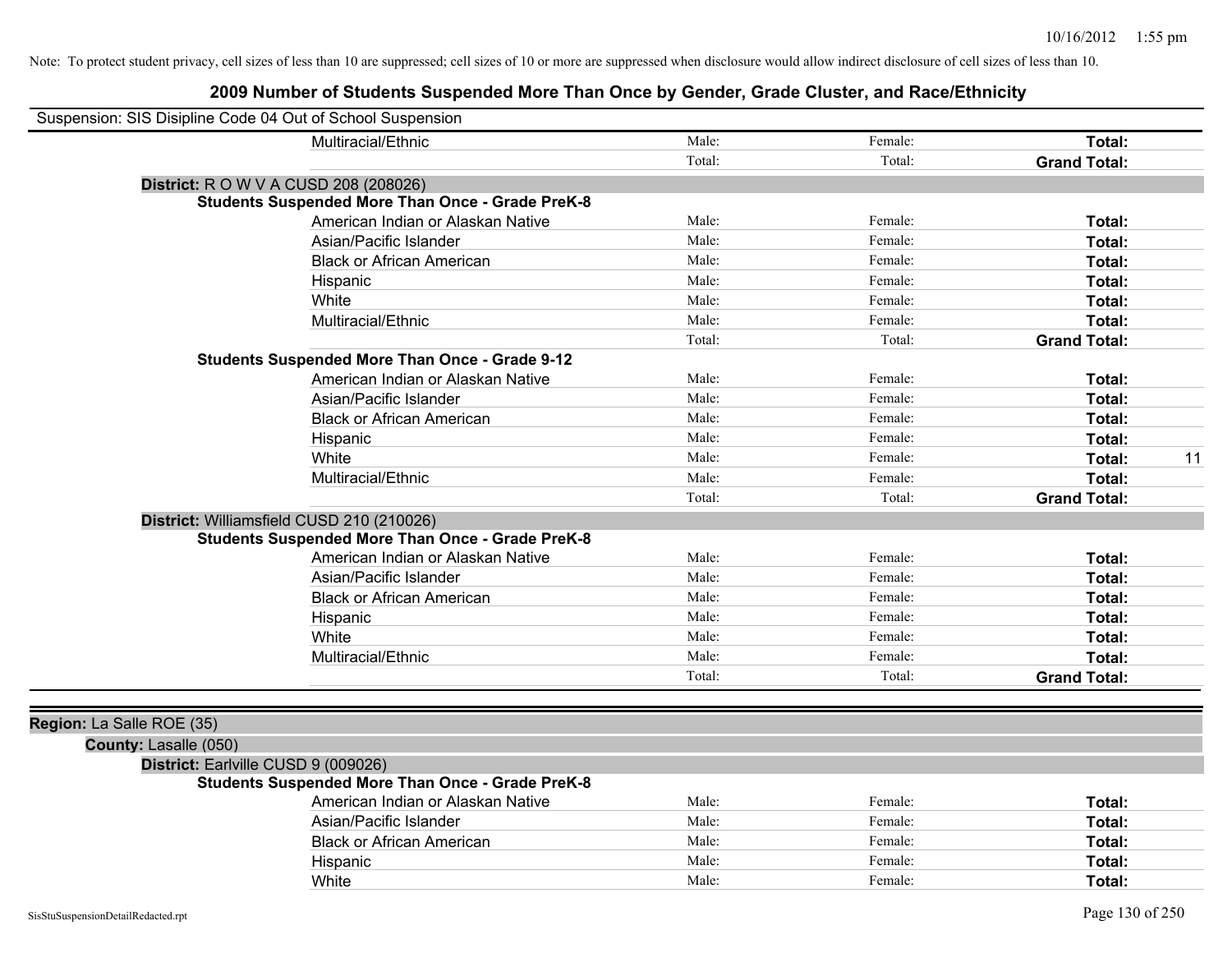Note: To protect student privacy, cell sizes of less than 10 are suppressed; cell sizes of 10 or more are suppressed when disclosure would allow indirect disclosure of cell sizes of less than 10.

# 2009 Number of Students Suspended More Than Once by Gender, Grade Cluster, and Race/Ethnicity

Suspension: SIS Disipline Code 04 Out of School Suspension

| | | | | |
|---|---|---|---|---|
| Multiracial/Ethnic | Male: | Female: | **Total:** | |
| | Total: | Total: | **Grand Total:** | |

**District:** R O W V A CUSD 208 (208026)

**Students Suspended More Than Once - Grade PreK-8**

| | | | | |
|---|---|---|---|---|
| American Indian or Alaskan Native | Male: | Female: | **Total:** | |
| Asian/Pacific Islander | Male: | Female: | **Total:** | |
| Black or African American | Male: | Female: | **Total:** | |
| Hispanic | Male: | Female: | **Total:** | |
| White | Male: | Female: | **Total:** | |
| Multiracial/Ethnic | Male: | Female: | **Total:** | |
| | Total: | Total: | **Grand Total:** | |

**Students Suspended More Than Once - Grade 9-12**

| | | | | |
|---|---|---|---|---|
| American Indian or Alaskan Native | Male: | Female: | **Total:** | |
| Asian/Pacific Islander | Male: | Female: | **Total:** | |
| Black or African American | Male: | Female: | **Total:** | |
| Hispanic | Male: | Female: | **Total:** | |
| White | Male: | Female: | **Total:** | 11 |
| Multiracial/Ethnic | Male: | Female: | **Total:** | |
| | Total: | Total: | **Grand Total:** | |

**District:** Williamsfield CUSD 210 (210026)

**Students Suspended More Than Once - Grade PreK-8**

| | | | | |
|---|---|---|---|---|
| American Indian or Alaskan Native | Male: | Female: | **Total:** | |
| Asian/Pacific Islander | Male: | Female: | **Total:** | |
| Black or African American | Male: | Female: | **Total:** | |
| Hispanic | Male: | Female: | **Total:** | |
| White | Male: | Female: | **Total:** | |
| Multiracial/Ethnic | Male: | Female: | **Total:** | |
| | Total: | Total: | **Grand Total:** | |

**Region:** La Salle ROE (35)

**County:** Lasalle (050)

**District:** Earlville CUSD 9 (009026)

**Students Suspended More Than Once - Grade PreK-8**

| | | | | |
|---|---|---|---|---|
| American Indian or Alaskan Native | Male: | Female: | **Total:** | |
| Asian/Pacific Islander | Male: | Female: | **Total:** | |
| Black or African American | Male: | Female: | **Total:** | |
| Hispanic | Male: | Female: | **Total:** | |
| White | Male: | Female: | **Total:** | |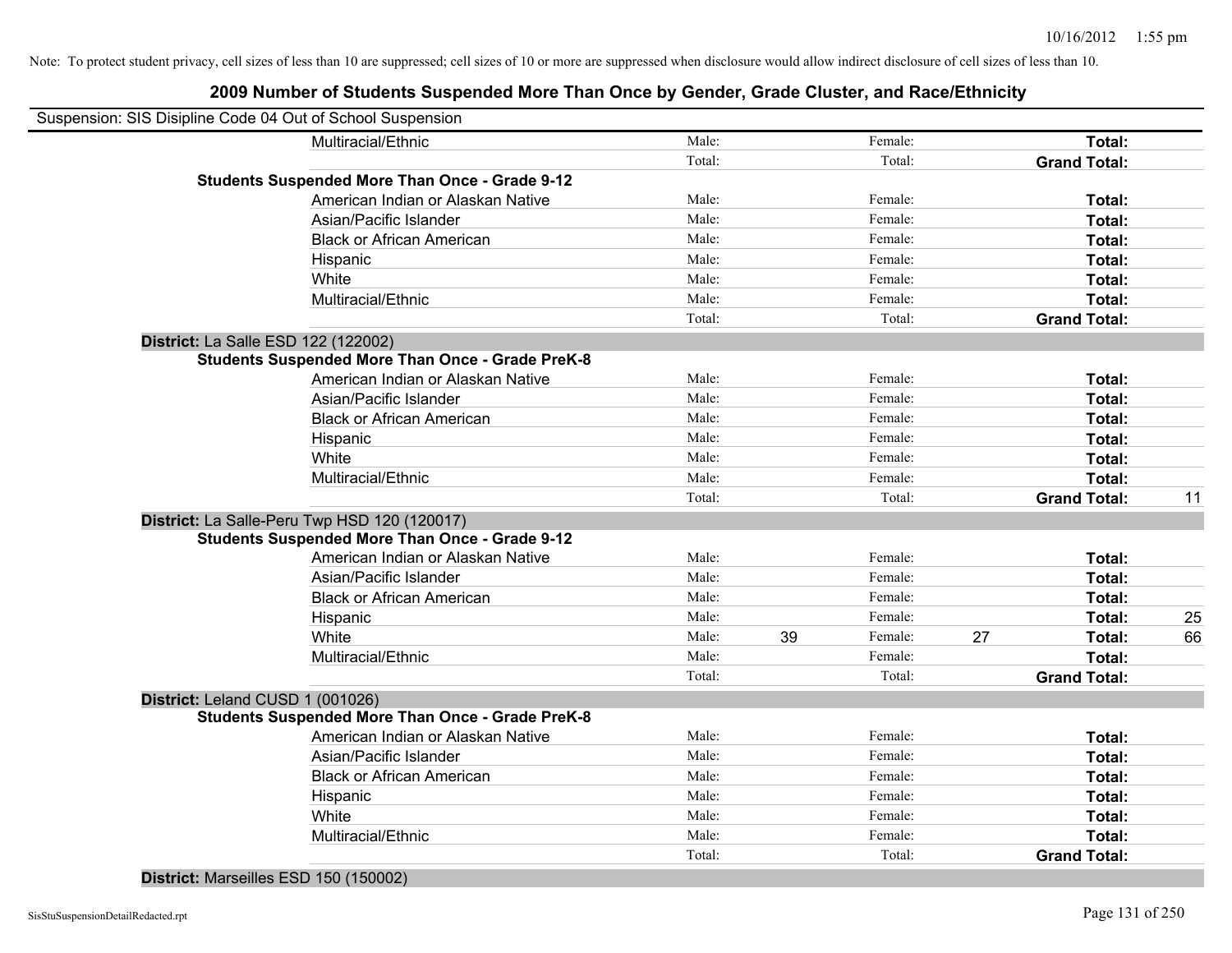Note: To protect student privacy, cell sizes of less than 10 are suppressed; cell sizes of 10 or more are suppressed when disclosure would allow indirect disclosure of cell sizes of less than 10.

# 2009 Number of Students Suspended More Than Once by Gender, Grade Cluster, and Race/Ethnicity

Suspension: SIS Disipline Code 04 Out of School Suspension

| | | | | | | |
|---|---|---|---|---|---|---|
| Multiracial/Ethnic | Male: | | Female: | | **Total:** | |
| | Total: | | Total: | | **Grand Total:** | |
| **Students Suspended More Than Once - Grade 9-12** | | | | | | |
| American Indian or Alaskan Native | Male: | | Female: | | **Total:** | |
| Asian/Pacific Islander | Male: | | Female: | | **Total:** | |
| Black or African American | Male: | | Female: | | **Total:** | |
| Hispanic | Male: | | Female: | | **Total:** | |
| White | Male: | | Female: | | **Total:** | |
| Multiracial/Ethnic | Male: | | Female: | | **Total:** | |
| | Total: | | Total: | | **Grand Total:** | |
| **District:** La Salle ESD 122 (122002) | | | | | | |
| **Students Suspended More Than Once - Grade PreK-8** | | | | | | |
| American Indian or Alaskan Native | Male: | | Female: | | **Total:** | |
| Asian/Pacific Islander | Male: | | Female: | | **Total:** | |
| Black or African American | Male: | | Female: | | **Total:** | |
| Hispanic | Male: | | Female: | | **Total:** | |
| White | Male: | | Female: | | **Total:** | |
| Multiracial/Ethnic | Male: | | Female: | | **Total:** | |
| | Total: | | Total: | | **Grand Total:** | 11 |
| **District:** La Salle-Peru Twp HSD 120 (120017) | | | | | | |
| **Students Suspended More Than Once - Grade 9-12** | | | | | | |
| American Indian or Alaskan Native | Male: | | Female: | | **Total:** | |
| Asian/Pacific Islander | Male: | | Female: | | **Total:** | |
| Black or African American | Male: | | Female: | | **Total:** | |
| Hispanic | Male: | | Female: | | **Total:** | 25 |
| White | Male: | 39 | Female: | 27 | **Total:** | 66 |
| Multiracial/Ethnic | Male: | | Female: | | **Total:** | |
| | Total: | | Total: | | **Grand Total:** | |
| **District:** Leland CUSD 1 (001026) | | | | | | |
| **Students Suspended More Than Once - Grade PreK-8** | | | | | | |
| American Indian or Alaskan Native | Male: | | Female: | | **Total:** | |
| Asian/Pacific Islander | Male: | | Female: | | **Total:** | |
| Black or African American | Male: | | Female: | | **Total:** | |
| Hispanic | Male: | | Female: | | **Total:** | |
| White | Male: | | Female: | | **Total:** | |
| Multiracial/Ethnic | Male: | | Female: | | **Total:** | |
| | Total: | | Total: | | **Grand Total:** | |
| **District:** Marseilles ESD 150 (150002) | | | | | | |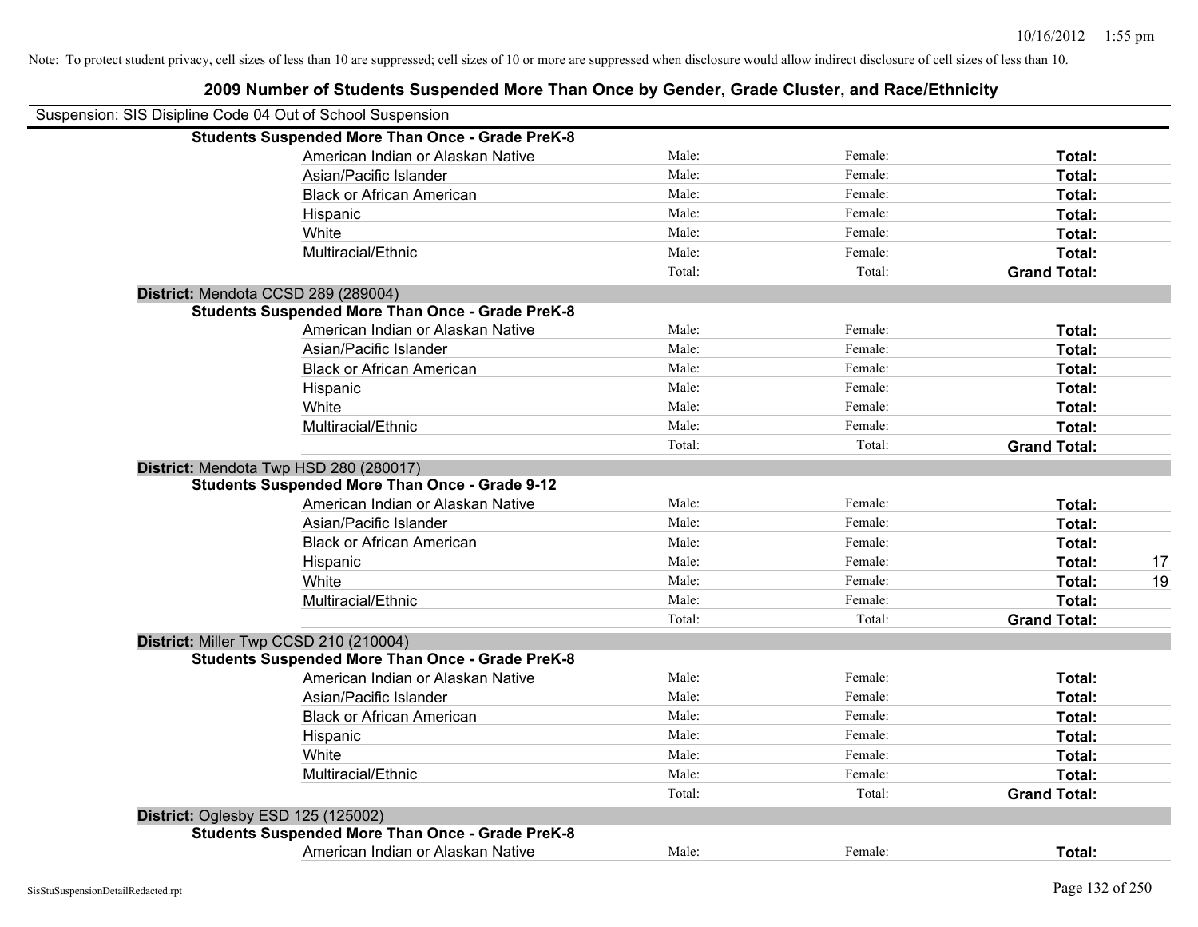Note: To protect student privacy, cell sizes of less than 10 are suppressed; cell sizes of 10 or more are suppressed when disclosure would allow indirect disclosure of cell sizes of less than 10.

## 2009 Number of Students Suspended More Than Once by Gender, Grade Cluster, and Race/Ethnicity

Suspension: SIS Disipline Code 04 Out of School Suspension

**Students Suspended More Than Once - Grade PreK-8**

| | | | | |
|---|---|---|---|---|
| American Indian or Alaskan Native | Male: | Female: | **Total:** | |
| Asian/Pacific Islander | Male: | Female: | **Total:** | |
| Black or African American | Male: | Female: | **Total:** | |
| Hispanic | Male: | Female: | **Total:** | |
| White | Male: | Female: | **Total:** | |
| Multiracial/Ethnic | Male: | Female: | **Total:** | |
| | Total: | Total: | **Grand Total:** | |

**District:** Mendota CCSD 289 (289004)

**Students Suspended More Than Once - Grade PreK-8**

| | | | | |
|---|---|---|---|---|
| American Indian or Alaskan Native | Male: | Female: | **Total:** | |
| Asian/Pacific Islander | Male: | Female: | **Total:** | |
| Black or African American | Male: | Female: | **Total:** | |
| Hispanic | Male: | Female: | **Total:** | |
| White | Male: | Female: | **Total:** | |
| Multiracial/Ethnic | Male: | Female: | **Total:** | |
| | Total: | Total: | **Grand Total:** | |

**District:** Mendota Twp HSD 280 (280017)

**Students Suspended More Than Once - Grade 9-12**

| | | | | |
|---|---|---|---|---|
| American Indian or Alaskan Native | Male: | Female: | **Total:** | |
| Asian/Pacific Islander | Male: | Female: | **Total:** | |
| Black or African American | Male: | Female: | **Total:** | |
| Hispanic | Male: | Female: | **Total:** | 17 |
| White | Male: | Female: | **Total:** | 19 |
| Multiracial/Ethnic | Male: | Female: | **Total:** | |
| | Total: | Total: | **Grand Total:** | |

**District:** Miller Twp CCSD 210 (210004)

**Students Suspended More Than Once - Grade PreK-8**

| | | | | |
|---|---|---|---|---|
| American Indian or Alaskan Native | Male: | Female: | **Total:** | |
| Asian/Pacific Islander | Male: | Female: | **Total:** | |
| Black or African American | Male: | Female: | **Total:** | |
| Hispanic | Male: | Female: | **Total:** | |
| White | Male: | Female: | **Total:** | |
| Multiracial/Ethnic | Male: | Female: | **Total:** | |
| | Total: | Total: | **Grand Total:** | |

**District:** Oglesby ESD 125 (125002)

**Students Suspended More Than Once - Grade PreK-8**

| | | | | |
|---|---|---|---|---|
| American Indian or Alaskan Native | Male: | Female: | **Total:** | |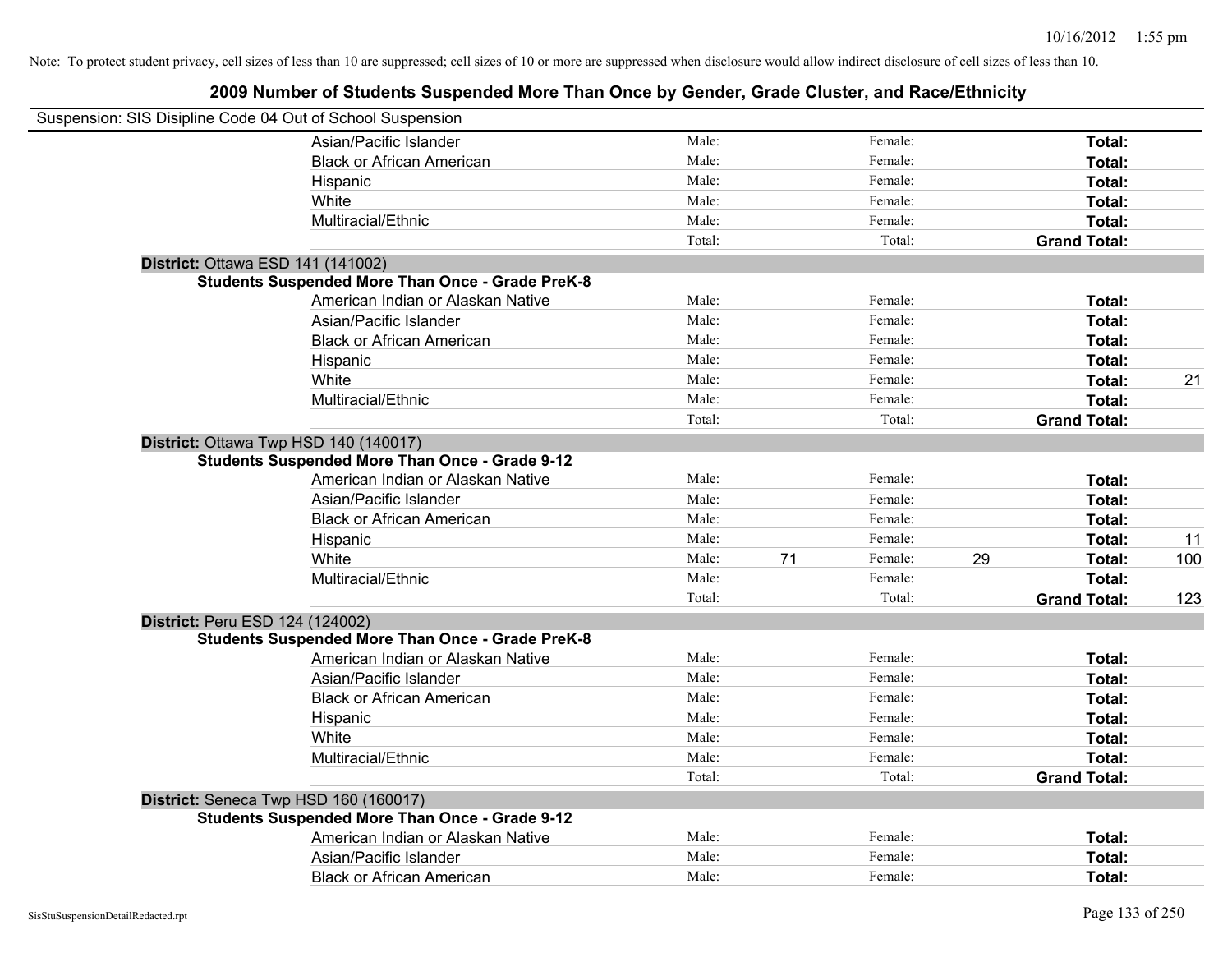Note: To protect student privacy, cell sizes of less than 10 are suppressed; cell sizes of 10 or more are suppressed when disclosure would allow indirect disclosure of cell sizes of less than 10.

## 2009 Number of Students Suspended More Than Once by Gender, Grade Cluster, and Race/Ethnicity

Suspension: SIS Disipline Code 04 Out of School Suspension

| | | | | | | | |
|---|---|---|---|---|---|---|---|
| Asian/Pacific Islander | Male: | | Female: | | **Total:** | |
| Black or African American | Male: | | Female: | | **Total:** | |
| Hispanic | Male: | | Female: | | **Total:** | |
| White | Male: | | Female: | | **Total:** | |
| Multiracial/Ethnic | Male: | | Female: | | **Total:** | |
| | Total: | | Total: | | **Grand Total:** | |

**District:** Ottawa ESD 141 (141002)

**Students Suspended More Than Once - Grade PreK-8**

| | | | | | | |
|---|---|---|---|---|---|---|
| American Indian or Alaskan Native | Male: | | Female: | | **Total:** | |
| Asian/Pacific Islander | Male: | | Female: | | **Total:** | |
| Black or African American | Male: | | Female: | | **Total:** | |
| Hispanic | Male: | | Female: | | **Total:** | |
| White | Male: | | Female: | | **Total:** | 21 |
| Multiracial/Ethnic | Male: | | Female: | | **Total:** | |
| | Total: | | Total: | | **Grand Total:** | |

**District:** Ottawa Twp HSD 140 (140017)

**Students Suspended More Than Once - Grade 9-12**

| | | | | | | |
|---|---|---|---|---|---|---|
| American Indian or Alaskan Native | Male: | | Female: | | **Total:** | |
| Asian/Pacific Islander | Male: | | Female: | | **Total:** | |
| Black or African American | Male: | | Female: | | **Total:** | |
| Hispanic | Male: | | Female: | | **Total:** | 11 |
| White | Male: | 71 | Female: | 29 | **Total:** | 100 |
| Multiracial/Ethnic | Male: | | Female: | | **Total:** | |
| | Total: | | Total: | | **Grand Total:** | 123 |

**District:** Peru ESD 124 (124002)

**Students Suspended More Than Once - Grade PreK-8**

| | | | | | | |
|---|---|---|---|---|---|---|
| American Indian or Alaskan Native | Male: | | Female: | | **Total:** | |
| Asian/Pacific Islander | Male: | | Female: | | **Total:** | |
| Black or African American | Male: | | Female: | | **Total:** | |
| Hispanic | Male: | | Female: | | **Total:** | |
| White | Male: | | Female: | | **Total:** | |
| Multiracial/Ethnic | Male: | | Female: | | **Total:** | |
| | Total: | | Total: | | **Grand Total:** | |

**District:** Seneca Twp HSD 160 (160017)

**Students Suspended More Than Once - Grade 9-12**

| | | | | | | |
|---|---|---|---|---|---|---|
| American Indian or Alaskan Native | Male: | | Female: | | **Total:** | |
| Asian/Pacific Islander | Male: | | Female: | | **Total:** | |
| Black or African American | Male: | | Female: | | **Total:** | |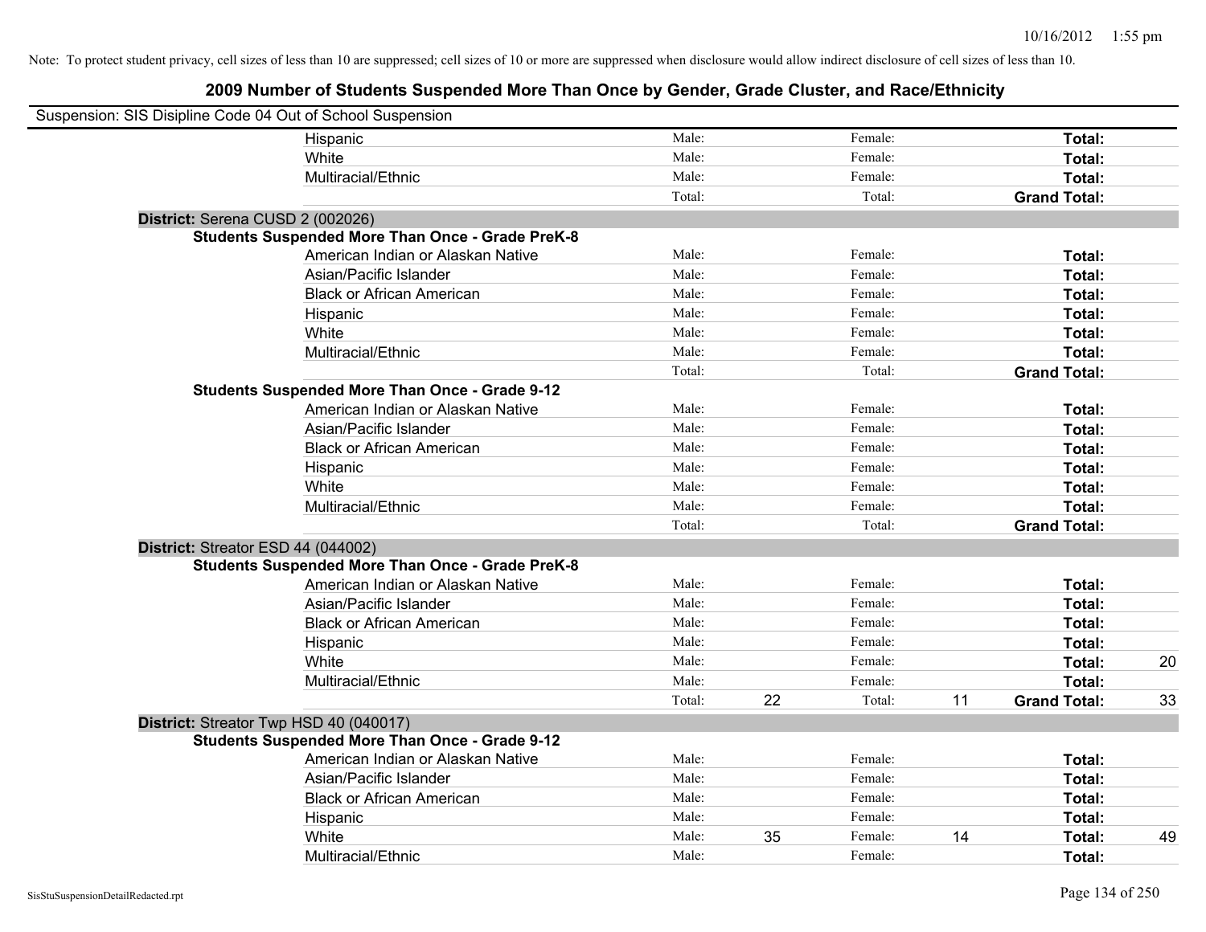Note: To protect student privacy, cell sizes of less than 10 are suppressed; cell sizes of 10 or more are suppressed when disclosure would allow indirect disclosure of cell sizes of less than 10.

## 2009 Number of Students Suspended More Than Once by Gender, Grade Cluster, and Race/Ethnicity

Suspension: SIS Disipline Code 04 Out of School Suspension

| | | | | | |
|---|---|---|---|---|---|
| Hispanic | Male: | | Female: | | **Total:** | |
| White | Male: | | Female: | | **Total:** | |
| Multiracial/Ethnic | Male: | | Female: | | **Total:** | |
| | Total: | | Total: | | **Grand Total:** | |

**District:** Serena CUSD 2 (002026)

**Students Suspended More Than Once - Grade PreK-8**

| | | | | | | |
|---|---|---|---|---|---|---|
| American Indian or Alaskan Native | Male: | | Female: | | **Total:** | |
| Asian/Pacific Islander | Male: | | Female: | | **Total:** | |
| Black or African American | Male: | | Female: | | **Total:** | |
| Hispanic | Male: | | Female: | | **Total:** | |
| White | Male: | | Female: | | **Total:** | |
| Multiracial/Ethnic | Male: | | Female: | | **Total:** | |
| | Total: | | Total: | | **Grand Total:** | |

**Students Suspended More Than Once - Grade 9-12**

| | | | | | | |
|---|---|---|---|---|---|---|
| American Indian or Alaskan Native | Male: | | Female: | | **Total:** | |
| Asian/Pacific Islander | Male: | | Female: | | **Total:** | |
| Black or African American | Male: | | Female: | | **Total:** | |
| Hispanic | Male: | | Female: | | **Total:** | |
| White | Male: | | Female: | | **Total:** | |
| Multiracial/Ethnic | Male: | | Female: | | **Total:** | |
| | Total: | | Total: | | **Grand Total:** | |

**District:** Streator ESD 44 (044002)

**Students Suspended More Than Once - Grade PreK-8**

| | | | | | | |
|---|---|---|---|---|---|---|
| American Indian or Alaskan Native | Male: | | Female: | | **Total:** | |
| Asian/Pacific Islander | Male: | | Female: | | **Total:** | |
| Black or African American | Male: | | Female: | | **Total:** | |
| Hispanic | Male: | | Female: | | **Total:** | |
| White | Male: | | Female: | | **Total:** | 20 |
| Multiracial/Ethnic | Male: | | Female: | | **Total:** | |
| | Total: | 22 | Total: | 11 | **Grand Total:** | 33 |

**District:** Streator Twp HSD 40 (040017)

**Students Suspended More Than Once - Grade 9-12**

| | | | | | | |
|---|---|---|---|---|---|---|
| American Indian or Alaskan Native | Male: | | Female: | | **Total:** | |
| Asian/Pacific Islander | Male: | | Female: | | **Total:** | |
| Black or African American | Male: | | Female: | | **Total:** | |
| Hispanic | Male: | | Female: | | **Total:** | |
| White | Male: | 35 | Female: | 14 | **Total:** | 49 |
| Multiracial/Ethnic | Male: | | Female: | | **Total:** | |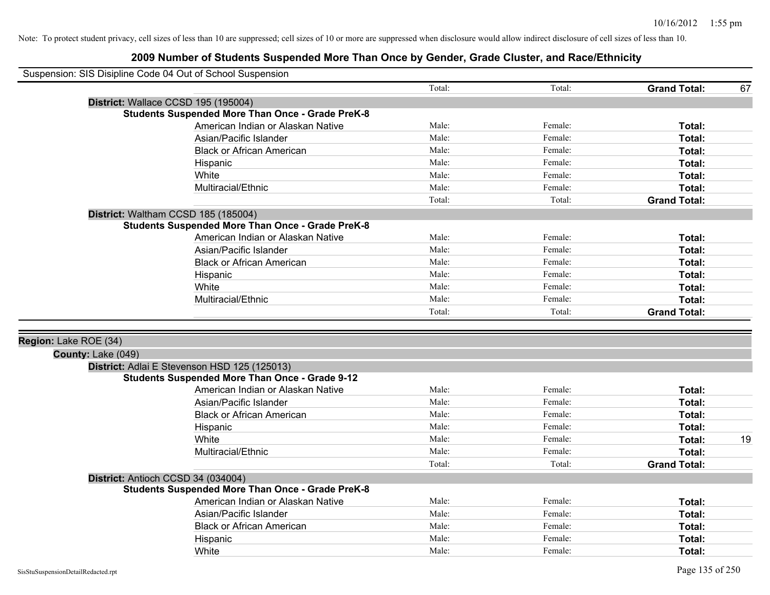Note: To protect student privacy, cell sizes of less than 10 are suppressed; cell sizes of 10 or more are suppressed when disclosure would allow indirect disclosure of cell sizes of less than 10.

## 2009 Number of Students Suspended More Than Once by Gender, Grade Cluster, and Race/Ethnicity

Suspension: SIS Disipline Code 04 Out of School Suspension

| | Male | Female | | |
|---|---|---|---|---|
| | Total: | Total: | **Grand Total:** | 67 |

**District:** Wallace CCSD 195 (195004)

**Students Suspended More Than Once - Grade PreK-8**

| | | | | |
|---|---|---|---|---|
| American Indian or Alaskan Native | Male: | Female: | **Total:** | |
| Asian/Pacific Islander | Male: | Female: | **Total:** | |
| Black or African American | Male: | Female: | **Total:** | |
| Hispanic | Male: | Female: | **Total:** | |
| White | Male: | Female: | **Total:** | |
| Multiracial/Ethnic | Male: | Female: | **Total:** | |
| | Total: | Total: | **Grand Total:** | |

**District:** Waltham CCSD 185 (185004)

**Students Suspended More Than Once - Grade PreK-8**

| | | | | |
|---|---|---|---|---|
| American Indian or Alaskan Native | Male: | Female: | **Total:** | |
| Asian/Pacific Islander | Male: | Female: | **Total:** | |
| Black or African American | Male: | Female: | **Total:** | |
| Hispanic | Male: | Female: | **Total:** | |
| White | Male: | Female: | **Total:** | |
| Multiracial/Ethnic | Male: | Female: | **Total:** | |
| | Total: | Total: | **Grand Total:** | |

**Region:** Lake ROE (34)

**County:** Lake (049)

**District:** Adlai E Stevenson HSD 125 (125013)

**Students Suspended More Than Once - Grade 9-12**

| | | | | |
|---|---|---|---|---|
| American Indian or Alaskan Native | Male: | Female: | **Total:** | |
| Asian/Pacific Islander | Male: | Female: | **Total:** | |
| Black or African American | Male: | Female: | **Total:** | |
| Hispanic | Male: | Female: | **Total:** | |
| White | Male: | Female: | **Total:** | 19 |
| Multiracial/Ethnic | Male: | Female: | **Total:** | |
| | Total: | Total: | **Grand Total:** | |

**District:** Antioch CCSD 34 (034004)

**Students Suspended More Than Once - Grade PreK-8**

| | | | | |
|---|---|---|---|---|
| American Indian or Alaskan Native | Male: | Female: | **Total:** | |
| Asian/Pacific Islander | Male: | Female: | **Total:** | |
| Black or African American | Male: | Female: | **Total:** | |
| Hispanic | Male: | Female: | **Total:** | |
| White | Male: | Female: | **Total:** | |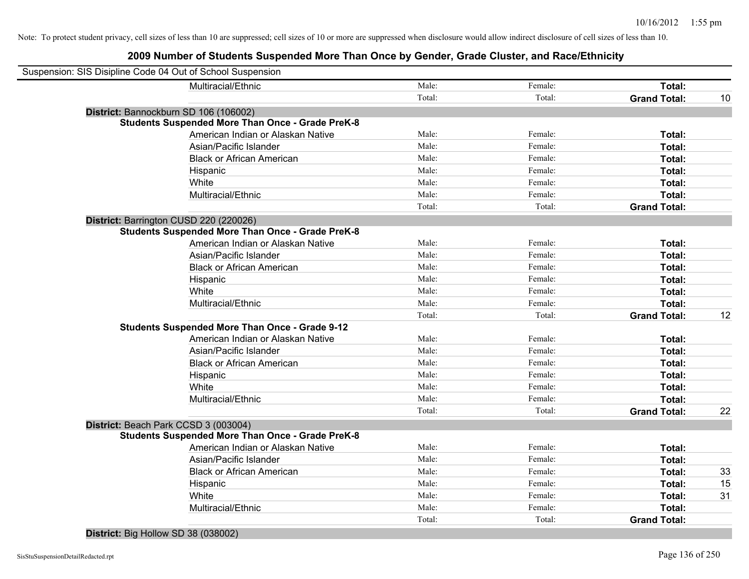Note: To protect student privacy, cell sizes of less than 10 are suppressed; cell sizes of 10 or more are suppressed when disclosure would allow indirect disclosure of cell sizes of less than 10.

## 2009 Number of Students Suspended More Than Once by Gender, Grade Cluster, and Race/Ethnicity

Suspension: SIS Disipline Code 04 Out of School Suspension

| | Male | Female | Total | |
|---|---|---|---|---|
| Multiracial/Ethnic | Male: | Female: | Total: | |
| | Total: | Total: | Grand Total: | 10 |

**District:** Bannockburn SD 106 (106002)

**Students Suspended More Than Once - Grade PreK-8**

| | Male | Female | Total | |
|---|---|---|---|---|
| American Indian or Alaskan Native | Male: | Female: | Total: | |
| Asian/Pacific Islander | Male: | Female: | Total: | |
| Black or African American | Male: | Female: | Total: | |
| Hispanic | Male: | Female: | Total: | |
| White | Male: | Female: | Total: | |
| Multiracial/Ethnic | Male: | Female: | Total: | |
| | Total: | Total: | Grand Total: | |

**District:** Barrington CUSD 220 (220026)

**Students Suspended More Than Once - Grade PreK-8**

| | Male | Female | Total | |
|---|---|---|---|---|
| American Indian or Alaskan Native | Male: | Female: | Total: | |
| Asian/Pacific Islander | Male: | Female: | Total: | |
| Black or African American | Male: | Female: | Total: | |
| Hispanic | Male: | Female: | Total: | |
| White | Male: | Female: | Total: | |
| Multiracial/Ethnic | Male: | Female: | Total: | |
| | Total: | Total: | Grand Total: | 12 |

**Students Suspended More Than Once - Grade 9-12**

| | Male | Female | Total | |
|---|---|---|---|---|
| American Indian or Alaskan Native | Male: | Female: | Total: | |
| Asian/Pacific Islander | Male: | Female: | Total: | |
| Black or African American | Male: | Female: | Total: | |
| Hispanic | Male: | Female: | Total: | |
| White | Male: | Female: | Total: | |
| Multiracial/Ethnic | Male: | Female: | Total: | |
| | Total: | Total: | Grand Total: | 22 |

**District:** Beach Park CCSD 3 (003004)

**Students Suspended More Than Once - Grade PreK-8**

| | Male | Female | Total | |
|---|---|---|---|---|
| American Indian or Alaskan Native | Male: | Female: | Total: | |
| Asian/Pacific Islander | Male: | Female: | Total: | |
| Black or African American | Male: | Female: | Total: | 33 |
| Hispanic | Male: | Female: | Total: | 15 |
| White | Male: | Female: | Total: | 31 |
| Multiracial/Ethnic | Male: | Female: | Total: | |
| | Total: | Total: | Grand Total: | |

**District:** Big Hollow SD 38 (038002)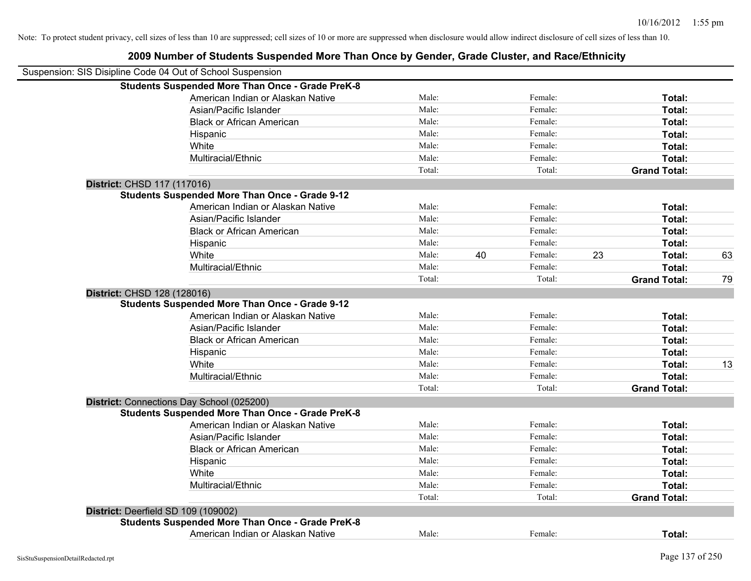Note: To protect student privacy, cell sizes of less than 10 are suppressed; cell sizes of 10 or more are suppressed when disclosure would allow indirect disclosure of cell sizes of less than 10.

## 2009 Number of Students Suspended More Than Once by Gender, Grade Cluster, and Race/Ethnicity

Suspension: SIS Disipline Code 04 Out of School Suspension

**Students Suspended More Than Once - Grade PreK-8**

| | | | | | | |
|---|---|---|---|---|---|---|
| American Indian or Alaskan Native | Male: | | Female: | | **Total:** | |
| Asian/Pacific Islander | Male: | | Female: | | **Total:** | |
| Black or African American | Male: | | Female: | | **Total:** | |
| Hispanic | Male: | | Female: | | **Total:** | |
| White | Male: | | Female: | | **Total:** | |
| Multiracial/Ethnic | Male: | | Female: | | **Total:** | |
| | Total: | | Total: | | **Grand Total:** | |

**District:** CHSD 117 (117016)

**Students Suspended More Than Once - Grade 9-12**

| | | | | | | |
|---|---|---|---|---|---|---|
| American Indian or Alaskan Native | Male: | | Female: | | **Total:** | |
| Asian/Pacific Islander | Male: | | Female: | | **Total:** | |
| Black or African American | Male: | | Female: | | **Total:** | |
| Hispanic | Male: | | Female: | | **Total:** | |
| White | Male: | 40 | Female: | 23 | **Total:** | 63 |
| Multiracial/Ethnic | Male: | | Female: | | **Total:** | |
| | Total: | | Total: | | **Grand Total:** | 79 |

**District:** CHSD 128 (128016)

**Students Suspended More Than Once - Grade 9-12**

| | | | | | | |
|---|---|---|---|---|---|---|
| American Indian or Alaskan Native | Male: | | Female: | | **Total:** | |
| Asian/Pacific Islander | Male: | | Female: | | **Total:** | |
| Black or African American | Male: | | Female: | | **Total:** | |
| Hispanic | Male: | | Female: | | **Total:** | |
| White | Male: | | Female: | | **Total:** | 13 |
| Multiracial/Ethnic | Male: | | Female: | | **Total:** | |
| | Total: | | Total: | | **Grand Total:** | |

**District:** Connections Day School (025200)

**Students Suspended More Than Once - Grade PreK-8**

| | | | | | | |
|---|---|---|---|---|---|---|
| American Indian or Alaskan Native | Male: | | Female: | | **Total:** | |
| Asian/Pacific Islander | Male: | | Female: | | **Total:** | |
| Black or African American | Male: | | Female: | | **Total:** | |
| Hispanic | Male: | | Female: | | **Total:** | |
| White | Male: | | Female: | | **Total:** | |
| Multiracial/Ethnic | Male: | | Female: | | **Total:** | |
| | Total: | | Total: | | **Grand Total:** | |

**District:** Deerfield SD 109 (109002)

**Students Suspended More Than Once - Grade PreK-8**

| | | | | | | |
|---|---|---|---|---|---|---|
| American Indian or Alaskan Native | Male: | | Female: | | **Total:** | |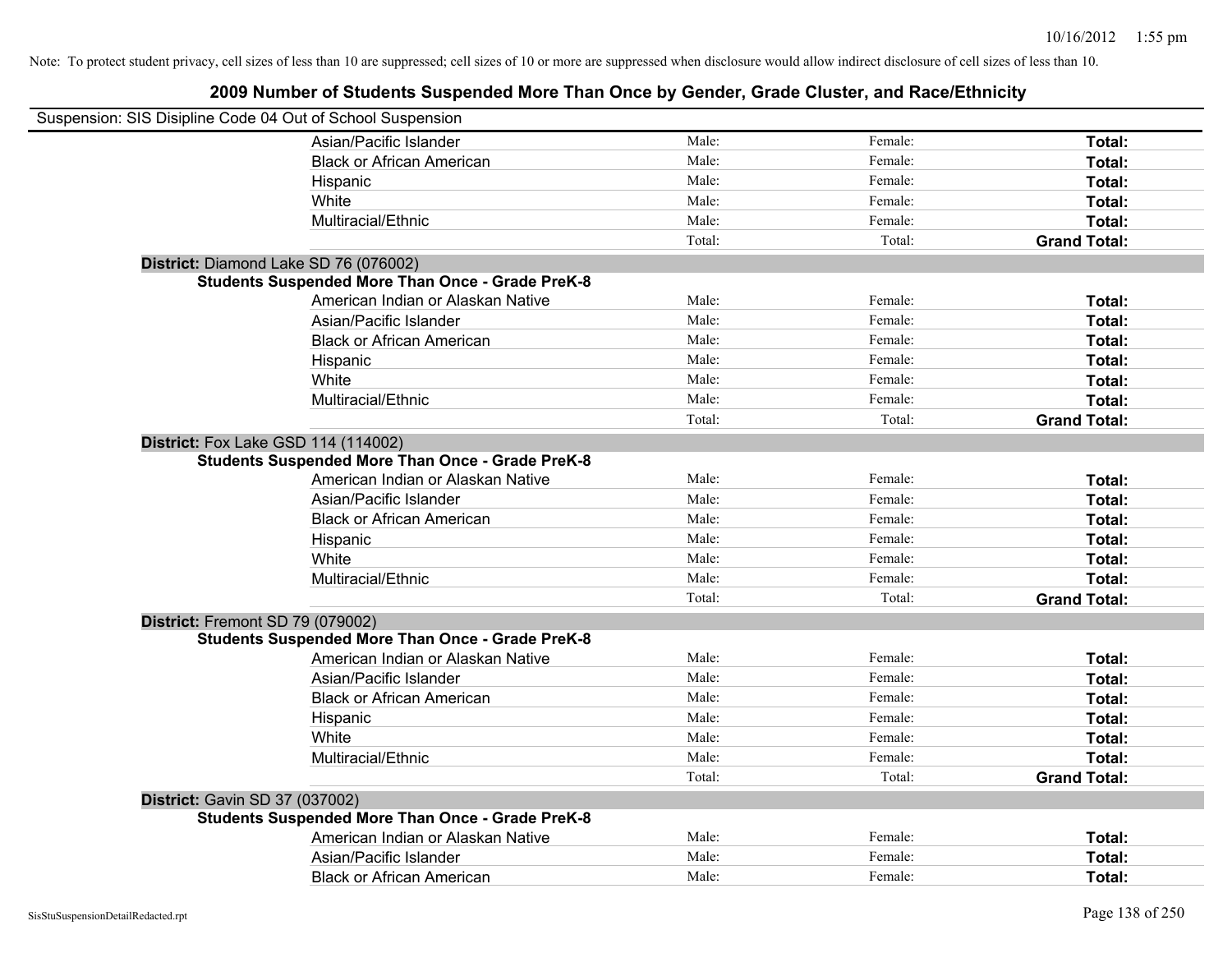Note: To protect student privacy, cell sizes of less than 10 are suppressed; cell sizes of 10 or more are suppressed when disclosure would allow indirect disclosure of cell sizes of less than 10.

## 2009 Number of Students Suspended More Than Once by Gender, Grade Cluster, and Race/Ethnicity

Suspension: SIS Disipline Code 04 Out of School Suspension

| | | | | |
|---|---|---|---|---|
| | Asian/Pacific Islander | Male: | Female: | **Total:** |
| | Black or African American | Male: | Female: | **Total:** |
| | Hispanic | Male: | Female: | **Total:** |
| | White | Male: | Female: | **Total:** |
| | Multiracial/Ethnic | Male: | Female: | **Total:** |
| | | Total: | Total: | **Grand Total:** |
| **District:** Diamond Lake SD 76 (076002) | | | | |
| **Students Suspended More Than Once - Grade PreK-8** | | | | |
| | American Indian or Alaskan Native | Male: | Female: | **Total:** |
| | Asian/Pacific Islander | Male: | Female: | **Total:** |
| | Black or African American | Male: | Female: | **Total:** |
| | Hispanic | Male: | Female: | **Total:** |
| | White | Male: | Female: | **Total:** |
| | Multiracial/Ethnic | Male: | Female: | **Total:** |
| | | Total: | Total: | **Grand Total:** |
| **District:** Fox Lake GSD 114 (114002) | | | | |
| **Students Suspended More Than Once - Grade PreK-8** | | | | |
| | American Indian or Alaskan Native | Male: | Female: | **Total:** |
| | Asian/Pacific Islander | Male: | Female: | **Total:** |
| | Black or African American | Male: | Female: | **Total:** |
| | Hispanic | Male: | Female: | **Total:** |
| | White | Male: | Female: | **Total:** |
| | Multiracial/Ethnic | Male: | Female: | **Total:** |
| | | Total: | Total: | **Grand Total:** |
| **District:** Fremont SD 79 (079002) | | | | |
| **Students Suspended More Than Once - Grade PreK-8** | | | | |
| | American Indian or Alaskan Native | Male: | Female: | **Total:** |
| | Asian/Pacific Islander | Male: | Female: | **Total:** |
| | Black or African American | Male: | Female: | **Total:** |
| | Hispanic | Male: | Female: | **Total:** |
| | White | Male: | Female: | **Total:** |
| | Multiracial/Ethnic | Male: | Female: | **Total:** |
| | | Total: | Total: | **Grand Total:** |
| **District:** Gavin SD 37 (037002) | | | | |
| **Students Suspended More Than Once - Grade PreK-8** | | | | |
| | American Indian or Alaskan Native | Male: | Female: | **Total:** |
| | Asian/Pacific Islander | Male: | Female: | **Total:** |
| | Black or African American | Male: | Female: | **Total:** |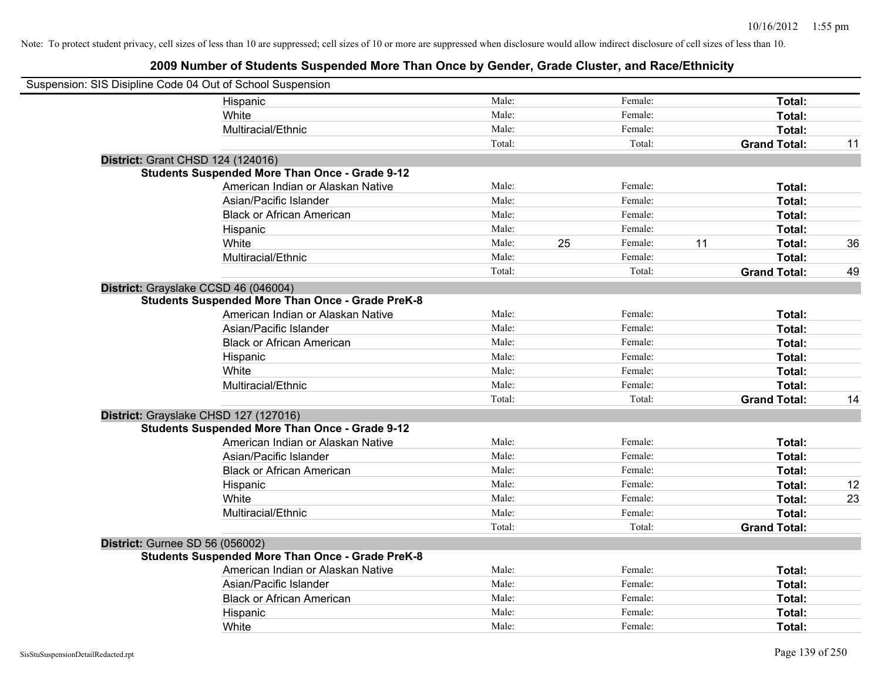Note: To protect student privacy, cell sizes of less than 10 are suppressed; cell sizes of 10 or more are suppressed when disclosure would allow indirect disclosure of cell sizes of less than 10.

## 2009 Number of Students Suspended More Than Once by Gender, Grade Cluster, and Race/Ethnicity

Suspension: SIS Disipline Code 04 Out of School Suspension

| | | | | | | |
|---|---|---|---|---|---|---|
| Hispanic | Male: | | Female: | | **Total:** | |
| White | Male: | | Female: | | **Total:** | |
| Multiracial/Ethnic | Male: | | Female: | | **Total:** | |
| | Total: | | Total: | | **Grand Total:** | 11 |

**District:** Grant CHSD 124 (124016)

**Students Suspended More Than Once - Grade 9-12**

| | | | | | | |
|---|---|---|---|---|---|---|
| American Indian or Alaskan Native | Male: | | Female: | | **Total:** | |
| Asian/Pacific Islander | Male: | | Female: | | **Total:** | |
| Black or African American | Male: | | Female: | | **Total:** | |
| Hispanic | Male: | | Female: | | **Total:** | |
| White | Male: | 25 | Female: | 11 | **Total:** | 36 |
| Multiracial/Ethnic | Male: | | Female: | | **Total:** | |
| | Total: | | Total: | | **Grand Total:** | 49 |

**District:** Grayslake CCSD 46 (046004)

**Students Suspended More Than Once - Grade PreK-8**

| | | | | | | |
|---|---|---|---|---|---|---|
| American Indian or Alaskan Native | Male: | | Female: | | **Total:** | |
| Asian/Pacific Islander | Male: | | Female: | | **Total:** | |
| Black or African American | Male: | | Female: | | **Total:** | |
| Hispanic | Male: | | Female: | | **Total:** | |
| White | Male: | | Female: | | **Total:** | |
| Multiracial/Ethnic | Male: | | Female: | | **Total:** | |
| | Total: | | Total: | | **Grand Total:** | 14 |

**District:** Grayslake CHSD 127 (127016)

**Students Suspended More Than Once - Grade 9-12**

| | | | | | | |
|---|---|---|---|---|---|---|
| American Indian or Alaskan Native | Male: | | Female: | | **Total:** | |
| Asian/Pacific Islander | Male: | | Female: | | **Total:** | |
| Black or African American | Male: | | Female: | | **Total:** | |
| Hispanic | Male: | | Female: | | **Total:** | 12 |
| White | Male: | | Female: | | **Total:** | 23 |
| Multiracial/Ethnic | Male: | | Female: | | **Total:** | |
| | Total: | | Total: | | **Grand Total:** | |

**District:** Gurnee SD 56 (056002)

**Students Suspended More Than Once - Grade PreK-8**

| | | | | | | |
|---|---|---|---|---|---|---|
| American Indian or Alaskan Native | Male: | | Female: | | **Total:** | |
| Asian/Pacific Islander | Male: | | Female: | | **Total:** | |
| Black or African American | Male: | | Female: | | **Total:** | |
| Hispanic | Male: | | Female: | | **Total:** | |
| White | Male: | | Female: | | **Total:** | |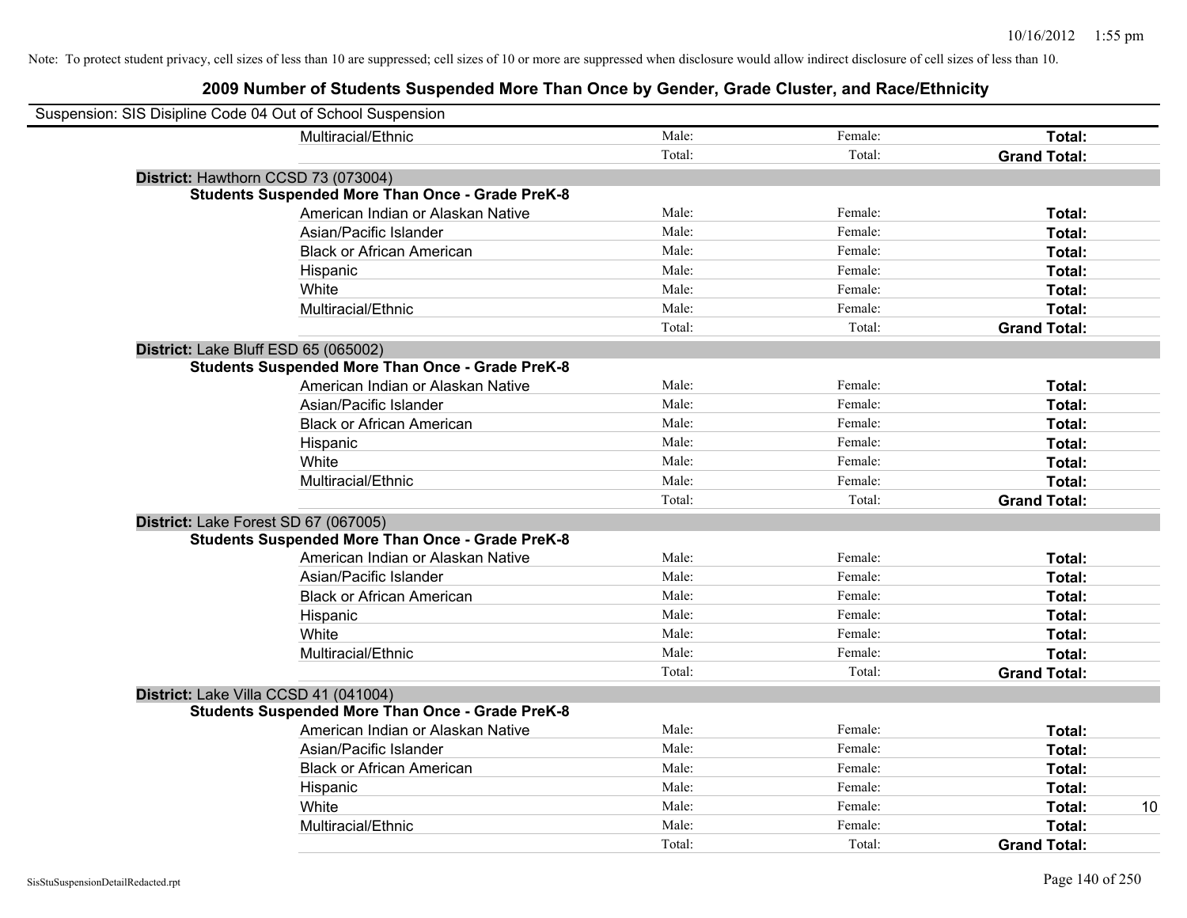Note: To protect student privacy, cell sizes of less than 10 are suppressed; cell sizes of 10 or more are suppressed when disclosure would allow indirect disclosure of cell sizes of less than 10.

## 2009 Number of Students Suspended More Than Once by Gender, Grade Cluster, and Race/Ethnicity

Suspension: SIS Disipline Code 04 Out of School Suspension

| | | | | |
|---|---|---|---|---|
| Multiracial/Ethnic | Male: | Female: | **Total:** | |
| | Total: | Total: | **Grand Total:** | |

**District:** Hawthorn CCSD 73 (073004)

**Students Suspended More Than Once - Grade PreK-8**

| | | | | |
|---|---|---|---|---|
| American Indian or Alaskan Native | Male: | Female: | **Total:** | |
| Asian/Pacific Islander | Male: | Female: | **Total:** | |
| Black or African American | Male: | Female: | **Total:** | |
| Hispanic | Male: | Female: | **Total:** | |
| White | Male: | Female: | **Total:** | |
| Multiracial/Ethnic | Male: | Female: | **Total:** | |
| | Total: | Total: | **Grand Total:** | |

**District:** Lake Bluff ESD 65 (065002)

**Students Suspended More Than Once - Grade PreK-8**

| | | | | |
|---|---|---|---|---|
| American Indian or Alaskan Native | Male: | Female: | **Total:** | |
| Asian/Pacific Islander | Male: | Female: | **Total:** | |
| Black or African American | Male: | Female: | **Total:** | |
| Hispanic | Male: | Female: | **Total:** | |
| White | Male: | Female: | **Total:** | |
| Multiracial/Ethnic | Male: | Female: | **Total:** | |
| | Total: | Total: | **Grand Total:** | |

**District:** Lake Forest SD 67 (067005)

**Students Suspended More Than Once - Grade PreK-8**

| | | | | |
|---|---|---|---|---|
| American Indian or Alaskan Native | Male: | Female: | **Total:** | |
| Asian/Pacific Islander | Male: | Female: | **Total:** | |
| Black or African American | Male: | Female: | **Total:** | |
| Hispanic | Male: | Female: | **Total:** | |
| White | Male: | Female: | **Total:** | |
| Multiracial/Ethnic | Male: | Female: | **Total:** | |
| | Total: | Total: | **Grand Total:** | |

**District:** Lake Villa CCSD 41 (041004)

**Students Suspended More Than Once - Grade PreK-8**

| | | | | |
|---|---|---|---|---|
| American Indian or Alaskan Native | Male: | Female: | **Total:** | |
| Asian/Pacific Islander | Male: | Female: | **Total:** | |
| Black or African American | Male: | Female: | **Total:** | |
| Hispanic | Male: | Female: | **Total:** | |
| White | Male: | Female: | **Total:** | 10 |
| Multiracial/Ethnic | Male: | Female: | **Total:** | |
| | Total: | Total: | **Grand Total:** | |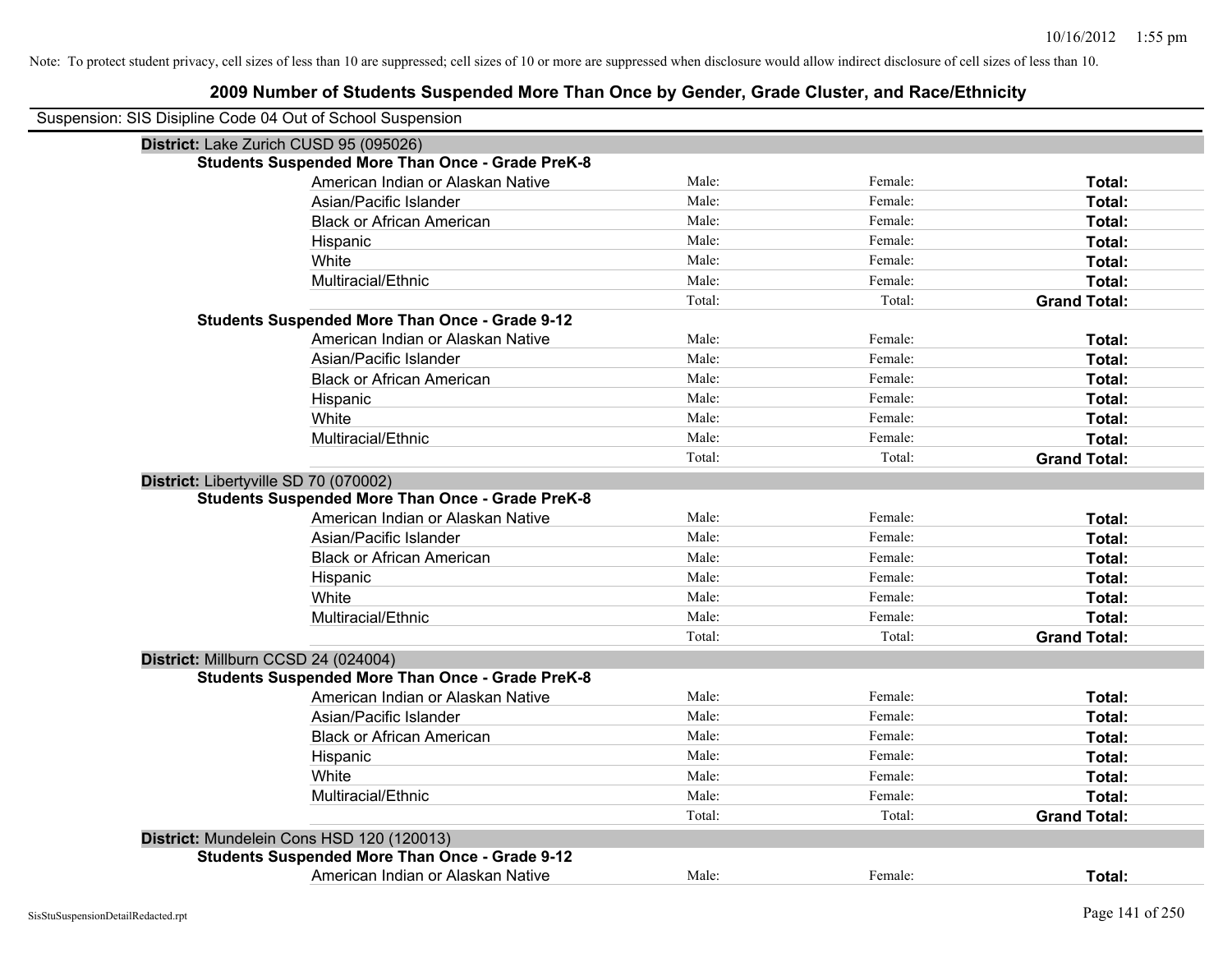Note: To protect student privacy, cell sizes of less than 10 are suppressed; cell sizes of 10 or more are suppressed when disclosure would allow indirect disclosure of cell sizes of less than 10.

## 2009 Number of Students Suspended More Than Once by Gender, Grade Cluster, and Race/Ethnicity

Suspension: SIS Disipline Code 04 Out of School Suspension

### District: Lake Zurich CUSD 95 (095026)

**Students Suspended More Than Once - Grade PreK-8**

| | | | |
|---|---|---|---|
| American Indian or Alaskan Native | Male: | Female: | **Total:** |
| Asian/Pacific Islander | Male: | Female: | **Total:** |
| Black or African American | Male: | Female: | **Total:** |
| Hispanic | Male: | Female: | **Total:** |
| White | Male: | Female: | **Total:** |
| Multiracial/Ethnic | Male: | Female: | **Total:** |
| | Total: | Total: | **Grand Total:** |

**Students Suspended More Than Once - Grade 9-12**

| | | | |
|---|---|---|---|
| American Indian or Alaskan Native | Male: | Female: | **Total:** |
| Asian/Pacific Islander | Male: | Female: | **Total:** |
| Black or African American | Male: | Female: | **Total:** |
| Hispanic | Male: | Female: | **Total:** |
| White | Male: | Female: | **Total:** |
| Multiracial/Ethnic | Male: | Female: | **Total:** |
| | Total: | Total: | **Grand Total:** |

### District: Libertyville SD 70 (070002)

**Students Suspended More Than Once - Grade PreK-8**

| | | | |
|---|---|---|---|
| American Indian or Alaskan Native | Male: | Female: | **Total:** |
| Asian/Pacific Islander | Male: | Female: | **Total:** |
| Black or African American | Male: | Female: | **Total:** |
| Hispanic | Male: | Female: | **Total:** |
| White | Male: | Female: | **Total:** |
| Multiracial/Ethnic | Male: | Female: | **Total:** |
| | Total: | Total: | **Grand Total:** |

### District: Millburn CCSD 24 (024004)

**Students Suspended More Than Once - Grade PreK-8**

| | | | |
|---|---|---|---|
| American Indian or Alaskan Native | Male: | Female: | **Total:** |
| Asian/Pacific Islander | Male: | Female: | **Total:** |
| Black or African American | Male: | Female: | **Total:** |
| Hispanic | Male: | Female: | **Total:** |
| White | Male: | Female: | **Total:** |
| Multiracial/Ethnic | Male: | Female: | **Total:** |
| | Total: | Total: | **Grand Total:** |

### District: Mundelein Cons HSD 120 (120013)

**Students Suspended More Than Once - Grade 9-12**

| | | | |
|---|---|---|---|
| American Indian or Alaskan Native | Male: | Female: | **Total:** |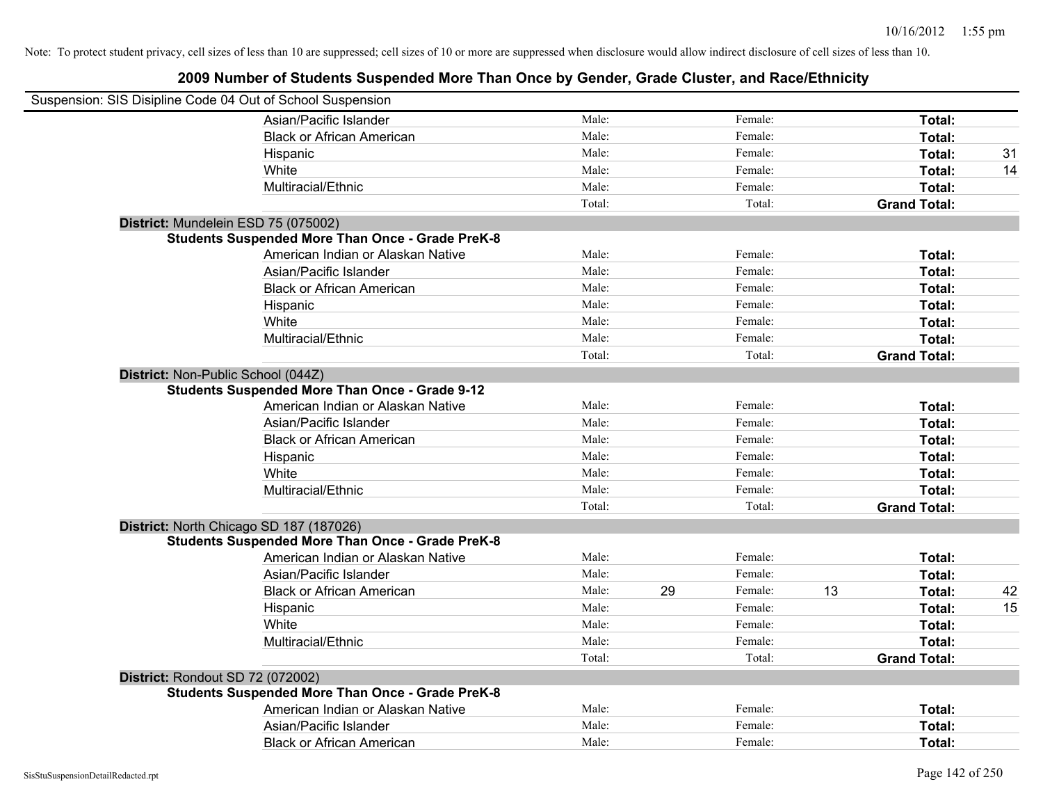Note: To protect student privacy, cell sizes of less than 10 are suppressed; cell sizes of 10 or more are suppressed when disclosure would allow indirect disclosure of cell sizes of less than 10.

## 2009 Number of Students Suspended More Than Once by Gender, Grade Cluster, and Race/Ethnicity

Suspension: SIS Disipline Code 04 Out of School Suspension

| | Male | | Female | | | |
|---|---|---|---|---|---|---|
| Asian/Pacific Islander | Male: | | Female: | | Total: | |
| Black or African American | Male: | | Female: | | Total: | |
| Hispanic | Male: | | Female: | | Total: | 31 |
| White | Male: | | Female: | | Total: | 14 |
| Multiracial/Ethnic | Male: | | Female: | | Total: | |
| | Total: | | Total: | | Grand Total: | |

**District:** Mundelein ESD 75 (075002)

**Students Suspended More Than Once - Grade PreK-8**

| | Male | | Female | | | |
|---|---|---|---|---|---|---|
| American Indian or Alaskan Native | Male: | | Female: | | Total: | |
| Asian/Pacific Islander | Male: | | Female: | | Total: | |
| Black or African American | Male: | | Female: | | Total: | |
| Hispanic | Male: | | Female: | | Total: | |
| White | Male: | | Female: | | Total: | |
| Multiracial/Ethnic | Male: | | Female: | | Total: | |
| | Total: | | Total: | | Grand Total: | |

**District:** Non-Public School (044Z)

**Students Suspended More Than Once - Grade 9-12**

| | Male | | Female | | | |
|---|---|---|---|---|---|---|
| American Indian or Alaskan Native | Male: | | Female: | | Total: | |
| Asian/Pacific Islander | Male: | | Female: | | Total: | |
| Black or African American | Male: | | Female: | | Total: | |
| Hispanic | Male: | | Female: | | Total: | |
| White | Male: | | Female: | | Total: | |
| Multiracial/Ethnic | Male: | | Female: | | Total: | |
| | Total: | | Total: | | Grand Total: | |

**District:** North Chicago SD 187 (187026)

**Students Suspended More Than Once - Grade PreK-8**

| | Male | | Female | | | |
|---|---|---|---|---|---|---|
| American Indian or Alaskan Native | Male: | | Female: | | Total: | |
| Asian/Pacific Islander | Male: | | Female: | | Total: | |
| Black or African American | Male: | 29 | Female: | 13 | Total: | 42 |
| Hispanic | Male: | | Female: | | Total: | 15 |
| White | Male: | | Female: | | Total: | |
| Multiracial/Ethnic | Male: | | Female: | | Total: | |
| | Total: | | Total: | | Grand Total: | |

**District:** Rondout SD 72 (072002)

**Students Suspended More Than Once - Grade PreK-8**

| | Male | | Female | | | |
|---|---|---|---|---|---|---|
| American Indian or Alaskan Native | Male: | | Female: | | Total: | |
| Asian/Pacific Islander | Male: | | Female: | | Total: | |
| Black or African American | Male: | | Female: | | Total: | |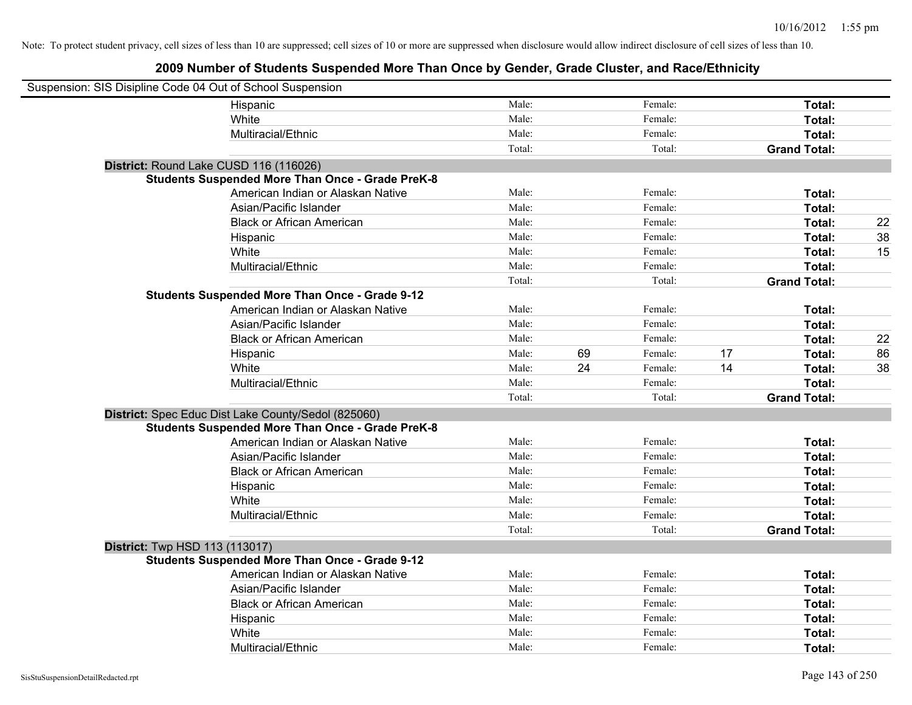Note: To protect student privacy, cell sizes of less than 10 are suppressed; cell sizes of 10 or more are suppressed when disclosure would allow indirect disclosure of cell sizes of less than 10.

## 2009 Number of Students Suspended More Than Once by Gender, Grade Cluster, and Race/Ethnicity

Suspension: SIS Disipline Code 04 Out of School Suspension

| | | | | | |
|---|---|---|---|---|---|
| Hispanic | Male: | | Female: | | Total: | |
| White | Male: | | Female: | | Total: | |
| Multiracial/Ethnic | Male: | | Female: | | Total: | |
| | Total: | | Total: | | Grand Total: | |

**District:** Round Lake CUSD 116 (116026)

**Students Suspended More Than Once - Grade PreK-8**

| | | | | | | |
|---|---|---|---|---|---|---|
| American Indian or Alaskan Native | Male: | | Female: | | Total: | |
| Asian/Pacific Islander | Male: | | Female: | | Total: | |
| Black or African American | Male: | | Female: | | Total: | 22 |
| Hispanic | Male: | | Female: | | Total: | 38 |
| White | Male: | | Female: | | Total: | 15 |
| Multiracial/Ethnic | Male: | | Female: | | Total: | |
| | Total: | | Total: | | Grand Total: | |

**Students Suspended More Than Once - Grade 9-12**

| | | | | | | |
|---|---|---|---|---|---|---|
| American Indian or Alaskan Native | Male: | | Female: | | Total: | |
| Asian/Pacific Islander | Male: | | Female: | | Total: | |
| Black or African American | Male: | | Female: | | Total: | 22 |
| Hispanic | Male: | 69 | Female: | 17 | Total: | 86 |
| White | Male: | 24 | Female: | 14 | Total: | 38 |
| Multiracial/Ethnic | Male: | | Female: | | Total: | |
| | Total: | | Total: | | Grand Total: | |

**District:** Spec Educ Dist Lake County/Sedol (825060)

**Students Suspended More Than Once - Grade PreK-8**

| | | | | | | |
|---|---|---|---|---|---|---|
| American Indian or Alaskan Native | Male: | | Female: | | Total: | |
| Asian/Pacific Islander | Male: | | Female: | | Total: | |
| Black or African American | Male: | | Female: | | Total: | |
| Hispanic | Male: | | Female: | | Total: | |
| White | Male: | | Female: | | Total: | |
| Multiracial/Ethnic | Male: | | Female: | | Total: | |
| | Total: | | Total: | | Grand Total: | |

**District:** Twp HSD 113 (113017)

**Students Suspended More Than Once - Grade 9-12**

| | | | | | | |
|---|---|---|---|---|---|---|
| American Indian or Alaskan Native | Male: | | Female: | | Total: | |
| Asian/Pacific Islander | Male: | | Female: | | Total: | |
| Black or African American | Male: | | Female: | | Total: | |
| Hispanic | Male: | | Female: | | Total: | |
| White | Male: | | Female: | | Total: | |
| Multiracial/Ethnic | Male: | | Female: | | Total: | |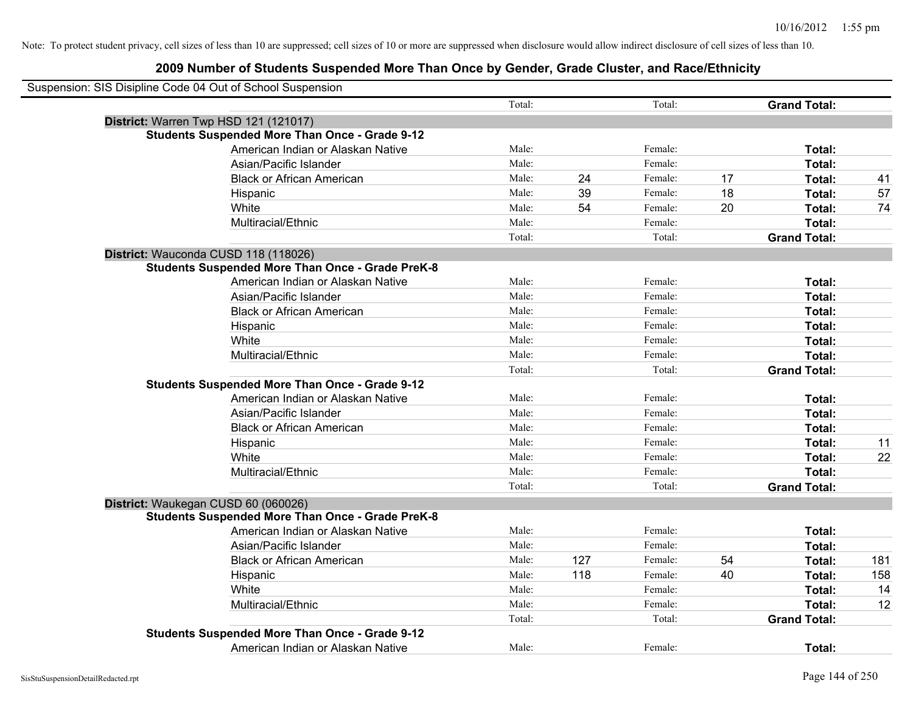Note: To protect student privacy, cell sizes of less than 10 are suppressed; cell sizes of 10 or more are suppressed when disclosure would allow indirect disclosure of cell sizes of less than 10.

## 2009 Number of Students Suspended More Than Once by Gender, Grade Cluster, and Race/Ethnicity

Suspension: SIS Disipline Code 04 Out of School Suspension

| | | | | | | |
|---|---|---|---|---|---|---|
| | Total: | | Total: | | **Grand Total:** | |
| **District:** Warren Twp HSD 121 (121017) | | | | | | |
| **Students Suspended More Than Once - Grade 9-12** | | | | | | |
| American Indian or Alaskan Native | Male: | | Female: | | **Total:** | |
| Asian/Pacific Islander | Male: | | Female: | | **Total:** | |
| Black or African American | Male: | 24 | Female: | 17 | **Total:** | 41 |
| Hispanic | Male: | 39 | Female: | 18 | **Total:** | 57 |
| White | Male: | 54 | Female: | 20 | **Total:** | 74 |
| Multiracial/Ethnic | Male: | | Female: | | **Total:** | |
| | Total: | | Total: | | **Grand Total:** | |
| **District:** Wauconda CUSD 118 (118026) | | | | | | |
| **Students Suspended More Than Once - Grade PreK-8** | | | | | | |
| American Indian or Alaskan Native | Male: | | Female: | | **Total:** | |
| Asian/Pacific Islander | Male: | | Female: | | **Total:** | |
| Black or African American | Male: | | Female: | | **Total:** | |
| Hispanic | Male: | | Female: | | **Total:** | |
| White | Male: | | Female: | | **Total:** | |
| Multiracial/Ethnic | Male: | | Female: | | **Total:** | |
| | Total: | | Total: | | **Grand Total:** | |
| **Students Suspended More Than Once - Grade 9-12** | | | | | | |
| American Indian or Alaskan Native | Male: | | Female: | | **Total:** | |
| Asian/Pacific Islander | Male: | | Female: | | **Total:** | |
| Black or African American | Male: | | Female: | | **Total:** | |
| Hispanic | Male: | | Female: | | **Total:** | 11 |
| White | Male: | | Female: | | **Total:** | 22 |
| Multiracial/Ethnic | Male: | | Female: | | **Total:** | |
| | Total: | | Total: | | **Grand Total:** | |
| **District:** Waukegan CUSD 60 (060026) | | | | | | |
| **Students Suspended More Than Once - Grade PreK-8** | | | | | | |
| American Indian or Alaskan Native | Male: | | Female: | | **Total:** | |
| Asian/Pacific Islander | Male: | | Female: | | **Total:** | |
| Black or African American | Male: | 127 | Female: | 54 | **Total:** | 181 |
| Hispanic | Male: | 118 | Female: | 40 | **Total:** | 158 |
| White | Male: | | Female: | | **Total:** | 14 |
| Multiracial/Ethnic | Male: | | Female: | | **Total:** | 12 |
| | Total: | | Total: | | **Grand Total:** | |
| **Students Suspended More Than Once - Grade 9-12** | | | | | | |
| American Indian or Alaskan Native | Male: | | Female: | | **Total:** | |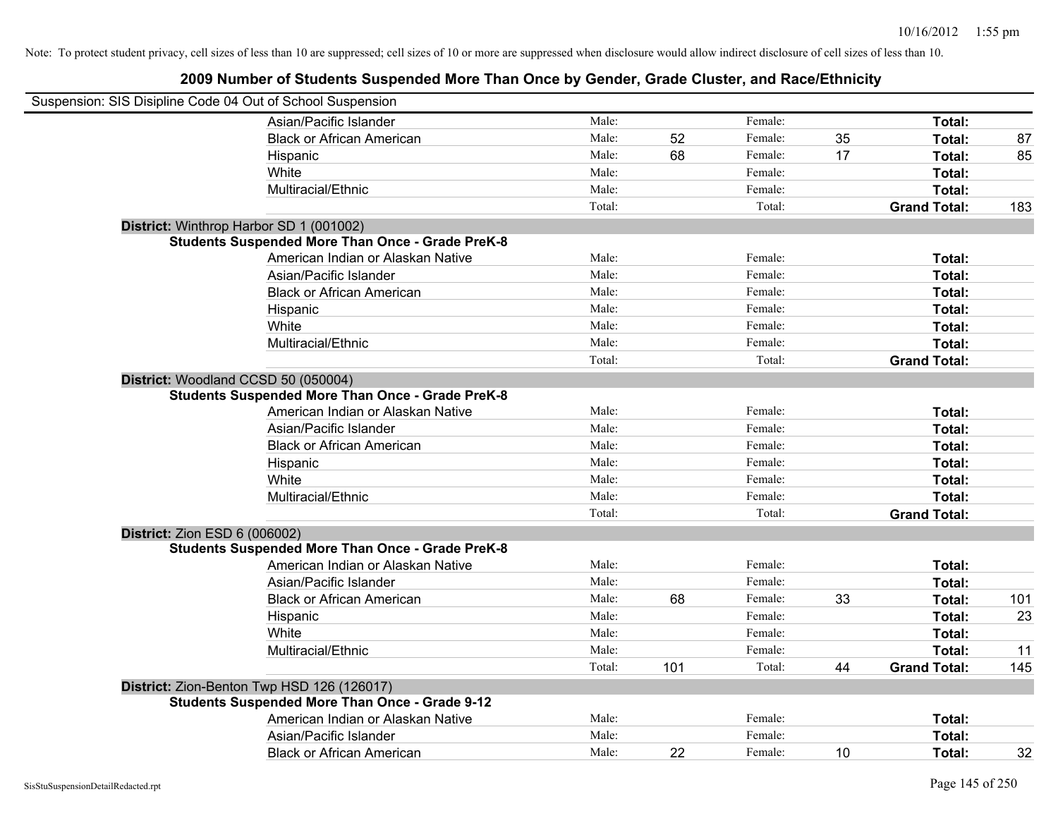Note: To protect student privacy, cell sizes of less than 10 are suppressed; cell sizes of 10 or more are suppressed when disclosure would allow indirect disclosure of cell sizes of less than 10.

# 2009 Number of Students Suspended More Than Once by Gender, Grade Cluster, and Race/Ethnicity

Suspension: SIS Disipline Code 04 Out of School Suspension

| | | | | | | |
|---|---|---|---|---|---|---|
| Asian/Pacific Islander | Male: | | Female: | | **Total:** | |
| Black or African American | Male: | 52 | Female: | 35 | **Total:** | 87 |
| Hispanic | Male: | 68 | Female: | 17 | **Total:** | 85 |
| White | Male: | | Female: | | **Total:** | |
| Multiracial/Ethnic | Male: | | Female: | | **Total:** | |
| | Total: | | Total: | | **Grand Total:** | 183 |

**District:** Winthrop Harbor SD 1 (001002)

**Students Suspended More Than Once - Grade PreK-8**

| | | | | | | |
|---|---|---|---|---|---|---|
| American Indian or Alaskan Native | Male: | | Female: | | **Total:** | |
| Asian/Pacific Islander | Male: | | Female: | | **Total:** | |
| Black or African American | Male: | | Female: | | **Total:** | |
| Hispanic | Male: | | Female: | | **Total:** | |
| White | Male: | | Female: | | **Total:** | |
| Multiracial/Ethnic | Male: | | Female: | | **Total:** | |
| | Total: | | Total: | | **Grand Total:** | |

**District:** Woodland CCSD 50 (050004)

**Students Suspended More Than Once - Grade PreK-8**

| | | | | | | |
|---|---|---|---|---|---|---|
| American Indian or Alaskan Native | Male: | | Female: | | **Total:** | |
| Asian/Pacific Islander | Male: | | Female: | | **Total:** | |
| Black or African American | Male: | | Female: | | **Total:** | |
| Hispanic | Male: | | Female: | | **Total:** | |
| White | Male: | | Female: | | **Total:** | |
| Multiracial/Ethnic | Male: | | Female: | | **Total:** | |
| | Total: | | Total: | | **Grand Total:** | |

**District:** Zion ESD 6 (006002)

**Students Suspended More Than Once - Grade PreK-8**

| | | | | | | |
|---|---|---|---|---|---|---|
| American Indian or Alaskan Native | Male: | | Female: | | **Total:** | |
| Asian/Pacific Islander | Male: | | Female: | | **Total:** | |
| Black or African American | Male: | 68 | Female: | 33 | **Total:** | 101 |
| Hispanic | Male: | | Female: | | **Total:** | 23 |
| White | Male: | | Female: | | **Total:** | |
| Multiracial/Ethnic | Male: | | Female: | | **Total:** | 11 |
| | Total: | 101 | Total: | 44 | **Grand Total:** | 145 |

**District:** Zion-Benton Twp HSD 126 (126017)

**Students Suspended More Than Once - Grade 9-12**

| | | | | | | |
|---|---|---|---|---|---|---|
| American Indian or Alaskan Native | Male: | | Female: | | **Total:** | |
| Asian/Pacific Islander | Male: | | Female: | | **Total:** | |
| Black or African American | Male: | 22 | Female: | 10 | **Total:** | 32 |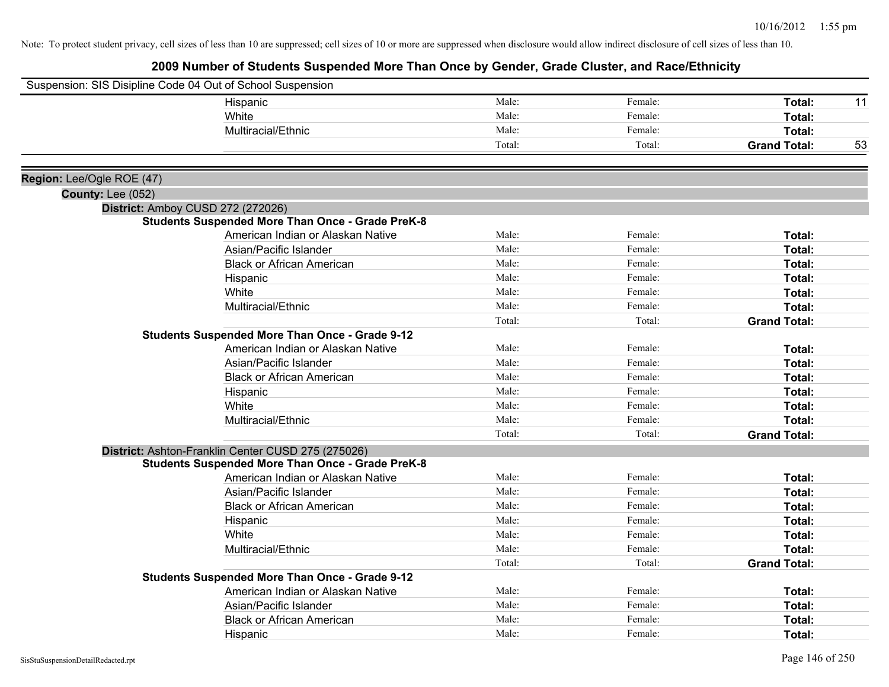Note: To protect student privacy, cell sizes of less than 10 are suppressed; cell sizes of 10 or more are suppressed when disclosure would allow indirect disclosure of cell sizes of less than 10.

## 2009 Number of Students Suspended More Than Once by Gender, Grade Cluster, and Race/Ethnicity

Suspension: SIS Disipline Code 04 Out of School Suspension

| | | | | |
|---|---|---|---|---|
| Hispanic | Male: | Female: | **Total:** | 11 |
| White | Male: | Female: | **Total:** | |
| Multiracial/Ethnic | Male: | Female: | **Total:** | |
| | Total: | Total: | **Grand Total:** | 53 |

**Region:** Lee/Ogle ROE (47)

**County:** Lee (052)

**District:** Amboy CUSD 272 (272026)

**Students Suspended More Than Once - Grade PreK-8**

| | | | | |
|---|---|---|---|---|
| American Indian or Alaskan Native | Male: | Female: | **Total:** | |
| Asian/Pacific Islander | Male: | Female: | **Total:** | |
| Black or African American | Male: | Female: | **Total:** | |
| Hispanic | Male: | Female: | **Total:** | |
| White | Male: | Female: | **Total:** | |
| Multiracial/Ethnic | Male: | Female: | **Total:** | |
| | Total: | Total: | **Grand Total:** | |

**Students Suspended More Than Once - Grade 9-12**

| | | | | |
|---|---|---|---|---|
| American Indian or Alaskan Native | Male: | Female: | **Total:** | |
| Asian/Pacific Islander | Male: | Female: | **Total:** | |
| Black or African American | Male: | Female: | **Total:** | |
| Hispanic | Male: | Female: | **Total:** | |
| White | Male: | Female: | **Total:** | |
| Multiracial/Ethnic | Male: | Female: | **Total:** | |
| | Total: | Total: | **Grand Total:** | |

**District:** Ashton-Franklin Center CUSD 275 (275026)

**Students Suspended More Than Once - Grade PreK-8**

| | | | | |
|---|---|---|---|---|
| American Indian or Alaskan Native | Male: | Female: | **Total:** | |
| Asian/Pacific Islander | Male: | Female: | **Total:** | |
| Black or African American | Male: | Female: | **Total:** | |
| Hispanic | Male: | Female: | **Total:** | |
| White | Male: | Female: | **Total:** | |
| Multiracial/Ethnic | Male: | Female: | **Total:** | |
| | Total: | Total: | **Grand Total:** | |

**Students Suspended More Than Once - Grade 9-12**

| | | | | |
|---|---|---|---|---|
| American Indian or Alaskan Native | Male: | Female: | **Total:** | |
| Asian/Pacific Islander | Male: | Female: | **Total:** | |
| Black or African American | Male: | Female: | **Total:** | |
| Hispanic | Male: | Female: | **Total:** | |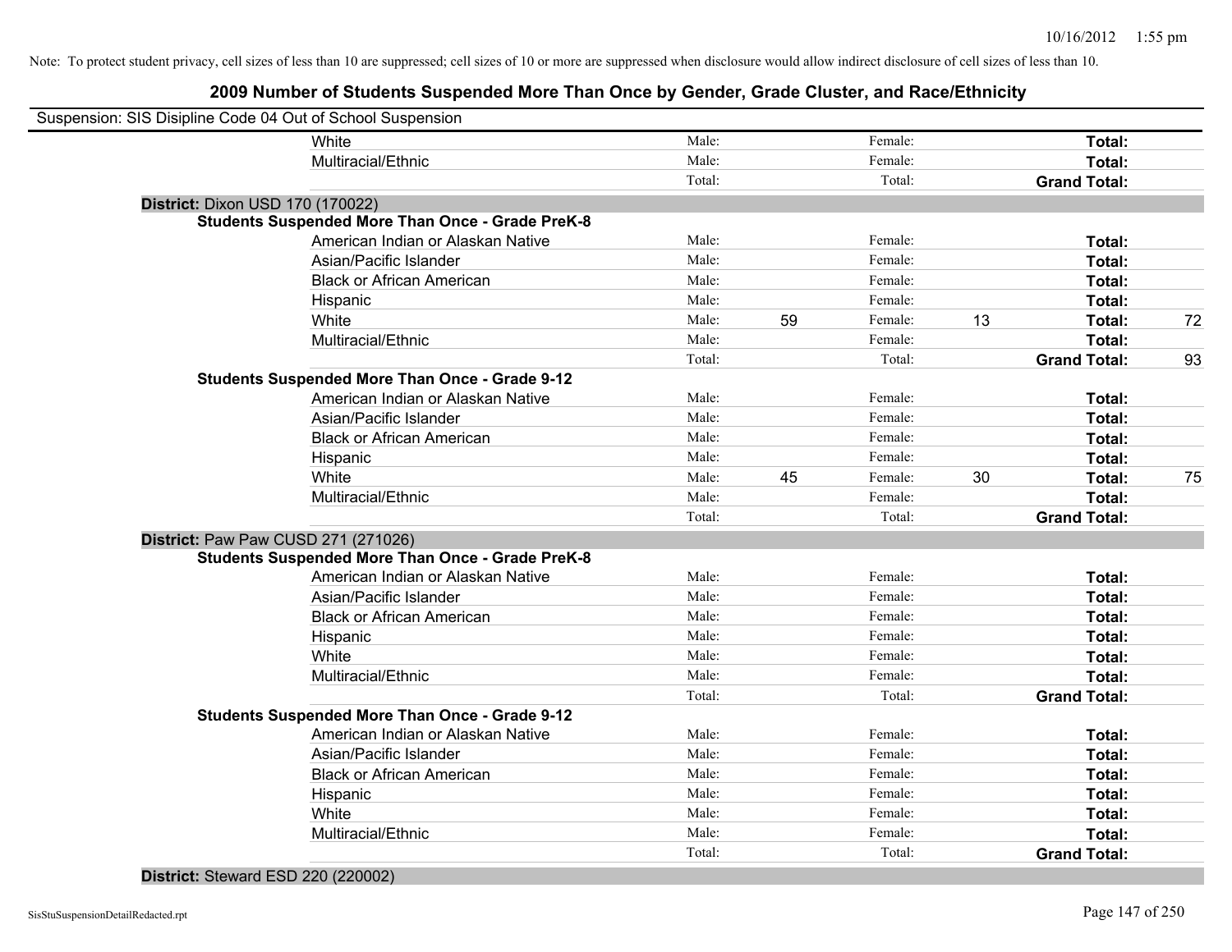Note: To protect student privacy, cell sizes of less than 10 are suppressed; cell sizes of 10 or more are suppressed when disclosure would allow indirect disclosure of cell sizes of less than 10.

## 2009 Number of Students Suspended More Than Once by Gender, Grade Cluster, and Race/Ethnicity

Suspension: SIS Disipline Code 04 Out of School Suspension

| | | | | | | | |
|---|---|---|---|---|---|---|---|
| White | Male: | | Female: | | **Total:** | |
| Multiracial/Ethnic | Male: | | Female: | | **Total:** | |
| | Total: | | Total: | | **Grand Total:** | |

**District:** Dixon USD 170 (170022)

**Students Suspended More Than Once - Grade PreK-8**

| | | | | | | |
|---|---|---|---|---|---|---|
| American Indian or Alaskan Native | Male: | | Female: | | **Total:** | |
| Asian/Pacific Islander | Male: | | Female: | | **Total:** | |
| Black or African American | Male: | | Female: | | **Total:** | |
| Hispanic | Male: | | Female: | | **Total:** | |
| White | Male: | 59 | Female: | 13 | **Total:** | 72 |
| Multiracial/Ethnic | Male: | | Female: | | **Total:** | |
| | Total: | | Total: | | **Grand Total:** | 93 |

**Students Suspended More Than Once - Grade 9-12**

| | | | | | | |
|---|---|---|---|---|---|---|
| American Indian or Alaskan Native | Male: | | Female: | | **Total:** | |
| Asian/Pacific Islander | Male: | | Female: | | **Total:** | |
| Black or African American | Male: | | Female: | | **Total:** | |
| Hispanic | Male: | | Female: | | **Total:** | |
| White | Male: | 45 | Female: | 30 | **Total:** | 75 |
| Multiracial/Ethnic | Male: | | Female: | | **Total:** | |
| | Total: | | Total: | | **Grand Total:** | |

**District:** Paw Paw CUSD 271 (271026)

**Students Suspended More Than Once - Grade PreK-8**

| | | | | | | |
|---|---|---|---|---|---|---|
| American Indian or Alaskan Native | Male: | | Female: | | **Total:** | |
| Asian/Pacific Islander | Male: | | Female: | | **Total:** | |
| Black or African American | Male: | | Female: | | **Total:** | |
| Hispanic | Male: | | Female: | | **Total:** | |
| White | Male: | | Female: | | **Total:** | |
| Multiracial/Ethnic | Male: | | Female: | | **Total:** | |
| | Total: | | Total: | | **Grand Total:** | |

**Students Suspended More Than Once - Grade 9-12**

| | | | | | | |
|---|---|---|---|---|---|---|
| American Indian or Alaskan Native | Male: | | Female: | | **Total:** | |
| Asian/Pacific Islander | Male: | | Female: | | **Total:** | |
| Black or African American | Male: | | Female: | | **Total:** | |
| Hispanic | Male: | | Female: | | **Total:** | |
| White | Male: | | Female: | | **Total:** | |
| Multiracial/Ethnic | Male: | | Female: | | **Total:** | |
| | Total: | | Total: | | **Grand Total:** | |

**District:** Steward ESD 220 (220002)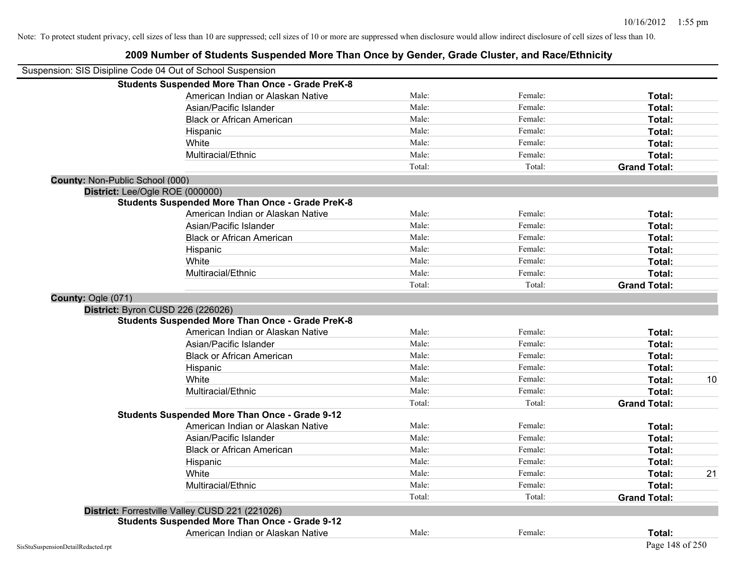Note: To protect student privacy, cell sizes of less than 10 are suppressed; cell sizes of 10 or more are suppressed when disclosure would allow indirect disclosure of cell sizes of less than 10.

# 2009 Number of Students Suspended More Than Once by Gender, Grade Cluster, and Race/Ethnicity

Suspension: SIS Disipline Code 04 Out of School Suspension

**Students Suspended More Than Once - Grade PreK-8**

| | | | | |
|---|---|---|---|---|
| American Indian or Alaskan Native | Male: | Female: | **Total:** | |
| Asian/Pacific Islander | Male: | Female: | **Total:** | |
| Black or African American | Male: | Female: | **Total:** | |
| Hispanic | Male: | Female: | **Total:** | |
| White | Male: | Female: | **Total:** | |
| Multiracial/Ethnic | Male: | Female: | **Total:** | |
| | Total: | Total: | **Grand Total:** | |

**County:** Non-Public School (000)

**District:** Lee/Ogle ROE (000000)

**Students Suspended More Than Once - Grade PreK-8**

| | | | | |
|---|---|---|---|---|
| American Indian or Alaskan Native | Male: | Female: | **Total:** | |
| Asian/Pacific Islander | Male: | Female: | **Total:** | |
| Black or African American | Male: | Female: | **Total:** | |
| Hispanic | Male: | Female: | **Total:** | |
| White | Male: | Female: | **Total:** | |
| Multiracial/Ethnic | Male: | Female: | **Total:** | |
| | Total: | Total: | **Grand Total:** | |

**County:** Ogle (071)

**District:** Byron CUSD 226 (226026)

**Students Suspended More Than Once - Grade PreK-8**

| | | | | |
|---|---|---|---|---|
| American Indian or Alaskan Native | Male: | Female: | **Total:** | |
| Asian/Pacific Islander | Male: | Female: | **Total:** | |
| Black or African American | Male: | Female: | **Total:** | |
| Hispanic | Male: | Female: | **Total:** | |
| White | Male: | Female: | **Total:** | 10 |
| Multiracial/Ethnic | Male: | Female: | **Total:** | |
| | Total: | Total: | **Grand Total:** | |

**Students Suspended More Than Once - Grade 9-12**

| | | | | |
|---|---|---|---|---|
| American Indian or Alaskan Native | Male: | Female: | **Total:** | |
| Asian/Pacific Islander | Male: | Female: | **Total:** | |
| Black or African American | Male: | Female: | **Total:** | |
| Hispanic | Male: | Female: | **Total:** | |
| White | Male: | Female: | **Total:** | 21 |
| Multiracial/Ethnic | Male: | Female: | **Total:** | |
| | Total: | Total: | **Grand Total:** | |

**District:** Forrestville Valley CUSD 221 (221026)

**Students Suspended More Than Once - Grade 9-12**

| | | | | |
|---|---|---|---|---|
| American Indian or Alaskan Native | Male: | Female: | **Total:** | |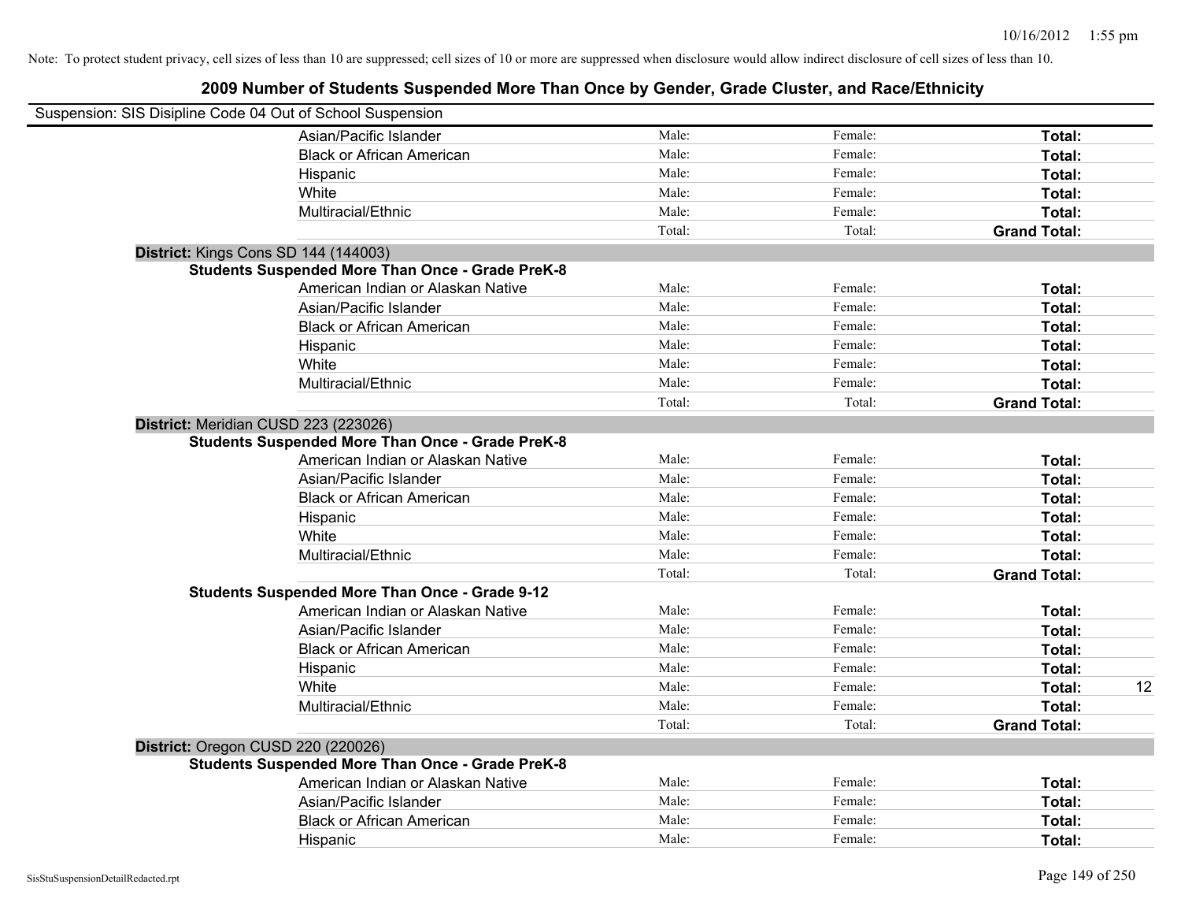Note: To protect student privacy, cell sizes of less than 10 are suppressed; cell sizes of 10 or more are suppressed when disclosure would allow indirect disclosure of cell sizes of less than 10.

## 2009 Number of Students Suspended More Than Once by Gender, Grade Cluster, and Race/Ethnicity

Suspension: SIS Disipline Code 04 Out of School Suspension

| | | | | |
|---|---|---|---|---|
| Asian/Pacific Islander | Male: | Female: | **Total:** | |
| Black or African American | Male: | Female: | **Total:** | |
| Hispanic | Male: | Female: | **Total:** | |
| White | Male: | Female: | **Total:** | |
| Multiracial/Ethnic | Male: | Female: | **Total:** | |
| | Total: | Total: | **Grand Total:** | |

**District:** Kings Cons SD 144 (144003)

**Students Suspended More Than Once - Grade PreK-8**

| | | | | |
|---|---|---|---|---|
| American Indian or Alaskan Native | Male: | Female: | **Total:** | |
| Asian/Pacific Islander | Male: | Female: | **Total:** | |
| Black or African American | Male: | Female: | **Total:** | |
| Hispanic | Male: | Female: | **Total:** | |
| White | Male: | Female: | **Total:** | |
| Multiracial/Ethnic | Male: | Female: | **Total:** | |
| | Total: | Total: | **Grand Total:** | |

**District:** Meridian CUSD 223 (223026)

**Students Suspended More Than Once - Grade PreK-8**

| | | | | |
|---|---|---|---|---|
| American Indian or Alaskan Native | Male: | Female: | **Total:** | |
| Asian/Pacific Islander | Male: | Female: | **Total:** | |
| Black or African American | Male: | Female: | **Total:** | |
| Hispanic | Male: | Female: | **Total:** | |
| White | Male: | Female: | **Total:** | |
| Multiracial/Ethnic | Male: | Female: | **Total:** | |
| | Total: | Total: | **Grand Total:** | |

**Students Suspended More Than Once - Grade 9-12**

| | | | | |
|---|---|---|---|---|
| American Indian or Alaskan Native | Male: | Female: | **Total:** | |
| Asian/Pacific Islander | Male: | Female: | **Total:** | |
| Black or African American | Male: | Female: | **Total:** | |
| Hispanic | Male: | Female: | **Total:** | |
| White | Male: | Female: | **Total:** | 12 |
| Multiracial/Ethnic | Male: | Female: | **Total:** | |
| | Total: | Total: | **Grand Total:** | |

**District:** Oregon CUSD 220 (220026)

**Students Suspended More Than Once - Grade PreK-8**

| | | | | |
|---|---|---|---|---|
| American Indian or Alaskan Native | Male: | Female: | **Total:** | |
| Asian/Pacific Islander | Male: | Female: | **Total:** | |
| Black or African American | Male: | Female: | **Total:** | |
| Hispanic | Male: | Female: | **Total:** | |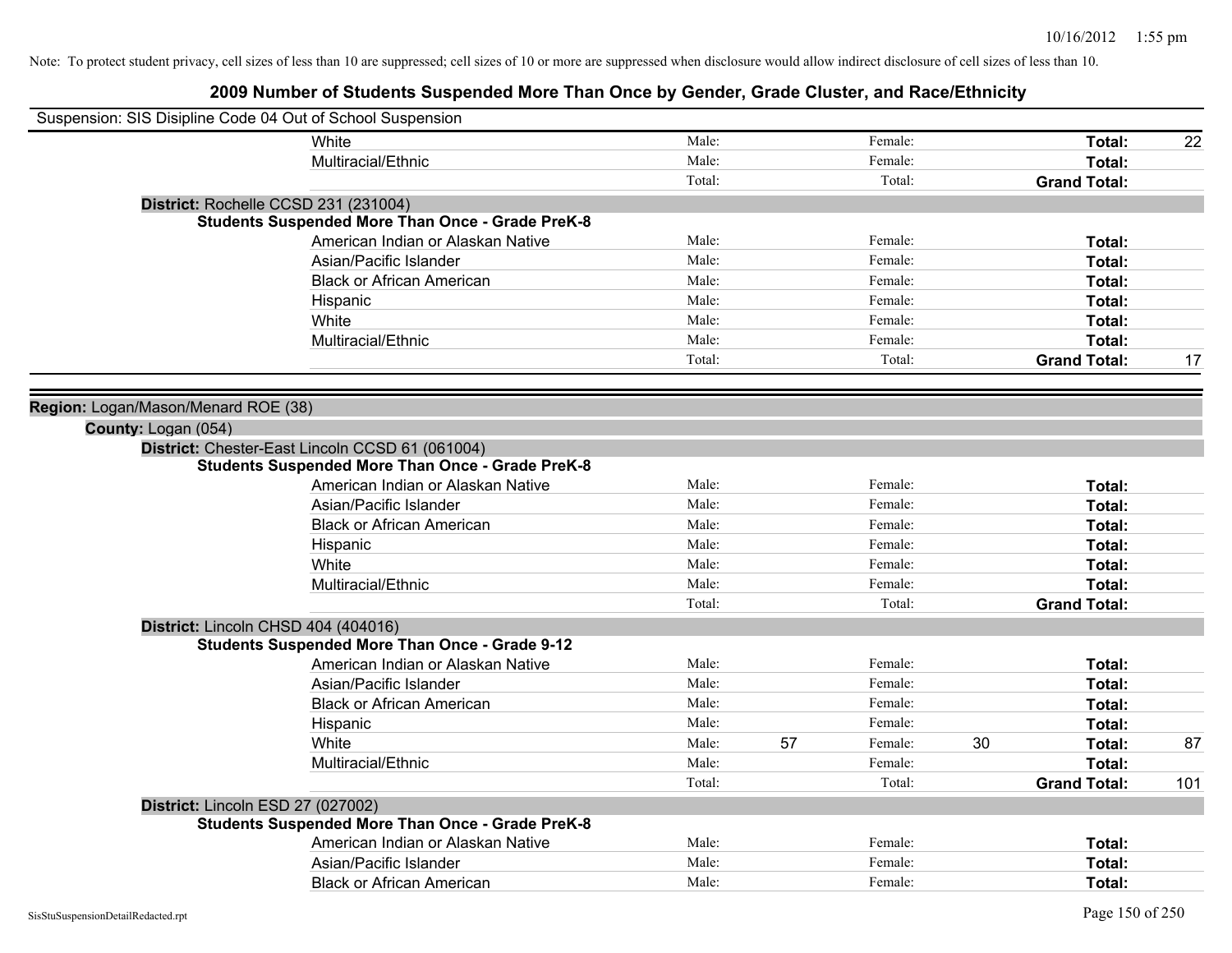Note: To protect student privacy, cell sizes of less than 10 are suppressed; cell sizes of 10 or more are suppressed when disclosure would allow indirect disclosure of cell sizes of less than 10.

## 2009 Number of Students Suspended More Than Once by Gender, Grade Cluster, and Race/Ethnicity

Suspension: SIS Disipline Code 04 Out of School Suspension

| | | | | | |
|---|---|---|---|---|---|
| White | Male: | Female: | | **Total:** | 22 |
| Multiracial/Ethnic | Male: | Female: | | **Total:** | |
| | Total: | Total: | | **Grand Total:** | |

**District:** Rochelle CCSD 231 (231004)

**Students Suspended More Than Once - Grade PreK-8**

| | | | | | | |
|---|---|---|---|---|---|---|
| American Indian or Alaskan Native | Male: | | Female: | | **Total:** | |
| Asian/Pacific Islander | Male: | | Female: | | **Total:** | |
| Black or African American | Male: | | Female: | | **Total:** | |
| Hispanic | Male: | | Female: | | **Total:** | |
| White | Male: | | Female: | | **Total:** | |
| Multiracial/Ethnic | Male: | | Female: | | **Total:** | |
| | Total: | | Total: | | **Grand Total:** | 17 |

**Region:** Logan/Mason/Menard ROE (38)

**County:** Logan (054)

**District:** Chester-East Lincoln CCSD 61 (061004)

**Students Suspended More Than Once - Grade PreK-8**

| | | | | | | |
|---|---|---|---|---|---|---|
| American Indian or Alaskan Native | Male: | | Female: | | **Total:** | |
| Asian/Pacific Islander | Male: | | Female: | | **Total:** | |
| Black or African American | Male: | | Female: | | **Total:** | |
| Hispanic | Male: | | Female: | | **Total:** | |
| White | Male: | | Female: | | **Total:** | |
| Multiracial/Ethnic | Male: | | Female: | | **Total:** | |
| | Total: | | Total: | | **Grand Total:** | |

**District:** Lincoln CHSD 404 (404016)

**Students Suspended More Than Once - Grade 9-12**

| | | | | | | |
|---|---|---|---|---|---|---|
| American Indian or Alaskan Native | Male: | | Female: | | **Total:** | |
| Asian/Pacific Islander | Male: | | Female: | | **Total:** | |
| Black or African American | Male: | | Female: | | **Total:** | |
| Hispanic | Male: | | Female: | | **Total:** | |
| White | Male: | 57 | Female: | 30 | **Total:** | 87 |
| Multiracial/Ethnic | Male: | | Female: | | **Total:** | |
| | Total: | | Total: | | **Grand Total:** | 101 |

**District:** Lincoln ESD 27 (027002)

**Students Suspended More Than Once - Grade PreK-8**

| | | | | | | |
|---|---|---|---|---|---|---|
| American Indian or Alaskan Native | Male: | | Female: | | **Total:** | |
| Asian/Pacific Islander | Male: | | Female: | | **Total:** | |
| Black or African American | Male: | | Female: | | **Total:** | |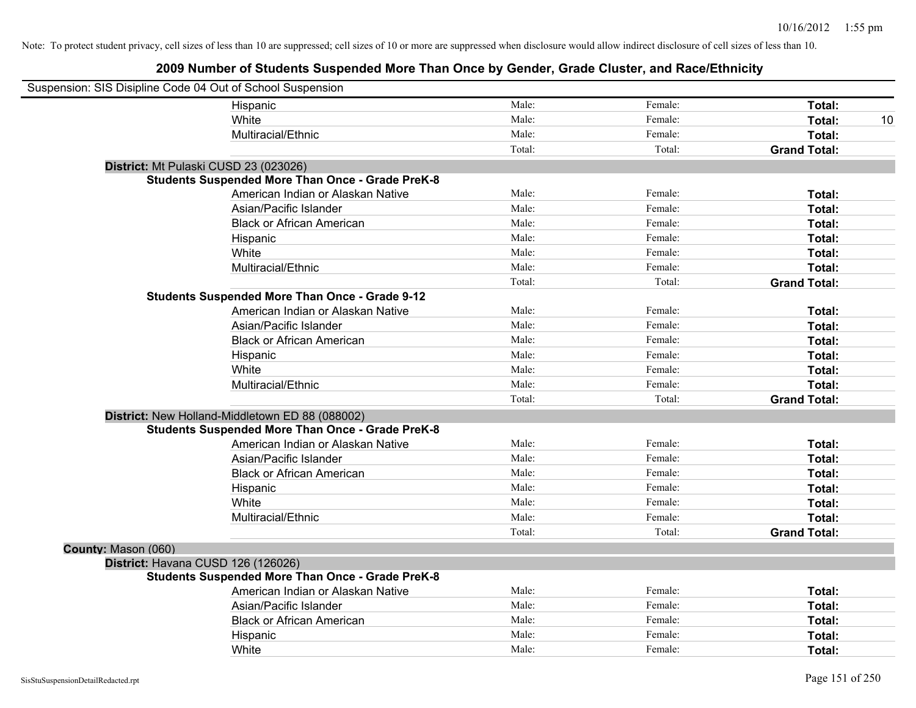Note: To protect student privacy, cell sizes of less than 10 are suppressed; cell sizes of 10 or more are suppressed when disclosure would allow indirect disclosure of cell sizes of less than 10.

## 2009 Number of Students Suspended More Than Once by Gender, Grade Cluster, and Race/Ethnicity

Suspension: SIS Disipline Code 04 Out of School Suspension

| | | | | |
|---|---|---|---|---|
| Hispanic | Male: | Female: | **Total:** | |
| White | Male: | Female: | **Total:** | 10 |
| Multiracial/Ethnic | Male: | Female: | **Total:** | |
| | Total: | Total: | **Grand Total:** | |

**District:** Mt Pulaski CUSD 23 (023026)

**Students Suspended More Than Once - Grade PreK-8**

| | | | | |
|---|---|---|---|---|
| American Indian or Alaskan Native | Male: | Female: | **Total:** | |
| Asian/Pacific Islander | Male: | Female: | **Total:** | |
| Black or African American | Male: | Female: | **Total:** | |
| Hispanic | Male: | Female: | **Total:** | |
| White | Male: | Female: | **Total:** | |
| Multiracial/Ethnic | Male: | Female: | **Total:** | |
| | Total: | Total: | **Grand Total:** | |

**Students Suspended More Than Once - Grade 9-12**

| | | | | |
|---|---|---|---|---|
| American Indian or Alaskan Native | Male: | Female: | **Total:** | |
| Asian/Pacific Islander | Male: | Female: | **Total:** | |
| Black or African American | Male: | Female: | **Total:** | |
| Hispanic | Male: | Female: | **Total:** | |
| White | Male: | Female: | **Total:** | |
| Multiracial/Ethnic | Male: | Female: | **Total:** | |
| | Total: | Total: | **Grand Total:** | |

**District:** New Holland-Middletown ED 88 (088002)

**Students Suspended More Than Once - Grade PreK-8**

| | | | | |
|---|---|---|---|---|
| American Indian or Alaskan Native | Male: | Female: | **Total:** | |
| Asian/Pacific Islander | Male: | Female: | **Total:** | |
| Black or African American | Male: | Female: | **Total:** | |
| Hispanic | Male: | Female: | **Total:** | |
| White | Male: | Female: | **Total:** | |
| Multiracial/Ethnic | Male: | Female: | **Total:** | |
| | Total: | Total: | **Grand Total:** | |

**County:** Mason (060)

**District:** Havana CUSD 126 (126026)

**Students Suspended More Than Once - Grade PreK-8**

| | | | | |
|---|---|---|---|---|
| American Indian or Alaskan Native | Male: | Female: | **Total:** | |
| Asian/Pacific Islander | Male: | Female: | **Total:** | |
| Black or African American | Male: | Female: | **Total:** | |
| Hispanic | Male: | Female: | **Total:** | |
| White | Male: | Female: | **Total:** | |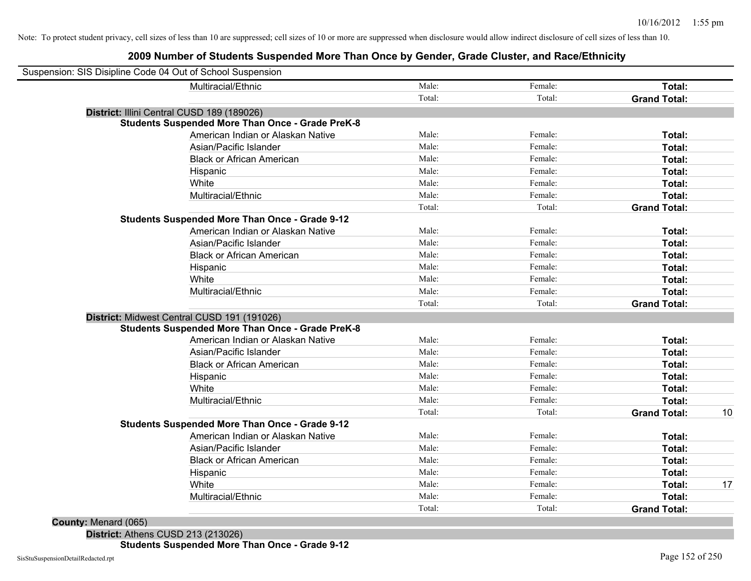Note: To protect student privacy, cell sizes of less than 10 are suppressed; cell sizes of 10 or more are suppressed when disclosure would allow indirect disclosure of cell sizes of less than 10.

# 2009 Number of Students Suspended More Than Once by Gender, Grade Cluster, and Race/Ethnicity

Suspension: SIS Disipline Code 04 Out of School Suspension

| | Male | Female | Total | |
|---|---|---|---|---|
| Multiracial/Ethnic | Male: | Female: | **Total:** | |
| | Total: | Total: | **Grand Total:** | |

**District:** Illini Central CUSD 189 (189026)

**Students Suspended More Than Once - Grade PreK-8**

| | Male | Female | Total | |
|---|---|---|---|---|
| American Indian or Alaskan Native | Male: | Female: | **Total:** | |
| Asian/Pacific Islander | Male: | Female: | **Total:** | |
| Black or African American | Male: | Female: | **Total:** | |
| Hispanic | Male: | Female: | **Total:** | |
| White | Male: | Female: | **Total:** | |
| Multiracial/Ethnic | Male: | Female: | **Total:** | |
| | Total: | Total: | **Grand Total:** | |

**Students Suspended More Than Once - Grade 9-12**

| | Male | Female | Total | |
|---|---|---|---|---|
| American Indian or Alaskan Native | Male: | Female: | **Total:** | |
| Asian/Pacific Islander | Male: | Female: | **Total:** | |
| Black or African American | Male: | Female: | **Total:** | |
| Hispanic | Male: | Female: | **Total:** | |
| White | Male: | Female: | **Total:** | |
| Multiracial/Ethnic | Male: | Female: | **Total:** | |
| | Total: | Total: | **Grand Total:** | |

**District:** Midwest Central CUSD 191 (191026)

**Students Suspended More Than Once - Grade PreK-8**

| | Male | Female | Total | |
|---|---|---|---|---|
| American Indian or Alaskan Native | Male: | Female: | **Total:** | |
| Asian/Pacific Islander | Male: | Female: | **Total:** | |
| Black or African American | Male: | Female: | **Total:** | |
| Hispanic | Male: | Female: | **Total:** | |
| White | Male: | Female: | **Total:** | |
| Multiracial/Ethnic | Male: | Female: | **Total:** | |
| | Total: | Total: | **Grand Total:** | 10 |

**Students Suspended More Than Once - Grade 9-12**

| | Male | Female | Total | |
|---|---|---|---|---|
| American Indian or Alaskan Native | Male: | Female: | **Total:** | |
| Asian/Pacific Islander | Male: | Female: | **Total:** | |
| Black or African American | Male: | Female: | **Total:** | |
| Hispanic | Male: | Female: | **Total:** | |
| White | Male: | Female: | **Total:** | 17 |
| Multiracial/Ethnic | Male: | Female: | **Total:** | |
| | Total: | Total: | **Grand Total:** | |

**County:** Menard (065)

**District:** Athens CUSD 213 (213026)

**Students Suspended More Than Once - Grade 9-12**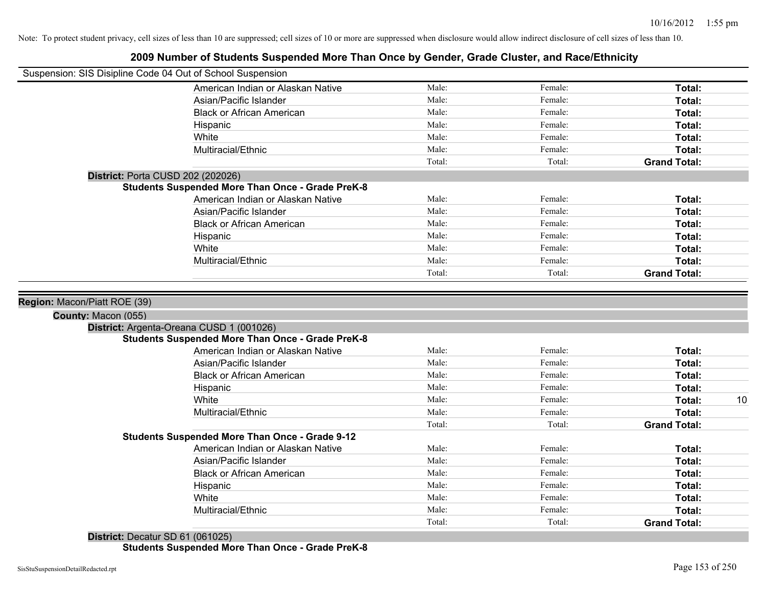Note: To protect student privacy, cell sizes of less than 10 are suppressed; cell sizes of 10 or more are suppressed when disclosure would allow indirect disclosure of cell sizes of less than 10.

# 2009 Number of Students Suspended More Than Once by Gender, Grade Cluster, and Race/Ethnicity

Suspension: SIS Disipline Code 04 Out of School Suspension

| | Male | Female | Total |
|---|---|---|---|
| American Indian or Alaskan Native | Male: | Female: | Total: |
| Asian/Pacific Islander | Male: | Female: | Total: |
| Black or African American | Male: | Female: | Total: |
| Hispanic | Male: | Female: | Total: |
| White | Male: | Female: | Total: |
| Multiracial/Ethnic | Male: | Female: | Total: |
| | Total: | Total: | Grand Total: |

**District:** Porta CUSD 202 (202026)

**Students Suspended More Than Once - Grade PreK-8**

| | Male | Female | Total |
|---|---|---|---|
| American Indian or Alaskan Native | Male: | Female: | Total: |
| Asian/Pacific Islander | Male: | Female: | Total: |
| Black or African American | Male: | Female: | Total: |
| Hispanic | Male: | Female: | Total: |
| White | Male: | Female: | Total: |
| Multiracial/Ethnic | Male: | Female: | Total: |
| | Total: | Total: | Grand Total: |

**Region:** Macon/Piatt ROE (39)

**County:** Macon (055)

**District:** Argenta-Oreana CUSD 1 (001026)

**Students Suspended More Than Once - Grade PreK-8**

| | Male | Female | Total |
|---|---|---|---|
| American Indian or Alaskan Native | Male: | Female: | Total: |
| Asian/Pacific Islander | Male: | Female: | Total: |
| Black or African American | Male: | Female: | Total: |
| Hispanic | Male: | Female: | Total: |
| White | Male: | Female: | Total: 10 |
| Multiracial/Ethnic | Male: | Female: | Total: |
| | Total: | Total: | Grand Total: |

**Students Suspended More Than Once - Grade 9-12**

| | Male | Female | Total |
|---|---|---|---|
| American Indian or Alaskan Native | Male: | Female: | Total: |
| Asian/Pacific Islander | Male: | Female: | Total: |
| Black or African American | Male: | Female: | Total: |
| Hispanic | Male: | Female: | Total: |
| White | Male: | Female: | Total: |
| Multiracial/Ethnic | Male: | Female: | Total: |
| | Total: | Total: | Grand Total: |

**District:** Decatur SD 61 (061025)

**Students Suspended More Than Once - Grade PreK-8**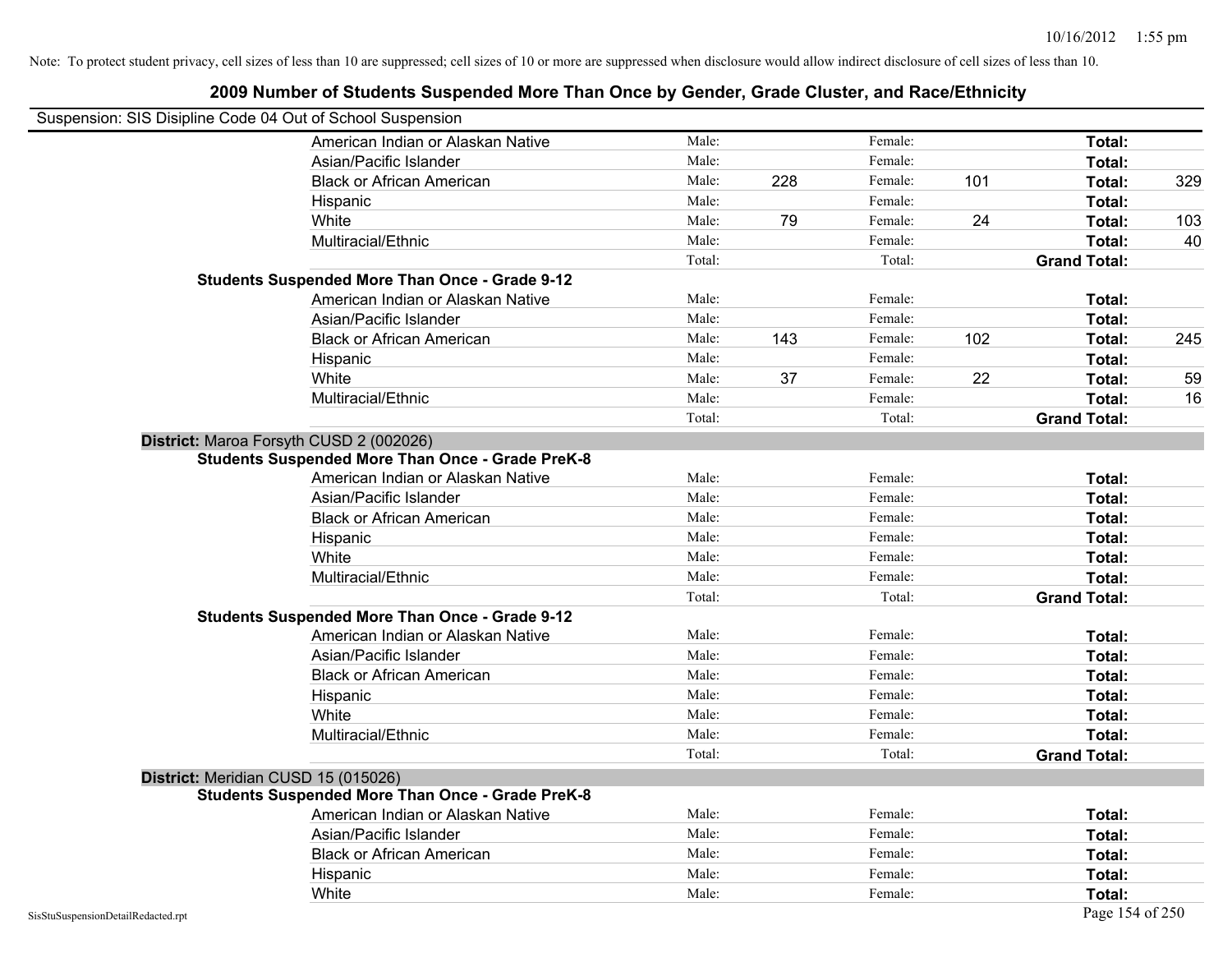Note: To protect student privacy, cell sizes of less than 10 are suppressed; cell sizes of 10 or more are suppressed when disclosure would allow indirect disclosure of cell sizes of less than 10.

## 2009 Number of Students Suspended More Than Once by Gender, Grade Cluster, and Race/Ethnicity

Suspension: SIS Disipline Code 04 Out of School Suspension

| | | | | | | |
|---|---|---|---|---|---|---|
| American Indian or Alaskan Native | Male: | | Female: | | **Total:** | |
| Asian/Pacific Islander | Male: | | Female: | | **Total:** | |
| Black or African American | Male: | 228 | Female: | 101 | **Total:** | 329 |
| Hispanic | Male: | | Female: | | **Total:** | |
| White | Male: | 79 | Female: | 24 | **Total:** | 103 |
| Multiracial/Ethnic | Male: | | Female: | | **Total:** | 40 |
| | Total: | | Total: | | **Grand Total:** | |

**Students Suspended More Than Once - Grade 9-12**

| | | | | | | |
|---|---|---|---|---|---|---|
| American Indian or Alaskan Native | Male: | | Female: | | **Total:** | |
| Asian/Pacific Islander | Male: | | Female: | | **Total:** | |
| Black or African American | Male: | 143 | Female: | 102 | **Total:** | 245 |
| Hispanic | Male: | | Female: | | **Total:** | |
| White | Male: | 37 | Female: | 22 | **Total:** | 59 |
| Multiracial/Ethnic | Male: | | Female: | | **Total:** | 16 |
| | Total: | | Total: | | **Grand Total:** | |

**District:** Maroa Forsyth CUSD 2 (002026)

**Students Suspended More Than Once - Grade PreK-8**

| | | | | | | |
|---|---|---|---|---|---|---|
| American Indian or Alaskan Native | Male: | | Female: | | **Total:** | |
| Asian/Pacific Islander | Male: | | Female: | | **Total:** | |
| Black or African American | Male: | | Female: | | **Total:** | |
| Hispanic | Male: | | Female: | | **Total:** | |
| White | Male: | | Female: | | **Total:** | |
| Multiracial/Ethnic | Male: | | Female: | | **Total:** | |
| | Total: | | Total: | | **Grand Total:** | |

**Students Suspended More Than Once - Grade 9-12**

| | | | | | | |
|---|---|---|---|---|---|---|
| American Indian or Alaskan Native | Male: | | Female: | | **Total:** | |
| Asian/Pacific Islander | Male: | | Female: | | **Total:** | |
| Black or African American | Male: | | Female: | | **Total:** | |
| Hispanic | Male: | | Female: | | **Total:** | |
| White | Male: | | Female: | | **Total:** | |
| Multiracial/Ethnic | Male: | | Female: | | **Total:** | |
| | Total: | | Total: | | **Grand Total:** | |

**District:** Meridian CUSD 15 (015026)

**Students Suspended More Than Once - Grade PreK-8**

| | | | | | | |
|---|---|---|---|---|---|---|
| American Indian or Alaskan Native | Male: | | Female: | | **Total:** | |
| Asian/Pacific Islander | Male: | | Female: | | **Total:** | |
| Black or African American | Male: | | Female: | | **Total:** | |
| Hispanic | Male: | | Female: | | **Total:** | |
| White | Male: | | Female: | | **Total:** | |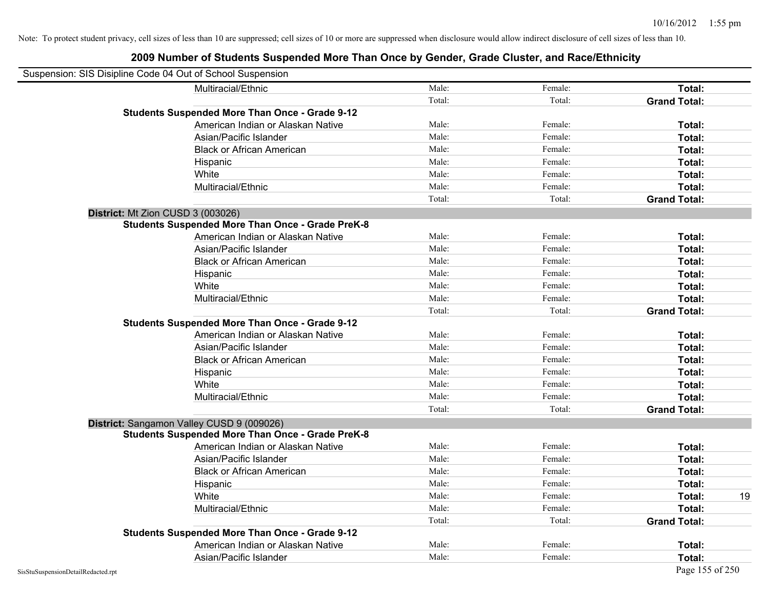Note: To protect student privacy, cell sizes of less than 10 are suppressed; cell sizes of 10 or more are suppressed when disclosure would allow indirect disclosure of cell sizes of less than 10.

# 2009 Number of Students Suspended More Than Once by Gender, Grade Cluster, and Race/Ethnicity

Suspension: SIS Disipline Code 04 Out of School Suspension

| | | | | | |
|---|---|---|---|---|---|
| | Multiracial/Ethnic | Male: | Female: | **Total:** | |
| | | Total: | Total: | **Grand Total:** | |
| **Students Suspended More Than Once - Grade 9-12** | | | | | |
| | American Indian or Alaskan Native | Male: | Female: | **Total:** | |
| | Asian/Pacific Islander | Male: | Female: | **Total:** | |
| | Black or African American | Male: | Female: | **Total:** | |
| | Hispanic | Male: | Female: | **Total:** | |
| | White | Male: | Female: | **Total:** | |
| | Multiracial/Ethnic | Male: | Female: | **Total:** | |
| | | Total: | Total: | **Grand Total:** | |
| **District:** Mt Zion CUSD 3 (003026) | | | | | |
| **Students Suspended More Than Once - Grade PreK-8** | | | | | |
| | American Indian or Alaskan Native | Male: | Female: | **Total:** | |
| | Asian/Pacific Islander | Male: | Female: | **Total:** | |
| | Black or African American | Male: | Female: | **Total:** | |
| | Hispanic | Male: | Female: | **Total:** | |
| | White | Male: | Female: | **Total:** | |
| | Multiracial/Ethnic | Male: | Female: | **Total:** | |
| | | Total: | Total: | **Grand Total:** | |
| **Students Suspended More Than Once - Grade 9-12** | | | | | |
| | American Indian or Alaskan Native | Male: | Female: | **Total:** | |
| | Asian/Pacific Islander | Male: | Female: | **Total:** | |
| | Black or African American | Male: | Female: | **Total:** | |
| | Hispanic | Male: | Female: | **Total:** | |
| | White | Male: | Female: | **Total:** | |
| | Multiracial/Ethnic | Male: | Female: | **Total:** | |
| | | Total: | Total: | **Grand Total:** | |
| **District:** Sangamon Valley CUSD 9 (009026) | | | | | |
| **Students Suspended More Than Once - Grade PreK-8** | | | | | |
| | American Indian or Alaskan Native | Male: | Female: | **Total:** | |
| | Asian/Pacific Islander | Male: | Female: | **Total:** | |
| | Black or African American | Male: | Female: | **Total:** | |
| | Hispanic | Male: | Female: | **Total:** | |
| | White | Male: | Female: | **Total:** | 19 |
| | Multiracial/Ethnic | Male: | Female: | **Total:** | |
| | | Total: | Total: | **Grand Total:** | |
| **Students Suspended More Than Once - Grade 9-12** | | | | | |
| | American Indian or Alaskan Native | Male: | Female: | **Total:** | |
| | Asian/Pacific Islander | Male: | Female: | **Total:** | |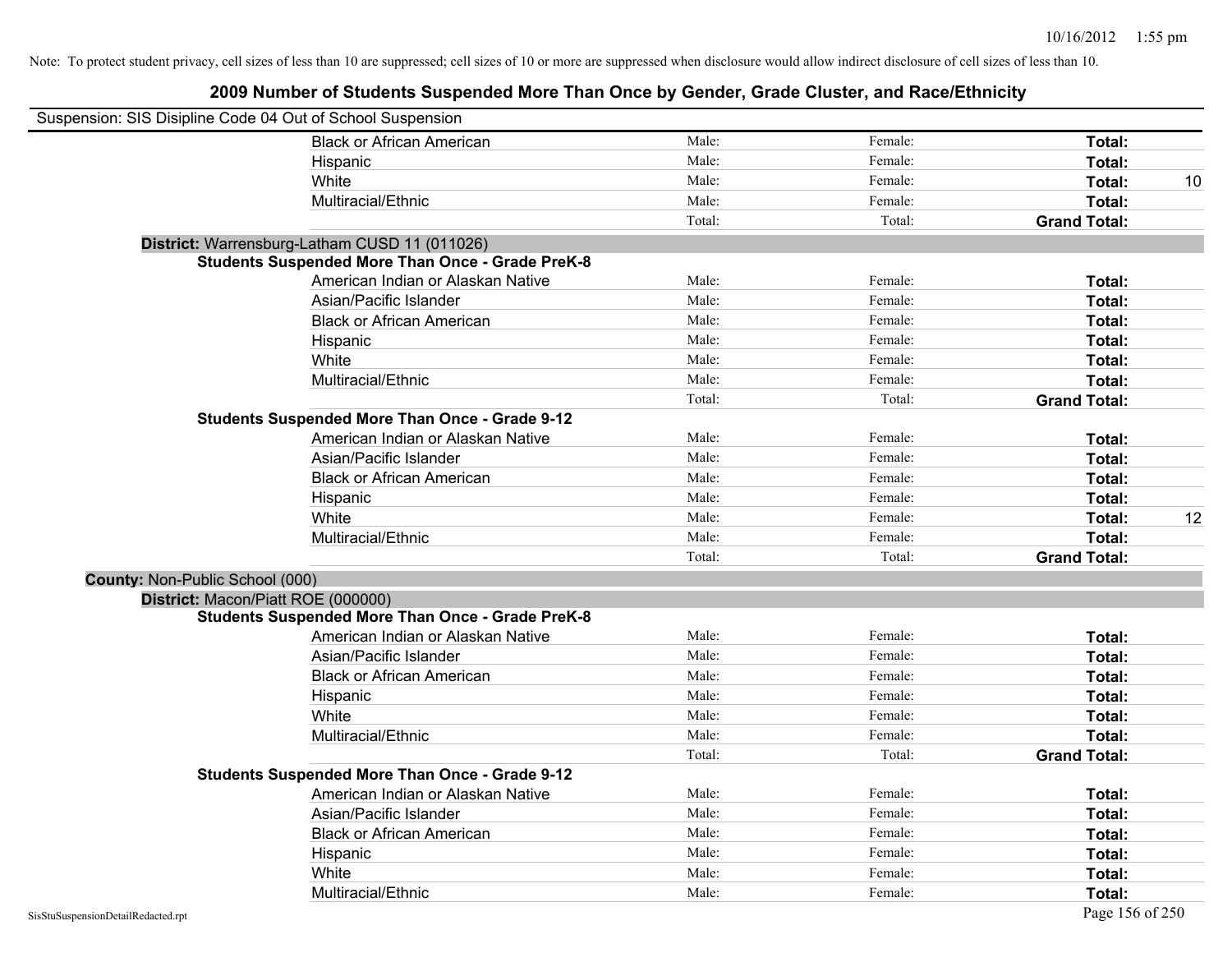Note: To protect student privacy, cell sizes of less than 10 are suppressed; cell sizes of 10 or more are suppressed when disclosure would allow indirect disclosure of cell sizes of less than 10.

## 2009 Number of Students Suspended More Than Once by Gender, Grade Cluster, and Race/Ethnicity

Suspension: SIS Disipline Code 04 Out of School Suspension

| | | | | |
|---|---|---|---|---|
| Black or African American | Male: | Female: | **Total:** | |
| Hispanic | Male: | Female: | **Total:** | |
| White | Male: | Female: | **Total:** | 10 |
| Multiracial/Ethnic | Male: | Female: | **Total:** | |
| | Total: | Total: | **Grand Total:** | |

**District:** Warrensburg-Latham CUSD 11 (011026)

**Students Suspended More Than Once - Grade PreK-8**

| | | | | |
|---|---|---|---|---|
| American Indian or Alaskan Native | Male: | Female: | **Total:** | |
| Asian/Pacific Islander | Male: | Female: | **Total:** | |
| Black or African American | Male: | Female: | **Total:** | |
| Hispanic | Male: | Female: | **Total:** | |
| White | Male: | Female: | **Total:** | |
| Multiracial/Ethnic | Male: | Female: | **Total:** | |
| | Total: | Total: | **Grand Total:** | |

**Students Suspended More Than Once - Grade 9-12**

| | | | | |
|---|---|---|---|---|
| American Indian or Alaskan Native | Male: | Female: | **Total:** | |
| Asian/Pacific Islander | Male: | Female: | **Total:** | |
| Black or African American | Male: | Female: | **Total:** | |
| Hispanic | Male: | Female: | **Total:** | |
| White | Male: | Female: | **Total:** | 12 |
| Multiracial/Ethnic | Male: | Female: | **Total:** | |
| | Total: | Total: | **Grand Total:** | |

**County:** Non-Public School (000)

**District:** Macon/Piatt ROE (000000)

**Students Suspended More Than Once - Grade PreK-8**

| | | | | |
|---|---|---|---|---|
| American Indian or Alaskan Native | Male: | Female: | **Total:** | |
| Asian/Pacific Islander | Male: | Female: | **Total:** | |
| Black or African American | Male: | Female: | **Total:** | |
| Hispanic | Male: | Female: | **Total:** | |
| White | Male: | Female: | **Total:** | |
| Multiracial/Ethnic | Male: | Female: | **Total:** | |
| | Total: | Total: | **Grand Total:** | |

**Students Suspended More Than Once - Grade 9-12**

| | | | | |
|---|---|---|---|---|
| American Indian or Alaskan Native | Male: | Female: | **Total:** | |
| Asian/Pacific Islander | Male: | Female: | **Total:** | |
| Black or African American | Male: | Female: | **Total:** | |
| Hispanic | Male: | Female: | **Total:** | |
| White | Male: | Female: | **Total:** | |
| Multiracial/Ethnic | Male: | Female: | **Total:** | |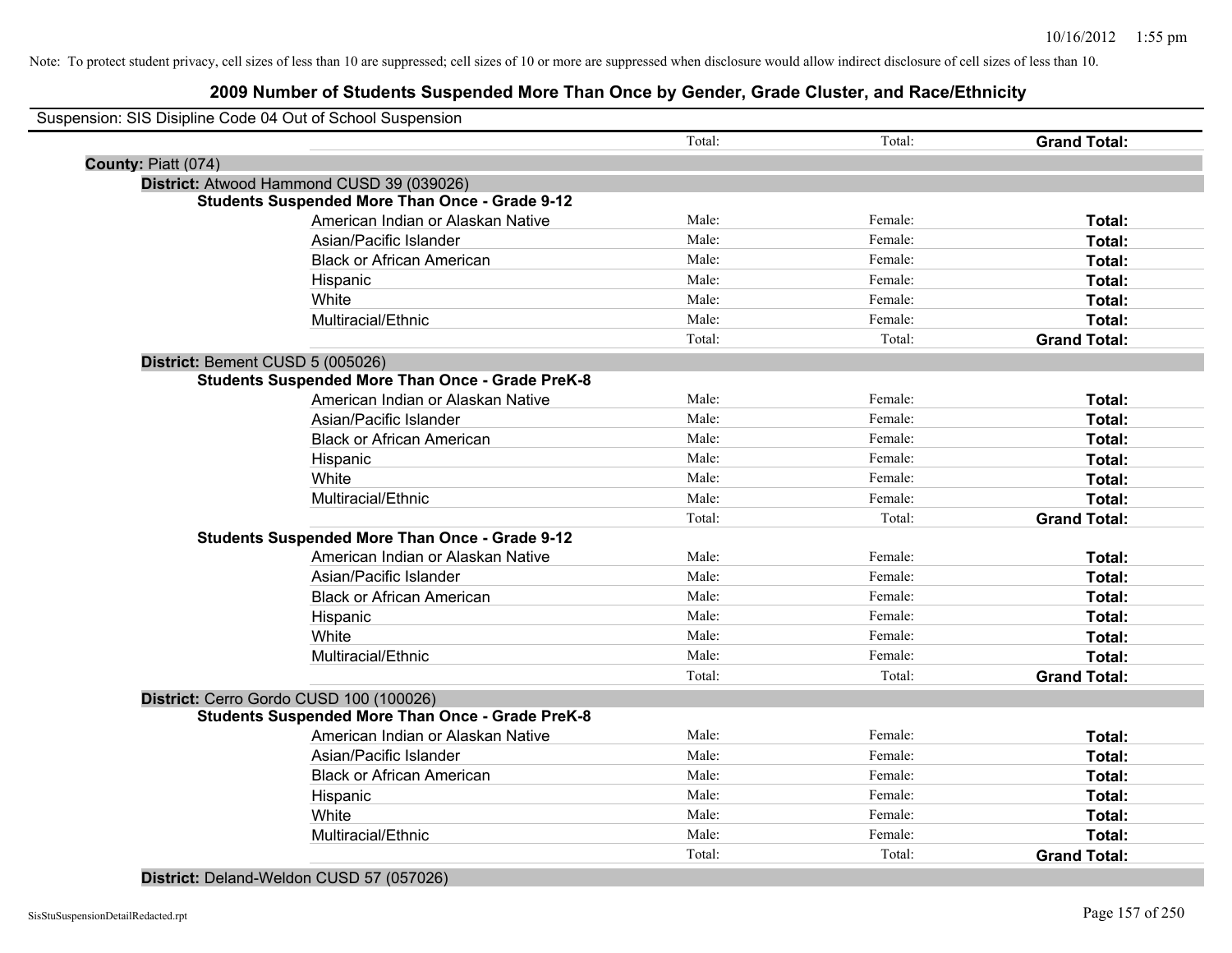Note: To protect student privacy, cell sizes of less than 10 are suppressed; cell sizes of 10 or more are suppressed when disclosure would allow indirect disclosure of cell sizes of less than 10.

## 2009 Number of Students Suspended More Than Once by Gender, Grade Cluster, and Race/Ethnicity

Suspension: SIS Disipline Code 04 Out of School Suspension

| | | | | |
|---|---|---|---|---|
| | | Total: | Total: | **Grand Total:** |

**County:** Piatt (074)

**District:** Atwood Hammond CUSD 39 (039026)

**Students Suspended More Than Once - Grade 9-12**

| | | | |
|---|---|---|---|
| American Indian or Alaskan Native | Male: | Female: | **Total:** |
| Asian/Pacific Islander | Male: | Female: | **Total:** |
| Black or African American | Male: | Female: | **Total:** |
| Hispanic | Male: | Female: | **Total:** |
| White | Male: | Female: | **Total:** |
| Multiracial/Ethnic | Male: | Female: | **Total:** |
| | Total: | Total: | **Grand Total:** |

**District:** Bement CUSD 5 (005026)

**Students Suspended More Than Once - Grade PreK-8**

| | | | |
|---|---|---|---|
| American Indian or Alaskan Native | Male: | Female: | **Total:** |
| Asian/Pacific Islander | Male: | Female: | **Total:** |
| Black or African American | Male: | Female: | **Total:** |
| Hispanic | Male: | Female: | **Total:** |
| White | Male: | Female: | **Total:** |
| Multiracial/Ethnic | Male: | Female: | **Total:** |
| | Total: | Total: | **Grand Total:** |

**Students Suspended More Than Once - Grade 9-12**

| | | | |
|---|---|---|---|
| American Indian or Alaskan Native | Male: | Female: | **Total:** |
| Asian/Pacific Islander | Male: | Female: | **Total:** |
| Black or African American | Male: | Female: | **Total:** |
| Hispanic | Male: | Female: | **Total:** |
| White | Male: | Female: | **Total:** |
| Multiracial/Ethnic | Male: | Female: | **Total:** |
| | Total: | Total: | **Grand Total:** |

**District:** Cerro Gordo CUSD 100 (100026)

**Students Suspended More Than Once - Grade PreK-8**

| | | | |
|---|---|---|---|
| American Indian or Alaskan Native | Male: | Female: | **Total:** |
| Asian/Pacific Islander | Male: | Female: | **Total:** |
| Black or African American | Male: | Female: | **Total:** |
| Hispanic | Male: | Female: | **Total:** |
| White | Male: | Female: | **Total:** |
| Multiracial/Ethnic | Male: | Female: | **Total:** |
| | Total: | Total: | **Grand Total:** |

**District:** Deland-Weldon CUSD 57 (057026)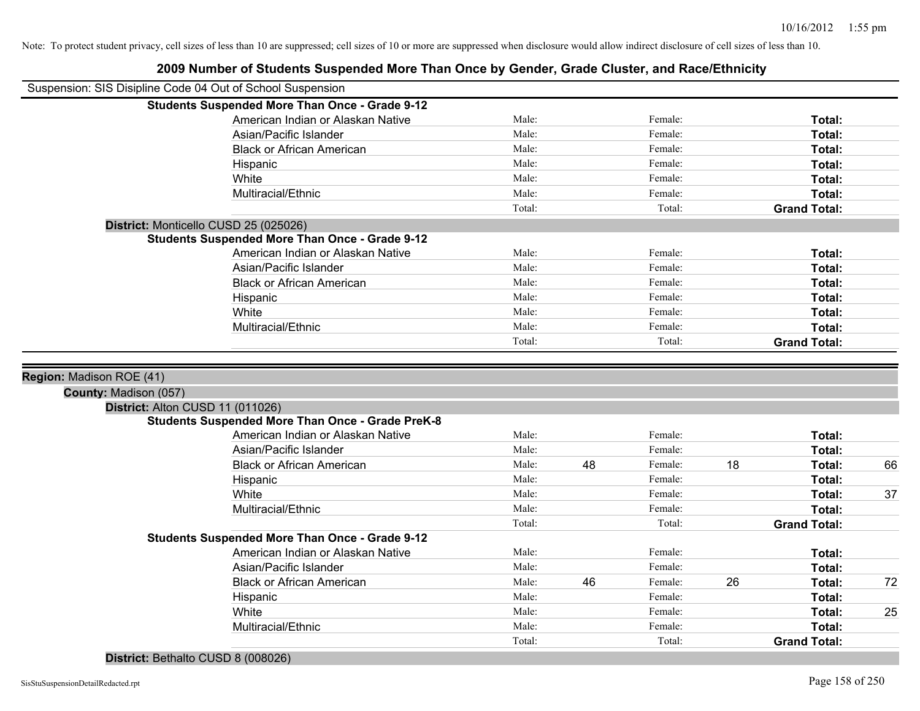Note: To protect student privacy, cell sizes of less than 10 are suppressed; cell sizes of 10 or more are suppressed when disclosure would allow indirect disclosure of cell sizes of less than 10.

# 2009 Number of Students Suspended More Than Once by Gender, Grade Cluster, and Race/Ethnicity

Suspension: SIS Disipline Code 04 Out of School Suspension

**Students Suspended More Than Once - Grade 9-12**

| Race/Ethnicity | | | | | | |
|---|---|---|---|---|---|---|
| American Indian or Alaskan Native | Male: | | Female: | | **Total:** | |
| Asian/Pacific Islander | Male: | | Female: | | **Total:** | |
| Black or African American | Male: | | Female: | | **Total:** | |
| Hispanic | Male: | | Female: | | **Total:** | |
| White | Male: | | Female: | | **Total:** | |
| Multiracial/Ethnic | Male: | | Female: | | **Total:** | |
| | Total: | | Total: | | **Grand Total:** | |

**District:** Monticello CUSD 25 (025026)

**Students Suspended More Than Once - Grade 9-12**

| Race/Ethnicity | | | | | | |
|---|---|---|---|---|---|---|
| American Indian or Alaskan Native | Male: | | Female: | | **Total:** | |
| Asian/Pacific Islander | Male: | | Female: | | **Total:** | |
| Black or African American | Male: | | Female: | | **Total:** | |
| Hispanic | Male: | | Female: | | **Total:** | |
| White | Male: | | Female: | | **Total:** | |
| Multiracial/Ethnic | Male: | | Female: | | **Total:** | |
| | Total: | | Total: | | **Grand Total:** | |

**Region:** Madison ROE (41)

**County:** Madison (057)

**District:** Alton CUSD 11 (011026)

**Students Suspended More Than Once - Grade PreK-8**

| Race/Ethnicity | | | | | | |
|---|---|---|---|---|---|---|
| American Indian or Alaskan Native | Male: | | Female: | | **Total:** | |
| Asian/Pacific Islander | Male: | | Female: | | **Total:** | |
| Black or African American | Male: | 48 | Female: | 18 | **Total:** | 66 |
| Hispanic | Male: | | Female: | | **Total:** | |
| White | Male: | | Female: | | **Total:** | 37 |
| Multiracial/Ethnic | Male: | | Female: | | **Total:** | |
| | Total: | | Total: | | **Grand Total:** | |

**Students Suspended More Than Once - Grade 9-12**

| Race/Ethnicity | | | | | | |
|---|---|---|---|---|---|---|
| American Indian or Alaskan Native | Male: | | Female: | | **Total:** | |
| Asian/Pacific Islander | Male: | | Female: | | **Total:** | |
| Black or African American | Male: | 46 | Female: | 26 | **Total:** | 72 |
| Hispanic | Male: | | Female: | | **Total:** | |
| White | Male: | | Female: | | **Total:** | 25 |
| Multiracial/Ethnic | Male: | | Female: | | **Total:** | |
| | Total: | | Total: | | **Grand Total:** | |

**District:** Bethalto CUSD 8 (008026)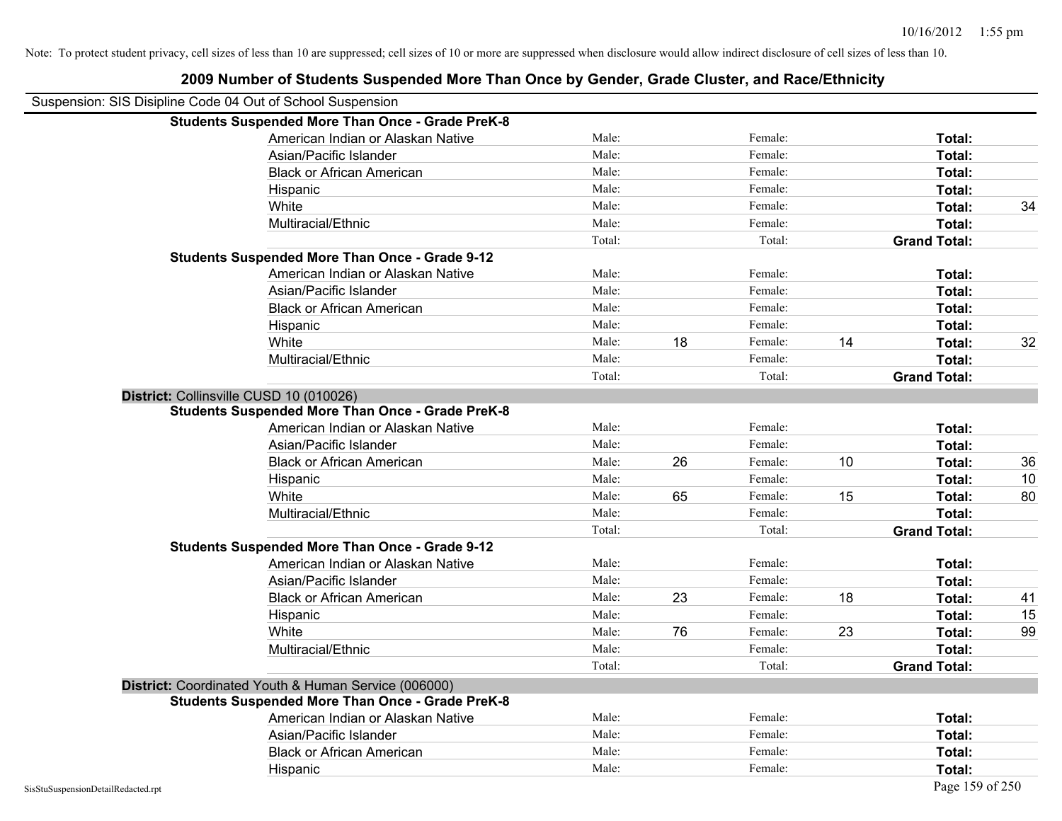Note: To protect student privacy, cell sizes of less than 10 are suppressed; cell sizes of 10 or more are suppressed when disclosure would allow indirect disclosure of cell sizes of less than 10.

## 2009 Number of Students Suspended More Than Once by Gender, Grade Cluster, and Race/Ethnicity

Suspension: SIS Disipline Code 04 Out of School Suspension

**Students Suspended More Than Once - Grade PreK-8**

| | | | | | | |
|---|---|---|---|---|---|---|
| American Indian or Alaskan Native | Male: | | Female: | | **Total:** | |
| Asian/Pacific Islander | Male: | | Female: | | **Total:** | |
| Black or African American | Male: | | Female: | | **Total:** | |
| Hispanic | Male: | | Female: | | **Total:** | |
| White | Male: | | Female: | | **Total:** | 34 |
| Multiracial/Ethnic | Male: | | Female: | | **Total:** | |
| | Total: | | Total: | | **Grand Total:** | |

**Students Suspended More Than Once - Grade 9-12**

| | | | | | | |
|---|---|---|---|---|---|---|
| American Indian or Alaskan Native | Male: | | Female: | | **Total:** | |
| Asian/Pacific Islander | Male: | | Female: | | **Total:** | |
| Black or African American | Male: | | Female: | | **Total:** | |
| Hispanic | Male: | | Female: | | **Total:** | |
| White | Male: | 18 | Female: | 14 | **Total:** | 32 |
| Multiracial/Ethnic | Male: | | Female: | | **Total:** | |
| | Total: | | Total: | | **Grand Total:** | |

**District:** Collinsville CUSD 10 (010026)

**Students Suspended More Than Once - Grade PreK-8**

| | | | | | | |
|---|---|---|---|---|---|---|
| American Indian or Alaskan Native | Male: | | Female: | | **Total:** | |
| Asian/Pacific Islander | Male: | | Female: | | **Total:** | |
| Black or African American | Male: | 26 | Female: | 10 | **Total:** | 36 |
| Hispanic | Male: | | Female: | | **Total:** | 10 |
| White | Male: | 65 | Female: | 15 | **Total:** | 80 |
| Multiracial/Ethnic | Male: | | Female: | | **Total:** | |
| | Total: | | Total: | | **Grand Total:** | |

**Students Suspended More Than Once - Grade 9-12**

| | | | | | | |
|---|---|---|---|---|---|---|
| American Indian or Alaskan Native | Male: | | Female: | | **Total:** | |
| Asian/Pacific Islander | Male: | | Female: | | **Total:** | |
| Black or African American | Male: | 23 | Female: | 18 | **Total:** | 41 |
| Hispanic | Male: | | Female: | | **Total:** | 15 |
| White | Male: | 76 | Female: | 23 | **Total:** | 99 |
| Multiracial/Ethnic | Male: | | Female: | | **Total:** | |
| | Total: | | Total: | | **Grand Total:** | |

**District:** Coordinated Youth & Human Service (006000)

**Students Suspended More Than Once - Grade PreK-8**

| | | | | | | |
|---|---|---|---|---|---|---|
| American Indian or Alaskan Native | Male: | | Female: | | **Total:** | |
| Asian/Pacific Islander | Male: | | Female: | | **Total:** | |
| Black or African American | Male: | | Female: | | **Total:** | |
| Hispanic | Male: | | Female: | | **Total:** | |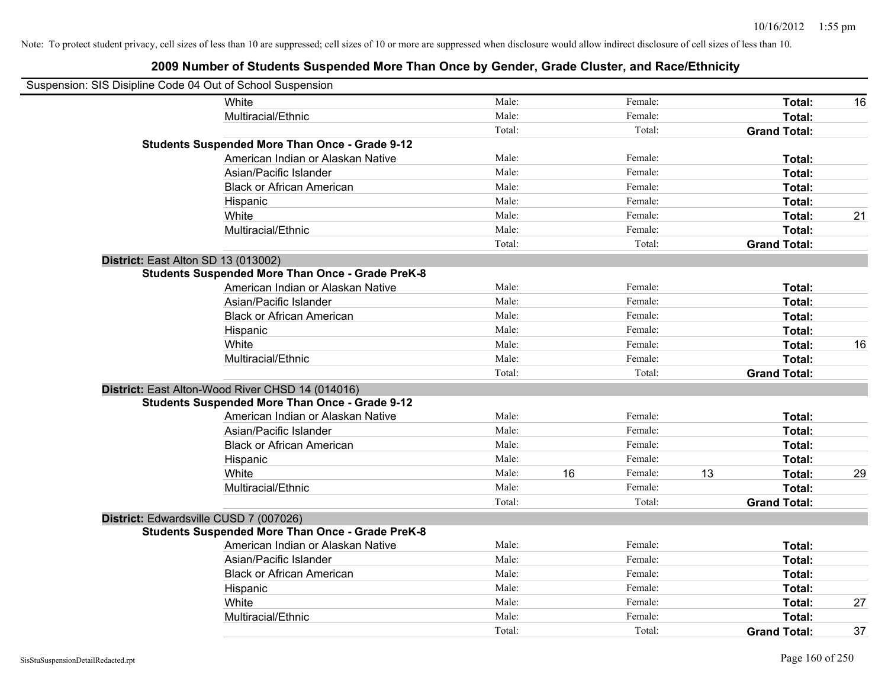Note: To protect student privacy, cell sizes of less than 10 are suppressed; cell sizes of 10 or more are suppressed when disclosure would allow indirect disclosure of cell sizes of less than 10.

## 2009 Number of Students Suspended More Than Once by Gender, Grade Cluster, and Race/Ethnicity

Suspension: SIS Disipline Code 04 Out of School Suspension

| | | | | | | | |
|---|---|---|---|---|---|---|---|
| White | Male: | | Female: | | **Total:** | 16 |
| Multiracial/Ethnic | Male: | | Female: | | **Total:** | |
| | Total: | | Total: | | **Grand Total:** | |

**Students Suspended More Than Once - Grade 9-12**

| | | | | | | |
|---|---|---|---|---|---|---|
| American Indian or Alaskan Native | Male: | | Female: | | **Total:** | |
| Asian/Pacific Islander | Male: | | Female: | | **Total:** | |
| Black or African American | Male: | | Female: | | **Total:** | |
| Hispanic | Male: | | Female: | | **Total:** | |
| White | Male: | | Female: | | **Total:** | 21 |
| Multiracial/Ethnic | Male: | | Female: | | **Total:** | |
| | Total: | | Total: | | **Grand Total:** | |

**District:** East Alton SD 13 (013002)

**Students Suspended More Than Once - Grade PreK-8**

| | | | | | | |
|---|---|---|---|---|---|---|
| American Indian or Alaskan Native | Male: | | Female: | | **Total:** | |
| Asian/Pacific Islander | Male: | | Female: | | **Total:** | |
| Black or African American | Male: | | Female: | | **Total:** | |
| Hispanic | Male: | | Female: | | **Total:** | |
| White | Male: | | Female: | | **Total:** | 16 |
| Multiracial/Ethnic | Male: | | Female: | | **Total:** | |
| | Total: | | Total: | | **Grand Total:** | |

**District:** East Alton-Wood River CHSD 14 (014016)

**Students Suspended More Than Once - Grade 9-12**

| | | | | | | |
|---|---|---|---|---|---|---|
| American Indian or Alaskan Native | Male: | | Female: | | **Total:** | |
| Asian/Pacific Islander | Male: | | Female: | | **Total:** | |
| Black or African American | Male: | | Female: | | **Total:** | |
| Hispanic | Male: | | Female: | | **Total:** | |
| White | Male: | 16 | Female: | 13 | **Total:** | 29 |
| Multiracial/Ethnic | Male: | | Female: | | **Total:** | |
| | Total: | | Total: | | **Grand Total:** | |

**District:** Edwardsville CUSD 7 (007026)

**Students Suspended More Than Once - Grade PreK-8**

| | | | | | | |
|---|---|---|---|---|---|---|
| American Indian or Alaskan Native | Male: | | Female: | | **Total:** | |
| Asian/Pacific Islander | Male: | | Female: | | **Total:** | |
| Black or African American | Male: | | Female: | | **Total:** | |
| Hispanic | Male: | | Female: | | **Total:** | |
| White | Male: | | Female: | | **Total:** | 27 |
| Multiracial/Ethnic | Male: | | Female: | | **Total:** | |
| | Total: | | Total: | | **Grand Total:** | 37 |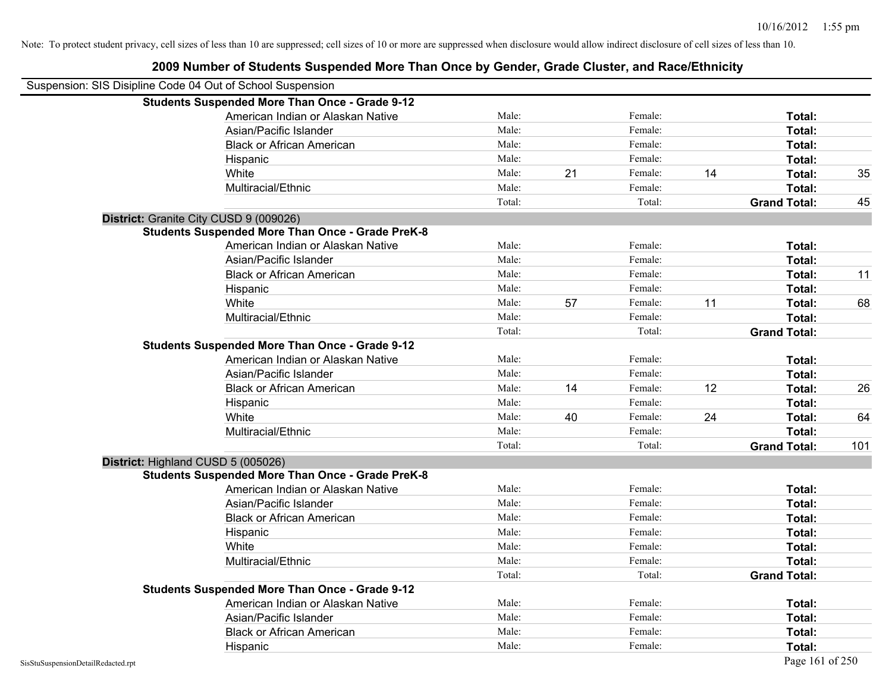Note: To protect student privacy, cell sizes of less than 10 are suppressed; cell sizes of 10 or more are suppressed when disclosure would allow indirect disclosure of cell sizes of less than 10.

## 2009 Number of Students Suspended More Than Once by Gender, Grade Cluster, and Race/Ethnicity

Suspension: SIS Disipline Code 04 Out of School Suspension

**Students Suspended More Than Once - Grade 9-12**

| | | | | | | |
|---|---|---|---|---|---|---|
| American Indian or Alaskan Native | Male: | | Female: | | **Total:** | |
| Asian/Pacific Islander | Male: | | Female: | | **Total:** | |
| Black or African American | Male: | | Female: | | **Total:** | |
| Hispanic | Male: | | Female: | | **Total:** | |
| White | Male: | 21 | Female: | 14 | **Total:** | 35 |
| Multiracial/Ethnic | Male: | | Female: | | **Total:** | |
| | Total: | | Total: | | **Grand Total:** | 45 |

**District:** Granite City CUSD 9 (009026)

**Students Suspended More Than Once - Grade PreK-8**

| | | | | | | |
|---|---|---|---|---|---|---|
| American Indian or Alaskan Native | Male: | | Female: | | **Total:** | |
| Asian/Pacific Islander | Male: | | Female: | | **Total:** | |
| Black or African American | Male: | | Female: | | **Total:** | 11 |
| Hispanic | Male: | | Female: | | **Total:** | |
| White | Male: | 57 | Female: | 11 | **Total:** | 68 |
| Multiracial/Ethnic | Male: | | Female: | | **Total:** | |
| | Total: | | Total: | | **Grand Total:** | |

**Students Suspended More Than Once - Grade 9-12**

| | | | | | | |
|---|---|---|---|---|---|---|
| American Indian or Alaskan Native | Male: | | Female: | | **Total:** | |
| Asian/Pacific Islander | Male: | | Female: | | **Total:** | |
| Black or African American | Male: | 14 | Female: | 12 | **Total:** | 26 |
| Hispanic | Male: | | Female: | | **Total:** | |
| White | Male: | 40 | Female: | 24 | **Total:** | 64 |
| Multiracial/Ethnic | Male: | | Female: | | **Total:** | |
| | Total: | | Total: | | **Grand Total:** | 101 |

**District:** Highland CUSD 5 (005026)

**Students Suspended More Than Once - Grade PreK-8**

| | | | | | | |
|---|---|---|---|---|---|---|
| American Indian or Alaskan Native | Male: | | Female: | | **Total:** | |
| Asian/Pacific Islander | Male: | | Female: | | **Total:** | |
| Black or African American | Male: | | Female: | | **Total:** | |
| Hispanic | Male: | | Female: | | **Total:** | |
| White | Male: | | Female: | | **Total:** | |
| Multiracial/Ethnic | Male: | | Female: | | **Total:** | |
| | Total: | | Total: | | **Grand Total:** | |

**Students Suspended More Than Once - Grade 9-12**

| | | | | | | |
|---|---|---|---|---|---|---|
| American Indian or Alaskan Native | Male: | | Female: | | **Total:** | |
| Asian/Pacific Islander | Male: | | Female: | | **Total:** | |
| Black or African American | Male: | | Female: | | **Total:** | |
| Hispanic | Male: | | Female: | | **Total:** | |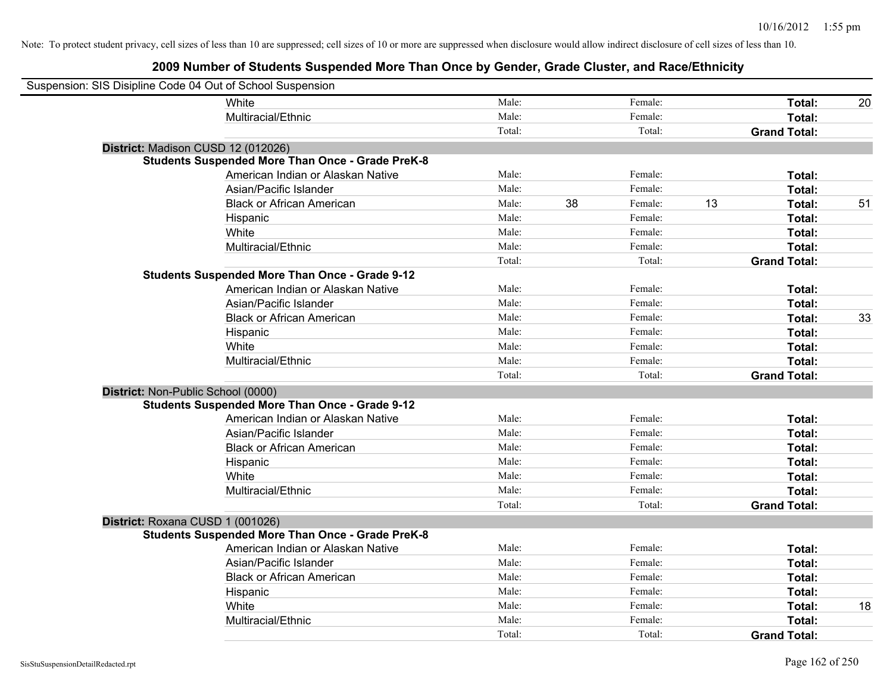Note: To protect student privacy, cell sizes of less than 10 are suppressed; cell sizes of 10 or more are suppressed when disclosure would allow indirect disclosure of cell sizes of less than 10.

## 2009 Number of Students Suspended More Than Once by Gender, Grade Cluster, and Race/Ethnicity

Suspension: SIS Disipline Code 04 Out of School Suspension

| | | | | | | |
|---|---|---|---|---|---|---|
| White | Male: | | Female: | | **Total:** | 20 |
| Multiracial/Ethnic | Male: | | Female: | | **Total:** | |
| | Total: | | Total: | | **Grand Total:** | |

**District:** Madison CUSD 12 (012026)

**Students Suspended More Than Once - Grade PreK-8**

| | | | | | | |
|---|---|---|---|---|---|---|
| American Indian or Alaskan Native | Male: | | Female: | | **Total:** | |
| Asian/Pacific Islander | Male: | | Female: | | **Total:** | |
| Black or African American | Male: | 38 | Female: | 13 | **Total:** | 51 |
| Hispanic | Male: | | Female: | | **Total:** | |
| White | Male: | | Female: | | **Total:** | |
| Multiracial/Ethnic | Male: | | Female: | | **Total:** | |
| | Total: | | Total: | | **Grand Total:** | |

**Students Suspended More Than Once - Grade 9-12**

| | | | | | | |
|---|---|---|---|---|---|---|
| American Indian or Alaskan Native | Male: | | Female: | | **Total:** | |
| Asian/Pacific Islander | Male: | | Female: | | **Total:** | |
| Black or African American | Male: | | Female: | | **Total:** | 33 |
| Hispanic | Male: | | Female: | | **Total:** | |
| White | Male: | | Female: | | **Total:** | |
| Multiracial/Ethnic | Male: | | Female: | | **Total:** | |
| | Total: | | Total: | | **Grand Total:** | |

**District:** Non-Public School (0000)

**Students Suspended More Than Once - Grade 9-12**

| | | | | | | |
|---|---|---|---|---|---|---|
| American Indian or Alaskan Native | Male: | | Female: | | **Total:** | |
| Asian/Pacific Islander | Male: | | Female: | | **Total:** | |
| Black or African American | Male: | | Female: | | **Total:** | |
| Hispanic | Male: | | Female: | | **Total:** | |
| White | Male: | | Female: | | **Total:** | |
| Multiracial/Ethnic | Male: | | Female: | | **Total:** | |
| | Total: | | Total: | | **Grand Total:** | |

**District:** Roxana CUSD 1 (001026)

**Students Suspended More Than Once - Grade PreK-8**

| | | | | | | |
|---|---|---|---|---|---|---|
| American Indian or Alaskan Native | Male: | | Female: | | **Total:** | |
| Asian/Pacific Islander | Male: | | Female: | | **Total:** | |
| Black or African American | Male: | | Female: | | **Total:** | |
| Hispanic | Male: | | Female: | | **Total:** | |
| White | Male: | | Female: | | **Total:** | 18 |
| Multiracial/Ethnic | Male: | | Female: | | **Total:** | |
| | Total: | | Total: | | **Grand Total:** | |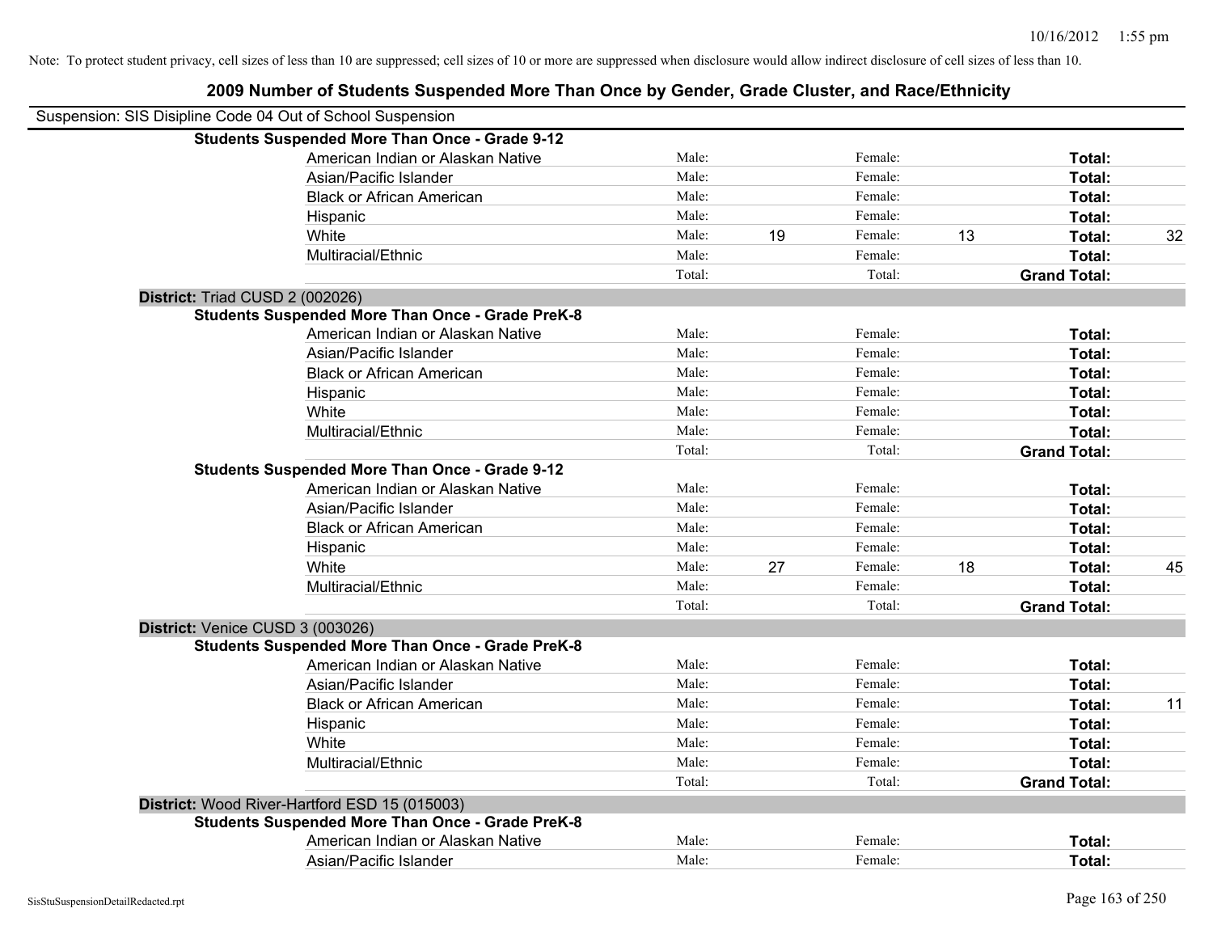Note: To protect student privacy, cell sizes of less than 10 are suppressed; cell sizes of 10 or more are suppressed when disclosure would allow indirect disclosure of cell sizes of less than 10.

## 2009 Number of Students Suspended More Than Once by Gender, Grade Cluster, and Race/Ethnicity

Suspension: SIS Disipline Code 04 Out of School Suspension

**Students Suspended More Than Once - Grade 9-12**

| | Male: | | Female: | | Total: | |
|---|---|---|---|---|---|---|
| American Indian or Alaskan Native | Male: | | Female: | | **Total:** | |
| Asian/Pacific Islander | Male: | | Female: | | **Total:** | |
| Black or African American | Male: | | Female: | | **Total:** | |
| Hispanic | Male: | | Female: | | **Total:** | |
| White | Male: | 19 | Female: | 13 | **Total:** | 32 |
| Multiracial/Ethnic | Male: | | Female: | | **Total:** | |
| | Total: | | Total: | | **Grand Total:** | |

**District:** Triad CUSD 2 (002026)

**Students Suspended More Than Once - Grade PreK-8**

| | Male: | | Female: | | Total: | |
|---|---|---|---|---|---|---|
| American Indian or Alaskan Native | Male: | | Female: | | **Total:** | |
| Asian/Pacific Islander | Male: | | Female: | | **Total:** | |
| Black or African American | Male: | | Female: | | **Total:** | |
| Hispanic | Male: | | Female: | | **Total:** | |
| White | Male: | | Female: | | **Total:** | |
| Multiracial/Ethnic | Male: | | Female: | | **Total:** | |
| | Total: | | Total: | | **Grand Total:** | |

**Students Suspended More Than Once - Grade 9-12**

| | Male: | | Female: | | Total: | |
|---|---|---|---|---|---|---|
| American Indian or Alaskan Native | Male: | | Female: | | **Total:** | |
| Asian/Pacific Islander | Male: | | Female: | | **Total:** | |
| Black or African American | Male: | | Female: | | **Total:** | |
| Hispanic | Male: | | Female: | | **Total:** | |
| White | Male: | 27 | Female: | 18 | **Total:** | 45 |
| Multiracial/Ethnic | Male: | | Female: | | **Total:** | |
| | Total: | | Total: | | **Grand Total:** | |

**District:** Venice CUSD 3 (003026)

**Students Suspended More Than Once - Grade PreK-8**

| | Male: | | Female: | | Total: | |
|---|---|---|---|---|---|---|
| American Indian or Alaskan Native | Male: | | Female: | | **Total:** | |
| Asian/Pacific Islander | Male: | | Female: | | **Total:** | |
| Black or African American | Male: | | Female: | | **Total:** | 11 |
| Hispanic | Male: | | Female: | | **Total:** | |
| White | Male: | | Female: | | **Total:** | |
| Multiracial/Ethnic | Male: | | Female: | | **Total:** | |
| | Total: | | Total: | | **Grand Total:** | |

**District:** Wood River-Hartford ESD 15 (015003)

**Students Suspended More Than Once - Grade PreK-8**

| | Male: | | Female: | | Total: | |
|---|---|---|---|---|---|---|
| American Indian or Alaskan Native | Male: | | Female: | | **Total:** | |
| Asian/Pacific Islander | Male: | | Female: | | **Total:** | |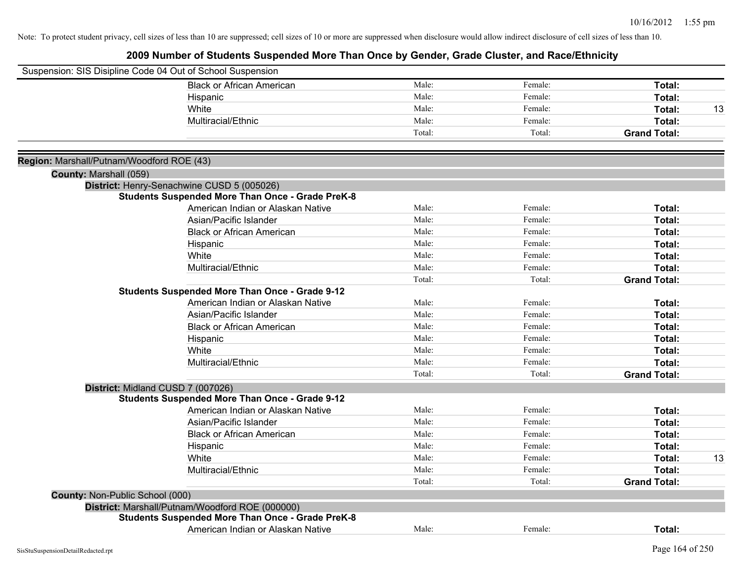Note: To protect student privacy, cell sizes of less than 10 are suppressed; cell sizes of 10 or more are suppressed when disclosure would allow indirect disclosure of cell sizes of less than 10.

# 2009 Number of Students Suspended More Than Once by Gender, Grade Cluster, and Race/Ethnicity

Suspension: SIS Disipline Code 04 Out of School Suspension

| | Male | Female | Total | |
|---|---|---|---|---|
| Black or African American | Male: | Female: | **Total:** | |
| Hispanic | Male: | Female: | **Total:** | |
| White | Male: | Female: | **Total:** | 13 |
| Multiracial/Ethnic | Male: | Female: | **Total:** | |
| | Total: | Total: | **Grand Total:** | |

**Region:** Marshall/Putnam/Woodford ROE (43)

**County:** Marshall (059)

**District:** Henry-Senachwine CUSD 5 (005026)

**Students Suspended More Than Once - Grade PreK-8**

| | Male | Female | Total | |
|---|---|---|---|---|
| American Indian or Alaskan Native | Male: | Female: | **Total:** | |
| Asian/Pacific Islander | Male: | Female: | **Total:** | |
| Black or African American | Male: | Female: | **Total:** | |
| Hispanic | Male: | Female: | **Total:** | |
| White | Male: | Female: | **Total:** | |
| Multiracial/Ethnic | Male: | Female: | **Total:** | |
| | Total: | Total: | **Grand Total:** | |

**Students Suspended More Than Once - Grade 9-12**

| | Male | Female | Total | |
|---|---|---|---|---|
| American Indian or Alaskan Native | Male: | Female: | **Total:** | |
| Asian/Pacific Islander | Male: | Female: | **Total:** | |
| Black or African American | Male: | Female: | **Total:** | |
| Hispanic | Male: | Female: | **Total:** | |
| White | Male: | Female: | **Total:** | |
| Multiracial/Ethnic | Male: | Female: | **Total:** | |
| | Total: | Total: | **Grand Total:** | |

**District:** Midland CUSD 7 (007026)

**Students Suspended More Than Once - Grade 9-12**

| | Male | Female | Total | |
|---|---|---|---|---|
| American Indian or Alaskan Native | Male: | Female: | **Total:** | |
| Asian/Pacific Islander | Male: | Female: | **Total:** | |
| Black or African American | Male: | Female: | **Total:** | |
| Hispanic | Male: | Female: | **Total:** | |
| White | Male: | Female: | **Total:** | 13 |
| Multiracial/Ethnic | Male: | Female: | **Total:** | |
| | Total: | Total: | **Grand Total:** | |

**County:** Non-Public School (000)

**District:** Marshall/Putnam/Woodford ROE (000000)

**Students Suspended More Than Once - Grade PreK-8**

| | Male | Female | Total | |
|---|---|---|---|---|
| American Indian or Alaskan Native | Male: | Female: | **Total:** | |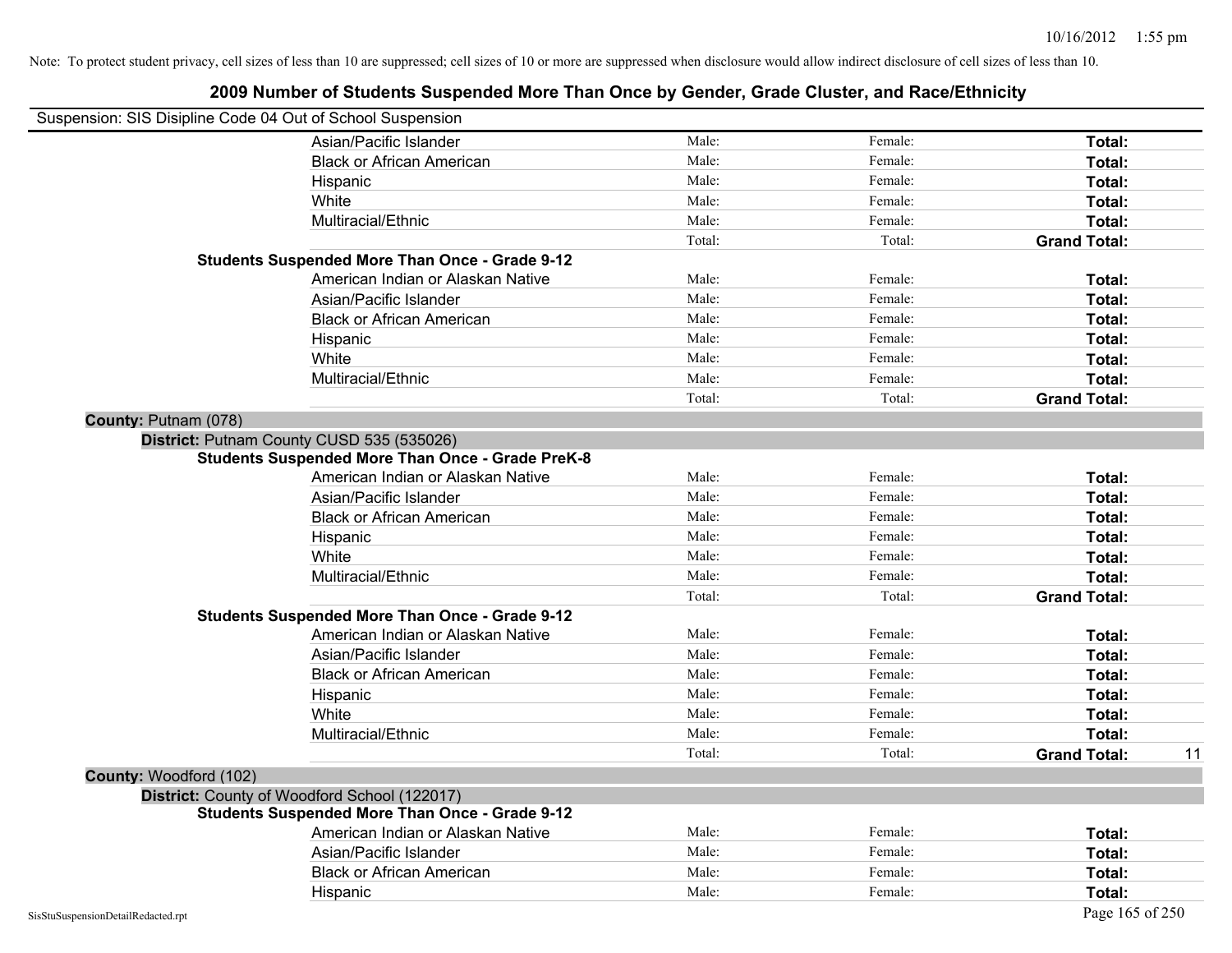Note: To protect student privacy, cell sizes of less than 10 are suppressed; cell sizes of 10 or more are suppressed when disclosure would allow indirect disclosure of cell sizes of less than 10.

## 2009 Number of Students Suspended More Than Once by Gender, Grade Cluster, and Race/Ethnicity

Suspension: SIS Disipline Code 04 Out of School Suspension

| | Male | Female | Total |
|---|---|---|---|
| Asian/Pacific Islander | Male: | Female: | **Total:** |
| Black or African American | Male: | Female: | **Total:** |
| Hispanic | Male: | Female: | **Total:** |
| White | Male: | Female: | **Total:** |
| Multiracial/Ethnic | Male: | Female: | **Total:** |
| | Total: | Total: | **Grand Total:** |

**Students Suspended More Than Once - Grade 9-12**

| | Male | Female | Total |
|---|---|---|---|
| American Indian or Alaskan Native | Male: | Female: | **Total:** |
| Asian/Pacific Islander | Male: | Female: | **Total:** |
| Black or African American | Male: | Female: | **Total:** |
| Hispanic | Male: | Female: | **Total:** |
| White | Male: | Female: | **Total:** |
| Multiracial/Ethnic | Male: | Female: | **Total:** |
| | Total: | Total: | **Grand Total:** |

**County:** Putnam (078)

**District:** Putnam County CUSD 535 (535026)

**Students Suspended More Than Once - Grade PreK-8**

| | Male | Female | Total |
|---|---|---|---|
| American Indian or Alaskan Native | Male: | Female: | **Total:** |
| Asian/Pacific Islander | Male: | Female: | **Total:** |
| Black or African American | Male: | Female: | **Total:** |
| Hispanic | Male: | Female: | **Total:** |
| White | Male: | Female: | **Total:** |
| Multiracial/Ethnic | Male: | Female: | **Total:** |
| | Total: | Total: | **Grand Total:** |

**Students Suspended More Than Once - Grade 9-12**

| | Male | Female | Total |
|---|---|---|---|
| American Indian or Alaskan Native | Male: | Female: | **Total:** |
| Asian/Pacific Islander | Male: | Female: | **Total:** |
| Black or African American | Male: | Female: | **Total:** |
| Hispanic | Male: | Female: | **Total:** |
| White | Male: | Female: | **Total:** |
| Multiracial/Ethnic | Male: | Female: | **Total:** |
| | Total: | Total: | **Grand Total:** 11 |

**County:** Woodford (102)

**District:** County of Woodford School (122017)

**Students Suspended More Than Once - Grade 9-12**

| | Male | Female | Total |
|---|---|---|---|
| American Indian or Alaskan Native | Male: | Female: | **Total:** |
| Asian/Pacific Islander | Male: | Female: | **Total:** |
| Black or African American | Male: | Female: | **Total:** |
| Hispanic | Male: | Female: | **Total:** |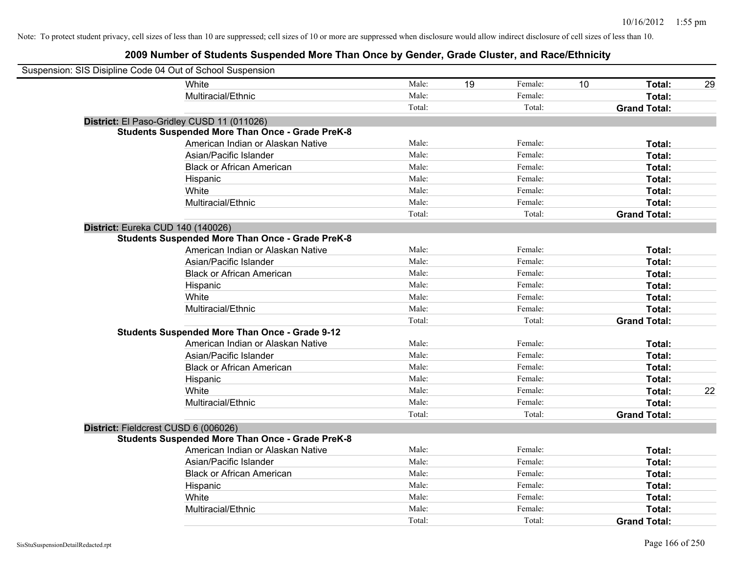Note: To protect student privacy, cell sizes of less than 10 are suppressed; cell sizes of 10 or more are suppressed when disclosure would allow indirect disclosure of cell sizes of less than 10.

## 2009 Number of Students Suspended More Than Once by Gender, Grade Cluster, and Race/Ethnicity

Suspension: SIS Disipline Code 04 Out of School Suspension

| | | | | | | |
|---|---|---|---|---|---|---|
| White | Male: | 19 | Female: | 10 | **Total:** | 29 |
| Multiracial/Ethnic | Male: | | Female: | | **Total:** | |
| | Total: | | Total: | | **Grand Total:** | |

**District:** El Paso-Gridley CUSD 11 (011026)

**Students Suspended More Than Once - Grade PreK-8**

| | | | | | | |
|---|---|---|---|---|---|---|
| American Indian or Alaskan Native | Male: | | Female: | | **Total:** | |
| Asian/Pacific Islander | Male: | | Female: | | **Total:** | |
| Black or African American | Male: | | Female: | | **Total:** | |
| Hispanic | Male: | | Female: | | **Total:** | |
| White | Male: | | Female: | | **Total:** | |
| Multiracial/Ethnic | Male: | | Female: | | **Total:** | |
| | Total: | | Total: | | **Grand Total:** | |

**District:** Eureka CUD 140 (140026)

**Students Suspended More Than Once - Grade PreK-8**

| | | | | | | |
|---|---|---|---|---|---|---|
| American Indian or Alaskan Native | Male: | | Female: | | **Total:** | |
| Asian/Pacific Islander | Male: | | Female: | | **Total:** | |
| Black or African American | Male: | | Female: | | **Total:** | |
| Hispanic | Male: | | Female: | | **Total:** | |
| White | Male: | | Female: | | **Total:** | |
| Multiracial/Ethnic | Male: | | Female: | | **Total:** | |
| | Total: | | Total: | | **Grand Total:** | |

**Students Suspended More Than Once - Grade 9-12**

| | | | | | | |
|---|---|---|---|---|---|---|
| American Indian or Alaskan Native | Male: | | Female: | | **Total:** | |
| Asian/Pacific Islander | Male: | | Female: | | **Total:** | |
| Black or African American | Male: | | Female: | | **Total:** | |
| Hispanic | Male: | | Female: | | **Total:** | |
| White | Male: | | Female: | | **Total:** | 22 |
| Multiracial/Ethnic | Male: | | Female: | | **Total:** | |
| | Total: | | Total: | | **Grand Total:** | |

**District:** Fieldcrest CUSD 6 (006026)

**Students Suspended More Than Once - Grade PreK-8**

| | | | | | | |
|---|---|---|---|---|---|---|
| American Indian or Alaskan Native | Male: | | Female: | | **Total:** | |
| Asian/Pacific Islander | Male: | | Female: | | **Total:** | |
| Black or African American | Male: | | Female: | | **Total:** | |
| Hispanic | Male: | | Female: | | **Total:** | |
| White | Male: | | Female: | | **Total:** | |
| Multiracial/Ethnic | Male: | | Female: | | **Total:** | |
| | Total: | | Total: | | **Grand Total:** | |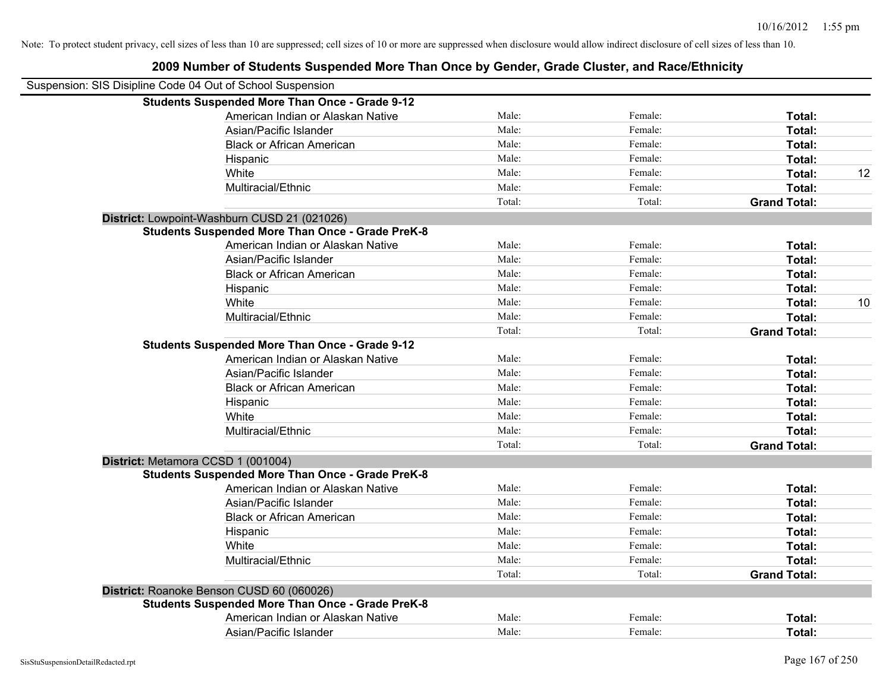Note: To protect student privacy, cell sizes of less than 10 are suppressed; cell sizes of 10 or more are suppressed when disclosure would allow indirect disclosure of cell sizes of less than 10.

## 2009 Number of Students Suspended More Than Once by Gender, Grade Cluster, and Race/Ethnicity

Suspension: SIS Disipline Code 04 Out of School Suspension

**Students Suspended More Than Once - Grade 9-12**

| | | | | |
|---|---|---|---|---|
| American Indian or Alaskan Native | Male: | Female: | **Total:** | |
| Asian/Pacific Islander | Male: | Female: | **Total:** | |
| Black or African American | Male: | Female: | **Total:** | |
| Hispanic | Male: | Female: | **Total:** | |
| White | Male: | Female: | **Total:** | 12 |
| Multiracial/Ethnic | Male: | Female: | **Total:** | |
| | Total: | Total: | **Grand Total:** | |

**District:** Lowpoint-Washburn CUSD 21 (021026)

**Students Suspended More Than Once - Grade PreK-8**

| | | | | |
|---|---|---|---|---|
| American Indian or Alaskan Native | Male: | Female: | **Total:** | |
| Asian/Pacific Islander | Male: | Female: | **Total:** | |
| Black or African American | Male: | Female: | **Total:** | |
| Hispanic | Male: | Female: | **Total:** | |
| White | Male: | Female: | **Total:** | 10 |
| Multiracial/Ethnic | Male: | Female: | **Total:** | |
| | Total: | Total: | **Grand Total:** | |

**Students Suspended More Than Once - Grade 9-12**

| | | | | |
|---|---|---|---|---|
| American Indian or Alaskan Native | Male: | Female: | **Total:** | |
| Asian/Pacific Islander | Male: | Female: | **Total:** | |
| Black or African American | Male: | Female: | **Total:** | |
| Hispanic | Male: | Female: | **Total:** | |
| White | Male: | Female: | **Total:** | |
| Multiracial/Ethnic | Male: | Female: | **Total:** | |
| | Total: | Total: | **Grand Total:** | |

**District:** Metamora CCSD 1 (001004)

**Students Suspended More Than Once - Grade PreK-8**

| | | | | |
|---|---|---|---|---|
| American Indian or Alaskan Native | Male: | Female: | **Total:** | |
| Asian/Pacific Islander | Male: | Female: | **Total:** | |
| Black or African American | Male: | Female: | **Total:** | |
| Hispanic | Male: | Female: | **Total:** | |
| White | Male: | Female: | **Total:** | |
| Multiracial/Ethnic | Male: | Female: | **Total:** | |
| | Total: | Total: | **Grand Total:** | |

**District:** Roanoke Benson CUSD 60 (060026)

**Students Suspended More Than Once - Grade PreK-8**

| | | | | |
|---|---|---|---|---|
| American Indian or Alaskan Native | Male: | Female: | **Total:** | |
| Asian/Pacific Islander | Male: | Female: | **Total:** | |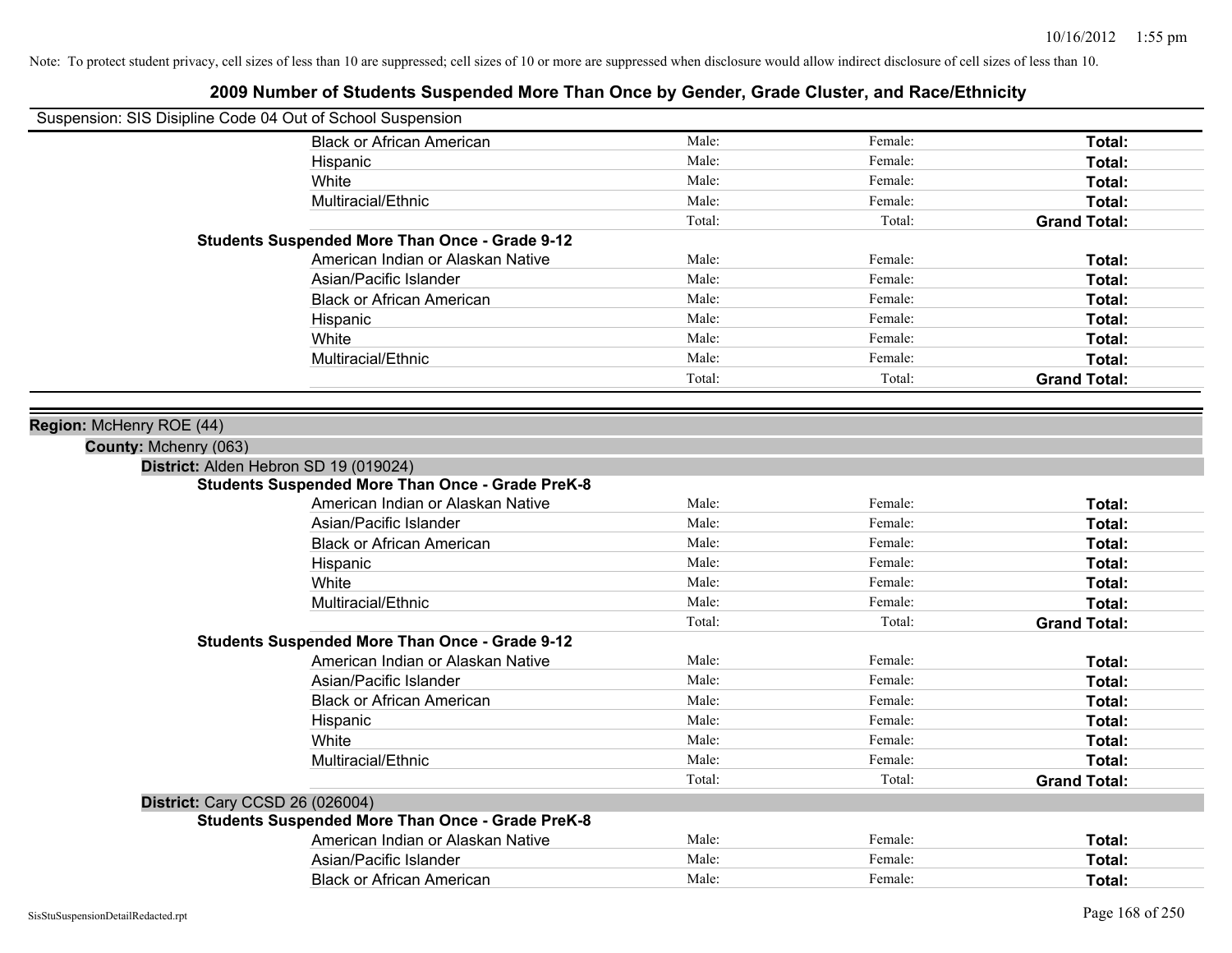Note: To protect student privacy, cell sizes of less than 10 are suppressed; cell sizes of 10 or more are suppressed when disclosure would allow indirect disclosure of cell sizes of less than 10.

# 2009 Number of Students Suspended More Than Once by Gender, Grade Cluster, and Race/Ethnicity

Suspension: SIS Disipline Code 04 Out of School Suspension

| | | | |
|---|---|---|---|
| Black or African American | Male: | Female: | **Total:** |
| Hispanic | Male: | Female: | **Total:** |
| White | Male: | Female: | **Total:** |
| Multiracial/Ethnic | Male: | Female: | **Total:** |
| | Total: | Total: | **Grand Total:** |

**Students Suspended More Than Once - Grade 9-12**

| | | | |
|---|---|---|---|
| American Indian or Alaskan Native | Male: | Female: | **Total:** |
| Asian/Pacific Islander | Male: | Female: | **Total:** |
| Black or African American | Male: | Female: | **Total:** |
| Hispanic | Male: | Female: | **Total:** |
| White | Male: | Female: | **Total:** |
| Multiracial/Ethnic | Male: | Female: | **Total:** |
| | Total: | Total: | **Grand Total:** |

**Region:** McHenry ROE (44)

**County:** Mchenry (063)

**District:** Alden Hebron SD 19 (019024)

**Students Suspended More Than Once - Grade PreK-8**

| | | | |
|---|---|---|---|
| American Indian or Alaskan Native | Male: | Female: | **Total:** |
| Asian/Pacific Islander | Male: | Female: | **Total:** |
| Black or African American | Male: | Female: | **Total:** |
| Hispanic | Male: | Female: | **Total:** |
| White | Male: | Female: | **Total:** |
| Multiracial/Ethnic | Male: | Female: | **Total:** |
| | Total: | Total: | **Grand Total:** |

**Students Suspended More Than Once - Grade 9-12**

| | | | |
|---|---|---|---|
| American Indian or Alaskan Native | Male: | Female: | **Total:** |
| Asian/Pacific Islander | Male: | Female: | **Total:** |
| Black or African American | Male: | Female: | **Total:** |
| Hispanic | Male: | Female: | **Total:** |
| White | Male: | Female: | **Total:** |
| Multiracial/Ethnic | Male: | Female: | **Total:** |
| | Total: | Total: | **Grand Total:** |

**District:** Cary CCSD 26 (026004)

**Students Suspended More Than Once - Grade PreK-8**

| | | | |
|---|---|---|---|
| American Indian or Alaskan Native | Male: | Female: | **Total:** |
| Asian/Pacific Islander | Male: | Female: | **Total:** |
| Black or African American | Male: | Female: | **Total:** |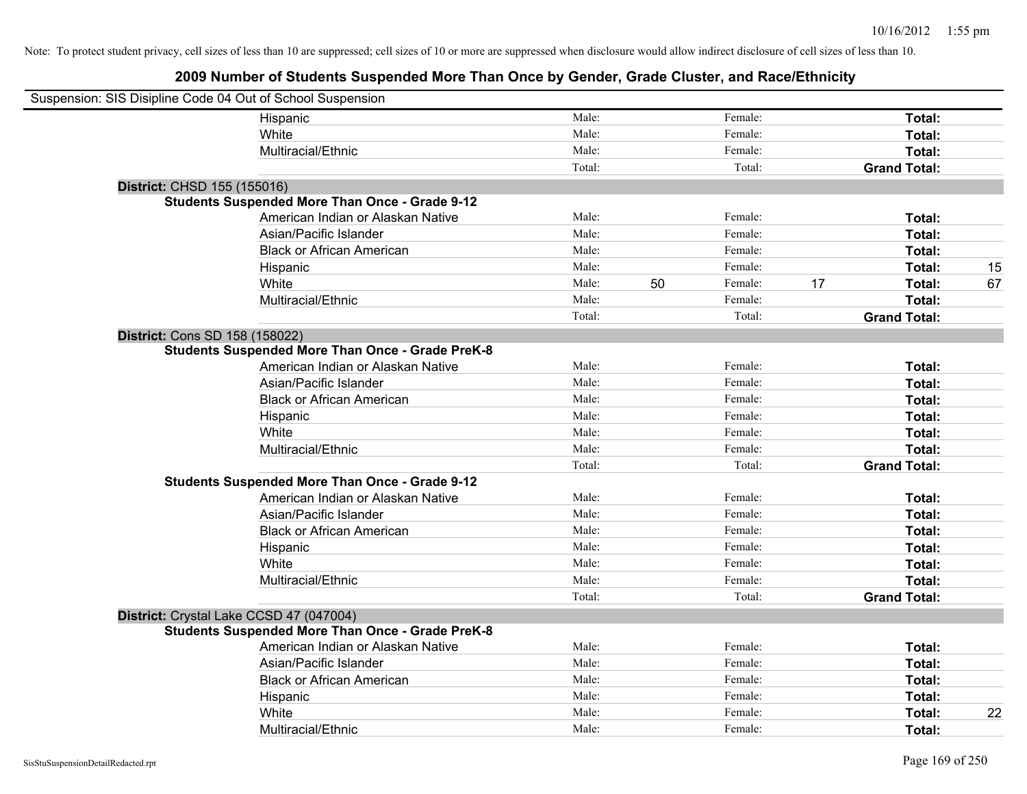Note: To protect student privacy, cell sizes of less than 10 are suppressed; cell sizes of 10 or more are suppressed when disclosure would allow indirect disclosure of cell sizes of less than 10.

## 2009 Number of Students Suspended More Than Once by Gender, Grade Cluster, and Race/Ethnicity

Suspension: SIS Disipline Code 04 Out of School Suspension

| | | | | | | |
|---|---|---|---|---|---|---|
| Hispanic | Male: | | Female: | | **Total:** | |
| White | Male: | | Female: | | **Total:** | |
| Multiracial/Ethnic | Male: | | Female: | | **Total:** | |
| | Total: | | Total: | | **Grand Total:** | |

**District:** CHSD 155 (155016)

**Students Suspended More Than Once - Grade 9-12**

| | | | | | | |
|---|---|---|---|---|---|---|
| American Indian or Alaskan Native | Male: | | Female: | | **Total:** | |
| Asian/Pacific Islander | Male: | | Female: | | **Total:** | |
| Black or African American | Male: | | Female: | | **Total:** | |
| Hispanic | Male: | | Female: | | **Total:** | 15 |
| White | Male: | 50 | Female: | 17 | **Total:** | 67 |
| Multiracial/Ethnic | Male: | | Female: | | **Total:** | |
| | Total: | | Total: | | **Grand Total:** | |

**District:** Cons SD 158 (158022)

**Students Suspended More Than Once - Grade PreK-8**

| | | | | | | |
|---|---|---|---|---|---|---|
| American Indian or Alaskan Native | Male: | | Female: | | **Total:** | |
| Asian/Pacific Islander | Male: | | Female: | | **Total:** | |
| Black or African American | Male: | | Female: | | **Total:** | |
| Hispanic | Male: | | Female: | | **Total:** | |
| White | Male: | | Female: | | **Total:** | |
| Multiracial/Ethnic | Male: | | Female: | | **Total:** | |
| | Total: | | Total: | | **Grand Total:** | |

**Students Suspended More Than Once - Grade 9-12**

| | | | | | | |
|---|---|---|---|---|---|---|
| American Indian or Alaskan Native | Male: | | Female: | | **Total:** | |
| Asian/Pacific Islander | Male: | | Female: | | **Total:** | |
| Black or African American | Male: | | Female: | | **Total:** | |
| Hispanic | Male: | | Female: | | **Total:** | |
| White | Male: | | Female: | | **Total:** | |
| Multiracial/Ethnic | Male: | | Female: | | **Total:** | |
| | Total: | | Total: | | **Grand Total:** | |

**District:** Crystal Lake CCSD 47 (047004)

**Students Suspended More Than Once - Grade PreK-8**

| | | | | | | |
|---|---|---|---|---|---|---|
| American Indian or Alaskan Native | Male: | | Female: | | **Total:** | |
| Asian/Pacific Islander | Male: | | Female: | | **Total:** | |
| Black or African American | Male: | | Female: | | **Total:** | |
| Hispanic | Male: | | Female: | | **Total:** | |
| White | Male: | | Female: | | **Total:** | 22 |
| Multiracial/Ethnic | Male: | | Female: | | **Total:** | |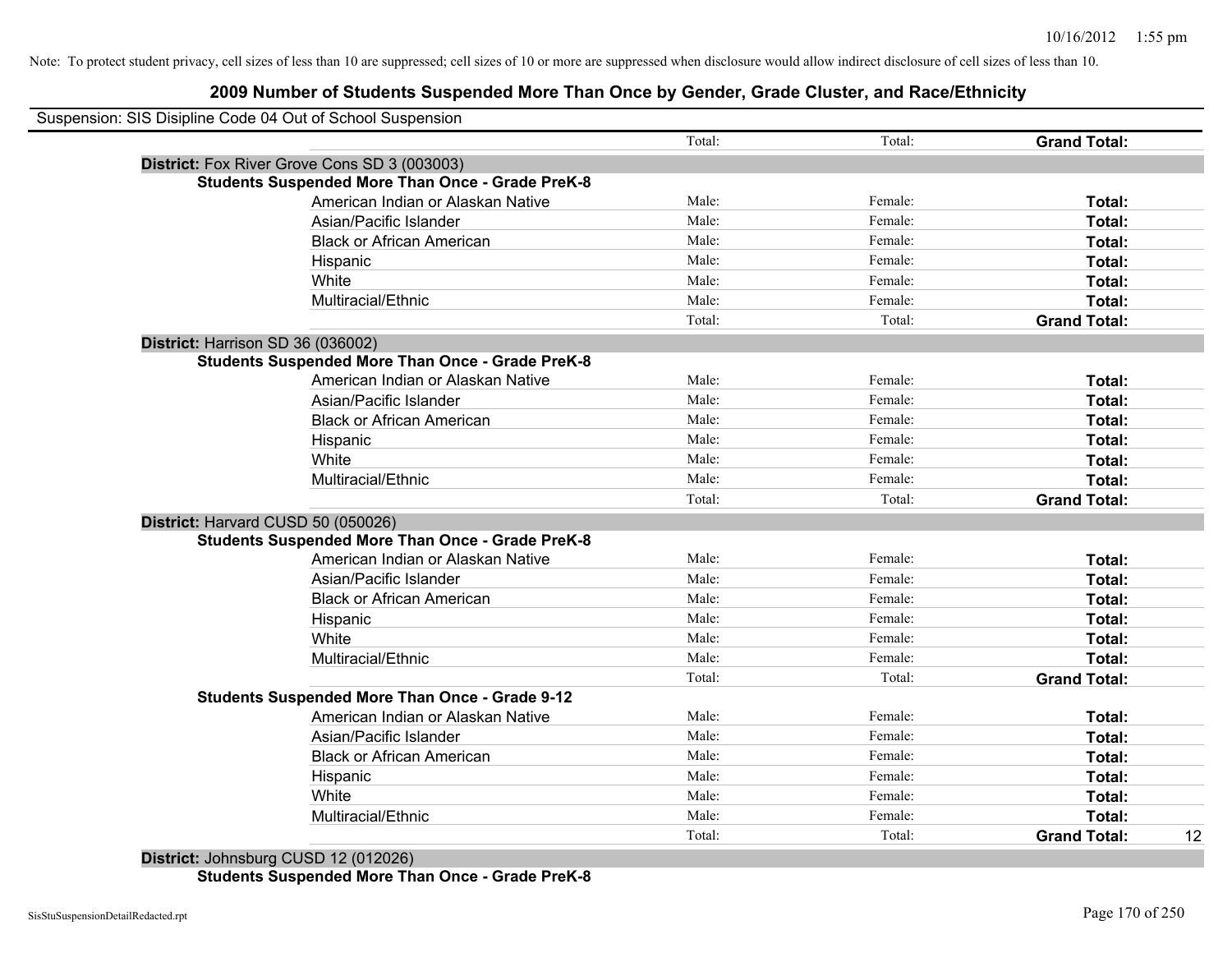Note: To protect student privacy, cell sizes of less than 10 are suppressed; cell sizes of 10 or more are suppressed when disclosure would allow indirect disclosure of cell sizes of less than 10.

## 2009 Number of Students Suspended More Than Once by Gender, Grade Cluster, and Race/Ethnicity

Suspension: SIS Disipline Code 04 Out of School Suspension

| | | | | | |
|---|---|---|---|---|---|
| | | Total: | Total: | **Grand Total:** | |
| **District:** Fox River Grove Cons SD 3 (003003) | | | | | |
| **Students Suspended More Than Once - Grade PreK-8** | | | | | |
| | American Indian or Alaskan Native | Male: | Female: | **Total:** | |
| | Asian/Pacific Islander | Male: | Female: | **Total:** | |
| | Black or African American | Male: | Female: | **Total:** | |
| | Hispanic | Male: | Female: | **Total:** | |
| | White | Male: | Female: | **Total:** | |
| | Multiracial/Ethnic | Male: | Female: | **Total:** | |
| | | Total: | Total: | **Grand Total:** | |
| **District:** Harrison SD 36 (036002) | | | | | |
| **Students Suspended More Than Once - Grade PreK-8** | | | | | |
| | American Indian or Alaskan Native | Male: | Female: | **Total:** | |
| | Asian/Pacific Islander | Male: | Female: | **Total:** | |
| | Black or African American | Male: | Female: | **Total:** | |
| | Hispanic | Male: | Female: | **Total:** | |
| | White | Male: | Female: | **Total:** | |
| | Multiracial/Ethnic | Male: | Female: | **Total:** | |
| | | Total: | Total: | **Grand Total:** | |
| **District:** Harvard CUSD 50 (050026) | | | | | |
| **Students Suspended More Than Once - Grade PreK-8** | | | | | |
| | American Indian or Alaskan Native | Male: | Female: | **Total:** | |
| | Asian/Pacific Islander | Male: | Female: | **Total:** | |
| | Black or African American | Male: | Female: | **Total:** | |
| | Hispanic | Male: | Female: | **Total:** | |
| | White | Male: | Female: | **Total:** | |
| | Multiracial/Ethnic | Male: | Female: | **Total:** | |
| | | Total: | Total: | **Grand Total:** | |
| **Students Suspended More Than Once - Grade 9-12** | | | | | |
| | American Indian or Alaskan Native | Male: | Female: | **Total:** | |
| | Asian/Pacific Islander | Male: | Female: | **Total:** | |
| | Black or African American | Male: | Female: | **Total:** | |
| | Hispanic | Male: | Female: | **Total:** | |
| | White | Male: | Female: | **Total:** | |
| | Multiracial/Ethnic | Male: | Female: | **Total:** | |
| | | Total: | Total: | **Grand Total:** | 12 |
| **District:** Johnsburg CUSD 12 (012026) | | | | | |
| **Students Suspended More Than Once - Grade PreK-8** | | | | | |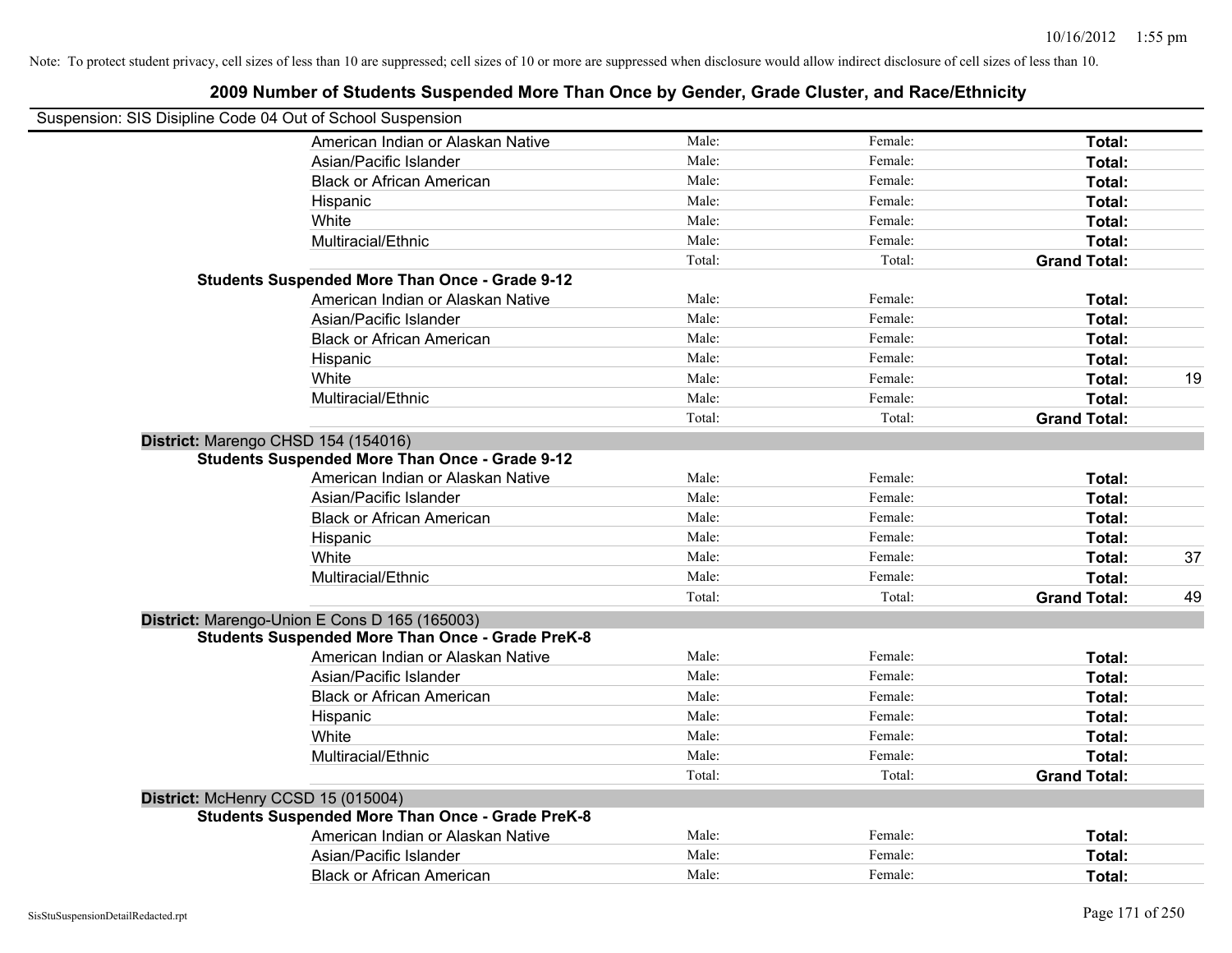Note: To protect student privacy, cell sizes of less than 10 are suppressed; cell sizes of 10 or more are suppressed when disclosure would allow indirect disclosure of cell sizes of less than 10.

## 2009 Number of Students Suspended More Than Once by Gender, Grade Cluster, and Race/Ethnicity

Suspension: SIS Disipline Code 04 Out of School Suspension

| | | | | |
|---|---|---|---|---|
| American Indian or Alaskan Native | Male: | Female: | **Total:** | |
| Asian/Pacific Islander | Male: | Female: | **Total:** | |
| Black or African American | Male: | Female: | **Total:** | |
| Hispanic | Male: | Female: | **Total:** | |
| White | Male: | Female: | **Total:** | |
| Multiracial/Ethnic | Male: | Female: | **Total:** | |
| | Total: | Total: | **Grand Total:** | |
| **Students Suspended More Than Once - Grade 9-12** | | | | |
| American Indian or Alaskan Native | Male: | Female: | **Total:** | |
| Asian/Pacific Islander | Male: | Female: | **Total:** | |
| Black or African American | Male: | Female: | **Total:** | |
| Hispanic | Male: | Female: | **Total:** | |
| White | Male: | Female: | **Total:** | 19 |
| Multiracial/Ethnic | Male: | Female: | **Total:** | |
| | Total: | Total: | **Grand Total:** | |
| **District:** Marengo CHSD 154 (154016) | | | | |
| **Students Suspended More Than Once - Grade 9-12** | | | | |
| American Indian or Alaskan Native | Male: | Female: | **Total:** | |
| Asian/Pacific Islander | Male: | Female: | **Total:** | |
| Black or African American | Male: | Female: | **Total:** | |
| Hispanic | Male: | Female: | **Total:** | |
| White | Male: | Female: | **Total:** | 37 |
| Multiracial/Ethnic | Male: | Female: | **Total:** | |
| | Total: | Total: | **Grand Total:** | 49 |
| **District:** Marengo-Union E Cons D 165 (165003) | | | | |
| **Students Suspended More Than Once - Grade PreK-8** | | | | |
| American Indian or Alaskan Native | Male: | Female: | **Total:** | |
| Asian/Pacific Islander | Male: | Female: | **Total:** | |
| Black or African American | Male: | Female: | **Total:** | |
| Hispanic | Male: | Female: | **Total:** | |
| White | Male: | Female: | **Total:** | |
| Multiracial/Ethnic | Male: | Female: | **Total:** | |
| | Total: | Total: | **Grand Total:** | |
| **District:** McHenry CCSD 15 (015004) | | | | |
| **Students Suspended More Than Once - Grade PreK-8** | | | | |
| American Indian or Alaskan Native | Male: | Female: | **Total:** | |
| Asian/Pacific Islander | Male: | Female: | **Total:** | |
| Black or African American | Male: | Female: | **Total:** | |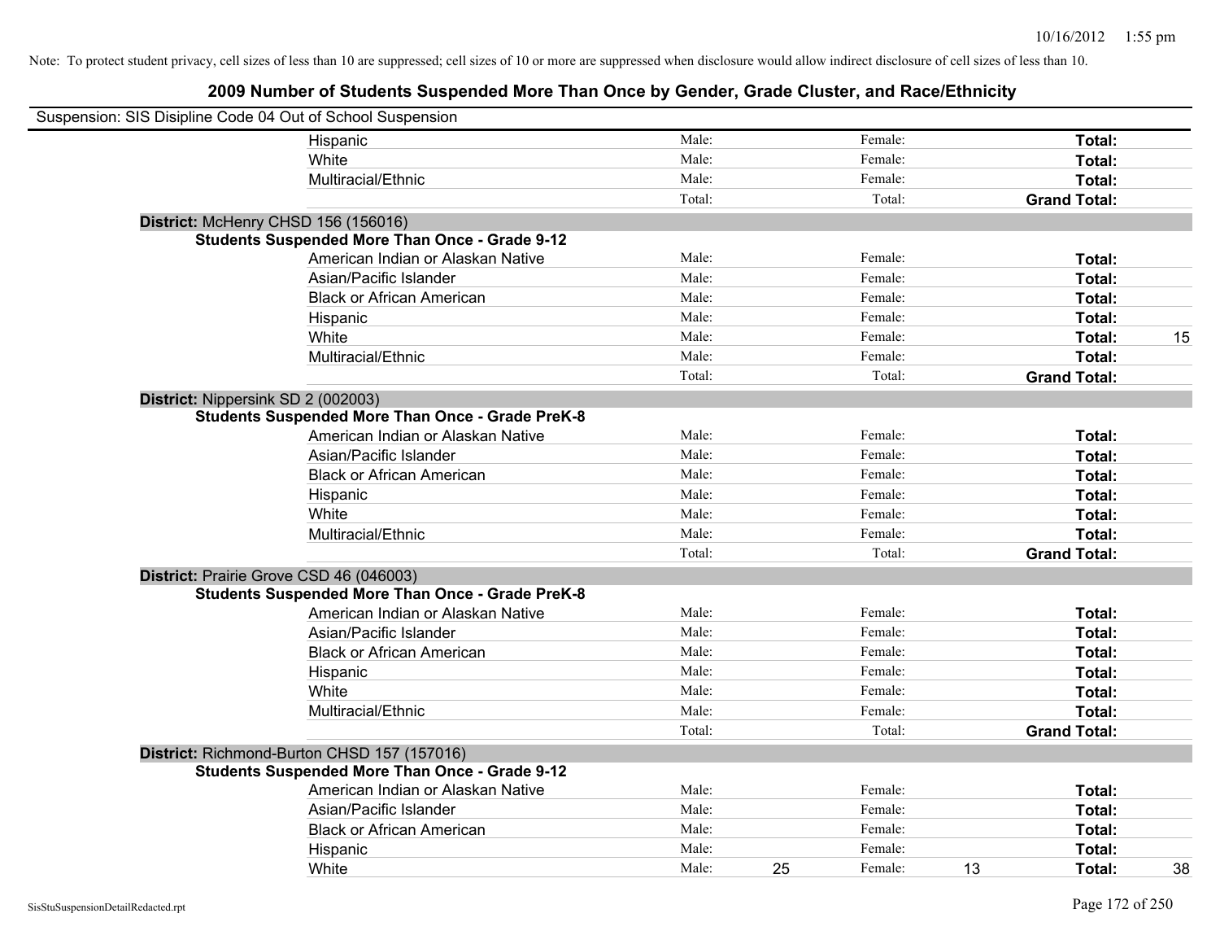Note: To protect student privacy, cell sizes of less than 10 are suppressed; cell sizes of 10 or more are suppressed when disclosure would allow indirect disclosure of cell sizes of less than 10.

## 2009 Number of Students Suspended More Than Once by Gender, Grade Cluster, and Race/Ethnicity

Suspension: SIS Disipline Code 04 Out of School Suspension

| | | | | | | | |
|---|---|---|---|---|---|---|---|
| | Hispanic | Male: | | Female: | | **Total:** | |
| | White | Male: | | Female: | | **Total:** | |
| | Multiracial/Ethnic | Male: | | Female: | | **Total:** | |
| | | Total: | | Total: | | **Grand Total:** | |
| **District:** McHenry CHSD 156 (156016) | | | | | | | |
| **Students Suspended More Than Once - Grade 9-12** | | | | | | | |
| | American Indian or Alaskan Native | Male: | | Female: | | **Total:** | |
| | Asian/Pacific Islander | Male: | | Female: | | **Total:** | |
| | Black or African American | Male: | | Female: | | **Total:** | |
| | Hispanic | Male: | | Female: | | **Total:** | |
| | White | Male: | | Female: | | **Total:** | 15 |
| | Multiracial/Ethnic | Male: | | Female: | | **Total:** | |
| | | Total: | | Total: | | **Grand Total:** | |
| **District:** Nippersink SD 2 (002003) | | | | | | | |
| **Students Suspended More Than Once - Grade PreK-8** | | | | | | | |
| | American Indian or Alaskan Native | Male: | | Female: | | **Total:** | |
| | Asian/Pacific Islander | Male: | | Female: | | **Total:** | |
| | Black or African American | Male: | | Female: | | **Total:** | |
| | Hispanic | Male: | | Female: | | **Total:** | |
| | White | Male: | | Female: | | **Total:** | |
| | Multiracial/Ethnic | Male: | | Female: | | **Total:** | |
| | | Total: | | Total: | | **Grand Total:** | |
| **District:** Prairie Grove CSD 46 (046003) | | | | | | | |
| **Students Suspended More Than Once - Grade PreK-8** | | | | | | | |
| | American Indian or Alaskan Native | Male: | | Female: | | **Total:** | |
| | Asian/Pacific Islander | Male: | | Female: | | **Total:** | |
| | Black or African American | Male: | | Female: | | **Total:** | |
| | Hispanic | Male: | | Female: | | **Total:** | |
| | White | Male: | | Female: | | **Total:** | |
| | Multiracial/Ethnic | Male: | | Female: | | **Total:** | |
| | | Total: | | Total: | | **Grand Total:** | |
| **District:** Richmond-Burton CHSD 157 (157016) | | | | | | | |
| **Students Suspended More Than Once - Grade 9-12** | | | | | | | |
| | American Indian or Alaskan Native | Male: | | Female: | | **Total:** | |
| | Asian/Pacific Islander | Male: | | Female: | | **Total:** | |
| | Black or African American | Male: | | Female: | | **Total:** | |
| | Hispanic | Male: | | Female: | | **Total:** | |
| | White | Male: | 25 | Female: | 13 | **Total:** | 38 |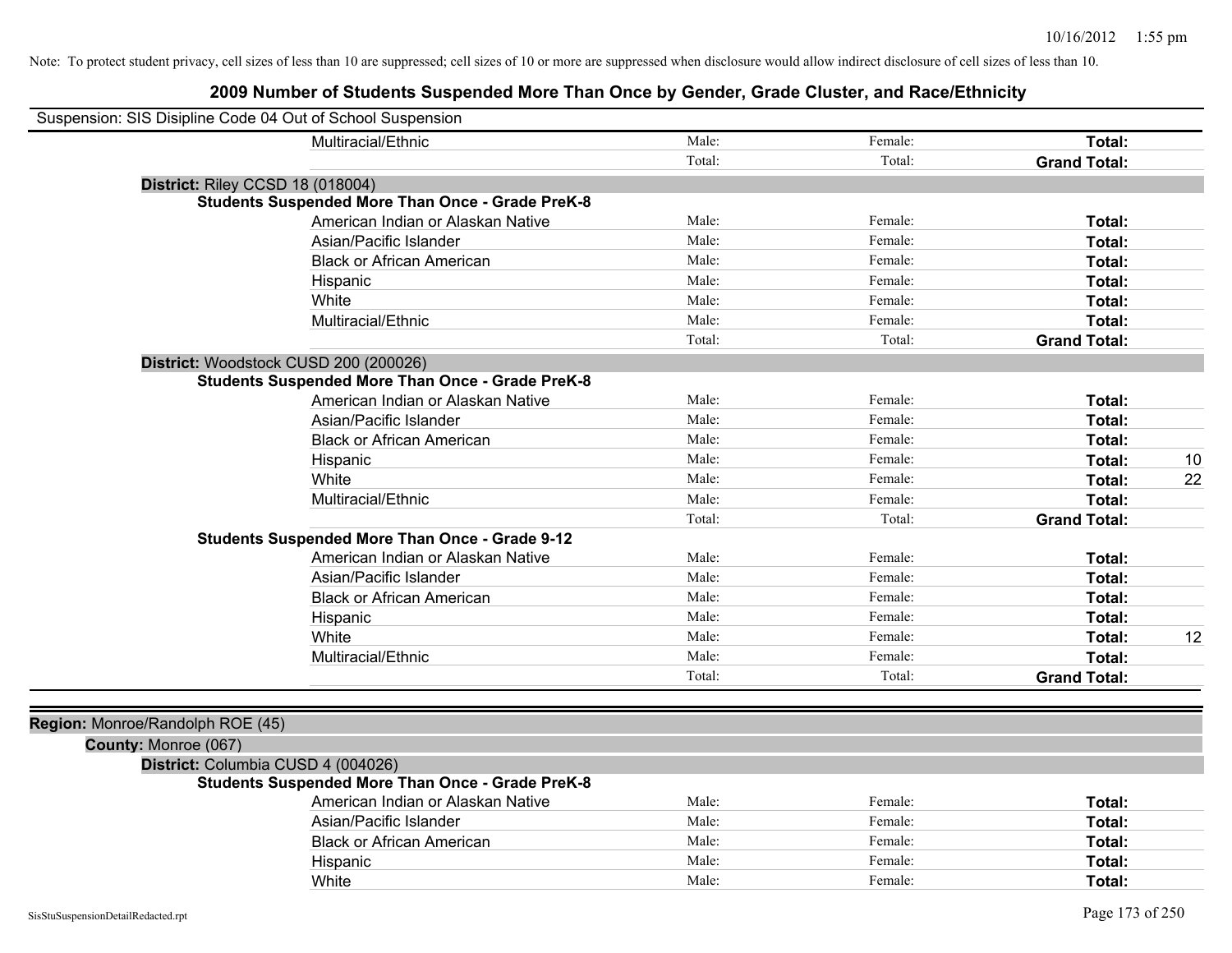Note: To protect student privacy, cell sizes of less than 10 are suppressed; cell sizes of 10 or more are suppressed when disclosure would allow indirect disclosure of cell sizes of less than 10.

## 2009 Number of Students Suspended More Than Once by Gender, Grade Cluster, and Race/Ethnicity

Suspension: SIS Disipline Code 04 Out of School Suspension

| | Male: | Female: | Total: | |
|---|---|---|---|---|
| Multiracial/Ethnic | Male: | Female: | **Total:** | |
| | Total: | Total: | **Grand Total:** | |

**District:** Riley CCSD 18 (018004)

**Students Suspended More Than Once - Grade PreK-8**

| Race/Ethnicity | Male | Female | Total | Value |
|---|---|---|---|---|
| American Indian or Alaskan Native | Male: | Female: | **Total:** | |
| Asian/Pacific Islander | Male: | Female: | **Total:** | |
| Black or African American | Male: | Female: | **Total:** | |
| Hispanic | Male: | Female: | **Total:** | |
| White | Male: | Female: | **Total:** | |
| Multiracial/Ethnic | Male: | Female: | **Total:** | |
| | Total: | Total: | **Grand Total:** | |

**District:** Woodstock CUSD 200 (200026)

**Students Suspended More Than Once - Grade PreK-8**

| Race/Ethnicity | Male | Female | Total | Value |
|---|---|---|---|---|
| American Indian or Alaskan Native | Male: | Female: | **Total:** | |
| Asian/Pacific Islander | Male: | Female: | **Total:** | |
| Black or African American | Male: | Female: | **Total:** | |
| Hispanic | Male: | Female: | **Total:** | 10 |
| White | Male: | Female: | **Total:** | 22 |
| Multiracial/Ethnic | Male: | Female: | **Total:** | |
| | Total: | Total: | **Grand Total:** | |

**Students Suspended More Than Once - Grade 9-12**

| Race/Ethnicity | Male | Female | Total | Value |
|---|---|---|---|---|
| American Indian or Alaskan Native | Male: | Female: | **Total:** | |
| Asian/Pacific Islander | Male: | Female: | **Total:** | |
| Black or African American | Male: | Female: | **Total:** | |
| Hispanic | Male: | Female: | **Total:** | |
| White | Male: | Female: | **Total:** | 12 |
| Multiracial/Ethnic | Male: | Female: | **Total:** | |
| | Total: | Total: | **Grand Total:** | |

**Region:** Monroe/Randolph ROE (45)

**County:** Monroe (067)

**District:** Columbia CUSD 4 (004026)

**Students Suspended More Than Once - Grade PreK-8**

| Race/Ethnicity | Male | Female | Total | Value |
|---|---|---|---|---|
| American Indian or Alaskan Native | Male: | Female: | **Total:** | |
| Asian/Pacific Islander | Male: | Female: | **Total:** | |
| Black or African American | Male: | Female: | **Total:** | |
| Hispanic | Male: | Female: | **Total:** | |
| White | Male: | Female: | **Total:** | |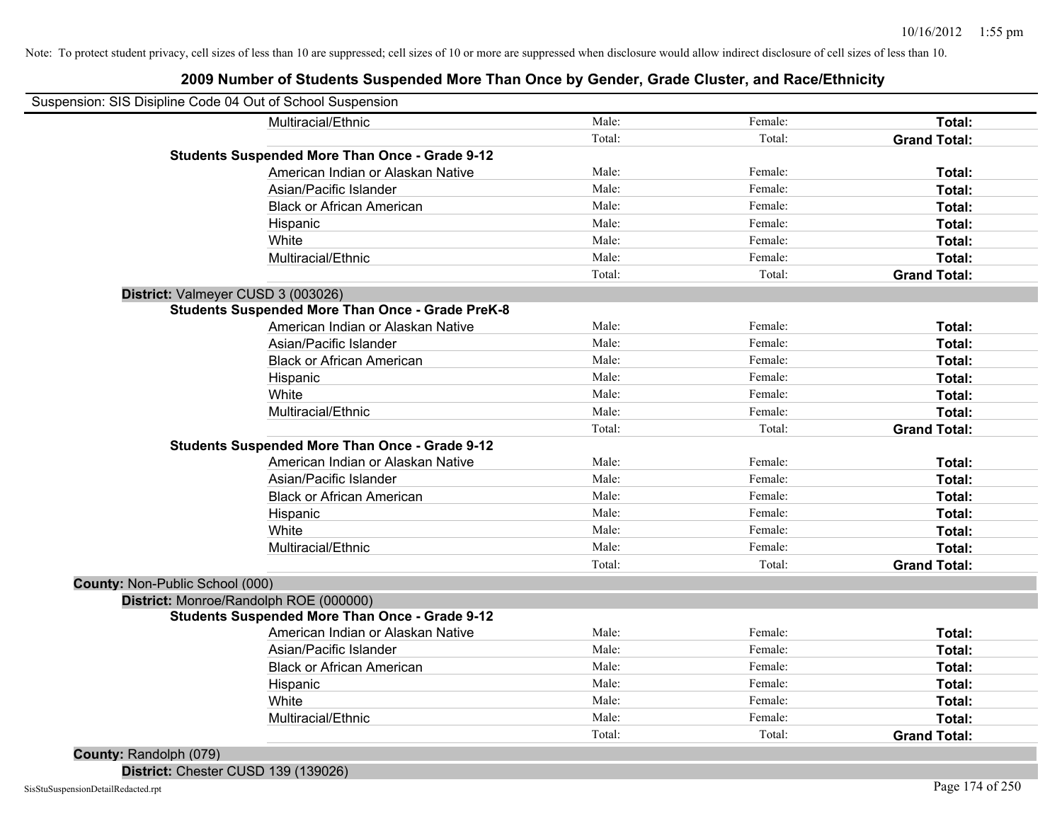Note: To protect student privacy, cell sizes of less than 10 are suppressed; cell sizes of 10 or more are suppressed when disclosure would allow indirect disclosure of cell sizes of less than 10.

# 2009 Number of Students Suspended More Than Once by Gender, Grade Cluster, and Race/Ethnicity

Suspension: SIS Disipline Code 04 Out of School Suspension

| | | | |
|---|---|---|---|
| Multiracial/Ethnic | Male: | Female: | **Total:** |
| | Total: | Total: | **Grand Total:** |
| **Students Suspended More Than Once - Grade 9-12** | | | |
| American Indian or Alaskan Native | Male: | Female: | **Total:** |
| Asian/Pacific Islander | Male: | Female: | **Total:** |
| Black or African American | Male: | Female: | **Total:** |
| Hispanic | Male: | Female: | **Total:** |
| White | Male: | Female: | **Total:** |
| Multiracial/Ethnic | Male: | Female: | **Total:** |
| | Total: | Total: | **Grand Total:** |

**District:** Valmeyer CUSD 3 (003026)

| | | | |
|---|---|---|---|
| **Students Suspended More Than Once - Grade PreK-8** | | | |
| American Indian or Alaskan Native | Male: | Female: | **Total:** |
| Asian/Pacific Islander | Male: | Female: | **Total:** |
| Black or African American | Male: | Female: | **Total:** |
| Hispanic | Male: | Female: | **Total:** |
| White | Male: | Female: | **Total:** |
| Multiracial/Ethnic | Male: | Female: | **Total:** |
| | Total: | Total: | **Grand Total:** |
| **Students Suspended More Than Once - Grade 9-12** | | | |
| American Indian or Alaskan Native | Male: | Female: | **Total:** |
| Asian/Pacific Islander | Male: | Female: | **Total:** |
| Black or African American | Male: | Female: | **Total:** |
| Hispanic | Male: | Female: | **Total:** |
| White | Male: | Female: | **Total:** |
| Multiracial/Ethnic | Male: | Female: | **Total:** |
| | Total: | Total: | **Grand Total:** |

**County:** Non-Public School (000)

**District:** Monroe/Randolph ROE (000000)

| | | | |
|---|---|---|---|
| **Students Suspended More Than Once - Grade 9-12** | | | |
| American Indian or Alaskan Native | Male: | Female: | **Total:** |
| Asian/Pacific Islander | Male: | Female: | **Total:** |
| Black or African American | Male: | Female: | **Total:** |
| Hispanic | Male: | Female: | **Total:** |
| White | Male: | Female: | **Total:** |
| Multiracial/Ethnic | Male: | Female: | **Total:** |
| | Total: | Total: | **Grand Total:** |

**County:** Randolph (079)

**District:** Chester CUSD 139 (139026)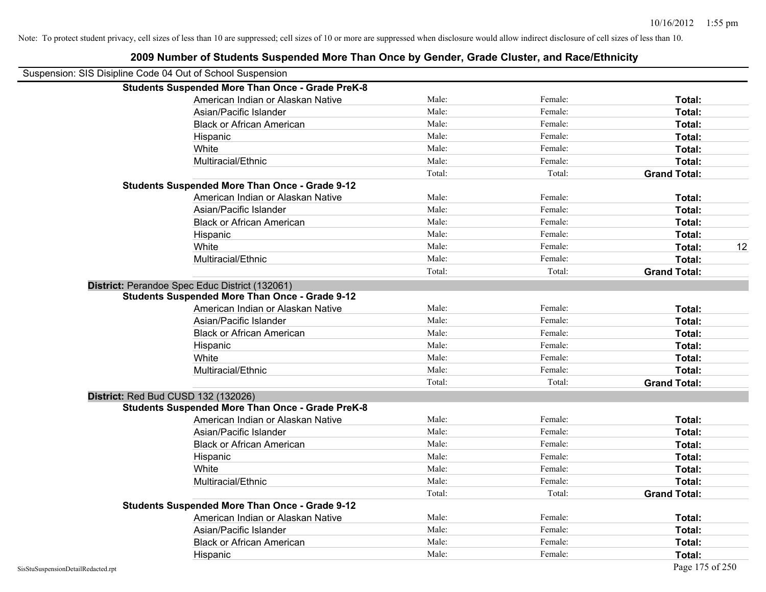Note: To protect student privacy, cell sizes of less than 10 are suppressed; cell sizes of 10 or more are suppressed when disclosure would allow indirect disclosure of cell sizes of less than 10.

# 2009 Number of Students Suspended More Than Once by Gender, Grade Cluster, and Race/Ethnicity

Suspension: SIS Disipline Code 04 Out of School Suspension

| | | | | | |
|---|---|---|---|---|---|
| **Students Suspended More Than Once - Grade PreK-8** | | | | | |
| | American Indian or Alaskan Native | Male: | Female: | **Total:** | |
| | Asian/Pacific Islander | Male: | Female: | **Total:** | |
| | Black or African American | Male: | Female: | **Total:** | |
| | Hispanic | Male: | Female: | **Total:** | |
| | White | Male: | Female: | **Total:** | |
| | Multiracial/Ethnic | Male: | Female: | **Total:** | |
| | | Total: | Total: | **Grand Total:** | |
| **Students Suspended More Than Once - Grade 9-12** | | | | | |
| | American Indian or Alaskan Native | Male: | Female: | **Total:** | |
| | Asian/Pacific Islander | Male: | Female: | **Total:** | |
| | Black or African American | Male: | Female: | **Total:** | |
| | Hispanic | Male: | Female: | **Total:** | |
| | White | Male: | Female: | **Total:** | 12 |
| | Multiracial/Ethnic | Male: | Female: | **Total:** | |
| | | Total: | Total: | **Grand Total:** | |
| **District:** Perandoe Spec Educ District (132061) | | | | | |
| **Students Suspended More Than Once - Grade 9-12** | | | | | |
| | American Indian or Alaskan Native | Male: | Female: | **Total:** | |
| | Asian/Pacific Islander | Male: | Female: | **Total:** | |
| | Black or African American | Male: | Female: | **Total:** | |
| | Hispanic | Male: | Female: | **Total:** | |
| | White | Male: | Female: | **Total:** | |
| | Multiracial/Ethnic | Male: | Female: | **Total:** | |
| | | Total: | Total: | **Grand Total:** | |
| **District:** Red Bud CUSD 132 (132026) | | | | | |
| **Students Suspended More Than Once - Grade PreK-8** | | | | | |
| | American Indian or Alaskan Native | Male: | Female: | **Total:** | |
| | Asian/Pacific Islander | Male: | Female: | **Total:** | |
| | Black or African American | Male: | Female: | **Total:** | |
| | Hispanic | Male: | Female: | **Total:** | |
| | White | Male: | Female: | **Total:** | |
| | Multiracial/Ethnic | Male: | Female: | **Total:** | |
| | | Total: | Total: | **Grand Total:** | |
| **Students Suspended More Than Once - Grade 9-12** | | | | | |
| | American Indian or Alaskan Native | Male: | Female: | **Total:** | |
| | Asian/Pacific Islander | Male: | Female: | **Total:** | |
| | Black or African American | Male: | Female: | **Total:** | |
| | Hispanic | Male: | Female: | **Total:** | |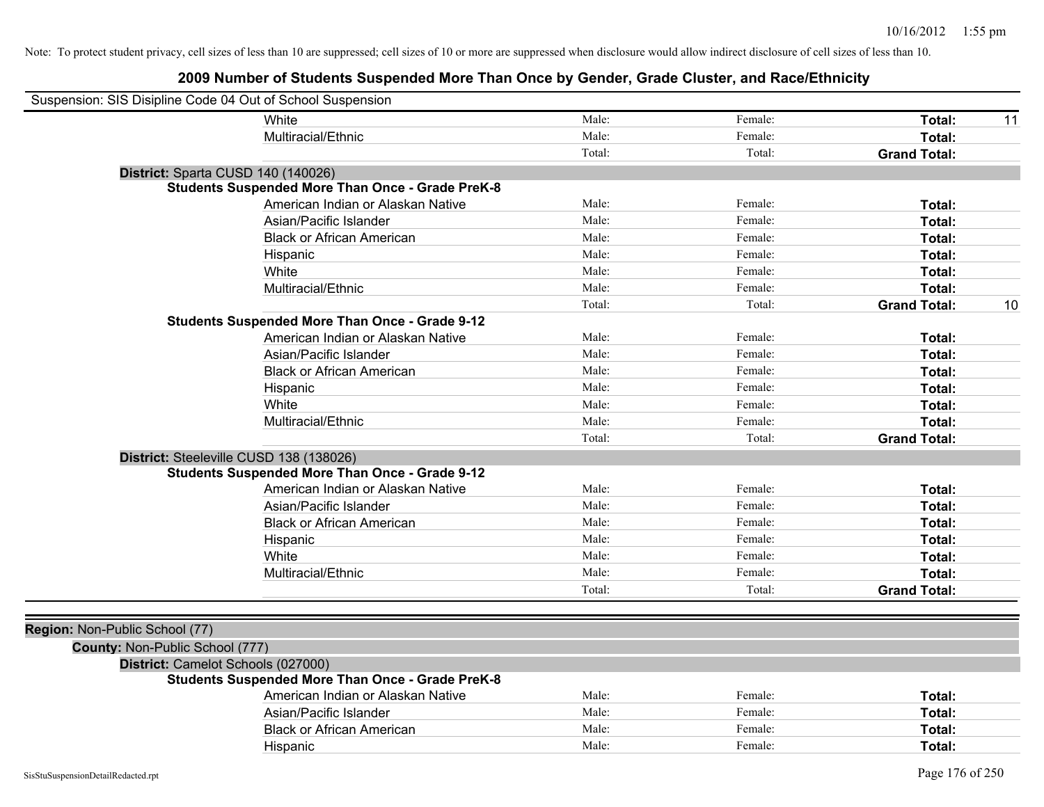Note: To protect student privacy, cell sizes of less than 10 are suppressed; cell sizes of 10 or more are suppressed when disclosure would allow indirect disclosure of cell sizes of less than 10.

## 2009 Number of Students Suspended More Than Once by Gender, Grade Cluster, and Race/Ethnicity

Suspension: SIS Disipline Code 04 Out of School Suspension

| | | | | |
|---|---|---|---|---|
| White | Male: | Female: | **Total:** | 11 |
| Multiracial/Ethnic | Male: | Female: | **Total:** | |
| | Total: | Total: | **Grand Total:** | |

**District:** Sparta CUSD 140 (140026)

**Students Suspended More Than Once - Grade PreK-8**

| | | | | |
|---|---|---|---|---|
| American Indian or Alaskan Native | Male: | Female: | **Total:** | |
| Asian/Pacific Islander | Male: | Female: | **Total:** | |
| Black or African American | Male: | Female: | **Total:** | |
| Hispanic | Male: | Female: | **Total:** | |
| White | Male: | Female: | **Total:** | |
| Multiracial/Ethnic | Male: | Female: | **Total:** | |
| | Total: | Total: | **Grand Total:** | 10 |

**Students Suspended More Than Once - Grade 9-12**

| | | | | |
|---|---|---|---|---|
| American Indian or Alaskan Native | Male: | Female: | **Total:** | |
| Asian/Pacific Islander | Male: | Female: | **Total:** | |
| Black or African American | Male: | Female: | **Total:** | |
| Hispanic | Male: | Female: | **Total:** | |
| White | Male: | Female: | **Total:** | |
| Multiracial/Ethnic | Male: | Female: | **Total:** | |
| | Total: | Total: | **Grand Total:** | |

**District:** Steeleville CUSD 138 (138026)

**Students Suspended More Than Once - Grade 9-12**

| | | | | |
|---|---|---|---|---|
| American Indian or Alaskan Native | Male: | Female: | **Total:** | |
| Asian/Pacific Islander | Male: | Female: | **Total:** | |
| Black or African American | Male: | Female: | **Total:** | |
| Hispanic | Male: | Female: | **Total:** | |
| White | Male: | Female: | **Total:** | |
| Multiracial/Ethnic | Male: | Female: | **Total:** | |
| | Total: | Total: | **Grand Total:** | |

**Region:** Non-Public School (77)

**County:** Non-Public School (777)

**District:** Camelot Schools (027000)

**Students Suspended More Than Once - Grade PreK-8**

| | | | | |
|---|---|---|---|---|
| American Indian or Alaskan Native | Male: | Female: | **Total:** | |
| Asian/Pacific Islander | Male: | Female: | **Total:** | |
| Black or African American | Male: | Female: | **Total:** | |
| Hispanic | Male: | Female: | **Total:** | |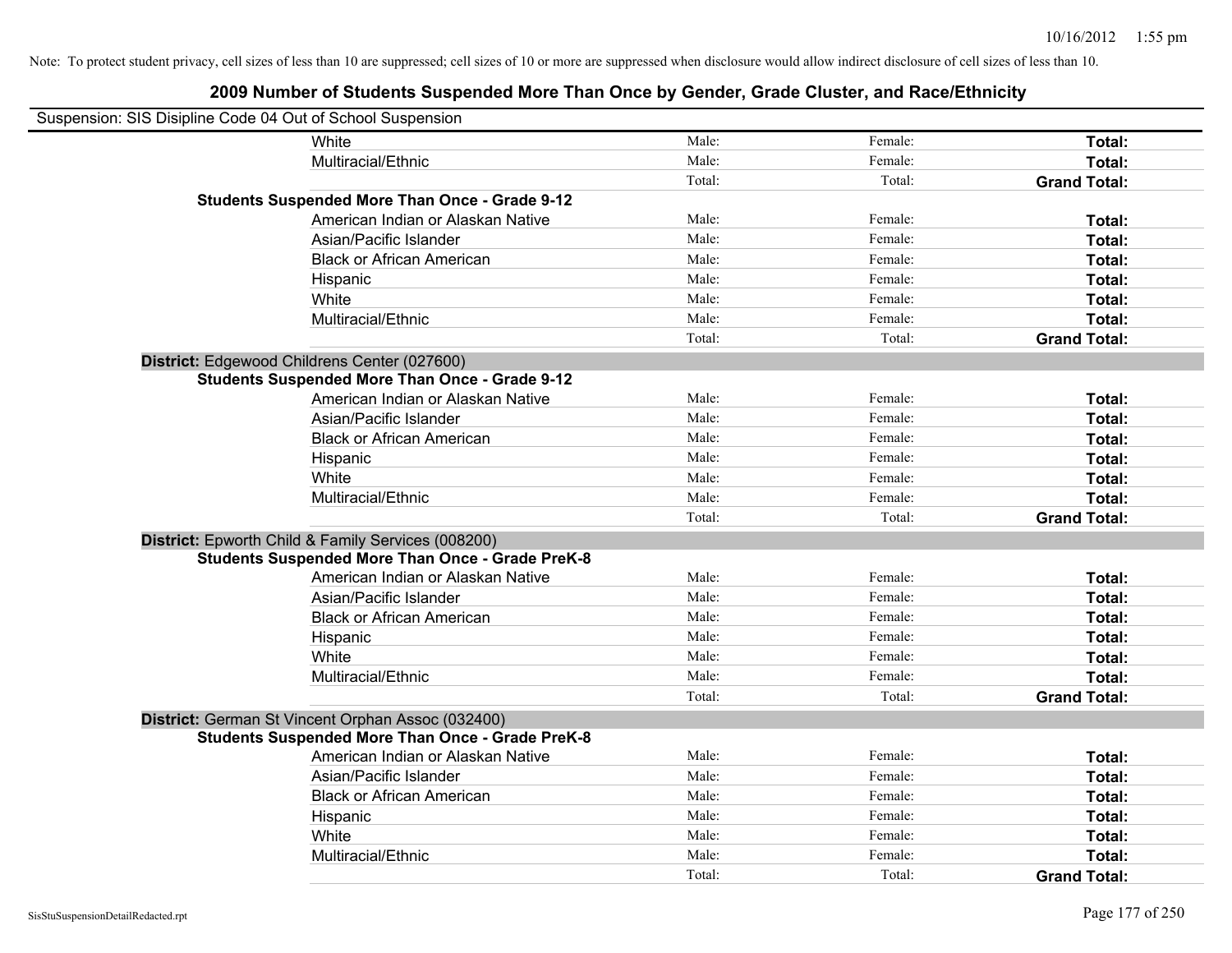Note: To protect student privacy, cell sizes of less than 10 are suppressed; cell sizes of 10 or more are suppressed when disclosure would allow indirect disclosure of cell sizes of less than 10.

# 2009 Number of Students Suspended More Than Once by Gender, Grade Cluster, and Race/Ethnicity

Suspension: SIS Disipline Code 04 Out of School Suspension

| | | | | |
|---|---|---|---|---|
| | White | Male: | Female: | **Total:** |
| | Multiracial/Ethnic | Male: | Female: | **Total:** |
| | | Total: | Total: | **Grand Total:** |
| **Students Suspended More Than Once - Grade 9-12** | | | | |
| | American Indian or Alaskan Native | Male: | Female: | **Total:** |
| | Asian/Pacific Islander | Male: | Female: | **Total:** |
| | Black or African American | Male: | Female: | **Total:** |
| | Hispanic | Male: | Female: | **Total:** |
| | White | Male: | Female: | **Total:** |
| | Multiracial/Ethnic | Male: | Female: | **Total:** |
| | | Total: | Total: | **Grand Total:** |
| **District:** Edgewood Childrens Center (027600) | | | | |
| **Students Suspended More Than Once - Grade 9-12** | | | | |
| | American Indian or Alaskan Native | Male: | Female: | **Total:** |
| | Asian/Pacific Islander | Male: | Female: | **Total:** |
| | Black or African American | Male: | Female: | **Total:** |
| | Hispanic | Male: | Female: | **Total:** |
| | White | Male: | Female: | **Total:** |
| | Multiracial/Ethnic | Male: | Female: | **Total:** |
| | | Total: | Total: | **Grand Total:** |
| **District:** Epworth Child & Family Services (008200) | | | | |
| **Students Suspended More Than Once - Grade PreK-8** | | | | |
| | American Indian or Alaskan Native | Male: | Female: | **Total:** |
| | Asian/Pacific Islander | Male: | Female: | **Total:** |
| | Black or African American | Male: | Female: | **Total:** |
| | Hispanic | Male: | Female: | **Total:** |
| | White | Male: | Female: | **Total:** |
| | Multiracial/Ethnic | Male: | Female: | **Total:** |
| | | Total: | Total: | **Grand Total:** |
| **District:** German St Vincent Orphan Assoc (032400) | | | | |
| **Students Suspended More Than Once - Grade PreK-8** | | | | |
| | American Indian or Alaskan Native | Male: | Female: | **Total:** |
| | Asian/Pacific Islander | Male: | Female: | **Total:** |
| | Black or African American | Male: | Female: | **Total:** |
| | Hispanic | Male: | Female: | **Total:** |
| | White | Male: | Female: | **Total:** |
| | Multiracial/Ethnic | Male: | Female: | **Total:** |
| | | Total: | Total: | **Grand Total:** |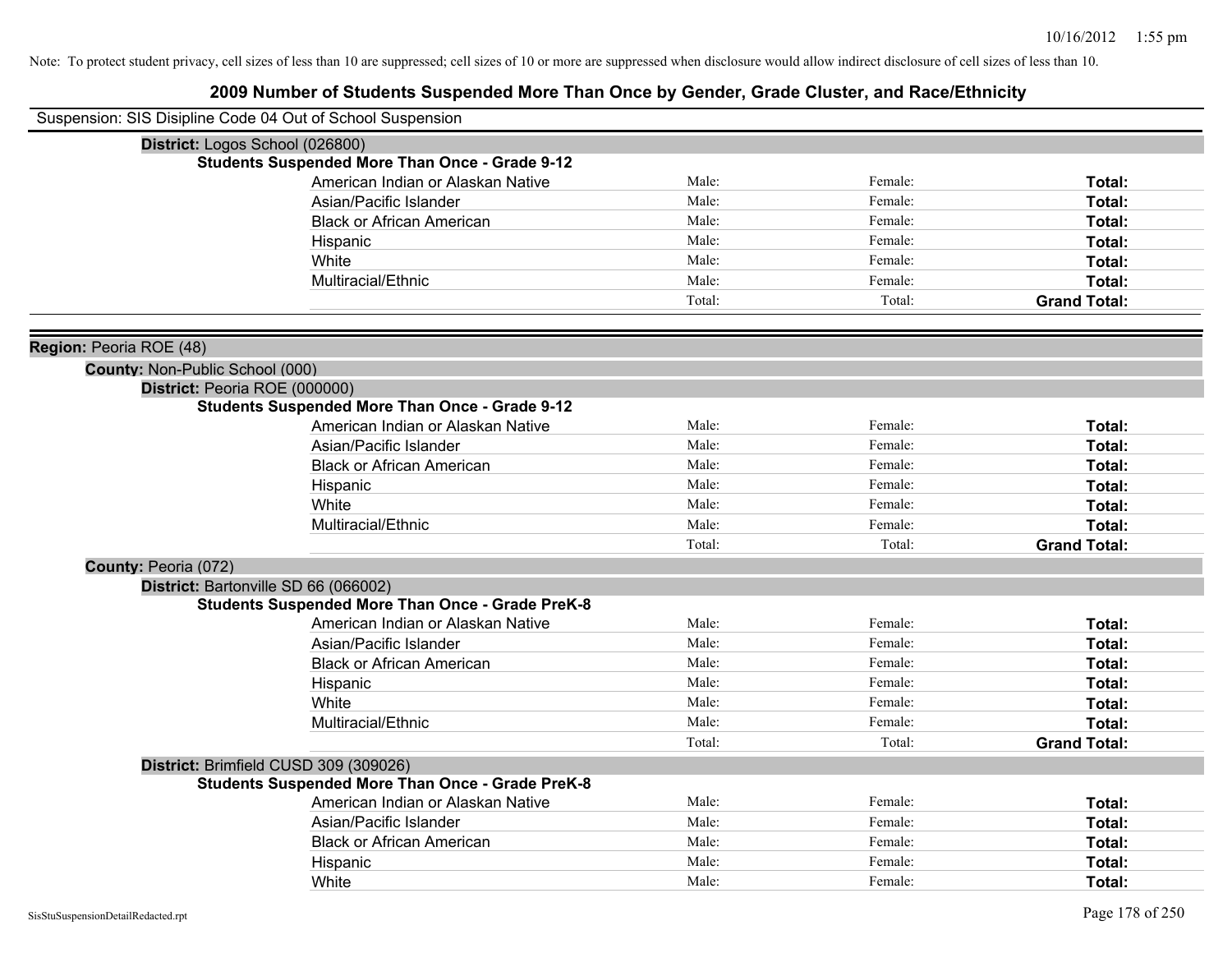Note: To protect student privacy, cell sizes of less than 10 are suppressed; cell sizes of 10 or more are suppressed when disclosure would allow indirect disclosure of cell sizes of less than 10.

## 2009 Number of Students Suspended More Than Once by Gender, Grade Cluster, and Race/Ethnicity

Suspension: SIS Disipline Code 04 Out of School Suspension

**District:** Logos School (026800)

**Students Suspended More Than Once - Grade 9-12**

| | | | |
|---|---|---|---|
| American Indian or Alaskan Native | Male: | Female: | **Total:** |
| Asian/Pacific Islander | Male: | Female: | **Total:** |
| Black or African American | Male: | Female: | **Total:** |
| Hispanic | Male: | Female: | **Total:** |
| White | Male: | Female: | **Total:** |
| Multiracial/Ethnic | Male: | Female: | **Total:** |
| | Total: | Total: | **Grand Total:** |

**Region:** Peoria ROE (48)

**County:** Non-Public School (000)

**District:** Peoria ROE (000000)

**Students Suspended More Than Once - Grade 9-12**

| | | | |
|---|---|---|---|
| American Indian or Alaskan Native | Male: | Female: | **Total:** |
| Asian/Pacific Islander | Male: | Female: | **Total:** |
| Black or African American | Male: | Female: | **Total:** |
| Hispanic | Male: | Female: | **Total:** |
| White | Male: | Female: | **Total:** |
| Multiracial/Ethnic | Male: | Female: | **Total:** |
| | Total: | Total: | **Grand Total:** |

**County:** Peoria (072)

**District:** Bartonville SD 66 (066002)

**Students Suspended More Than Once - Grade PreK-8**

| | | | |
|---|---|---|---|
| American Indian or Alaskan Native | Male: | Female: | **Total:** |
| Asian/Pacific Islander | Male: | Female: | **Total:** |
| Black or African American | Male: | Female: | **Total:** |
| Hispanic | Male: | Female: | **Total:** |
| White | Male: | Female: | **Total:** |
| Multiracial/Ethnic | Male: | Female: | **Total:** |
| | Total: | Total: | **Grand Total:** |

**District:** Brimfield CUSD 309 (309026)

**Students Suspended More Than Once - Grade PreK-8**

| | | | |
|---|---|---|---|
| American Indian or Alaskan Native | Male: | Female: | **Total:** |
| Asian/Pacific Islander | Male: | Female: | **Total:** |
| Black or African American | Male: | Female: | **Total:** |
| Hispanic | Male: | Female: | **Total:** |
| White | Male: | Female: | **Total:** |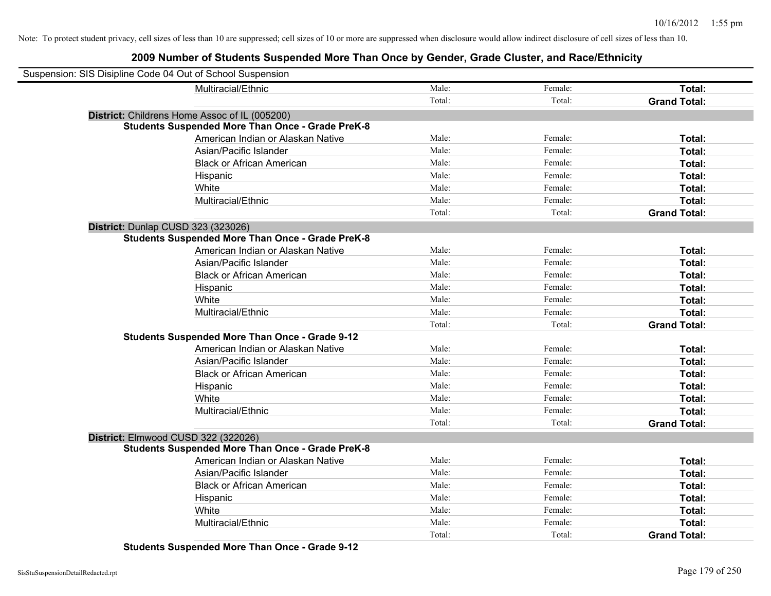Note: To protect student privacy, cell sizes of less than 10 are suppressed; cell sizes of 10 or more are suppressed when disclosure would allow indirect disclosure of cell sizes of less than 10.

## 2009 Number of Students Suspended More Than Once by Gender, Grade Cluster, and Race/Ethnicity

Suspension: SIS Disipline Code 04 Out of School Suspension

| | | | |
|---|---|---|---|
| Multiracial/Ethnic | Male: | Female: | **Total:** |
| | Total: | Total: | **Grand Total:** |

**District:** Childrens Home Assoc of IL (005200)

**Students Suspended More Than Once - Grade PreK-8**

| | | | |
|---|---|---|---|
| American Indian or Alaskan Native | Male: | Female: | **Total:** |
| Asian/Pacific Islander | Male: | Female: | **Total:** |
| Black or African American | Male: | Female: | **Total:** |
| Hispanic | Male: | Female: | **Total:** |
| White | Male: | Female: | **Total:** |
| Multiracial/Ethnic | Male: | Female: | **Total:** |
| | Total: | Total: | **Grand Total:** |

**District:** Dunlap CUSD 323 (323026)

**Students Suspended More Than Once - Grade PreK-8**

| | | | |
|---|---|---|---|
| American Indian or Alaskan Native | Male: | Female: | **Total:** |
| Asian/Pacific Islander | Male: | Female: | **Total:** |
| Black or African American | Male: | Female: | **Total:** |
| Hispanic | Male: | Female: | **Total:** |
| White | Male: | Female: | **Total:** |
| Multiracial/Ethnic | Male: | Female: | **Total:** |
| | Total: | Total: | **Grand Total:** |

**Students Suspended More Than Once - Grade 9-12**

| | | | |
|---|---|---|---|
| American Indian or Alaskan Native | Male: | Female: | **Total:** |
| Asian/Pacific Islander | Male: | Female: | **Total:** |
| Black or African American | Male: | Female: | **Total:** |
| Hispanic | Male: | Female: | **Total:** |
| White | Male: | Female: | **Total:** |
| Multiracial/Ethnic | Male: | Female: | **Total:** |
| | Total: | Total: | **Grand Total:** |

**District:** Elmwood CUSD 322 (322026)

**Students Suspended More Than Once - Grade PreK-8**

| | | | |
|---|---|---|---|
| American Indian or Alaskan Native | Male: | Female: | **Total:** |
| Asian/Pacific Islander | Male: | Female: | **Total:** |
| Black or African American | Male: | Female: | **Total:** |
| Hispanic | Male: | Female: | **Total:** |
| White | Male: | Female: | **Total:** |
| Multiracial/Ethnic | Male: | Female: | **Total:** |
| | Total: | Total: | **Grand Total:** |

**Students Suspended More Than Once - Grade 9-12**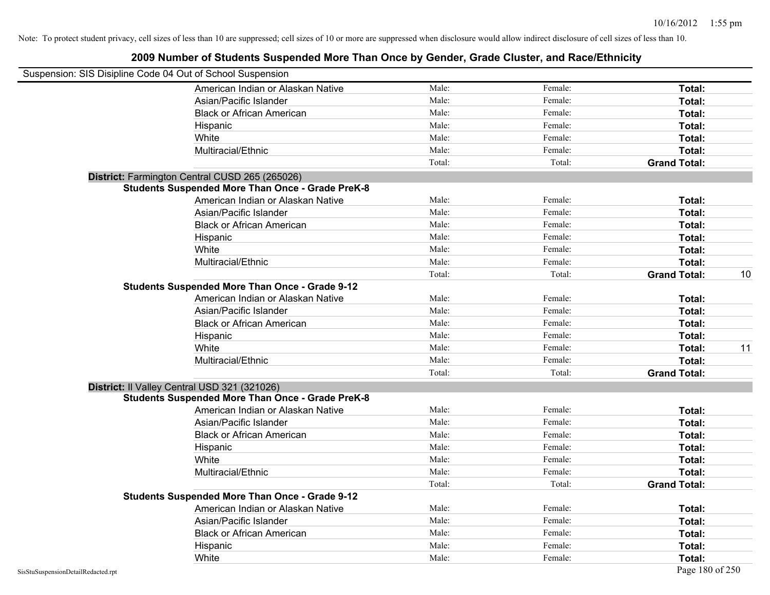Note: To protect student privacy, cell sizes of less than 10 are suppressed; cell sizes of 10 or more are suppressed when disclosure would allow indirect disclosure of cell sizes of less than 10.

# 2009 Number of Students Suspended More Than Once by Gender, Grade Cluster, and Race/Ethnicity

Suspension: SIS Disipline Code 04 Out of School Suspension

| | Male: | Female: | Total: | |
|---|---|---|---|---|
| American Indian or Alaskan Native | Male: | Female: | **Total:** | |
| Asian/Pacific Islander | Male: | Female: | **Total:** | |
| Black or African American | Male: | Female: | **Total:** | |
| Hispanic | Male: | Female: | **Total:** | |
| White | Male: | Female: | **Total:** | |
| Multiracial/Ethnic | Male: | Female: | **Total:** | |
| | Total: | Total: | **Grand Total:** | |

**District:** Farmington Central CUSD 265 (265026)

**Students Suspended More Than Once - Grade PreK-8**

| | | | | |
|---|---|---|---|---|
| American Indian or Alaskan Native | Male: | Female: | **Total:** | |
| Asian/Pacific Islander | Male: | Female: | **Total:** | |
| Black or African American | Male: | Female: | **Total:** | |
| Hispanic | Male: | Female: | **Total:** | |
| White | Male: | Female: | **Total:** | |
| Multiracial/Ethnic | Male: | Female: | **Total:** | |
| | Total: | Total: | **Grand Total:** | 10 |

**Students Suspended More Than Once - Grade 9-12**

| | | | | |
|---|---|---|---|---|
| American Indian or Alaskan Native | Male: | Female: | **Total:** | |
| Asian/Pacific Islander | Male: | Female: | **Total:** | |
| Black or African American | Male: | Female: | **Total:** | |
| Hispanic | Male: | Female: | **Total:** | |
| White | Male: | Female: | **Total:** | 11 |
| Multiracial/Ethnic | Male: | Female: | **Total:** | |
| | Total: | Total: | **Grand Total:** | |

**District:** Il Valley Central USD 321 (321026)

**Students Suspended More Than Once - Grade PreK-8**

| | | | | |
|---|---|---|---|---|
| American Indian or Alaskan Native | Male: | Female: | **Total:** | |
| Asian/Pacific Islander | Male: | Female: | **Total:** | |
| Black or African American | Male: | Female: | **Total:** | |
| Hispanic | Male: | Female: | **Total:** | |
| White | Male: | Female: | **Total:** | |
| Multiracial/Ethnic | Male: | Female: | **Total:** | |
| | Total: | Total: | **Grand Total:** | |

**Students Suspended More Than Once - Grade 9-12**

| | | | | |
|---|---|---|---|---|
| American Indian or Alaskan Native | Male: | Female: | **Total:** | |
| Asian/Pacific Islander | Male: | Female: | **Total:** | |
| Black or African American | Male: | Female: | **Total:** | |
| Hispanic | Male: | Female: | **Total:** | |
| White | Male: | Female: | **Total:** | |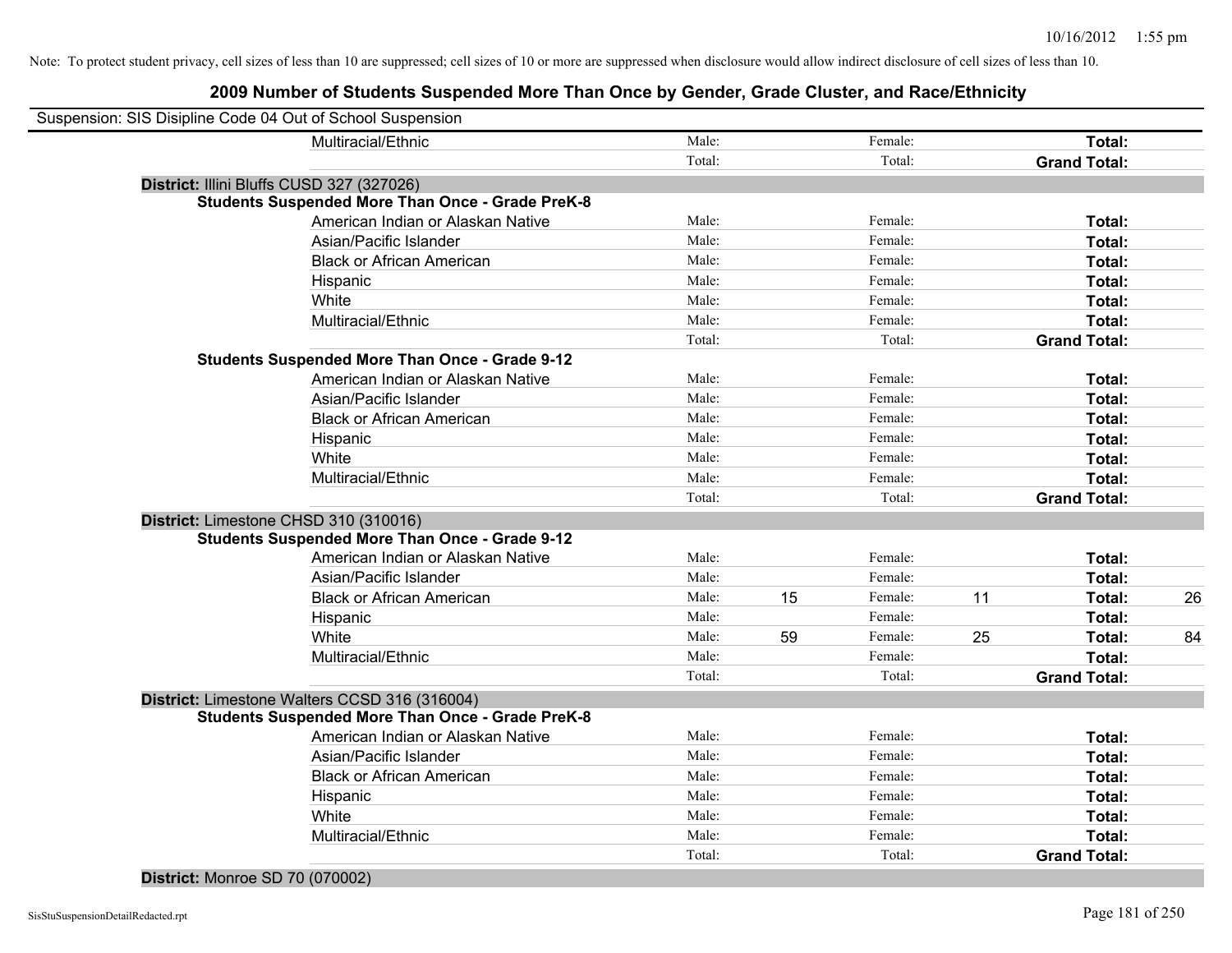Note: To protect student privacy, cell sizes of less than 10 are suppressed; cell sizes of 10 or more are suppressed when disclosure would allow indirect disclosure of cell sizes of less than 10.

# 2009 Number of Students Suspended More Than Once by Gender, Grade Cluster, and Race/Ethnicity

Suspension: SIS Disipline Code 04 Out of School Suspension

| | | | | | | |
|---|---|---|---|---|---|---|
| Multiracial/Ethnic | Male: | | Female: | | **Total:** | |
| | Total: | | Total: | | **Grand Total:** | |

**District:** Illini Bluffs CUSD 327 (327026)

**Students Suspended More Than Once - Grade PreK-8**

| | | | | | | |
|---|---|---|---|---|---|---|
| American Indian or Alaskan Native | Male: | | Female: | | **Total:** | |
| Asian/Pacific Islander | Male: | | Female: | | **Total:** | |
| Black or African American | Male: | | Female: | | **Total:** | |
| Hispanic | Male: | | Female: | | **Total:** | |
| White | Male: | | Female: | | **Total:** | |
| Multiracial/Ethnic | Male: | | Female: | | **Total:** | |
| | Total: | | Total: | | **Grand Total:** | |

**Students Suspended More Than Once - Grade 9-12**

| | | | | | | |
|---|---|---|---|---|---|---|
| American Indian or Alaskan Native | Male: | | Female: | | **Total:** | |
| Asian/Pacific Islander | Male: | | Female: | | **Total:** | |
| Black or African American | Male: | | Female: | | **Total:** | |
| Hispanic | Male: | | Female: | | **Total:** | |
| White | Male: | | Female: | | **Total:** | |
| Multiracial/Ethnic | Male: | | Female: | | **Total:** | |
| | Total: | | Total: | | **Grand Total:** | |

**District:** Limestone CHSD 310 (310016)

**Students Suspended More Than Once - Grade 9-12**

| | | | | | | |
|---|---|---|---|---|---|---|
| American Indian or Alaskan Native | Male: | | Female: | | **Total:** | |
| Asian/Pacific Islander | Male: | | Female: | | **Total:** | |
| Black or African American | Male: | 15 | Female: | 11 | **Total:** | 26 |
| Hispanic | Male: | | Female: | | **Total:** | |
| White | Male: | 59 | Female: | 25 | **Total:** | 84 |
| Multiracial/Ethnic | Male: | | Female: | | **Total:** | |
| | Total: | | Total: | | **Grand Total:** | |

**District:** Limestone Walters CCSD 316 (316004)

**Students Suspended More Than Once - Grade PreK-8**

| | | | | | | |
|---|---|---|---|---|---|---|
| American Indian or Alaskan Native | Male: | | Female: | | **Total:** | |
| Asian/Pacific Islander | Male: | | Female: | | **Total:** | |
| Black or African American | Male: | | Female: | | **Total:** | |
| Hispanic | Male: | | Female: | | **Total:** | |
| White | Male: | | Female: | | **Total:** | |
| Multiracial/Ethnic | Male: | | Female: | | **Total:** | |
| | Total: | | Total: | | **Grand Total:** | |

**District:** Monroe SD 70 (070002)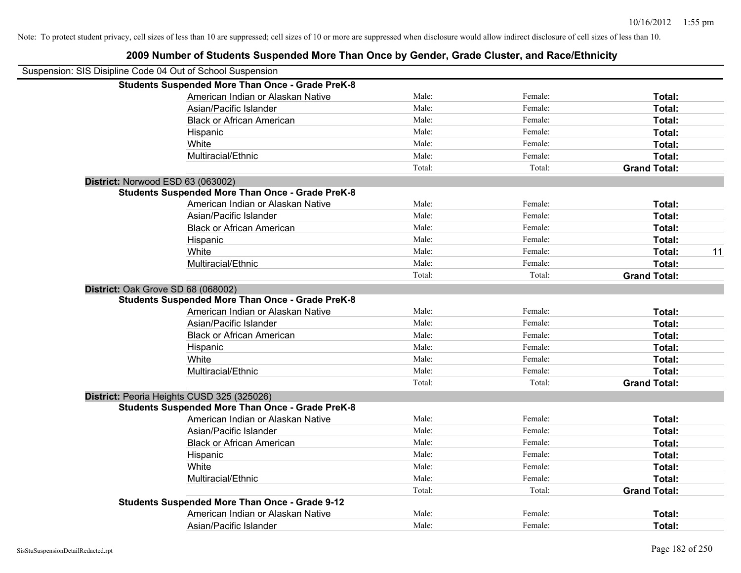Note: To protect student privacy, cell sizes of less than 10 are suppressed; cell sizes of 10 or more are suppressed when disclosure would allow indirect disclosure of cell sizes of less than 10.

# 2009 Number of Students Suspended More Than Once by Gender, Grade Cluster, and Race/Ethnicity

Suspension: SIS Disipline Code 04 Out of School Suspension

| | | | | |
|---|---|---|---|---|
| **Students Suspended More Than Once - Grade PreK-8** | | | | |
| American Indian or Alaskan Native | Male: | Female: | **Total:** | |
| Asian/Pacific Islander | Male: | Female: | **Total:** | |
| Black or African American | Male: | Female: | **Total:** | |
| Hispanic | Male: | Female: | **Total:** | |
| White | Male: | Female: | **Total:** | |
| Multiracial/Ethnic | Male: | Female: | **Total:** | |
| | Total: | Total: | **Grand Total:** | |

**District:** Norwood ESD 63 (063002)

| | | | | |
|---|---|---|---|---|
| **Students Suspended More Than Once - Grade PreK-8** | | | | |
| American Indian or Alaskan Native | Male: | Female: | **Total:** | |
| Asian/Pacific Islander | Male: | Female: | **Total:** | |
| Black or African American | Male: | Female: | **Total:** | |
| Hispanic | Male: | Female: | **Total:** | |
| White | Male: | Female: | **Total:** | 11 |
| Multiracial/Ethnic | Male: | Female: | **Total:** | |
| | Total: | Total: | **Grand Total:** | |

**District:** Oak Grove SD 68 (068002)

| | | | | |
|---|---|---|---|---|
| **Students Suspended More Than Once - Grade PreK-8** | | | | |
| American Indian or Alaskan Native | Male: | Female: | **Total:** | |
| Asian/Pacific Islander | Male: | Female: | **Total:** | |
| Black or African American | Male: | Female: | **Total:** | |
| Hispanic | Male: | Female: | **Total:** | |
| White | Male: | Female: | **Total:** | |
| Multiracial/Ethnic | Male: | Female: | **Total:** | |
| | Total: | Total: | **Grand Total:** | |

**District:** Peoria Heights CUSD 325 (325026)

| | | | | |
|---|---|---|---|---|
| **Students Suspended More Than Once - Grade PreK-8** | | | | |
| American Indian or Alaskan Native | Male: | Female: | **Total:** | |
| Asian/Pacific Islander | Male: | Female: | **Total:** | |
| Black or African American | Male: | Female: | **Total:** | |
| Hispanic | Male: | Female: | **Total:** | |
| White | Male: | Female: | **Total:** | |
| Multiracial/Ethnic | Male: | Female: | **Total:** | |
| | Total: | Total: | **Grand Total:** | |
| **Students Suspended More Than Once - Grade 9-12** | | | | |
| American Indian or Alaskan Native | Male: | Female: | **Total:** | |
| Asian/Pacific Islander | Male: | Female: | **Total:** | |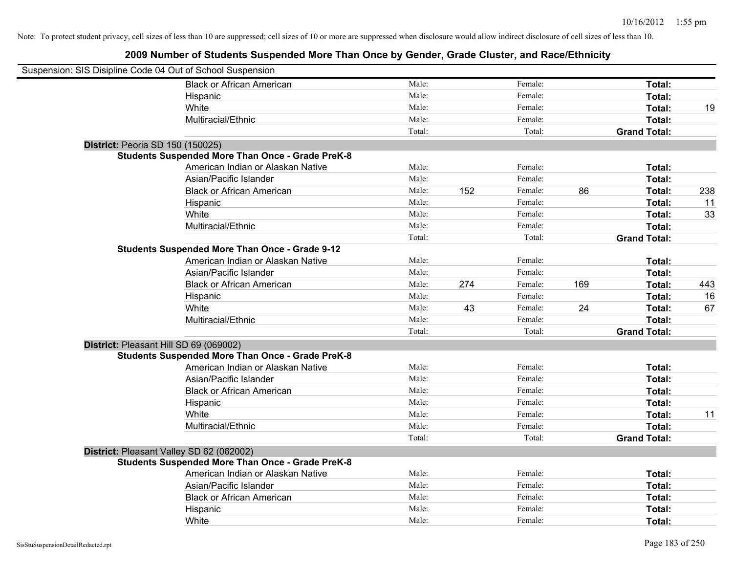Note: To protect student privacy, cell sizes of less than 10 are suppressed; cell sizes of 10 or more are suppressed when disclosure would allow indirect disclosure of cell sizes of less than 10.

## 2009 Number of Students Suspended More Than Once by Gender, Grade Cluster, and Race/Ethnicity

Suspension: SIS Disipline Code 04 Out of School Suspension

| | | | | | | |
|---|---|---|---|---|---|---|
| Black or African American | Male: | | Female: | | **Total:** | |
| Hispanic | Male: | | Female: | | **Total:** | |
| White | Male: | | Female: | | **Total:** | 19 |
| Multiracial/Ethnic | Male: | | Female: | | **Total:** | |
| | Total: | | Total: | | **Grand Total:** | |

**District:** Peoria SD 150 (150025)

**Students Suspended More Than Once - Grade PreK-8**

| | | | | | | |
|---|---|---|---|---|---|---|
| American Indian or Alaskan Native | Male: | | Female: | | **Total:** | |
| Asian/Pacific Islander | Male: | | Female: | | **Total:** | |
| Black or African American | Male: | 152 | Female: | 86 | **Total:** | 238 |
| Hispanic | Male: | | Female: | | **Total:** | 11 |
| White | Male: | | Female: | | **Total:** | 33 |
| Multiracial/Ethnic | Male: | | Female: | | **Total:** | |
| | Total: | | Total: | | **Grand Total:** | |

**Students Suspended More Than Once - Grade 9-12**

| | | | | | | |
|---|---|---|---|---|---|---|
| American Indian or Alaskan Native | Male: | | Female: | | **Total:** | |
| Asian/Pacific Islander | Male: | | Female: | | **Total:** | |
| Black or African American | Male: | 274 | Female: | 169 | **Total:** | 443 |
| Hispanic | Male: | | Female: | | **Total:** | 16 |
| White | Male: | 43 | Female: | 24 | **Total:** | 67 |
| Multiracial/Ethnic | Male: | | Female: | | **Total:** | |
| | Total: | | Total: | | **Grand Total:** | |

**District:** Pleasant Hill SD 69 (069002)

**Students Suspended More Than Once - Grade PreK-8**

| | | | | | | |
|---|---|---|---|---|---|---|
| American Indian or Alaskan Native | Male: | | Female: | | **Total:** | |
| Asian/Pacific Islander | Male: | | Female: | | **Total:** | |
| Black or African American | Male: | | Female: | | **Total:** | |
| Hispanic | Male: | | Female: | | **Total:** | |
| White | Male: | | Female: | | **Total:** | 11 |
| Multiracial/Ethnic | Male: | | Female: | | **Total:** | |
| | Total: | | Total: | | **Grand Total:** | |

**District:** Pleasant Valley SD 62 (062002)

**Students Suspended More Than Once - Grade PreK-8**

| | | | | | | |
|---|---|---|---|---|---|---|
| American Indian or Alaskan Native | Male: | | Female: | | **Total:** | |
| Asian/Pacific Islander | Male: | | Female: | | **Total:** | |
| Black or African American | Male: | | Female: | | **Total:** | |
| Hispanic | Male: | | Female: | | **Total:** | |
| White | Male: | | Female: | | **Total:** | |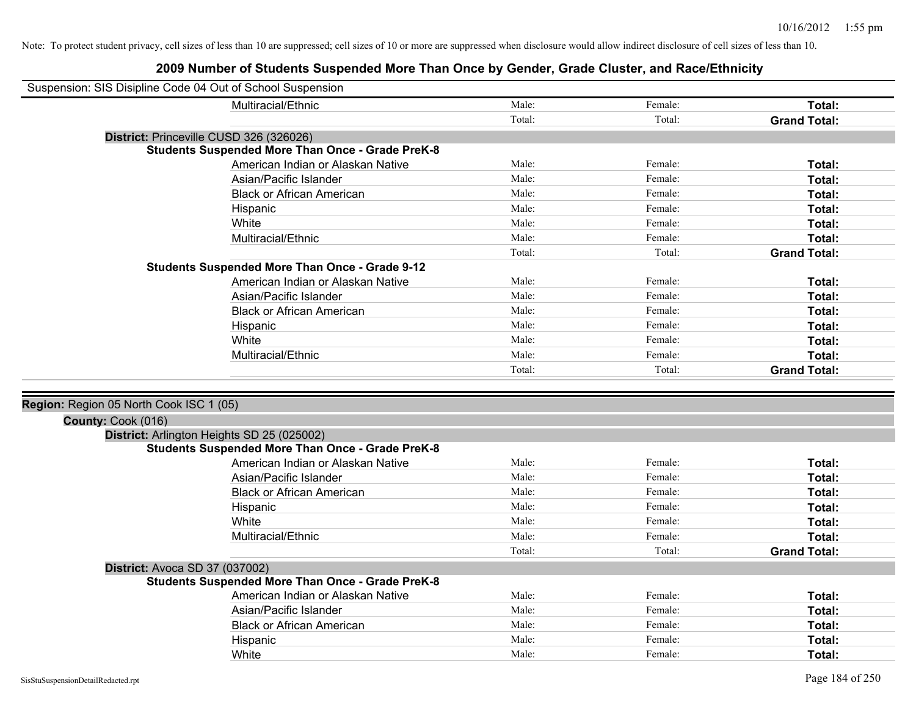Note: To protect student privacy, cell sizes of less than 10 are suppressed; cell sizes of 10 or more are suppressed when disclosure would allow indirect disclosure of cell sizes of less than 10.

## 2009 Number of Students Suspended More Than Once by Gender, Grade Cluster, and Race/Ethnicity

Suspension: SIS Disipline Code 04 Out of School Suspension

| | | | |
|---|---|---|---|
| Multiracial/Ethnic | Male: | Female: | **Total:** |
| | Total: | Total: | **Grand Total:** |

**District:** Princeville CUSD 326 (326026)

**Students Suspended More Than Once - Grade PreK-8**

| | | | |
|---|---|---|---|
| American Indian or Alaskan Native | Male: | Female: | **Total:** |
| Asian/Pacific Islander | Male: | Female: | **Total:** |
| Black or African American | Male: | Female: | **Total:** |
| Hispanic | Male: | Female: | **Total:** |
| White | Male: | Female: | **Total:** |
| Multiracial/Ethnic | Male: | Female: | **Total:** |
| | Total: | Total: | **Grand Total:** |

**Students Suspended More Than Once - Grade 9-12**

| | | | |
|---|---|---|---|
| American Indian or Alaskan Native | Male: | Female: | **Total:** |
| Asian/Pacific Islander | Male: | Female: | **Total:** |
| Black or African American | Male: | Female: | **Total:** |
| Hispanic | Male: | Female: | **Total:** |
| White | Male: | Female: | **Total:** |
| Multiracial/Ethnic | Male: | Female: | **Total:** |
| | Total: | Total: | **Grand Total:** |

**Region:** Region 05 North Cook ISC 1 (05)

**County:** Cook (016)

**District:** Arlington Heights SD 25 (025002)

**Students Suspended More Than Once - Grade PreK-8**

| | | | |
|---|---|---|---|
| American Indian or Alaskan Native | Male: | Female: | **Total:** |
| Asian/Pacific Islander | Male: | Female: | **Total:** |
| Black or African American | Male: | Female: | **Total:** |
| Hispanic | Male: | Female: | **Total:** |
| White | Male: | Female: | **Total:** |
| Multiracial/Ethnic | Male: | Female: | **Total:** |
| | Total: | Total: | **Grand Total:** |

**District:** Avoca SD 37 (037002)

**Students Suspended More Than Once - Grade PreK-8**

| | | | |
|---|---|---|---|
| American Indian or Alaskan Native | Male: | Female: | **Total:** |
| Asian/Pacific Islander | Male: | Female: | **Total:** |
| Black or African American | Male: | Female: | **Total:** |
| Hispanic | Male: | Female: | **Total:** |
| White | Male: | Female: | **Total:** |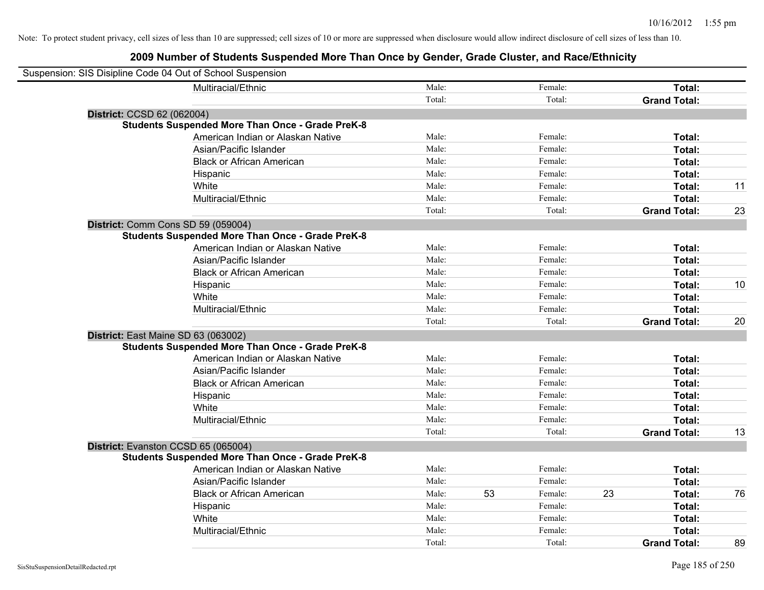Note: To protect student privacy, cell sizes of less than 10 are suppressed; cell sizes of 10 or more are suppressed when disclosure would allow indirect disclosure of cell sizes of less than 10.

## 2009 Number of Students Suspended More Than Once by Gender, Grade Cluster, and Race/Ethnicity

Suspension: SIS Disipline Code 04 Out of School Suspension

| | | | | | | |
|---|---|---|---|---|---|---|
| Multiracial/Ethnic | Male: | | Female: | | **Total:** | |
| | Total: | | Total: | | **Grand Total:** | |

**District:** CCSD 62 (062004)

**Students Suspended More Than Once - Grade PreK-8**

| | | | | | | |
|---|---|---|---|---|---|---|
| American Indian or Alaskan Native | Male: | | Female: | | **Total:** | |
| Asian/Pacific Islander | Male: | | Female: | | **Total:** | |
| Black or African American | Male: | | Female: | | **Total:** | |
| Hispanic | Male: | | Female: | | **Total:** | |
| White | Male: | | Female: | | **Total:** | 11 |
| Multiracial/Ethnic | Male: | | Female: | | **Total:** | |
| | Total: | | Total: | | **Grand Total:** | 23 |

**District:** Comm Cons SD 59 (059004)

**Students Suspended More Than Once - Grade PreK-8**

| | | | | | | |
|---|---|---|---|---|---|---|
| American Indian or Alaskan Native | Male: | | Female: | | **Total:** | |
| Asian/Pacific Islander | Male: | | Female: | | **Total:** | |
| Black or African American | Male: | | Female: | | **Total:** | |
| Hispanic | Male: | | Female: | | **Total:** | 10 |
| White | Male: | | Female: | | **Total:** | |
| Multiracial/Ethnic | Male: | | Female: | | **Total:** | |
| | Total: | | Total: | | **Grand Total:** | 20 |

**District:** East Maine SD 63 (063002)

**Students Suspended More Than Once - Grade PreK-8**

| | | | | | | |
|---|---|---|---|---|---|---|
| American Indian or Alaskan Native | Male: | | Female: | | **Total:** | |
| Asian/Pacific Islander | Male: | | Female: | | **Total:** | |
| Black or African American | Male: | | Female: | | **Total:** | |
| Hispanic | Male: | | Female: | | **Total:** | |
| White | Male: | | Female: | | **Total:** | |
| Multiracial/Ethnic | Male: | | Female: | | **Total:** | |
| | Total: | | Total: | | **Grand Total:** | 13 |

**District:** Evanston CCSD 65 (065004)

**Students Suspended More Than Once - Grade PreK-8**

| | | | | | | |
|---|---|---|---|---|---|---|
| American Indian or Alaskan Native | Male: | | Female: | | **Total:** | |
| Asian/Pacific Islander | Male: | | Female: | | **Total:** | |
| Black or African American | Male: | 53 | Female: | 23 | **Total:** | 76 |
| Hispanic | Male: | | Female: | | **Total:** | |
| White | Male: | | Female: | | **Total:** | |
| Multiracial/Ethnic | Male: | | Female: | | **Total:** | |
| | Total: | | Total: | | **Grand Total:** | 89 |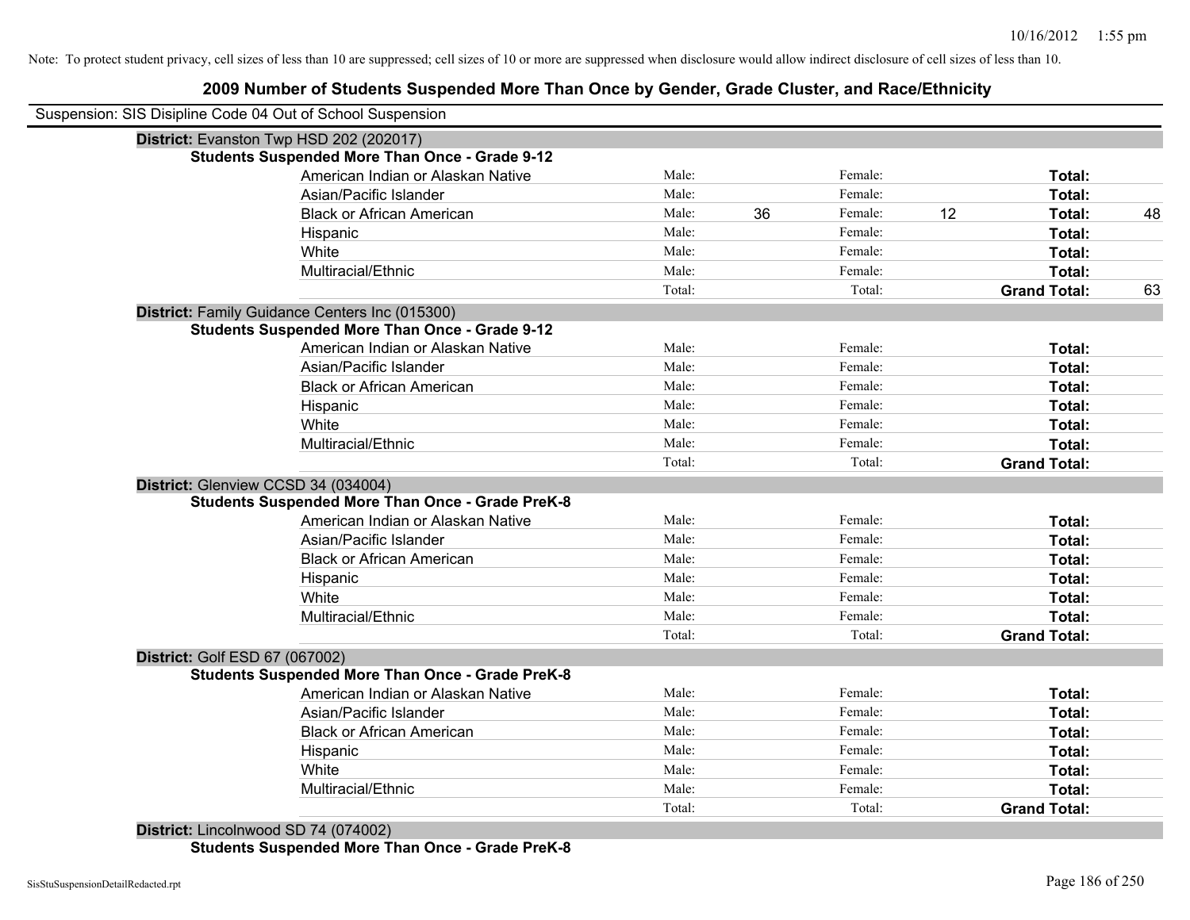Note: To protect student privacy, cell sizes of less than 10 are suppressed; cell sizes of 10 or more are suppressed when disclosure would allow indirect disclosure of cell sizes of less than 10.

# 2009 Number of Students Suspended More Than Once by Gender, Grade Cluster, and Race/Ethnicity

Suspension: SIS Disipline Code 04 Out of School Suspension

**District:** Evanston Twp HSD 202 (202017)

**Students Suspended More Than Once - Grade 9-12**

| Race/Ethnicity | | Male | | Female | | Total |
|---|---|---|---|---|---|---|
| American Indian or Alaskan Native | Male: | | Female: | | **Total:** | |
| Asian/Pacific Islander | Male: | | Female: | | **Total:** | |
| Black or African American | Male: | 36 | Female: | 12 | **Total:** | 48 |
| Hispanic | Male: | | Female: | | **Total:** | |
| White | Male: | | Female: | | **Total:** | |
| Multiracial/Ethnic | Male: | | Female: | | **Total:** | |
| | Total: | | Total: | | **Grand Total:** | 63 |

**District:** Family Guidance Centers Inc (015300)

**Students Suspended More Than Once - Grade 9-12**

| Race/Ethnicity | | Male | | Female | | Total |
|---|---|---|---|---|---|---|
| American Indian or Alaskan Native | Male: | | Female: | | **Total:** | |
| Asian/Pacific Islander | Male: | | Female: | | **Total:** | |
| Black or African American | Male: | | Female: | | **Total:** | |
| Hispanic | Male: | | Female: | | **Total:** | |
| White | Male: | | Female: | | **Total:** | |
| Multiracial/Ethnic | Male: | | Female: | | **Total:** | |
| | Total: | | Total: | | **Grand Total:** | |

**District:** Glenview CCSD 34 (034004)

**Students Suspended More Than Once - Grade PreK-8**

| Race/Ethnicity | | Male | | Female | | Total |
|---|---|---|---|---|---|---|
| American Indian or Alaskan Native | Male: | | Female: | | **Total:** | |
| Asian/Pacific Islander | Male: | | Female: | | **Total:** | |
| Black or African American | Male: | | Female: | | **Total:** | |
| Hispanic | Male: | | Female: | | **Total:** | |
| White | Male: | | Female: | | **Total:** | |
| Multiracial/Ethnic | Male: | | Female: | | **Total:** | |
| | Total: | | Total: | | **Grand Total:** | |

**District:** Golf ESD 67 (067002)

**Students Suspended More Than Once - Grade PreK-8**

| Race/Ethnicity | | Male | | Female | | Total |
|---|---|---|---|---|---|---|
| American Indian or Alaskan Native | Male: | | Female: | | **Total:** | |
| Asian/Pacific Islander | Male: | | Female: | | **Total:** | |
| Black or African American | Male: | | Female: | | **Total:** | |
| Hispanic | Male: | | Female: | | **Total:** | |
| White | Male: | | Female: | | **Total:** | |
| Multiracial/Ethnic | Male: | | Female: | | **Total:** | |
| | Total: | | Total: | | **Grand Total:** | |

**District:** Lincolnwood SD 74 (074002)

**Students Suspended More Than Once - Grade PreK-8**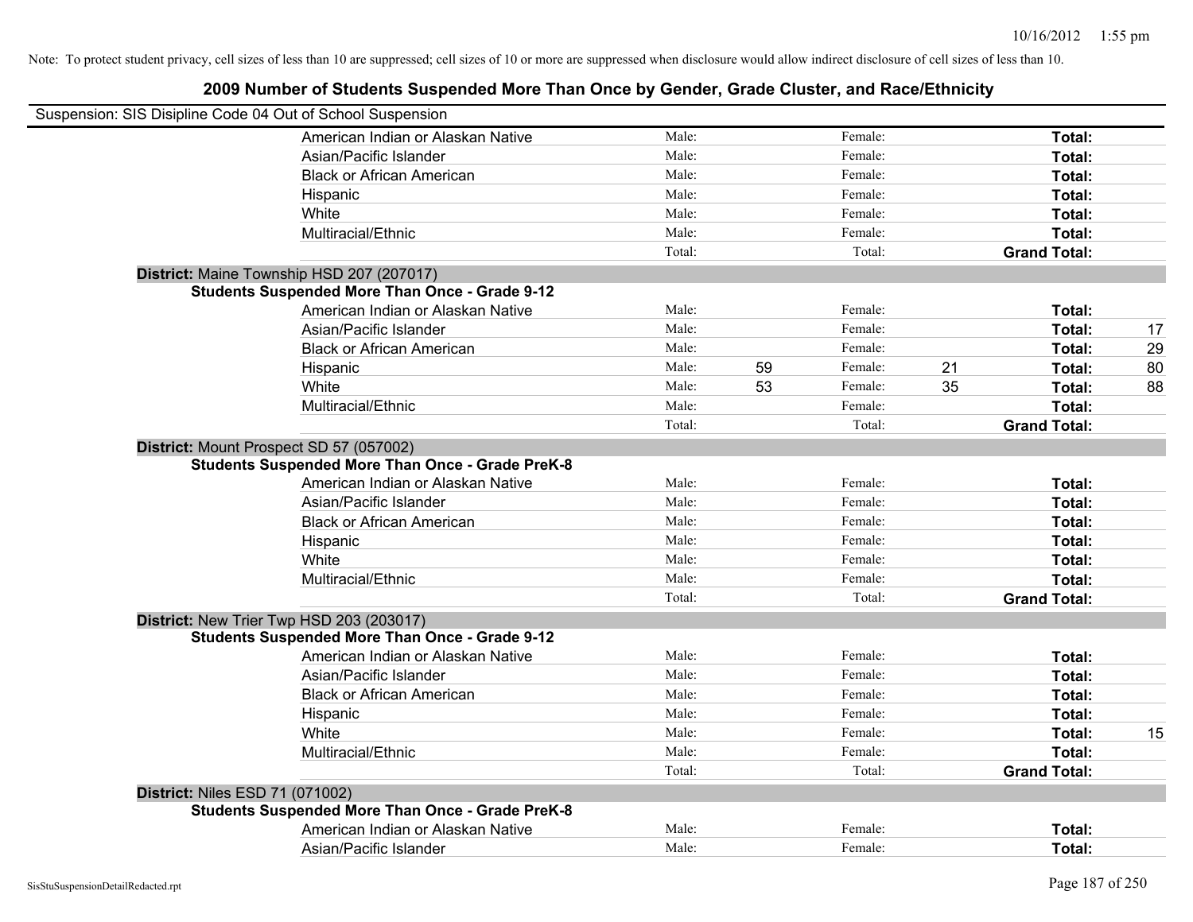Note: To protect student privacy, cell sizes of less than 10 are suppressed; cell sizes of 10 or more are suppressed when disclosure would allow indirect disclosure of cell sizes of less than 10.

## 2009 Number of Students Suspended More Than Once by Gender, Grade Cluster, and Race/Ethnicity

Suspension: SIS Disipline Code 04 Out of School Suspension

| | | | | | | | |
|---|---|---|---|---|---|---|---|
| American Indian or Alaskan Native | Male: | | Female: | | **Total:** | |
| Asian/Pacific Islander | Male: | | Female: | | **Total:** | |
| Black or African American | Male: | | Female: | | **Total:** | |
| Hispanic | Male: | | Female: | | **Total:** | |
| White | Male: | | Female: | | **Total:** | |
| Multiracial/Ethnic | Male: | | Female: | | **Total:** | |
| | Total: | | Total: | | **Grand Total:** | |

**District:** Maine Township HSD 207 (207017)

**Students Suspended More Than Once - Grade 9-12**

| | | | | | | |
|---|---|---|---|---|---|---|
| American Indian or Alaskan Native | Male: | | Female: | | **Total:** | |
| Asian/Pacific Islander | Male: | | Female: | | **Total:** | 17 |
| Black or African American | Male: | | Female: | | **Total:** | 29 |
| Hispanic | Male: | 59 | Female: | 21 | **Total:** | 80 |
| White | Male: | 53 | Female: | 35 | **Total:** | 88 |
| Multiracial/Ethnic | Male: | | Female: | | **Total:** | |
| | Total: | | Total: | | **Grand Total:** | |

**District:** Mount Prospect SD 57 (057002)

**Students Suspended More Than Once - Grade PreK-8**

| | | | | | | |
|---|---|---|---|---|---|---|
| American Indian or Alaskan Native | Male: | | Female: | | **Total:** | |
| Asian/Pacific Islander | Male: | | Female: | | **Total:** | |
| Black or African American | Male: | | Female: | | **Total:** | |
| Hispanic | Male: | | Female: | | **Total:** | |
| White | Male: | | Female: | | **Total:** | |
| Multiracial/Ethnic | Male: | | Female: | | **Total:** | |
| | Total: | | Total: | | **Grand Total:** | |

**District:** New Trier Twp HSD 203 (203017)

**Students Suspended More Than Once - Grade 9-12**

| | | | | | | |
|---|---|---|---|---|---|---|
| American Indian or Alaskan Native | Male: | | Female: | | **Total:** | |
| Asian/Pacific Islander | Male: | | Female: | | **Total:** | |
| Black or African American | Male: | | Female: | | **Total:** | |
| Hispanic | Male: | | Female: | | **Total:** | |
| White | Male: | | Female: | | **Total:** | 15 |
| Multiracial/Ethnic | Male: | | Female: | | **Total:** | |
| | Total: | | Total: | | **Grand Total:** | |

**District:** Niles ESD 71 (071002)

**Students Suspended More Than Once - Grade PreK-8**

| | | | | | | |
|---|---|---|---|---|---|---|
| American Indian or Alaskan Native | Male: | | Female: | | **Total:** | |
| Asian/Pacific Islander | Male: | | Female: | | **Total:** | |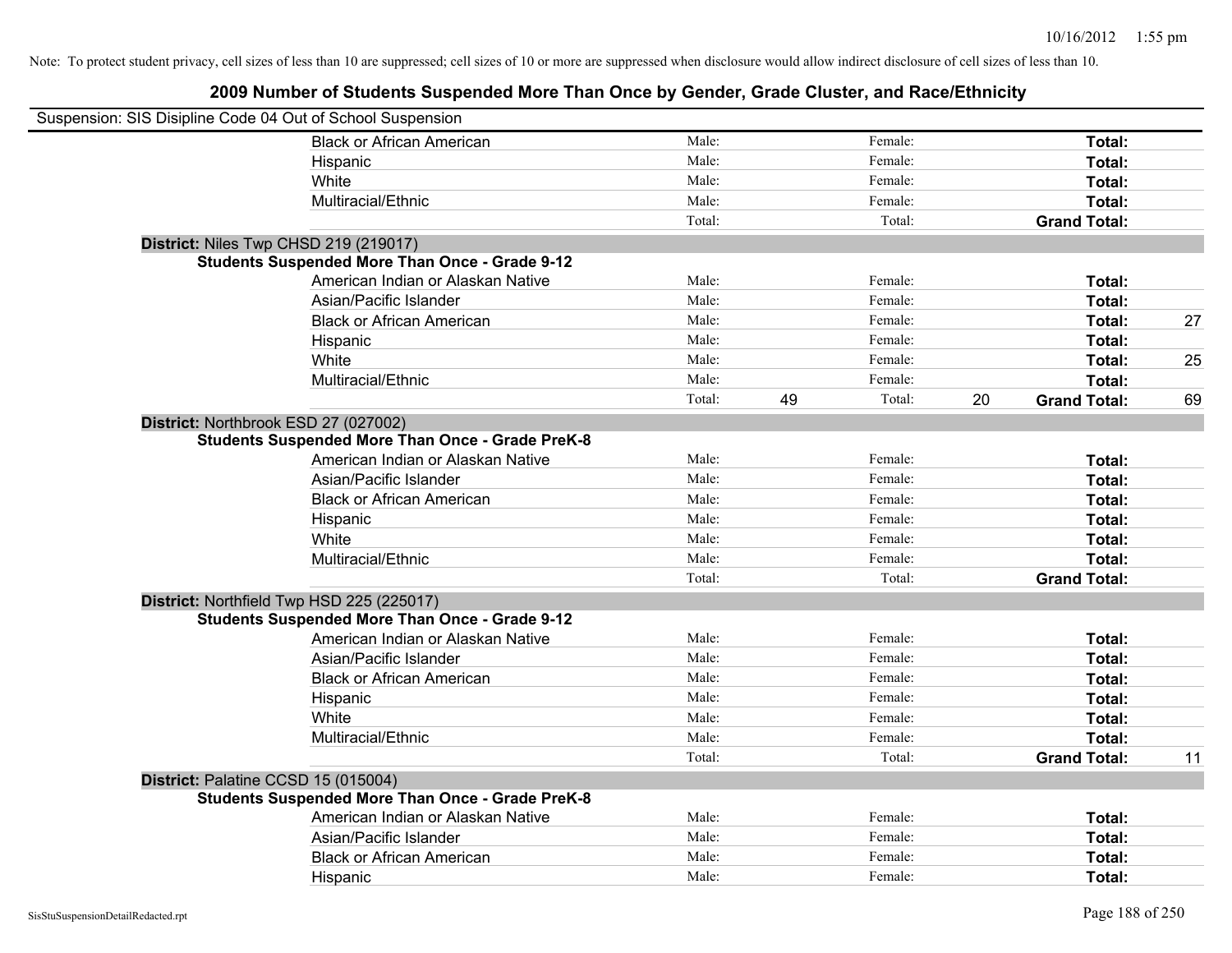Note: To protect student privacy, cell sizes of less than 10 are suppressed; cell sizes of 10 or more are suppressed when disclosure would allow indirect disclosure of cell sizes of less than 10.

## 2009 Number of Students Suspended More Than Once by Gender, Grade Cluster, and Race/Ethnicity

Suspension: SIS Disipline Code 04 Out of School Suspension

| | | | | | | | |
|---|---|---|---|---|---|---|---|
| Black or African American | Male: | | Female: | | **Total:** | |
| Hispanic | Male: | | Female: | | **Total:** | |
| White | Male: | | Female: | | **Total:** | |
| Multiracial/Ethnic | Male: | | Female: | | **Total:** | |
| | Total: | | Total: | | **Grand Total:** | |

**District:** Niles Twp CHSD 219 (219017)

**Students Suspended More Than Once - Grade 9-12**

| | | | | | | |
|---|---|---|---|---|---|---|
| American Indian or Alaskan Native | Male: | | Female: | | **Total:** | |
| Asian/Pacific Islander | Male: | | Female: | | **Total:** | |
| Black or African American | Male: | | Female: | | **Total:** | 27 |
| Hispanic | Male: | | Female: | | **Total:** | |
| White | Male: | | Female: | | **Total:** | 25 |
| Multiracial/Ethnic | Male: | | Female: | | **Total:** | |
| | Total: | 49 | Total: | 20 | **Grand Total:** | 69 |

**District:** Northbrook ESD 27 (027002)

**Students Suspended More Than Once - Grade PreK-8**

| | | | | | | |
|---|---|---|---|---|---|---|
| American Indian or Alaskan Native | Male: | | Female: | | **Total:** | |
| Asian/Pacific Islander | Male: | | Female: | | **Total:** | |
| Black or African American | Male: | | Female: | | **Total:** | |
| Hispanic | Male: | | Female: | | **Total:** | |
| White | Male: | | Female: | | **Total:** | |
| Multiracial/Ethnic | Male: | | Female: | | **Total:** | |
| | Total: | | Total: | | **Grand Total:** | |

**District:** Northfield Twp HSD 225 (225017)

**Students Suspended More Than Once - Grade 9-12**

| | | | | | | |
|---|---|---|---|---|---|---|
| American Indian or Alaskan Native | Male: | | Female: | | **Total:** | |
| Asian/Pacific Islander | Male: | | Female: | | **Total:** | |
| Black or African American | Male: | | Female: | | **Total:** | |
| Hispanic | Male: | | Female: | | **Total:** | |
| White | Male: | | Female: | | **Total:** | |
| Multiracial/Ethnic | Male: | | Female: | | **Total:** | |
| | Total: | | Total: | | **Grand Total:** | 11 |

**District:** Palatine CCSD 15 (015004)

**Students Suspended More Than Once - Grade PreK-8**

| | | | | | | |
|---|---|---|---|---|---|---|
| American Indian or Alaskan Native | Male: | | Female: | | **Total:** | |
| Asian/Pacific Islander | Male: | | Female: | | **Total:** | |
| Black or African American | Male: | | Female: | | **Total:** | |
| Hispanic | Male: | | Female: | | **Total:** | |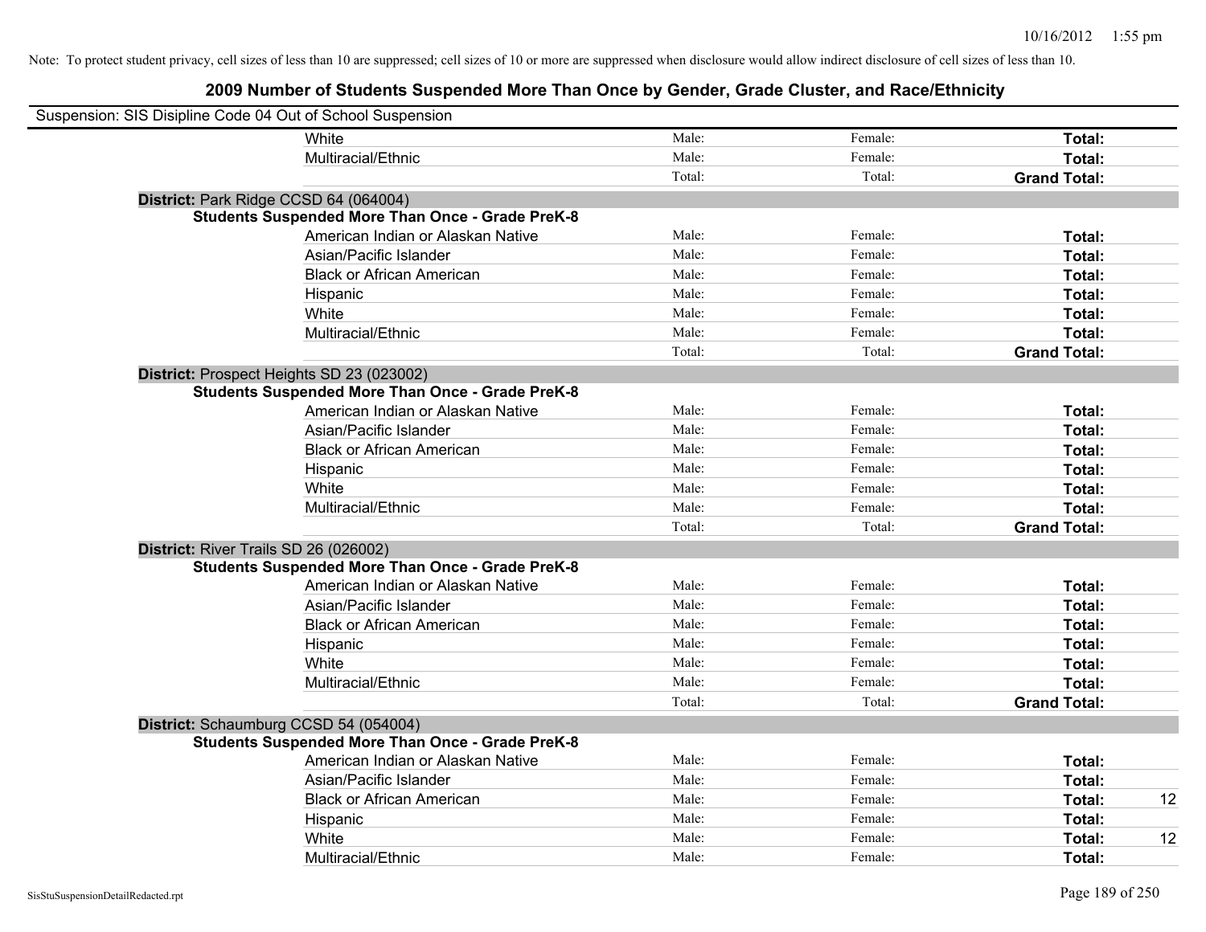Note: To protect student privacy, cell sizes of less than 10 are suppressed; cell sizes of 10 or more are suppressed when disclosure would allow indirect disclosure of cell sizes of less than 10.

## 2009 Number of Students Suspended More Than Once by Gender, Grade Cluster, and Race/Ethnicity

Suspension: SIS Disipline Code 04 Out of School Suspension

| | Male | Female | Total |
|---|---|---|---|
| White | Male: | Female: | Total: |
| Multiracial/Ethnic | Male: | Female: | Total: |
| | Total: | Total: | Grand Total: |

**District:** Park Ridge CCSD 64 (064004)

**Students Suspended More Than Once - Grade PreK-8**

| | Male | Female | Total |
|---|---|---|---|
| American Indian or Alaskan Native | Male: | Female: | Total: |
| Asian/Pacific Islander | Male: | Female: | Total: |
| Black or African American | Male: | Female: | Total: |
| Hispanic | Male: | Female: | Total: |
| White | Male: | Female: | Total: |
| Multiracial/Ethnic | Male: | Female: | Total: |
| | Total: | Total: | Grand Total: |

**District:** Prospect Heights SD 23 (023002)

**Students Suspended More Than Once - Grade PreK-8**

| | Male | Female | Total |
|---|---|---|---|
| American Indian or Alaskan Native | Male: | Female: | Total: |
| Asian/Pacific Islander | Male: | Female: | Total: |
| Black or African American | Male: | Female: | Total: |
| Hispanic | Male: | Female: | Total: |
| White | Male: | Female: | Total: |
| Multiracial/Ethnic | Male: | Female: | Total: |
| | Total: | Total: | Grand Total: |

**District:** River Trails SD 26 (026002)

**Students Suspended More Than Once - Grade PreK-8**

| | Male | Female | Total |
|---|---|---|---|
| American Indian or Alaskan Native | Male: | Female: | Total: |
| Asian/Pacific Islander | Male: | Female: | Total: |
| Black or African American | Male: | Female: | Total: |
| Hispanic | Male: | Female: | Total: |
| White | Male: | Female: | Total: |
| Multiracial/Ethnic | Male: | Female: | Total: |
| | Total: | Total: | Grand Total: |

**District:** Schaumburg CCSD 54 (054004)

**Students Suspended More Than Once - Grade PreK-8**

| | Male | Female | Total |
|---|---|---|---|
| American Indian or Alaskan Native | Male: | Female: | Total: |
| Asian/Pacific Islander | Male: | Female: | Total: |
| Black or African American | Male: | Female: | Total: 12 |
| Hispanic | Male: | Female: | Total: |
| White | Male: | Female: | Total: 12 |
| Multiracial/Ethnic | Male: | Female: | Total: |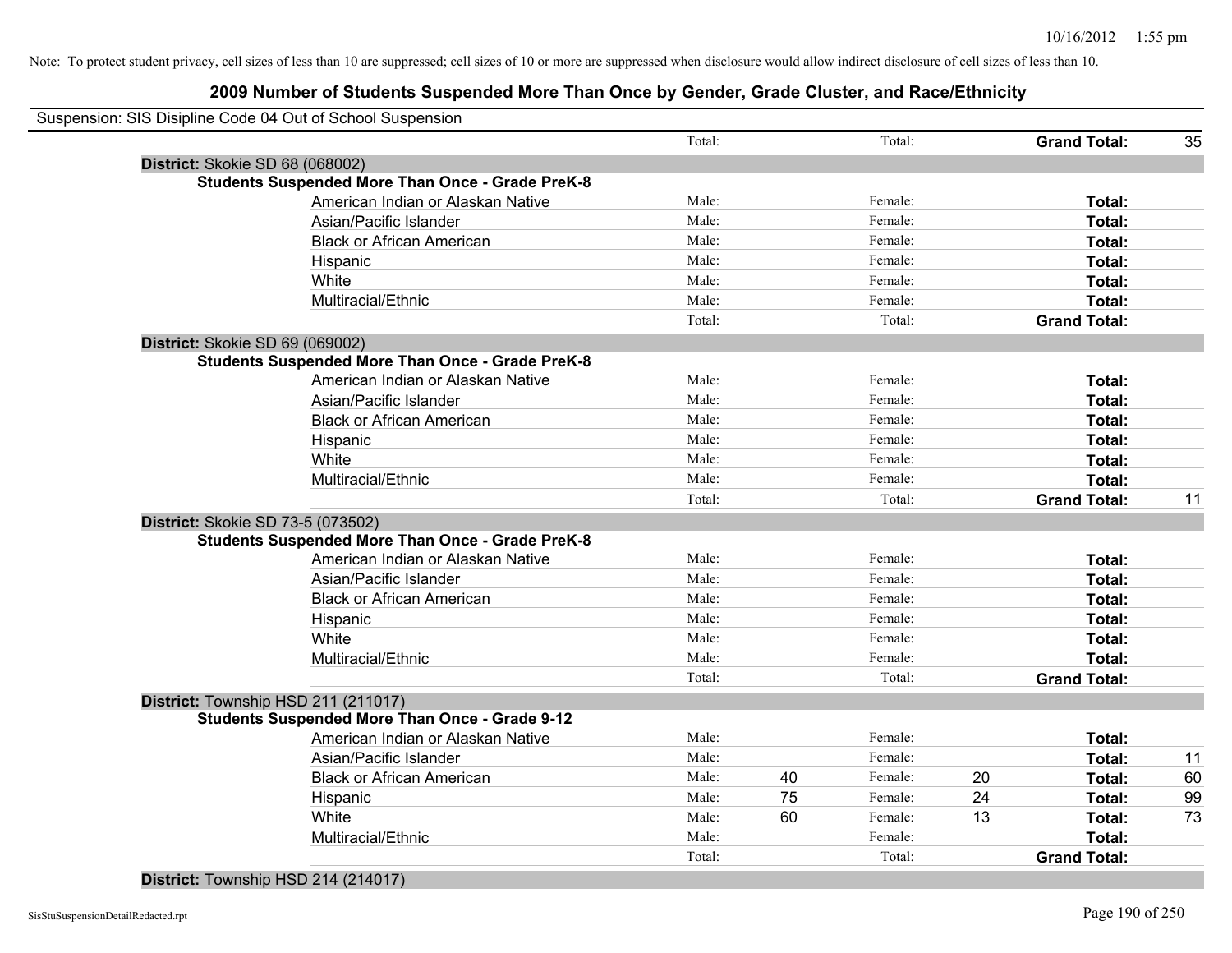Note: To protect student privacy, cell sizes of less than 10 are suppressed; cell sizes of 10 or more are suppressed when disclosure would allow indirect disclosure of cell sizes of less than 10.

## 2009 Number of Students Suspended More Than Once by Gender, Grade Cluster, and Race/Ethnicity

Suspension: SIS Disipline Code 04 Out of School Suspension

| | | | | | | | |
|---|---|---|---|---|---|---|---|
| | Total: | | Total: | | **Grand Total:** | 35 |

**District:** Skokie SD 68 (068002)

**Students Suspended More Than Once - Grade PreK-8**

| Race/Ethnicity | Male: | | Female: | | Total: | |
|---|---|---|---|---|---|---|
| American Indian or Alaskan Native | Male: | | Female: | | **Total:** | |
| Asian/Pacific Islander | Male: | | Female: | | **Total:** | |
| Black or African American | Male: | | Female: | | **Total:** | |
| Hispanic | Male: | | Female: | | **Total:** | |
| White | Male: | | Female: | | **Total:** | |
| Multiracial/Ethnic | Male: | | Female: | | **Total:** | |
| | Total: | | Total: | | **Grand Total:** | |

**District:** Skokie SD 69 (069002)

**Students Suspended More Than Once - Grade PreK-8**

| Race/Ethnicity | Male: | | Female: | | Total: | |
|---|---|---|---|---|---|---|
| American Indian or Alaskan Native | Male: | | Female: | | **Total:** | |
| Asian/Pacific Islander | Male: | | Female: | | **Total:** | |
| Black or African American | Male: | | Female: | | **Total:** | |
| Hispanic | Male: | | Female: | | **Total:** | |
| White | Male: | | Female: | | **Total:** | |
| Multiracial/Ethnic | Male: | | Female: | | **Total:** | |
| | Total: | | Total: | | **Grand Total:** | 11 |

**District:** Skokie SD 73-5 (073502)

**Students Suspended More Than Once - Grade PreK-8**

| Race/Ethnicity | Male: | | Female: | | Total: | |
|---|---|---|---|---|---|---|
| American Indian or Alaskan Native | Male: | | Female: | | **Total:** | |
| Asian/Pacific Islander | Male: | | Female: | | **Total:** | |
| Black or African American | Male: | | Female: | | **Total:** | |
| Hispanic | Male: | | Female: | | **Total:** | |
| White | Male: | | Female: | | **Total:** | |
| Multiracial/Ethnic | Male: | | Female: | | **Total:** | |
| | Total: | | Total: | | **Grand Total:** | |

**District:** Township HSD 211 (211017)

**Students Suspended More Than Once - Grade 9-12**

| Race/Ethnicity | Male: | | Female: | | Total: | |
|---|---|---|---|---|---|---|
| American Indian or Alaskan Native | Male: | | Female: | | **Total:** | |
| Asian/Pacific Islander | Male: | | Female: | | **Total:** | 11 |
| Black or African American | Male: | 40 | Female: | 20 | **Total:** | 60 |
| Hispanic | Male: | 75 | Female: | 24 | **Total:** | 99 |
| White | Male: | 60 | Female: | 13 | **Total:** | 73 |
| Multiracial/Ethnic | Male: | | Female: | | **Total:** | |
| | Total: | | Total: | | **Grand Total:** | |

**District:** Township HSD 214 (214017)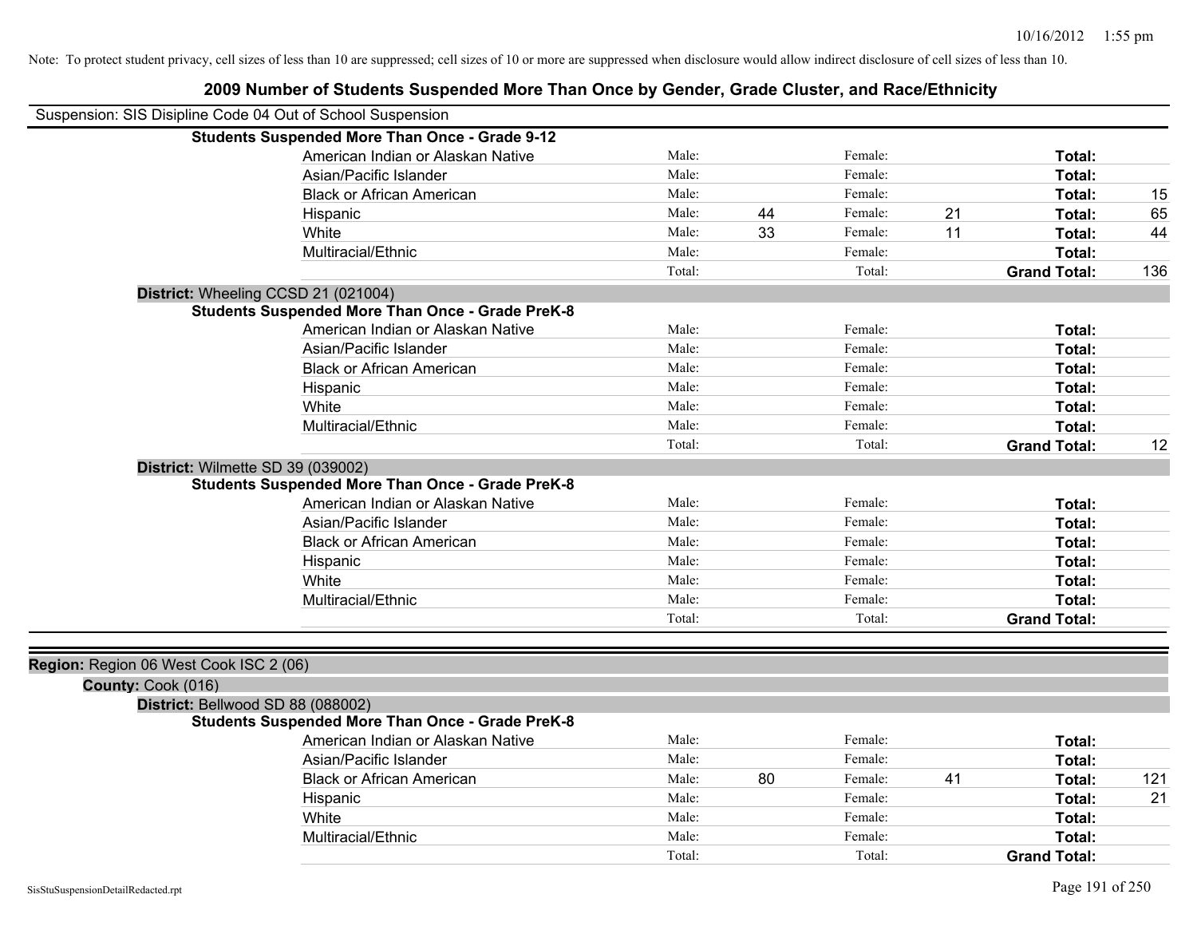Note: To protect student privacy, cell sizes of less than 10 are suppressed; cell sizes of 10 or more are suppressed when disclosure would allow indirect disclosure of cell sizes of less than 10.

## 2009 Number of Students Suspended More Than Once by Gender, Grade Cluster, and Race/Ethnicity

Suspension: SIS Disipline Code 04 Out of School Suspension

**Students Suspended More Than Once - Grade 9-12**

| Race/Ethnicity | | Male | | Female | | Total |
|---|---|---|---|---|---|---|
| American Indian or Alaskan Native | Male: | | Female: | | **Total:** | |
| Asian/Pacific Islander | Male: | | Female: | | **Total:** | |
| Black or African American | Male: | | Female: | | **Total:** | 15 |
| Hispanic | Male: | 44 | Female: | 21 | **Total:** | 65 |
| White | Male: | 33 | Female: | 11 | **Total:** | 44 |
| Multiracial/Ethnic | Male: | | Female: | | **Total:** | |
| | Total: | | Total: | | **Grand Total:** | 136 |

**District:** Wheeling CCSD 21 (021004)

**Students Suspended More Than Once - Grade PreK-8**

| Race/Ethnicity | | Male | | Female | | Total |
|---|---|---|---|---|---|---|
| American Indian or Alaskan Native | Male: | | Female: | | **Total:** | |
| Asian/Pacific Islander | Male: | | Female: | | **Total:** | |
| Black or African American | Male: | | Female: | | **Total:** | |
| Hispanic | Male: | | Female: | | **Total:** | |
| White | Male: | | Female: | | **Total:** | |
| Multiracial/Ethnic | Male: | | Female: | | **Total:** | |
| | Total: | | Total: | | **Grand Total:** | 12 |

**District:** Wilmette SD 39 (039002)

**Students Suspended More Than Once - Grade PreK-8**

| Race/Ethnicity | | Male | | Female | | Total |
|---|---|---|---|---|---|---|
| American Indian or Alaskan Native | Male: | | Female: | | **Total:** | |
| Asian/Pacific Islander | Male: | | Female: | | **Total:** | |
| Black or African American | Male: | | Female: | | **Total:** | |
| Hispanic | Male: | | Female: | | **Total:** | |
| White | Male: | | Female: | | **Total:** | |
| Multiracial/Ethnic | Male: | | Female: | | **Total:** | |
| | Total: | | Total: | | **Grand Total:** | |

**Region:** Region 06 West Cook ISC 2 (06)

**County:** Cook (016)

**District:** Bellwood SD 88 (088002)

**Students Suspended More Than Once - Grade PreK-8**

| Race/Ethnicity | | Male | | Female | | Total |
|---|---|---|---|---|---|---|
| American Indian or Alaskan Native | Male: | | Female: | | **Total:** | |
| Asian/Pacific Islander | Male: | | Female: | | **Total:** | |
| Black or African American | Male: | 80 | Female: | 41 | **Total:** | 121 |
| Hispanic | Male: | | Female: | | **Total:** | 21 |
| White | Male: | | Female: | | **Total:** | |
| Multiracial/Ethnic | Male: | | Female: | | **Total:** | |
| | Total: | | Total: | | **Grand Total:** | |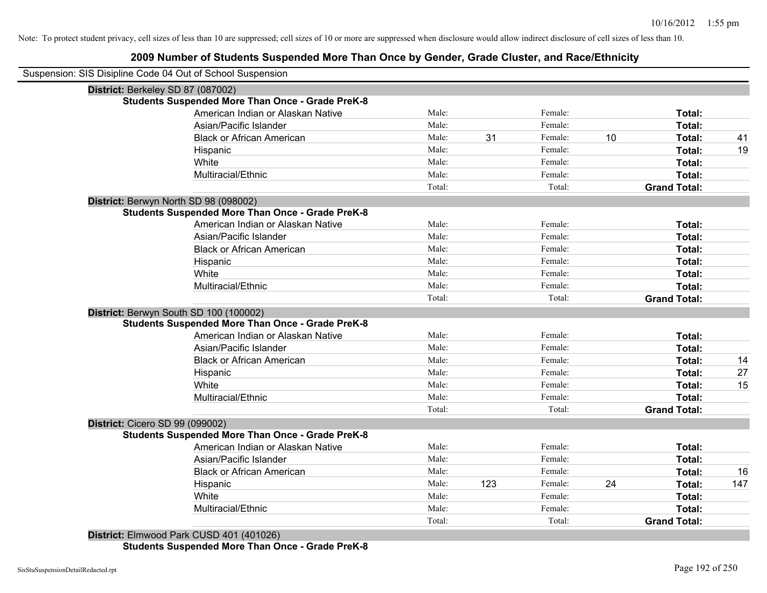Note: To protect student privacy, cell sizes of less than 10 are suppressed; cell sizes of 10 or more are suppressed when disclosure would allow indirect disclosure of cell sizes of less than 10.

# 2009 Number of Students Suspended More Than Once by Gender, Grade Cluster, and Race/Ethnicity

Suspension: SIS Disipline Code 04 Out of School Suspension

## District: Berkeley SD 87 (087002)

**Students Suspended More Than Once - Grade PreK-8**

| | | | | | | |
|---|---|---|---|---|---|---|
| American Indian or Alaskan Native | Male: | | Female: | | **Total:** | |
| Asian/Pacific Islander | Male: | | Female: | | **Total:** | |
| Black or African American | Male: | 31 | Female: | 10 | **Total:** | 41 |
| Hispanic | Male: | | Female: | | **Total:** | 19 |
| White | Male: | | Female: | | **Total:** | |
| Multiracial/Ethnic | Male: | | Female: | | **Total:** | |
| | Total: | | Total: | | **Grand Total:** | |

## District: Berwyn North SD 98 (098002)

**Students Suspended More Than Once - Grade PreK-8**

| | | | | | | |
|---|---|---|---|---|---|---|
| American Indian or Alaskan Native | Male: | | Female: | | **Total:** | |
| Asian/Pacific Islander | Male: | | Female: | | **Total:** | |
| Black or African American | Male: | | Female: | | **Total:** | |
| Hispanic | Male: | | Female: | | **Total:** | |
| White | Male: | | Female: | | **Total:** | |
| Multiracial/Ethnic | Male: | | Female: | | **Total:** | |
| | Total: | | Total: | | **Grand Total:** | |

## District: Berwyn South SD 100 (100002)

**Students Suspended More Than Once - Grade PreK-8**

| | | | | | | |
|---|---|---|---|---|---|---|
| American Indian or Alaskan Native | Male: | | Female: | | **Total:** | |
| Asian/Pacific Islander | Male: | | Female: | | **Total:** | |
| Black or African American | Male: | | Female: | | **Total:** | 14 |
| Hispanic | Male: | | Female: | | **Total:** | 27 |
| White | Male: | | Female: | | **Total:** | 15 |
| Multiracial/Ethnic | Male: | | Female: | | **Total:** | |
| | Total: | | Total: | | **Grand Total:** | |

## District: Cicero SD 99 (099002)

**Students Suspended More Than Once - Grade PreK-8**

| | | | | | | |
|---|---|---|---|---|---|---|
| American Indian or Alaskan Native | Male: | | Female: | | **Total:** | |
| Asian/Pacific Islander | Male: | | Female: | | **Total:** | |
| Black or African American | Male: | | Female: | | **Total:** | 16 |
| Hispanic | Male: | 123 | Female: | 24 | **Total:** | 147 |
| White | Male: | | Female: | | **Total:** | |
| Multiracial/Ethnic | Male: | | Female: | | **Total:** | |
| | Total: | | Total: | | **Grand Total:** | |

## District: Elmwood Park CUSD 401 (401026)

**Students Suspended More Than Once - Grade PreK-8**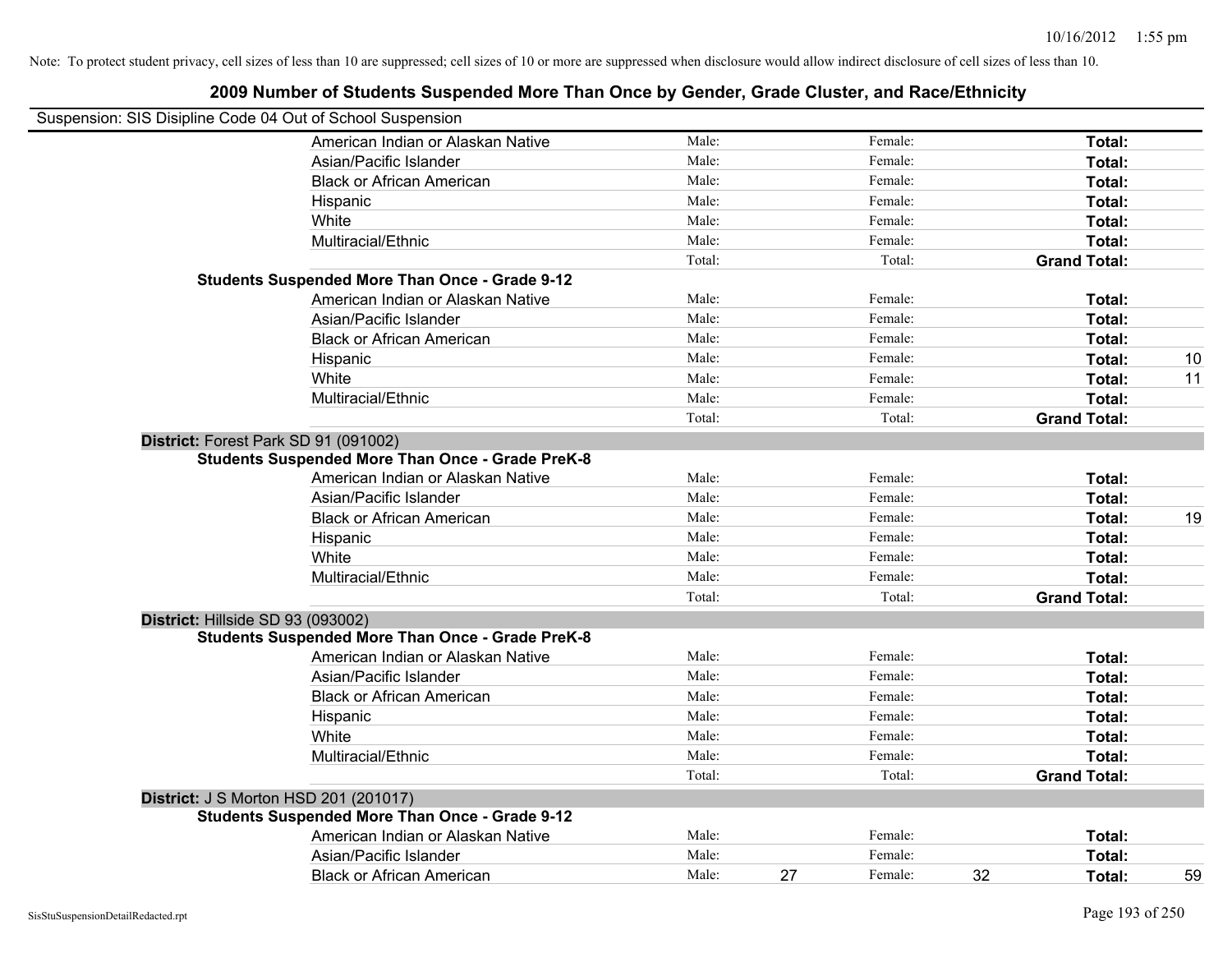Note: To protect student privacy, cell sizes of less than 10 are suppressed; cell sizes of 10 or more are suppressed when disclosure would allow indirect disclosure of cell sizes of less than 10.

# 2009 Number of Students Suspended More Than Once by Gender, Grade Cluster, and Race/Ethnicity

Suspension: SIS Disipline Code 04 Out of School Suspension

| | | | | | | | |
|---|---|---|---|---|---|---|---|
| American Indian or Alaskan Native | Male: | | Female: | | **Total:** | |
| Asian/Pacific Islander | Male: | | Female: | | **Total:** | |
| Black or African American | Male: | | Female: | | **Total:** | |
| Hispanic | Male: | | Female: | | **Total:** | |
| White | Male: | | Female: | | **Total:** | |
| Multiracial/Ethnic | Male: | | Female: | | **Total:** | |
| | Total: | | Total: | | **Grand Total:** | |

**Students Suspended More Than Once - Grade 9-12**

| | | | | | | |
|---|---|---|---|---|---|---|
| American Indian or Alaskan Native | Male: | | Female: | | **Total:** | |
| Asian/Pacific Islander | Male: | | Female: | | **Total:** | |
| Black or African American | Male: | | Female: | | **Total:** | |
| Hispanic | Male: | | Female: | | **Total:** | 10 |
| White | Male: | | Female: | | **Total:** | 11 |
| Multiracial/Ethnic | Male: | | Female: | | **Total:** | |
| | Total: | | Total: | | **Grand Total:** | |

**District:** Forest Park SD 91 (091002)

**Students Suspended More Than Once - Grade PreK-8**

| | | | | | | |
|---|---|---|---|---|---|---|
| American Indian or Alaskan Native | Male: | | Female: | | **Total:** | |
| Asian/Pacific Islander | Male: | | Female: | | **Total:** | |
| Black or African American | Male: | | Female: | | **Total:** | 19 |
| Hispanic | Male: | | Female: | | **Total:** | |
| White | Male: | | Female: | | **Total:** | |
| Multiracial/Ethnic | Male: | | Female: | | **Total:** | |
| | Total: | | Total: | | **Grand Total:** | |

**District:** Hillside SD 93 (093002)

**Students Suspended More Than Once - Grade PreK-8**

| | | | | | | |
|---|---|---|---|---|---|---|
| American Indian or Alaskan Native | Male: | | Female: | | **Total:** | |
| Asian/Pacific Islander | Male: | | Female: | | **Total:** | |
| Black or African American | Male: | | Female: | | **Total:** | |
| Hispanic | Male: | | Female: | | **Total:** | |
| White | Male: | | Female: | | **Total:** | |
| Multiracial/Ethnic | Male: | | Female: | | **Total:** | |
| | Total: | | Total: | | **Grand Total:** | |

**District:** J S Morton HSD 201 (201017)

**Students Suspended More Than Once - Grade 9-12**

| | | | | | | |
|---|---|---|---|---|---|---|
| American Indian or Alaskan Native | Male: | | Female: | | **Total:** | |
| Asian/Pacific Islander | Male: | | Female: | | **Total:** | |
| Black or African American | Male: | 27 | Female: | 32 | **Total:** | 59 |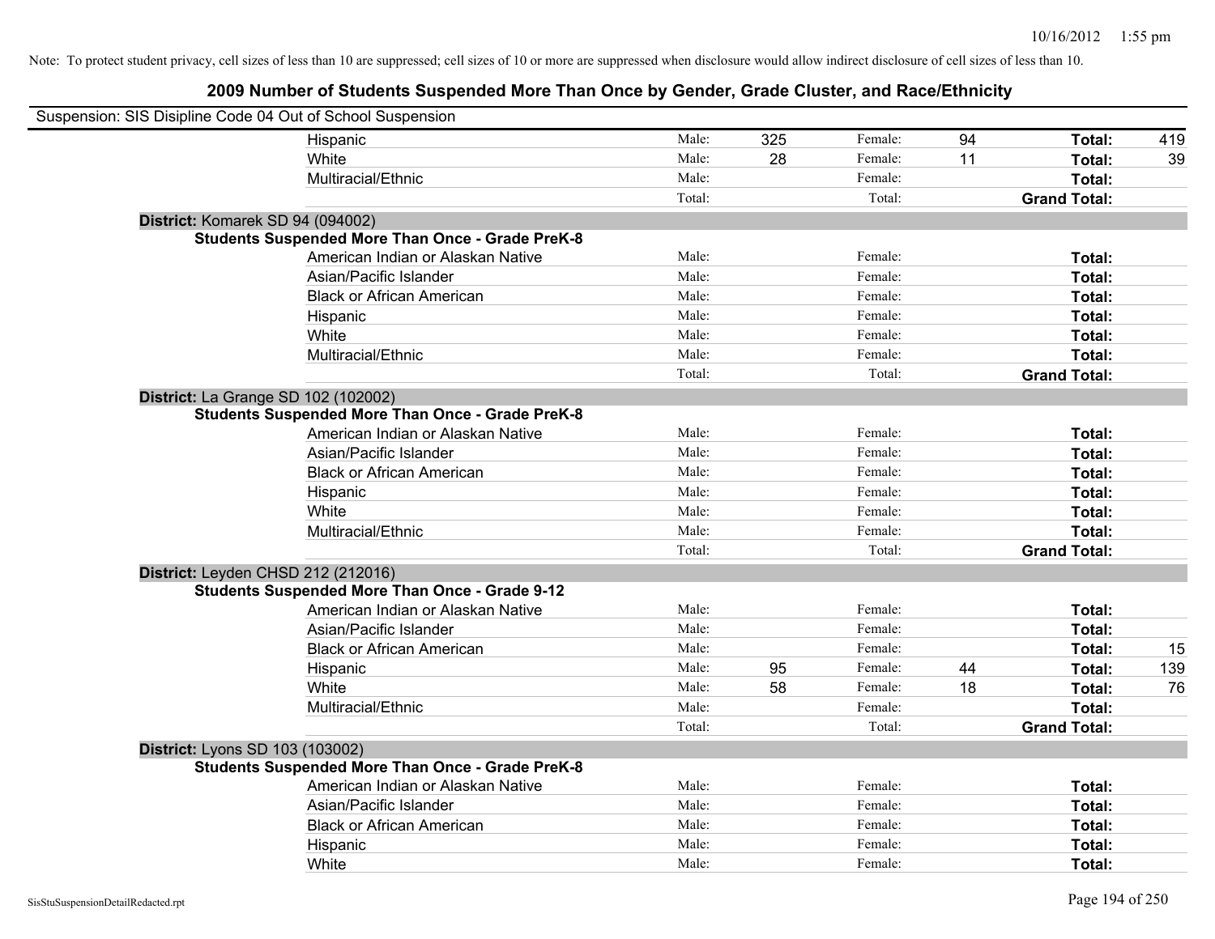Note: To protect student privacy, cell sizes of less than 10 are suppressed; cell sizes of 10 or more are suppressed when disclosure would allow indirect disclosure of cell sizes of less than 10.

## 2009 Number of Students Suspended More Than Once by Gender, Grade Cluster, and Race/Ethnicity

Suspension: SIS Disipline Code 04 Out of School Suspension

| | | | | | | |
|---|---|---|---|---|---|---|
| Hispanic | Male: | 325 | Female: | 94 | **Total:** | 419 |
| White | Male: | 28 | Female: | 11 | **Total:** | 39 |
| Multiracial/Ethnic | Male: | | Female: | | **Total:** | |
| | Total: | | Total: | | **Grand Total:** | |

**District:** Komarek SD 94 (094002)

**Students Suspended More Than Once - Grade PreK-8**

| | | | | | | |
|---|---|---|---|---|---|---|
| American Indian or Alaskan Native | Male: | | Female: | | **Total:** | |
| Asian/Pacific Islander | Male: | | Female: | | **Total:** | |
| Black or African American | Male: | | Female: | | **Total:** | |
| Hispanic | Male: | | Female: | | **Total:** | |
| White | Male: | | Female: | | **Total:** | |
| Multiracial/Ethnic | Male: | | Female: | | **Total:** | |
| | Total: | | Total: | | **Grand Total:** | |

**District:** La Grange SD 102 (102002)

**Students Suspended More Than Once - Grade PreK-8**

| | | | | | | |
|---|---|---|---|---|---|---|
| American Indian or Alaskan Native | Male: | | Female: | | **Total:** | |
| Asian/Pacific Islander | Male: | | Female: | | **Total:** | |
| Black or African American | Male: | | Female: | | **Total:** | |
| Hispanic | Male: | | Female: | | **Total:** | |
| White | Male: | | Female: | | **Total:** | |
| Multiracial/Ethnic | Male: | | Female: | | **Total:** | |
| | Total: | | Total: | | **Grand Total:** | |

**District:** Leyden CHSD 212 (212016)

**Students Suspended More Than Once - Grade 9-12**

| | | | | | | |
|---|---|---|---|---|---|---|
| American Indian or Alaskan Native | Male: | | Female: | | **Total:** | |
| Asian/Pacific Islander | Male: | | Female: | | **Total:** | |
| Black or African American | Male: | | Female: | | **Total:** | 15 |
| Hispanic | Male: | 95 | Female: | 44 | **Total:** | 139 |
| White | Male: | 58 | Female: | 18 | **Total:** | 76 |
| Multiracial/Ethnic | Male: | | Female: | | **Total:** | |
| | Total: | | Total: | | **Grand Total:** | |

**District:** Lyons SD 103 (103002)

**Students Suspended More Than Once - Grade PreK-8**

| | | | | | | |
|---|---|---|---|---|---|---|
| American Indian or Alaskan Native | Male: | | Female: | | **Total:** | |
| Asian/Pacific Islander | Male: | | Female: | | **Total:** | |
| Black or African American | Male: | | Female: | | **Total:** | |
| Hispanic | Male: | | Female: | | **Total:** | |
| White | Male: | | Female: | | **Total:** | |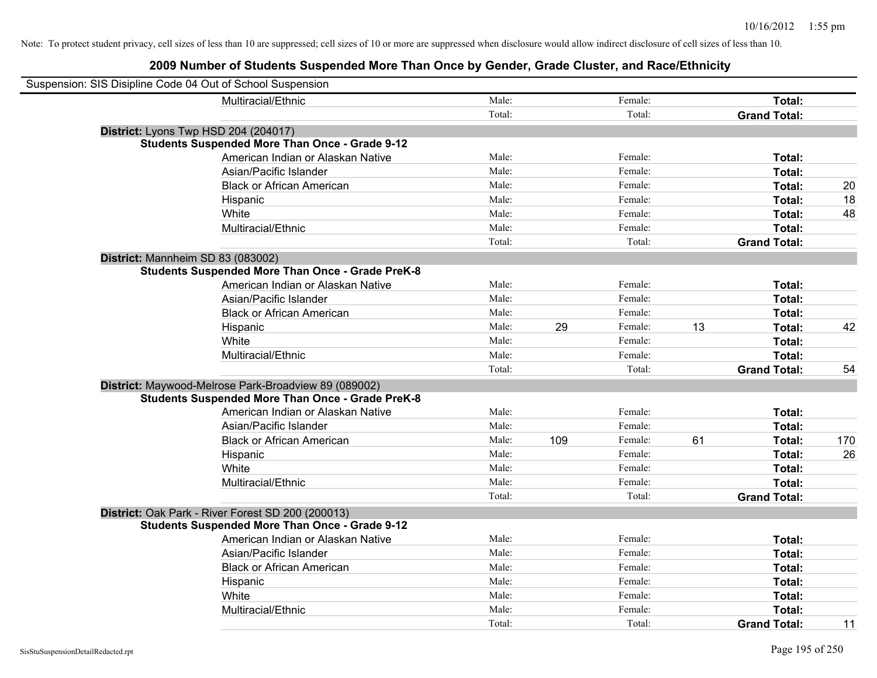Note: To protect student privacy, cell sizes of less than 10 are suppressed; cell sizes of 10 or more are suppressed when disclosure would allow indirect disclosure of cell sizes of less than 10.

## 2009 Number of Students Suspended More Than Once by Gender, Grade Cluster, and Race/Ethnicity

Suspension: SIS Disipline Code 04 Out of School Suspension

| | | | | | | |
|---|---|---|---|---|---|---|
| Multiracial/Ethnic | Male: | | Female: | | **Total:** | |
| | Total: | | Total: | | **Grand Total:** | |

**District:** Lyons Twp HSD 204 (204017)

**Students Suspended More Than Once - Grade 9-12**

| | | | | | | |
|---|---|---|---|---|---|---|
| American Indian or Alaskan Native | Male: | | Female: | | **Total:** | |
| Asian/Pacific Islander | Male: | | Female: | | **Total:** | |
| Black or African American | Male: | | Female: | | **Total:** | 20 |
| Hispanic | Male: | | Female: | | **Total:** | 18 |
| White | Male: | | Female: | | **Total:** | 48 |
| Multiracial/Ethnic | Male: | | Female: | | **Total:** | |
| | Total: | | Total: | | **Grand Total:** | |

**District:** Mannheim SD 83 (083002)

**Students Suspended More Than Once - Grade PreK-8**

| | | | | | | |
|---|---|---|---|---|---|---|
| American Indian or Alaskan Native | Male: | | Female: | | **Total:** | |
| Asian/Pacific Islander | Male: | | Female: | | **Total:** | |
| Black or African American | Male: | | Female: | | **Total:** | |
| Hispanic | Male: | 29 | Female: | 13 | **Total:** | 42 |
| White | Male: | | Female: | | **Total:** | |
| Multiracial/Ethnic | Male: | | Female: | | **Total:** | |
| | Total: | | Total: | | **Grand Total:** | 54 |

**District:** Maywood-Melrose Park-Broadview 89 (089002)

**Students Suspended More Than Once - Grade PreK-8**

| | | | | | | |
|---|---|---|---|---|---|---|
| American Indian or Alaskan Native | Male: | | Female: | | **Total:** | |
| Asian/Pacific Islander | Male: | | Female: | | **Total:** | |
| Black or African American | Male: | 109 | Female: | 61 | **Total:** | 170 |
| Hispanic | Male: | | Female: | | **Total:** | 26 |
| White | Male: | | Female: | | **Total:** | |
| Multiracial/Ethnic | Male: | | Female: | | **Total:** | |
| | Total: | | Total: | | **Grand Total:** | |

**District:** Oak Park - River Forest SD 200 (200013)

**Students Suspended More Than Once - Grade 9-12**

| | | | | | | |
|---|---|---|---|---|---|---|
| American Indian or Alaskan Native | Male: | | Female: | | **Total:** | |
| Asian/Pacific Islander | Male: | | Female: | | **Total:** | |
| Black or African American | Male: | | Female: | | **Total:** | |
| Hispanic | Male: | | Female: | | **Total:** | |
| White | Male: | | Female: | | **Total:** | |
| Multiracial/Ethnic | Male: | | Female: | | **Total:** | |
| | Total: | | Total: | | **Grand Total:** | 11 |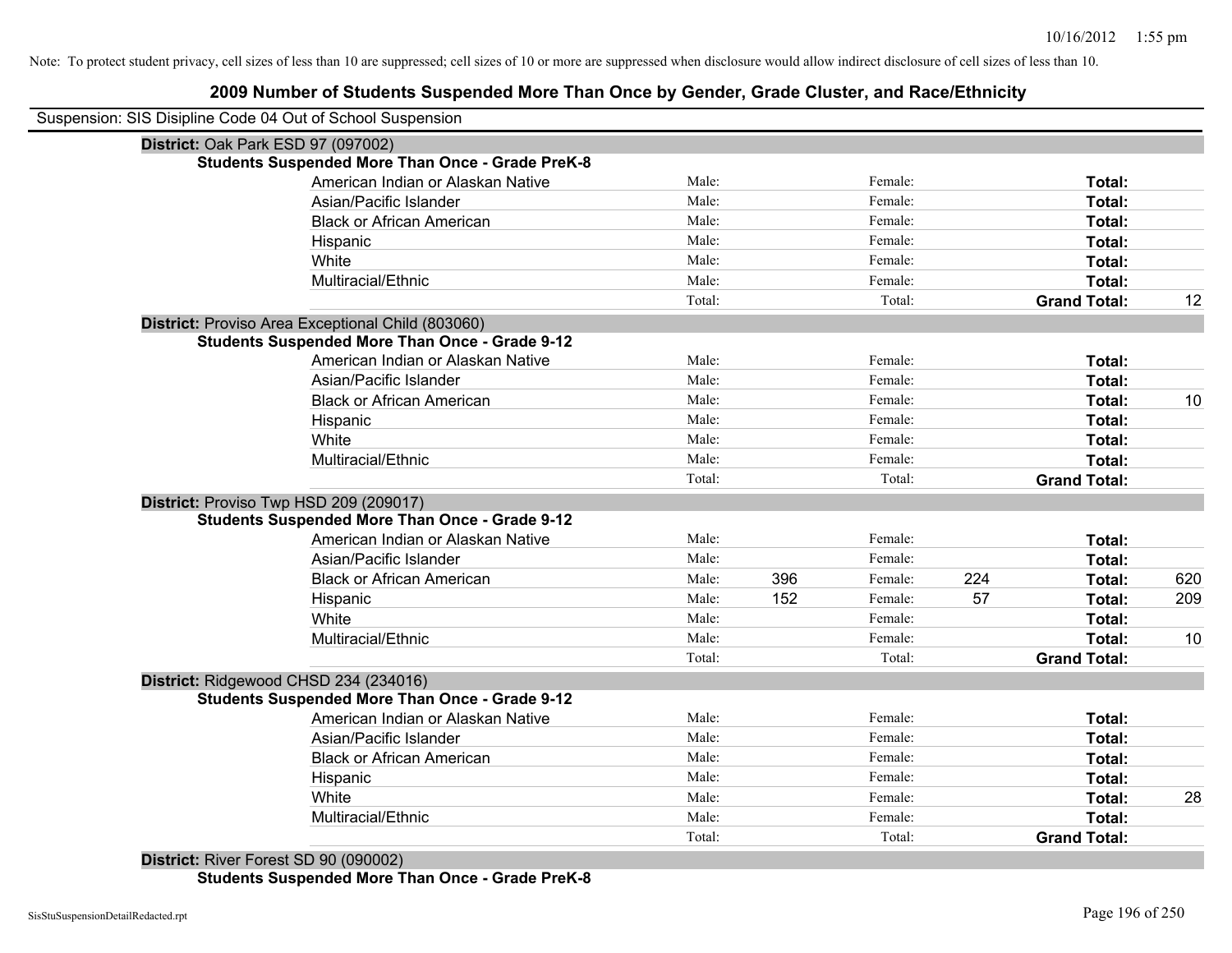Note: To protect student privacy, cell sizes of less than 10 are suppressed; cell sizes of 10 or more are suppressed when disclosure would allow indirect disclosure of cell sizes of less than 10.

## 2009 Number of Students Suspended More Than Once by Gender, Grade Cluster, and Race/Ethnicity

Suspension: SIS Disipline Code 04 Out of School Suspension

**District:** Oak Park ESD 97 (097002)

**Students Suspended More Than Once - Grade PreK-8**

| | | | | | | |
|---|---|---|---|---|---|---|
| American Indian or Alaskan Native | Male: | | Female: | | **Total:** | |
| Asian/Pacific Islander | Male: | | Female: | | **Total:** | |
| Black or African American | Male: | | Female: | | **Total:** | |
| Hispanic | Male: | | Female: | | **Total:** | |
| White | Male: | | Female: | | **Total:** | |
| Multiracial/Ethnic | Male: | | Female: | | **Total:** | |
| | Total: | | Total: | | **Grand Total:** | 12 |

**District:** Proviso Area Exceptional Child (803060)

**Students Suspended More Than Once - Grade 9-12**

| | | | | | | |
|---|---|---|---|---|---|---|
| American Indian or Alaskan Native | Male: | | Female: | | **Total:** | |
| Asian/Pacific Islander | Male: | | Female: | | **Total:** | |
| Black or African American | Male: | | Female: | | **Total:** | 10 |
| Hispanic | Male: | | Female: | | **Total:** | |
| White | Male: | | Female: | | **Total:** | |
| Multiracial/Ethnic | Male: | | Female: | | **Total:** | |
| | Total: | | Total: | | **Grand Total:** | |

**District:** Proviso Twp HSD 209 (209017)

**Students Suspended More Than Once - Grade 9-12**

| | | | | | | |
|---|---|---|---|---|---|---|
| American Indian or Alaskan Native | Male: | | Female: | | **Total:** | |
| Asian/Pacific Islander | Male: | | Female: | | **Total:** | |
| Black or African American | Male: | 396 | Female: | 224 | **Total:** | 620 |
| Hispanic | Male: | 152 | Female: | 57 | **Total:** | 209 |
| White | Male: | | Female: | | **Total:** | |
| Multiracial/Ethnic | Male: | | Female: | | **Total:** | 10 |
| | Total: | | Total: | | **Grand Total:** | |

**District:** Ridgewood CHSD 234 (234016)

**Students Suspended More Than Once - Grade 9-12**

| | | | | | | |
|---|---|---|---|---|---|---|
| American Indian or Alaskan Native | Male: | | Female: | | **Total:** | |
| Asian/Pacific Islander | Male: | | Female: | | **Total:** | |
| Black or African American | Male: | | Female: | | **Total:** | |
| Hispanic | Male: | | Female: | | **Total:** | |
| White | Male: | | Female: | | **Total:** | 28 |
| Multiracial/Ethnic | Male: | | Female: | | **Total:** | |
| | Total: | | Total: | | **Grand Total:** | |

**District:** River Forest SD 90 (090002)

**Students Suspended More Than Once - Grade PreK-8**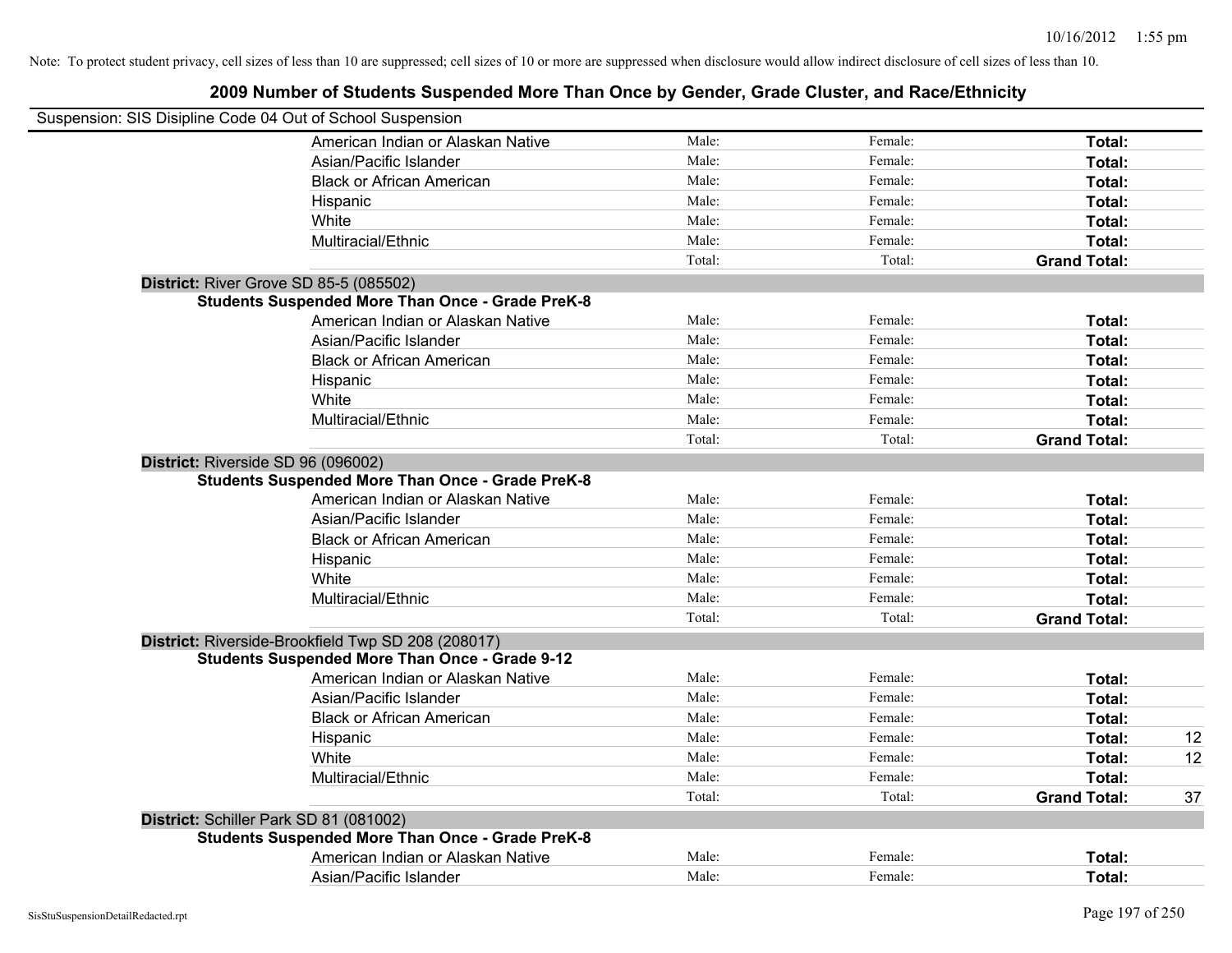Note: To protect student privacy, cell sizes of less than 10 are suppressed; cell sizes of 10 or more are suppressed when disclosure would allow indirect disclosure of cell sizes of less than 10.

# 2009 Number of Students Suspended More Than Once by Gender, Grade Cluster, and Race/Ethnicity

Suspension: SIS Disipline Code 04 Out of School Suspension

| | Male | Female | Total |
|---|---|---|---|
| American Indian or Alaskan Native | Male: | Female: | Total: |
| Asian/Pacific Islander | Male: | Female: | Total: |
| Black or African American | Male: | Female: | Total: |
| Hispanic | Male: | Female: | Total: |
| White | Male: | Female: | Total: |
| Multiracial/Ethnic | Male: | Female: | Total: |
| | Total: | Total: | Grand Total: |

**District:** River Grove SD 85-5 (085502)

**Students Suspended More Than Once - Grade PreK-8**

| | Male | Female | Total |
|---|---|---|---|
| American Indian or Alaskan Native | Male: | Female: | Total: |
| Asian/Pacific Islander | Male: | Female: | Total: |
| Black or African American | Male: | Female: | Total: |
| Hispanic | Male: | Female: | Total: |
| White | Male: | Female: | Total: |
| Multiracial/Ethnic | Male: | Female: | Total: |
| | Total: | Total: | Grand Total: |

**District:** Riverside SD 96 (096002)

**Students Suspended More Than Once - Grade PreK-8**

| | Male | Female | Total |
|---|---|---|---|
| American Indian or Alaskan Native | Male: | Female: | Total: |
| Asian/Pacific Islander | Male: | Female: | Total: |
| Black or African American | Male: | Female: | Total: |
| Hispanic | Male: | Female: | Total: |
| White | Male: | Female: | Total: |
| Multiracial/Ethnic | Male: | Female: | Total: |
| | Total: | Total: | Grand Total: |

**District:** Riverside-Brookfield Twp SD 208 (208017)

**Students Suspended More Than Once - Grade 9-12**

| | Male | Female | Total |
|---|---|---|---|
| American Indian or Alaskan Native | Male: | Female: | Total: |
| Asian/Pacific Islander | Male: | Female: | Total: |
| Black or African American | Male: | Female: | Total: |
| Hispanic | Male: | Female: | Total: 12 |
| White | Male: | Female: | Total: 12 |
| Multiracial/Ethnic | Male: | Female: | Total: |
| | Total: | Total: | Grand Total: 37 |

**District:** Schiller Park SD 81 (081002)

**Students Suspended More Than Once - Grade PreK-8**

| | Male | Female | Total |
|---|---|---|---|
| American Indian or Alaskan Native | Male: | Female: | Total: |
| Asian/Pacific Islander | Male: | Female: | Total: |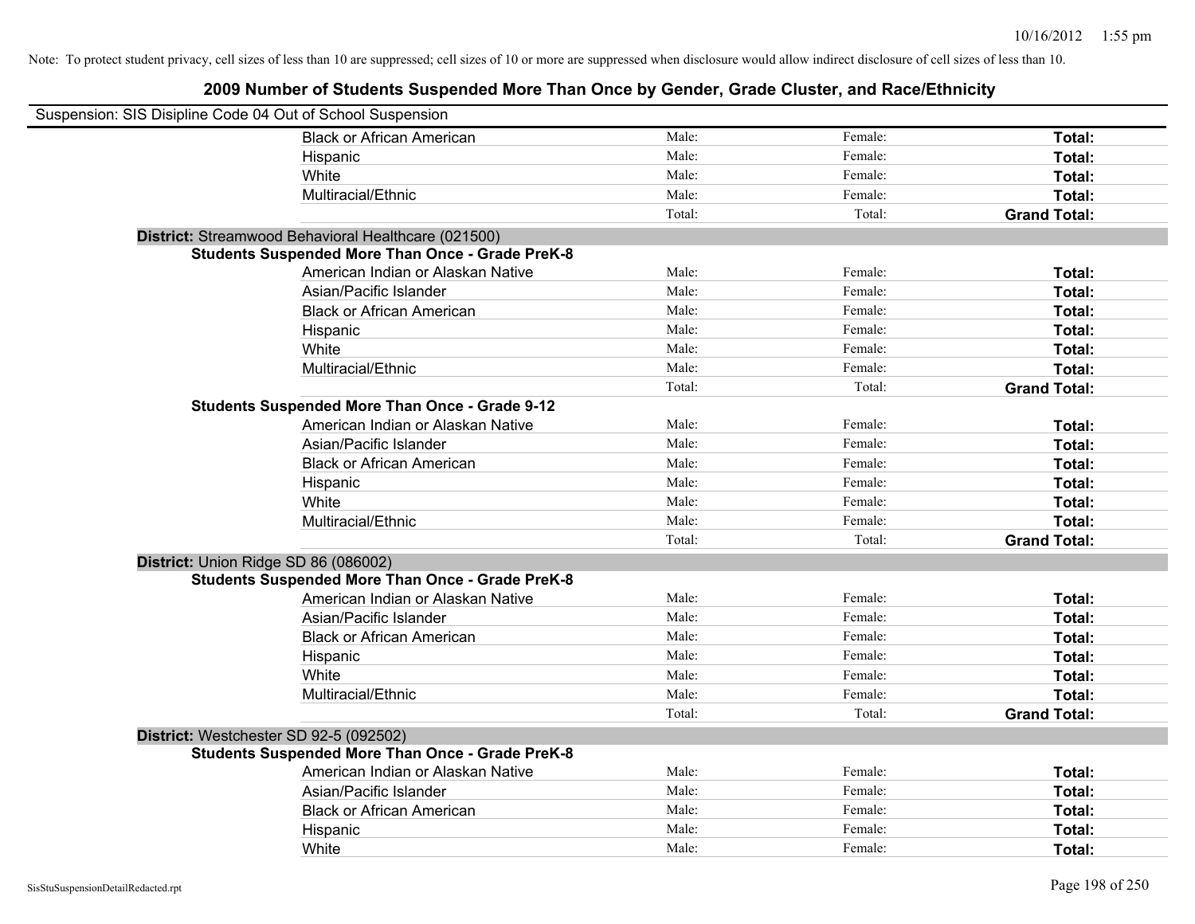Note: To protect student privacy, cell sizes of less than 10 are suppressed; cell sizes of 10 or more are suppressed when disclosure would allow indirect disclosure of cell sizes of less than 10.

## 2009 Number of Students Suspended More Than Once by Gender, Grade Cluster, and Race/Ethnicity

Suspension: SIS Disipline Code 04 Out of School Suspension

| | | | | |
|---|---|---|---|---|
| | Black or African American | Male: | Female: | **Total:** |
| | Hispanic | Male: | Female: | **Total:** |
| | White | Male: | Female: | **Total:** |
| | Multiracial/Ethnic | Male: | Female: | **Total:** |
| | | Total: | Total: | **Grand Total:** |
| **District:** Streamwood Behavioral Healthcare (021500) | | | | |
| **Students Suspended More Than Once - Grade PreK-8** | | | | |
| | American Indian or Alaskan Native | Male: | Female: | **Total:** |
| | Asian/Pacific Islander | Male: | Female: | **Total:** |
| | Black or African American | Male: | Female: | **Total:** |
| | Hispanic | Male: | Female: | **Total:** |
| | White | Male: | Female: | **Total:** |
| | Multiracial/Ethnic | Male: | Female: | **Total:** |
| | | Total: | Total: | **Grand Total:** |
| **Students Suspended More Than Once - Grade 9-12** | | | | |
| | American Indian or Alaskan Native | Male: | Female: | **Total:** |
| | Asian/Pacific Islander | Male: | Female: | **Total:** |
| | Black or African American | Male: | Female: | **Total:** |
| | Hispanic | Male: | Female: | **Total:** |
| | White | Male: | Female: | **Total:** |
| | Multiracial/Ethnic | Male: | Female: | **Total:** |
| | | Total: | Total: | **Grand Total:** |
| **District:** Union Ridge SD 86 (086002) | | | | |
| **Students Suspended More Than Once - Grade PreK-8** | | | | |
| | American Indian or Alaskan Native | Male: | Female: | **Total:** |
| | Asian/Pacific Islander | Male: | Female: | **Total:** |
| | Black or African American | Male: | Female: | **Total:** |
| | Hispanic | Male: | Female: | **Total:** |
| | White | Male: | Female: | **Total:** |
| | Multiracial/Ethnic | Male: | Female: | **Total:** |
| | | Total: | Total: | **Grand Total:** |
| **District:** Westchester SD 92-5 (092502) | | | | |
| **Students Suspended More Than Once - Grade PreK-8** | | | | |
| | American Indian or Alaskan Native | Male: | Female: | **Total:** |
| | Asian/Pacific Islander | Male: | Female: | **Total:** |
| | Black or African American | Male: | Female: | **Total:** |
| | Hispanic | Male: | Female: | **Total:** |
| | White | Male: | Female: | **Total:** |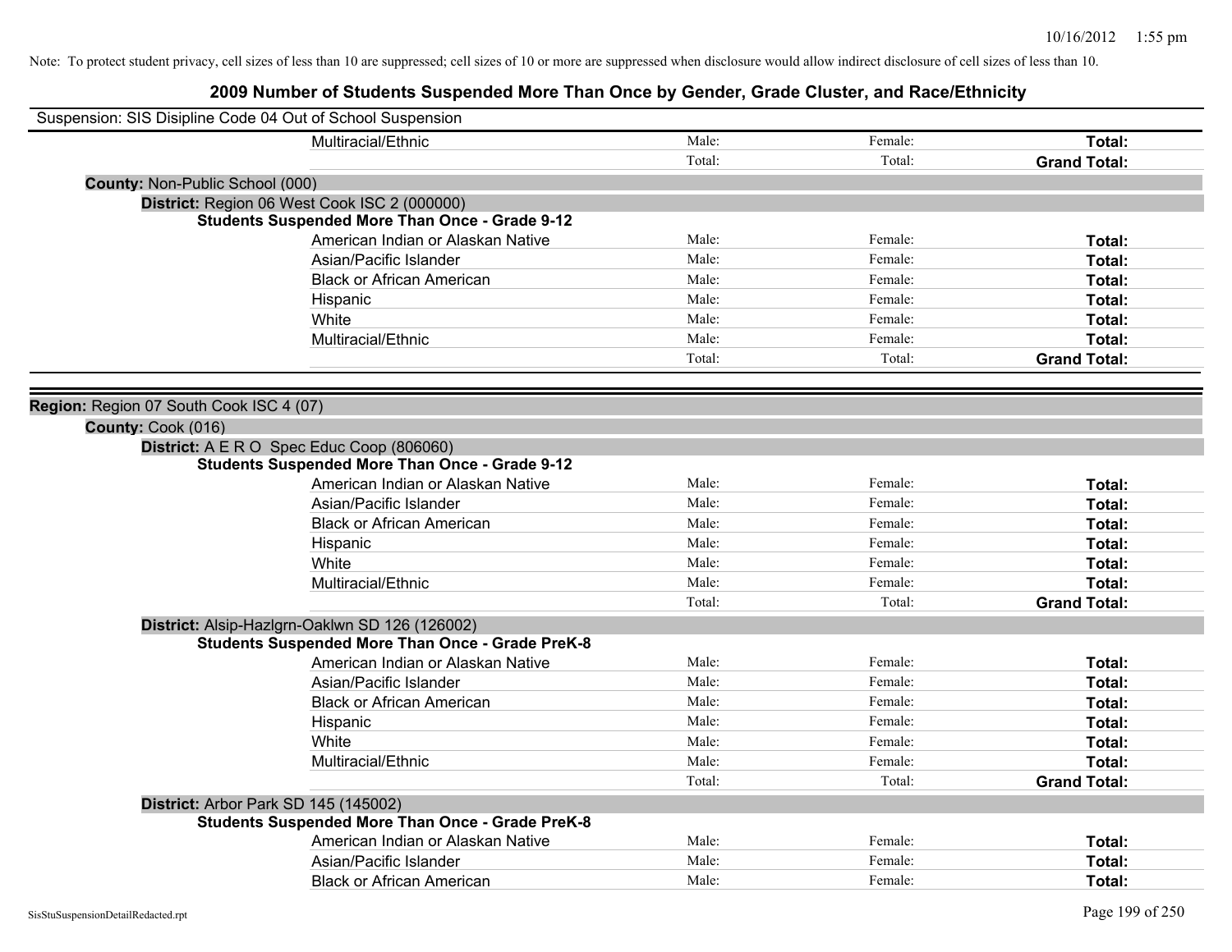Note: To protect student privacy, cell sizes of less than 10 are suppressed; cell sizes of 10 or more are suppressed when disclosure would allow indirect disclosure of cell sizes of less than 10.

# 2009 Number of Students Suspended More Than Once by Gender, Grade Cluster, and Race/Ethnicity

Suspension: SIS Disipline Code 04 Out of School Suspension

| | | | |
|---|---|---|---|
| Multiracial/Ethnic | Male: | Female: | **Total:** |
| | Total: | Total: | **Grand Total:** |

**County:** Non-Public School (000)

**District:** Region 06 West Cook ISC 2 (000000)

**Students Suspended More Than Once - Grade 9-12**

| | | | |
|---|---|---|---|
| American Indian or Alaskan Native | Male: | Female: | **Total:** |
| Asian/Pacific Islander | Male: | Female: | **Total:** |
| Black or African American | Male: | Female: | **Total:** |
| Hispanic | Male: | Female: | **Total:** |
| White | Male: | Female: | **Total:** |
| Multiracial/Ethnic | Male: | Female: | **Total:** |
| | Total: | Total: | **Grand Total:** |

**Region:** Region 07 South Cook ISC 4 (07)

**County:** Cook (016)

**District:** A E R O Spec Educ Coop (806060)

**Students Suspended More Than Once - Grade 9-12**

| | | | |
|---|---|---|---|
| American Indian or Alaskan Native | Male: | Female: | **Total:** |
| Asian/Pacific Islander | Male: | Female: | **Total:** |
| Black or African American | Male: | Female: | **Total:** |
| Hispanic | Male: | Female: | **Total:** |
| White | Male: | Female: | **Total:** |
| Multiracial/Ethnic | Male: | Female: | **Total:** |
| | Total: | Total: | **Grand Total:** |

**District:** Alsip-Hazlgrn-Oaklwn SD 126 (126002)

**Students Suspended More Than Once - Grade PreK-8**

| | | | |
|---|---|---|---|
| American Indian or Alaskan Native | Male: | Female: | **Total:** |
| Asian/Pacific Islander | Male: | Female: | **Total:** |
| Black or African American | Male: | Female: | **Total:** |
| Hispanic | Male: | Female: | **Total:** |
| White | Male: | Female: | **Total:** |
| Multiracial/Ethnic | Male: | Female: | **Total:** |
| | Total: | Total: | **Grand Total:** |

**District:** Arbor Park SD 145 (145002)

**Students Suspended More Than Once - Grade PreK-8**

| | | | |
|---|---|---|---|
| American Indian or Alaskan Native | Male: | Female: | **Total:** |
| Asian/Pacific Islander | Male: | Female: | **Total:** |
| Black or African American | Male: | Female: | **Total:** |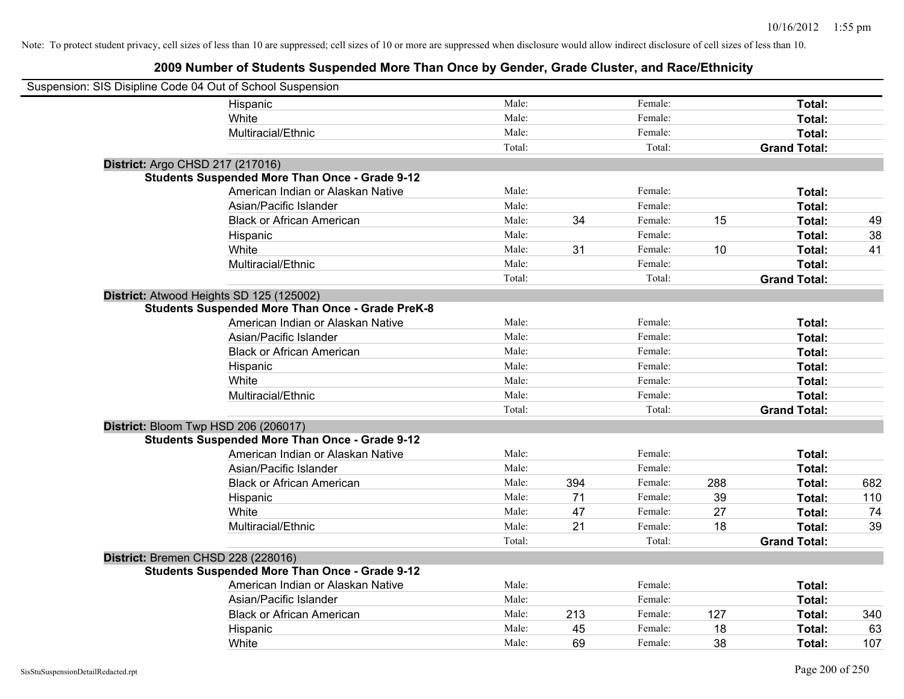Note: To protect student privacy, cell sizes of less than 10 are suppressed; cell sizes of 10 or more are suppressed when disclosure would allow indirect disclosure of cell sizes of less than 10.

## 2009 Number of Students Suspended More Than Once by Gender, Grade Cluster, and Race/Ethnicity

Suspension: SIS Disipline Code 04 Out of School Suspension

| | | | | | | |
|---|---|---|---|---|---|---|
| Hispanic | Male: | | Female: | | Total: | |
| White | Male: | | Female: | | Total: | |
| Multiracial/Ethnic | Male: | | Female: | | Total: | |
| | Total: | | Total: | | Grand Total: | |

**District:** Argo CHSD 217 (217016)

**Students Suspended More Than Once - Grade 9-12**

| | | | | | | |
|---|---|---|---|---|---|---|
| American Indian or Alaskan Native | Male: | | Female: | | Total: | |
| Asian/Pacific Islander | Male: | | Female: | | Total: | |
| Black or African American | Male: | 34 | Female: | 15 | Total: | 49 |
| Hispanic | Male: | | Female: | | Total: | 38 |
| White | Male: | 31 | Female: | 10 | Total: | 41 |
| Multiracial/Ethnic | Male: | | Female: | | Total: | |
| | Total: | | Total: | | Grand Total: | |

**District:** Atwood Heights SD 125 (125002)

**Students Suspended More Than Once - Grade PreK-8**

| | | | | | | |
|---|---|---|---|---|---|---|
| American Indian or Alaskan Native | Male: | | Female: | | Total: | |
| Asian/Pacific Islander | Male: | | Female: | | Total: | |
| Black or African American | Male: | | Female: | | Total: | |
| Hispanic | Male: | | Female: | | Total: | |
| White | Male: | | Female: | | Total: | |
| Multiracial/Ethnic | Male: | | Female: | | Total: | |
| | Total: | | Total: | | Grand Total: | |

**District:** Bloom Twp HSD 206 (206017)

**Students Suspended More Than Once - Grade 9-12**

| | | | | | | |
|---|---|---|---|---|---|---|
| American Indian or Alaskan Native | Male: | | Female: | | Total: | |
| Asian/Pacific Islander | Male: | | Female: | | Total: | |
| Black or African American | Male: | 394 | Female: | 288 | Total: | 682 |
| Hispanic | Male: | 71 | Female: | 39 | Total: | 110 |
| White | Male: | 47 | Female: | 27 | Total: | 74 |
| Multiracial/Ethnic | Male: | 21 | Female: | 18 | Total: | 39 |
| | Total: | | Total: | | Grand Total: | |

**District:** Bremen CHSD 228 (228016)

**Students Suspended More Than Once - Grade 9-12**

| | | | | | | |
|---|---|---|---|---|---|---|
| American Indian or Alaskan Native | Male: | | Female: | | Total: | |
| Asian/Pacific Islander | Male: | | Female: | | Total: | |
| Black or African American | Male: | 213 | Female: | 127 | Total: | 340 |
| Hispanic | Male: | 45 | Female: | 18 | Total: | 63 |
| White | Male: | 69 | Female: | 38 | Total: | 107 |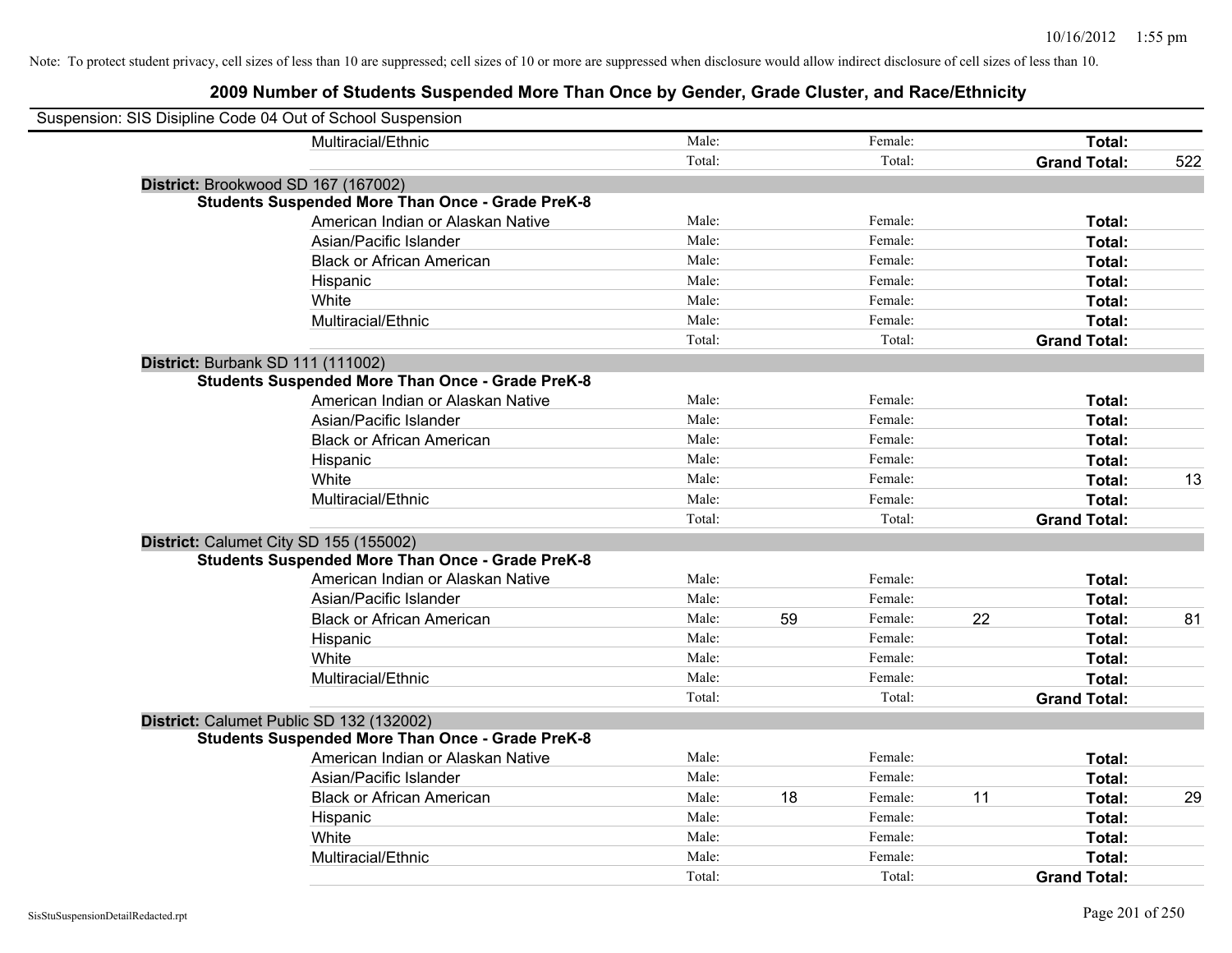Note: To protect student privacy, cell sizes of less than 10 are suppressed; cell sizes of 10 or more are suppressed when disclosure would allow indirect disclosure of cell sizes of less than 10.

## 2009 Number of Students Suspended More Than Once by Gender, Grade Cluster, and Race/Ethnicity

Suspension: SIS Disipline Code 04 Out of School Suspension

| | | | | | | |
|---|---|---|---|---|---|---|
| Multiracial/Ethnic | Male: | | Female: | | **Total:** | |
| | Total: | | Total: | | **Grand Total:** | 522 |

**District:** Brookwood SD 167 (167002)

**Students Suspended More Than Once - Grade PreK-8**

| | | | | | | |
|---|---|---|---|---|---|---|
| American Indian or Alaskan Native | Male: | | Female: | | **Total:** | |
| Asian/Pacific Islander | Male: | | Female: | | **Total:** | |
| Black or African American | Male: | | Female: | | **Total:** | |
| Hispanic | Male: | | Female: | | **Total:** | |
| White | Male: | | Female: | | **Total:** | |
| Multiracial/Ethnic | Male: | | Female: | | **Total:** | |
| | Total: | | Total: | | **Grand Total:** | |

**District:** Burbank SD 111 (111002)

**Students Suspended More Than Once - Grade PreK-8**

| | | | | | | |
|---|---|---|---|---|---|---|
| American Indian or Alaskan Native | Male: | | Female: | | **Total:** | |
| Asian/Pacific Islander | Male: | | Female: | | **Total:** | |
| Black or African American | Male: | | Female: | | **Total:** | |
| Hispanic | Male: | | Female: | | **Total:** | |
| White | Male: | | Female: | | **Total:** | 13 |
| Multiracial/Ethnic | Male: | | Female: | | **Total:** | |
| | Total: | | Total: | | **Grand Total:** | |

**District:** Calumet City SD 155 (155002)

**Students Suspended More Than Once - Grade PreK-8**

| | | | | | | |
|---|---|---|---|---|---|---|
| American Indian or Alaskan Native | Male: | | Female: | | **Total:** | |
| Asian/Pacific Islander | Male: | | Female: | | **Total:** | |
| Black or African American | Male: | 59 | Female: | 22 | **Total:** | 81 |
| Hispanic | Male: | | Female: | | **Total:** | |
| White | Male: | | Female: | | **Total:** | |
| Multiracial/Ethnic | Male: | | Female: | | **Total:** | |
| | Total: | | Total: | | **Grand Total:** | |

**District:** Calumet Public SD 132 (132002)

**Students Suspended More Than Once - Grade PreK-8**

| | | | | | | |
|---|---|---|---|---|---|---|
| American Indian or Alaskan Native | Male: | | Female: | | **Total:** | |
| Asian/Pacific Islander | Male: | | Female: | | **Total:** | |
| Black or African American | Male: | 18 | Female: | 11 | **Total:** | 29 |
| Hispanic | Male: | | Female: | | **Total:** | |
| White | Male: | | Female: | | **Total:** | |
| Multiracial/Ethnic | Male: | | Female: | | **Total:** | |
| | Total: | | Total: | | **Grand Total:** | |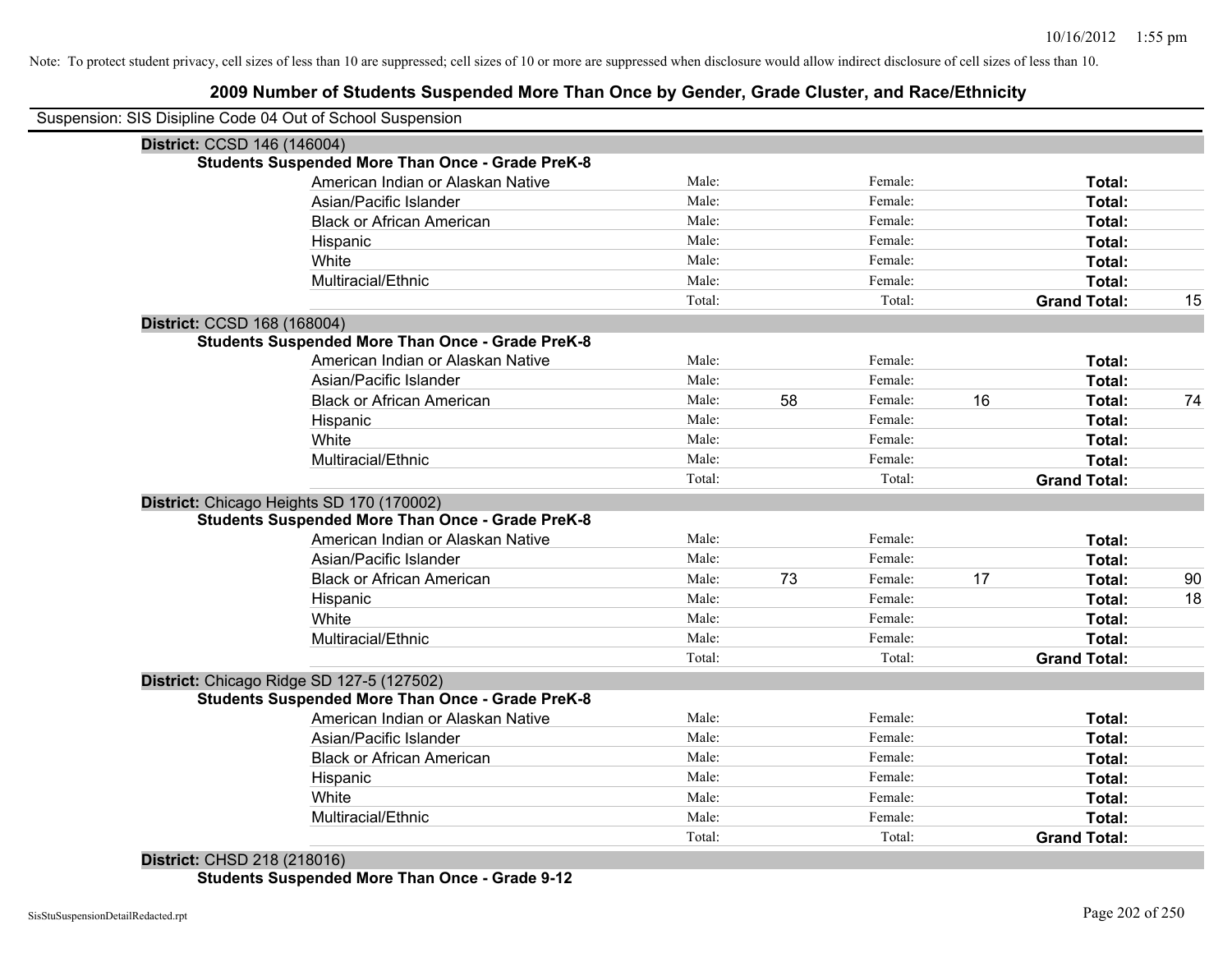Note: To protect student privacy, cell sizes of less than 10 are suppressed; cell sizes of 10 or more are suppressed when disclosure would allow indirect disclosure of cell sizes of less than 10.

## 2009 Number of Students Suspended More Than Once by Gender, Grade Cluster, and Race/Ethnicity

Suspension: SIS Disipline Code 04 Out of School Suspension

**District:** CCSD 146 (146004)

**Students Suspended More Than Once - Grade PreK-8**

| | | | | | | |
|---|---|---|---|---|---|---|
| American Indian or Alaskan Native | Male: | | Female: | | **Total:** | |
| Asian/Pacific Islander | Male: | | Female: | | **Total:** | |
| Black or African American | Male: | | Female: | | **Total:** | |
| Hispanic | Male: | | Female: | | **Total:** | |
| White | Male: | | Female: | | **Total:** | |
| Multiracial/Ethnic | Male: | | Female: | | **Total:** | |
| | Total: | | Total: | | **Grand Total:** | 15 |

**District:** CCSD 168 (168004)

**Students Suspended More Than Once - Grade PreK-8**

| | | | | | | |
|---|---|---|---|---|---|---|
| American Indian or Alaskan Native | Male: | | Female: | | **Total:** | |
| Asian/Pacific Islander | Male: | | Female: | | **Total:** | |
| Black or African American | Male: | 58 | Female: | 16 | **Total:** | 74 |
| Hispanic | Male: | | Female: | | **Total:** | |
| White | Male: | | Female: | | **Total:** | |
| Multiracial/Ethnic | Male: | | Female: | | **Total:** | |
| | Total: | | Total: | | **Grand Total:** | |

**District:** Chicago Heights SD 170 (170002)

**Students Suspended More Than Once - Grade PreK-8**

| | | | | | | |
|---|---|---|---|---|---|---|
| American Indian or Alaskan Native | Male: | | Female: | | **Total:** | |
| Asian/Pacific Islander | Male: | | Female: | | **Total:** | |
| Black or African American | Male: | 73 | Female: | 17 | **Total:** | 90 |
| Hispanic | Male: | | Female: | | **Total:** | 18 |
| White | Male: | | Female: | | **Total:** | |
| Multiracial/Ethnic | Male: | | Female: | | **Total:** | |
| | Total: | | Total: | | **Grand Total:** | |

**District:** Chicago Ridge SD 127-5 (127502)

**Students Suspended More Than Once - Grade PreK-8**

| | | | | | | |
|---|---|---|---|---|---|---|
| American Indian or Alaskan Native | Male: | | Female: | | **Total:** | |
| Asian/Pacific Islander | Male: | | Female: | | **Total:** | |
| Black or African American | Male: | | Female: | | **Total:** | |
| Hispanic | Male: | | Female: | | **Total:** | |
| White | Male: | | Female: | | **Total:** | |
| Multiracial/Ethnic | Male: | | Female: | | **Total:** | |
| | Total: | | Total: | | **Grand Total:** | |

**District:** CHSD 218 (218016)

**Students Suspended More Than Once - Grade 9-12**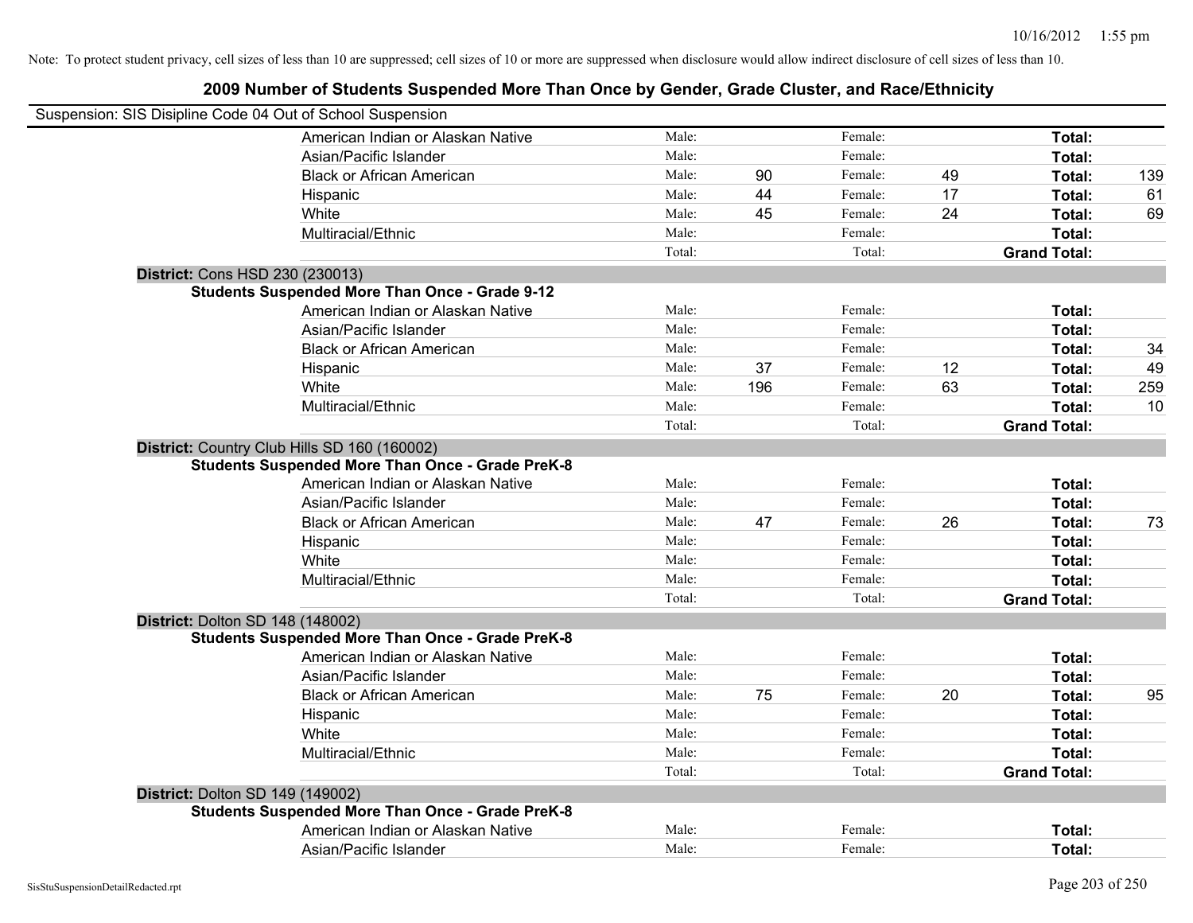Note: To protect student privacy, cell sizes of less than 10 are suppressed; cell sizes of 10 or more are suppressed when disclosure would allow indirect disclosure of cell sizes of less than 10.

## 2009 Number of Students Suspended More Than Once by Gender, Grade Cluster, and Race/Ethnicity

Suspension: SIS Disipline Code 04 Out of School Suspension

| | | | | | | |
|---|---|---|---|---|---|---|
| American Indian or Alaskan Native | Male: | | Female: | | **Total:** | |
| Asian/Pacific Islander | Male: | | Female: | | **Total:** | |
| Black or African American | Male: | 90 | Female: | 49 | **Total:** | 139 |
| Hispanic | Male: | 44 | Female: | 17 | **Total:** | 61 |
| White | Male: | 45 | Female: | 24 | **Total:** | 69 |
| Multiracial/Ethnic | Male: | | Female: | | **Total:** | |
| | Total: | | Total: | | **Grand Total:** | |

**District:** Cons HSD 230 (230013)

**Students Suspended More Than Once - Grade 9-12**

| | | | | | | |
|---|---|---|---|---|---|---|
| American Indian or Alaskan Native | Male: | | Female: | | **Total:** | |
| Asian/Pacific Islander | Male: | | Female: | | **Total:** | |
| Black or African American | Male: | | Female: | | **Total:** | 34 |
| Hispanic | Male: | 37 | Female: | 12 | **Total:** | 49 |
| White | Male: | 196 | Female: | 63 | **Total:** | 259 |
| Multiracial/Ethnic | Male: | | Female: | | **Total:** | 10 |
| | Total: | | Total: | | **Grand Total:** | |

**District:** Country Club Hills SD 160 (160002)

**Students Suspended More Than Once - Grade PreK-8**

| | | | | | | |
|---|---|---|---|---|---|---|
| American Indian or Alaskan Native | Male: | | Female: | | **Total:** | |
| Asian/Pacific Islander | Male: | | Female: | | **Total:** | |
| Black or African American | Male: | 47 | Female: | 26 | **Total:** | 73 |
| Hispanic | Male: | | Female: | | **Total:** | |
| White | Male: | | Female: | | **Total:** | |
| Multiracial/Ethnic | Male: | | Female: | | **Total:** | |
| | Total: | | Total: | | **Grand Total:** | |

**District:** Dolton SD 148 (148002)

**Students Suspended More Than Once - Grade PreK-8**

| | | | | | | |
|---|---|---|---|---|---|---|
| American Indian or Alaskan Native | Male: | | Female: | | **Total:** | |
| Asian/Pacific Islander | Male: | | Female: | | **Total:** | |
| Black or African American | Male: | 75 | Female: | 20 | **Total:** | 95 |
| Hispanic | Male: | | Female: | | **Total:** | |
| White | Male: | | Female: | | **Total:** | |
| Multiracial/Ethnic | Male: | | Female: | | **Total:** | |
| | Total: | | Total: | | **Grand Total:** | |

**District:** Dolton SD 149 (149002)

**Students Suspended More Than Once - Grade PreK-8**

| | | | | | | |
|---|---|---|---|---|---|---|
| American Indian or Alaskan Native | Male: | | Female: | | **Total:** | |
| Asian/Pacific Islander | Male: | | Female: | | **Total:** | |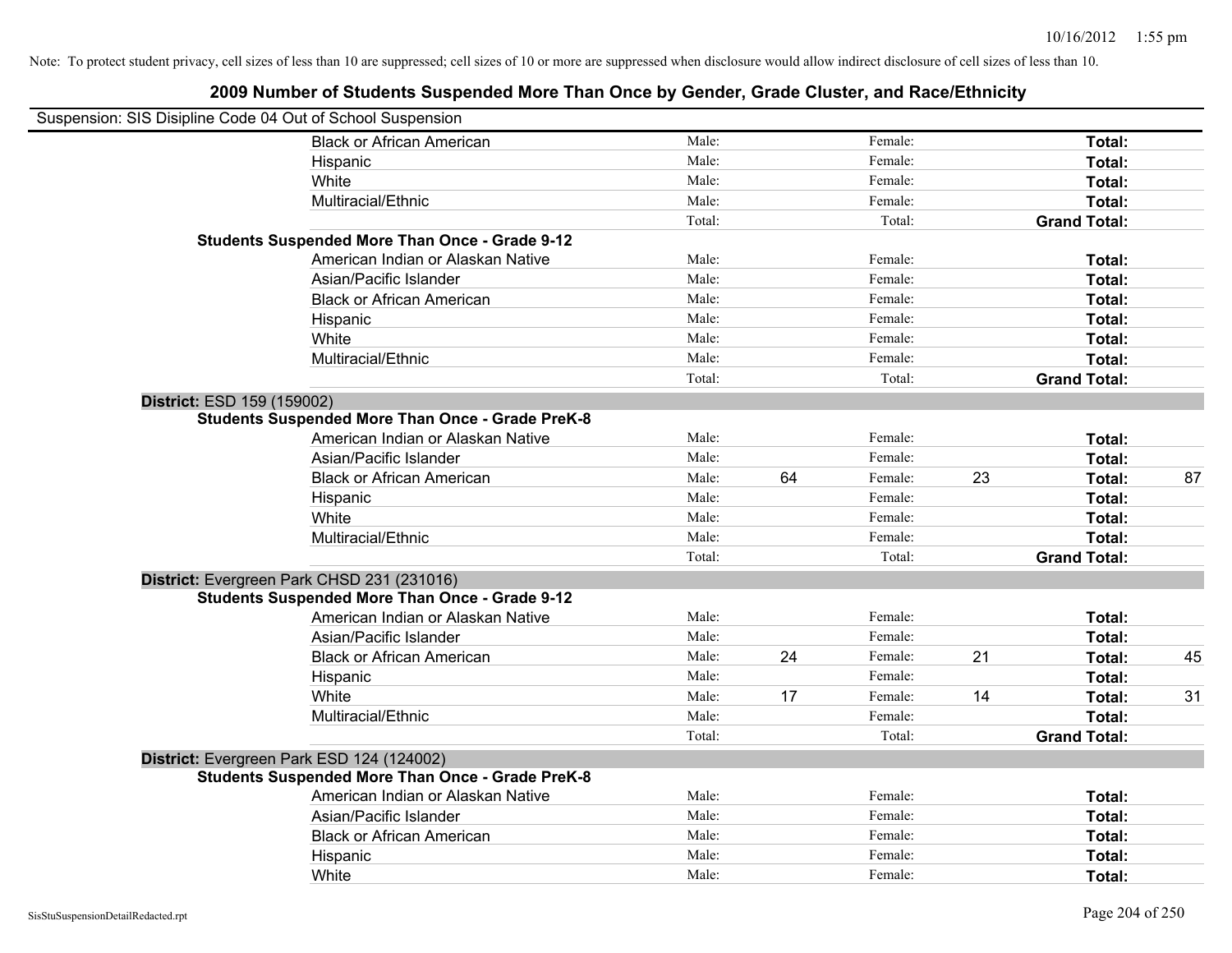Note: To protect student privacy, cell sizes of less than 10 are suppressed; cell sizes of 10 or more are suppressed when disclosure would allow indirect disclosure of cell sizes of less than 10.

## 2009 Number of Students Suspended More Than Once by Gender, Grade Cluster, and Race/Ethnicity

Suspension: SIS Disipline Code 04 Out of School Suspension

| | | | | | | | |
|---|---|---|---|---|---|---|---|
| Black or African American | Male: | | Female: | | **Total:** | |
| Hispanic | Male: | | Female: | | **Total:** | |
| White | Male: | | Female: | | **Total:** | |
| Multiracial/Ethnic | Male: | | Female: | | **Total:** | |
| | Total: | | Total: | | **Grand Total:** | |

**Students Suspended More Than Once - Grade 9-12**

| | | | | | | |
|---|---|---|---|---|---|---|
| American Indian or Alaskan Native | Male: | | Female: | | **Total:** | |
| Asian/Pacific Islander | Male: | | Female: | | **Total:** | |
| Black or African American | Male: | | Female: | | **Total:** | |
| Hispanic | Male: | | Female: | | **Total:** | |
| White | Male: | | Female: | | **Total:** | |
| Multiracial/Ethnic | Male: | | Female: | | **Total:** | |
| | Total: | | Total: | | **Grand Total:** | |

**District:** ESD 159 (159002)

**Students Suspended More Than Once - Grade PreK-8**

| | | | | | | |
|---|---|---|---|---|---|---|
| American Indian or Alaskan Native | Male: | | Female: | | **Total:** | |
| Asian/Pacific Islander | Male: | | Female: | | **Total:** | |
| Black or African American | Male: | 64 | Female: | 23 | **Total:** | 87 |
| Hispanic | Male: | | Female: | | **Total:** | |
| White | Male: | | Female: | | **Total:** | |
| Multiracial/Ethnic | Male: | | Female: | | **Total:** | |
| | Total: | | Total: | | **Grand Total:** | |

**District:** Evergreen Park CHSD 231 (231016)

**Students Suspended More Than Once - Grade 9-12**

| | | | | | | |
|---|---|---|---|---|---|---|
| American Indian or Alaskan Native | Male: | | Female: | | **Total:** | |
| Asian/Pacific Islander | Male: | | Female: | | **Total:** | |
| Black or African American | Male: | 24 | Female: | 21 | **Total:** | 45 |
| Hispanic | Male: | | Female: | | **Total:** | |
| White | Male: | 17 | Female: | 14 | **Total:** | 31 |
| Multiracial/Ethnic | Male: | | Female: | | **Total:** | |
| | Total: | | Total: | | **Grand Total:** | |

**District:** Evergreen Park ESD 124 (124002)

**Students Suspended More Than Once - Grade PreK-8**

| | | | | | | |
|---|---|---|---|---|---|---|
| American Indian or Alaskan Native | Male: | | Female: | | **Total:** | |
| Asian/Pacific Islander | Male: | | Female: | | **Total:** | |
| Black or African American | Male: | | Female: | | **Total:** | |
| Hispanic | Male: | | Female: | | **Total:** | |
| White | Male: | | Female: | | **Total:** | |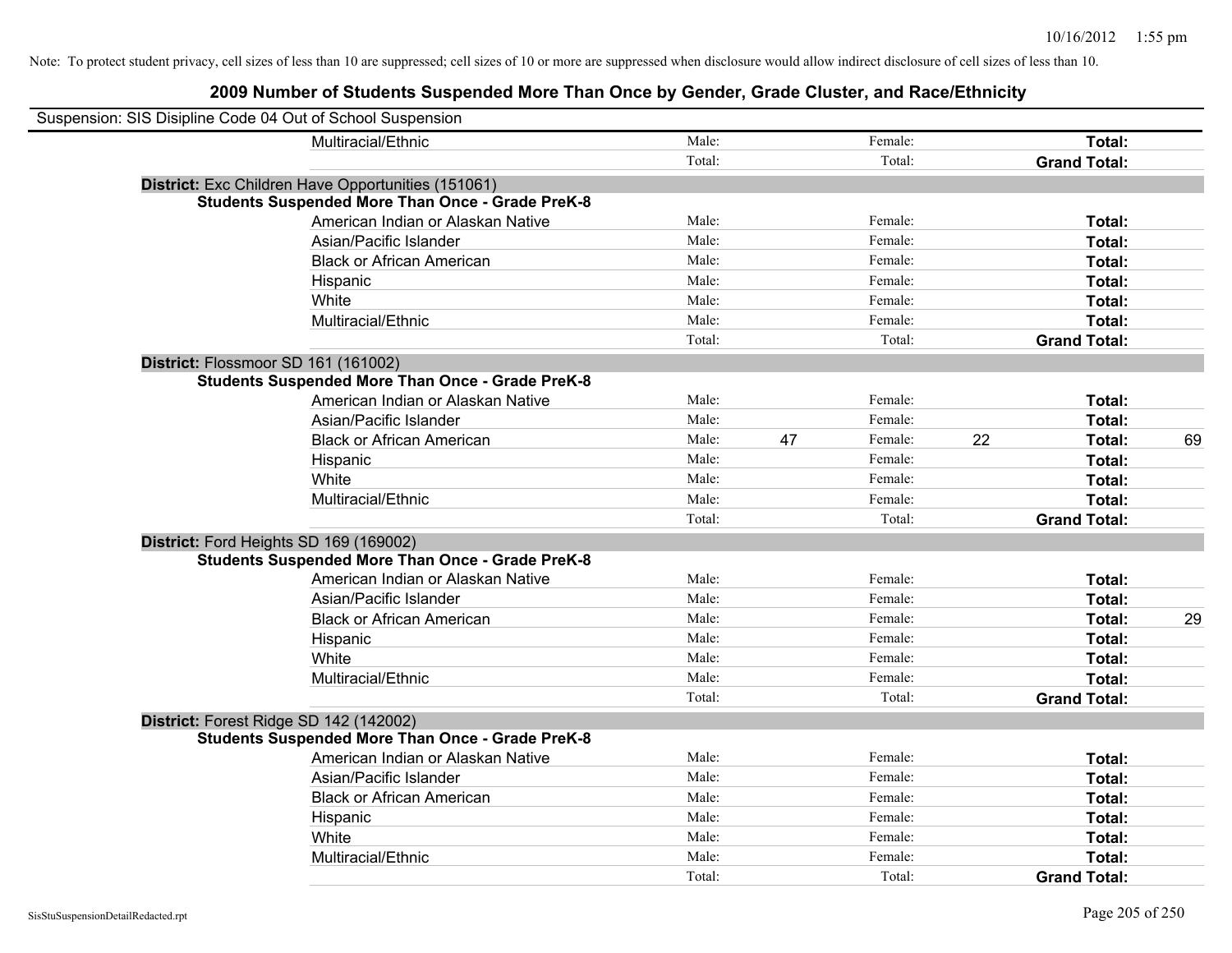Note: To protect student privacy, cell sizes of less than 10 are suppressed; cell sizes of 10 or more are suppressed when disclosure would allow indirect disclosure of cell sizes of less than 10.

# 2009 Number of Students Suspended More Than Once by Gender, Grade Cluster, and Race/Ethnicity

Suspension: SIS Disipline Code 04 Out of School Suspension

| | Male: | | Female: | | | |
|---|---|---|---|---|---|---|
| Multiracial/Ethnic | Male: | | Female: | | **Total:** | |
| | Total: | | Total: | | **Grand Total:** | |

**District:** Exc Children Have Opportunities (151061)

**Students Suspended More Than Once - Grade PreK-8**

| | | | | | | |
|---|---|---|---|---|---|---|
| American Indian or Alaskan Native | Male: | | Female: | | **Total:** | |
| Asian/Pacific Islander | Male: | | Female: | | **Total:** | |
| Black or African American | Male: | | Female: | | **Total:** | |
| Hispanic | Male: | | Female: | | **Total:** | |
| White | Male: | | Female: | | **Total:** | |
| Multiracial/Ethnic | Male: | | Female: | | **Total:** | |
| | Total: | | Total: | | **Grand Total:** | |

**District:** Flossmoor SD 161 (161002)

**Students Suspended More Than Once - Grade PreK-8**

| | | | | | | |
|---|---|---|---|---|---|---|
| American Indian or Alaskan Native | Male: | | Female: | | **Total:** | |
| Asian/Pacific Islander | Male: | | Female: | | **Total:** | |
| Black or African American | Male: | 47 | Female: | 22 | **Total:** | 69 |
| Hispanic | Male: | | Female: | | **Total:** | |
| White | Male: | | Female: | | **Total:** | |
| Multiracial/Ethnic | Male: | | Female: | | **Total:** | |
| | Total: | | Total: | | **Grand Total:** | |

**District:** Ford Heights SD 169 (169002)

**Students Suspended More Than Once - Grade PreK-8**

| | | | | | | |
|---|---|---|---|---|---|---|
| American Indian or Alaskan Native | Male: | | Female: | | **Total:** | |
| Asian/Pacific Islander | Male: | | Female: | | **Total:** | |
| Black or African American | Male: | | Female: | | **Total:** | 29 |
| Hispanic | Male: | | Female: | | **Total:** | |
| White | Male: | | Female: | | **Total:** | |
| Multiracial/Ethnic | Male: | | Female: | | **Total:** | |
| | Total: | | Total: | | **Grand Total:** | |

**District:** Forest Ridge SD 142 (142002)

**Students Suspended More Than Once - Grade PreK-8**

| | | | | | | |
|---|---|---|---|---|---|---|
| American Indian or Alaskan Native | Male: | | Female: | | **Total:** | |
| Asian/Pacific Islander | Male: | | Female: | | **Total:** | |
| Black or African American | Male: | | Female: | | **Total:** | |
| Hispanic | Male: | | Female: | | **Total:** | |
| White | Male: | | Female: | | **Total:** | |
| Multiracial/Ethnic | Male: | | Female: | | **Total:** | |
| | Total: | | Total: | | **Grand Total:** | |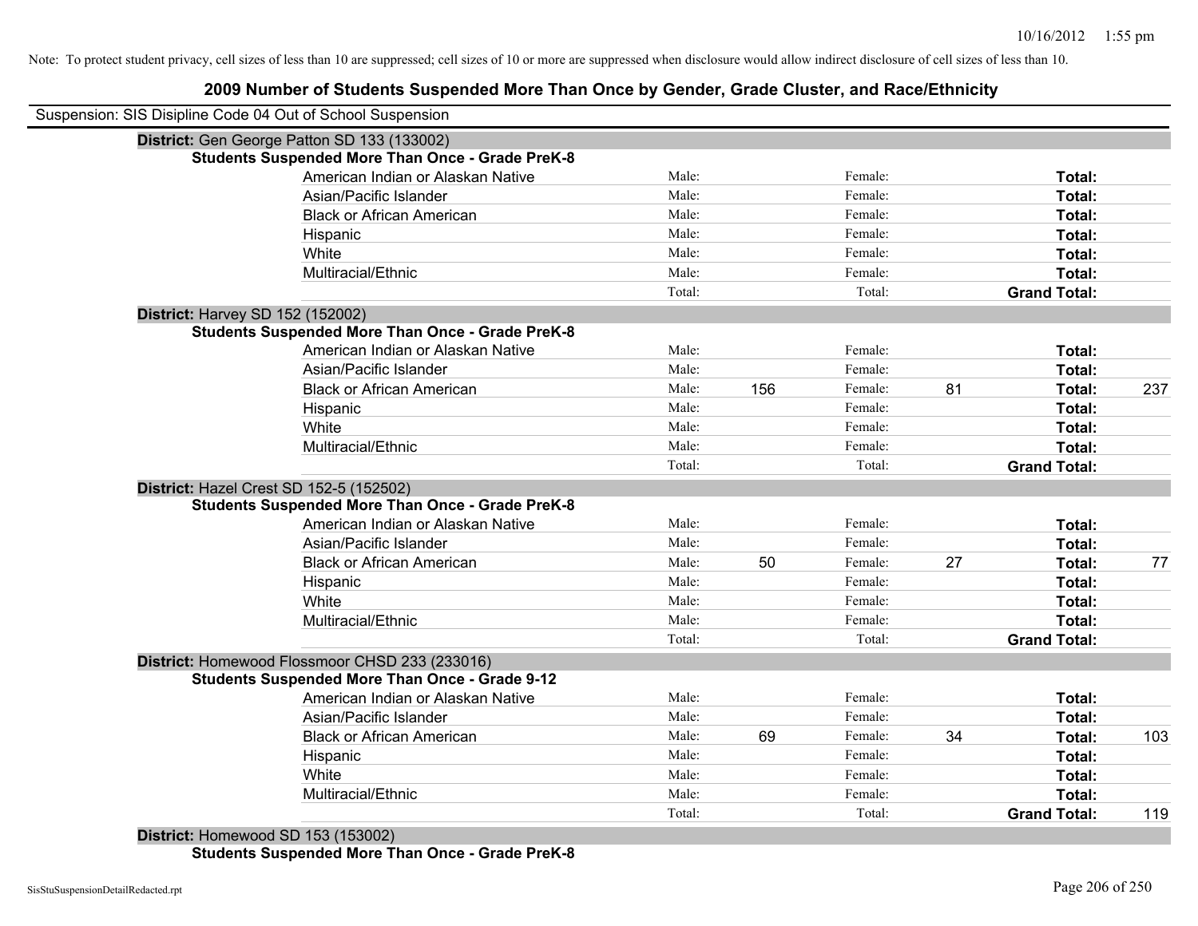Note: To protect student privacy, cell sizes of less than 10 are suppressed; cell sizes of 10 or more are suppressed when disclosure would allow indirect disclosure of cell sizes of less than 10.

## 2009 Number of Students Suspended More Than Once by Gender, Grade Cluster, and Race/Ethnicity

Suspension: SIS Disipline Code 04 Out of School Suspension

**District:** Gen George Patton SD 133 (133002)

**Students Suspended More Than Once - Grade PreK-8**

| | | | | | | |
|---|---|---|---|---|---|---|
| American Indian or Alaskan Native | Male: | | Female: | | **Total:** | |
| Asian/Pacific Islander | Male: | | Female: | | **Total:** | |
| Black or African American | Male: | | Female: | | **Total:** | |
| Hispanic | Male: | | Female: | | **Total:** | |
| White | Male: | | Female: | | **Total:** | |
| Multiracial/Ethnic | Male: | | Female: | | **Total:** | |
| | Total: | | Total: | | **Grand Total:** | |

**District:** Harvey SD 152 (152002)

**Students Suspended More Than Once - Grade PreK-8**

| | | | | | | |
|---|---|---|---|---|---|---|
| American Indian or Alaskan Native | Male: | | Female: | | **Total:** | |
| Asian/Pacific Islander | Male: | | Female: | | **Total:** | |
| Black or African American | Male: | 156 | Female: | 81 | **Total:** | 237 |
| Hispanic | Male: | | Female: | | **Total:** | |
| White | Male: | | Female: | | **Total:** | |
| Multiracial/Ethnic | Male: | | Female: | | **Total:** | |
| | Total: | | Total: | | **Grand Total:** | |

**District:** Hazel Crest SD 152-5 (152502)

**Students Suspended More Than Once - Grade PreK-8**

| | | | | | | |
|---|---|---|---|---|---|---|
| American Indian or Alaskan Native | Male: | | Female: | | **Total:** | |
| Asian/Pacific Islander | Male: | | Female: | | **Total:** | |
| Black or African American | Male: | 50 | Female: | 27 | **Total:** | 77 |
| Hispanic | Male: | | Female: | | **Total:** | |
| White | Male: | | Female: | | **Total:** | |
| Multiracial/Ethnic | Male: | | Female: | | **Total:** | |
| | Total: | | Total: | | **Grand Total:** | |

**District:** Homewood Flossmoor CHSD 233 (233016)

**Students Suspended More Than Once - Grade 9-12**

| | | | | | | |
|---|---|---|---|---|---|---|
| American Indian or Alaskan Native | Male: | | Female: | | **Total:** | |
| Asian/Pacific Islander | Male: | | Female: | | **Total:** | |
| Black or African American | Male: | 69 | Female: | 34 | **Total:** | 103 |
| Hispanic | Male: | | Female: | | **Total:** | |
| White | Male: | | Female: | | **Total:** | |
| Multiracial/Ethnic | Male: | | Female: | | **Total:** | |
| | Total: | | Total: | | **Grand Total:** | 119 |

**District:** Homewood SD 153 (153002)

**Students Suspended More Than Once - Grade PreK-8**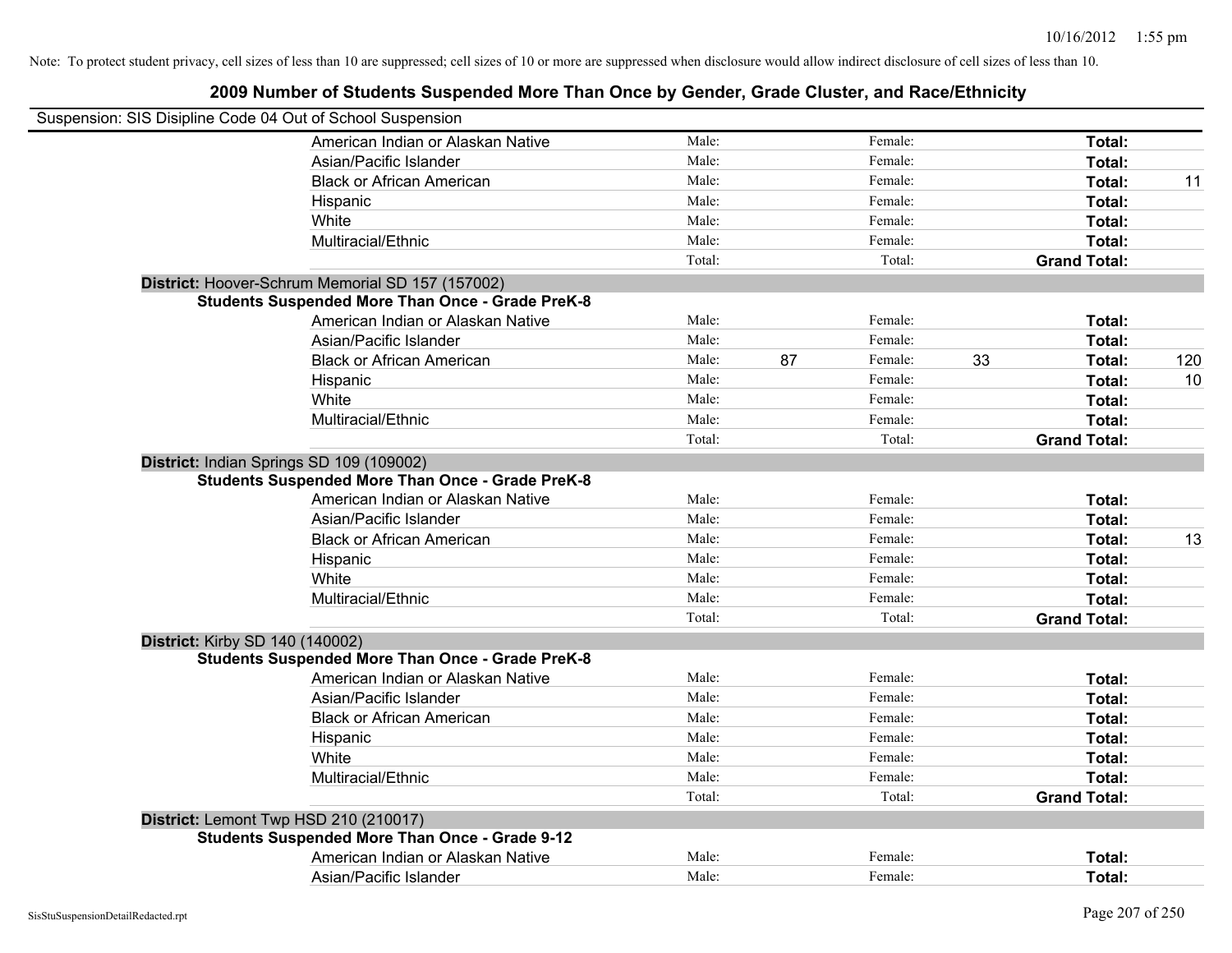Note: To protect student privacy, cell sizes of less than 10 are suppressed; cell sizes of 10 or more are suppressed when disclosure would allow indirect disclosure of cell sizes of less than 10.

## 2009 Number of Students Suspended More Than Once by Gender, Grade Cluster, and Race/Ethnicity

Suspension: SIS Disipline Code 04 Out of School Suspension

| | Male: | | Female: | | | |
|---|---|---|---|---|---|---|
| American Indian or Alaskan Native | Male: | | Female: | | **Total:** | |
| Asian/Pacific Islander | Male: | | Female: | | **Total:** | |
| Black or African American | Male: | | Female: | | **Total:** | 11 |
| Hispanic | Male: | | Female: | | **Total:** | |
| White | Male: | | Female: | | **Total:** | |
| Multiracial/Ethnic | Male: | | Female: | | **Total:** | |
| | Total: | | Total: | | **Grand Total:** | |

**District:** Hoover-Schrum Memorial SD 157 (157002)

**Students Suspended More Than Once - Grade PreK-8**

| | | | | | | |
|---|---|---|---|---|---|---|
| American Indian or Alaskan Native | Male: | | Female: | | **Total:** | |
| Asian/Pacific Islander | Male: | | Female: | | **Total:** | |
| Black or African American | Male: | 87 | Female: | 33 | **Total:** | 120 |
| Hispanic | Male: | | Female: | | **Total:** | 10 |
| White | Male: | | Female: | | **Total:** | |
| Multiracial/Ethnic | Male: | | Female: | | **Total:** | |
| | Total: | | Total: | | **Grand Total:** | |

**District:** Indian Springs SD 109 (109002)

**Students Suspended More Than Once - Grade PreK-8**

| | | | | | | |
|---|---|---|---|---|---|---|
| American Indian or Alaskan Native | Male: | | Female: | | **Total:** | |
| Asian/Pacific Islander | Male: | | Female: | | **Total:** | |
| Black or African American | Male: | | Female: | | **Total:** | 13 |
| Hispanic | Male: | | Female: | | **Total:** | |
| White | Male: | | Female: | | **Total:** | |
| Multiracial/Ethnic | Male: | | Female: | | **Total:** | |
| | Total: | | Total: | | **Grand Total:** | |

**District:** Kirby SD 140 (140002)

**Students Suspended More Than Once - Grade PreK-8**

| | | | | | | |
|---|---|---|---|---|---|---|
| American Indian or Alaskan Native | Male: | | Female: | | **Total:** | |
| Asian/Pacific Islander | Male: | | Female: | | **Total:** | |
| Black or African American | Male: | | Female: | | **Total:** | |
| Hispanic | Male: | | Female: | | **Total:** | |
| White | Male: | | Female: | | **Total:** | |
| Multiracial/Ethnic | Male: | | Female: | | **Total:** | |
| | Total: | | Total: | | **Grand Total:** | |

**District:** Lemont Twp HSD 210 (210017)

**Students Suspended More Than Once - Grade 9-12**

| | | | | | | |
|---|---|---|---|---|---|---|
| American Indian or Alaskan Native | Male: | | Female: | | **Total:** | |
| Asian/Pacific Islander | Male: | | Female: | | **Total:** | |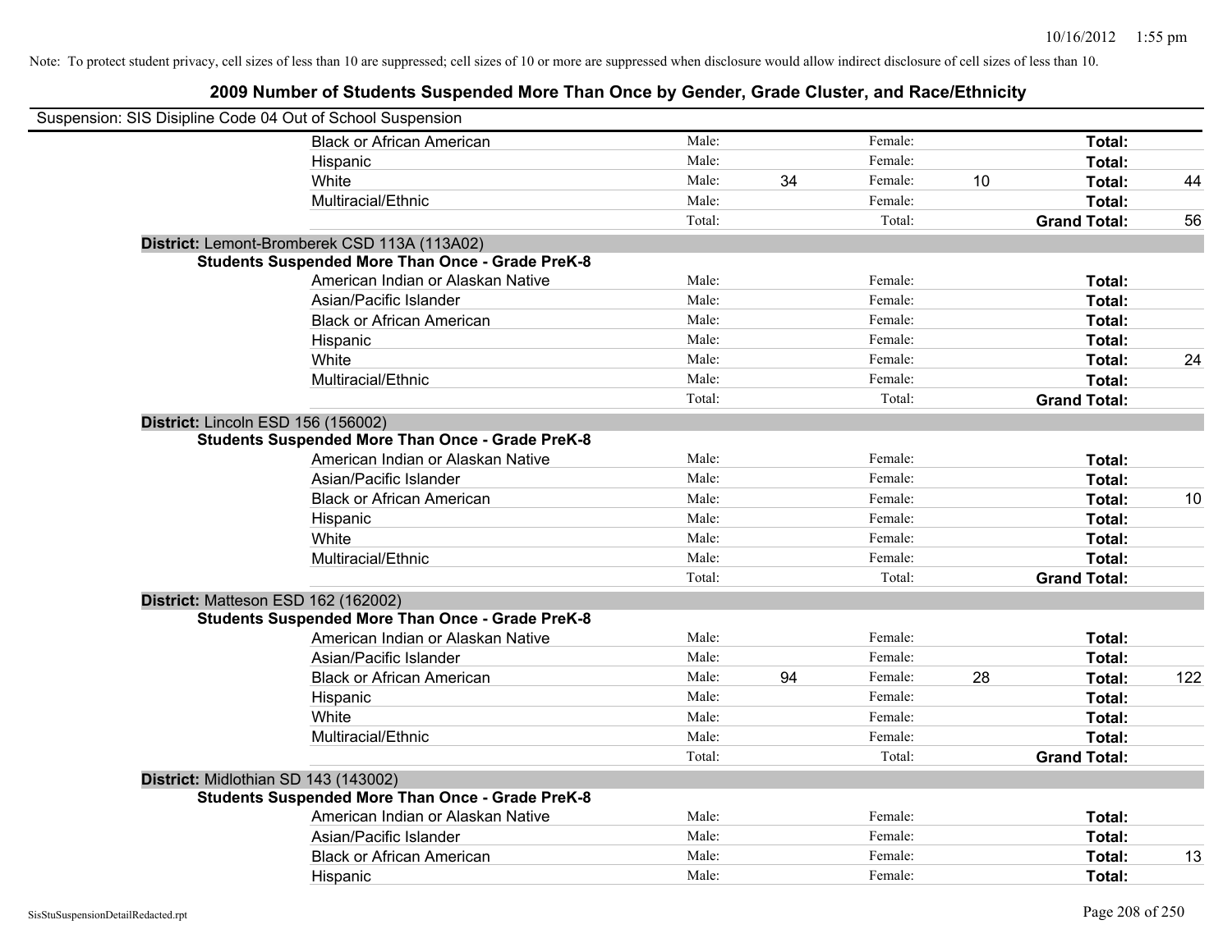Note: To protect student privacy, cell sizes of less than 10 are suppressed; cell sizes of 10 or more are suppressed when disclosure would allow indirect disclosure of cell sizes of less than 10.

## 2009 Number of Students Suspended More Than Once by Gender, Grade Cluster, and Race/Ethnicity

Suspension: SIS Disipline Code 04 Out of School Suspension

| | | | | | | |
|---|---|---|---|---|---|---|
| Black or African American | Male: | | Female: | | **Total:** | |
| Hispanic | Male: | | Female: | | **Total:** | |
| White | Male: | 34 | Female: | 10 | **Total:** | 44 |
| Multiracial/Ethnic | Male: | | Female: | | **Total:** | |
| | Total: | | Total: | | **Grand Total:** | 56 |

**District:** Lemont-Bromberek CSD 113A (113A02)

**Students Suspended More Than Once - Grade PreK-8**

| | | | | | | |
|---|---|---|---|---|---|---|
| American Indian or Alaskan Native | Male: | | Female: | | **Total:** | |
| Asian/Pacific Islander | Male: | | Female: | | **Total:** | |
| Black or African American | Male: | | Female: | | **Total:** | |
| Hispanic | Male: | | Female: | | **Total:** | |
| White | Male: | | Female: | | **Total:** | 24 |
| Multiracial/Ethnic | Male: | | Female: | | **Total:** | |
| | Total: | | Total: | | **Grand Total:** | |

**District:** Lincoln ESD 156 (156002)

**Students Suspended More Than Once - Grade PreK-8**

| | | | | | | |
|---|---|---|---|---|---|---|
| American Indian or Alaskan Native | Male: | | Female: | | **Total:** | |
| Asian/Pacific Islander | Male: | | Female: | | **Total:** | |
| Black or African American | Male: | | Female: | | **Total:** | 10 |
| Hispanic | Male: | | Female: | | **Total:** | |
| White | Male: | | Female: | | **Total:** | |
| Multiracial/Ethnic | Male: | | Female: | | **Total:** | |
| | Total: | | Total: | | **Grand Total:** | |

**District:** Matteson ESD 162 (162002)

**Students Suspended More Than Once - Grade PreK-8**

| | | | | | | |
|---|---|---|---|---|---|---|
| American Indian or Alaskan Native | Male: | | Female: | | **Total:** | |
| Asian/Pacific Islander | Male: | | Female: | | **Total:** | |
| Black or African American | Male: | 94 | Female: | 28 | **Total:** | 122 |
| Hispanic | Male: | | Female: | | **Total:** | |
| White | Male: | | Female: | | **Total:** | |
| Multiracial/Ethnic | Male: | | Female: | | **Total:** | |
| | Total: | | Total: | | **Grand Total:** | |

**District:** Midlothian SD 143 (143002)

**Students Suspended More Than Once - Grade PreK-8**

| | | | | | | |
|---|---|---|---|---|---|---|
| American Indian or Alaskan Native | Male: | | Female: | | **Total:** | |
| Asian/Pacific Islander | Male: | | Female: | | **Total:** | |
| Black or African American | Male: | | Female: | | **Total:** | 13 |
| Hispanic | Male: | | Female: | | **Total:** | |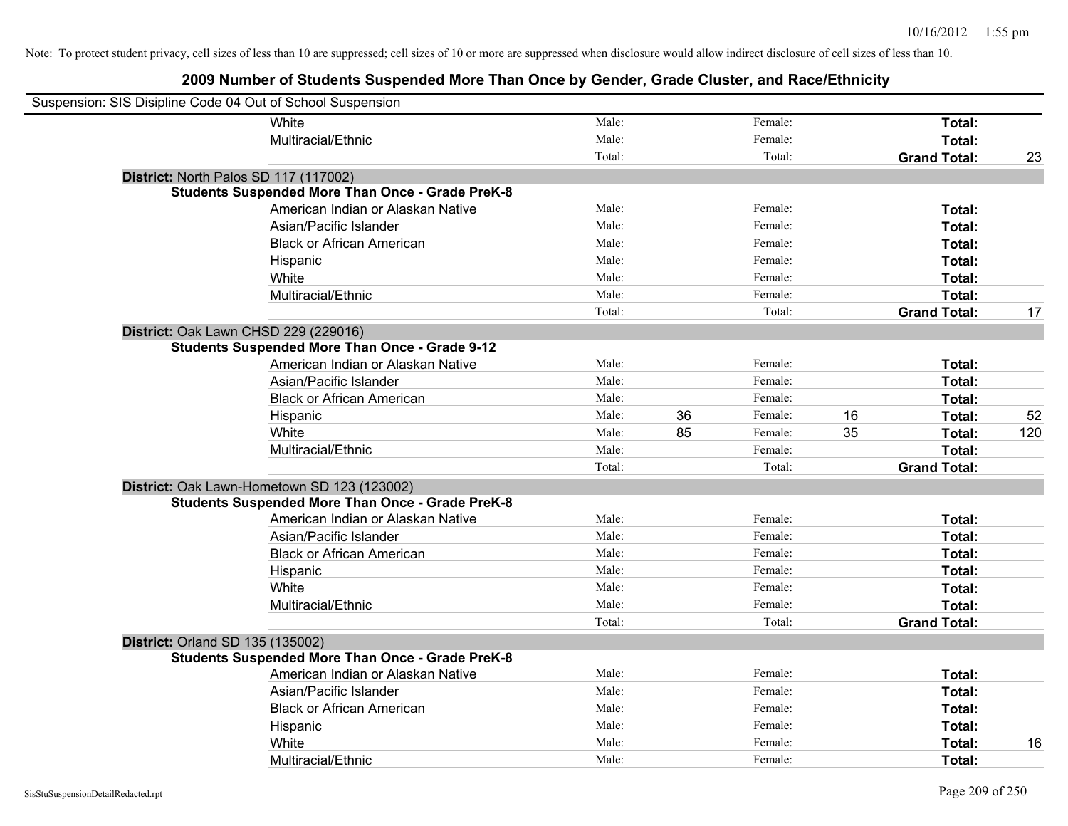Note: To protect student privacy, cell sizes of less than 10 are suppressed; cell sizes of 10 or more are suppressed when disclosure would allow indirect disclosure of cell sizes of less than 10.

## 2009 Number of Students Suspended More Than Once by Gender, Grade Cluster, and Race/Ethnicity

Suspension: SIS Disipline Code 04 Out of School Suspension

| | | | | | | |
|---|---|---|---|---|---|---|
| White | Male: | | Female: | | **Total:** | |
| Multiracial/Ethnic | Male: | | Female: | | **Total:** | |
| | Total: | | Total: | | **Grand Total:** | 23 |

**District:** North Palos SD 117 (117002)

**Students Suspended More Than Once - Grade PreK-8**

| | | | | | | |
|---|---|---|---|---|---|---|
| American Indian or Alaskan Native | Male: | | Female: | | **Total:** | |
| Asian/Pacific Islander | Male: | | Female: | | **Total:** | |
| Black or African American | Male: | | Female: | | **Total:** | |
| Hispanic | Male: | | Female: | | **Total:** | |
| White | Male: | | Female: | | **Total:** | |
| Multiracial/Ethnic | Male: | | Female: | | **Total:** | |
| | Total: | | Total: | | **Grand Total:** | 17 |

**District:** Oak Lawn CHSD 229 (229016)

**Students Suspended More Than Once - Grade 9-12**

| | | | | | | |
|---|---|---|---|---|---|---|
| American Indian or Alaskan Native | Male: | | Female: | | **Total:** | |
| Asian/Pacific Islander | Male: | | Female: | | **Total:** | |
| Black or African American | Male: | | Female: | | **Total:** | |
| Hispanic | Male: | 36 | Female: | 16 | **Total:** | 52 |
| White | Male: | 85 | Female: | 35 | **Total:** | 120 |
| Multiracial/Ethnic | Male: | | Female: | | **Total:** | |
| | Total: | | Total: | | **Grand Total:** | |

**District:** Oak Lawn-Hometown SD 123 (123002)

**Students Suspended More Than Once - Grade PreK-8**

| | | | | | | |
|---|---|---|---|---|---|---|
| American Indian or Alaskan Native | Male: | | Female: | | **Total:** | |
| Asian/Pacific Islander | Male: | | Female: | | **Total:** | |
| Black or African American | Male: | | Female: | | **Total:** | |
| Hispanic | Male: | | Female: | | **Total:** | |
| White | Male: | | Female: | | **Total:** | |
| Multiracial/Ethnic | Male: | | Female: | | **Total:** | |
| | Total: | | Total: | | **Grand Total:** | |

**District:** Orland SD 135 (135002)

**Students Suspended More Than Once - Grade PreK-8**

| | | | | | | |
|---|---|---|---|---|---|---|
| American Indian or Alaskan Native | Male: | | Female: | | **Total:** | |
| Asian/Pacific Islander | Male: | | Female: | | **Total:** | |
| Black or African American | Male: | | Female: | | **Total:** | |
| Hispanic | Male: | | Female: | | **Total:** | |
| White | Male: | | Female: | | **Total:** | 16 |
| Multiracial/Ethnic | Male: | | Female: | | **Total:** | |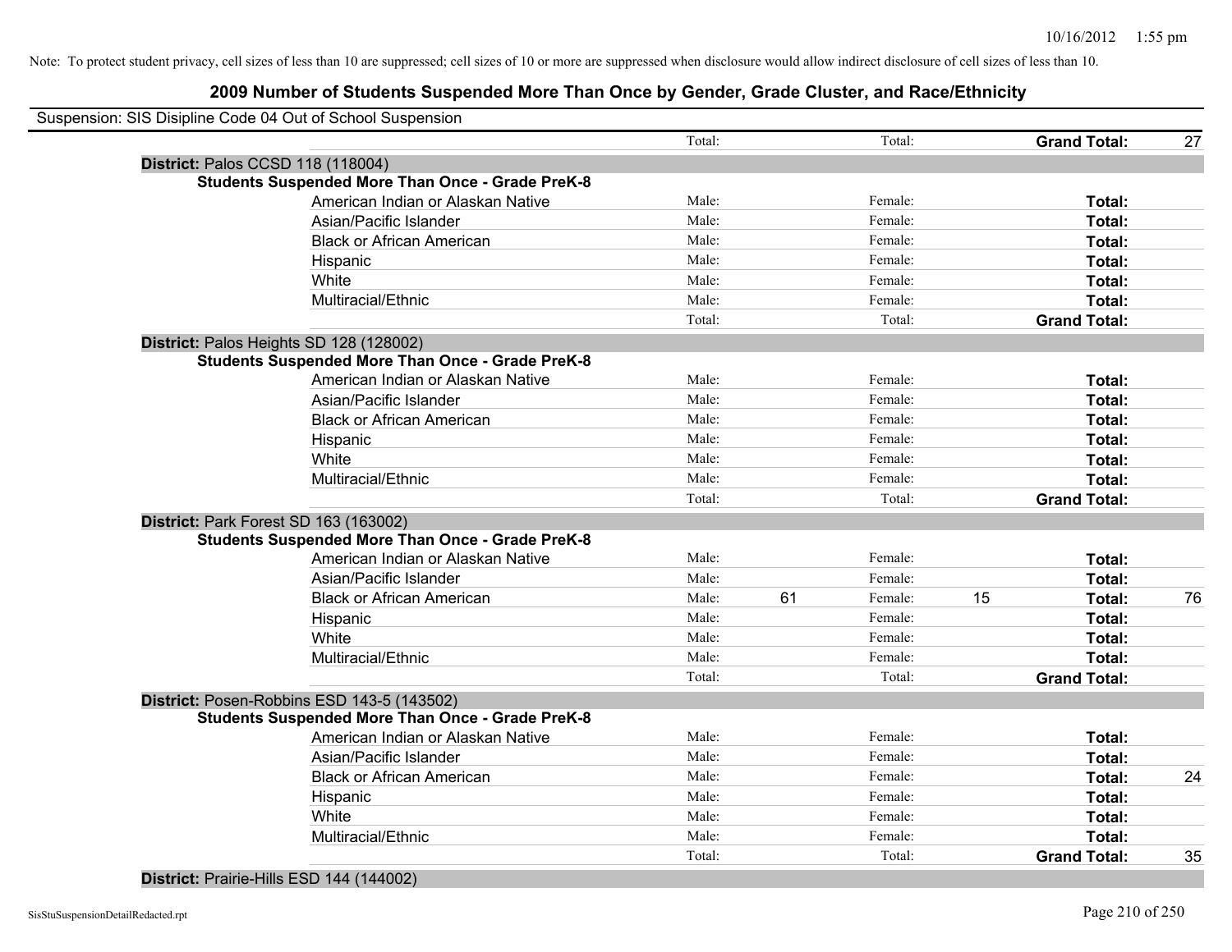Note: To protect student privacy, cell sizes of less than 10 are suppressed; cell sizes of 10 or more are suppressed when disclosure would allow indirect disclosure of cell sizes of less than 10.

## 2009 Number of Students Suspended More Than Once by Gender, Grade Cluster, and Race/Ethnicity

Suspension: SIS Disipline Code 04 Out of School Suspension

| | | | | | | | |
|---|---|---|---|---|---|---|---|
| | Total: | | Total: | | **Grand Total:** | 27 |

**District:** Palos CCSD 118 (118004)

**Students Suspended More Than Once - Grade PreK-8**

| Race/Ethnicity | | Male | | Female | | Total |
|---|---|---|---|---|---|---|
| American Indian or Alaskan Native | Male: | | Female: | | **Total:** | |
| Asian/Pacific Islander | Male: | | Female: | | **Total:** | |
| Black or African American | Male: | | Female: | | **Total:** | |
| Hispanic | Male: | | Female: | | **Total:** | |
| White | Male: | | Female: | | **Total:** | |
| Multiracial/Ethnic | Male: | | Female: | | **Total:** | |
| | Total: | | Total: | | **Grand Total:** | |

**District:** Palos Heights SD 128 (128002)

**Students Suspended More Than Once - Grade PreK-8**

| Race/Ethnicity | | Male | | Female | | Total |
|---|---|---|---|---|---|---|
| American Indian or Alaskan Native | Male: | | Female: | | **Total:** | |
| Asian/Pacific Islander | Male: | | Female: | | **Total:** | |
| Black or African American | Male: | | Female: | | **Total:** | |
| Hispanic | Male: | | Female: | | **Total:** | |
| White | Male: | | Female: | | **Total:** | |
| Multiracial/Ethnic | Male: | | Female: | | **Total:** | |
| | Total: | | Total: | | **Grand Total:** | |

**District:** Park Forest SD 163 (163002)

**Students Suspended More Than Once - Grade PreK-8**

| Race/Ethnicity | | Male | | Female | | Total |
|---|---|---|---|---|---|---|
| American Indian or Alaskan Native | Male: | | Female: | | **Total:** | |
| Asian/Pacific Islander | Male: | | Female: | | **Total:** | |
| Black or African American | Male: | 61 | Female: | 15 | **Total:** | 76 |
| Hispanic | Male: | | Female: | | **Total:** | |
| White | Male: | | Female: | | **Total:** | |
| Multiracial/Ethnic | Male: | | Female: | | **Total:** | |
| | Total: | | Total: | | **Grand Total:** | |

**District:** Posen-Robbins ESD 143-5 (143502)

**Students Suspended More Than Once - Grade PreK-8**

| Race/Ethnicity | | Male | | Female | | Total |
|---|---|---|---|---|---|---|
| American Indian or Alaskan Native | Male: | | Female: | | **Total:** | |
| Asian/Pacific Islander | Male: | | Female: | | **Total:** | |
| Black or African American | Male: | | Female: | | **Total:** | 24 |
| Hispanic | Male: | | Female: | | **Total:** | |
| White | Male: | | Female: | | **Total:** | |
| Multiracial/Ethnic | Male: | | Female: | | **Total:** | |
| | Total: | | Total: | | **Grand Total:** | 35 |

**District:** Prairie-Hills ESD 144 (144002)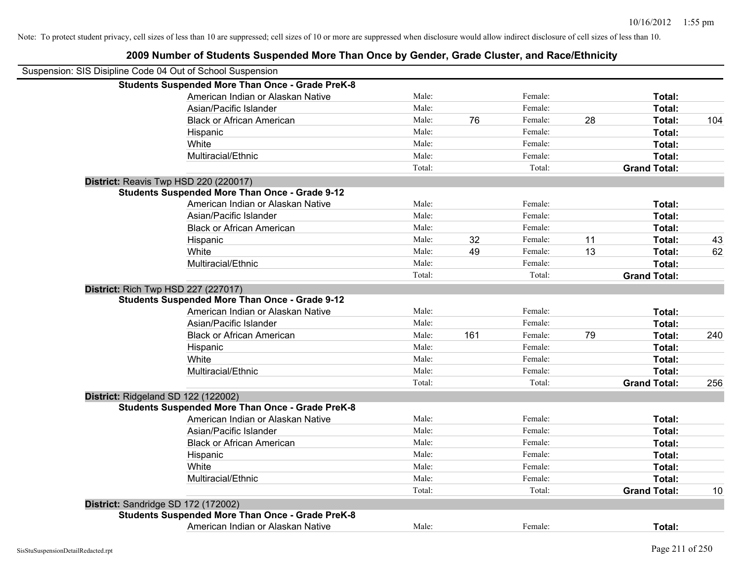Note: To protect student privacy, cell sizes of less than 10 are suppressed; cell sizes of 10 or more are suppressed when disclosure would allow indirect disclosure of cell sizes of less than 10.

## 2009 Number of Students Suspended More Than Once by Gender, Grade Cluster, and Race/Ethnicity

Suspension: SIS Disipline Code 04 Out of School Suspension

**Students Suspended More Than Once - Grade PreK-8**

| Race/Ethnicity | | | | | | |
|---|---|---|---|---|---|---|
| American Indian or Alaskan Native | Male: | | Female: | | **Total:** | |
| Asian/Pacific Islander | Male: | | Female: | | **Total:** | |
| Black or African American | Male: | 76 | Female: | 28 | **Total:** | 104 |
| Hispanic | Male: | | Female: | | **Total:** | |
| White | Male: | | Female: | | **Total:** | |
| Multiracial/Ethnic | Male: | | Female: | | **Total:** | |
| | Total: | | Total: | | **Grand Total:** | |

**District:** Reavis Twp HSD 220 (220017)

**Students Suspended More Than Once - Grade 9-12**

| Race/Ethnicity | | | | | | |
|---|---|---|---|---|---|---|
| American Indian or Alaskan Native | Male: | | Female: | | **Total:** | |
| Asian/Pacific Islander | Male: | | Female: | | **Total:** | |
| Black or African American | Male: | | Female: | | **Total:** | |
| Hispanic | Male: | 32 | Female: | 11 | **Total:** | 43 |
| White | Male: | 49 | Female: | 13 | **Total:** | 62 |
| Multiracial/Ethnic | Male: | | Female: | | **Total:** | |
| | Total: | | Total: | | **Grand Total:** | |

**District:** Rich Twp HSD 227 (227017)

**Students Suspended More Than Once - Grade 9-12**

| Race/Ethnicity | | | | | | |
|---|---|---|---|---|---|---|
| American Indian or Alaskan Native | Male: | | Female: | | **Total:** | |
| Asian/Pacific Islander | Male: | | Female: | | **Total:** | |
| Black or African American | Male: | 161 | Female: | 79 | **Total:** | 240 |
| Hispanic | Male: | | Female: | | **Total:** | |
| White | Male: | | Female: | | **Total:** | |
| Multiracial/Ethnic | Male: | | Female: | | **Total:** | |
| | Total: | | Total: | | **Grand Total:** | 256 |

**District:** Ridgeland SD 122 (122002)

**Students Suspended More Than Once - Grade PreK-8**

| Race/Ethnicity | | | | | | |
|---|---|---|---|---|---|---|
| American Indian or Alaskan Native | Male: | | Female: | | **Total:** | |
| Asian/Pacific Islander | Male: | | Female: | | **Total:** | |
| Black or African American | Male: | | Female: | | **Total:** | |
| Hispanic | Male: | | Female: | | **Total:** | |
| White | Male: | | Female: | | **Total:** | |
| Multiracial/Ethnic | Male: | | Female: | | **Total:** | |
| | Total: | | Total: | | **Grand Total:** | 10 |

**District:** Sandridge SD 172 (172002)

**Students Suspended More Than Once - Grade PreK-8**

| Race/Ethnicity | | | | | | |
|---|---|---|---|---|---|---|
| American Indian or Alaskan Native | Male: | | Female: | | **Total:** | |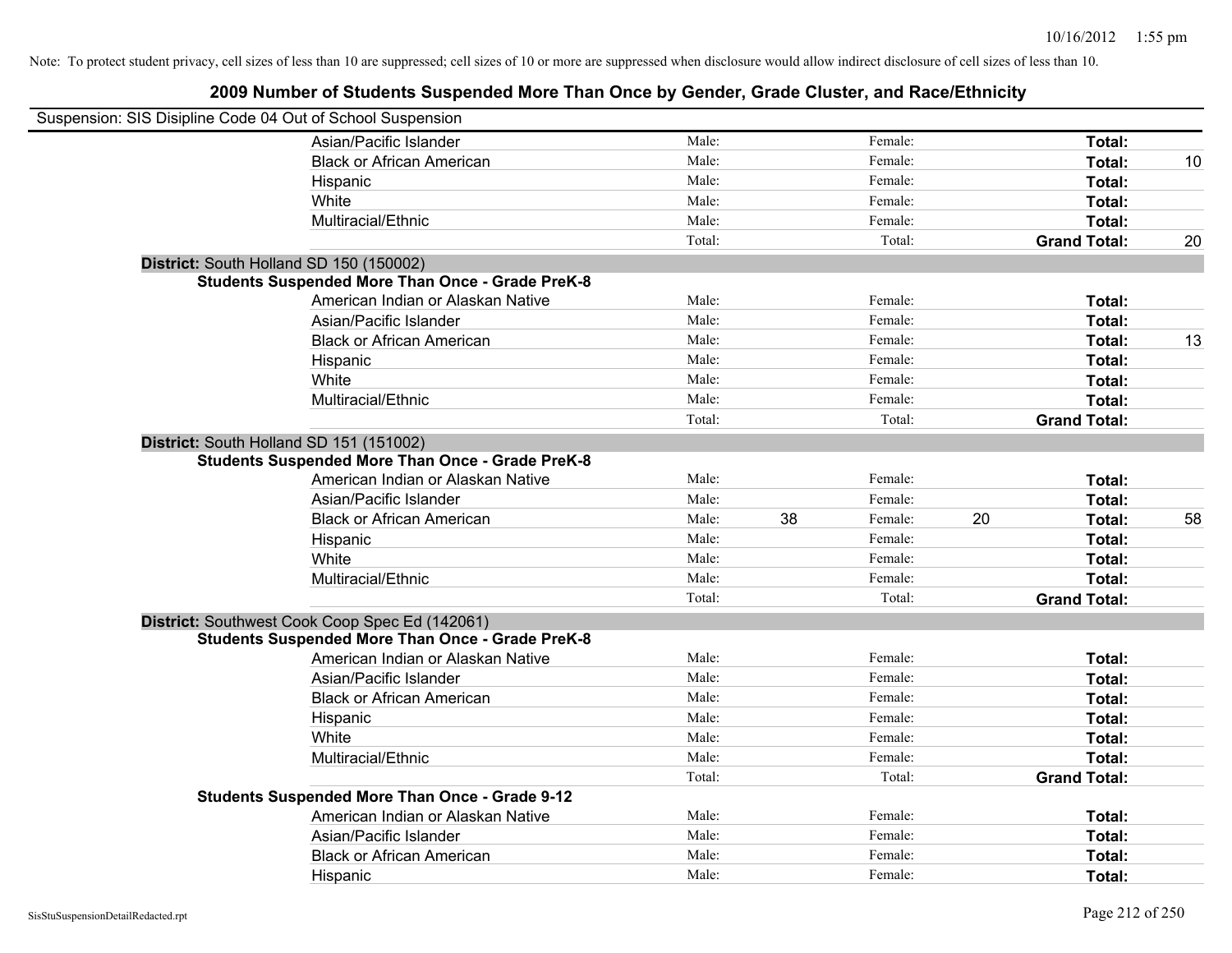Note: To protect student privacy, cell sizes of less than 10 are suppressed; cell sizes of 10 or more are suppressed when disclosure would allow indirect disclosure of cell sizes of less than 10.

## 2009 Number of Students Suspended More Than Once by Gender, Grade Cluster, and Race/Ethnicity

Suspension: SIS Disipline Code 04 Out of School Suspension

| | | | | | | |
|---|---|---|---|---|---|---|
| Asian/Pacific Islander | Male: | | Female: | | **Total:** | |
| Black or African American | Male: | | Female: | | **Total:** | 10 |
| Hispanic | Male: | | Female: | | **Total:** | |
| White | Male: | | Female: | | **Total:** | |
| Multiracial/Ethnic | Male: | | Female: | | **Total:** | |
| | Total: | | Total: | | **Grand Total:** | 20 |

**District:** South Holland SD 150 (150002)

**Students Suspended More Than Once - Grade PreK-8**

| | | | | | | |
|---|---|---|---|---|---|---|
| American Indian or Alaskan Native | Male: | | Female: | | **Total:** | |
| Asian/Pacific Islander | Male: | | Female: | | **Total:** | |
| Black or African American | Male: | | Female: | | **Total:** | 13 |
| Hispanic | Male: | | Female: | | **Total:** | |
| White | Male: | | Female: | | **Total:** | |
| Multiracial/Ethnic | Male: | | Female: | | **Total:** | |
| | Total: | | Total: | | **Grand Total:** | |

**District:** South Holland SD 151 (151002)

**Students Suspended More Than Once - Grade PreK-8**

| | | | | | | |
|---|---|---|---|---|---|---|
| American Indian or Alaskan Native | Male: | | Female: | | **Total:** | |
| Asian/Pacific Islander | Male: | | Female: | | **Total:** | |
| Black or African American | Male: | 38 | Female: | 20 | **Total:** | 58 |
| Hispanic | Male: | | Female: | | **Total:** | |
| White | Male: | | Female: | | **Total:** | |
| Multiracial/Ethnic | Male: | | Female: | | **Total:** | |
| | Total: | | Total: | | **Grand Total:** | |

**District:** Southwest Cook Coop Spec Ed (142061)

**Students Suspended More Than Once - Grade PreK-8**

| | | | | | | |
|---|---|---|---|---|---|---|
| American Indian or Alaskan Native | Male: | | Female: | | **Total:** | |
| Asian/Pacific Islander | Male: | | Female: | | **Total:** | |
| Black or African American | Male: | | Female: | | **Total:** | |
| Hispanic | Male: | | Female: | | **Total:** | |
| White | Male: | | Female: | | **Total:** | |
| Multiracial/Ethnic | Male: | | Female: | | **Total:** | |
| | Total: | | Total: | | **Grand Total:** | |

**Students Suspended More Than Once - Grade 9-12**

| | | | | | | |
|---|---|---|---|---|---|---|
| American Indian or Alaskan Native | Male: | | Female: | | **Total:** | |
| Asian/Pacific Islander | Male: | | Female: | | **Total:** | |
| Black or African American | Male: | | Female: | | **Total:** | |
| Hispanic | Male: | | Female: | | **Total:** | |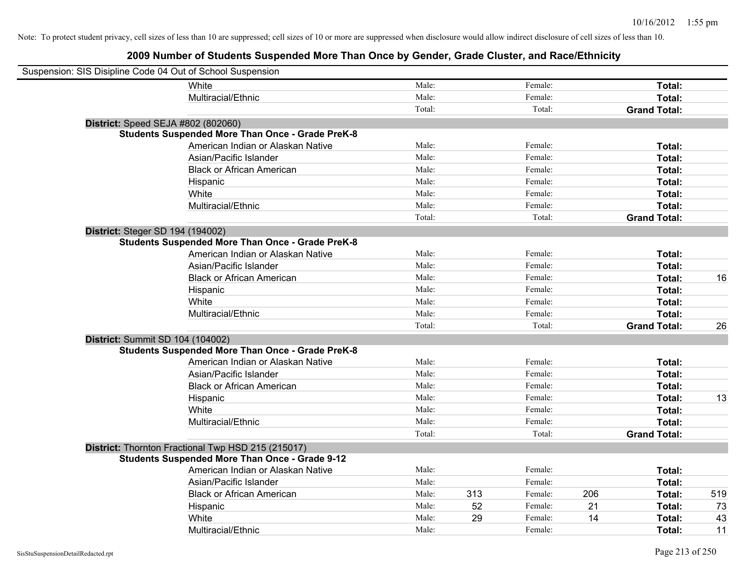Note: To protect student privacy, cell sizes of less than 10 are suppressed; cell sizes of 10 or more are suppressed when disclosure would allow indirect disclosure of cell sizes of less than 10.

## 2009 Number of Students Suspended More Than Once by Gender, Grade Cluster, and Race/Ethnicity

Suspension: SIS Disipline Code 04 Out of School Suspension

| | | | | | | |
|---|---|---|---|---|---|---|
| White | Male: | | Female: | | **Total:** | |
| Multiracial/Ethnic | Male: | | Female: | | **Total:** | |
| | Total: | | Total: | | **Grand Total:** | |

**District:** Speed SEJA #802 (802060)

**Students Suspended More Than Once - Grade PreK-8**

| | | | | | | |
|---|---|---|---|---|---|---|
| American Indian or Alaskan Native | Male: | | Female: | | **Total:** | |
| Asian/Pacific Islander | Male: | | Female: | | **Total:** | |
| Black or African American | Male: | | Female: | | **Total:** | |
| Hispanic | Male: | | Female: | | **Total:** | |
| White | Male: | | Female: | | **Total:** | |
| Multiracial/Ethnic | Male: | | Female: | | **Total:** | |
| | Total: | | Total: | | **Grand Total:** | |

**District:** Steger SD 194 (194002)

**Students Suspended More Than Once - Grade PreK-8**

| | | | | | | |
|---|---|---|---|---|---|---|
| American Indian or Alaskan Native | Male: | | Female: | | **Total:** | |
| Asian/Pacific Islander | Male: | | Female: | | **Total:** | |
| Black or African American | Male: | | Female: | | **Total:** | 16 |
| Hispanic | Male: | | Female: | | **Total:** | |
| White | Male: | | Female: | | **Total:** | |
| Multiracial/Ethnic | Male: | | Female: | | **Total:** | |
| | Total: | | Total: | | **Grand Total:** | 26 |

**District:** Summit SD 104 (104002)

**Students Suspended More Than Once - Grade PreK-8**

| | | | | | | |
|---|---|---|---|---|---|---|
| American Indian or Alaskan Native | Male: | | Female: | | **Total:** | |
| Asian/Pacific Islander | Male: | | Female: | | **Total:** | |
| Black or African American | Male: | | Female: | | **Total:** | |
| Hispanic | Male: | | Female: | | **Total:** | 13 |
| White | Male: | | Female: | | **Total:** | |
| Multiracial/Ethnic | Male: | | Female: | | **Total:** | |
| | Total: | | Total: | | **Grand Total:** | |

**District:** Thornton Fractional Twp HSD 215 (215017)

**Students Suspended More Than Once - Grade 9-12**

| | | | | | | |
|---|---|---|---|---|---|---|
| American Indian or Alaskan Native | Male: | | Female: | | **Total:** | |
| Asian/Pacific Islander | Male: | | Female: | | **Total:** | |
| Black or African American | Male: | 313 | Female: | 206 | **Total:** | 519 |
| Hispanic | Male: | 52 | Female: | 21 | **Total:** | 73 |
| White | Male: | 29 | Female: | 14 | **Total:** | 43 |
| Multiracial/Ethnic | Male: | | Female: | | **Total:** | 11 |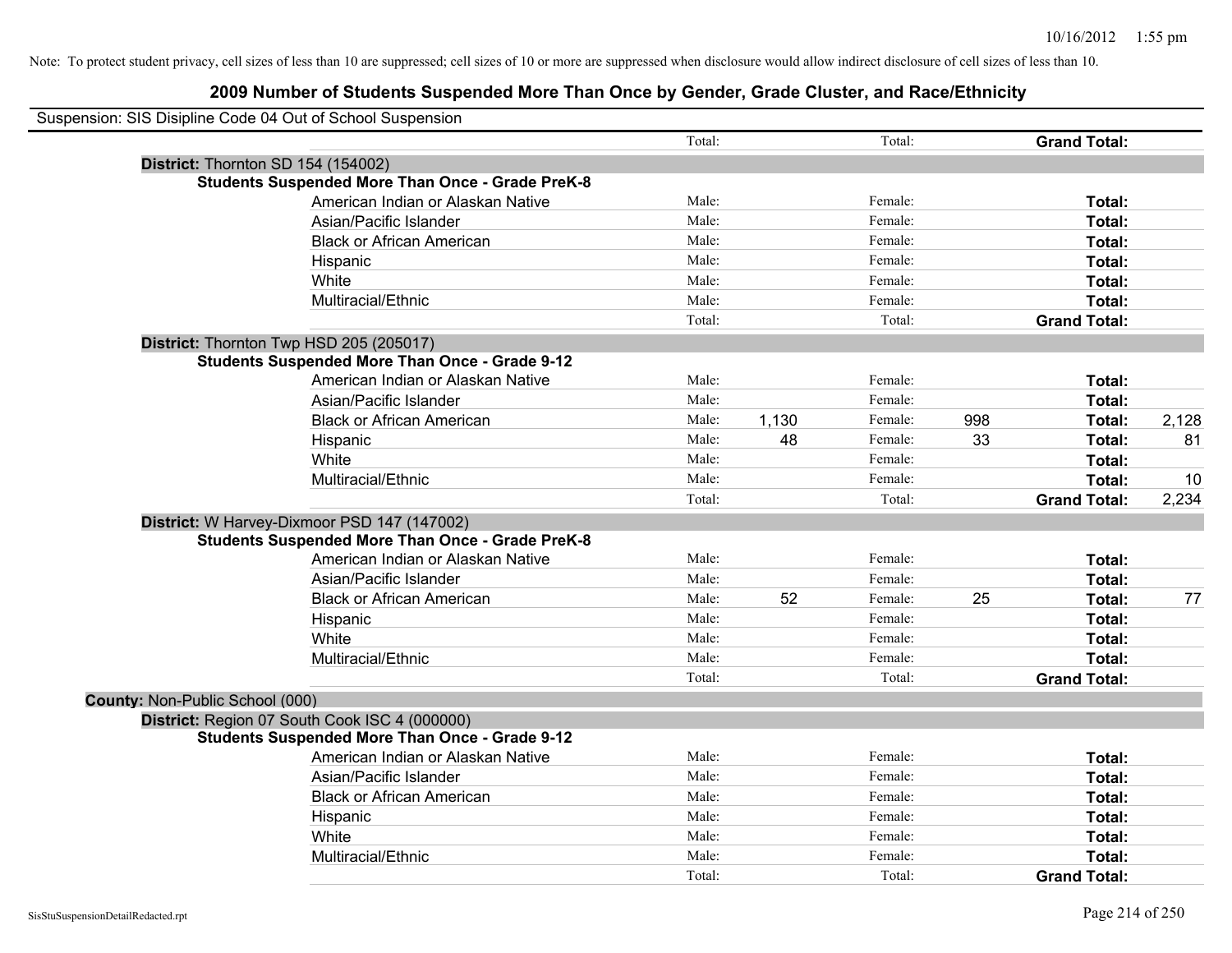Note: To protect student privacy, cell sizes of less than 10 are suppressed; cell sizes of 10 or more are suppressed when disclosure would allow indirect disclosure of cell sizes of less than 10.

## 2009 Number of Students Suspended More Than Once by Gender, Grade Cluster, and Race/Ethnicity

Suspension: SIS Disipline Code 04 Out of School Suspension

| | | | | | | |
|---|---|---|---|---|---|---|
| | Total: | | Total: | | **Grand Total:** | |
| **District:** Thornton SD 154 (154002) | | | | | | |
| **Students Suspended More Than Once - Grade PreK-8** | | | | | | |
| American Indian or Alaskan Native | Male: | | Female: | | **Total:** | |
| Asian/Pacific Islander | Male: | | Female: | | **Total:** | |
| Black or African American | Male: | | Female: | | **Total:** | |
| Hispanic | Male: | | Female: | | **Total:** | |
| White | Male: | | Female: | | **Total:** | |
| Multiracial/Ethnic | Male: | | Female: | | **Total:** | |
| | Total: | | Total: | | **Grand Total:** | |
| **District:** Thornton Twp HSD 205 (205017) | | | | | | |
| **Students Suspended More Than Once - Grade 9-12** | | | | | | |
| American Indian or Alaskan Native | Male: | | Female: | | **Total:** | |
| Asian/Pacific Islander | Male: | | Female: | | **Total:** | |
| Black or African American | Male: | 1,130 | Female: | 998 | **Total:** | 2,128 |
| Hispanic | Male: | 48 | Female: | 33 | **Total:** | 81 |
| White | Male: | | Female: | | **Total:** | |
| Multiracial/Ethnic | Male: | | Female: | | **Total:** | 10 |
| | Total: | | Total: | | **Grand Total:** | 2,234 |
| **District:** W Harvey-Dixmoor PSD 147 (147002) | | | | | | |
| **Students Suspended More Than Once - Grade PreK-8** | | | | | | |
| American Indian or Alaskan Native | Male: | | Female: | | **Total:** | |
| Asian/Pacific Islander | Male: | | Female: | | **Total:** | |
| Black or African American | Male: | 52 | Female: | 25 | **Total:** | 77 |
| Hispanic | Male: | | Female: | | **Total:** | |
| White | Male: | | Female: | | **Total:** | |
| Multiracial/Ethnic | Male: | | Female: | | **Total:** | |
| | Total: | | Total: | | **Grand Total:** | |
| **County:** Non-Public School (000) | | | | | | |
| **District:** Region 07 South Cook ISC 4 (000000) | | | | | | |
| **Students Suspended More Than Once - Grade 9-12** | | | | | | |
| American Indian or Alaskan Native | Male: | | Female: | | **Total:** | |
| Asian/Pacific Islander | Male: | | Female: | | **Total:** | |
| Black or African American | Male: | | Female: | | **Total:** | |
| Hispanic | Male: | | Female: | | **Total:** | |
| White | Male: | | Female: | | **Total:** | |
| Multiracial/Ethnic | Male: | | Female: | | **Total:** | |
| | Total: | | Total: | | **Grand Total:** | |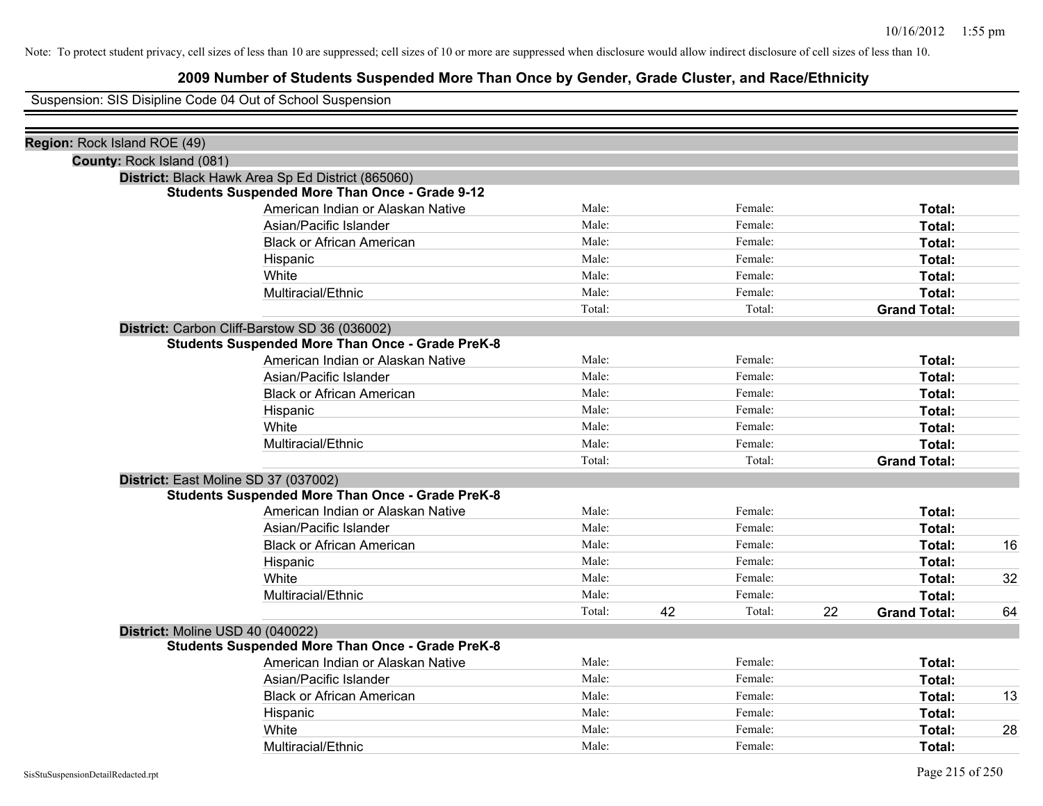Note: To protect student privacy, cell sizes of less than 10 are suppressed; cell sizes of 10 or more are suppressed when disclosure would allow indirect disclosure of cell sizes of less than 10.

# 2009 Number of Students Suspended More Than Once by Gender, Grade Cluster, and Race/Ethnicity

Suspension: SIS Disipline Code 04 Out of School Suspension

**Region:** Rock Island ROE (49)

**County:** Rock Island (081)

**District:** Black Hawk Area Sp Ed District (865060)

**Students Suspended More Than Once - Grade 9-12**

| | | | | | | |
|---|---|---|---|---|---|---|
| American Indian or Alaskan Native | Male: | | Female: | | **Total:** | |
| Asian/Pacific Islander | Male: | | Female: | | **Total:** | |
| Black or African American | Male: | | Female: | | **Total:** | |
| Hispanic | Male: | | Female: | | **Total:** | |
| White | Male: | | Female: | | **Total:** | |
| Multiracial/Ethnic | Male: | | Female: | | **Total:** | |
| | Total: | | Total: | | **Grand Total:** | |

**District:** Carbon Cliff-Barstow SD 36 (036002)

**Students Suspended More Than Once - Grade PreK-8**

| | | | | | | |
|---|---|---|---|---|---|---|
| American Indian or Alaskan Native | Male: | | Female: | | **Total:** | |
| Asian/Pacific Islander | Male: | | Female: | | **Total:** | |
| Black or African American | Male: | | Female: | | **Total:** | |
| Hispanic | Male: | | Female: | | **Total:** | |
| White | Male: | | Female: | | **Total:** | |
| Multiracial/Ethnic | Male: | | Female: | | **Total:** | |
| | Total: | | Total: | | **Grand Total:** | |

**District:** East Moline SD 37 (037002)

**Students Suspended More Than Once - Grade PreK-8**

| | | | | | | |
|---|---|---|---|---|---|---|
| American Indian or Alaskan Native | Male: | | Female: | | **Total:** | |
| Asian/Pacific Islander | Male: | | Female: | | **Total:** | |
| Black or African American | Male: | | Female: | | **Total:** | 16 |
| Hispanic | Male: | | Female: | | **Total:** | |
| White | Male: | | Female: | | **Total:** | 32 |
| Multiracial/Ethnic | Male: | | Female: | | **Total:** | |
| | Total: | 42 | Total: | 22 | **Grand Total:** | 64 |

**District:** Moline USD 40 (040022)

**Students Suspended More Than Once - Grade PreK-8**

| | | | | | | |
|---|---|---|---|---|---|---|
| American Indian or Alaskan Native | Male: | | Female: | | **Total:** | |
| Asian/Pacific Islander | Male: | | Female: | | **Total:** | |
| Black or African American | Male: | | Female: | | **Total:** | 13 |
| Hispanic | Male: | | Female: | | **Total:** | |
| White | Male: | | Female: | | **Total:** | 28 |
| Multiracial/Ethnic | Male: | | Female: | | **Total:** | |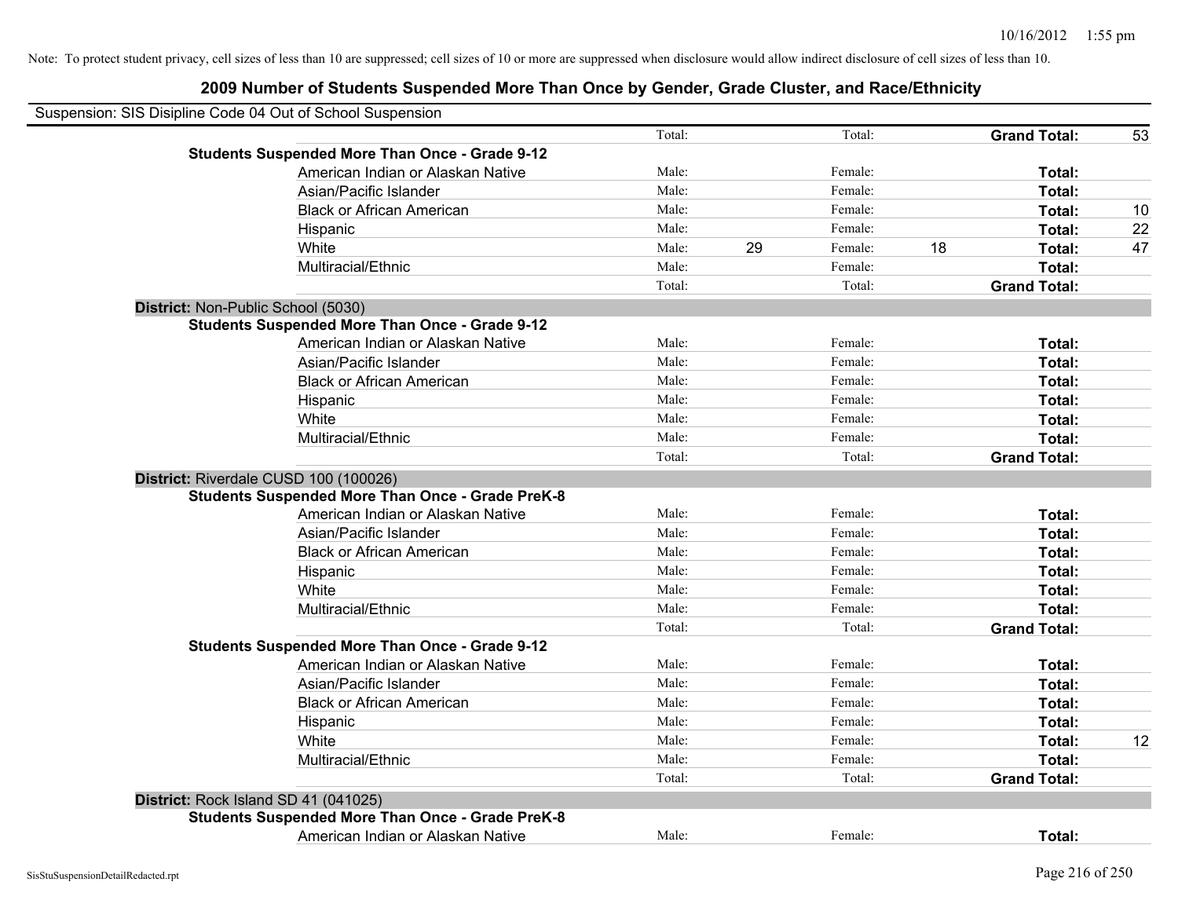Note: To protect student privacy, cell sizes of less than 10 are suppressed; cell sizes of 10 or more are suppressed when disclosure would allow indirect disclosure of cell sizes of less than 10.

# 2009 Number of Students Suspended More Than Once by Gender, Grade Cluster, and Race/Ethnicity

Suspension: SIS Disipline Code 04 Out of School Suspension

| | | | | | | |
|---|---|---|---|---|---|---|
| | Total: | | Total: | | **Grand Total:** | 53 |
| **Students Suspended More Than Once - Grade 9-12** | | | | | | |
| American Indian or Alaskan Native | Male: | | Female: | | **Total:** | |
| Asian/Pacific Islander | Male: | | Female: | | **Total:** | |
| Black or African American | Male: | | Female: | | **Total:** | 10 |
| Hispanic | Male: | | Female: | | **Total:** | 22 |
| White | Male: | 29 | Female: | 18 | **Total:** | 47 |
| Multiracial/Ethnic | Male: | | Female: | | **Total:** | |
| | Total: | | Total: | | **Grand Total:** | |

**District:** Non-Public School (5030)

| | | | | | | |
|---|---|---|---|---|---|---|
| **Students Suspended More Than Once - Grade 9-12** | | | | | | |
| American Indian or Alaskan Native | Male: | | Female: | | **Total:** | |
| Asian/Pacific Islander | Male: | | Female: | | **Total:** | |
| Black or African American | Male: | | Female: | | **Total:** | |
| Hispanic | Male: | | Female: | | **Total:** | |
| White | Male: | | Female: | | **Total:** | |
| Multiracial/Ethnic | Male: | | Female: | | **Total:** | |
| | Total: | | Total: | | **Grand Total:** | |

**District:** Riverdale CUSD 100 (100026)

| | | | | | | |
|---|---|---|---|---|---|---|
| **Students Suspended More Than Once - Grade PreK-8** | | | | | | |
| American Indian or Alaskan Native | Male: | | Female: | | **Total:** | |
| Asian/Pacific Islander | Male: | | Female: | | **Total:** | |
| Black or African American | Male: | | Female: | | **Total:** | |
| Hispanic | Male: | | Female: | | **Total:** | |
| White | Male: | | Female: | | **Total:** | |
| Multiracial/Ethnic | Male: | | Female: | | **Total:** | |
| | Total: | | Total: | | **Grand Total:** | |
| **Students Suspended More Than Once - Grade 9-12** | | | | | | |
| American Indian or Alaskan Native | Male: | | Female: | | **Total:** | |
| Asian/Pacific Islander | Male: | | Female: | | **Total:** | |
| Black or African American | Male: | | Female: | | **Total:** | |
| Hispanic | Male: | | Female: | | **Total:** | |
| White | Male: | | Female: | | **Total:** | 12 |
| Multiracial/Ethnic | Male: | | Female: | | **Total:** | |
| | Total: | | Total: | | **Grand Total:** | |

**District:** Rock Island SD 41 (041025)

| | | | | | | |
|---|---|---|---|---|---|---|
| **Students Suspended More Than Once - Grade PreK-8** | | | | | | |
| American Indian or Alaskan Native | Male: | | Female: | | **Total:** | |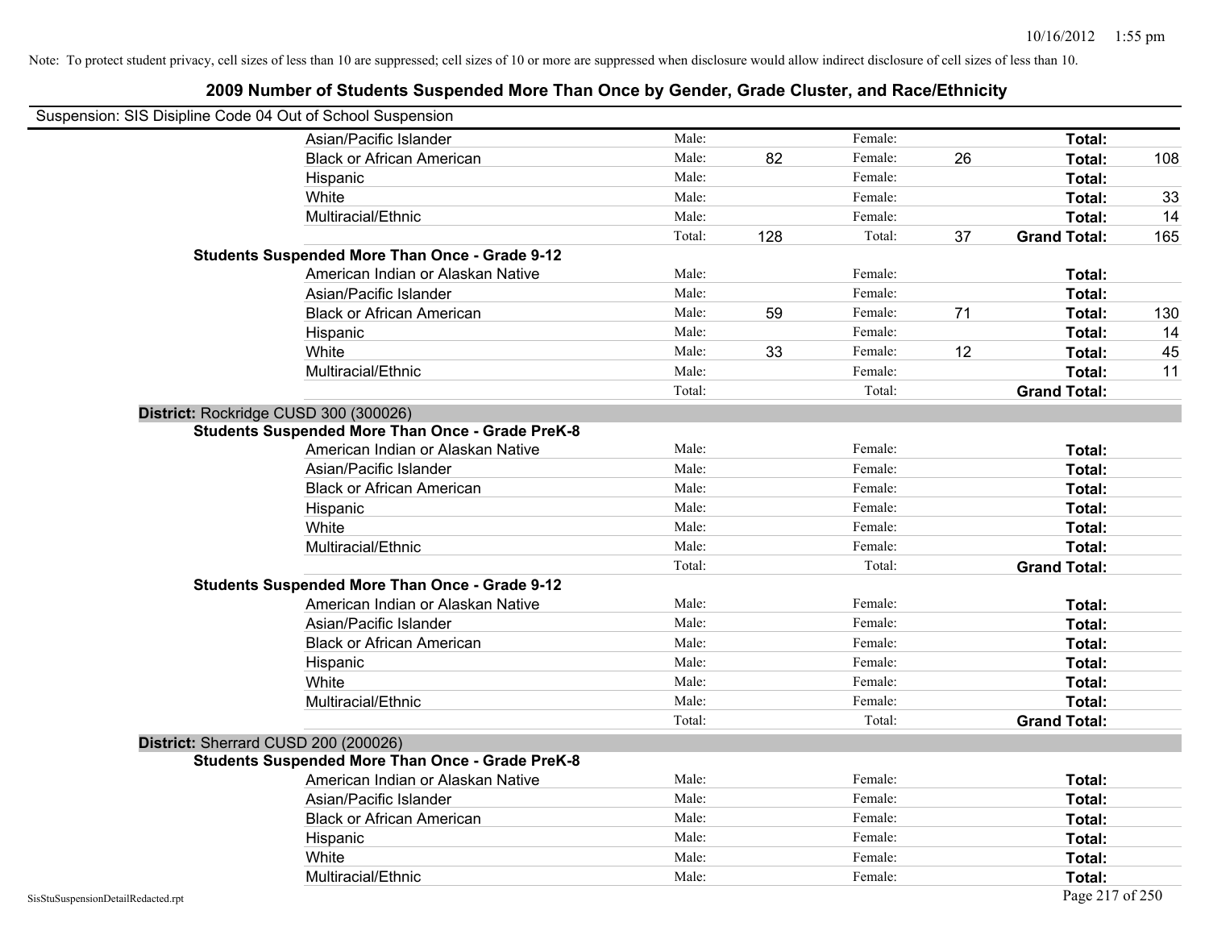Note: To protect student privacy, cell sizes of less than 10 are suppressed; cell sizes of 10 or more are suppressed when disclosure would allow indirect disclosure of cell sizes of less than 10.

## 2009 Number of Students Suspended More Than Once by Gender, Grade Cluster, and Race/Ethnicity

Suspension: SIS Disipline Code 04 Out of School Suspension

| | | | | | | |
|---|---|---|---|---|---|---|
| Asian/Pacific Islander | Male: | | Female: | | **Total:** | |
| Black or African American | Male: | 82 | Female: | 26 | **Total:** | 108 |
| Hispanic | Male: | | Female: | | **Total:** | |
| White | Male: | | Female: | | **Total:** | 33 |
| Multiracial/Ethnic | Male: | | Female: | | **Total:** | 14 |
| | Total: | 128 | Total: | 37 | **Grand Total:** | 165 |

**Students Suspended More Than Once - Grade 9-12**

| | | | | | | |
|---|---|---|---|---|---|---|
| American Indian or Alaskan Native | Male: | | Female: | | **Total:** | |
| Asian/Pacific Islander | Male: | | Female: | | **Total:** | |
| Black or African American | Male: | 59 | Female: | 71 | **Total:** | 130 |
| Hispanic | Male: | | Female: | | **Total:** | 14 |
| White | Male: | 33 | Female: | 12 | **Total:** | 45 |
| Multiracial/Ethnic | Male: | | Female: | | **Total:** | 11 |
| | Total: | | Total: | | **Grand Total:** | |

### District: Rockridge CUSD 300 (300026)

**Students Suspended More Than Once - Grade PreK-8**

| | | | | | | |
|---|---|---|---|---|---|---|
| American Indian or Alaskan Native | Male: | | Female: | | **Total:** | |
| Asian/Pacific Islander | Male: | | Female: | | **Total:** | |
| Black or African American | Male: | | Female: | | **Total:** | |
| Hispanic | Male: | | Female: | | **Total:** | |
| White | Male: | | Female: | | **Total:** | |
| Multiracial/Ethnic | Male: | | Female: | | **Total:** | |
| | Total: | | Total: | | **Grand Total:** | |

**Students Suspended More Than Once - Grade 9-12**

| | | | | | | |
|---|---|---|---|---|---|---|
| American Indian or Alaskan Native | Male: | | Female: | | **Total:** | |
| Asian/Pacific Islander | Male: | | Female: | | **Total:** | |
| Black or African American | Male: | | Female: | | **Total:** | |
| Hispanic | Male: | | Female: | | **Total:** | |
| White | Male: | | Female: | | **Total:** | |
| Multiracial/Ethnic | Male: | | Female: | | **Total:** | |
| | Total: | | Total: | | **Grand Total:** | |

### District: Sherrard CUSD 200 (200026)

**Students Suspended More Than Once - Grade PreK-8**

| | | | | | | |
|---|---|---|---|---|---|---|
| American Indian or Alaskan Native | Male: | | Female: | | **Total:** | |
| Asian/Pacific Islander | Male: | | Female: | | **Total:** | |
| Black or African American | Male: | | Female: | | **Total:** | |
| Hispanic | Male: | | Female: | | **Total:** | |
| White | Male: | | Female: | | **Total:** | |
| Multiracial/Ethnic | Male: | | Female: | | **Total:** | |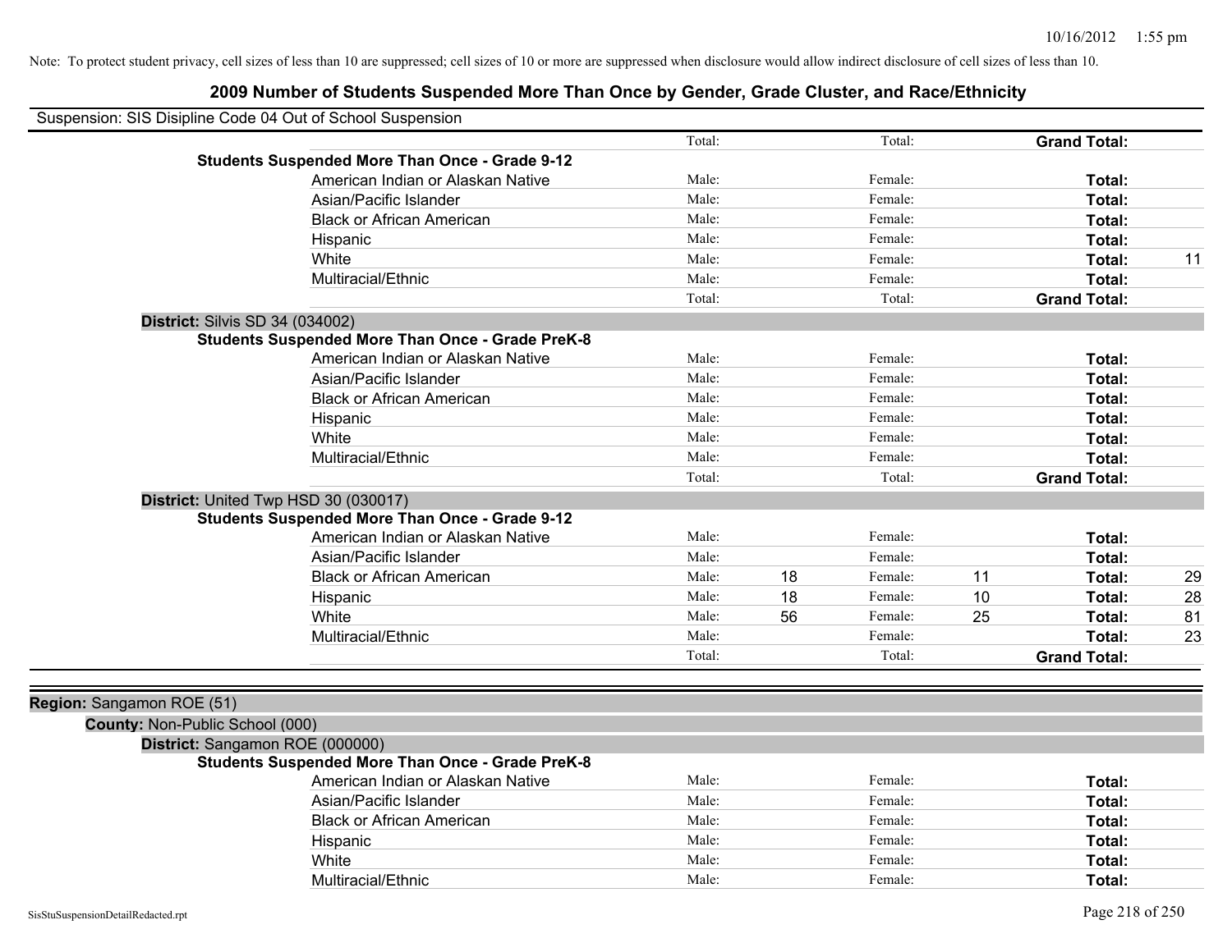Note: To protect student privacy, cell sizes of less than 10 are suppressed; cell sizes of 10 or more are suppressed when disclosure would allow indirect disclosure of cell sizes of less than 10.

# 2009 Number of Students Suspended More Than Once by Gender, Grade Cluster, and Race/Ethnicity

Suspension: SIS Disipline Code 04 Out of School Suspension

| | | | | | | | |
|---|---|---|---|---|---|---|---|
| | Total: | | Total: | | **Grand Total:** | |

**Students Suspended More Than Once - Grade 9-12**

| Race/Ethnicity | Male: | | Female: | | Total: | |
|---|---|---|---|---|---|---|
| American Indian or Alaskan Native | Male: | | Female: | | **Total:** | |
| Asian/Pacific Islander | Male: | | Female: | | **Total:** | |
| Black or African American | Male: | | Female: | | **Total:** | |
| Hispanic | Male: | | Female: | | **Total:** | |
| White | Male: | | Female: | | **Total:** | 11 |
| Multiracial/Ethnic | Male: | | Female: | | **Total:** | |
| | Total: | | Total: | | **Grand Total:** | |

**District:** Silvis SD 34 (034002)

**Students Suspended More Than Once - Grade PreK-8**

| Race/Ethnicity | Male: | | Female: | | Total: | |
|---|---|---|---|---|---|---|
| American Indian or Alaskan Native | Male: | | Female: | | **Total:** | |
| Asian/Pacific Islander | Male: | | Female: | | **Total:** | |
| Black or African American | Male: | | Female: | | **Total:** | |
| Hispanic | Male: | | Female: | | **Total:** | |
| White | Male: | | Female: | | **Total:** | |
| Multiracial/Ethnic | Male: | | Female: | | **Total:** | |
| | Total: | | Total: | | **Grand Total:** | |

**District:** United Twp HSD 30 (030017)

**Students Suspended More Than Once - Grade 9-12**

| Race/Ethnicity | Male: | | Female: | | Total: | |
|---|---|---|---|---|---|---|
| American Indian or Alaskan Native | Male: | | Female: | | **Total:** | |
| Asian/Pacific Islander | Male: | | Female: | | **Total:** | |
| Black or African American | Male: | 18 | Female: | 11 | **Total:** | 29 |
| Hispanic | Male: | 18 | Female: | 10 | **Total:** | 28 |
| White | Male: | 56 | Female: | 25 | **Total:** | 81 |
| Multiracial/Ethnic | Male: | | Female: | | **Total:** | 23 |
| | Total: | | Total: | | **Grand Total:** | |

**Region:** Sangamon ROE (51)

**County:** Non-Public School (000)

**District:** Sangamon ROE (000000)

**Students Suspended More Than Once - Grade PreK-8**

| Race/Ethnicity | Male: | | Female: | | Total: | |
|---|---|---|---|---|---|---|
| American Indian or Alaskan Native | Male: | | Female: | | **Total:** | |
| Asian/Pacific Islander | Male: | | Female: | | **Total:** | |
| Black or African American | Male: | | Female: | | **Total:** | |
| Hispanic | Male: | | Female: | | **Total:** | |
| White | Male: | | Female: | | **Total:** | |
| Multiracial/Ethnic | Male: | | Female: | | **Total:** | |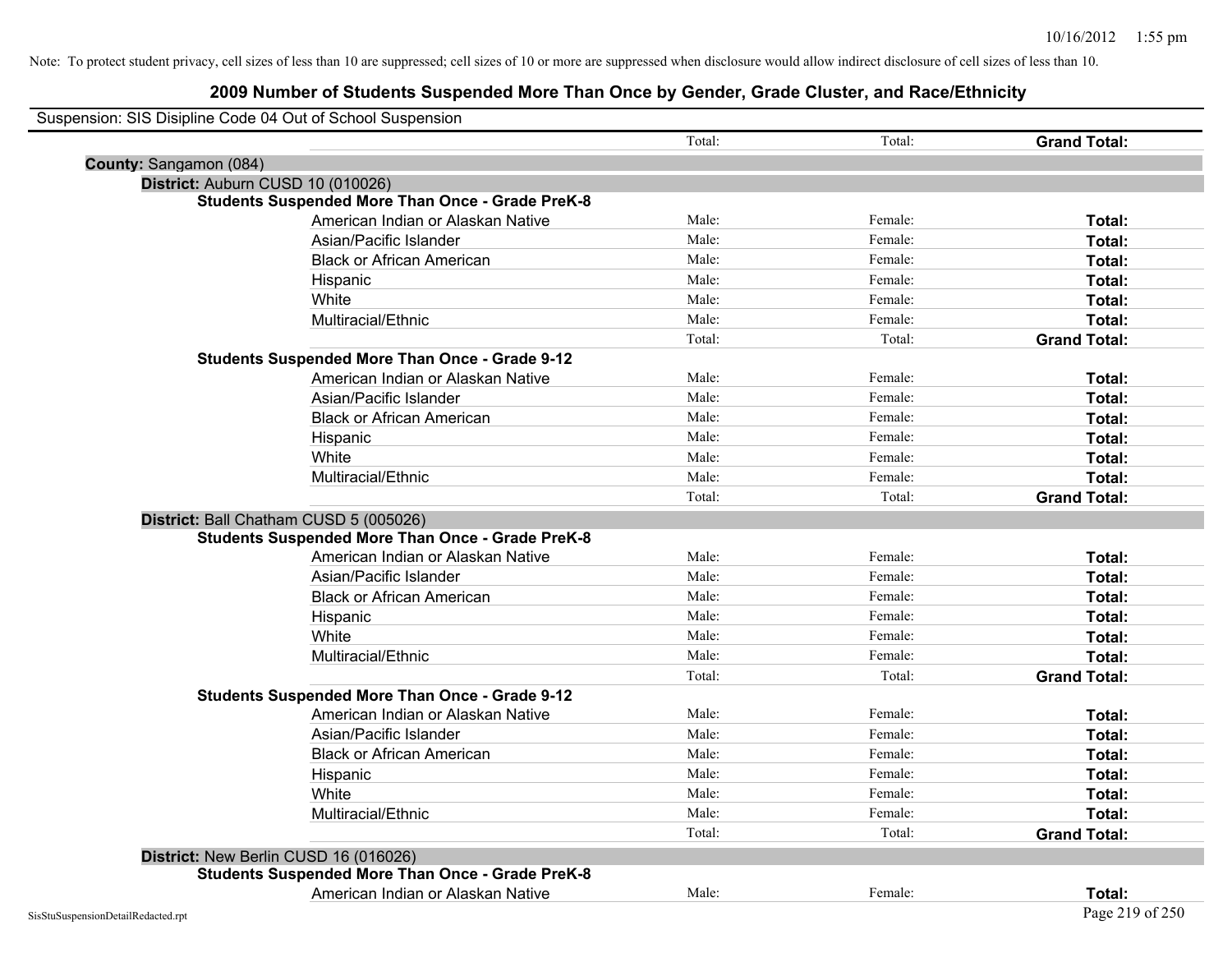Note: To protect student privacy, cell sizes of less than 10 are suppressed; cell sizes of 10 or more are suppressed when disclosure would allow indirect disclosure of cell sizes of less than 10.

# 2009 Number of Students Suspended More Than Once by Gender, Grade Cluster, and Race/Ethnicity

Suspension: SIS Disipline Code 04 Out of School Suspension

| | Total: | Total: | **Grand Total:** |
|---|---|---|---|

**County:** Sangamon (084)

**District:** Auburn CUSD 10 (010026)

**Students Suspended More Than Once - Grade PreK-8**

| | | | |
|---|---|---|---|
| American Indian or Alaskan Native | Male: | Female: | **Total:** |
| Asian/Pacific Islander | Male: | Female: | **Total:** |
| Black or African American | Male: | Female: | **Total:** |
| Hispanic | Male: | Female: | **Total:** |
| White | Male: | Female: | **Total:** |
| Multiracial/Ethnic | Male: | Female: | **Total:** |
| | Total: | Total: | **Grand Total:** |

**Students Suspended More Than Once - Grade 9-12**

| | | | |
|---|---|---|---|
| American Indian or Alaskan Native | Male: | Female: | **Total:** |
| Asian/Pacific Islander | Male: | Female: | **Total:** |
| Black or African American | Male: | Female: | **Total:** |
| Hispanic | Male: | Female: | **Total:** |
| White | Male: | Female: | **Total:** |
| Multiracial/Ethnic | Male: | Female: | **Total:** |
| | Total: | Total: | **Grand Total:** |

**District:** Ball Chatham CUSD 5 (005026)

**Students Suspended More Than Once - Grade PreK-8**

| | | | |
|---|---|---|---|
| American Indian or Alaskan Native | Male: | Female: | **Total:** |
| Asian/Pacific Islander | Male: | Female: | **Total:** |
| Black or African American | Male: | Female: | **Total:** |
| Hispanic | Male: | Female: | **Total:** |
| White | Male: | Female: | **Total:** |
| Multiracial/Ethnic | Male: | Female: | **Total:** |
| | Total: | Total: | **Grand Total:** |

**Students Suspended More Than Once - Grade 9-12**

| | | | |
|---|---|---|---|
| American Indian or Alaskan Native | Male: | Female: | **Total:** |
| Asian/Pacific Islander | Male: | Female: | **Total:** |
| Black or African American | Male: | Female: | **Total:** |
| Hispanic | Male: | Female: | **Total:** |
| White | Male: | Female: | **Total:** |
| Multiracial/Ethnic | Male: | Female: | **Total:** |
| | Total: | Total: | **Grand Total:** |

**District:** New Berlin CUSD 16 (016026)

**Students Suspended More Than Once - Grade PreK-8**

| | | | |
|---|---|---|---|
| American Indian or Alaskan Native | Male: | Female: | **Total:** |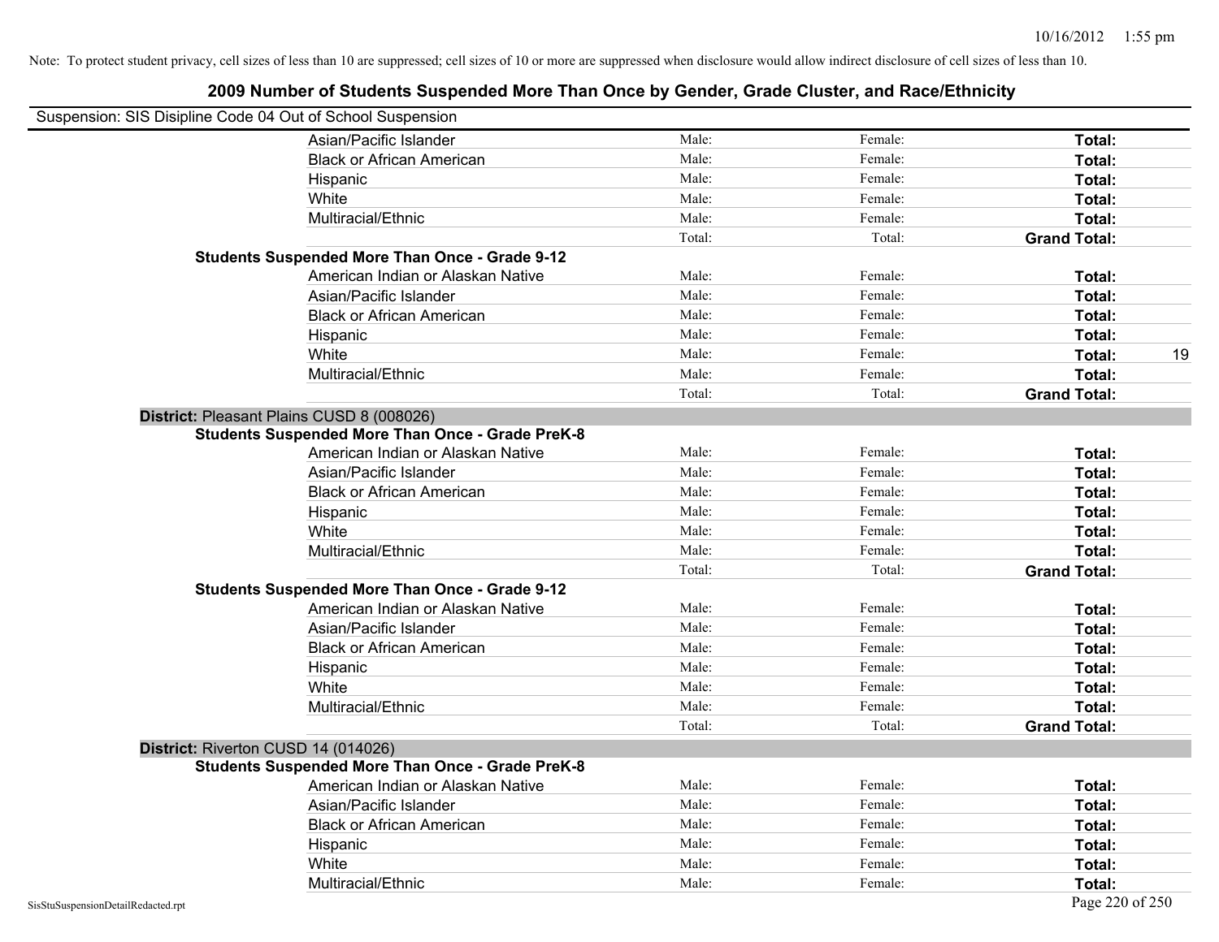Note: To protect student privacy, cell sizes of less than 10 are suppressed; cell sizes of 10 or more are suppressed when disclosure would allow indirect disclosure of cell sizes of less than 10.

## 2009 Number of Students Suspended More Than Once by Gender, Grade Cluster, and Race/Ethnicity

Suspension: SIS Disipline Code 04 Out of School Suspension

| | | | | |
|---|---|---|---|---|
| Asian/Pacific Islander | Male: | Female: | **Total:** | |
| Black or African American | Male: | Female: | **Total:** | |
| Hispanic | Male: | Female: | **Total:** | |
| White | Male: | Female: | **Total:** | |
| Multiracial/Ethnic | Male: | Female: | **Total:** | |
| | Total: | Total: | **Grand Total:** | |
| **Students Suspended More Than Once - Grade 9-12** | | | | |
| American Indian or Alaskan Native | Male: | Female: | **Total:** | |
| Asian/Pacific Islander | Male: | Female: | **Total:** | |
| Black or African American | Male: | Female: | **Total:** | |
| Hispanic | Male: | Female: | **Total:** | |
| White | Male: | Female: | **Total:** | 19 |
| Multiracial/Ethnic | Male: | Female: | **Total:** | |
| | Total: | Total: | **Grand Total:** | |

**District:** Pleasant Plains CUSD 8 (008026)

| | | | | |
|---|---|---|---|---|
| **Students Suspended More Than Once - Grade PreK-8** | | | | |
| American Indian or Alaskan Native | Male: | Female: | **Total:** | |
| Asian/Pacific Islander | Male: | Female: | **Total:** | |
| Black or African American | Male: | Female: | **Total:** | |
| Hispanic | Male: | Female: | **Total:** | |
| White | Male: | Female: | **Total:** | |
| Multiracial/Ethnic | Male: | Female: | **Total:** | |
| | Total: | Total: | **Grand Total:** | |
| **Students Suspended More Than Once - Grade 9-12** | | | | |
| American Indian or Alaskan Native | Male: | Female: | **Total:** | |
| Asian/Pacific Islander | Male: | Female: | **Total:** | |
| Black or African American | Male: | Female: | **Total:** | |
| Hispanic | Male: | Female: | **Total:** | |
| White | Male: | Female: | **Total:** | |
| Multiracial/Ethnic | Male: | Female: | **Total:** | |
| | Total: | Total: | **Grand Total:** | |

**District:** Riverton CUSD 14 (014026)

| | | | | |
|---|---|---|---|---|
| **Students Suspended More Than Once - Grade PreK-8** | | | | |
| American Indian or Alaskan Native | Male: | Female: | **Total:** | |
| Asian/Pacific Islander | Male: | Female: | **Total:** | |
| Black or African American | Male: | Female: | **Total:** | |
| Hispanic | Male: | Female: | **Total:** | |
| White | Male: | Female: | **Total:** | |
| Multiracial/Ethnic | Male: | Female: | **Total:** | |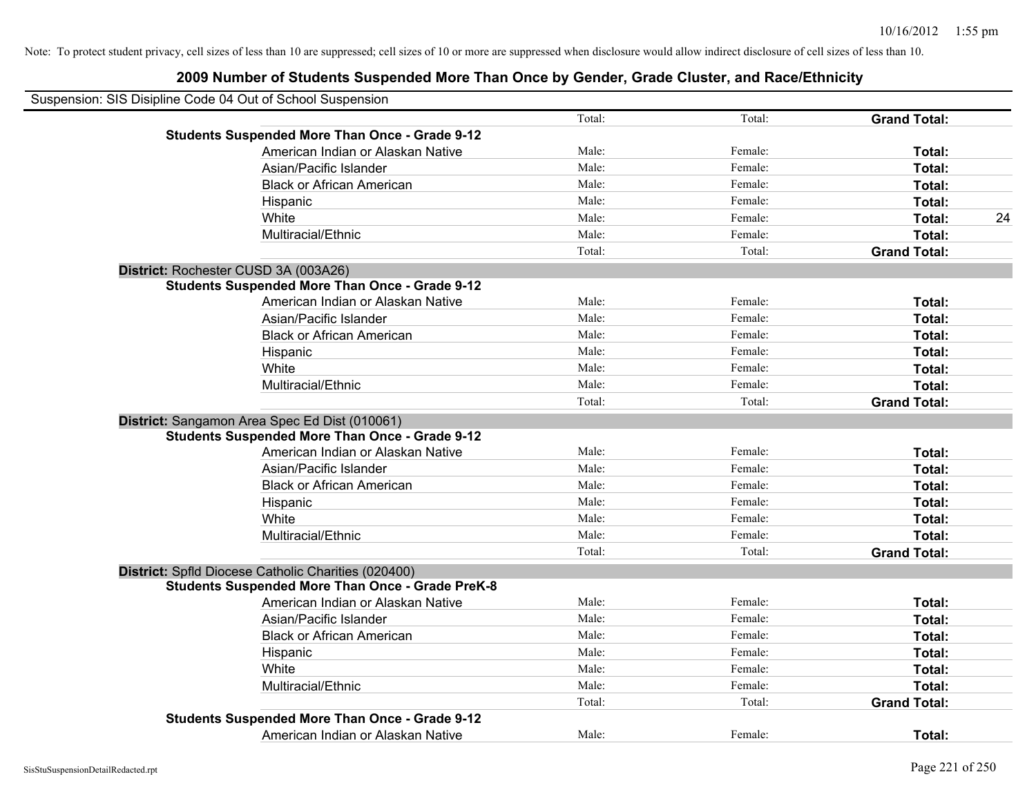Note: To protect student privacy, cell sizes of less than 10 are suppressed; cell sizes of 10 or more are suppressed when disclosure would allow indirect disclosure of cell sizes of less than 10.

# 2009 Number of Students Suspended More Than Once by Gender, Grade Cluster, and Race/Ethnicity

Suspension: SIS Disipline Code 04 Out of School Suspension

| | | | | |
|---|---|---|---|---|
| | Total: | Total: | **Grand Total:** | |
| **Students Suspended More Than Once - Grade 9-12** | | | | |
| American Indian or Alaskan Native | Male: | Female: | **Total:** | |
| Asian/Pacific Islander | Male: | Female: | **Total:** | |
| Black or African American | Male: | Female: | **Total:** | |
| Hispanic | Male: | Female: | **Total:** | |
| White | Male: | Female: | **Total:** | 24 |
| Multiracial/Ethnic | Male: | Female: | **Total:** | |
| | Total: | Total: | **Grand Total:** | |

**District:** Rochester CUSD 3A (003A26)

| | | | | |
|---|---|---|---|---|
| **Students Suspended More Than Once - Grade 9-12** | | | | |
| American Indian or Alaskan Native | Male: | Female: | **Total:** | |
| Asian/Pacific Islander | Male: | Female: | **Total:** | |
| Black or African American | Male: | Female: | **Total:** | |
| Hispanic | Male: | Female: | **Total:** | |
| White | Male: | Female: | **Total:** | |
| Multiracial/Ethnic | Male: | Female: | **Total:** | |
| | Total: | Total: | **Grand Total:** | |

**District:** Sangamon Area Spec Ed Dist (010061)

| | | | | |
|---|---|---|---|---|
| **Students Suspended More Than Once - Grade 9-12** | | | | |
| American Indian or Alaskan Native | Male: | Female: | **Total:** | |
| Asian/Pacific Islander | Male: | Female: | **Total:** | |
| Black or African American | Male: | Female: | **Total:** | |
| Hispanic | Male: | Female: | **Total:** | |
| White | Male: | Female: | **Total:** | |
| Multiracial/Ethnic | Male: | Female: | **Total:** | |
| | Total: | Total: | **Grand Total:** | |

**District:** Spfld Diocese Catholic Charities (020400)

| | | | | |
|---|---|---|---|---|
| **Students Suspended More Than Once - Grade PreK-8** | | | | |
| American Indian or Alaskan Native | Male: | Female: | **Total:** | |
| Asian/Pacific Islander | Male: | Female: | **Total:** | |
| Black or African American | Male: | Female: | **Total:** | |
| Hispanic | Male: | Female: | **Total:** | |
| White | Male: | Female: | **Total:** | |
| Multiracial/Ethnic | Male: | Female: | **Total:** | |
| | Total: | Total: | **Grand Total:** | |
| **Students Suspended More Than Once - Grade 9-12** | | | | |
| American Indian or Alaskan Native | Male: | Female: | **Total:** | |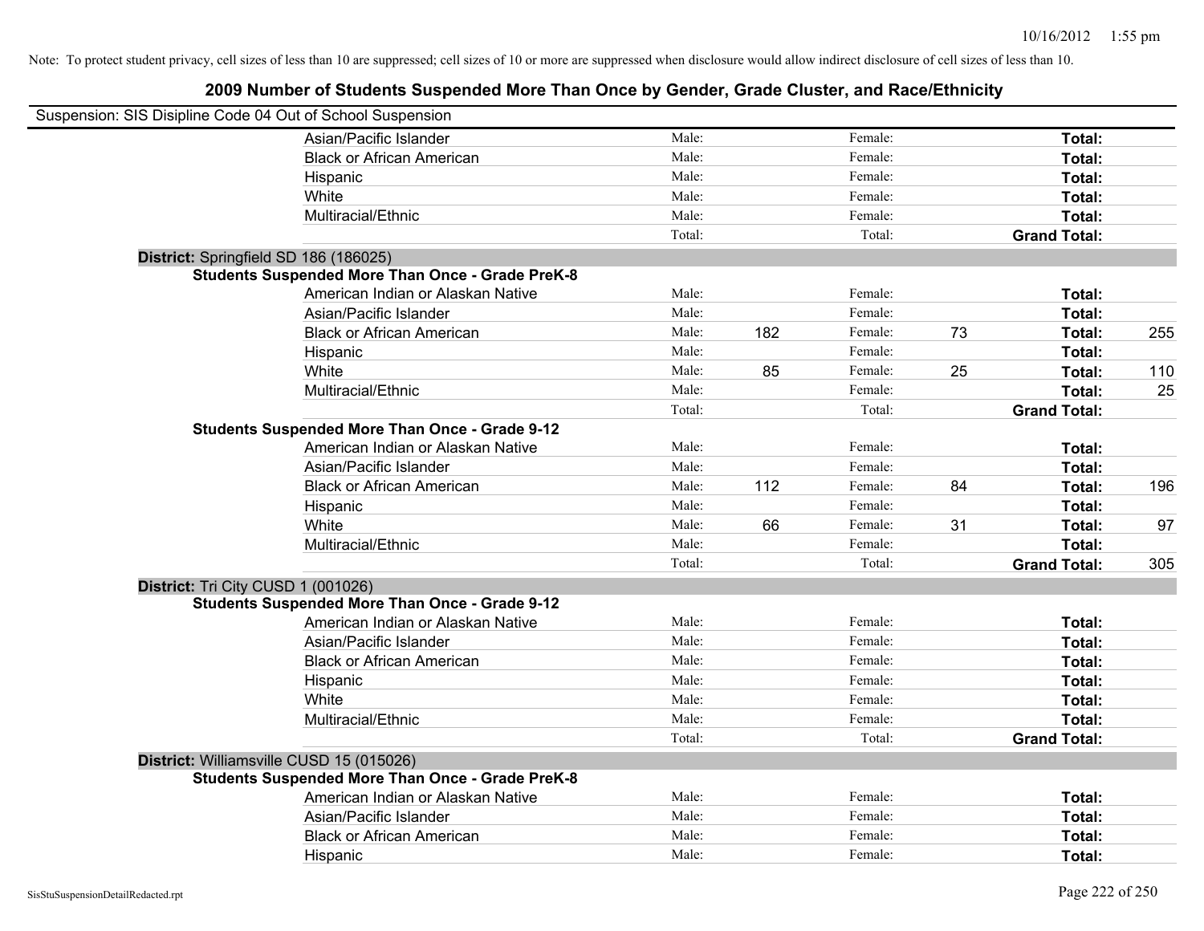Note: To protect student privacy, cell sizes of less than 10 are suppressed; cell sizes of 10 or more are suppressed when disclosure would allow indirect disclosure of cell sizes of less than 10.

## 2009 Number of Students Suspended More Than Once by Gender, Grade Cluster, and Race/Ethnicity

Suspension: SIS Disipline Code 04 Out of School Suspension

| | | | | | | |
|---|---|---|---|---|---|---|
| Asian/Pacific Islander | Male: | | Female: | | **Total:** | |
| Black or African American | Male: | | Female: | | **Total:** | |
| Hispanic | Male: | | Female: | | **Total:** | |
| White | Male: | | Female: | | **Total:** | |
| Multiracial/Ethnic | Male: | | Female: | | **Total:** | |
| | Total: | | Total: | | **Grand Total:** | |

**District:** Springfield SD 186 (186025)

**Students Suspended More Than Once - Grade PreK-8**

| | | | | | | |
|---|---|---|---|---|---|---|
| American Indian or Alaskan Native | Male: | | Female: | | **Total:** | |
| Asian/Pacific Islander | Male: | | Female: | | **Total:** | |
| Black or African American | Male: | 182 | Female: | 73 | **Total:** | 255 |
| Hispanic | Male: | | Female: | | **Total:** | |
| White | Male: | 85 | Female: | 25 | **Total:** | 110 |
| Multiracial/Ethnic | Male: | | Female: | | **Total:** | 25 |
| | Total: | | Total: | | **Grand Total:** | |

**Students Suspended More Than Once - Grade 9-12**

| | | | | | | |
|---|---|---|---|---|---|---|
| American Indian or Alaskan Native | Male: | | Female: | | **Total:** | |
| Asian/Pacific Islander | Male: | | Female: | | **Total:** | |
| Black or African American | Male: | 112 | Female: | 84 | **Total:** | 196 |
| Hispanic | Male: | | Female: | | **Total:** | |
| White | Male: | 66 | Female: | 31 | **Total:** | 97 |
| Multiracial/Ethnic | Male: | | Female: | | **Total:** | |
| | Total: | | Total: | | **Grand Total:** | 305 |

**District:** Tri City CUSD 1 (001026)

**Students Suspended More Than Once - Grade 9-12**

| | | | | | | |
|---|---|---|---|---|---|---|
| American Indian or Alaskan Native | Male: | | Female: | | **Total:** | |
| Asian/Pacific Islander | Male: | | Female: | | **Total:** | |
| Black or African American | Male: | | Female: | | **Total:** | |
| Hispanic | Male: | | Female: | | **Total:** | |
| White | Male: | | Female: | | **Total:** | |
| Multiracial/Ethnic | Male: | | Female: | | **Total:** | |
| | Total: | | Total: | | **Grand Total:** | |

**District:** Williamsville CUSD 15 (015026)

**Students Suspended More Than Once - Grade PreK-8**

| | | | | | | |
|---|---|---|---|---|---|---|
| American Indian or Alaskan Native | Male: | | Female: | | **Total:** | |
| Asian/Pacific Islander | Male: | | Female: | | **Total:** | |
| Black or African American | Male: | | Female: | | **Total:** | |
| Hispanic | Male: | | Female: | | **Total:** | |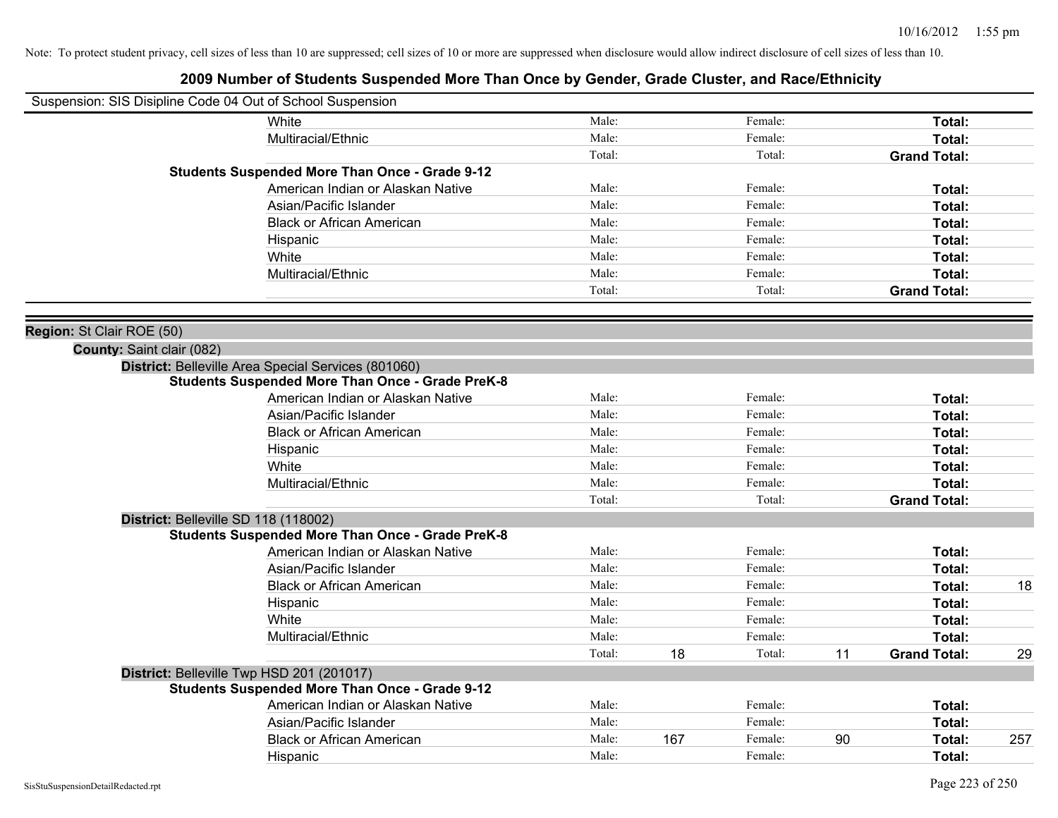Note: To protect student privacy, cell sizes of less than 10 are suppressed; cell sizes of 10 or more are suppressed when disclosure would allow indirect disclosure of cell sizes of less than 10.

# 2009 Number of Students Suspended More Than Once by Gender, Grade Cluster, and Race/Ethnicity

Suspension: SIS Disipline Code 04 Out of School Suspension

| | | | | | | |
|---|---|---|---|---|---|---|
| White | Male: | | Female: | | **Total:** | |
| Multiracial/Ethnic | Male: | | Female: | | **Total:** | |
| | Total: | | Total: | | **Grand Total:** | |

**Students Suspended More Than Once - Grade 9-12**

| | | | | | | |
|---|---|---|---|---|---|---|
| American Indian or Alaskan Native | Male: | | Female: | | **Total:** | |
| Asian/Pacific Islander | Male: | | Female: | | **Total:** | |
| Black or African American | Male: | | Female: | | **Total:** | |
| Hispanic | Male: | | Female: | | **Total:** | |
| White | Male: | | Female: | | **Total:** | |
| Multiracial/Ethnic | Male: | | Female: | | **Total:** | |
| | Total: | | Total: | | **Grand Total:** | |

**Region:** St Clair ROE (50)

**County:** Saint clair (082)

**District:** Belleville Area Special Services (801060)

**Students Suspended More Than Once - Grade PreK-8**

| | | | | | | |
|---|---|---|---|---|---|---|
| American Indian or Alaskan Native | Male: | | Female: | | **Total:** | |
| Asian/Pacific Islander | Male: | | Female: | | **Total:** | |
| Black or African American | Male: | | Female: | | **Total:** | |
| Hispanic | Male: | | Female: | | **Total:** | |
| White | Male: | | Female: | | **Total:** | |
| Multiracial/Ethnic | Male: | | Female: | | **Total:** | |
| | Total: | | Total: | | **Grand Total:** | |

**District:** Belleville SD 118 (118002)

**Students Suspended More Than Once - Grade PreK-8**

| | | | | | | |
|---|---|---|---|---|---|---|
| American Indian or Alaskan Native | Male: | | Female: | | **Total:** | |
| Asian/Pacific Islander | Male: | | Female: | | **Total:** | |
| Black or African American | Male: | | Female: | | **Total:** | 18 |
| Hispanic | Male: | | Female: | | **Total:** | |
| White | Male: | | Female: | | **Total:** | |
| Multiracial/Ethnic | Male: | | Female: | | **Total:** | |
| | Total: | 18 | Total: | 11 | **Grand Total:** | 29 |

**District:** Belleville Twp HSD 201 (201017)

**Students Suspended More Than Once - Grade 9-12**

| | | | | | | |
|---|---|---|---|---|---|---|
| American Indian or Alaskan Native | Male: | | Female: | | **Total:** | |
| Asian/Pacific Islander | Male: | | Female: | | **Total:** | |
| Black or African American | Male: | 167 | Female: | 90 | **Total:** | 257 |
| Hispanic | Male: | | Female: | | **Total:** | |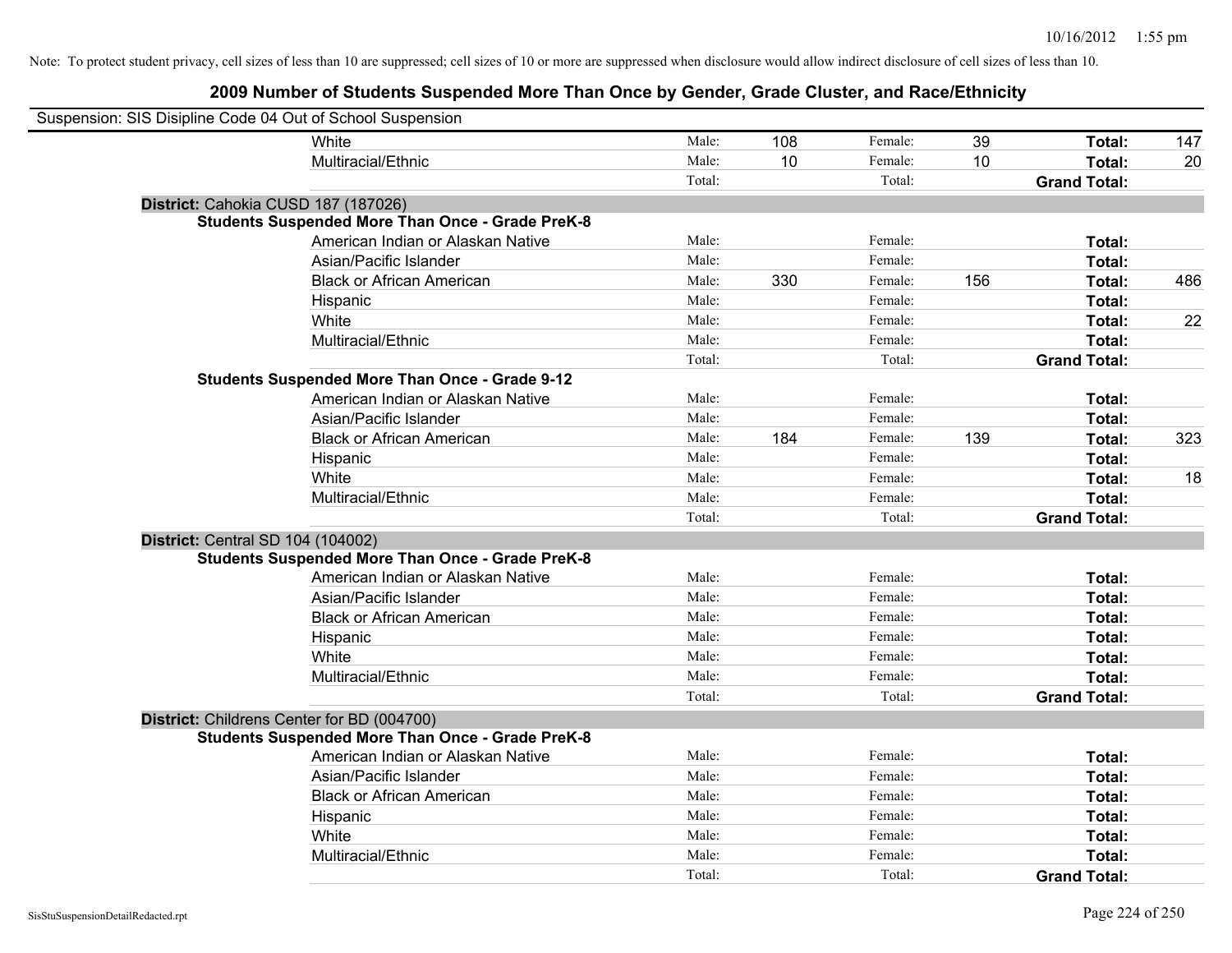Note: To protect student privacy, cell sizes of less than 10 are suppressed; cell sizes of 10 or more are suppressed when disclosure would allow indirect disclosure of cell sizes of less than 10.

## 2009 Number of Students Suspended More Than Once by Gender, Grade Cluster, and Race/Ethnicity

Suspension: SIS Disipline Code 04 Out of School Suspension

| | | | | | | |
|---|---|---|---|---|---|---|
| White | Male: | 108 | Female: | 39 | **Total:** | 147 |
| Multiracial/Ethnic | Male: | 10 | Female: | 10 | **Total:** | 20 |
| | Total: | | Total: | | **Grand Total:** | |

**District:** Cahokia CUSD 187 (187026)

**Students Suspended More Than Once - Grade PreK-8**

| | | | | | | |
|---|---|---|---|---|---|---|
| American Indian or Alaskan Native | Male: | | Female: | | **Total:** | |
| Asian/Pacific Islander | Male: | | Female: | | **Total:** | |
| Black or African American | Male: | 330 | Female: | 156 | **Total:** | 486 |
| Hispanic | Male: | | Female: | | **Total:** | |
| White | Male: | | Female: | | **Total:** | 22 |
| Multiracial/Ethnic | Male: | | Female: | | **Total:** | |
| | Total: | | Total: | | **Grand Total:** | |

**Students Suspended More Than Once - Grade 9-12**

| | | | | | | |
|---|---|---|---|---|---|---|
| American Indian or Alaskan Native | Male: | | Female: | | **Total:** | |
| Asian/Pacific Islander | Male: | | Female: | | **Total:** | |
| Black or African American | Male: | 184 | Female: | 139 | **Total:** | 323 |
| Hispanic | Male: | | Female: | | **Total:** | |
| White | Male: | | Female: | | **Total:** | 18 |
| Multiracial/Ethnic | Male: | | Female: | | **Total:** | |
| | Total: | | Total: | | **Grand Total:** | |

**District:** Central SD 104 (104002)

**Students Suspended More Than Once - Grade PreK-8**

| | | | | | | |
|---|---|---|---|---|---|---|
| American Indian or Alaskan Native | Male: | | Female: | | **Total:** | |
| Asian/Pacific Islander | Male: | | Female: | | **Total:** | |
| Black or African American | Male: | | Female: | | **Total:** | |
| Hispanic | Male: | | Female: | | **Total:** | |
| White | Male: | | Female: | | **Total:** | |
| Multiracial/Ethnic | Male: | | Female: | | **Total:** | |
| | Total: | | Total: | | **Grand Total:** | |

**District:** Childrens Center for BD (004700)

**Students Suspended More Than Once - Grade PreK-8**

| | | | | | | |
|---|---|---|---|---|---|---|
| American Indian or Alaskan Native | Male: | | Female: | | **Total:** | |
| Asian/Pacific Islander | Male: | | Female: | | **Total:** | |
| Black or African American | Male: | | Female: | | **Total:** | |
| Hispanic | Male: | | Female: | | **Total:** | |
| White | Male: | | Female: | | **Total:** | |
| Multiracial/Ethnic | Male: | | Female: | | **Total:** | |
| | Total: | | Total: | | **Grand Total:** | |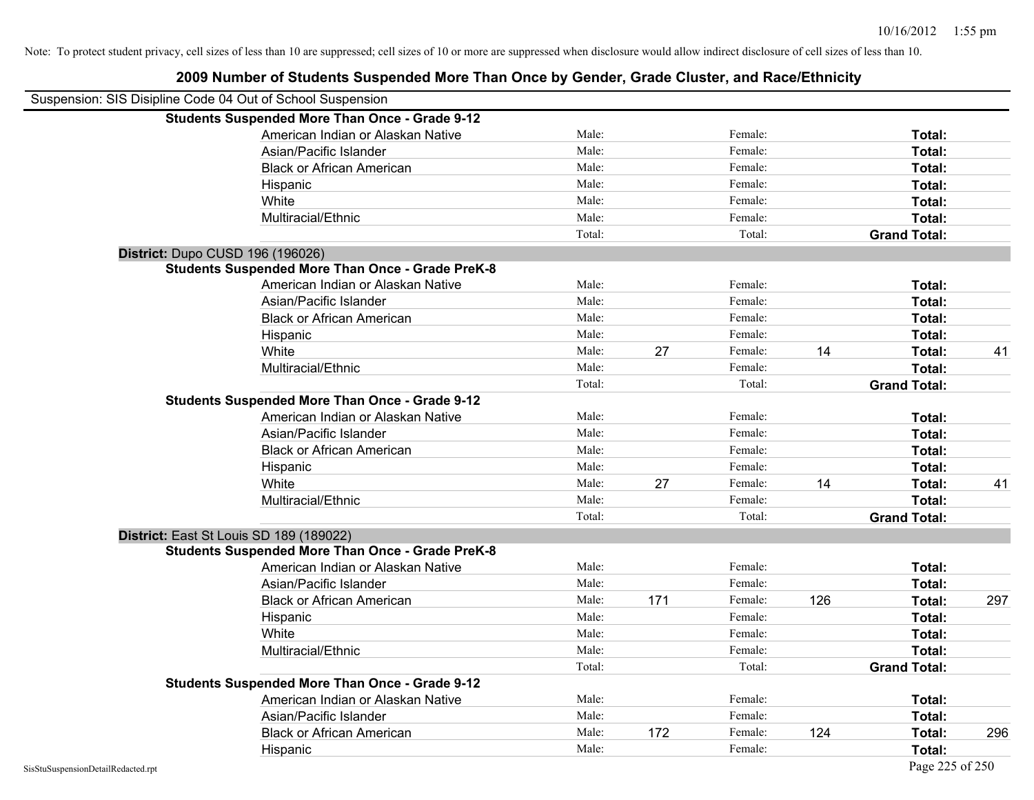Note: To protect student privacy, cell sizes of less than 10 are suppressed; cell sizes of 10 or more are suppressed when disclosure would allow indirect disclosure of cell sizes of less than 10.

## 2009 Number of Students Suspended More Than Once by Gender, Grade Cluster, and Race/Ethnicity

Suspension: SIS Disipline Code 04 Out of School Suspension

**Students Suspended More Than Once - Grade 9-12**

| Race/Ethnicity | Male: | | Female: | | Total: | |
|---|---|---|---|---|---|---|
| American Indian or Alaskan Native | Male: | | Female: | | **Total:** | |
| Asian/Pacific Islander | Male: | | Female: | | **Total:** | |
| Black or African American | Male: | | Female: | | **Total:** | |
| Hispanic | Male: | | Female: | | **Total:** | |
| White | Male: | | Female: | | **Total:** | |
| Multiracial/Ethnic | Male: | | Female: | | **Total:** | |
| | Total: | | Total: | | **Grand Total:** | |

**District:** Dupo CUSD 196 (196026)

**Students Suspended More Than Once - Grade PreK-8**

| Race/Ethnicity | Male: | | Female: | | Total: | |
|---|---|---|---|---|---|---|
| American Indian or Alaskan Native | Male: | | Female: | | **Total:** | |
| Asian/Pacific Islander | Male: | | Female: | | **Total:** | |
| Black or African American | Male: | | Female: | | **Total:** | |
| Hispanic | Male: | | Female: | | **Total:** | |
| White | Male: | 27 | Female: | 14 | **Total:** | 41 |
| Multiracial/Ethnic | Male: | | Female: | | **Total:** | |
| | Total: | | Total: | | **Grand Total:** | |

**Students Suspended More Than Once - Grade 9-12**

| Race/Ethnicity | Male: | | Female: | | Total: | |
|---|---|---|---|---|---|---|
| American Indian or Alaskan Native | Male: | | Female: | | **Total:** | |
| Asian/Pacific Islander | Male: | | Female: | | **Total:** | |
| Black or African American | Male: | | Female: | | **Total:** | |
| Hispanic | Male: | | Female: | | **Total:** | |
| White | Male: | 27 | Female: | 14 | **Total:** | 41 |
| Multiracial/Ethnic | Male: | | Female: | | **Total:** | |
| | Total: | | Total: | | **Grand Total:** | |

**District:** East St Louis SD 189 (189022)

**Students Suspended More Than Once - Grade PreK-8**

| Race/Ethnicity | Male: | | Female: | | Total: | |
|---|---|---|---|---|---|---|
| American Indian or Alaskan Native | Male: | | Female: | | **Total:** | |
| Asian/Pacific Islander | Male: | | Female: | | **Total:** | |
| Black or African American | Male: | 171 | Female: | 126 | **Total:** | 297 |
| Hispanic | Male: | | Female: | | **Total:** | |
| White | Male: | | Female: | | **Total:** | |
| Multiracial/Ethnic | Male: | | Female: | | **Total:** | |
| | Total: | | Total: | | **Grand Total:** | |

**Students Suspended More Than Once - Grade 9-12**

| Race/Ethnicity | Male: | | Female: | | Total: | |
|---|---|---|---|---|---|---|
| American Indian or Alaskan Native | Male: | | Female: | | **Total:** | |
| Asian/Pacific Islander | Male: | | Female: | | **Total:** | |
| Black or African American | Male: | 172 | Female: | 124 | **Total:** | 296 |
| Hispanic | Male: | | Female: | | **Total:** | |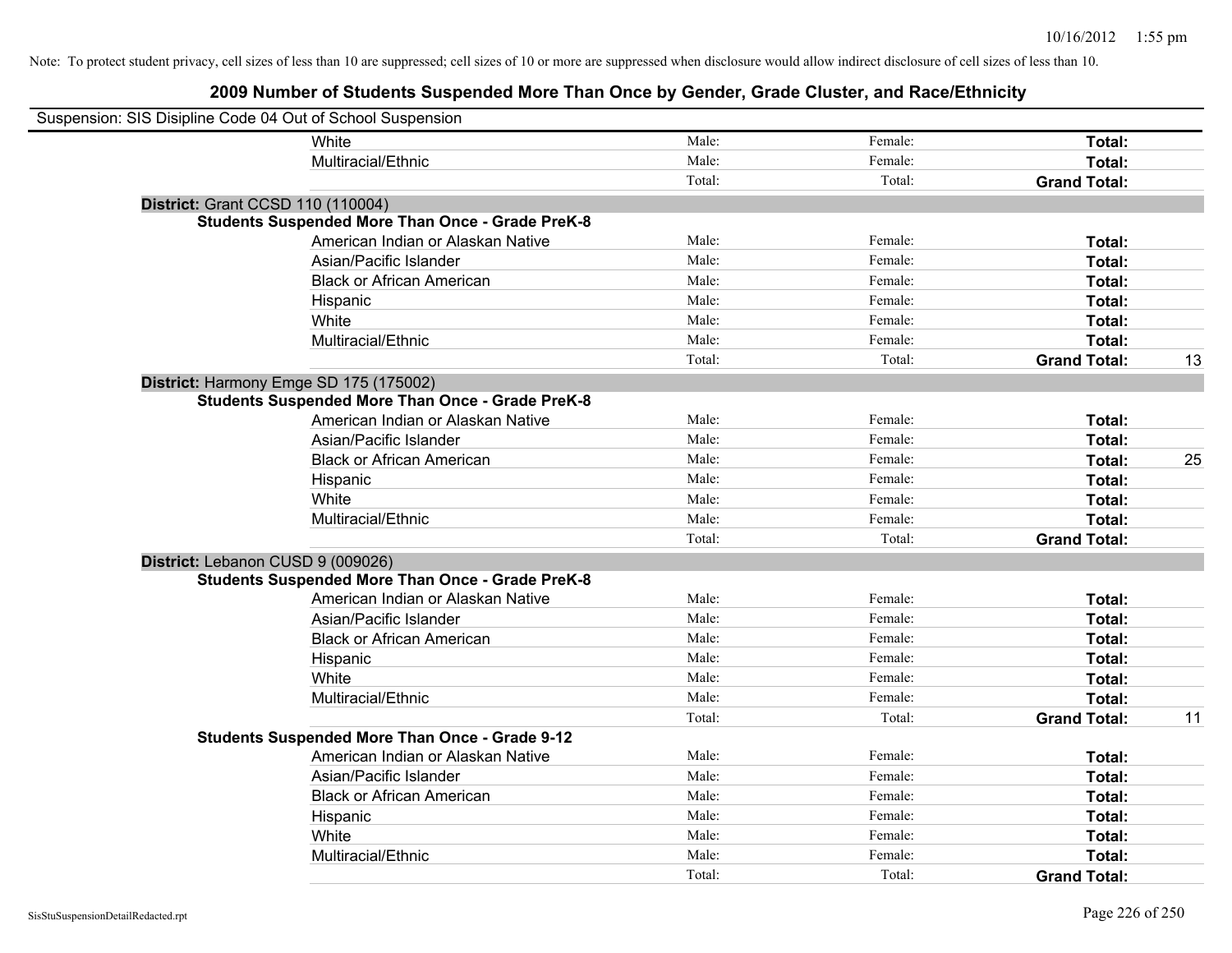Note: To protect student privacy, cell sizes of less than 10 are suppressed; cell sizes of 10 or more are suppressed when disclosure would allow indirect disclosure of cell sizes of less than 10.

# 2009 Number of Students Suspended More Than Once by Gender, Grade Cluster, and Race/Ethnicity

Suspension: SIS Disipline Code 04 Out of School Suspension

| | | | | |
|---|---|---|---|---|
| White | Male: | Female: | **Total:** | |
| Multiracial/Ethnic | Male: | Female: | **Total:** | |
| | Total: | Total: | **Grand Total:** | |

**District:** Grant CCSD 110 (110004)

**Students Suspended More Than Once - Grade PreK-8**

| | | | | |
|---|---|---|---|---|
| American Indian or Alaskan Native | Male: | Female: | **Total:** | |
| Asian/Pacific Islander | Male: | Female: | **Total:** | |
| Black or African American | Male: | Female: | **Total:** | |
| Hispanic | Male: | Female: | **Total:** | |
| White | Male: | Female: | **Total:** | |
| Multiracial/Ethnic | Male: | Female: | **Total:** | |
| | Total: | Total: | **Grand Total:** | 13 |

**District:** Harmony Emge SD 175 (175002)

**Students Suspended More Than Once - Grade PreK-8**

| | | | | |
|---|---|---|---|---|
| American Indian or Alaskan Native | Male: | Female: | **Total:** | |
| Asian/Pacific Islander | Male: | Female: | **Total:** | |
| Black or African American | Male: | Female: | **Total:** | 25 |
| Hispanic | Male: | Female: | **Total:** | |
| White | Male: | Female: | **Total:** | |
| Multiracial/Ethnic | Male: | Female: | **Total:** | |
| | Total: | Total: | **Grand Total:** | |

**District:** Lebanon CUSD 9 (009026)

**Students Suspended More Than Once - Grade PreK-8**

| | | | | |
|---|---|---|---|---|
| American Indian or Alaskan Native | Male: | Female: | **Total:** | |
| Asian/Pacific Islander | Male: | Female: | **Total:** | |
| Black or African American | Male: | Female: | **Total:** | |
| Hispanic | Male: | Female: | **Total:** | |
| White | Male: | Female: | **Total:** | |
| Multiracial/Ethnic | Male: | Female: | **Total:** | |
| | Total: | Total: | **Grand Total:** | 11 |

**Students Suspended More Than Once - Grade 9-12**

| | | | | |
|---|---|---|---|---|
| American Indian or Alaskan Native | Male: | Female: | **Total:** | |
| Asian/Pacific Islander | Male: | Female: | **Total:** | |
| Black or African American | Male: | Female: | **Total:** | |
| Hispanic | Male: | Female: | **Total:** | |
| White | Male: | Female: | **Total:** | |
| Multiracial/Ethnic | Male: | Female: | **Total:** | |
| | Total: | Total: | **Grand Total:** | |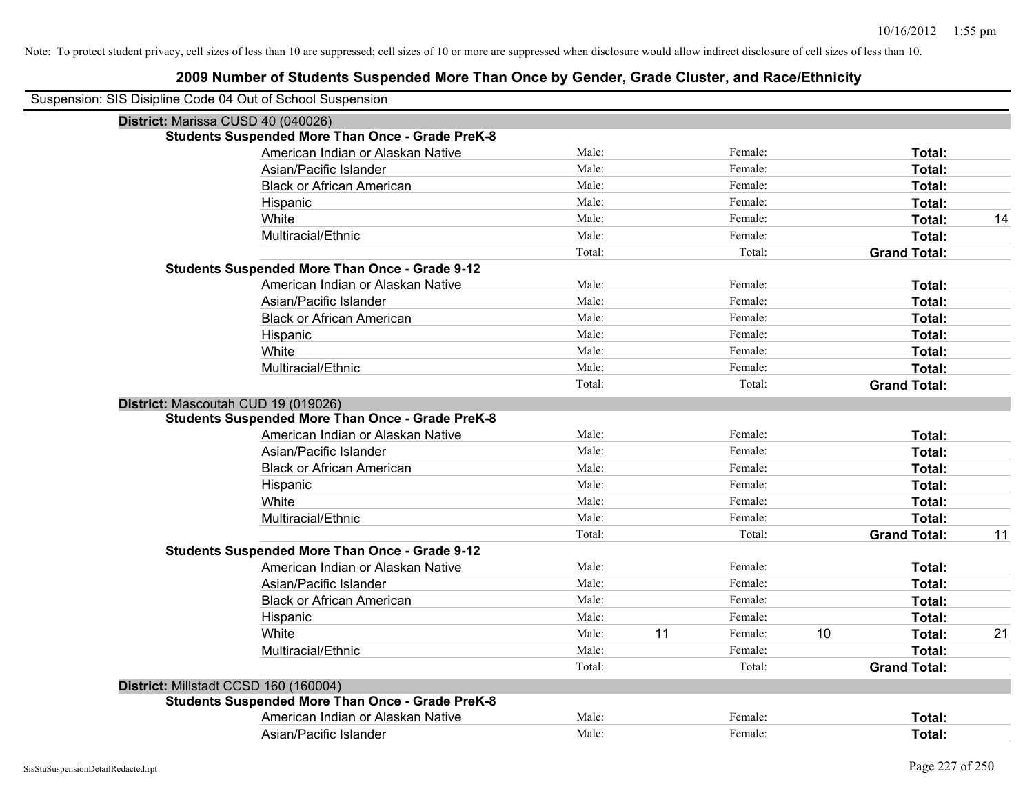10/16/2012 1:55 pm

Note: To protect student privacy, cell sizes of less than 10 are suppressed; cell sizes of 10 or more are suppressed when disclosure would allow indirect disclosure of cell sizes of less than 10.

# 2009 Number of Students Suspended More Than Once by Gender, Grade Cluster, and Race/Ethnicity

Suspension: SIS Disipline Code 04 Out of School Suspension

## District: Marissa CUSD 40 (040026)

### Students Suspended More Than Once - Grade PreK-8

| Race/Ethnicity | Male: | | Female: | | Total: | |
|---|---|---|---|---|---|---|
| American Indian or Alaskan Native | Male: | | Female: | | Total: | |
| Asian/Pacific Islander | Male: | | Female: | | Total: | |
| Black or African American | Male: | | Female: | | Total: | |
| Hispanic | Male: | | Female: | | Total: | |
| White | Male: | | Female: | | Total: | 14 |
| Multiracial/Ethnic | Male: | | Female: | | Total: | |
| | Total: | | Total: | | Grand Total: | |

### Students Suspended More Than Once - Grade 9-12

| Race/Ethnicity | Male: | | Female: | | Total: | |
|---|---|---|---|---|---|---|
| American Indian or Alaskan Native | Male: | | Female: | | Total: | |
| Asian/Pacific Islander | Male: | | Female: | | Total: | |
| Black or African American | Male: | | Female: | | Total: | |
| Hispanic | Male: | | Female: | | Total: | |
| White | Male: | | Female: | | Total: | |
| Multiracial/Ethnic | Male: | | Female: | | Total: | |
| | Total: | | Total: | | Grand Total: | |

## District: Mascoutah CUD 19 (019026)

### Students Suspended More Than Once - Grade PreK-8

| Race/Ethnicity | Male: | | Female: | | Total: | |
|---|---|---|---|---|---|---|
| American Indian or Alaskan Native | Male: | | Female: | | Total: | |
| Asian/Pacific Islander | Male: | | Female: | | Total: | |
| Black or African American | Male: | | Female: | | Total: | |
| Hispanic | Male: | | Female: | | Total: | |
| White | Male: | | Female: | | Total: | |
| Multiracial/Ethnic | Male: | | Female: | | Total: | |
| | Total: | | Total: | | Grand Total: | 11 |

### Students Suspended More Than Once - Grade 9-12

| Race/Ethnicity | Male: | | Female: | | Total: | |
|---|---|---|---|---|---|---|
| American Indian or Alaskan Native | Male: | | Female: | | Total: | |
| Asian/Pacific Islander | Male: | | Female: | | Total: | |
| Black or African American | Male: | | Female: | | Total: | |
| Hispanic | Male: | | Female: | | Total: | |
| White | Male: | 11 | Female: | 10 | Total: | 21 |
| Multiracial/Ethnic | Male: | | Female: | | Total: | |
| | Total: | | Total: | | Grand Total: | |

## District: Millstadt CCSD 160 (160004)

### Students Suspended More Than Once - Grade PreK-8

| Race/Ethnicity | Male: | | Female: | | Total: | |
|---|---|---|---|---|---|---|
| American Indian or Alaskan Native | Male: | | Female: | | Total: | |
| Asian/Pacific Islander | Male: | | Female: | | Total: | |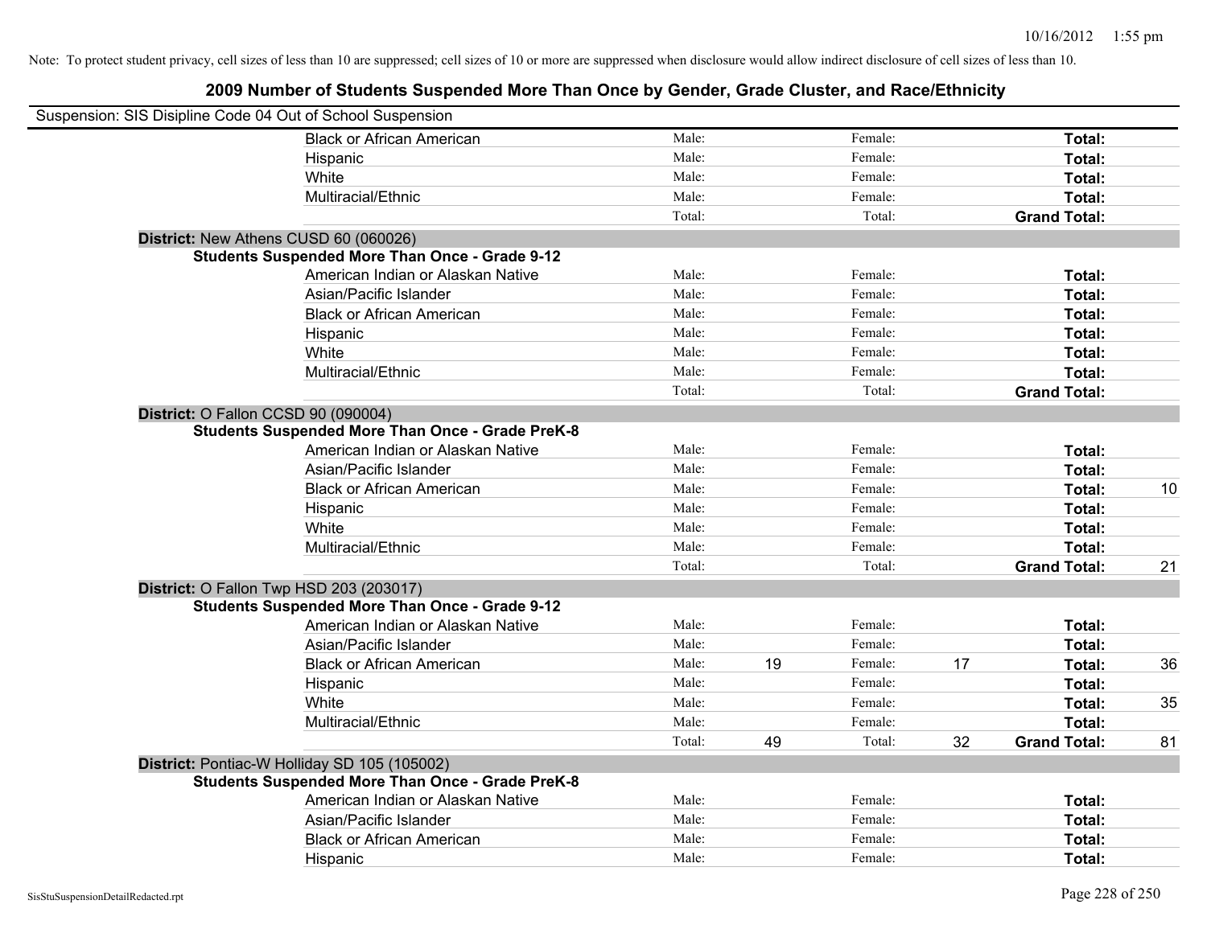Note: To protect student privacy, cell sizes of less than 10 are suppressed; cell sizes of 10 or more are suppressed when disclosure would allow indirect disclosure of cell sizes of less than 10.

## 2009 Number of Students Suspended More Than Once by Gender, Grade Cluster, and Race/Ethnicity

Suspension: SIS Disipline Code 04 Out of School Suspension

| | | | | | | |
|---|---|---|---|---|---|---|
| Black or African American | Male: | | Female: | | **Total:** | |
| Hispanic | Male: | | Female: | | **Total:** | |
| White | Male: | | Female: | | **Total:** | |
| Multiracial/Ethnic | Male: | | Female: | | **Total:** | |
| | Total: | | Total: | | **Grand Total:** | |

**District:** New Athens CUSD 60 (060026)

**Students Suspended More Than Once - Grade 9-12**

| | | | | | | |
|---|---|---|---|---|---|---|
| American Indian or Alaskan Native | Male: | | Female: | | **Total:** | |
| Asian/Pacific Islander | Male: | | Female: | | **Total:** | |
| Black or African American | Male: | | Female: | | **Total:** | |
| Hispanic | Male: | | Female: | | **Total:** | |
| White | Male: | | Female: | | **Total:** | |
| Multiracial/Ethnic | Male: | | Female: | | **Total:** | |
| | Total: | | Total: | | **Grand Total:** | |

**District:** O Fallon CCSD 90 (090004)

**Students Suspended More Than Once - Grade PreK-8**

| | | | | | | |
|---|---|---|---|---|---|---|
| American Indian or Alaskan Native | Male: | | Female: | | **Total:** | |
| Asian/Pacific Islander | Male: | | Female: | | **Total:** | |
| Black or African American | Male: | | Female: | | **Total:** | 10 |
| Hispanic | Male: | | Female: | | **Total:** | |
| White | Male: | | Female: | | **Total:** | |
| Multiracial/Ethnic | Male: | | Female: | | **Total:** | |
| | Total: | | Total: | | **Grand Total:** | 21 |

**District:** O Fallon Twp HSD 203 (203017)

**Students Suspended More Than Once - Grade 9-12**

| | | | | | | |
|---|---|---|---|---|---|---|
| American Indian or Alaskan Native | Male: | | Female: | | **Total:** | |
| Asian/Pacific Islander | Male: | | Female: | | **Total:** | |
| Black or African American | Male: | 19 | Female: | 17 | **Total:** | 36 |
| Hispanic | Male: | | Female: | | **Total:** | |
| White | Male: | | Female: | | **Total:** | 35 |
| Multiracial/Ethnic | Male: | | Female: | | **Total:** | |
| | Total: | 49 | Total: | 32 | **Grand Total:** | 81 |

**District:** Pontiac-W Holliday SD 105 (105002)

**Students Suspended More Than Once - Grade PreK-8**

| | | | | | | |
|---|---|---|---|---|---|---|
| American Indian or Alaskan Native | Male: | | Female: | | **Total:** | |
| Asian/Pacific Islander | Male: | | Female: | | **Total:** | |
| Black or African American | Male: | | Female: | | **Total:** | |
| Hispanic | Male: | | Female: | | **Total:** | |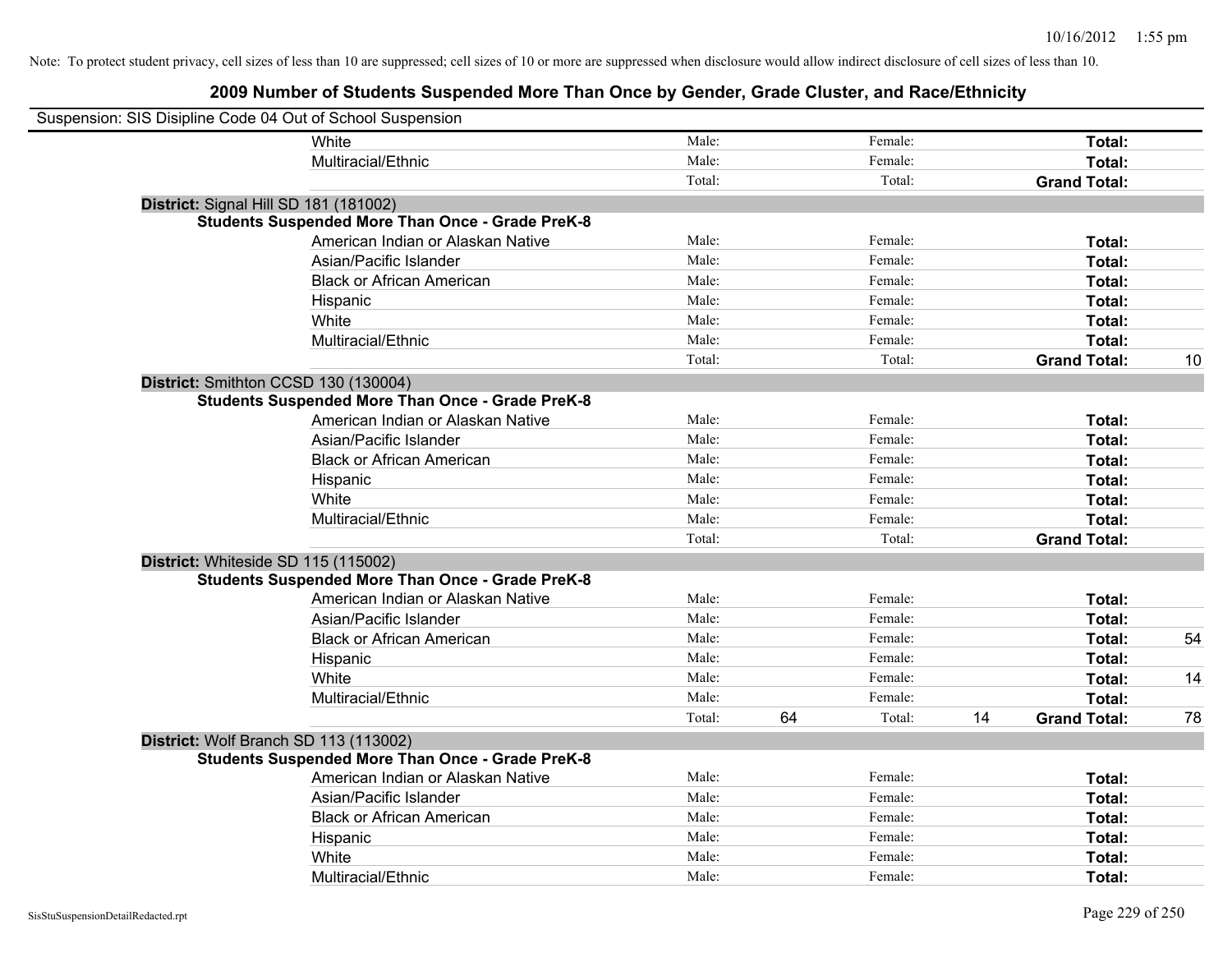Note: To protect student privacy, cell sizes of less than 10 are suppressed; cell sizes of 10 or more are suppressed when disclosure would allow indirect disclosure of cell sizes of less than 10.

## 2009 Number of Students Suspended More Than Once by Gender, Grade Cluster, and Race/Ethnicity

Suspension: SIS Disipline Code 04 Out of School Suspension

| | | | | | | | |
|---|---|---|---|---|---|---|---|
| White | Male: | | Female: | | **Total:** | |
| Multiracial/Ethnic | Male: | | Female: | | **Total:** | |
| | Total: | | Total: | | **Grand Total:** | |

**District:** Signal Hill SD 181 (181002)

**Students Suspended More Than Once - Grade PreK-8**

| | | | | | | |
|---|---|---|---|---|---|---|
| American Indian or Alaskan Native | Male: | | Female: | | **Total:** | |
| Asian/Pacific Islander | Male: | | Female: | | **Total:** | |
| Black or African American | Male: | | Female: | | **Total:** | |
| Hispanic | Male: | | Female: | | **Total:** | |
| White | Male: | | Female: | | **Total:** | |
| Multiracial/Ethnic | Male: | | Female: | | **Total:** | |
| | Total: | | Total: | | **Grand Total:** | 10 |

**District:** Smithton CCSD 130 (130004)

**Students Suspended More Than Once - Grade PreK-8**

| | | | | | | |
|---|---|---|---|---|---|---|
| American Indian or Alaskan Native | Male: | | Female: | | **Total:** | |
| Asian/Pacific Islander | Male: | | Female: | | **Total:** | |
| Black or African American | Male: | | Female: | | **Total:** | |
| Hispanic | Male: | | Female: | | **Total:** | |
| White | Male: | | Female: | | **Total:** | |
| Multiracial/Ethnic | Male: | | Female: | | **Total:** | |
| | Total: | | Total: | | **Grand Total:** | |

**District:** Whiteside SD 115 (115002)

**Students Suspended More Than Once - Grade PreK-8**

| | | | | | | |
|---|---|---|---|---|---|---|
| American Indian or Alaskan Native | Male: | | Female: | | **Total:** | |
| Asian/Pacific Islander | Male: | | Female: | | **Total:** | |
| Black or African American | Male: | | Female: | | **Total:** | 54 |
| Hispanic | Male: | | Female: | | **Total:** | |
| White | Male: | | Female: | | **Total:** | 14 |
| Multiracial/Ethnic | Male: | | Female: | | **Total:** | |
| | Total: | 64 | Total: | 14 | **Grand Total:** | 78 |

**District:** Wolf Branch SD 113 (113002)

**Students Suspended More Than Once - Grade PreK-8**

| | | | | | | |
|---|---|---|---|---|---|---|
| American Indian or Alaskan Native | Male: | | Female: | | **Total:** | |
| Asian/Pacific Islander | Male: | | Female: | | **Total:** | |
| Black or African American | Male: | | Female: | | **Total:** | |
| Hispanic | Male: | | Female: | | **Total:** | |
| White | Male: | | Female: | | **Total:** | |
| Multiracial/Ethnic | Male: | | Female: | | **Total:** | |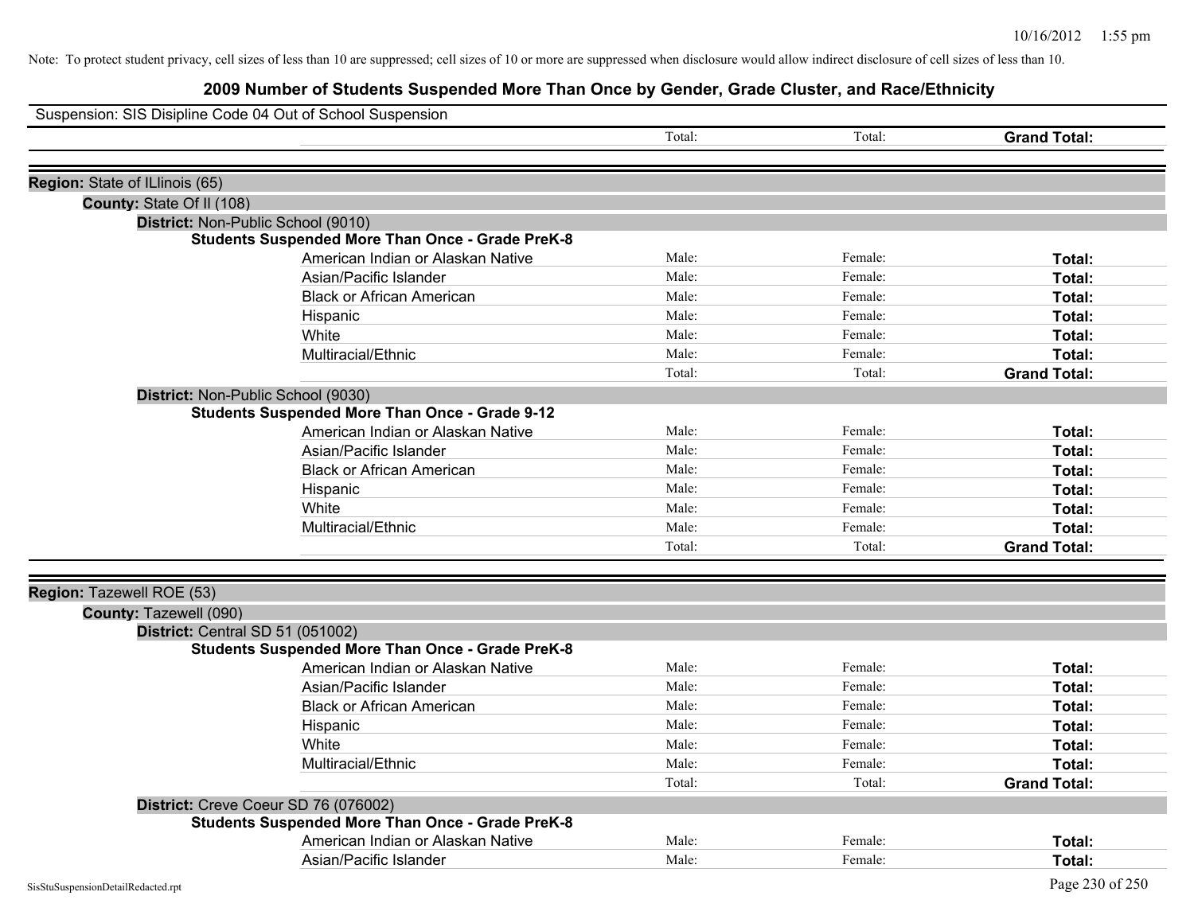Note: To protect student privacy, cell sizes of less than 10 are suppressed; cell sizes of 10 or more are suppressed when disclosure would allow indirect disclosure of cell sizes of less than 10.

# 2009 Number of Students Suspended More Than Once by Gender, Grade Cluster, and Race/Ethnicity

Suspension: SIS Disipline Code 04 Out of School Suspension

| | | | | |
|---|---|---|---|---|
| | | Total: | Total: | **Grand Total:** |

**Region:** State of ILlinois (65)

**County:** State Of Il (108)

**District:** Non-Public School (9010)

**Students Suspended More Than Once - Grade PreK-8**

| | | | |
|---|---|---|---|
| American Indian or Alaskan Native | Male: | Female: | **Total:** |
| Asian/Pacific Islander | Male: | Female: | **Total:** |
| Black or African American | Male: | Female: | **Total:** |
| Hispanic | Male: | Female: | **Total:** |
| White | Male: | Female: | **Total:** |
| Multiracial/Ethnic | Male: | Female: | **Total:** |
| | Total: | Total: | **Grand Total:** |

**District:** Non-Public School (9030)

**Students Suspended More Than Once - Grade 9-12**

| | | | |
|---|---|---|---|
| American Indian or Alaskan Native | Male: | Female: | **Total:** |
| Asian/Pacific Islander | Male: | Female: | **Total:** |
| Black or African American | Male: | Female: | **Total:** |
| Hispanic | Male: | Female: | **Total:** |
| White | Male: | Female: | **Total:** |
| Multiracial/Ethnic | Male: | Female: | **Total:** |
| | Total: | Total: | **Grand Total:** |

**Region:** Tazewell ROE (53)

**County:** Tazewell (090)

**District:** Central SD 51 (051002)

**Students Suspended More Than Once - Grade PreK-8**

| | | | |
|---|---|---|---|
| American Indian or Alaskan Native | Male: | Female: | **Total:** |
| Asian/Pacific Islander | Male: | Female: | **Total:** |
| Black or African American | Male: | Female: | **Total:** |
| Hispanic | Male: | Female: | **Total:** |
| White | Male: | Female: | **Total:** |
| Multiracial/Ethnic | Male: | Female: | **Total:** |
| | Total: | Total: | **Grand Total:** |

**District:** Creve Coeur SD 76 (076002)

**Students Suspended More Than Once - Grade PreK-8**

| | | | |
|---|---|---|---|
| American Indian or Alaskan Native | Male: | Female: | **Total:** |
| Asian/Pacific Islander | Male: | Female: | **Total:** |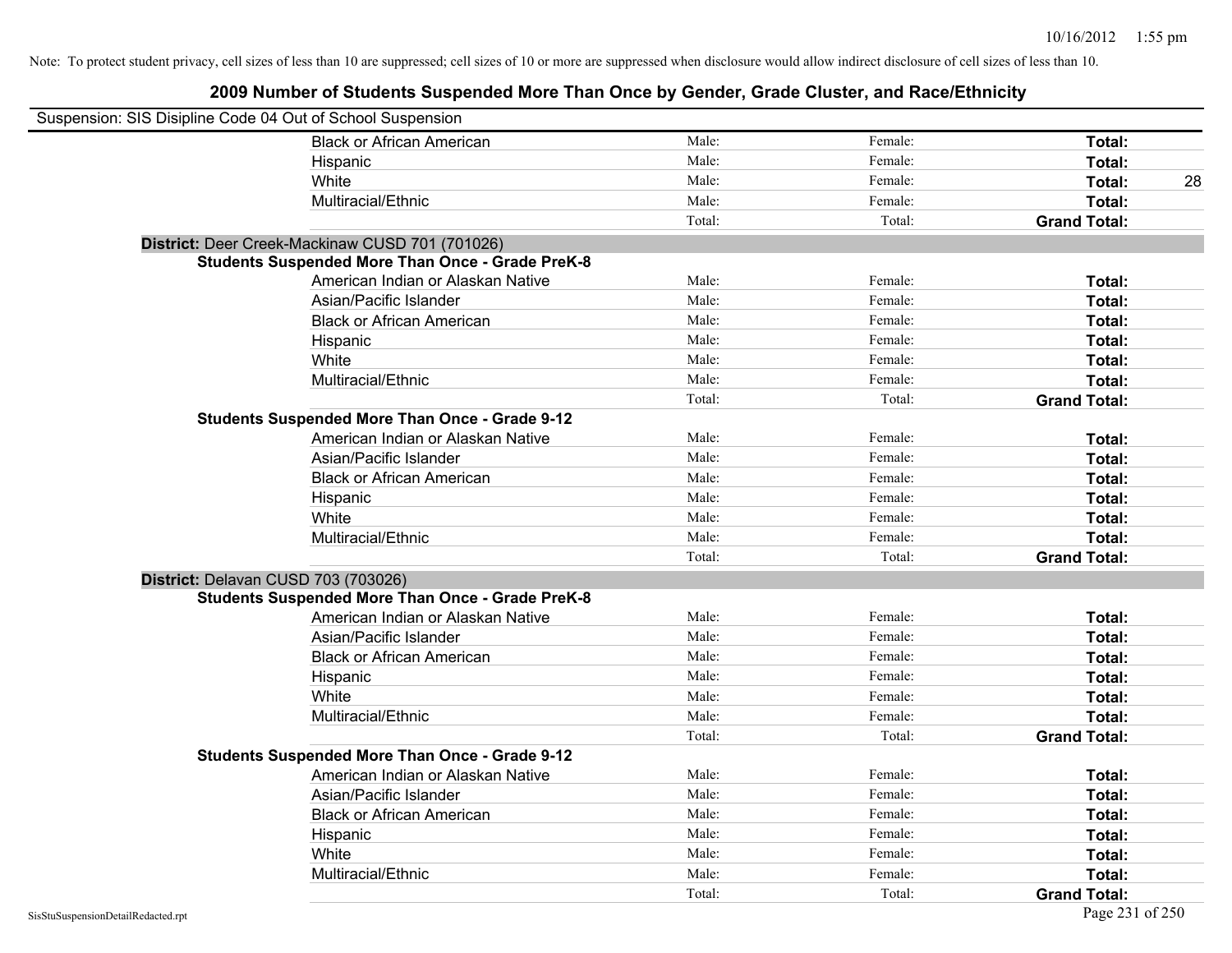Note: To protect student privacy, cell sizes of less than 10 are suppressed; cell sizes of 10 or more are suppressed when disclosure would allow indirect disclosure of cell sizes of less than 10.

## 2009 Number of Students Suspended More Than Once by Gender, Grade Cluster, and Race/Ethnicity

Suspension: SIS Disipline Code 04 Out of School Suspension

| | Male | Female | Total | |
|---|---|---|---|---|
| Black or African American | Male: | Female: | **Total:** | |
| Hispanic | Male: | Female: | **Total:** | |
| White | Male: | Female: | **Total:** | 28 |
| Multiracial/Ethnic | Male: | Female: | **Total:** | |
| | Total: | Total: | **Grand Total:** | |

**District:** Deer Creek-Mackinaw CUSD 701 (701026)

**Students Suspended More Than Once - Grade PreK-8**

| | Male | Female | Total | |
|---|---|---|---|---|
| American Indian or Alaskan Native | Male: | Female: | **Total:** | |
| Asian/Pacific Islander | Male: | Female: | **Total:** | |
| Black or African American | Male: | Female: | **Total:** | |
| Hispanic | Male: | Female: | **Total:** | |
| White | Male: | Female: | **Total:** | |
| Multiracial/Ethnic | Male: | Female: | **Total:** | |
| | Total: | Total: | **Grand Total:** | |

**Students Suspended More Than Once - Grade 9-12**

| | Male | Female | Total | |
|---|---|---|---|---|
| American Indian or Alaskan Native | Male: | Female: | **Total:** | |
| Asian/Pacific Islander | Male: | Female: | **Total:** | |
| Black or African American | Male: | Female: | **Total:** | |
| Hispanic | Male: | Female: | **Total:** | |
| White | Male: | Female: | **Total:** | |
| Multiracial/Ethnic | Male: | Female: | **Total:** | |
| | Total: | Total: | **Grand Total:** | |

**District:** Delavan CUSD 703 (703026)

**Students Suspended More Than Once - Grade PreK-8**

| | Male | Female | Total | |
|---|---|---|---|---|
| American Indian or Alaskan Native | Male: | Female: | **Total:** | |
| Asian/Pacific Islander | Male: | Female: | **Total:** | |
| Black or African American | Male: | Female: | **Total:** | |
| Hispanic | Male: | Female: | **Total:** | |
| White | Male: | Female: | **Total:** | |
| Multiracial/Ethnic | Male: | Female: | **Total:** | |
| | Total: | Total: | **Grand Total:** | |

**Students Suspended More Than Once - Grade 9-12**

| | Male | Female | Total | |
|---|---|---|---|---|
| American Indian or Alaskan Native | Male: | Female: | **Total:** | |
| Asian/Pacific Islander | Male: | Female: | **Total:** | |
| Black or African American | Male: | Female: | **Total:** | |
| Hispanic | Male: | Female: | **Total:** | |
| White | Male: | Female: | **Total:** | |
| Multiracial/Ethnic | Male: | Female: | **Total:** | |
| | Total: | Total: | **Grand Total:** | |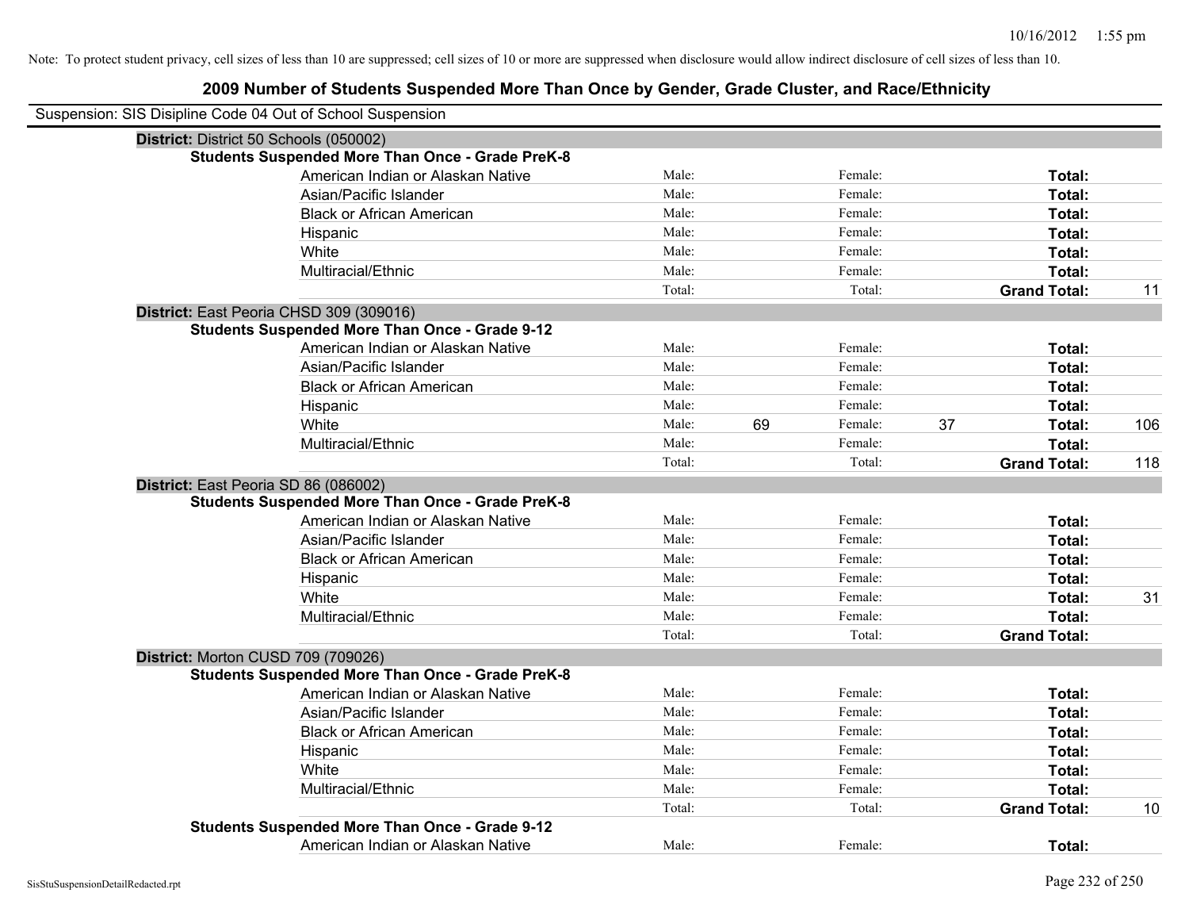Note: To protect student privacy, cell sizes of less than 10 are suppressed; cell sizes of 10 or more are suppressed when disclosure would allow indirect disclosure of cell sizes of less than 10.

## 2009 Number of Students Suspended More Than Once by Gender, Grade Cluster, and Race/Ethnicity

Suspension: SIS Disipline Code 04 Out of School Suspension

**District:** District 50 Schools (050002)

**Students Suspended More Than Once - Grade PreK-8**

| Race/Ethnicity | | Male | | Female | | Total |
|---|---|---|---|---|---|---|
| American Indian or Alaskan Native | Male: | | Female: | | **Total:** | |
| Asian/Pacific Islander | Male: | | Female: | | **Total:** | |
| Black or African American | Male: | | Female: | | **Total:** | |
| Hispanic | Male: | | Female: | | **Total:** | |
| White | Male: | | Female: | | **Total:** | |
| Multiracial/Ethnic | Male: | | Female: | | **Total:** | |
| | Total: | | Total: | | **Grand Total:** | 11 |

**District:** East Peoria CHSD 309 (309016)

**Students Suspended More Than Once - Grade 9-12**

| Race/Ethnicity | | Male | | Female | | Total |
|---|---|---|---|---|---|---|
| American Indian or Alaskan Native | Male: | | Female: | | **Total:** | |
| Asian/Pacific Islander | Male: | | Female: | | **Total:** | |
| Black or African American | Male: | | Female: | | **Total:** | |
| Hispanic | Male: | | Female: | | **Total:** | |
| White | Male: | 69 | Female: | 37 | **Total:** | 106 |
| Multiracial/Ethnic | Male: | | Female: | | **Total:** | |
| | Total: | | Total: | | **Grand Total:** | 118 |

**District:** East Peoria SD 86 (086002)

**Students Suspended More Than Once - Grade PreK-8**

| Race/Ethnicity | | Male | | Female | | Total |
|---|---|---|---|---|---|---|
| American Indian or Alaskan Native | Male: | | Female: | | **Total:** | |
| Asian/Pacific Islander | Male: | | Female: | | **Total:** | |
| Black or African American | Male: | | Female: | | **Total:** | |
| Hispanic | Male: | | Female: | | **Total:** | |
| White | Male: | | Female: | | **Total:** | 31 |
| Multiracial/Ethnic | Male: | | Female: | | **Total:** | |
| | Total: | | Total: | | **Grand Total:** | |

**District:** Morton CUSD 709 (709026)

**Students Suspended More Than Once - Grade PreK-8**

| Race/Ethnicity | | Male | | Female | | Total |
|---|---|---|---|---|---|---|
| American Indian or Alaskan Native | Male: | | Female: | | **Total:** | |
| Asian/Pacific Islander | Male: | | Female: | | **Total:** | |
| Black or African American | Male: | | Female: | | **Total:** | |
| Hispanic | Male: | | Female: | | **Total:** | |
| White | Male: | | Female: | | **Total:** | |
| Multiracial/Ethnic | Male: | | Female: | | **Total:** | |
| | Total: | | Total: | | **Grand Total:** | 10 |

**Students Suspended More Than Once - Grade 9-12**

| Race/Ethnicity | | Male | | Female | | Total |
|---|---|---|---|---|---|---|
| American Indian or Alaskan Native | Male: | | Female: | | **Total:** | |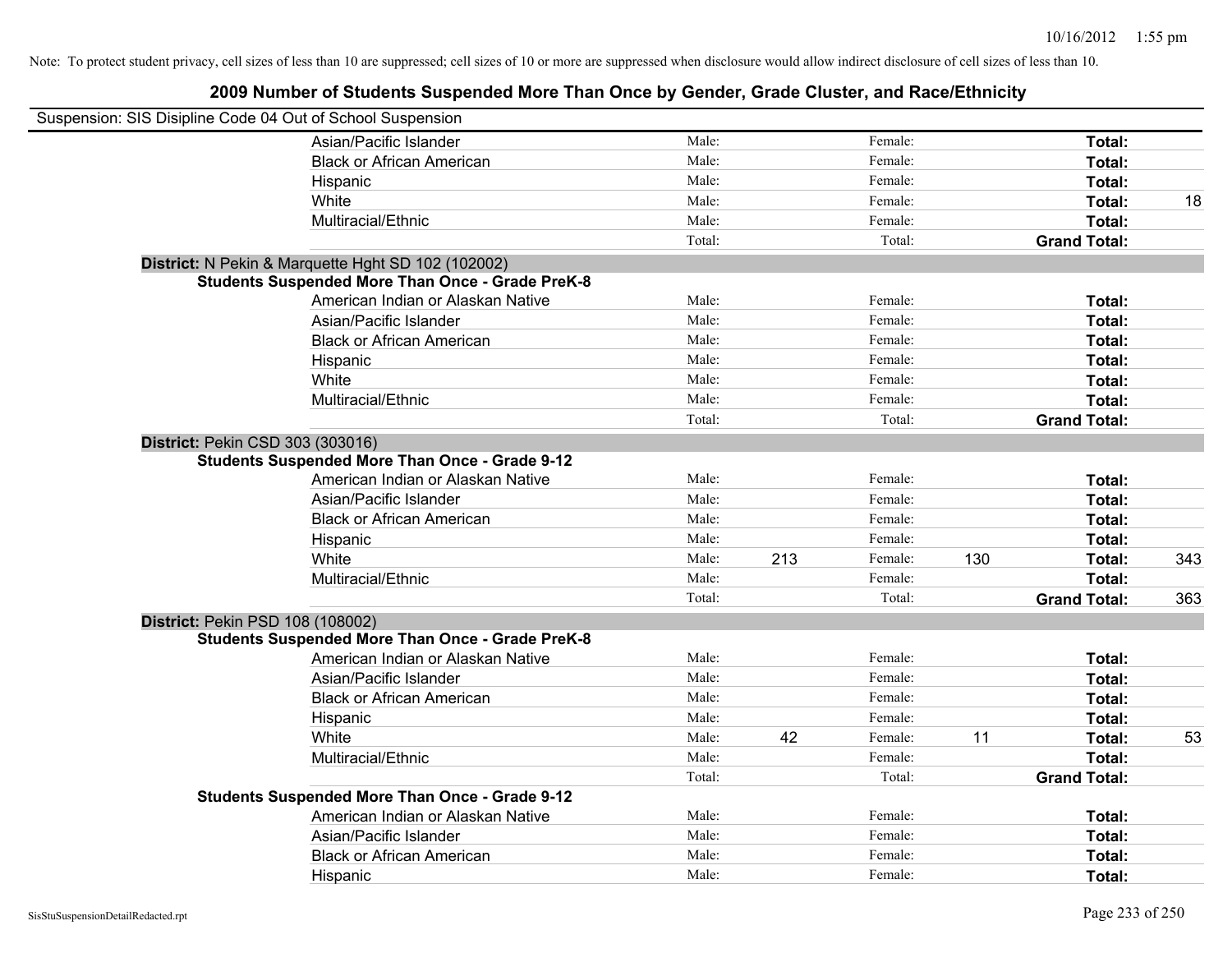Note: To protect student privacy, cell sizes of less than 10 are suppressed; cell sizes of 10 or more are suppressed when disclosure would allow indirect disclosure of cell sizes of less than 10.

# 2009 Number of Students Suspended More Than Once by Gender, Grade Cluster, and Race/Ethnicity

Suspension: SIS Disipline Code 04 Out of School Suspension

| | | | | | | | |
|---|---|---|---|---|---|---|---|
| Asian/Pacific Islander | Male: | | Female: | | **Total:** | |
| Black or African American | Male: | | Female: | | **Total:** | |
| Hispanic | Male: | | Female: | | **Total:** | |
| White | Male: | | Female: | | **Total:** | 18 |
| Multiracial/Ethnic | Male: | | Female: | | **Total:** | |
| | Total: | | Total: | | **Grand Total:** | |

**District:** N Pekin & Marquette Hght SD 102 (102002)

**Students Suspended More Than Once - Grade PreK-8**

| | | | | | | |
|---|---|---|---|---|---|---|
| American Indian or Alaskan Native | Male: | | Female: | | **Total:** | |
| Asian/Pacific Islander | Male: | | Female: | | **Total:** | |
| Black or African American | Male: | | Female: | | **Total:** | |
| Hispanic | Male: | | Female: | | **Total:** | |
| White | Male: | | Female: | | **Total:** | |
| Multiracial/Ethnic | Male: | | Female: | | **Total:** | |
| | Total: | | Total: | | **Grand Total:** | |

**District:** Pekin CSD 303 (303016)

**Students Suspended More Than Once - Grade 9-12**

| | | | | | | |
|---|---|---|---|---|---|---|
| American Indian or Alaskan Native | Male: | | Female: | | **Total:** | |
| Asian/Pacific Islander | Male: | | Female: | | **Total:** | |
| Black or African American | Male: | | Female: | | **Total:** | |
| Hispanic | Male: | | Female: | | **Total:** | |
| White | Male: | 213 | Female: | 130 | **Total:** | 343 |
| Multiracial/Ethnic | Male: | | Female: | | **Total:** | |
| | Total: | | Total: | | **Grand Total:** | 363 |

**District:** Pekin PSD 108 (108002)

**Students Suspended More Than Once - Grade PreK-8**

| | | | | | | |
|---|---|---|---|---|---|---|
| American Indian or Alaskan Native | Male: | | Female: | | **Total:** | |
| Asian/Pacific Islander | Male: | | Female: | | **Total:** | |
| Black or African American | Male: | | Female: | | **Total:** | |
| Hispanic | Male: | | Female: | | **Total:** | |
| White | Male: | 42 | Female: | 11 | **Total:** | 53 |
| Multiracial/Ethnic | Male: | | Female: | | **Total:** | |
| | Total: | | Total: | | **Grand Total:** | |

**Students Suspended More Than Once - Grade 9-12**

| | | | | | | |
|---|---|---|---|---|---|---|
| American Indian or Alaskan Native | Male: | | Female: | | **Total:** | |
| Asian/Pacific Islander | Male: | | Female: | | **Total:** | |
| Black or African American | Male: | | Female: | | **Total:** | |
| Hispanic | Male: | | Female: | | **Total:** | |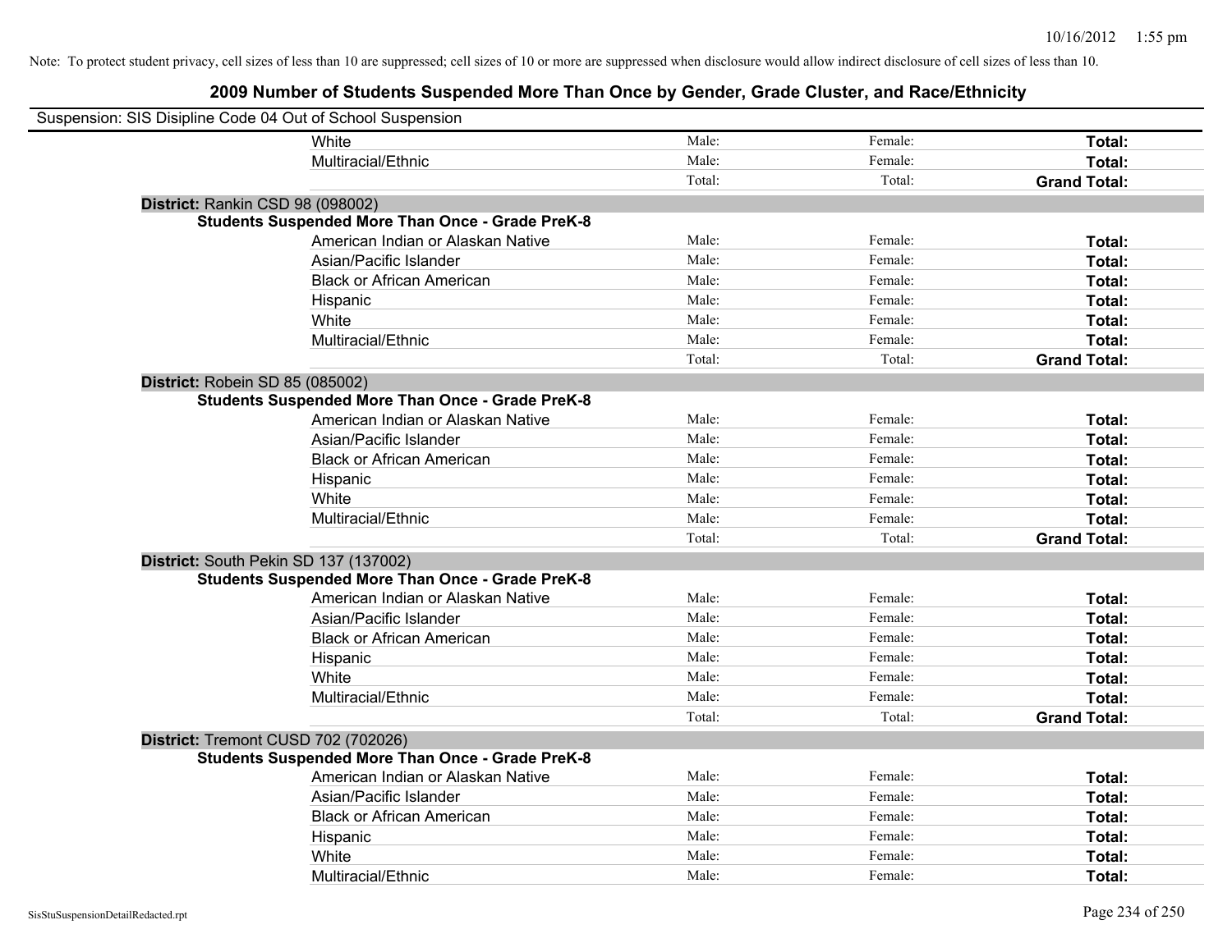Note: To protect student privacy, cell sizes of less than 10 are suppressed; cell sizes of 10 or more are suppressed when disclosure would allow indirect disclosure of cell sizes of less than 10.

## 2009 Number of Students Suspended More Than Once by Gender, Grade Cluster, and Race/Ethnicity

Suspension: SIS Disipline Code 04 Out of School Suspension

| | | | | |
|---|---|---|---|---|
| | White | Male: | Female: | **Total:** |
| | Multiracial/Ethnic | Male: | Female: | **Total:** |
| | | Total: | Total: | **Grand Total:** |
| **District:** Rankin CSD 98 (098002) | | | | |
| **Students Suspended More Than Once - Grade PreK-8** | | | | |
| | American Indian or Alaskan Native | Male: | Female: | **Total:** |
| | Asian/Pacific Islander | Male: | Female: | **Total:** |
| | Black or African American | Male: | Female: | **Total:** |
| | Hispanic | Male: | Female: | **Total:** |
| | White | Male: | Female: | **Total:** |
| | Multiracial/Ethnic | Male: | Female: | **Total:** |
| | | Total: | Total: | **Grand Total:** |
| **District:** Robein SD 85 (085002) | | | | |
| **Students Suspended More Than Once - Grade PreK-8** | | | | |
| | American Indian or Alaskan Native | Male: | Female: | **Total:** |
| | Asian/Pacific Islander | Male: | Female: | **Total:** |
| | Black or African American | Male: | Female: | **Total:** |
| | Hispanic | Male: | Female: | **Total:** |
| | White | Male: | Female: | **Total:** |
| | Multiracial/Ethnic | Male: | Female: | **Total:** |
| | | Total: | Total: | **Grand Total:** |
| **District:** South Pekin SD 137 (137002) | | | | |
| **Students Suspended More Than Once - Grade PreK-8** | | | | |
| | American Indian or Alaskan Native | Male: | Female: | **Total:** |
| | Asian/Pacific Islander | Male: | Female: | **Total:** |
| | Black or African American | Male: | Female: | **Total:** |
| | Hispanic | Male: | Female: | **Total:** |
| | White | Male: | Female: | **Total:** |
| | Multiracial/Ethnic | Male: | Female: | **Total:** |
| | | Total: | Total: | **Grand Total:** |
| **District:** Tremont CUSD 702 (702026) | | | | |
| **Students Suspended More Than Once - Grade PreK-8** | | | | |
| | American Indian or Alaskan Native | Male: | Female: | **Total:** |
| | Asian/Pacific Islander | Male: | Female: | **Total:** |
| | Black or African American | Male: | Female: | **Total:** |
| | Hispanic | Male: | Female: | **Total:** |
| | White | Male: | Female: | **Total:** |
| | Multiracial/Ethnic | Male: | Female: | **Total:** |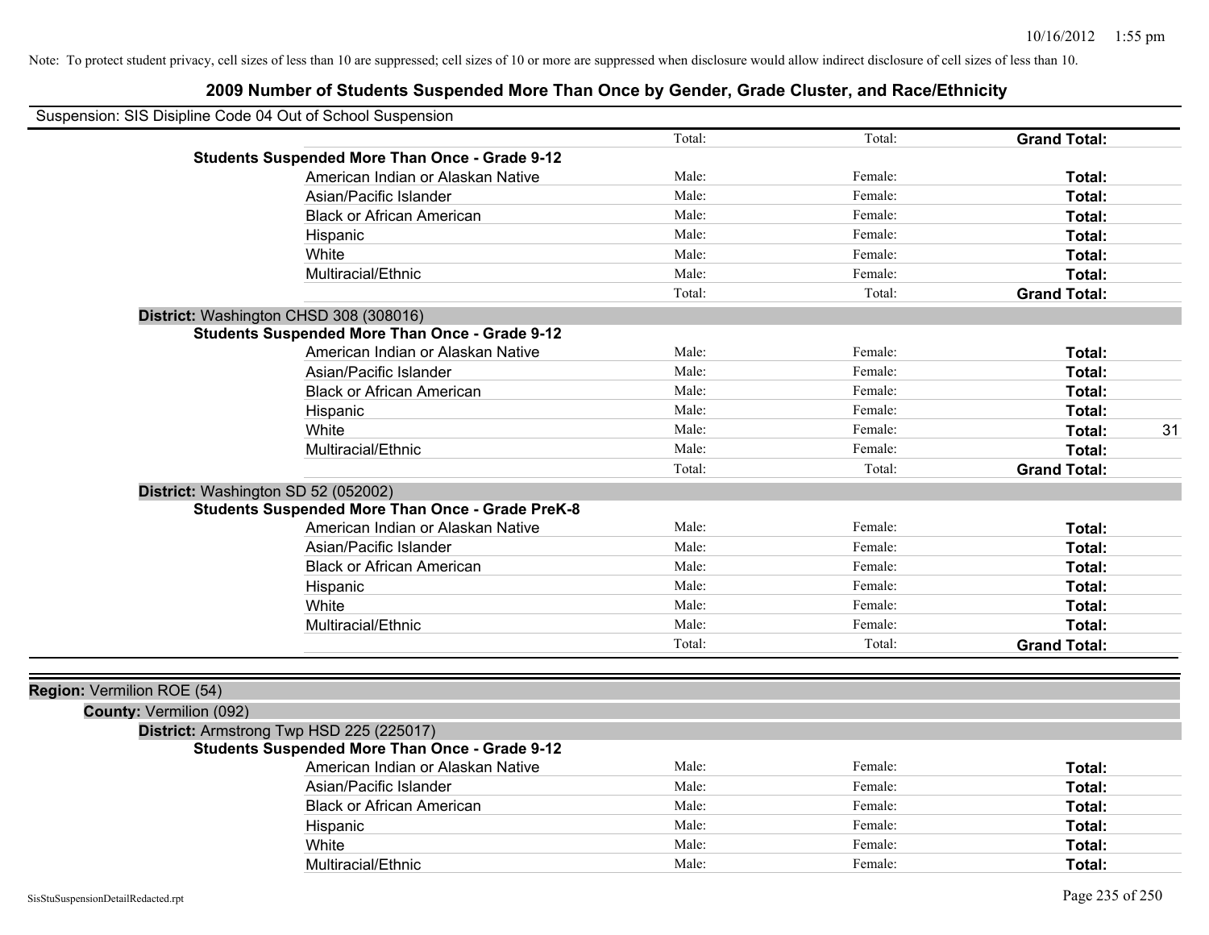Note: To protect student privacy, cell sizes of less than 10 are suppressed; cell sizes of 10 or more are suppressed when disclosure would allow indirect disclosure of cell sizes of less than 10.

## 2009 Number of Students Suspended More Than Once by Gender, Grade Cluster, and Race/Ethnicity

Suspension: SIS Disipline Code 04 Out of School Suspension

| | Total: | Total: | **Grand Total:** | |
|---|---|---|---|---|
| **Students Suspended More Than Once - Grade 9-12** | | | | |
| American Indian or Alaskan Native | Male: | Female: | **Total:** | |
| Asian/Pacific Islander | Male: | Female: | **Total:** | |
| Black or African American | Male: | Female: | **Total:** | |
| Hispanic | Male: | Female: | **Total:** | |
| White | Male: | Female: | **Total:** | |
| Multiracial/Ethnic | Male: | Female: | **Total:** | |
| | Total: | Total: | **Grand Total:** | |

**District:** Washington CHSD 308 (308016)

| **Students Suspended More Than Once - Grade 9-12** | | | | |
|---|---|---|---|---|
| American Indian or Alaskan Native | Male: | Female: | **Total:** | |
| Asian/Pacific Islander | Male: | Female: | **Total:** | |
| Black or African American | Male: | Female: | **Total:** | |
| Hispanic | Male: | Female: | **Total:** | |
| White | Male: | Female: | **Total:** | 31 |
| Multiracial/Ethnic | Male: | Female: | **Total:** | |
| | Total: | Total: | **Grand Total:** | |

**District:** Washington SD 52 (052002)

| **Students Suspended More Than Once - Grade PreK-8** | | | | |
|---|---|---|---|---|
| American Indian or Alaskan Native | Male: | Female: | **Total:** | |
| Asian/Pacific Islander | Male: | Female: | **Total:** | |
| Black or African American | Male: | Female: | **Total:** | |
| Hispanic | Male: | Female: | **Total:** | |
| White | Male: | Female: | **Total:** | |
| Multiracial/Ethnic | Male: | Female: | **Total:** | |
| | Total: | Total: | **Grand Total:** | |

**Region:** Vermilion ROE (54)

**County:** Vermilion (092)

**District:** Armstrong Twp HSD 225 (225017)

| **Students Suspended More Than Once - Grade 9-12** | | | | |
|---|---|---|---|---|
| American Indian or Alaskan Native | Male: | Female: | **Total:** | |
| Asian/Pacific Islander | Male: | Female: | **Total:** | |
| Black or African American | Male: | Female: | **Total:** | |
| Hispanic | Male: | Female: | **Total:** | |
| White | Male: | Female: | **Total:** | |
| Multiracial/Ethnic | Male: | Female: | **Total:** | |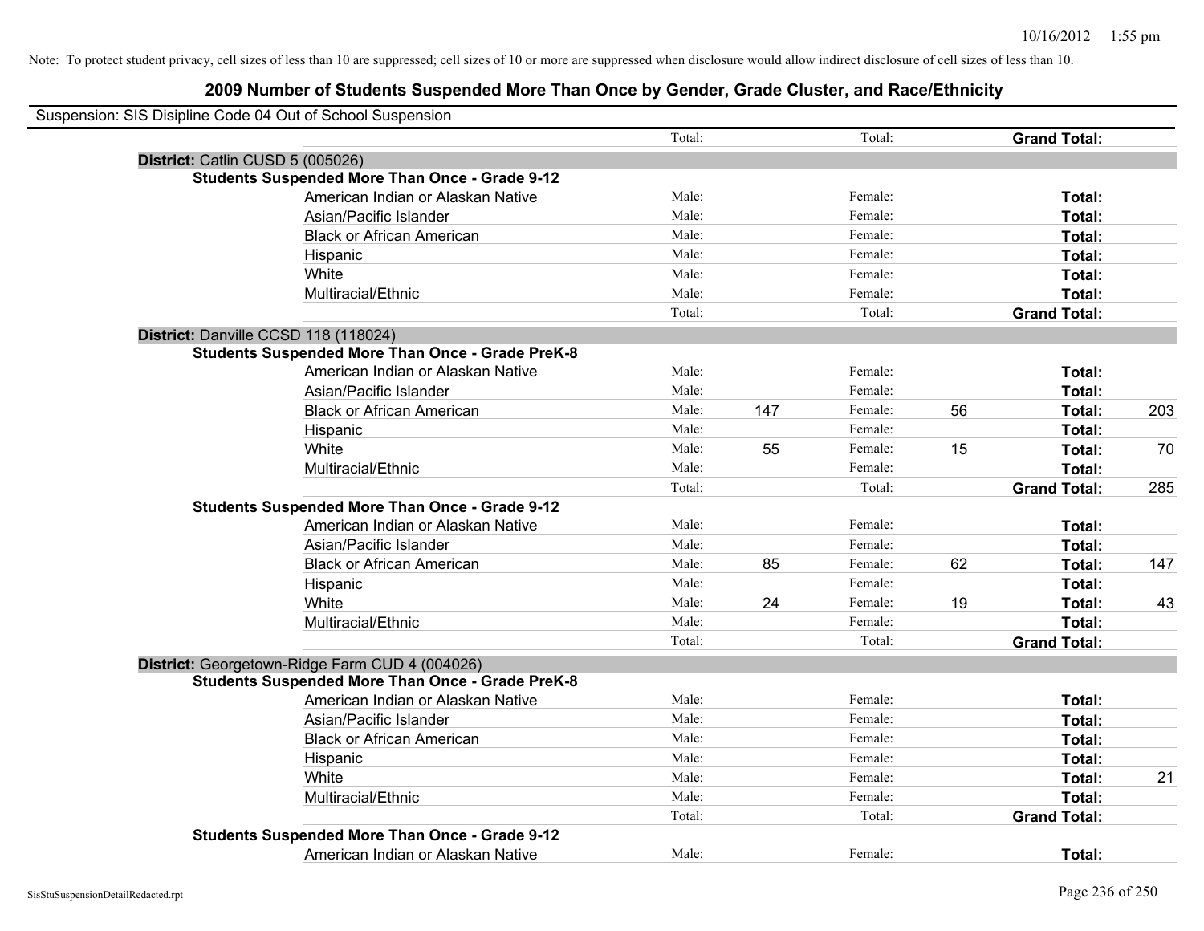Note: To protect student privacy, cell sizes of less than 10 are suppressed; cell sizes of 10 or more are suppressed when disclosure would allow indirect disclosure of cell sizes of less than 10.

## 2009 Number of Students Suspended More Than Once by Gender, Grade Cluster, and Race/Ethnicity

Suspension: SIS Disipline Code 04 Out of School Suspension

| | | | | | | | |
|---|---|---|---|---|---|---|---|
| | Total: | | Total: | | **Grand Total:** | |

**District:** Catlin CUSD 5 (005026)

**Students Suspended More Than Once - Grade 9-12**

| | | | | | | |
|---|---|---|---|---|---|---|
| American Indian or Alaskan Native | Male: | | Female: | | **Total:** | |
| Asian/Pacific Islander | Male: | | Female: | | **Total:** | |
| Black or African American | Male: | | Female: | | **Total:** | |
| Hispanic | Male: | | Female: | | **Total:** | |
| White | Male: | | Female: | | **Total:** | |
| Multiracial/Ethnic | Male: | | Female: | | **Total:** | |
| | Total: | | Total: | | **Grand Total:** | |

**District:** Danville CCSD 118 (118024)

**Students Suspended More Than Once - Grade PreK-8**

| | | | | | | |
|---|---|---|---|---|---|---|
| American Indian or Alaskan Native | Male: | | Female: | | **Total:** | |
| Asian/Pacific Islander | Male: | | Female: | | **Total:** | |
| Black or African American | Male: | 147 | Female: | 56 | **Total:** | 203 |
| Hispanic | Male: | | Female: | | **Total:** | |
| White | Male: | 55 | Female: | 15 | **Total:** | 70 |
| Multiracial/Ethnic | Male: | | Female: | | **Total:** | |
| | Total: | | Total: | | **Grand Total:** | 285 |

**Students Suspended More Than Once - Grade 9-12**

| | | | | | | |
|---|---|---|---|---|---|---|
| American Indian or Alaskan Native | Male: | | Female: | | **Total:** | |
| Asian/Pacific Islander | Male: | | Female: | | **Total:** | |
| Black or African American | Male: | 85 | Female: | 62 | **Total:** | 147 |
| Hispanic | Male: | | Female: | | **Total:** | |
| White | Male: | 24 | Female: | 19 | **Total:** | 43 |
| Multiracial/Ethnic | Male: | | Female: | | **Total:** | |
| | Total: | | Total: | | **Grand Total:** | |

**District:** Georgetown-Ridge Farm CUD 4 (004026)

**Students Suspended More Than Once - Grade PreK-8**

| | | | | | | |
|---|---|---|---|---|---|---|
| American Indian or Alaskan Native | Male: | | Female: | | **Total:** | |
| Asian/Pacific Islander | Male: | | Female: | | **Total:** | |
| Black or African American | Male: | | Female: | | **Total:** | |
| Hispanic | Male: | | Female: | | **Total:** | |
| White | Male: | | Female: | | **Total:** | 21 |
| Multiracial/Ethnic | Male: | | Female: | | **Total:** | |
| | Total: | | Total: | | **Grand Total:** | |

**Students Suspended More Than Once - Grade 9-12**

| | | | | | | |
|---|---|---|---|---|---|---|
| American Indian or Alaskan Native | Male: | | Female: | | **Total:** | |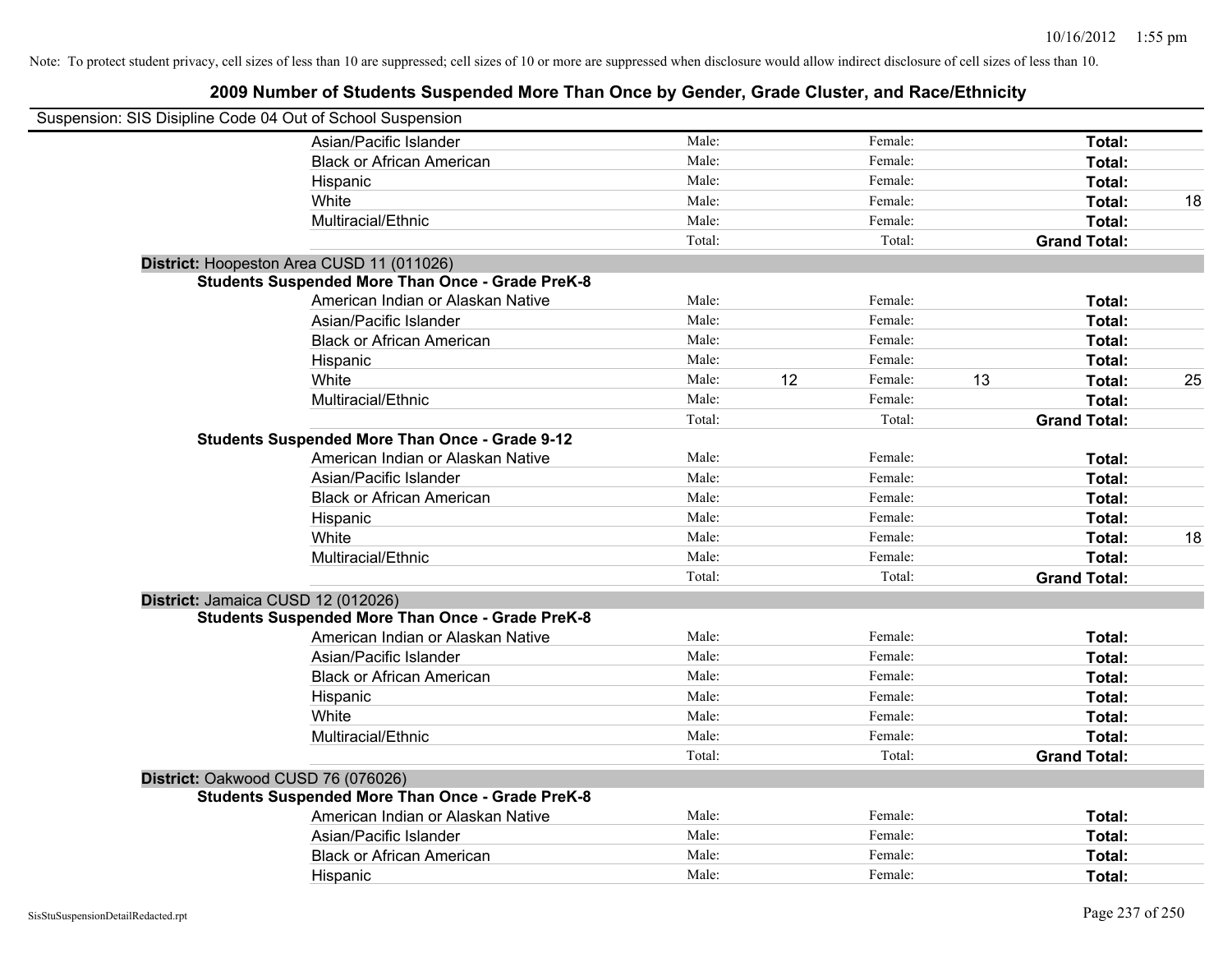Note: To protect student privacy, cell sizes of less than 10 are suppressed; cell sizes of 10 or more are suppressed when disclosure would allow indirect disclosure of cell sizes of less than 10.

## 2009 Number of Students Suspended More Than Once by Gender, Grade Cluster, and Race/Ethnicity

Suspension: SIS Disipline Code 04 Out of School Suspension

| | Male: | | Female: | | | |
|---|---|---|---|---|---|---|
| Asian/Pacific Islander | Male: | | Female: | | **Total:** | |
| Black or African American | Male: | | Female: | | **Total:** | |
| Hispanic | Male: | | Female: | | **Total:** | |
| White | Male: | | Female: | | **Total:** | 18 |
| Multiracial/Ethnic | Male: | | Female: | | **Total:** | |
| | Total: | | Total: | | **Grand Total:** | |

**District:** Hoopeston Area CUSD 11 (011026)

**Students Suspended More Than Once - Grade PreK-8**

| | | | | | | |
|---|---|---|---|---|---|---|
| American Indian or Alaskan Native | Male: | | Female: | | **Total:** | |
| Asian/Pacific Islander | Male: | | Female: | | **Total:** | |
| Black or African American | Male: | | Female: | | **Total:** | |
| Hispanic | Male: | | Female: | | **Total:** | |
| White | Male: | 12 | Female: | 13 | **Total:** | 25 |
| Multiracial/Ethnic | Male: | | Female: | | **Total:** | |
| | Total: | | Total: | | **Grand Total:** | |

**Students Suspended More Than Once - Grade 9-12**

| | | | | | | |
|---|---|---|---|---|---|---|
| American Indian or Alaskan Native | Male: | | Female: | | **Total:** | |
| Asian/Pacific Islander | Male: | | Female: | | **Total:** | |
| Black or African American | Male: | | Female: | | **Total:** | |
| Hispanic | Male: | | Female: | | **Total:** | |
| White | Male: | | Female: | | **Total:** | 18 |
| Multiracial/Ethnic | Male: | | Female: | | **Total:** | |
| | Total: | | Total: | | **Grand Total:** | |

**District:** Jamaica CUSD 12 (012026)

**Students Suspended More Than Once - Grade PreK-8**

| | | | | | | |
|---|---|---|---|---|---|---|
| American Indian or Alaskan Native | Male: | | Female: | | **Total:** | |
| Asian/Pacific Islander | Male: | | Female: | | **Total:** | |
| Black or African American | Male: | | Female: | | **Total:** | |
| Hispanic | Male: | | Female: | | **Total:** | |
| White | Male: | | Female: | | **Total:** | |
| Multiracial/Ethnic | Male: | | Female: | | **Total:** | |
| | Total: | | Total: | | **Grand Total:** | |

**District:** Oakwood CUSD 76 (076026)

**Students Suspended More Than Once - Grade PreK-8**

| | | | | | | |
|---|---|---|---|---|---|---|
| American Indian or Alaskan Native | Male: | | Female: | | **Total:** | |
| Asian/Pacific Islander | Male: | | Female: | | **Total:** | |
| Black or African American | Male: | | Female: | | **Total:** | |
| Hispanic | Male: | | Female: | | **Total:** | |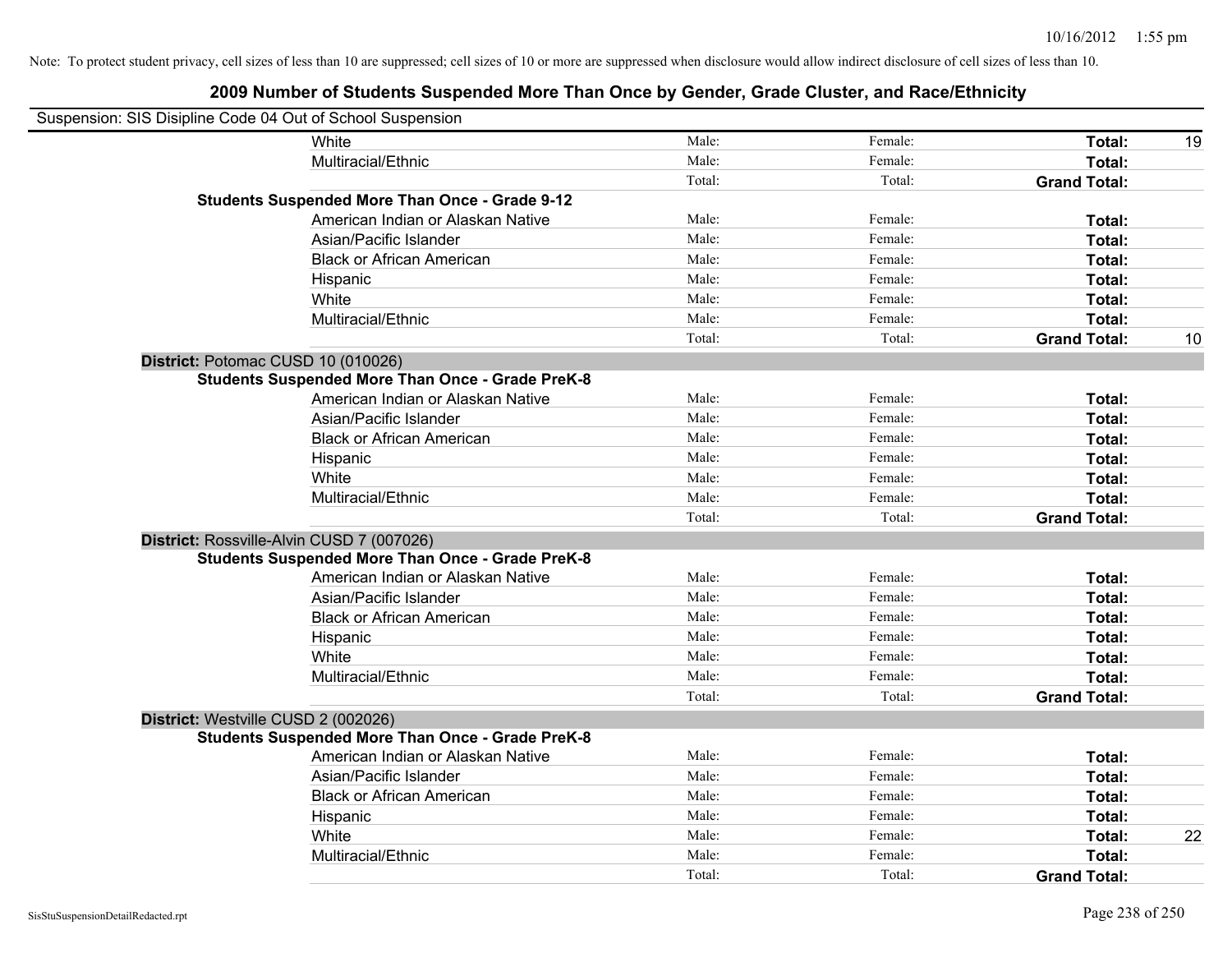Note: To protect student privacy, cell sizes of less than 10 are suppressed; cell sizes of 10 or more are suppressed when disclosure would allow indirect disclosure of cell sizes of less than 10.

## 2009 Number of Students Suspended More Than Once by Gender, Grade Cluster, and Race/Ethnicity

Suspension: SIS Disipline Code 04 Out of School Suspension

| | | | | | |
|---|---|---|---|---|---|
| | White | Male: | Female: | **Total:** | 19 |
| | Multiracial/Ethnic | Male: | Female: | **Total:** | |
| | | Total: | Total: | **Grand Total:** | |
| **Students Suspended More Than Once - Grade 9-12** | | | | | |
| | American Indian or Alaskan Native | Male: | Female: | **Total:** | |
| | Asian/Pacific Islander | Male: | Female: | **Total:** | |
| | Black or African American | Male: | Female: | **Total:** | |
| | Hispanic | Male: | Female: | **Total:** | |
| | White | Male: | Female: | **Total:** | |
| | Multiracial/Ethnic | Male: | Female: | **Total:** | |
| | | Total: | Total: | **Grand Total:** | 10 |
| **District:** Potomac CUSD 10 (010026) | | | | | |
| **Students Suspended More Than Once - Grade PreK-8** | | | | | |
| | American Indian or Alaskan Native | Male: | Female: | **Total:** | |
| | Asian/Pacific Islander | Male: | Female: | **Total:** | |
| | Black or African American | Male: | Female: | **Total:** | |
| | Hispanic | Male: | Female: | **Total:** | |
| | White | Male: | Female: | **Total:** | |
| | Multiracial/Ethnic | Male: | Female: | **Total:** | |
| | | Total: | Total: | **Grand Total:** | |
| **District:** Rossville-Alvin CUSD 7 (007026) | | | | | |
| **Students Suspended More Than Once - Grade PreK-8** | | | | | |
| | American Indian or Alaskan Native | Male: | Female: | **Total:** | |
| | Asian/Pacific Islander | Male: | Female: | **Total:** | |
| | Black or African American | Male: | Female: | **Total:** | |
| | Hispanic | Male: | Female: | **Total:** | |
| | White | Male: | Female: | **Total:** | |
| | Multiracial/Ethnic | Male: | Female: | **Total:** | |
| | | Total: | Total: | **Grand Total:** | |
| **District:** Westville CUSD 2 (002026) | | | | | |
| **Students Suspended More Than Once - Grade PreK-8** | | | | | |
| | American Indian or Alaskan Native | Male: | Female: | **Total:** | |
| | Asian/Pacific Islander | Male: | Female: | **Total:** | |
| | Black or African American | Male: | Female: | **Total:** | |
| | Hispanic | Male: | Female: | **Total:** | |
| | White | Male: | Female: | **Total:** | 22 |
| | Multiracial/Ethnic | Male: | Female: | **Total:** | |
| | | Total: | Total: | **Grand Total:** | |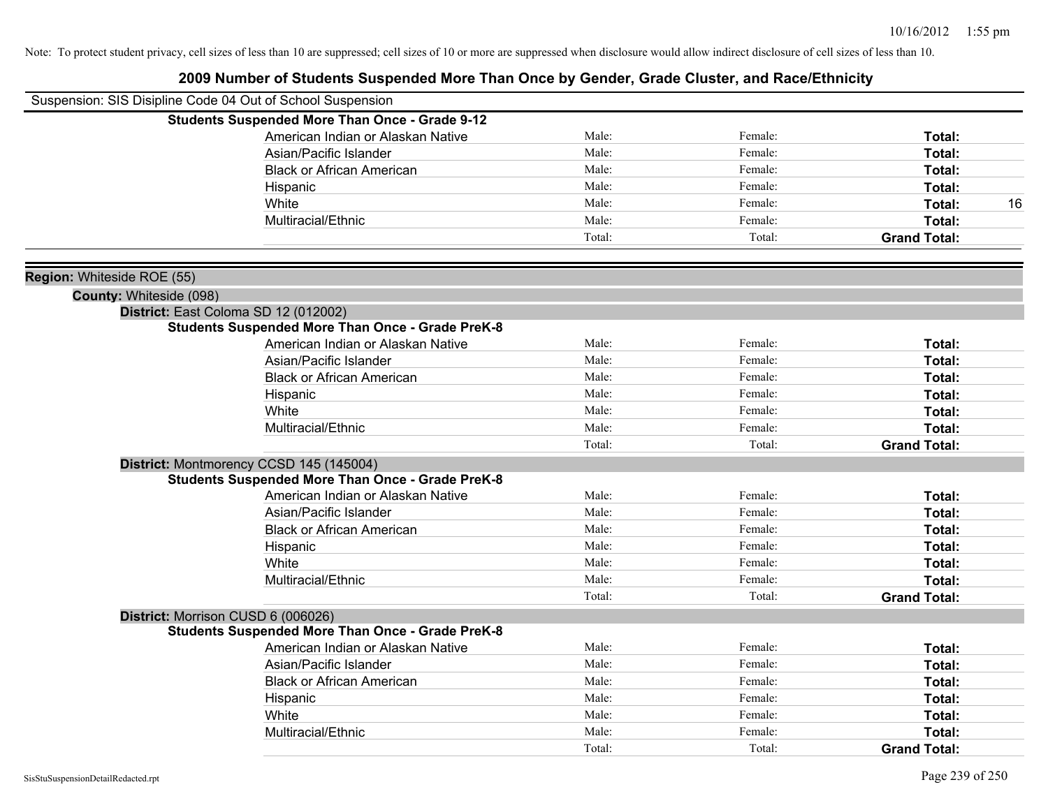Note: To protect student privacy, cell sizes of less than 10 are suppressed; cell sizes of 10 or more are suppressed when disclosure would allow indirect disclosure of cell sizes of less than 10.

# 2009 Number of Students Suspended More Than Once by Gender, Grade Cluster, and Race/Ethnicity

Suspension: SIS Disipline Code 04 Out of School Suspension

**Students Suspended More Than Once - Grade 9-12**

| | | | | |
|---|---|---|---|---|
| American Indian or Alaskan Native | Male: | Female: | **Total:** | |
| Asian/Pacific Islander | Male: | Female: | **Total:** | |
| Black or African American | Male: | Female: | **Total:** | |
| Hispanic | Male: | Female: | **Total:** | |
| White | Male: | Female: | **Total:** | 16 |
| Multiracial/Ethnic | Male: | Female: | **Total:** | |
| | Total: | Total: | **Grand Total:** | |

**Region:** Whiteside ROE (55)

**County:** Whiteside (098)

**District:** East Coloma SD 12 (012002)

**Students Suspended More Than Once - Grade PreK-8**

| | | | | |
|---|---|---|---|---|
| American Indian or Alaskan Native | Male: | Female: | **Total:** | |
| Asian/Pacific Islander | Male: | Female: | **Total:** | |
| Black or African American | Male: | Female: | **Total:** | |
| Hispanic | Male: | Female: | **Total:** | |
| White | Male: | Female: | **Total:** | |
| Multiracial/Ethnic | Male: | Female: | **Total:** | |
| | Total: | Total: | **Grand Total:** | |

**District:** Montmorency CCSD 145 (145004)

**Students Suspended More Than Once - Grade PreK-8**

| | | | | |
|---|---|---|---|---|
| American Indian or Alaskan Native | Male: | Female: | **Total:** | |
| Asian/Pacific Islander | Male: | Female: | **Total:** | |
| Black or African American | Male: | Female: | **Total:** | |
| Hispanic | Male: | Female: | **Total:** | |
| White | Male: | Female: | **Total:** | |
| Multiracial/Ethnic | Male: | Female: | **Total:** | |
| | Total: | Total: | **Grand Total:** | |

**District:** Morrison CUSD 6 (006026)

**Students Suspended More Than Once - Grade PreK-8**

| | | | | |
|---|---|---|---|---|
| American Indian or Alaskan Native | Male: | Female: | **Total:** | |
| Asian/Pacific Islander | Male: | Female: | **Total:** | |
| Black or African American | Male: | Female: | **Total:** | |
| Hispanic | Male: | Female: | **Total:** | |
| White | Male: | Female: | **Total:** | |
| Multiracial/Ethnic | Male: | Female: | **Total:** | |
| | Total: | Total: | **Grand Total:** | |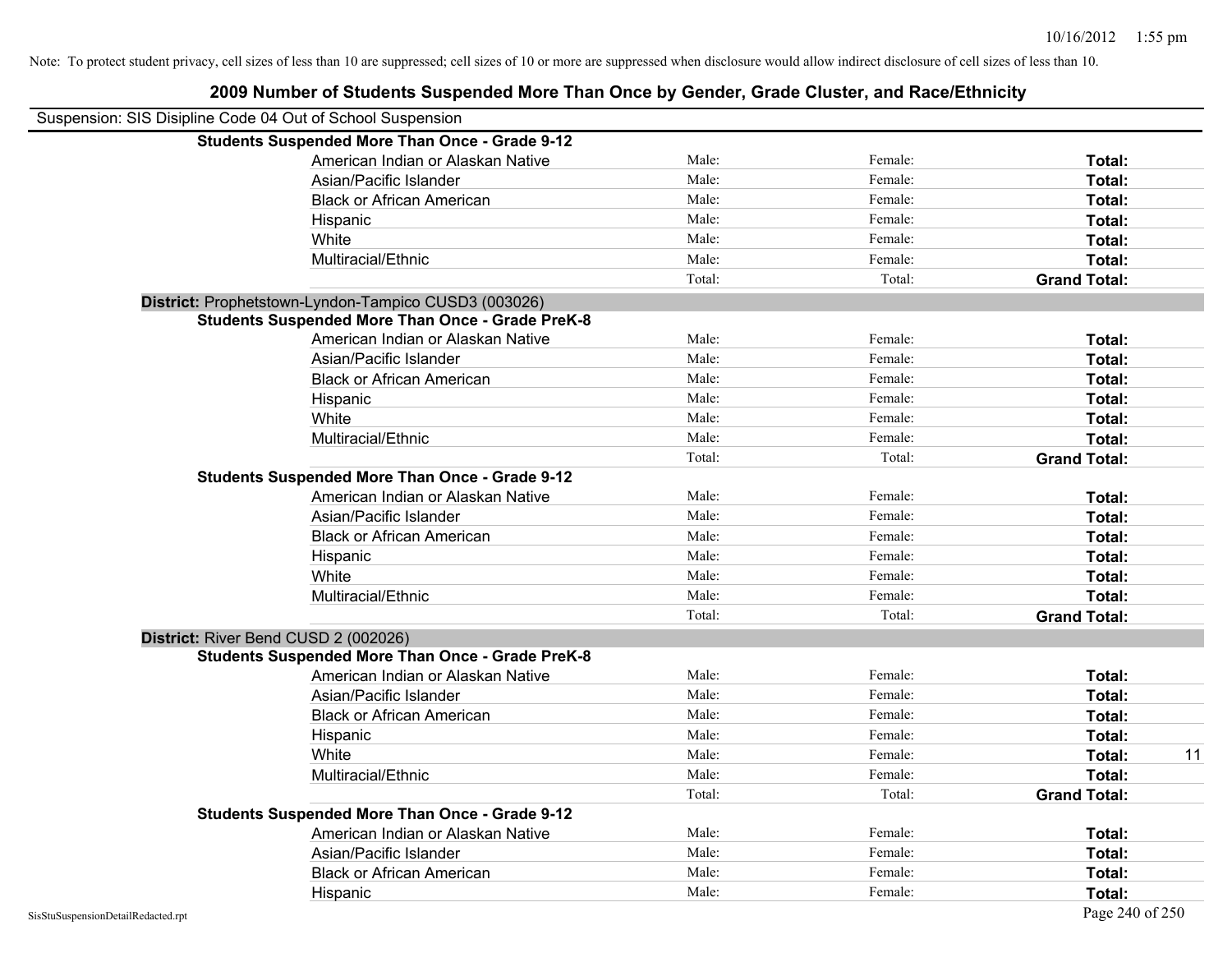Note: To protect student privacy, cell sizes of less than 10 are suppressed; cell sizes of 10 or more are suppressed when disclosure would allow indirect disclosure of cell sizes of less than 10.

## 2009 Number of Students Suspended More Than Once by Gender, Grade Cluster, and Race/Ethnicity

Suspension: SIS Disipline Code 04 Out of School Suspension

**Students Suspended More Than Once - Grade 9-12**

| | | | | |
|---|---|---|---|---|
| American Indian or Alaskan Native | Male: | Female: | **Total:** | |
| Asian/Pacific Islander | Male: | Female: | **Total:** | |
| Black or African American | Male: | Female: | **Total:** | |
| Hispanic | Male: | Female: | **Total:** | |
| White | Male: | Female: | **Total:** | |
| Multiracial/Ethnic | Male: | Female: | **Total:** | |
| | Total: | Total: | **Grand Total:** | |

**District:** Prophetstown-Lyndon-Tampico CUSD3 (003026)

**Students Suspended More Than Once - Grade PreK-8**

| | | | | |
|---|---|---|---|---|
| American Indian or Alaskan Native | Male: | Female: | **Total:** | |
| Asian/Pacific Islander | Male: | Female: | **Total:** | |
| Black or African American | Male: | Female: | **Total:** | |
| Hispanic | Male: | Female: | **Total:** | |
| White | Male: | Female: | **Total:** | |
| Multiracial/Ethnic | Male: | Female: | **Total:** | |
| | Total: | Total: | **Grand Total:** | |

**Students Suspended More Than Once - Grade 9-12**

| | | | | |
|---|---|---|---|---|
| American Indian or Alaskan Native | Male: | Female: | **Total:** | |
| Asian/Pacific Islander | Male: | Female: | **Total:** | |
| Black or African American | Male: | Female: | **Total:** | |
| Hispanic | Male: | Female: | **Total:** | |
| White | Male: | Female: | **Total:** | |
| Multiracial/Ethnic | Male: | Female: | **Total:** | |
| | Total: | Total: | **Grand Total:** | |

**District:** River Bend CUSD 2 (002026)

**Students Suspended More Than Once - Grade PreK-8**

| | | | | |
|---|---|---|---|---|
| American Indian or Alaskan Native | Male: | Female: | **Total:** | |
| Asian/Pacific Islander | Male: | Female: | **Total:** | |
| Black or African American | Male: | Female: | **Total:** | |
| Hispanic | Male: | Female: | **Total:** | |
| White | Male: | Female: | **Total:** | 11 |
| Multiracial/Ethnic | Male: | Female: | **Total:** | |
| | Total: | Total: | **Grand Total:** | |

**Students Suspended More Than Once - Grade 9-12**

| | | | | |
|---|---|---|---|---|
| American Indian or Alaskan Native | Male: | Female: | **Total:** | |
| Asian/Pacific Islander | Male: | Female: | **Total:** | |
| Black or African American | Male: | Female: | **Total:** | |
| Hispanic | Male: | Female: | **Total:** | |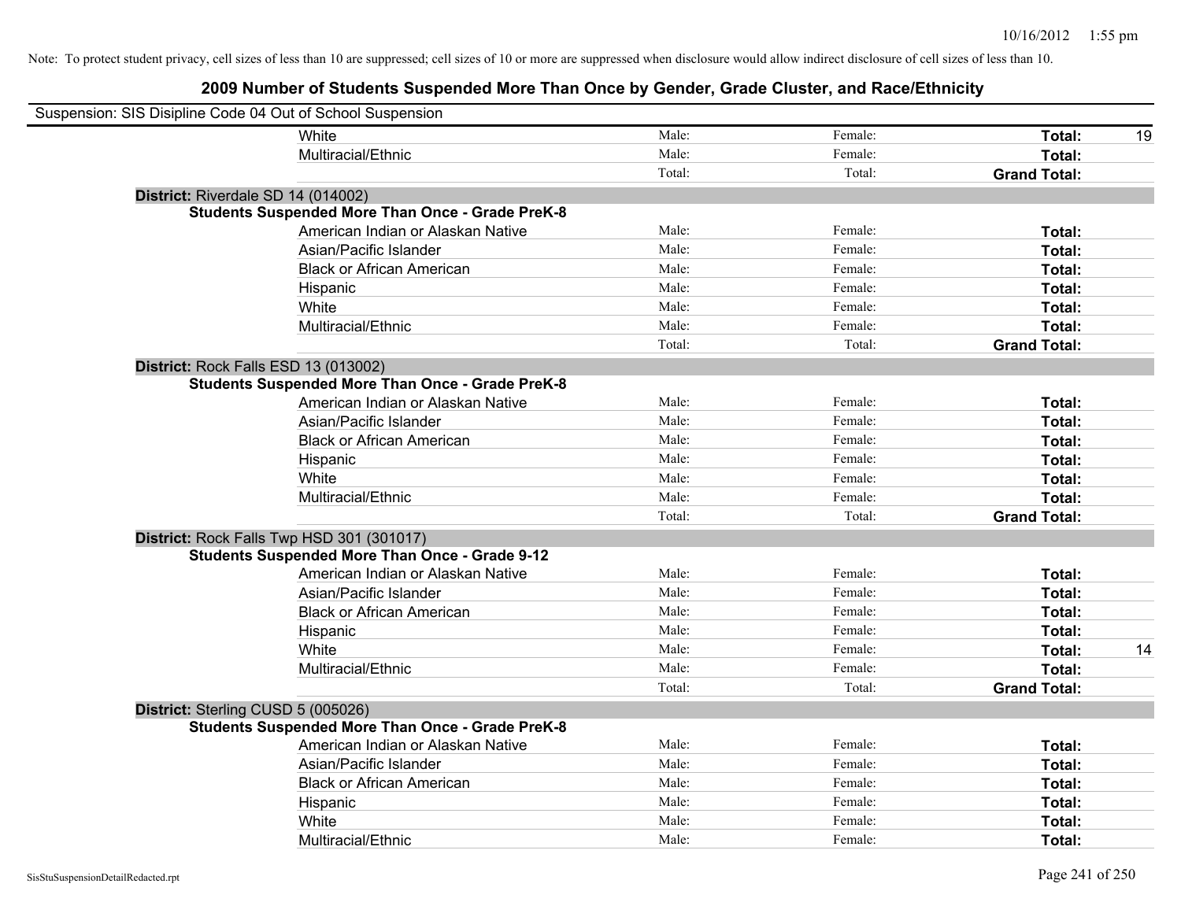Note: To protect student privacy, cell sizes of less than 10 are suppressed; cell sizes of 10 or more are suppressed when disclosure would allow indirect disclosure of cell sizes of less than 10.

## 2009 Number of Students Suspended More Than Once by Gender, Grade Cluster, and Race/Ethnicity

Suspension: SIS Disipline Code 04 Out of School Suspension

| | | | | |
|---|---|---|---|---|
| White | Male: | Female: | **Total:** | 19 |
| Multiracial/Ethnic | Male: | Female: | **Total:** | |
| | Total: | Total: | **Grand Total:** | |

**District:** Riverdale SD 14 (014002)

**Students Suspended More Than Once - Grade PreK-8**

| | | | | |
|---|---|---|---|---|
| American Indian or Alaskan Native | Male: | Female: | **Total:** | |
| Asian/Pacific Islander | Male: | Female: | **Total:** | |
| Black or African American | Male: | Female: | **Total:** | |
| Hispanic | Male: | Female: | **Total:** | |
| White | Male: | Female: | **Total:** | |
| Multiracial/Ethnic | Male: | Female: | **Total:** | |
| | Total: | Total: | **Grand Total:** | |

**District:** Rock Falls ESD 13 (013002)

**Students Suspended More Than Once - Grade PreK-8**

| | | | | |
|---|---|---|---|---|
| American Indian or Alaskan Native | Male: | Female: | **Total:** | |
| Asian/Pacific Islander | Male: | Female: | **Total:** | |
| Black or African American | Male: | Female: | **Total:** | |
| Hispanic | Male: | Female: | **Total:** | |
| White | Male: | Female: | **Total:** | |
| Multiracial/Ethnic | Male: | Female: | **Total:** | |
| | Total: | Total: | **Grand Total:** | |

**District:** Rock Falls Twp HSD 301 (301017)

**Students Suspended More Than Once - Grade 9-12**

| | | | | |
|---|---|---|---|---|
| American Indian or Alaskan Native | Male: | Female: | **Total:** | |
| Asian/Pacific Islander | Male: | Female: | **Total:** | |
| Black or African American | Male: | Female: | **Total:** | |
| Hispanic | Male: | Female: | **Total:** | |
| White | Male: | Female: | **Total:** | 14 |
| Multiracial/Ethnic | Male: | Female: | **Total:** | |
| | Total: | Total: | **Grand Total:** | |

**District:** Sterling CUSD 5 (005026)

**Students Suspended More Than Once - Grade PreK-8**

| | | | | |
|---|---|---|---|---|
| American Indian or Alaskan Native | Male: | Female: | **Total:** | |
| Asian/Pacific Islander | Male: | Female: | **Total:** | |
| Black or African American | Male: | Female: | **Total:** | |
| Hispanic | Male: | Female: | **Total:** | |
| White | Male: | Female: | **Total:** | |
| Multiracial/Ethnic | Male: | Female: | **Total:** | |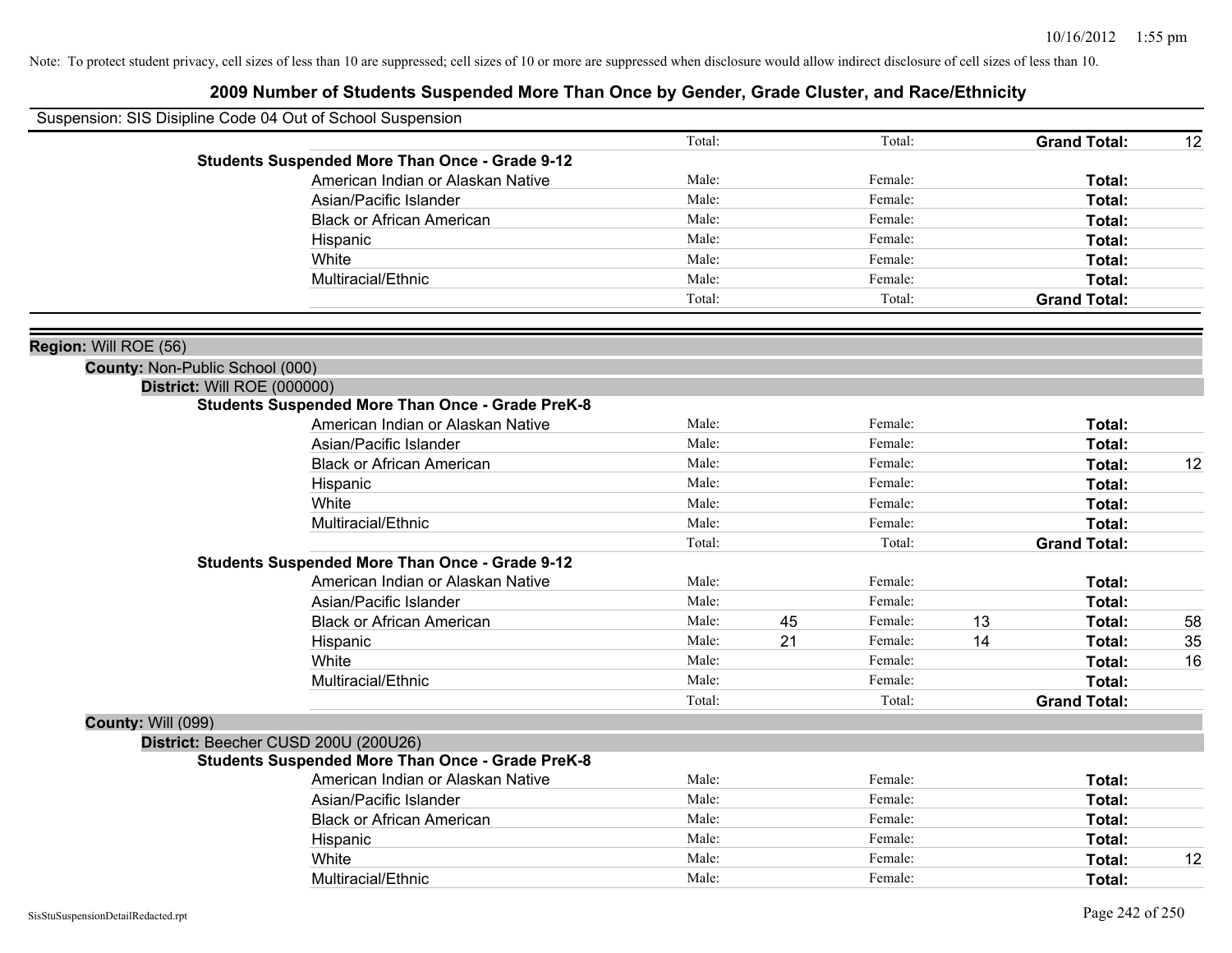Note: To protect student privacy, cell sizes of less than 10 are suppressed; cell sizes of 10 or more are suppressed when disclosure would allow indirect disclosure of cell sizes of less than 10.

## 2009 Number of Students Suspended More Than Once by Gender, Grade Cluster, and Race/Ethnicity

Suspension: SIS Disipline Code 04 Out of School Suspension

| | Male | | Female | | | |
|---|---|---|---|---|---|---|
| | Total: | | Total: | | **Grand Total:** | 12 |
| **Students Suspended More Than Once - Grade 9-12** | | | | | | |
| American Indian or Alaskan Native | Male: | | Female: | | **Total:** | |
| Asian/Pacific Islander | Male: | | Female: | | **Total:** | |
| Black or African American | Male: | | Female: | | **Total:** | |
| Hispanic | Male: | | Female: | | **Total:** | |
| White | Male: | | Female: | | **Total:** | |
| Multiracial/Ethnic | Male: | | Female: | | **Total:** | |
| | Total: | | Total: | | **Grand Total:** | |

**Region:** Will ROE (56)

**County:** Non-Public School (000)

**District:** Will ROE (000000)

| | Male | | Female | | | |
|---|---|---|---|---|---|---|
| **Students Suspended More Than Once - Grade PreK-8** | | | | | | |
| American Indian or Alaskan Native | Male: | | Female: | | **Total:** | |
| Asian/Pacific Islander | Male: | | Female: | | **Total:** | |
| Black or African American | Male: | | Female: | | **Total:** | 12 |
| Hispanic | Male: | | Female: | | **Total:** | |
| White | Male: | | Female: | | **Total:** | |
| Multiracial/Ethnic | Male: | | Female: | | **Total:** | |
| | Total: | | Total: | | **Grand Total:** | |
| **Students Suspended More Than Once - Grade 9-12** | | | | | | |
| American Indian or Alaskan Native | Male: | | Female: | | **Total:** | |
| Asian/Pacific Islander | Male: | | Female: | | **Total:** | |
| Black or African American | Male: | 45 | Female: | 13 | **Total:** | 58 |
| Hispanic | Male: | 21 | Female: | 14 | **Total:** | 35 |
| White | Male: | | Female: | | **Total:** | 16 |
| Multiracial/Ethnic | Male: | | Female: | | **Total:** | |
| | Total: | | Total: | | **Grand Total:** | |

**County:** Will (099)

**District:** Beecher CUSD 200U (200U26)

| | Male | | Female | | | |
|---|---|---|---|---|---|---|
| **Students Suspended More Than Once - Grade PreK-8** | | | | | | |
| American Indian or Alaskan Native | Male: | | Female: | | **Total:** | |
| Asian/Pacific Islander | Male: | | Female: | | **Total:** | |
| Black or African American | Male: | | Female: | | **Total:** | |
| Hispanic | Male: | | Female: | | **Total:** | |
| White | Male: | | Female: | | **Total:** | 12 |
| Multiracial/Ethnic | Male: | | Female: | | **Total:** | |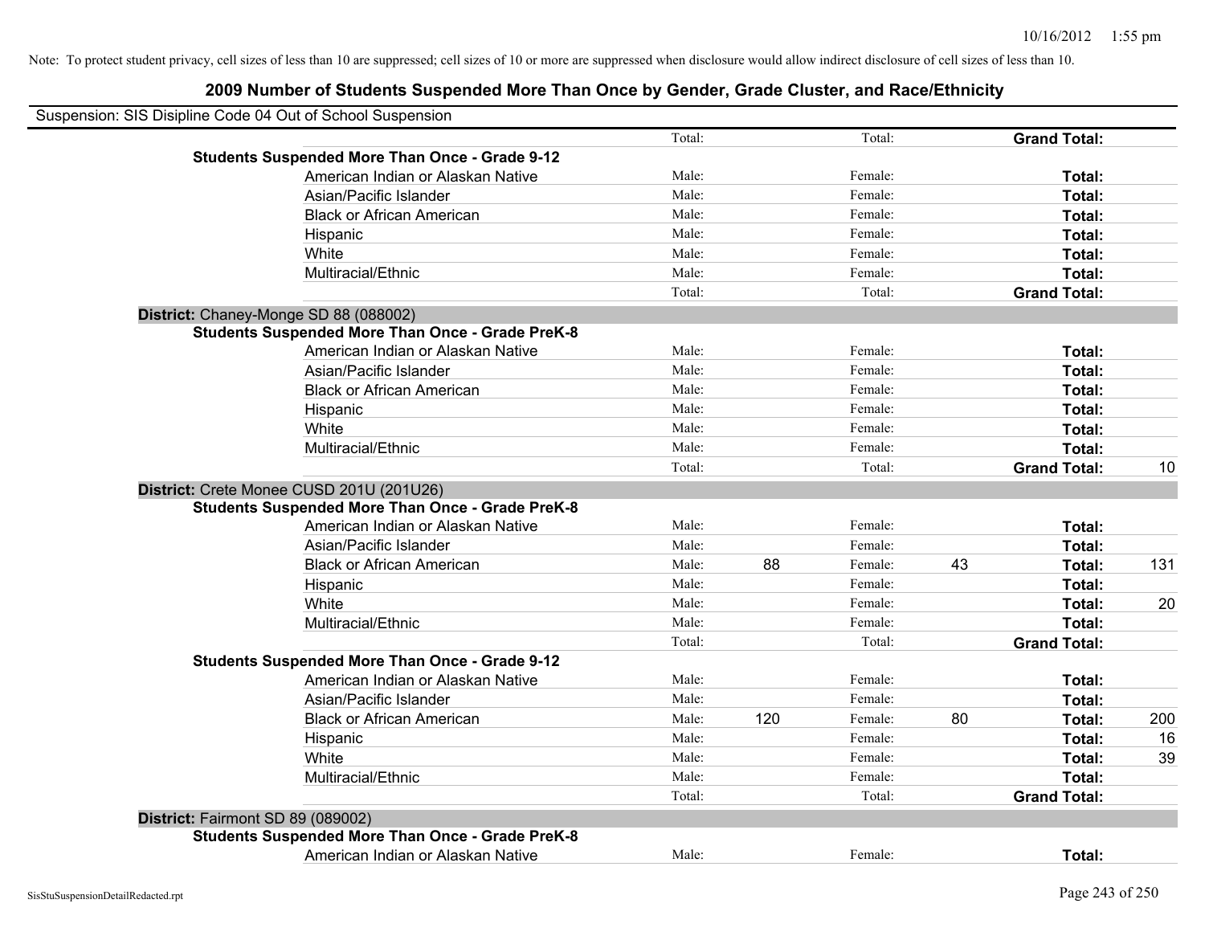Note: To protect student privacy, cell sizes of less than 10 are suppressed; cell sizes of 10 or more are suppressed when disclosure would allow indirect disclosure of cell sizes of less than 10.

## 2009 Number of Students Suspended More Than Once by Gender, Grade Cluster, and Race/Ethnicity

Suspension: SIS Disipline Code 04 Out of School Suspension

| | | | | | | |
|---|---|---|---|---|---|---|
| | Total: | | Total: | | **Grand Total:** | |
| **Students Suspended More Than Once - Grade 9-12** | | | | | | |
| American Indian or Alaskan Native | Male: | | Female: | | **Total:** | |
| Asian/Pacific Islander | Male: | | Female: | | **Total:** | |
| Black or African American | Male: | | Female: | | **Total:** | |
| Hispanic | Male: | | Female: | | **Total:** | |
| White | Male: | | Female: | | **Total:** | |
| Multiracial/Ethnic | Male: | | Female: | | **Total:** | |
| | Total: | | Total: | | **Grand Total:** | |
| **District:** Chaney-Monge SD 88 (088002) | | | | | | |
| **Students Suspended More Than Once - Grade PreK-8** | | | | | | |
| American Indian or Alaskan Native | Male: | | Female: | | **Total:** | |
| Asian/Pacific Islander | Male: | | Female: | | **Total:** | |
| Black or African American | Male: | | Female: | | **Total:** | |
| Hispanic | Male: | | Female: | | **Total:** | |
| White | Male: | | Female: | | **Total:** | |
| Multiracial/Ethnic | Male: | | Female: | | **Total:** | |
| | Total: | | Total: | | **Grand Total:** | 10 |
| **District:** Crete Monee CUSD 201U (201U26) | | | | | | |
| **Students Suspended More Than Once - Grade PreK-8** | | | | | | |
| American Indian or Alaskan Native | Male: | | Female: | | **Total:** | |
| Asian/Pacific Islander | Male: | | Female: | | **Total:** | |
| Black or African American | Male: | 88 | Female: | 43 | **Total:** | 131 |
| Hispanic | Male: | | Female: | | **Total:** | |
| White | Male: | | Female: | | **Total:** | 20 |
| Multiracial/Ethnic | Male: | | Female: | | **Total:** | |
| | Total: | | Total: | | **Grand Total:** | |
| **Students Suspended More Than Once - Grade 9-12** | | | | | | |
| American Indian or Alaskan Native | Male: | | Female: | | **Total:** | |
| Asian/Pacific Islander | Male: | | Female: | | **Total:** | |
| Black or African American | Male: | 120 | Female: | 80 | **Total:** | 200 |
| Hispanic | Male: | | Female: | | **Total:** | 16 |
| White | Male: | | Female: | | **Total:** | 39 |
| Multiracial/Ethnic | Male: | | Female: | | **Total:** | |
| | Total: | | Total: | | **Grand Total:** | |
| **District:** Fairmont SD 89 (089002) | | | | | | |
| **Students Suspended More Than Once - Grade PreK-8** | | | | | | |
| American Indian or Alaskan Native | Male: | | Female: | | **Total:** | |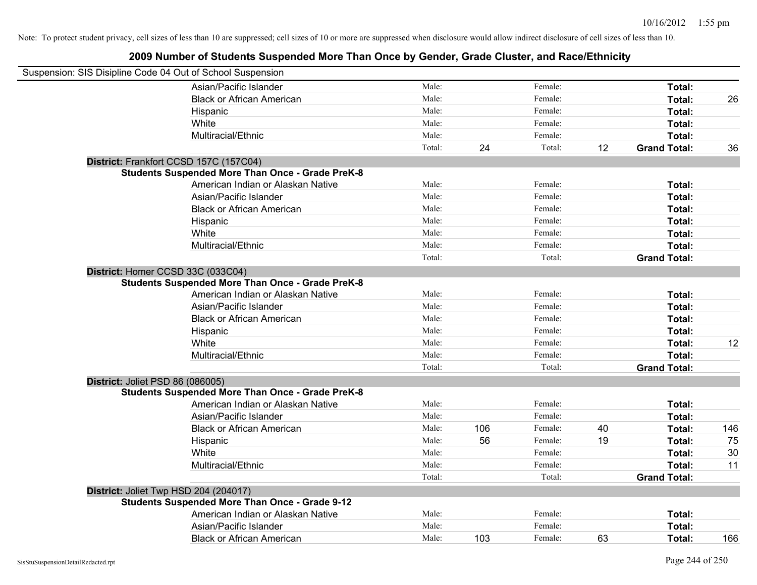Note: To protect student privacy, cell sizes of less than 10 are suppressed; cell sizes of 10 or more are suppressed when disclosure would allow indirect disclosure of cell sizes of less than 10.

# 2009 Number of Students Suspended More Than Once by Gender, Grade Cluster, and Race/Ethnicity

Suspension: SIS Disipline Code 04 Out of School Suspension

| | | | | | | | |
|---|---|---|---|---|---|---|---|
| | Asian/Pacific Islander | Male: | | Female: | | **Total:** | |
| | Black or African American | Male: | | Female: | | **Total:** | 26 |
| | Hispanic | Male: | | Female: | | **Total:** | |
| | White | Male: | | Female: | | **Total:** | |
| | Multiracial/Ethnic | Male: | | Female: | | **Total:** | |
| | | Total: | 24 | Total: | 12 | **Grand Total:** | 36 |
| **District:** Frankfort CCSD 157C (157C04) | | | | | | | |
| **Students Suspended More Than Once - Grade PreK-8** | | | | | | | |
| | American Indian or Alaskan Native | Male: | | Female: | | **Total:** | |
| | Asian/Pacific Islander | Male: | | Female: | | **Total:** | |
| | Black or African American | Male: | | Female: | | **Total:** | |
| | Hispanic | Male: | | Female: | | **Total:** | |
| | White | Male: | | Female: | | **Total:** | |
| | Multiracial/Ethnic | Male: | | Female: | | **Total:** | |
| | | Total: | | Total: | | **Grand Total:** | |
| **District:** Homer CCSD 33C (033C04) | | | | | | | |
| **Students Suspended More Than Once - Grade PreK-8** | | | | | | | |
| | American Indian or Alaskan Native | Male: | | Female: | | **Total:** | |
| | Asian/Pacific Islander | Male: | | Female: | | **Total:** | |
| | Black or African American | Male: | | Female: | | **Total:** | |
| | Hispanic | Male: | | Female: | | **Total:** | |
| | White | Male: | | Female: | | **Total:** | 12 |
| | Multiracial/Ethnic | Male: | | Female: | | **Total:** | |
| | | Total: | | Total: | | **Grand Total:** | |
| **District:** Joliet PSD 86 (086005) | | | | | | | |
| **Students Suspended More Than Once - Grade PreK-8** | | | | | | | |
| | American Indian or Alaskan Native | Male: | | Female: | | **Total:** | |
| | Asian/Pacific Islander | Male: | | Female: | | **Total:** | |
| | Black or African American | Male: | 106 | Female: | 40 | **Total:** | 146 |
| | Hispanic | Male: | 56 | Female: | 19 | **Total:** | 75 |
| | White | Male: | | Female: | | **Total:** | 30 |
| | Multiracial/Ethnic | Male: | | Female: | | **Total:** | 11 |
| | | Total: | | Total: | | **Grand Total:** | |
| **District:** Joliet Twp HSD 204 (204017) | | | | | | | |
| **Students Suspended More Than Once - Grade 9-12** | | | | | | | |
| | American Indian or Alaskan Native | Male: | | Female: | | **Total:** | |
| | Asian/Pacific Islander | Male: | | Female: | | **Total:** | |
| | Black or African American | Male: | 103 | Female: | 63 | **Total:** | 166 |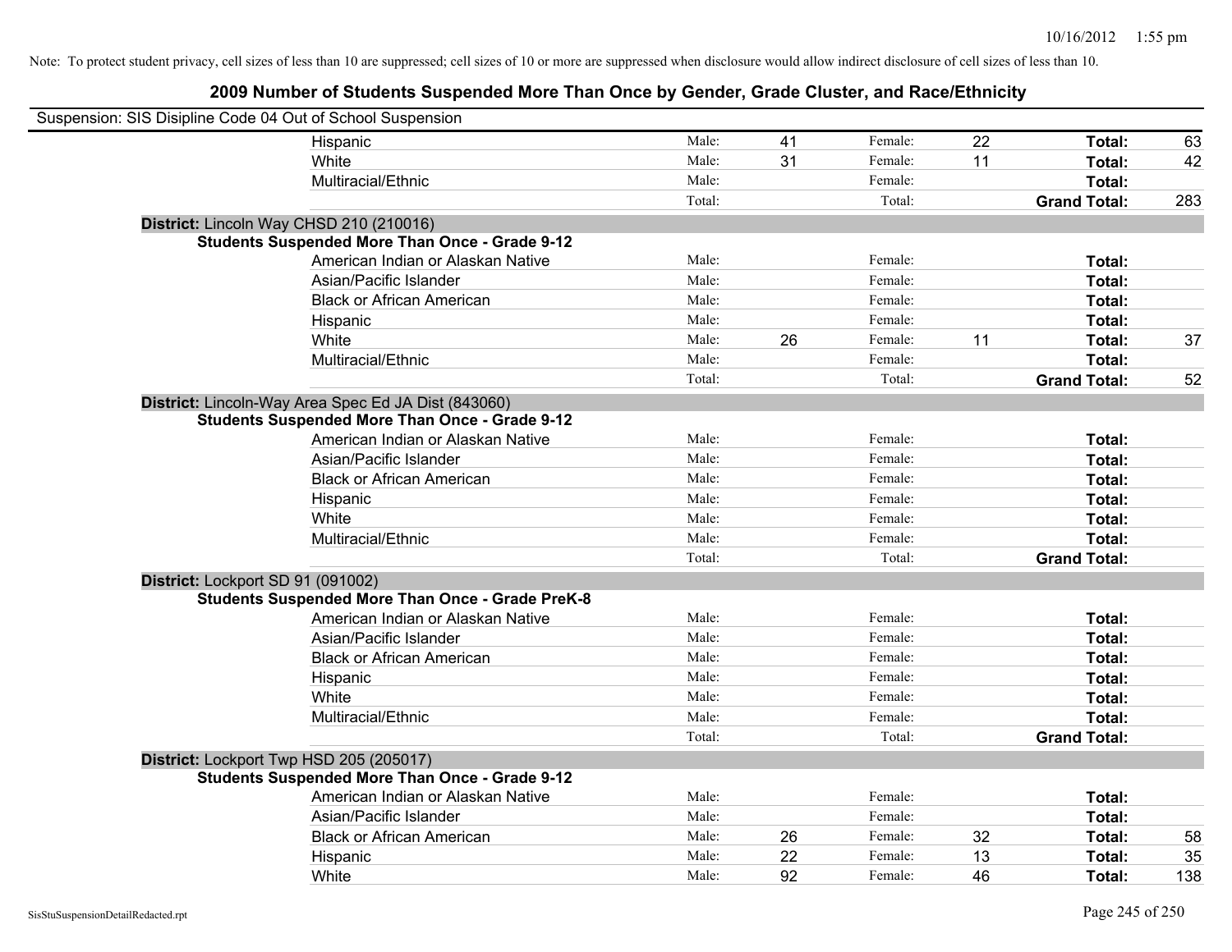Note: To protect student privacy, cell sizes of less than 10 are suppressed; cell sizes of 10 or more are suppressed when disclosure would allow indirect disclosure of cell sizes of less than 10.

## 2009 Number of Students Suspended More Than Once by Gender, Grade Cluster, and Race/Ethnicity

Suspension: SIS Disipline Code 04 Out of School Suspension

| | | | | | | |
|---|---|---|---|---|---|---|
| Hispanic | Male: | 41 | Female: | 22 | **Total:** | 63 |
| White | Male: | 31 | Female: | 11 | **Total:** | 42 |
| Multiracial/Ethnic | Male: | | Female: | | **Total:** | |
| | Total: | | Total: | | **Grand Total:** | 283 |

**District:** Lincoln Way CHSD 210 (210016)

**Students Suspended More Than Once - Grade 9-12**

| | | | | | | |
|---|---|---|---|---|---|---|
| American Indian or Alaskan Native | Male: | | Female: | | **Total:** | |
| Asian/Pacific Islander | Male: | | Female: | | **Total:** | |
| Black or African American | Male: | | Female: | | **Total:** | |
| Hispanic | Male: | | Female: | | **Total:** | |
| White | Male: | 26 | Female: | 11 | **Total:** | 37 |
| Multiracial/Ethnic | Male: | | Female: | | **Total:** | |
| | Total: | | Total: | | **Grand Total:** | 52 |

**District:** Lincoln-Way Area Spec Ed JA Dist (843060)

**Students Suspended More Than Once - Grade 9-12**

| | | | | | | |
|---|---|---|---|---|---|---|
| American Indian or Alaskan Native | Male: | | Female: | | **Total:** | |
| Asian/Pacific Islander | Male: | | Female: | | **Total:** | |
| Black or African American | Male: | | Female: | | **Total:** | |
| Hispanic | Male: | | Female: | | **Total:** | |
| White | Male: | | Female: | | **Total:** | |
| Multiracial/Ethnic | Male: | | Female: | | **Total:** | |
| | Total: | | Total: | | **Grand Total:** | |

**District:** Lockport SD 91 (091002)

**Students Suspended More Than Once - Grade PreK-8**

| | | | | | | |
|---|---|---|---|---|---|---|
| American Indian or Alaskan Native | Male: | | Female: | | **Total:** | |
| Asian/Pacific Islander | Male: | | Female: | | **Total:** | |
| Black or African American | Male: | | Female: | | **Total:** | |
| Hispanic | Male: | | Female: | | **Total:** | |
| White | Male: | | Female: | | **Total:** | |
| Multiracial/Ethnic | Male: | | Female: | | **Total:** | |
| | Total: | | Total: | | **Grand Total:** | |

**District:** Lockport Twp HSD 205 (205017)

**Students Suspended More Than Once - Grade 9-12**

| | | | | | | |
|---|---|---|---|---|---|---|
| American Indian or Alaskan Native | Male: | | Female: | | **Total:** | |
| Asian/Pacific Islander | Male: | | Female: | | **Total:** | |
| Black or African American | Male: | 26 | Female: | 32 | **Total:** | 58 |
| Hispanic | Male: | 22 | Female: | 13 | **Total:** | 35 |
| White | Male: | 92 | Female: | 46 | **Total:** | 138 |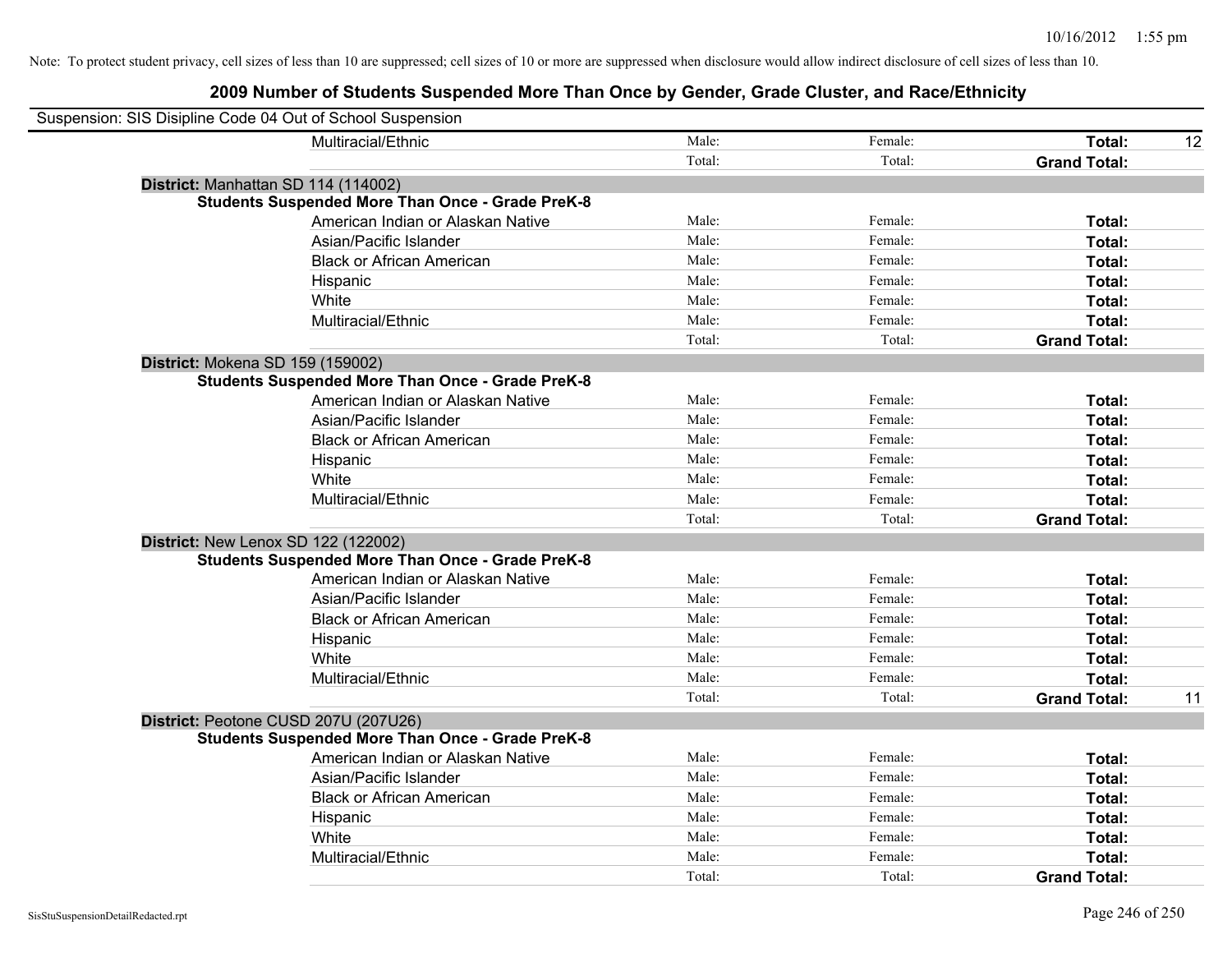Note: To protect student privacy, cell sizes of less than 10 are suppressed; cell sizes of 10 or more are suppressed when disclosure would allow indirect disclosure of cell sizes of less than 10.

## 2009 Number of Students Suspended More Than Once by Gender, Grade Cluster, and Race/Ethnicity

Suspension: SIS Disipline Code 04 Out of School Suspension

| | | | | |
|---|---|---|---|---|
| Multiracial/Ethnic | Male: | Female: | **Total:** | 12 |
| | Total: | Total: | **Grand Total:** | |

**District:** Manhattan SD 114 (114002)

**Students Suspended More Than Once - Grade PreK-8**

| | | | | |
|---|---|---|---|---|
| American Indian or Alaskan Native | Male: | Female: | **Total:** | |
| Asian/Pacific Islander | Male: | Female: | **Total:** | |
| Black or African American | Male: | Female: | **Total:** | |
| Hispanic | Male: | Female: | **Total:** | |
| White | Male: | Female: | **Total:** | |
| Multiracial/Ethnic | Male: | Female: | **Total:** | |
| | Total: | Total: | **Grand Total:** | |

**District:** Mokena SD 159 (159002)

**Students Suspended More Than Once - Grade PreK-8**

| | | | | |
|---|---|---|---|---|
| American Indian or Alaskan Native | Male: | Female: | **Total:** | |
| Asian/Pacific Islander | Male: | Female: | **Total:** | |
| Black or African American | Male: | Female: | **Total:** | |
| Hispanic | Male: | Female: | **Total:** | |
| White | Male: | Female: | **Total:** | |
| Multiracial/Ethnic | Male: | Female: | **Total:** | |
| | Total: | Total: | **Grand Total:** | |

**District:** New Lenox SD 122 (122002)

**Students Suspended More Than Once - Grade PreK-8**

| | | | | |
|---|---|---|---|---|
| American Indian or Alaskan Native | Male: | Female: | **Total:** | |
| Asian/Pacific Islander | Male: | Female: | **Total:** | |
| Black or African American | Male: | Female: | **Total:** | |
| Hispanic | Male: | Female: | **Total:** | |
| White | Male: | Female: | **Total:** | |
| Multiracial/Ethnic | Male: | Female: | **Total:** | |
| | Total: | Total: | **Grand Total:** | 11 |

**District:** Peotone CUSD 207U (207U26)

**Students Suspended More Than Once - Grade PreK-8**

| | | | | |
|---|---|---|---|---|
| American Indian or Alaskan Native | Male: | Female: | **Total:** | |
| Asian/Pacific Islander | Male: | Female: | **Total:** | |
| Black or African American | Male: | Female: | **Total:** | |
| Hispanic | Male: | Female: | **Total:** | |
| White | Male: | Female: | **Total:** | |
| Multiracial/Ethnic | Male: | Female: | **Total:** | |
| | Total: | Total: | **Grand Total:** | |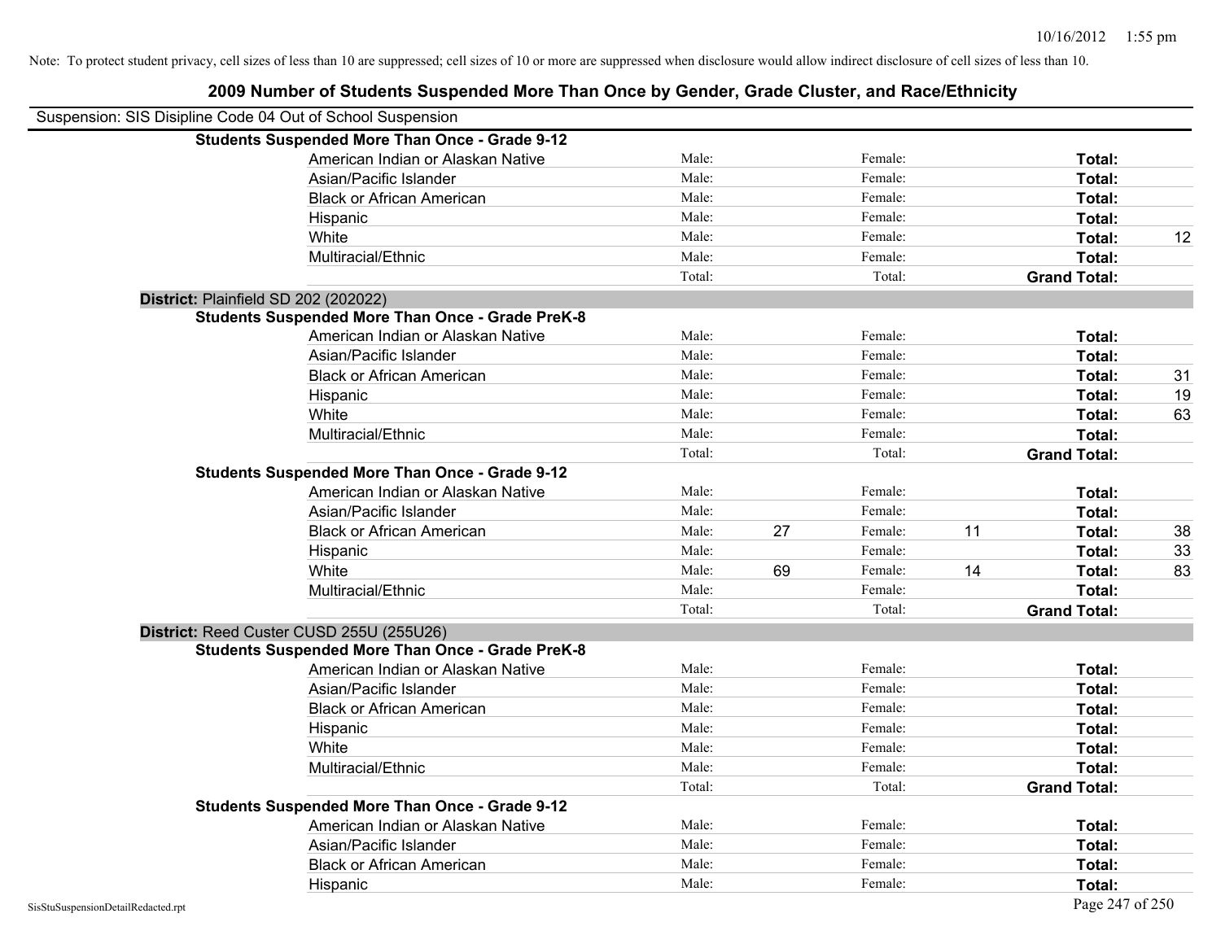Note: To protect student privacy, cell sizes of less than 10 are suppressed; cell sizes of 10 or more are suppressed when disclosure would allow indirect disclosure of cell sizes of less than 10.

# 2009 Number of Students Suspended More Than Once by Gender, Grade Cluster, and Race/Ethnicity

Suspension: SIS Disipline Code 04 Out of School Suspension

**Students Suspended More Than Once - Grade 9-12**

| Race/Ethnicity | Male: | | Female: | | Total: | |
|---|---|---|---|---|---|---|
| American Indian or Alaskan Native | Male: | | Female: | | **Total:** | |
| Asian/Pacific Islander | Male: | | Female: | | **Total:** | |
| Black or African American | Male: | | Female: | | **Total:** | |
| Hispanic | Male: | | Female: | | **Total:** | |
| White | Male: | | Female: | | **Total:** | 12 |
| Multiracial/Ethnic | Male: | | Female: | | **Total:** | |
| | Total: | | Total: | | **Grand Total:** | |

**District:** Plainfield SD 202 (202022)

**Students Suspended More Than Once - Grade PreK-8**

| Race/Ethnicity | Male: | | Female: | | Total: | |
|---|---|---|---|---|---|---|
| American Indian or Alaskan Native | Male: | | Female: | | **Total:** | |
| Asian/Pacific Islander | Male: | | Female: | | **Total:** | |
| Black or African American | Male: | | Female: | | **Total:** | 31 |
| Hispanic | Male: | | Female: | | **Total:** | 19 |
| White | Male: | | Female: | | **Total:** | 63 |
| Multiracial/Ethnic | Male: | | Female: | | **Total:** | |
| | Total: | | Total: | | **Grand Total:** | |

**Students Suspended More Than Once - Grade 9-12**

| Race/Ethnicity | Male: | | Female: | | Total: | |
|---|---|---|---|---|---|---|
| American Indian or Alaskan Native | Male: | | Female: | | **Total:** | |
| Asian/Pacific Islander | Male: | | Female: | | **Total:** | |
| Black or African American | Male: | 27 | Female: | 11 | **Total:** | 38 |
| Hispanic | Male: | | Female: | | **Total:** | 33 |
| White | Male: | 69 | Female: | 14 | **Total:** | 83 |
| Multiracial/Ethnic | Male: | | Female: | | **Total:** | |
| | Total: | | Total: | | **Grand Total:** | |

**District:** Reed Custer CUSD 255U (255U26)

**Students Suspended More Than Once - Grade PreK-8**

| Race/Ethnicity | Male: | | Female: | | Total: | |
|---|---|---|---|---|---|---|
| American Indian or Alaskan Native | Male: | | Female: | | **Total:** | |
| Asian/Pacific Islander | Male: | | Female: | | **Total:** | |
| Black or African American | Male: | | Female: | | **Total:** | |
| Hispanic | Male: | | Female: | | **Total:** | |
| White | Male: | | Female: | | **Total:** | |
| Multiracial/Ethnic | Male: | | Female: | | **Total:** | |
| | Total: | | Total: | | **Grand Total:** | |

**Students Suspended More Than Once - Grade 9-12**

| Race/Ethnicity | Male: | | Female: | | Total: | |
|---|---|---|---|---|---|---|
| American Indian or Alaskan Native | Male: | | Female: | | **Total:** | |
| Asian/Pacific Islander | Male: | | Female: | | **Total:** | |
| Black or African American | Male: | | Female: | | **Total:** | |
| Hispanic | Male: | | Female: | | **Total:** | |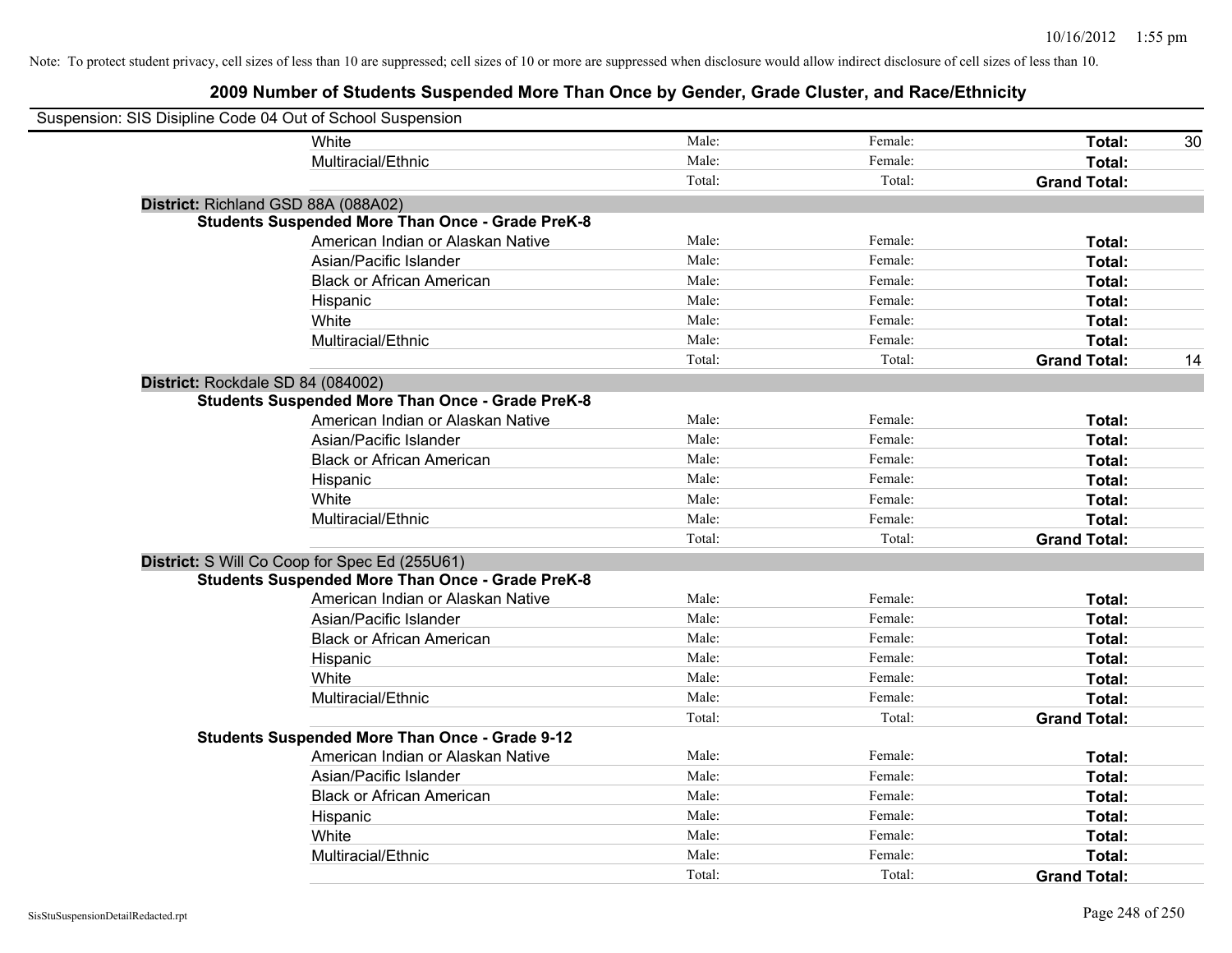Note: To protect student privacy, cell sizes of less than 10 are suppressed; cell sizes of 10 or more are suppressed when disclosure would allow indirect disclosure of cell sizes of less than 10.

# 2009 Number of Students Suspended More Than Once by Gender, Grade Cluster, and Race/Ethnicity

Suspension: SIS Disipline Code 04 Out of School Suspension

| | | | | |
|---|---|---|---|---|
| White | Male: | Female: | **Total:** | 30 |
| Multiracial/Ethnic | Male: | Female: | **Total:** | |
| | Total: | Total: | **Grand Total:** | |

**District:** Richland GSD 88A (088A02)

**Students Suspended More Than Once - Grade PreK-8**

| | | | | |
|---|---|---|---|---|
| American Indian or Alaskan Native | Male: | Female: | **Total:** | |
| Asian/Pacific Islander | Male: | Female: | **Total:** | |
| Black or African American | Male: | Female: | **Total:** | |
| Hispanic | Male: | Female: | **Total:** | |
| White | Male: | Female: | **Total:** | |
| Multiracial/Ethnic | Male: | Female: | **Total:** | |
| | Total: | Total: | **Grand Total:** | 14 |

**District:** Rockdale SD 84 (084002)

**Students Suspended More Than Once - Grade PreK-8**

| | | | | |
|---|---|---|---|---|
| American Indian or Alaskan Native | Male: | Female: | **Total:** | |
| Asian/Pacific Islander | Male: | Female: | **Total:** | |
| Black or African American | Male: | Female: | **Total:** | |
| Hispanic | Male: | Female: | **Total:** | |
| White | Male: | Female: | **Total:** | |
| Multiracial/Ethnic | Male: | Female: | **Total:** | |
| | Total: | Total: | **Grand Total:** | |

**District:** S Will Co Coop for Spec Ed (255U61)

**Students Suspended More Than Once - Grade PreK-8**

| | | | | |
|---|---|---|---|---|
| American Indian or Alaskan Native | Male: | Female: | **Total:** | |
| Asian/Pacific Islander | Male: | Female: | **Total:** | |
| Black or African American | Male: | Female: | **Total:** | |
| Hispanic | Male: | Female: | **Total:** | |
| White | Male: | Female: | **Total:** | |
| Multiracial/Ethnic | Male: | Female: | **Total:** | |
| | Total: | Total: | **Grand Total:** | |

**Students Suspended More Than Once - Grade 9-12**

| | | | | |
|---|---|---|---|---|
| American Indian or Alaskan Native | Male: | Female: | **Total:** | |
| Asian/Pacific Islander | Male: | Female: | **Total:** | |
| Black or African American | Male: | Female: | **Total:** | |
| Hispanic | Male: | Female: | **Total:** | |
| White | Male: | Female: | **Total:** | |
| Multiracial/Ethnic | Male: | Female: | **Total:** | |
| | Total: | Total: | **Grand Total:** | |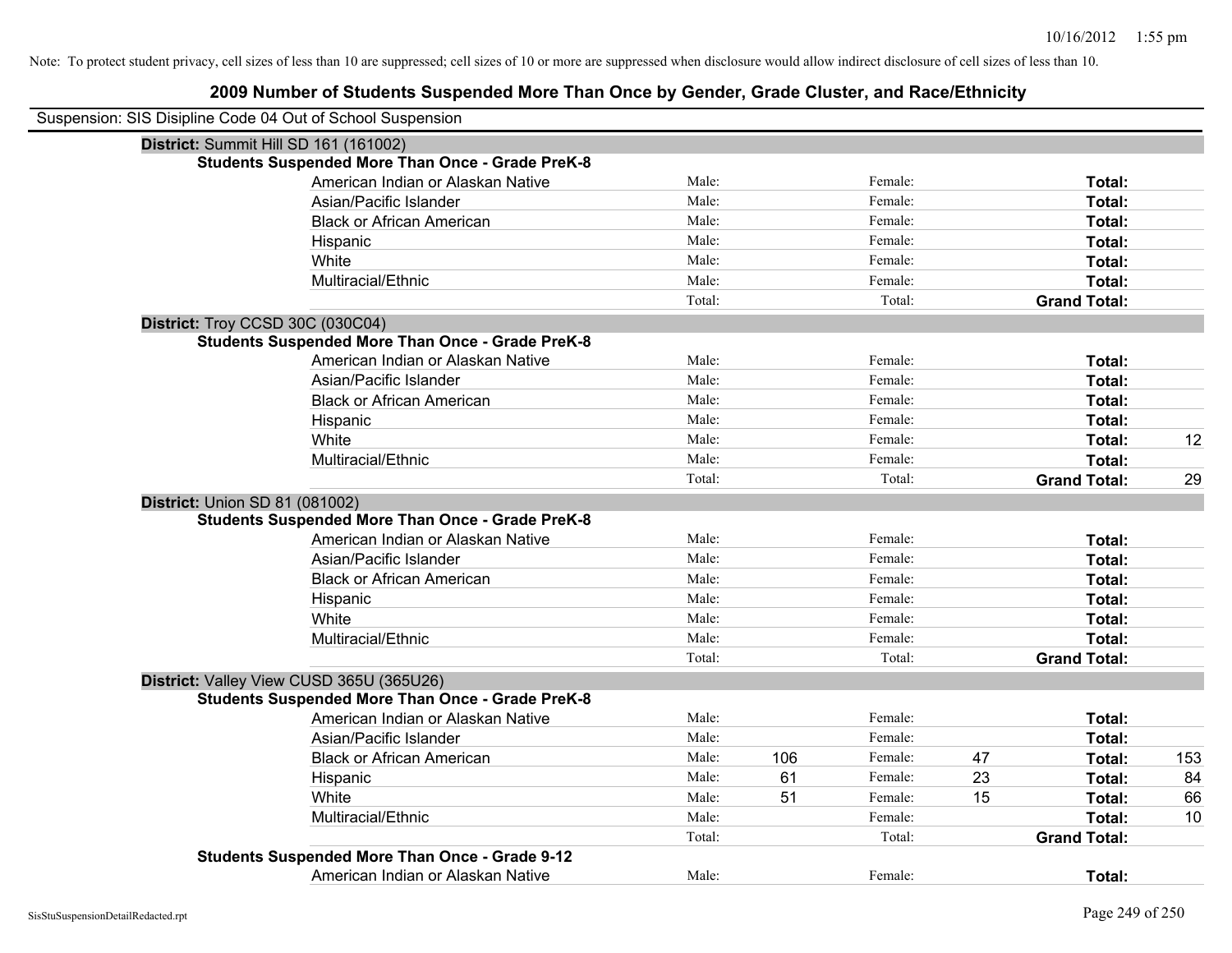Note: To protect student privacy, cell sizes of less than 10 are suppressed; cell sizes of 10 or more are suppressed when disclosure would allow indirect disclosure of cell sizes of less than 10.

# 2009 Number of Students Suspended More Than Once by Gender, Grade Cluster, and Race/Ethnicity

Suspension: SIS Disipline Code 04 Out of School Suspension

**District:** Summit Hill SD 161 (161002)

**Students Suspended More Than Once - Grade PreK-8**

| | | | | | | |
|---|---|---|---|---|---|---|
| American Indian or Alaskan Native | Male: | | Female: | | **Total:** | |
| Asian/Pacific Islander | Male: | | Female: | | **Total:** | |
| Black or African American | Male: | | Female: | | **Total:** | |
| Hispanic | Male: | | Female: | | **Total:** | |
| White | Male: | | Female: | | **Total:** | |
| Multiracial/Ethnic | Male: | | Female: | | **Total:** | |
| | Total: | | Total: | | **Grand Total:** | |

**District:** Troy CCSD 30C (030C04)

**Students Suspended More Than Once - Grade PreK-8**

| | | | | | | |
|---|---|---|---|---|---|---|
| American Indian or Alaskan Native | Male: | | Female: | | **Total:** | |
| Asian/Pacific Islander | Male: | | Female: | | **Total:** | |
| Black or African American | Male: | | Female: | | **Total:** | |
| Hispanic | Male: | | Female: | | **Total:** | |
| White | Male: | | Female: | | **Total:** | 12 |
| Multiracial/Ethnic | Male: | | Female: | | **Total:** | |
| | Total: | | Total: | | **Grand Total:** | 29 |

**District:** Union SD 81 (081002)

**Students Suspended More Than Once - Grade PreK-8**

| | | | | | | |
|---|---|---|---|---|---|---|
| American Indian or Alaskan Native | Male: | | Female: | | **Total:** | |
| Asian/Pacific Islander | Male: | | Female: | | **Total:** | |
| Black or African American | Male: | | Female: | | **Total:** | |
| Hispanic | Male: | | Female: | | **Total:** | |
| White | Male: | | Female: | | **Total:** | |
| Multiracial/Ethnic | Male: | | Female: | | **Total:** | |
| | Total: | | Total: | | **Grand Total:** | |

**District:** Valley View CUSD 365U (365U26)

**Students Suspended More Than Once - Grade PreK-8**

| | | | | | | |
|---|---|---|---|---|---|---|
| American Indian or Alaskan Native | Male: | | Female: | | **Total:** | |
| Asian/Pacific Islander | Male: | | Female: | | **Total:** | |
| Black or African American | Male: | 106 | Female: | 47 | **Total:** | 153 |
| Hispanic | Male: | 61 | Female: | 23 | **Total:** | 84 |
| White | Male: | 51 | Female: | 15 | **Total:** | 66 |
| Multiracial/Ethnic | Male: | | Female: | | **Total:** | 10 |
| | Total: | | Total: | | **Grand Total:** | |

**Students Suspended More Than Once - Grade 9-12**

| | | | | | | |
|---|---|---|---|---|---|---|
| American Indian or Alaskan Native | Male: | | Female: | | **Total:** | |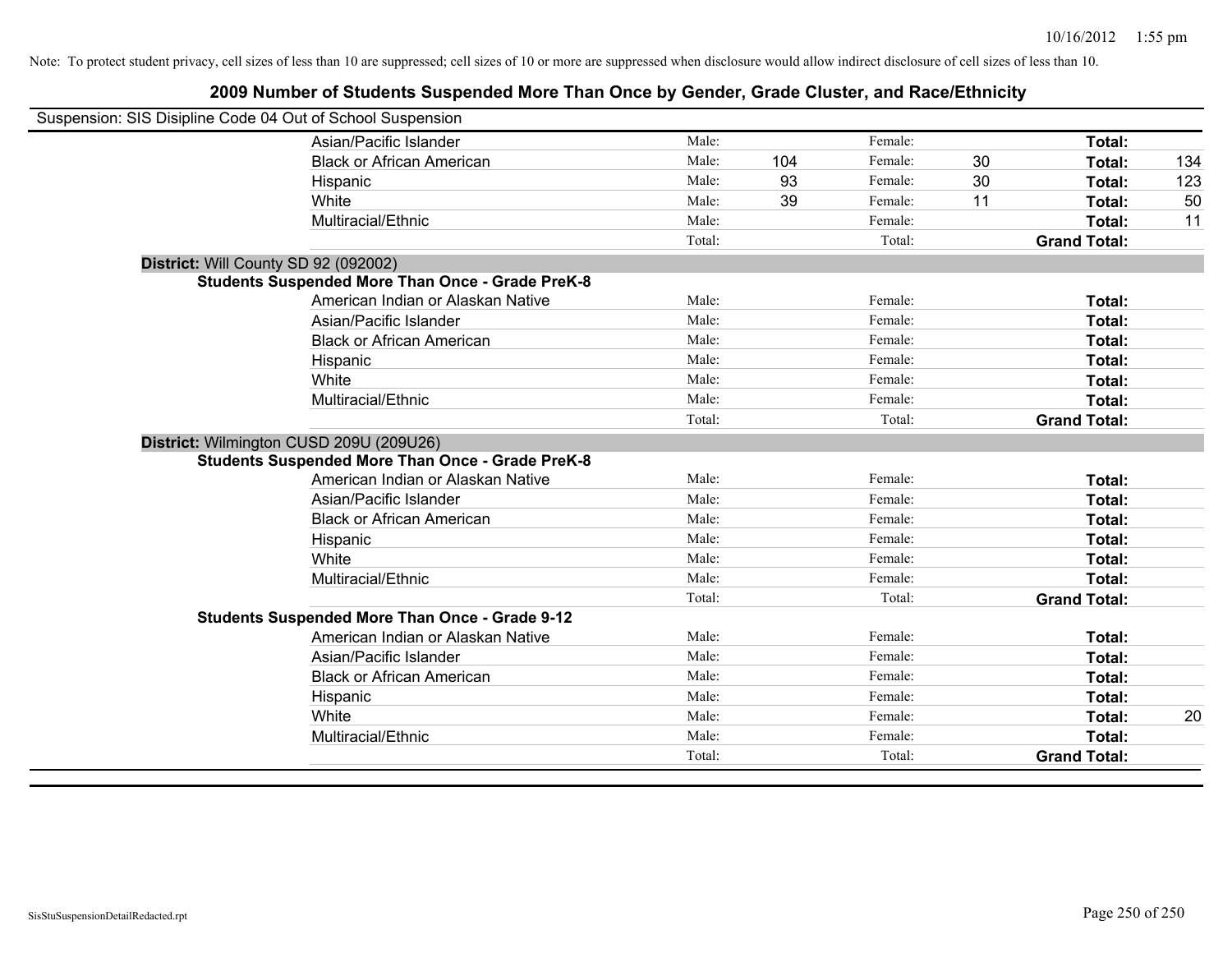Note: To protect student privacy, cell sizes of less than 10 are suppressed; cell sizes of 10 or more are suppressed when disclosure would allow indirect disclosure of cell sizes of less than 10.

## 2009 Number of Students Suspended More Than Once by Gender, Grade Cluster, and Race/Ethnicity

Suspension: SIS Disipline Code 04 Out of School Suspension

| | | | | | | |
|---|---|---|---|---|---|---|
| Asian/Pacific Islander | Male: | | Female: | | **Total:** | |
| Black or African American | Male: | 104 | Female: | 30 | **Total:** | 134 |
| Hispanic | Male: | 93 | Female: | 30 | **Total:** | 123 |
| White | Male: | 39 | Female: | 11 | **Total:** | 50 |
| Multiracial/Ethnic | Male: | | Female: | | **Total:** | 11 |
| | Total: | | Total: | | **Grand Total:** | |

**District:** Will County SD 92 (092002)

**Students Suspended More Than Once - Grade PreK-8**

| | | | | | | |
|---|---|---|---|---|---|---|
| American Indian or Alaskan Native | Male: | | Female: | | **Total:** | |
| Asian/Pacific Islander | Male: | | Female: | | **Total:** | |
| Black or African American | Male: | | Female: | | **Total:** | |
| Hispanic | Male: | | Female: | | **Total:** | |
| White | Male: | | Female: | | **Total:** | |
| Multiracial/Ethnic | Male: | | Female: | | **Total:** | |
| | Total: | | Total: | | **Grand Total:** | |

**District:** Wilmington CUSD 209U (209U26)

**Students Suspended More Than Once - Grade PreK-8**

| | | | | | | |
|---|---|---|---|---|---|---|
| American Indian or Alaskan Native | Male: | | Female: | | **Total:** | |
| Asian/Pacific Islander | Male: | | Female: | | **Total:** | |
| Black or African American | Male: | | Female: | | **Total:** | |
| Hispanic | Male: | | Female: | | **Total:** | |
| White | Male: | | Female: | | **Total:** | |
| Multiracial/Ethnic | Male: | | Female: | | **Total:** | |
| | Total: | | Total: | | **Grand Total:** | |

**Students Suspended More Than Once - Grade 9-12**

| | | | | | | |
|---|---|---|---|---|---|---|
| American Indian or Alaskan Native | Male: | | Female: | | **Total:** | |
| Asian/Pacific Islander | Male: | | Female: | | **Total:** | |
| Black or African American | Male: | | Female: | | **Total:** | |
| Hispanic | Male: | | Female: | | **Total:** | |
| White | Male: | | Female: | | **Total:** | 20 |
| Multiracial/Ethnic | Male: | | Female: | | **Total:** | |
| | Total: | | Total: | | **Grand Total:** | |